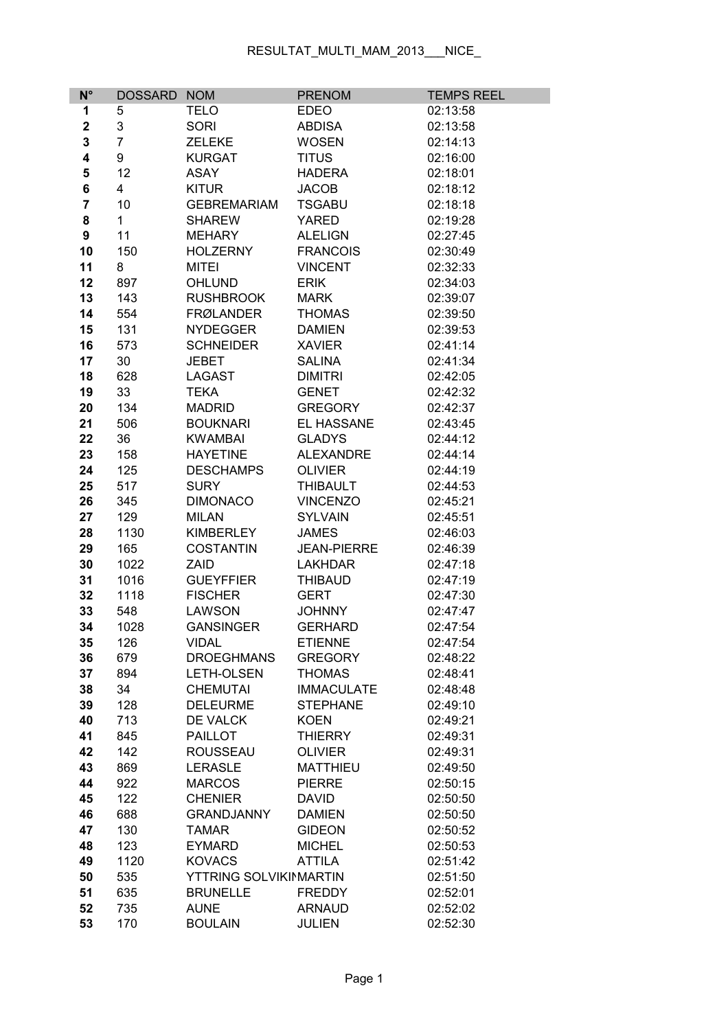# RESULTAT_MULTI_MAM_2013___NICE_

| N° | DOSSARD | NOM | PRENOM | TEMPS REEL |
|---|---|---|---|---|
| **1** | 5 | TELO | EDEO | 02:13:58 |
| **2** | 3 | SORI | ABDISA | 02:13:58 |
| **3** | 7 | ZELEKE | WOSEN | 02:14:13 |
| **4** | 9 | KURGAT | TITUS | 02:16:00 |
| **5** | 12 | ASAY | HADERA | 02:18:01 |
| **6** | 4 | KITUR | JACOB | 02:18:12 |
| **7** | 10 | GEBREMARIAM | TSGABU | 02:18:18 |
| **8** | 1 | SHAREW | YARED | 02:19:28 |
| **9** | 11 | MEHARY | ALELIGN | 02:27:45 |
| **10** | 150 | HOLZERNY | FRANCOIS | 02:30:49 |
| **11** | 8 | MITEI | VINCENT | 02:32:33 |
| **12** | 897 | OHLUND | ERIK | 02:34:03 |
| **13** | 143 | RUSHBROOK | MARK | 02:39:07 |
| **14** | 554 | FRØLANDER | THOMAS | 02:39:50 |
| **15** | 131 | NYDEGGER | DAMIEN | 02:39:53 |
| **16** | 573 | SCHNEIDER | XAVIER | 02:41:14 |
| **17** | 30 | JEBET | SALINA | 02:41:34 |
| **18** | 628 | LAGAST | DIMITRI | 02:42:05 |
| **19** | 33 | TEKA | GENET | 02:42:32 |
| **20** | 134 | MADRID | GREGORY | 02:42:37 |
| **21** | 506 | BOUKNARI | EL HASSANE | 02:43:45 |
| **22** | 36 | KWAMBAI | GLADYS | 02:44:12 |
| **23** | 158 | HAYETINE | ALEXANDRE | 02:44:14 |
| **24** | 125 | DESCHAMPS | OLIVIER | 02:44:19 |
| **25** | 517 | SURY | THIBAULT | 02:44:53 |
| **26** | 345 | DIMONACO | VINCENZO | 02:45:21 |
| **27** | 129 | MILAN | SYLVAIN | 02:45:51 |
| **28** | 1130 | KIMBERLEY | JAMES | 02:46:03 |
| **29** | 165 | COSTANTIN | JEAN-PIERRE | 02:46:39 |
| **30** | 1022 | ZAID | LAKHDAR | 02:47:18 |
| **31** | 1016 | GUEYFFIER | THIBAUD | 02:47:19 |
| **32** | 1118 | FISCHER | GERT | 02:47:30 |
| **33** | 548 | LAWSON | JOHNNY | 02:47:47 |
| **34** | 1028 | GANSINGER | GERHARD | 02:47:54 |
| **35** | 126 | VIDAL | ETIENNE | 02:47:54 |
| **36** | 679 | DROEGHMANS | GREGORY | 02:48:22 |
| **37** | 894 | LETH-OLSEN | THOMAS | 02:48:41 |
| **38** | 34 | CHEMUTAI | IMMACULATE | 02:48:48 |
| **39** | 128 | DELEURME | STEPHANE | 02:49:10 |
| **40** | 713 | DE VALCK | KOEN | 02:49:21 |
| **41** | 845 | PAILLOT | THIERRY | 02:49:31 |
| **42** | 142 | ROUSSEAU | OLIVIER | 02:49:31 |
| **43** | 869 | LERASLE | MATTHIEU | 02:49:50 |
| **44** | 922 | MARCOS | PIERRE | 02:50:15 |
| **45** | 122 | CHENIER | DAVID | 02:50:50 |
| **46** | 688 | GRANDJANNY | DAMIEN | 02:50:50 |
| **47** | 130 | TAMAR | GIDEON | 02:50:52 |
| **48** | 123 | EYMARD | MICHEL | 02:50:53 |
| **49** | 1120 | KOVACS | ATTILA | 02:51:42 |
| **50** | 535 | YTTRING SOLVIKI | MARTIN | 02:51:50 |
| **51** | 635 | BRUNELLE | FREDDY | 02:52:01 |
| **52** | 735 | AUNE | ARNAUD | 02:52:02 |
| **53** | 170 | BOULAIN | JULIEN | 02:52:30 |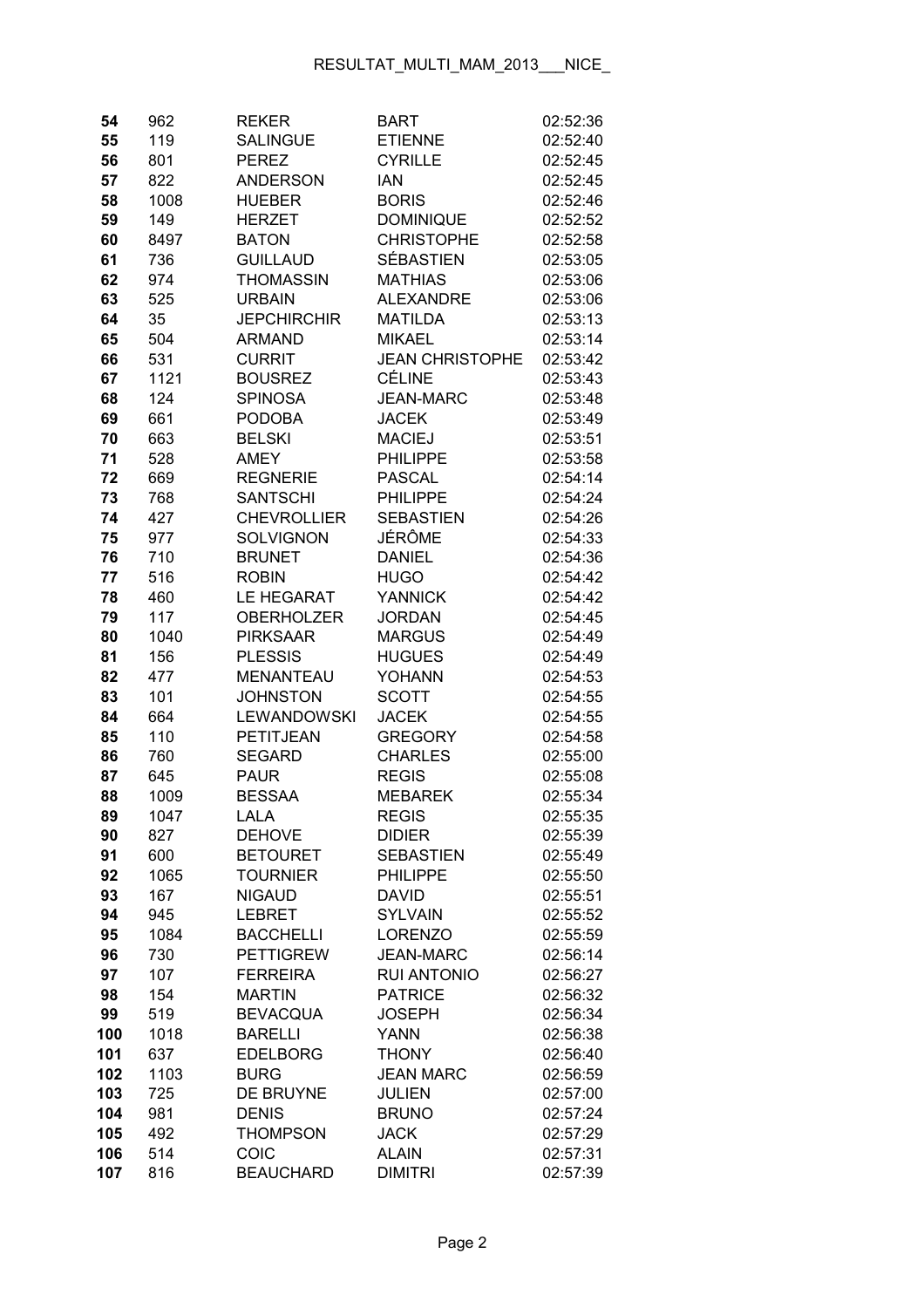| 54 | 962 | REKER | BART | 02:52:36 |
|---|---|---|---|---|
| 55 | 119 | SALINGUE | ETIENNE | 02:52:40 |
| 56 | 801 | PEREZ | CYRILLE | 02:52:45 |
| 57 | 822 | ANDERSON | IAN | 02:52:45 |
| 58 | 1008 | HUEBER | BORIS | 02:52:46 |
| 59 | 149 | HERZET | DOMINIQUE | 02:52:52 |
| 60 | 8497 | BATON | CHRISTOPHE | 02:52:58 |
| 61 | 736 | GUILLAUD | SÉBASTIEN | 02:53:05 |
| 62 | 974 | THOMASSIN | MATHIAS | 02:53:06 |
| 63 | 525 | URBAIN | ALEXANDRE | 02:53:06 |
| 64 | 35 | JEPCHIRCHIR | MATILDA | 02:53:13 |
| 65 | 504 | ARMAND | MIKAEL | 02:53:14 |
| 66 | 531 | CURRIT | JEAN CHRISTOPHE | 02:53:42 |
| 67 | 1121 | BOUSREZ | CÉLINE | 02:53:43 |
| 68 | 124 | SPINOSA | JEAN-MARC | 02:53:48 |
| 69 | 661 | PODOBA | JACEK | 02:53:49 |
| 70 | 663 | BELSKI | MACIEJ | 02:53:51 |
| 71 | 528 | AMEY | PHILIPPE | 02:53:58 |
| 72 | 669 | REGNERIE | PASCAL | 02:54:14 |
| 73 | 768 | SANTSCHI | PHILIPPE | 02:54:24 |
| 74 | 427 | CHEVROLLIER | SEBASTIEN | 02:54:26 |
| 75 | 977 | SOLVIGNON | JÉRÔME | 02:54:33 |
| 76 | 710 | BRUNET | DANIEL | 02:54:36 |
| 77 | 516 | ROBIN | HUGO | 02:54:42 |
| 78 | 460 | LE HEGARAT | YANNICK | 02:54:42 |
| 79 | 117 | OBERHOLZER | JORDAN | 02:54:45 |
| 80 | 1040 | PIRKSAAR | MARGUS | 02:54:49 |
| 81 | 156 | PLESSIS | HUGUES | 02:54:49 |
| 82 | 477 | MENANTEAU | YOHANN | 02:54:53 |
| 83 | 101 | JOHNSTON | SCOTT | 02:54:55 |
| 84 | 664 | LEWANDOWSKI | JACEK | 02:54:55 |
| 85 | 110 | PETITJEAN | GREGORY | 02:54:58 |
| 86 | 760 | SEGARD | CHARLES | 02:55:00 |
| 87 | 645 | PAUR | REGIS | 02:55:08 |
| 88 | 1009 | BESSAA | MEBAREK | 02:55:34 |
| 89 | 1047 | LALA | REGIS | 02:55:35 |
| 90 | 827 | DEHOVE | DIDIER | 02:55:39 |
| 91 | 600 | BETOURET | SEBASTIEN | 02:55:49 |
| 92 | 1065 | TOURNIER | PHILIPPE | 02:55:50 |
| 93 | 167 | NIGAUD | DAVID | 02:55:51 |
| 94 | 945 | LEBRET | SYLVAIN | 02:55:52 |
| 95 | 1084 | BACCHELLI | LORENZO | 02:55:59 |
| 96 | 730 | PETTIGREW | JEAN-MARC | 02:56:14 |
| 97 | 107 | FERREIRA | RUI ANTONIO | 02:56:27 |
| 98 | 154 | MARTIN | PATRICE | 02:56:32 |
| 99 | 519 | BEVACQUA | JOSEPH | 02:56:34 |
| 100 | 1018 | BARELLI | YANN | 02:56:38 |
| 101 | 637 | EDELBORG | THONY | 02:56:40 |
| 102 | 1103 | BURG | JEAN MARC | 02:56:59 |
| 103 | 725 | DE BRUYNE | JULIEN | 02:57:00 |
| 104 | 981 | DENIS | BRUNO | 02:57:24 |
| 105 | 492 | THOMPSON | JACK | 02:57:29 |
| 106 | 514 | COIC | ALAIN | 02:57:31 |
| 107 | 816 | BEAUCHARD | DIMITRI | 02:57:39 |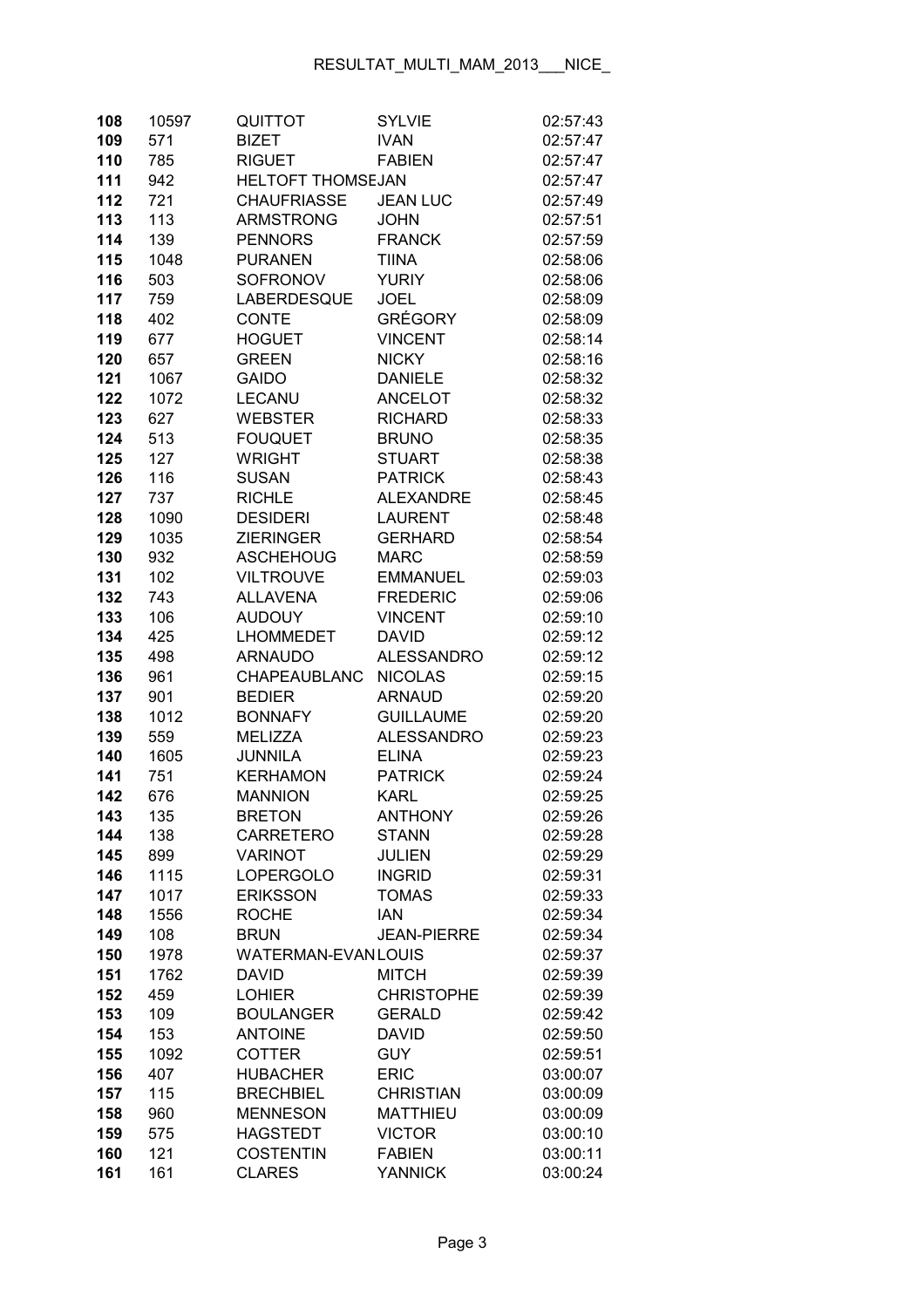| | | | | |
|---|---|---|---|---|
| 108 | 10597 | QUITTOT | SYLVIE | 02:57:43 |
| 109 | 571 | BIZET | IVAN | 02:57:47 |
| 110 | 785 | RIGUET | FABIEN | 02:57:47 |
| 111 | 942 | HELTOFT THOMSEJAN | | 02:57:47 |
| 112 | 721 | CHAUFRIASSE | JEAN LUC | 02:57:49 |
| 113 | 113 | ARMSTRONG | JOHN | 02:57:51 |
| 114 | 139 | PENNORS | FRANCK | 02:57:59 |
| 115 | 1048 | PURANEN | TIINA | 02:58:06 |
| 116 | 503 | SOFRONOV | YURIY | 02:58:06 |
| 117 | 759 | LABERDESQUE | JOEL | 02:58:09 |
| 118 | 402 | CONTE | GRÉGORY | 02:58:09 |
| 119 | 677 | HOGUET | VINCENT | 02:58:14 |
| 120 | 657 | GREEN | NICKY | 02:58:16 |
| 121 | 1067 | GAIDO | DANIELE | 02:58:32 |
| 122 | 1072 | LECANU | ANCELOT | 02:58:32 |
| 123 | 627 | WEBSTER | RICHARD | 02:58:33 |
| 124 | 513 | FOUQUET | BRUNO | 02:58:35 |
| 125 | 127 | WRIGHT | STUART | 02:58:38 |
| 126 | 116 | SUSAN | PATRICK | 02:58:43 |
| 127 | 737 | RICHLE | ALEXANDRE | 02:58:45 |
| 128 | 1090 | DESIDERI | LAURENT | 02:58:48 |
| 129 | 1035 | ZIERINGER | GERHARD | 02:58:54 |
| 130 | 932 | ASCHEHOUG | MARC | 02:58:59 |
| 131 | 102 | VILTROUVE | EMMANUEL | 02:59:03 |
| 132 | 743 | ALLAVENA | FREDERIC | 02:59:06 |
| 133 | 106 | AUDOUY | VINCENT | 02:59:10 |
| 134 | 425 | LHOMMEDET | DAVID | 02:59:12 |
| 135 | 498 | ARNAUDO | ALESSANDRO | 02:59:12 |
| 136 | 961 | CHAPEAUBLANC | NICOLAS | 02:59:15 |
| 137 | 901 | BEDIER | ARNAUD | 02:59:20 |
| 138 | 1012 | BONNAFY | GUILLAUME | 02:59:20 |
| 139 | 559 | MELIZZA | ALESSANDRO | 02:59:23 |
| 140 | 1605 | JUNNILA | ELINA | 02:59:23 |
| 141 | 751 | KERHAMON | PATRICK | 02:59:24 |
| 142 | 676 | MANNION | KARL | 02:59:25 |
| 143 | 135 | BRETON | ANTHONY | 02:59:26 |
| 144 | 138 | CARRETERO | STANN | 02:59:28 |
| 145 | 899 | VARINOT | JULIEN | 02:59:29 |
| 146 | 1115 | LOPERGOLO | INGRID | 02:59:31 |
| 147 | 1017 | ERIKSSON | TOMAS | 02:59:33 |
| 148 | 1556 | ROCHE | IAN | 02:59:34 |
| 149 | 108 | BRUN | JEAN-PIERRE | 02:59:34 |
| 150 | 1978 | WATERMAN-EVANLOUIS | | 02:59:37 |
| 151 | 1762 | DAVID | MITCH | 02:59:39 |
| 152 | 459 | LOHIER | CHRISTOPHE | 02:59:39 |
| 153 | 109 | BOULANGER | GERALD | 02:59:42 |
| 154 | 153 | ANTOINE | DAVID | 02:59:50 |
| 155 | 1092 | COTTER | GUY | 02:59:51 |
| 156 | 407 | HUBACHER | ERIC | 03:00:07 |
| 157 | 115 | BRECHBIEL | CHRISTIAN | 03:00:09 |
| 158 | 960 | MENNESON | MATTHIEU | 03:00:09 |
| 159 | 575 | HAGSTEDT | VICTOR | 03:00:10 |
| 160 | 121 | COSTENTIN | FABIEN | 03:00:11 |
| 161 | 161 | CLARES | YANNICK | 03:00:24 |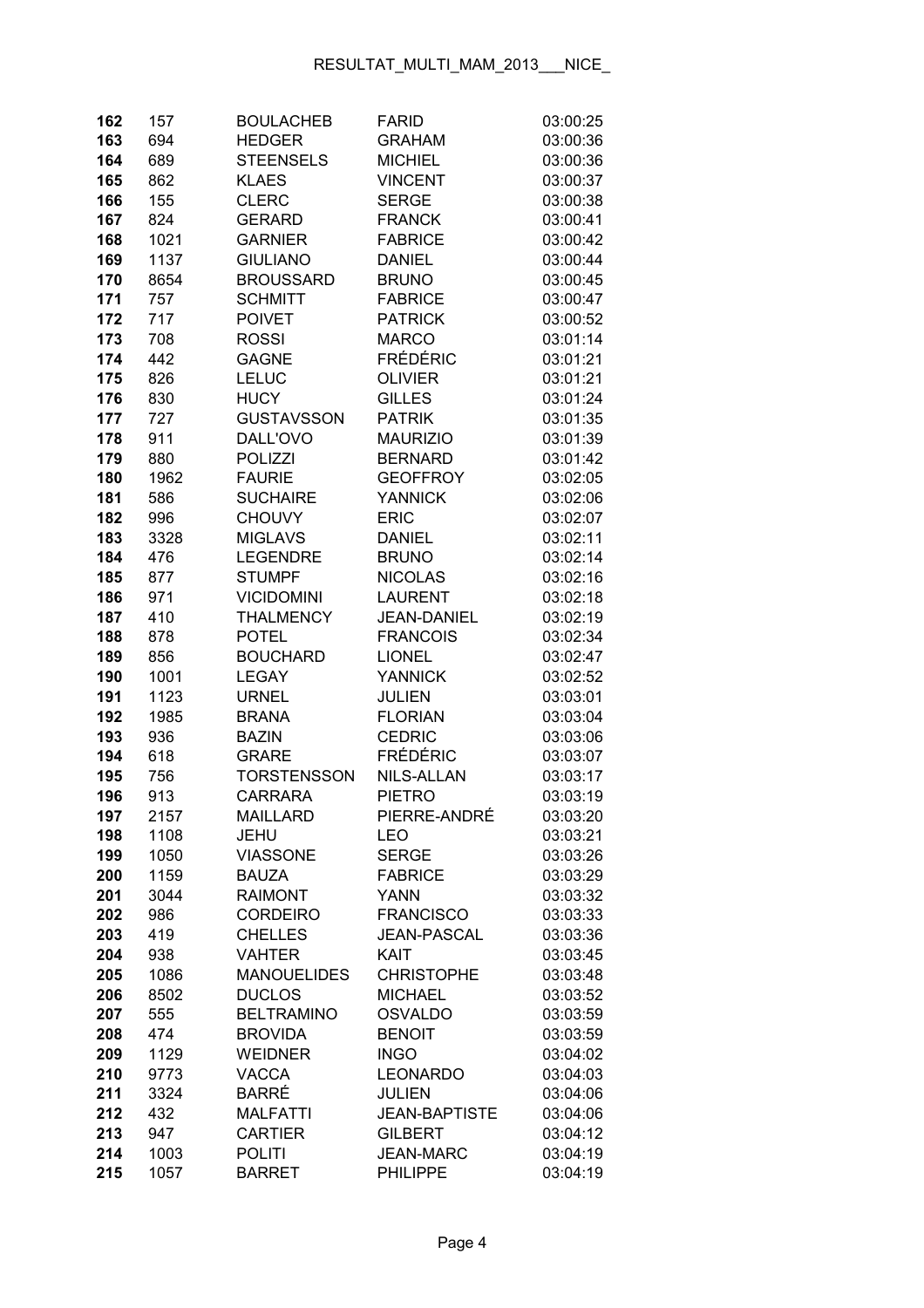| | | | | |
|---|---|---|---|---|
| **162** | 157 | BOULACHEB | FARID | 03:00:25 |
| **163** | 694 | HEDGER | GRAHAM | 03:00:36 |
| **164** | 689 | STEENSELS | MICHIEL | 03:00:36 |
| **165** | 862 | KLAES | VINCENT | 03:00:37 |
| **166** | 155 | CLERC | SERGE | 03:00:38 |
| **167** | 824 | GERARD | FRANCK | 03:00:41 |
| **168** | 1021 | GARNIER | FABRICE | 03:00:42 |
| **169** | 1137 | GIULIANO | DANIEL | 03:00:44 |
| **170** | 8654 | BROUSSARD | BRUNO | 03:00:45 |
| **171** | 757 | SCHMITT | FABRICE | 03:00:47 |
| **172** | 717 | POIVET | PATRICK | 03:00:52 |
| **173** | 708 | ROSSI | MARCO | 03:01:14 |
| **174** | 442 | GAGNE | FRÉDÉRIC | 03:01:21 |
| **175** | 826 | LELUC | OLIVIER | 03:01:21 |
| **176** | 830 | HUCY | GILLES | 03:01:24 |
| **177** | 727 | GUSTAVSSON | PATRIK | 03:01:35 |
| **178** | 911 | DALL'OVO | MAURIZIO | 03:01:39 |
| **179** | 880 | POLIZZI | BERNARD | 03:01:42 |
| **180** | 1962 | FAURIE | GEOFFROY | 03:02:05 |
| **181** | 586 | SUCHAIRE | YANNICK | 03:02:06 |
| **182** | 996 | CHOUVY | ERIC | 03:02:07 |
| **183** | 3328 | MIGLAVS | DANIEL | 03:02:11 |
| **184** | 476 | LEGENDRE | BRUNO | 03:02:14 |
| **185** | 877 | STUMPF | NICOLAS | 03:02:16 |
| **186** | 971 | VICIDOMINI | LAURENT | 03:02:18 |
| **187** | 410 | THALMENCY | JEAN-DANIEL | 03:02:19 |
| **188** | 878 | POTEL | FRANCOIS | 03:02:34 |
| **189** | 856 | BOUCHARD | LIONEL | 03:02:47 |
| **190** | 1001 | LEGAY | YANNICK | 03:02:52 |
| **191** | 1123 | URNEL | JULIEN | 03:03:01 |
| **192** | 1985 | BRANA | FLORIAN | 03:03:04 |
| **193** | 936 | BAZIN | CEDRIC | 03:03:06 |
| **194** | 618 | GRARE | FRÉDÉRIC | 03:03:07 |
| **195** | 756 | TORSTENSSON | NILS-ALLAN | 03:03:17 |
| **196** | 913 | CARRARA | PIETRO | 03:03:19 |
| **197** | 2157 | MAILLARD | PIERRE-ANDRÉ | 03:03:20 |
| **198** | 1108 | JEHU | LEO | 03:03:21 |
| **199** | 1050 | VIASSONE | SERGE | 03:03:26 |
| **200** | 1159 | BAUZA | FABRICE | 03:03:29 |
| **201** | 3044 | RAIMONT | YANN | 03:03:32 |
| **202** | 986 | CORDEIRO | FRANCISCO | 03:03:33 |
| **203** | 419 | CHELLES | JEAN-PASCAL | 03:03:36 |
| **204** | 938 | VAHTER | KAIT | 03:03:45 |
| **205** | 1086 | MANOUELIDES | CHRISTOPHE | 03:03:48 |
| **206** | 8502 | DUCLOS | MICHAEL | 03:03:52 |
| **207** | 555 | BELTRAMINO | OSVALDO | 03:03:59 |
| **208** | 474 | BROVIDA | BENOIT | 03:03:59 |
| **209** | 1129 | WEIDNER | INGO | 03:04:02 |
| **210** | 9773 | VACCA | LEONARDO | 03:04:03 |
| **211** | 3324 | BARRÉ | JULIEN | 03:04:06 |
| **212** | 432 | MALFATTI | JEAN-BAPTISTE | 03:04:06 |
| **213** | 947 | CARTIER | GILBERT | 03:04:12 |
| **214** | 1003 | POLITI | JEAN-MARC | 03:04:19 |
| **215** | 1057 | BARRET | PHILIPPE | 03:04:19 |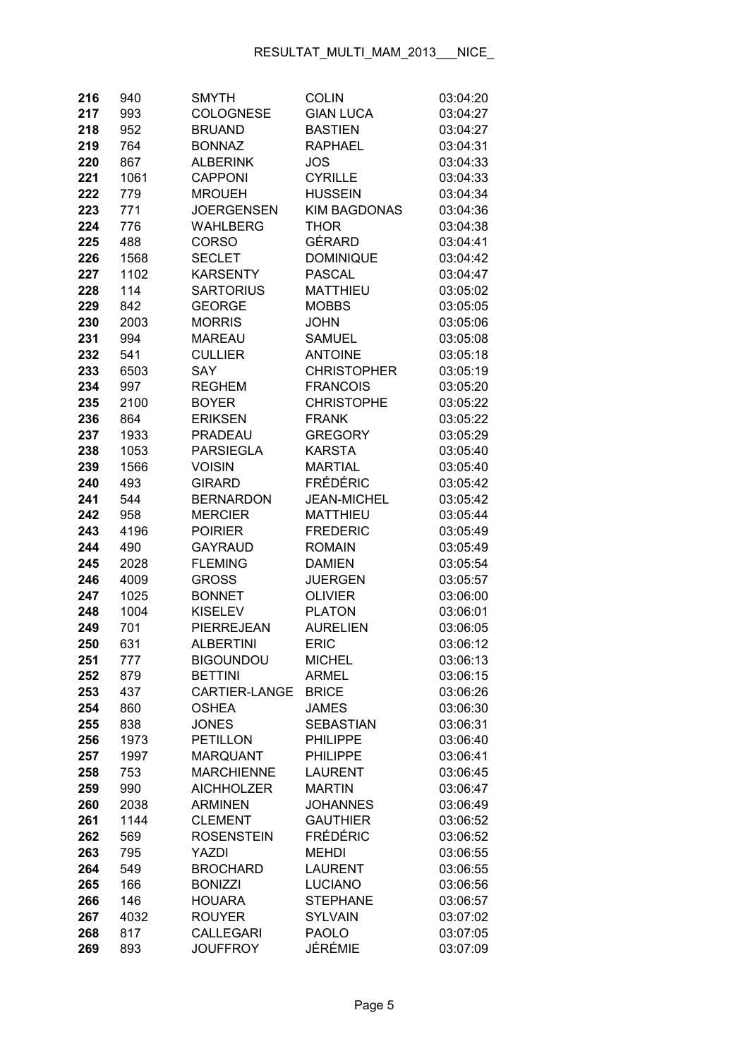| | | | | |
|---|---|---|---|---|
| **216** | 940 | SMYTH | COLIN | 03:04:20 |
| **217** | 993 | COLOGNESE | GIAN LUCA | 03:04:27 |
| **218** | 952 | BRUAND | BASTIEN | 03:04:27 |
| **219** | 764 | BONNAZ | RAPHAEL | 03:04:31 |
| **220** | 867 | ALBERINK | JOS | 03:04:33 |
| **221** | 1061 | CAPPONI | CYRILLE | 03:04:33 |
| **222** | 779 | MROUEH | HUSSEIN | 03:04:34 |
| **223** | 771 | JOERGENSEN | KIM BAGDONAS | 03:04:36 |
| **224** | 776 | WAHLBERG | THOR | 03:04:38 |
| **225** | 488 | CORSO | GÉRARD | 03:04:41 |
| **226** | 1568 | SECLET | DOMINIQUE | 03:04:42 |
| **227** | 1102 | KARSENTY | PASCAL | 03:04:47 |
| **228** | 114 | SARTORIUS | MATTHIEU | 03:05:02 |
| **229** | 842 | GEORGE | MOBBS | 03:05:05 |
| **230** | 2003 | MORRIS | JOHN | 03:05:06 |
| **231** | 994 | MAREAU | SAMUEL | 03:05:08 |
| **232** | 541 | CULLIER | ANTOINE | 03:05:18 |
| **233** | 6503 | SAY | CHRISTOPHER | 03:05:19 |
| **234** | 997 | REGHEM | FRANCOIS | 03:05:20 |
| **235** | 2100 | BOYER | CHRISTOPHE | 03:05:22 |
| **236** | 864 | ERIKSEN | FRANK | 03:05:22 |
| **237** | 1933 | PRADEAU | GREGORY | 03:05:29 |
| **238** | 1053 | PARSIEGLA | KARSTA | 03:05:40 |
| **239** | 1566 | VOISIN | MARTIAL | 03:05:40 |
| **240** | 493 | GIRARD | FRÉDÉRIC | 03:05:42 |
| **241** | 544 | BERNARDON | JEAN-MICHEL | 03:05:42 |
| **242** | 958 | MERCIER | MATTHIEU | 03:05:44 |
| **243** | 4196 | POIRIER | FREDERIC | 03:05:49 |
| **244** | 490 | GAYRAUD | ROMAIN | 03:05:49 |
| **245** | 2028 | FLEMING | DAMIEN | 03:05:54 |
| **246** | 4009 | GROSS | JUERGEN | 03:05:57 |
| **247** | 1025 | BONNET | OLIVIER | 03:06:00 |
| **248** | 1004 | KISELEV | PLATON | 03:06:01 |
| **249** | 701 | PIERREJEAN | AURELIEN | 03:06:05 |
| **250** | 631 | ALBERTINI | ERIC | 03:06:12 |
| **251** | 777 | BIGOUNDOU | MICHEL | 03:06:13 |
| **252** | 879 | BETTINI | ARMEL | 03:06:15 |
| **253** | 437 | CARTIER-LANGE | BRICE | 03:06:26 |
| **254** | 860 | OSHEA | JAMES | 03:06:30 |
| **255** | 838 | JONES | SEBASTIAN | 03:06:31 |
| **256** | 1973 | PETILLON | PHILIPPE | 03:06:40 |
| **257** | 1997 | MARQUANT | PHILIPPE | 03:06:41 |
| **258** | 753 | MARCHIENNE | LAURENT | 03:06:45 |
| **259** | 990 | AICHHOLZER | MARTIN | 03:06:47 |
| **260** | 2038 | ARMINEN | JOHANNES | 03:06:49 |
| **261** | 1144 | CLEMENT | GAUTHIER | 03:06:52 |
| **262** | 569 | ROSENSTEIN | FRÉDÉRIC | 03:06:52 |
| **263** | 795 | YAZDI | MEHDI | 03:06:55 |
| **264** | 549 | BROCHARD | LAURENT | 03:06:55 |
| **265** | 166 | BONIZZI | LUCIANO | 03:06:56 |
| **266** | 146 | HOUARA | STEPHANE | 03:06:57 |
| **267** | 4032 | ROUYER | SYLVAIN | 03:07:02 |
| **268** | 817 | CALLEGARI | PAOLO | 03:07:05 |
| **269** | 893 | JOUFFROY | JÉRÉMIE | 03:07:09 |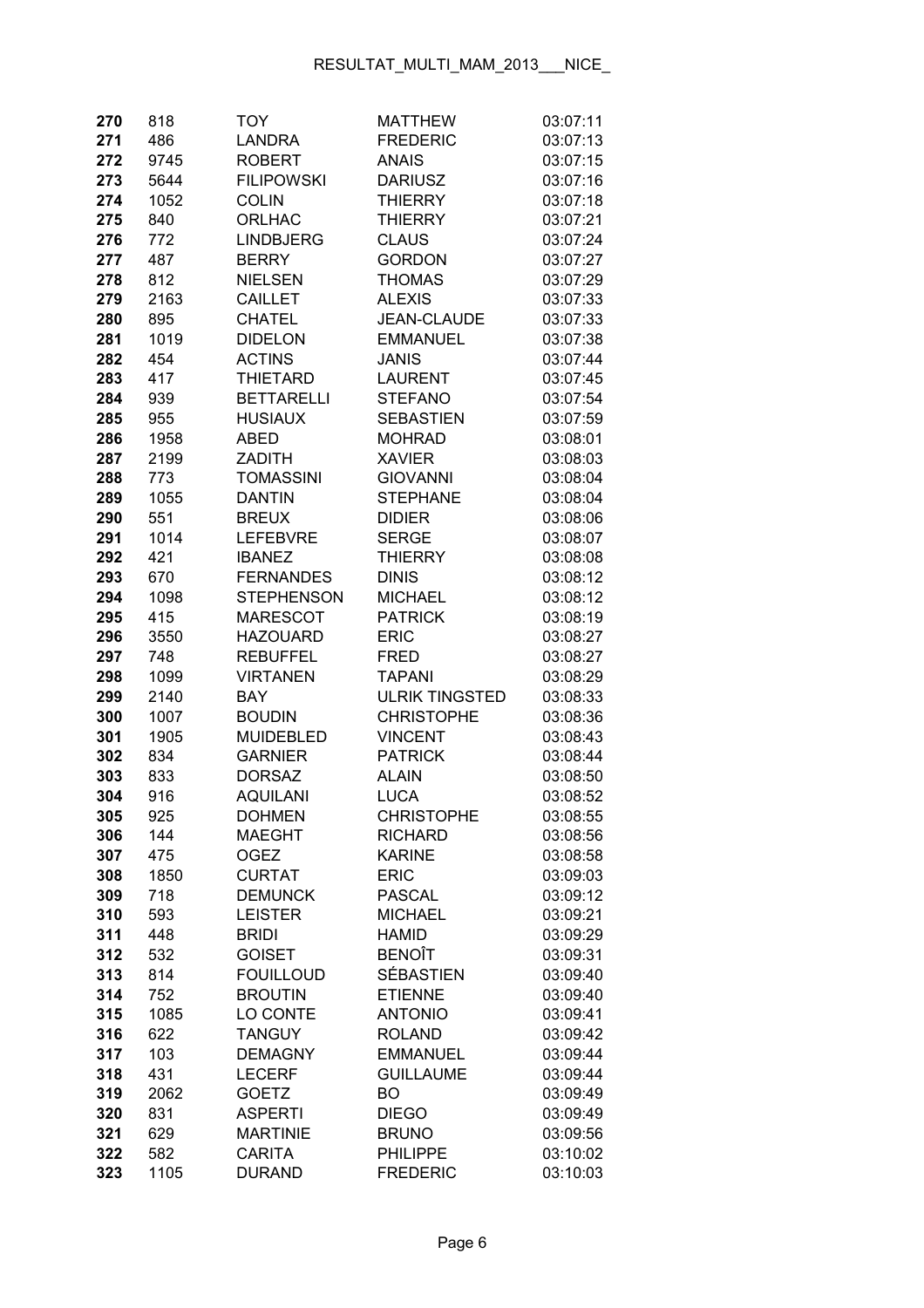| | | | | |
|---|---|---|---|---|
| **270** | 818 | TOY | MATTHEW | 03:07:11 |
| **271** | 486 | LANDRA | FREDERIC | 03:07:13 |
| **272** | 9745 | ROBERT | ANAIS | 03:07:15 |
| **273** | 5644 | FILIPOWSKI | DARIUSZ | 03:07:16 |
| **274** | 1052 | COLIN | THIERRY | 03:07:18 |
| **275** | 840 | ORLHAC | THIERRY | 03:07:21 |
| **276** | 772 | LINDBJERG | CLAUS | 03:07:24 |
| **277** | 487 | BERRY | GORDON | 03:07:27 |
| **278** | 812 | NIELSEN | THOMAS | 03:07:29 |
| **279** | 2163 | CAILLET | ALEXIS | 03:07:33 |
| **280** | 895 | CHATEL | JEAN-CLAUDE | 03:07:33 |
| **281** | 1019 | DIDELON | EMMANUEL | 03:07:38 |
| **282** | 454 | ACTINS | JANIS | 03:07:44 |
| **283** | 417 | THIETARD | LAURENT | 03:07:45 |
| **284** | 939 | BETTARELLI | STEFANO | 03:07:54 |
| **285** | 955 | HUSIAUX | SEBASTIEN | 03:07:59 |
| **286** | 1958 | ABED | MOHRAD | 03:08:01 |
| **287** | 2199 | ZADITH | XAVIER | 03:08:03 |
| **288** | 773 | TOMASSINI | GIOVANNI | 03:08:04 |
| **289** | 1055 | DANTIN | STEPHANE | 03:08:04 |
| **290** | 551 | BREUX | DIDIER | 03:08:06 |
| **291** | 1014 | LEFEBVRE | SERGE | 03:08:07 |
| **292** | 421 | IBANEZ | THIERRY | 03:08:08 |
| **293** | 670 | FERNANDES | DINIS | 03:08:12 |
| **294** | 1098 | STEPHENSON | MICHAEL | 03:08:12 |
| **295** | 415 | MARESCOT | PATRICK | 03:08:19 |
| **296** | 3550 | HAZOUARD | ERIC | 03:08:27 |
| **297** | 748 | REBUFFEL | FRED | 03:08:27 |
| **298** | 1099 | VIRTANEN | TAPANI | 03:08:29 |
| **299** | 2140 | BAY | ULRIK TINGSTED | 03:08:33 |
| **300** | 1007 | BOUDIN | CHRISTOPHE | 03:08:36 |
| **301** | 1905 | MUIDEBLED | VINCENT | 03:08:43 |
| **302** | 834 | GARNIER | PATRICK | 03:08:44 |
| **303** | 833 | DORSAZ | ALAIN | 03:08:50 |
| **304** | 916 | AQUILANI | LUCA | 03:08:52 |
| **305** | 925 | DOHMEN | CHRISTOPHE | 03:08:55 |
| **306** | 144 | MAEGHT | RICHARD | 03:08:56 |
| **307** | 475 | OGEZ | KARINE | 03:08:58 |
| **308** | 1850 | CURTAT | ERIC | 03:09:03 |
| **309** | 718 | DEMUNCK | PASCAL | 03:09:12 |
| **310** | 593 | LEISTER | MICHAEL | 03:09:21 |
| **311** | 448 | BRIDI | HAMID | 03:09:29 |
| **312** | 532 | GOISET | BENOÎT | 03:09:31 |
| **313** | 814 | FOUILLOUD | SÉBASTIEN | 03:09:40 |
| **314** | 752 | BROUTIN | ETIENNE | 03:09:40 |
| **315** | 1085 | LO CONTE | ANTONIO | 03:09:41 |
| **316** | 622 | TANGUY | ROLAND | 03:09:42 |
| **317** | 103 | DEMAGNY | EMMANUEL | 03:09:44 |
| **318** | 431 | LECERF | GUILLAUME | 03:09:44 |
| **319** | 2062 | GOETZ | BO | 03:09:49 |
| **320** | 831 | ASPERTI | DIEGO | 03:09:49 |
| **321** | 629 | MARTINIE | BRUNO | 03:09:56 |
| **322** | 582 | CARITA | PHILIPPE | 03:10:02 |
| **323** | 1105 | DURAND | FREDERIC | 03:10:03 |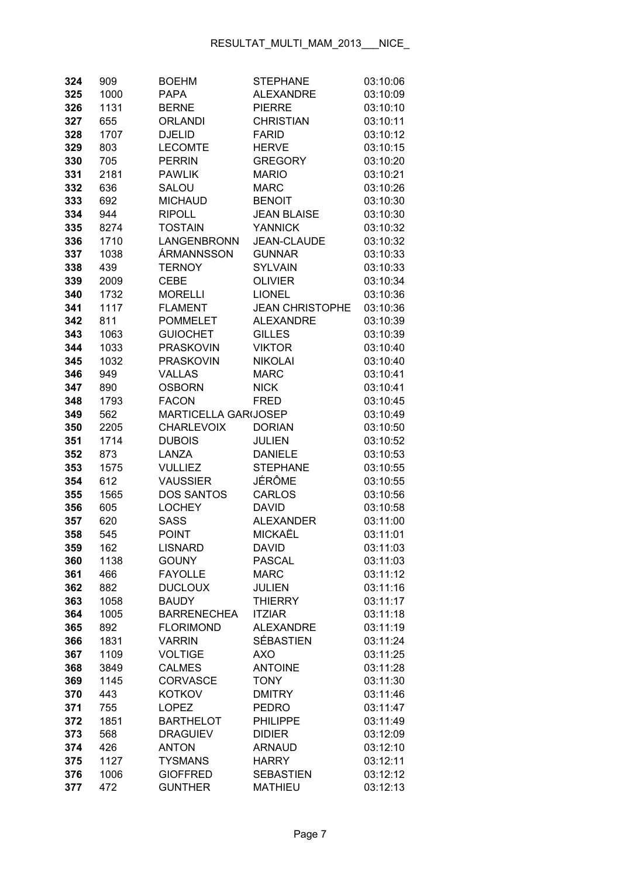| 324 | 909 | BOEHM | STEPHANE | 03:10:06 |
|---|---|---|---|---|
| 325 | 1000 | PAPA | ALEXANDRE | 03:10:09 |
| 326 | 1131 | BERNE | PIERRE | 03:10:10 |
| 327 | 655 | ORLANDI | CHRISTIAN | 03:10:11 |
| 328 | 1707 | DJELID | FARID | 03:10:12 |
| 329 | 803 | LECOMTE | HERVE | 03:10:15 |
| 330 | 705 | PERRIN | GREGORY | 03:10:20 |
| 331 | 2181 | PAWLIK | MARIO | 03:10:21 |
| 332 | 636 | SALOU | MARC | 03:10:26 |
| 333 | 692 | MICHAUD | BENOIT | 03:10:30 |
| 334 | 944 | RIPOLL | JEAN BLAISE | 03:10:30 |
| 335 | 8274 | TOSTAIN | YANNICK | 03:10:32 |
| 336 | 1710 | LANGENBRONN | JEAN-CLAUDE | 03:10:32 |
| 337 | 1038 | ÁRMANNSSON | GUNNAR | 03:10:33 |
| 338 | 439 | TERNOY | SYLVAIN | 03:10:33 |
| 339 | 2009 | CEBE | OLIVIER | 03:10:34 |
| 340 | 1732 | MORELLI | LIONEL | 03:10:36 |
| 341 | 1117 | FLAMENT | JEAN CHRISTOPHE | 03:10:36 |
| 342 | 811 | POMMELET | ALEXANDRE | 03:10:39 |
| 343 | 1063 | GUIOCHET | GILLES | 03:10:39 |
| 344 | 1033 | PRASKOVIN | VIKTOR | 03:10:40 |
| 345 | 1032 | PRASKOVIN | NIKOLAI | 03:10:40 |
| 346 | 949 | VALLAS | MARC | 03:10:41 |
| 347 | 890 | OSBORN | NICK | 03:10:41 |
| 348 | 1793 | FACON | FRED | 03:10:45 |
| 349 | 562 | MARTICELLA GAR(JOSEP | | 03:10:49 |
| 350 | 2205 | CHARLEVOIX | DORIAN | 03:10:50 |
| 351 | 1714 | DUBOIS | JULIEN | 03:10:52 |
| 352 | 873 | LANZA | DANIELE | 03:10:53 |
| 353 | 1575 | VULLIEZ | STEPHANE | 03:10:55 |
| 354 | 612 | VAUSSIER | JÉRÔME | 03:10:55 |
| 355 | 1565 | DOS SANTOS | CARLOS | 03:10:56 |
| 356 | 605 | LOCHEY | DAVID | 03:10:58 |
| 357 | 620 | SASS | ALEXANDER | 03:11:00 |
| 358 | 545 | POINT | MICKAËL | 03:11:01 |
| 359 | 162 | LISNARD | DAVID | 03:11:03 |
| 360 | 1138 | GOUNY | PASCAL | 03:11:03 |
| 361 | 466 | FAYOLLE | MARC | 03:11:12 |
| 362 | 882 | DUCLOUX | JULIEN | 03:11:16 |
| 363 | 1058 | BAUDY | THIERRY | 03:11:17 |
| 364 | 1005 | BARRENECHEA | ITZIAR | 03:11:18 |
| 365 | 892 | FLORIMOND | ALEXANDRE | 03:11:19 |
| 366 | 1831 | VARRIN | SÉBASTIEN | 03:11:24 |
| 367 | 1109 | VOLTIGE | AXO | 03:11:25 |
| 368 | 3849 | CALMES | ANTOINE | 03:11:28 |
| 369 | 1145 | CORVASCE | TONY | 03:11:30 |
| 370 | 443 | KOTKOV | DMITRY | 03:11:46 |
| 371 | 755 | LOPEZ | PEDRO | 03:11:47 |
| 372 | 1851 | BARTHELOT | PHILIPPE | 03:11:49 |
| 373 | 568 | DRAGUIEV | DIDIER | 03:12:09 |
| 374 | 426 | ANTON | ARNAUD | 03:12:10 |
| 375 | 1127 | TYSMANS | HARRY | 03:12:11 |
| 376 | 1006 | GIOFFRED | SEBASTIEN | 03:12:12 |
| 377 | 472 | GUNTHER | MATHIEU | 03:12:13 |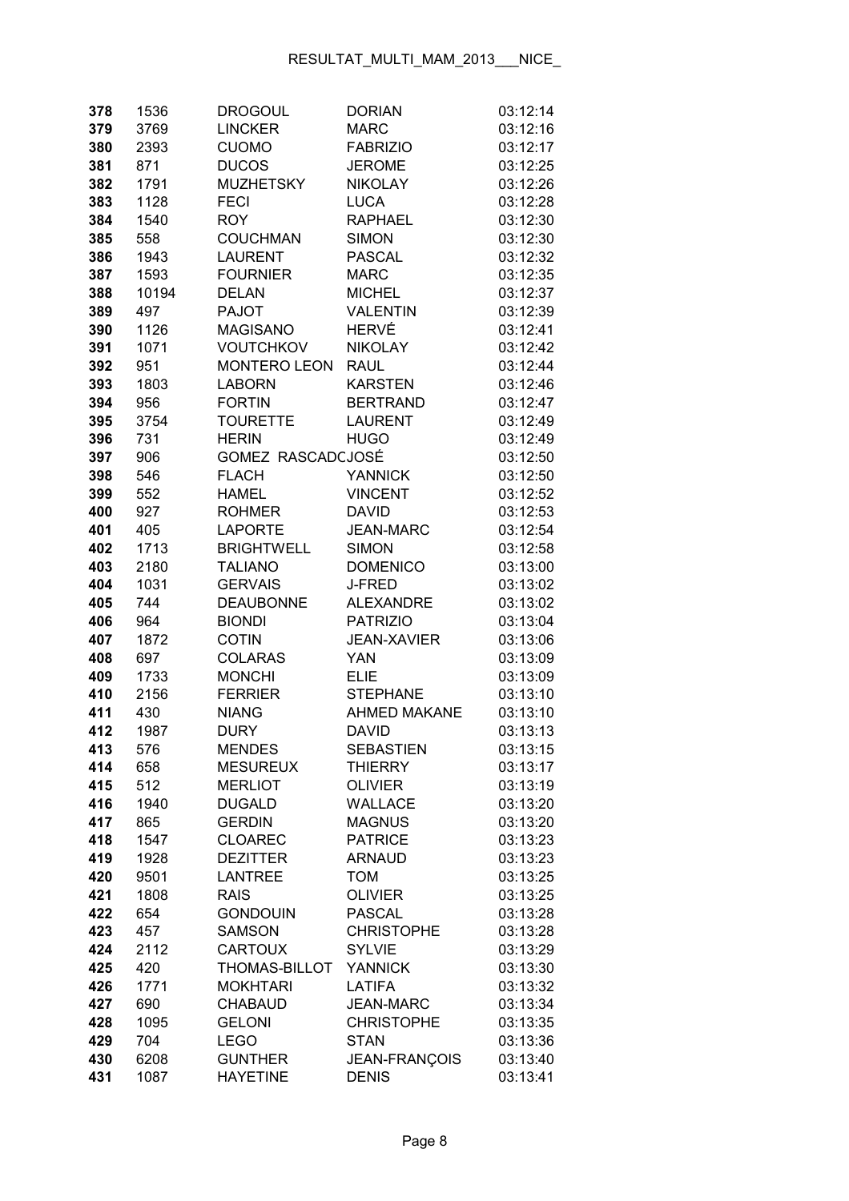| 378 | 1536 | DROGOUL | DORIAN | 03:12:14 |
|---|---|---|---|---|
| 379 | 3769 | LINCKER | MARC | 03:12:16 |
| 380 | 2393 | CUOMO | FABRIZIO | 03:12:17 |
| 381 | 871 | DUCOS | JEROME | 03:12:25 |
| 382 | 1791 | MUZHETSKY | NIKOLAY | 03:12:26 |
| 383 | 1128 | FECI | LUCA | 03:12:28 |
| 384 | 1540 | ROY | RAPHAEL | 03:12:30 |
| 385 | 558 | COUCHMAN | SIMON | 03:12:30 |
| 386 | 1943 | LAURENT | PASCAL | 03:12:32 |
| 387 | 1593 | FOURNIER | MARC | 03:12:35 |
| 388 | 10194 | DELAN | MICHEL | 03:12:37 |
| 389 | 497 | PAJOT | VALENTIN | 03:12:39 |
| 390 | 1126 | MAGISANO | HERVÉ | 03:12:41 |
| 391 | 1071 | VOUTCHKOV | NIKOLAY | 03:12:42 |
| 392 | 951 | MONTERO LEON | RAUL | 03:12:44 |
| 393 | 1803 | LABORN | KARSTEN | 03:12:46 |
| 394 | 956 | FORTIN | BERTRAND | 03:12:47 |
| 395 | 3754 | TOURETTE | LAURENT | 03:12:49 |
| 396 | 731 | HERIN | HUGO | 03:12:49 |
| 397 | 906 | GOMEZ RASCADO | JOSÉ | 03:12:50 |
| 398 | 546 | FLACH | YANNICK | 03:12:50 |
| 399 | 552 | HAMEL | VINCENT | 03:12:52 |
| 400 | 927 | ROHMER | DAVID | 03:12:53 |
| 401 | 405 | LAPORTE | JEAN-MARC | 03:12:54 |
| 402 | 1713 | BRIGHTWELL | SIMON | 03:12:58 |
| 403 | 2180 | TALIANO | DOMENICO | 03:13:00 |
| 404 | 1031 | GERVAIS | J-FRED | 03:13:02 |
| 405 | 744 | DEAUBONNE | ALEXANDRE | 03:13:02 |
| 406 | 964 | BIONDI | PATRIZIO | 03:13:04 |
| 407 | 1872 | COTIN | JEAN-XAVIER | 03:13:06 |
| 408 | 697 | COLARAS | YAN | 03:13:09 |
| 409 | 1733 | MONCHI | ELIE | 03:13:09 |
| 410 | 2156 | FERRIER | STEPHANE | 03:13:10 |
| 411 | 430 | NIANG | AHMED MAKANE | 03:13:10 |
| 412 | 1987 | DURY | DAVID | 03:13:13 |
| 413 | 576 | MENDES | SEBASTIEN | 03:13:15 |
| 414 | 658 | MESUREUX | THIERRY | 03:13:17 |
| 415 | 512 | MERLIOT | OLIVIER | 03:13:19 |
| 416 | 1940 | DUGALD | WALLACE | 03:13:20 |
| 417 | 865 | GERDIN | MAGNUS | 03:13:20 |
| 418 | 1547 | CLOAREC | PATRICE | 03:13:23 |
| 419 | 1928 | DEZITTER | ARNAUD | 03:13:23 |
| 420 | 9501 | LANTREE | TOM | 03:13:25 |
| 421 | 1808 | RAIS | OLIVIER | 03:13:25 |
| 422 | 654 | GONDOUIN | PASCAL | 03:13:28 |
| 423 | 457 | SAMSON | CHRISTOPHE | 03:13:28 |
| 424 | 2112 | CARTOUX | SYLVIE | 03:13:29 |
| 425 | 420 | THOMAS-BILLOT | YANNICK | 03:13:30 |
| 426 | 1771 | MOKHTARI | LATIFA | 03:13:32 |
| 427 | 690 | CHABAUD | JEAN-MARC | 03:13:34 |
| 428 | 1095 | GELONI | CHRISTOPHE | 03:13:35 |
| 429 | 704 | LEGO | STAN | 03:13:36 |
| 430 | 6208 | GUNTHER | JEAN-FRANÇOIS | 03:13:40 |
| 431 | 1087 | HAYETINE | DENIS | 03:13:41 |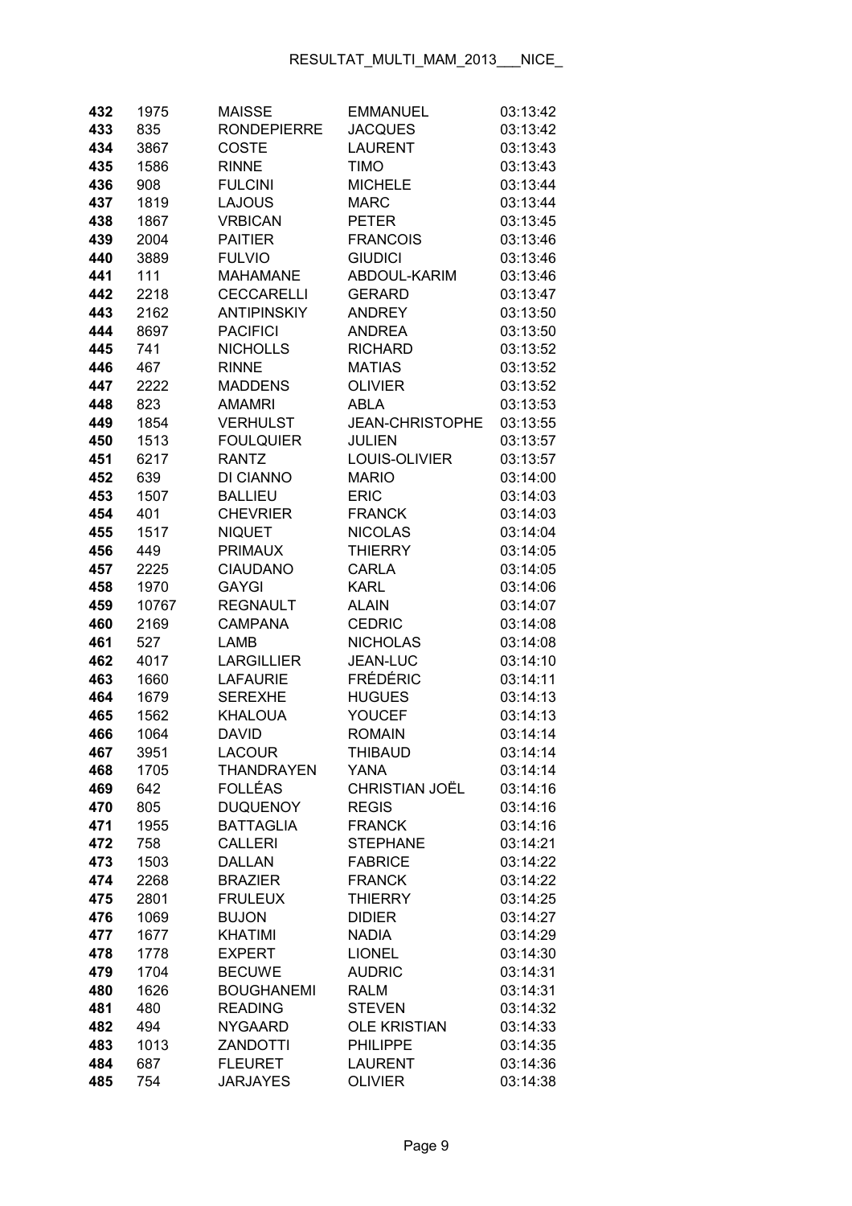| | | | | |
|---|---|---|---|---|
| **432** | 1975 | MAISSE | EMMANUEL | 03:13:42 |
| **433** | 835 | RONDEPIERRE | JACQUES | 03:13:42 |
| **434** | 3867 | COSTE | LAURENT | 03:13:43 |
| **435** | 1586 | RINNE | TIMO | 03:13:43 |
| **436** | 908 | FULCINI | MICHELE | 03:13:44 |
| **437** | 1819 | LAJOUS | MARC | 03:13:44 |
| **438** | 1867 | VRBICAN | PETER | 03:13:45 |
| **439** | 2004 | PAITIER | FRANCOIS | 03:13:46 |
| **440** | 3889 | FULVIO | GIUDICI | 03:13:46 |
| **441** | 111 | MAHAMANE | ABDOUL-KARIM | 03:13:46 |
| **442** | 2218 | CECCARELLI | GERARD | 03:13:47 |
| **443** | 2162 | ANTIPINSKIY | ANDREY | 03:13:50 |
| **444** | 8697 | PACIFICI | ANDREA | 03:13:50 |
| **445** | 741 | NICHOLLS | RICHARD | 03:13:52 |
| **446** | 467 | RINNE | MATIAS | 03:13:52 |
| **447** | 2222 | MADDENS | OLIVIER | 03:13:52 |
| **448** | 823 | AMAMRI | ABLA | 03:13:53 |
| **449** | 1854 | VERHULST | JEAN-CHRISTOPHE | 03:13:55 |
| **450** | 1513 | FOULQUIER | JULIEN | 03:13:57 |
| **451** | 6217 | RANTZ | LOUIS-OLIVIER | 03:13:57 |
| **452** | 639 | DI CIANNO | MARIO | 03:14:00 |
| **453** | 1507 | BALLIEU | ERIC | 03:14:03 |
| **454** | 401 | CHEVRIER | FRANCK | 03:14:03 |
| **455** | 1517 | NIQUET | NICOLAS | 03:14:04 |
| **456** | 449 | PRIMAUX | THIERRY | 03:14:05 |
| **457** | 2225 | CIAUDANO | CARLA | 03:14:05 |
| **458** | 1970 | GAYGI | KARL | 03:14:06 |
| **459** | 10767 | REGNAULT | ALAIN | 03:14:07 |
| **460** | 2169 | CAMPANA | CEDRIC | 03:14:08 |
| **461** | 527 | LAMB | NICHOLAS | 03:14:08 |
| **462** | 4017 | LARGILLIER | JEAN-LUC | 03:14:10 |
| **463** | 1660 | LAFAURIE | FRÉDÉRIC | 03:14:11 |
| **464** | 1679 | SEREXHE | HUGUES | 03:14:13 |
| **465** | 1562 | KHALOUA | YOUCEF | 03:14:13 |
| **466** | 1064 | DAVID | ROMAIN | 03:14:14 |
| **467** | 3951 | LACOUR | THIBAUD | 03:14:14 |
| **468** | 1705 | THANDRAYEN | YANA | 03:14:14 |
| **469** | 642 | FOLLÉAS | CHRISTIAN JOËL | 03:14:16 |
| **470** | 805 | DUQUENOY | REGIS | 03:14:16 |
| **471** | 1955 | BATTAGLIA | FRANCK | 03:14:16 |
| **472** | 758 | CALLERI | STEPHANE | 03:14:21 |
| **473** | 1503 | DALLAN | FABRICE | 03:14:22 |
| **474** | 2268 | BRAZIER | FRANCK | 03:14:22 |
| **475** | 2801 | FRULEUX | THIERRY | 03:14:25 |
| **476** | 1069 | BUJON | DIDIER | 03:14:27 |
| **477** | 1677 | KHATIMI | NADIA | 03:14:29 |
| **478** | 1778 | EXPERT | LIONEL | 03:14:30 |
| **479** | 1704 | BECUWE | AUDRIC | 03:14:31 |
| **480** | 1626 | BOUGHANEMI | RALM | 03:14:31 |
| **481** | 480 | READING | STEVEN | 03:14:32 |
| **482** | 494 | NYGAARD | OLE KRISTIAN | 03:14:33 |
| **483** | 1013 | ZANDOTTI | PHILIPPE | 03:14:35 |
| **484** | 687 | FLEURET | LAURENT | 03:14:36 |
| **485** | 754 | JARJAYES | OLIVIER | 03:14:38 |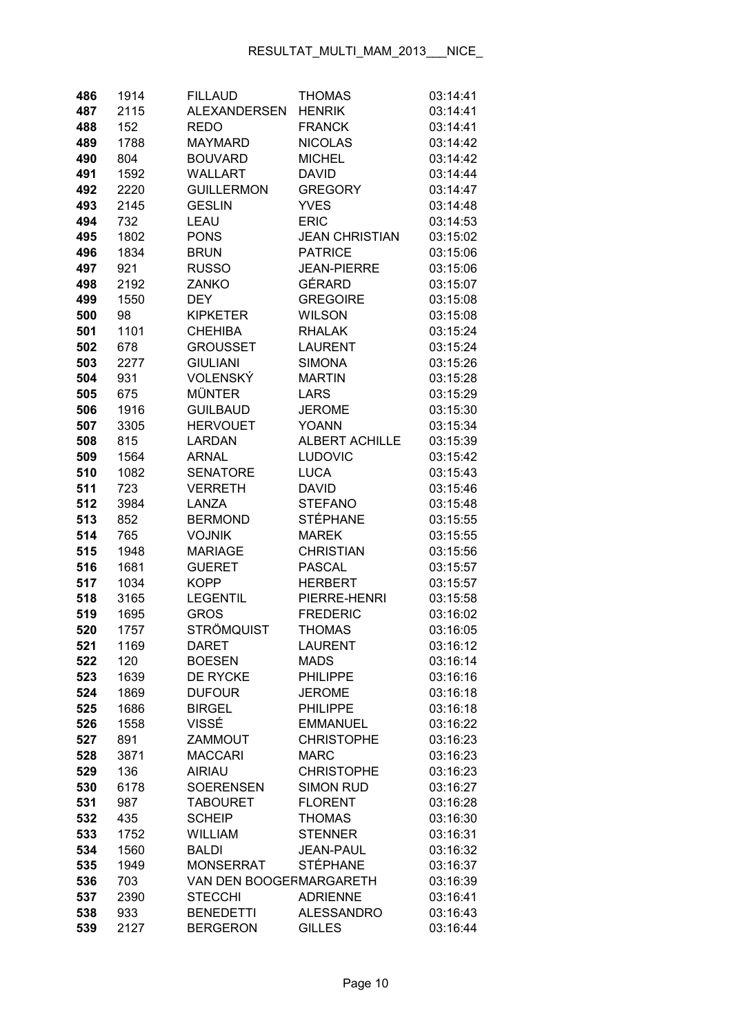| | | | | |
|---|---|---|---|---|
| **486** | 1914 | FILLAUD | THOMAS | 03:14:41 |
| **487** | 2115 | ALEXANDERSEN | HENRIK | 03:14:41 |
| **488** | 152 | REDO | FRANCK | 03:14:41 |
| **489** | 1788 | MAYMARD | NICOLAS | 03:14:42 |
| **490** | 804 | BOUVARD | MICHEL | 03:14:42 |
| **491** | 1592 | WALLART | DAVID | 03:14:44 |
| **492** | 2220 | GUILLERMON | GREGORY | 03:14:47 |
| **493** | 2145 | GESLIN | YVES | 03:14:48 |
| **494** | 732 | LEAU | ERIC | 03:14:53 |
| **495** | 1802 | PONS | JEAN CHRISTIAN | 03:15:02 |
| **496** | 1834 | BRUN | PATRICE | 03:15:06 |
| **497** | 921 | RUSSO | JEAN-PIERRE | 03:15:06 |
| **498** | 2192 | ZANKO | GÉRARD | 03:15:07 |
| **499** | 1550 | DEY | GREGOIRE | 03:15:08 |
| **500** | 98 | KIPKETER | WILSON | 03:15:08 |
| **501** | 1101 | CHEHIBA | RHALAK | 03:15:24 |
| **502** | 678 | GROUSSET | LAURENT | 03:15:24 |
| **503** | 2277 | GIULIANI | SIMONA | 03:15:26 |
| **504** | 931 | VOLENSKÝ | MARTIN | 03:15:28 |
| **505** | 675 | MÜNTER | LARS | 03:15:29 |
| **506** | 1916 | GUILBAUD | JEROME | 03:15:30 |
| **507** | 3305 | HERVOUET | YOANN | 03:15:34 |
| **508** | 815 | LARDAN | ALBERT ACHILLE | 03:15:39 |
| **509** | 1564 | ARNAL | LUDOVIC | 03:15:42 |
| **510** | 1082 | SENATORE | LUCA | 03:15:43 |
| **511** | 723 | VERRETH | DAVID | 03:15:46 |
| **512** | 3984 | LANZA | STEFANO | 03:15:48 |
| **513** | 852 | BERMOND | STÉPHANE | 03:15:55 |
| **514** | 765 | VOJNIK | MAREK | 03:15:55 |
| **515** | 1948 | MARIAGE | CHRISTIAN | 03:15:56 |
| **516** | 1681 | GUERET | PASCAL | 03:15:57 |
| **517** | 1034 | KOPP | HERBERT | 03:15:57 |
| **518** | 3165 | LEGENTIL | PIERRE-HENRI | 03:15:58 |
| **519** | 1695 | GROS | FREDERIC | 03:16:02 |
| **520** | 1757 | STRÖMQUIST | THOMAS | 03:16:05 |
| **521** | 1169 | DARET | LAURENT | 03:16:12 |
| **522** | 120 | BOESEN | MADS | 03:16:14 |
| **523** | 1639 | DE RYCKE | PHILIPPE | 03:16:16 |
| **524** | 1869 | DUFOUR | JEROME | 03:16:18 |
| **525** | 1686 | BIRGEL | PHILIPPE | 03:16:18 |
| **526** | 1558 | VISSÉ | EMMANUEL | 03:16:22 |
| **527** | 891 | ZAMMOUT | CHRISTOPHE | 03:16:23 |
| **528** | 3871 | MACCARI | MARC | 03:16:23 |
| **529** | 136 | AIRIAU | CHRISTOPHE | 03:16:23 |
| **530** | 6178 | SOERENSEN | SIMON RUD | 03:16:27 |
| **531** | 987 | TABOURET | FLORENT | 03:16:28 |
| **532** | 435 | SCHEIP | THOMAS | 03:16:30 |
| **533** | 1752 | WILLIAM | STENNER | 03:16:31 |
| **534** | 1560 | BALDI | JEAN-PAUL | 03:16:32 |
| **535** | 1949 | MONSERRAT | STÉPHANE | 03:16:37 |
| **536** | 703 | VAN DEN BOOGER | MARGARETH | 03:16:39 |
| **537** | 2390 | STECCHI | ADRIENNE | 03:16:41 |
| **538** | 933 | BENEDETTI | ALESSANDRO | 03:16:43 |
| **539** | 2127 | BERGERON | GILLES | 03:16:44 |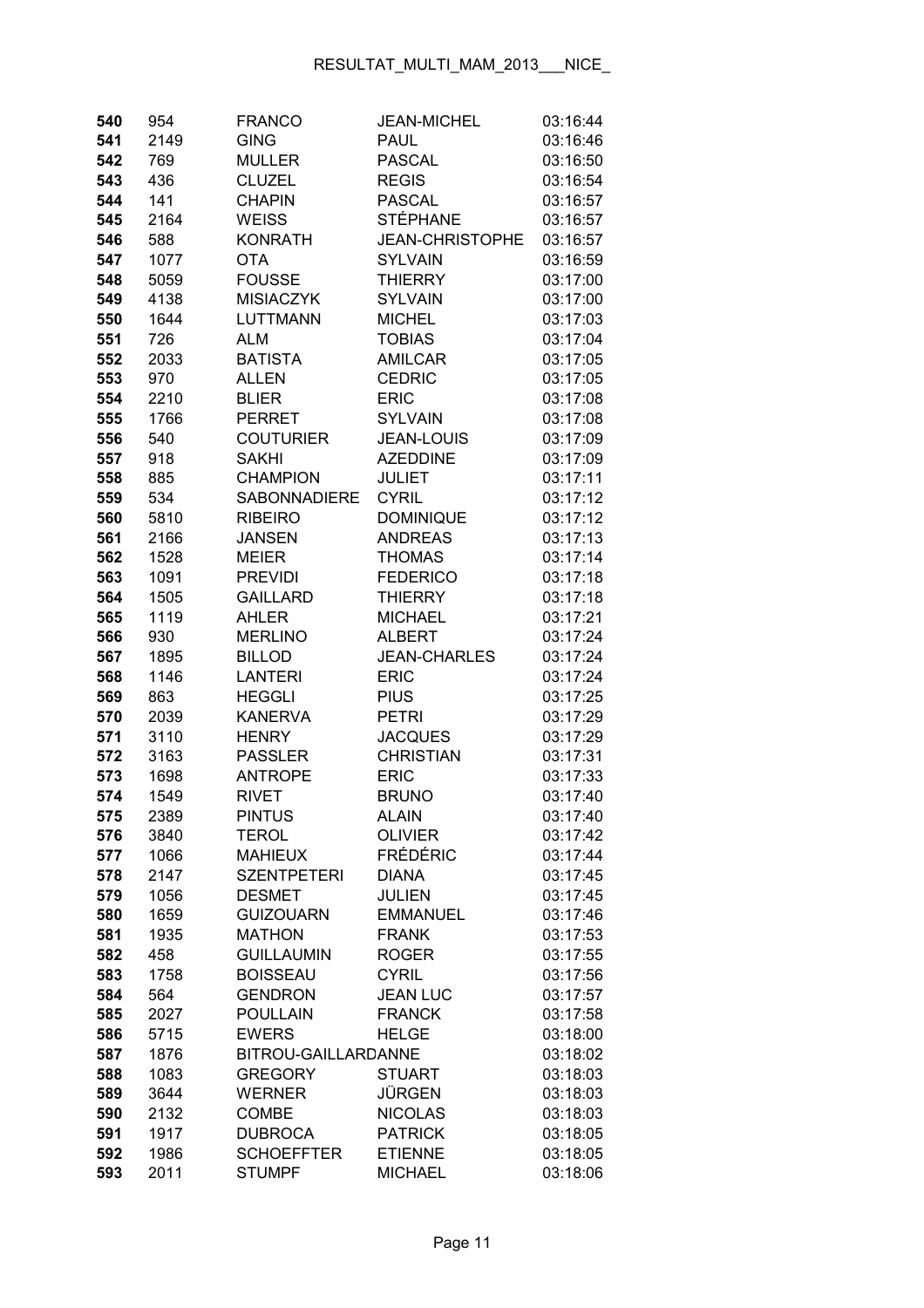| | | | | |
|---|---|---|---|---|
| **540** | 954 | FRANCO | JEAN-MICHEL | 03:16:44 |
| **541** | 2149 | GING | PAUL | 03:16:46 |
| **542** | 769 | MULLER | PASCAL | 03:16:50 |
| **543** | 436 | CLUZEL | REGIS | 03:16:54 |
| **544** | 141 | CHAPIN | PASCAL | 03:16:57 |
| **545** | 2164 | WEISS | STÉPHANE | 03:16:57 |
| **546** | 588 | KONRATH | JEAN-CHRISTOPHE | 03:16:57 |
| **547** | 1077 | OTA | SYLVAIN | 03:16:59 |
| **548** | 5059 | FOUSSE | THIERRY | 03:17:00 |
| **549** | 4138 | MISIACZYK | SYLVAIN | 03:17:00 |
| **550** | 1644 | LUTTMANN | MICHEL | 03:17:03 |
| **551** | 726 | ALM | TOBIAS | 03:17:04 |
| **552** | 2033 | BATISTA | AMILCAR | 03:17:05 |
| **553** | 970 | ALLEN | CEDRIC | 03:17:05 |
| **554** | 2210 | BLIER | ERIC | 03:17:08 |
| **555** | 1766 | PERRET | SYLVAIN | 03:17:08 |
| **556** | 540 | COUTURIER | JEAN-LOUIS | 03:17:09 |
| **557** | 918 | SAKHI | AZEDDINE | 03:17:09 |
| **558** | 885 | CHAMPION | JULIET | 03:17:11 |
| **559** | 534 | SABONNADIERE | CYRIL | 03:17:12 |
| **560** | 5810 | RIBEIRO | DOMINIQUE | 03:17:12 |
| **561** | 2166 | JANSEN | ANDREAS | 03:17:13 |
| **562** | 1528 | MEIER | THOMAS | 03:17:14 |
| **563** | 1091 | PREVIDI | FEDERICO | 03:17:18 |
| **564** | 1505 | GAILLARD | THIERRY | 03:17:18 |
| **565** | 1119 | AHLER | MICHAEL | 03:17:21 |
| **566** | 930 | MERLINO | ALBERT | 03:17:24 |
| **567** | 1895 | BILLOD | JEAN-CHARLES | 03:17:24 |
| **568** | 1146 | LANTERI | ERIC | 03:17:24 |
| **569** | 863 | HEGGLI | PIUS | 03:17:25 |
| **570** | 2039 | KANERVA | PETRI | 03:17:29 |
| **571** | 3110 | HENRY | JACQUES | 03:17:29 |
| **572** | 3163 | PASSLER | CHRISTIAN | 03:17:31 |
| **573** | 1698 | ANTROPE | ERIC | 03:17:33 |
| **574** | 1549 | RIVET | BRUNO | 03:17:40 |
| **575** | 2389 | PINTUS | ALAIN | 03:17:40 |
| **576** | 3840 | TEROL | OLIVIER | 03:17:42 |
| **577** | 1066 | MAHIEUX | FRÉDÉRIC | 03:17:44 |
| **578** | 2147 | SZENTPETERI | DIANA | 03:17:45 |
| **579** | 1056 | DESMET | JULIEN | 03:17:45 |
| **580** | 1659 | GUIZOUARN | EMMANUEL | 03:17:46 |
| **581** | 1935 | MATHON | FRANK | 03:17:53 |
| **582** | 458 | GUILLAUMIN | ROGER | 03:17:55 |
| **583** | 1758 | BOISSEAU | CYRIL | 03:17:56 |
| **584** | 564 | GENDRON | JEAN LUC | 03:17:57 |
| **585** | 2027 | POULLAIN | FRANCK | 03:17:58 |
| **586** | 5715 | EWERS | HELGE | 03:18:00 |
| **587** | 1876 | BITROU-GAILLARD | DANNE | 03:18:02 |
| **588** | 1083 | GREGORY | STUART | 03:18:03 |
| **589** | 3644 | WERNER | JÜRGEN | 03:18:03 |
| **590** | 2132 | COMBE | NICOLAS | 03:18:03 |
| **591** | 1917 | DUBROCA | PATRICK | 03:18:05 |
| **592** | 1986 | SCHOEFFTER | ETIENNE | 03:18:05 |
| **593** | 2011 | STUMPF | MICHAEL | 03:18:06 |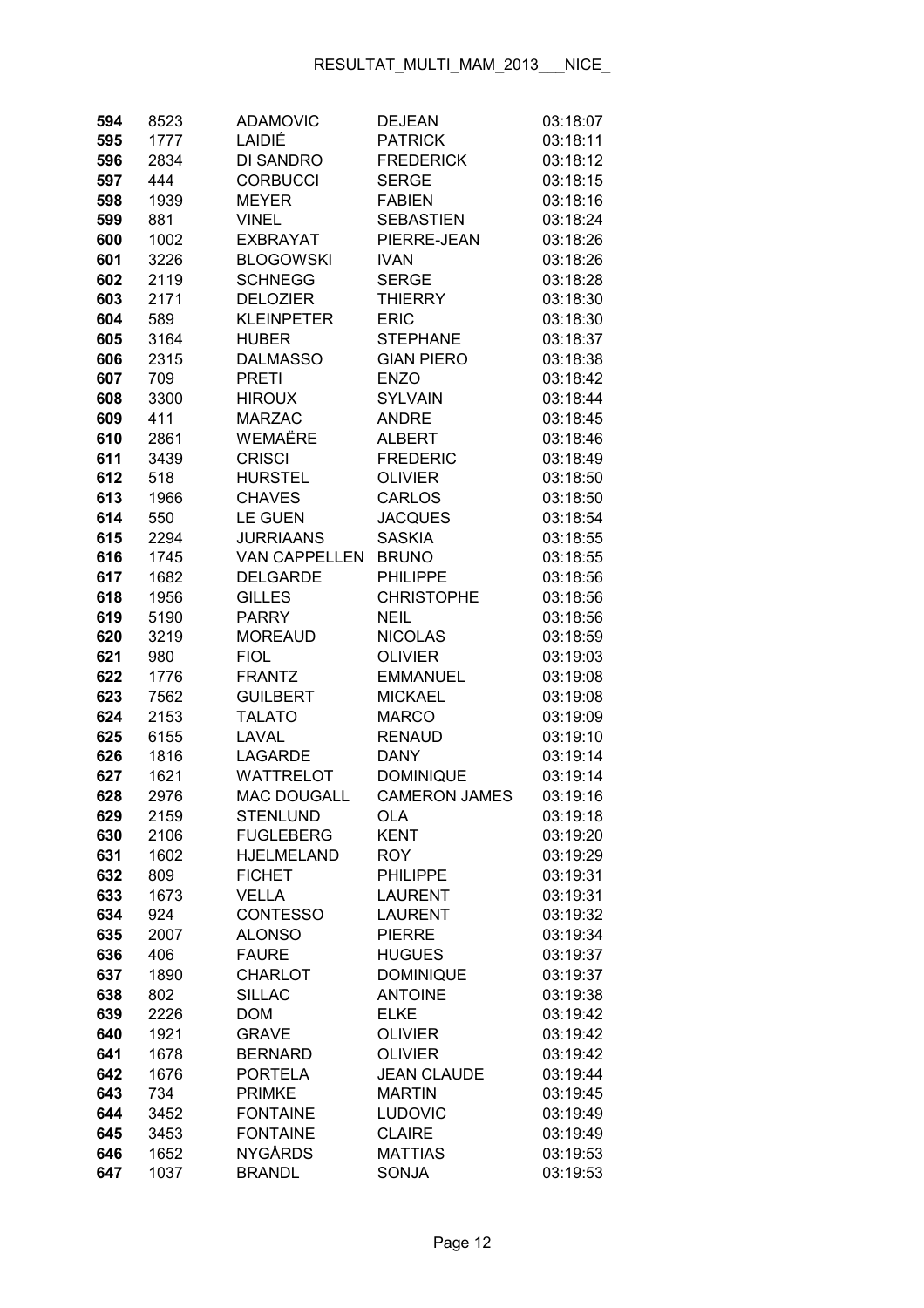| | | | | |
|---|---|---|---|---|
| **594** | 8523 | ADAMOVIC | DEJEAN | 03:18:07 |
| **595** | 1777 | LAIDIÉ | PATRICK | 03:18:11 |
| **596** | 2834 | DI SANDRO | FREDERICK | 03:18:12 |
| **597** | 444 | CORBUCCI | SERGE | 03:18:15 |
| **598** | 1939 | MEYER | FABIEN | 03:18:16 |
| **599** | 881 | VINEL | SEBASTIEN | 03:18:24 |
| **600** | 1002 | EXBRAYAT | PIERRE-JEAN | 03:18:26 |
| **601** | 3226 | BLOGOWSKI | IVAN | 03:18:26 |
| **602** | 2119 | SCHNEGG | SERGE | 03:18:28 |
| **603** | 2171 | DELOZIER | THIERRY | 03:18:30 |
| **604** | 589 | KLEINPETER | ERIC | 03:18:30 |
| **605** | 3164 | HUBER | STEPHANE | 03:18:37 |
| **606** | 2315 | DALMASSO | GIAN PIERO | 03:18:38 |
| **607** | 709 | PRETI | ENZO | 03:18:42 |
| **608** | 3300 | HIROUX | SYLVAIN | 03:18:44 |
| **609** | 411 | MARZAC | ANDRE | 03:18:45 |
| **610** | 2861 | WEMAËRE | ALBERT | 03:18:46 |
| **611** | 3439 | CRISCI | FREDERIC | 03:18:49 |
| **612** | 518 | HURSTEL | OLIVIER | 03:18:50 |
| **613** | 1966 | CHAVES | CARLOS | 03:18:50 |
| **614** | 550 | LE GUEN | JACQUES | 03:18:54 |
| **615** | 2294 | JURRIAANS | SASKIA | 03:18:55 |
| **616** | 1745 | VAN CAPPELLEN | BRUNO | 03:18:55 |
| **617** | 1682 | DELGARDE | PHILIPPE | 03:18:56 |
| **618** | 1956 | GILLES | CHRISTOPHE | 03:18:56 |
| **619** | 5190 | PARRY | NEIL | 03:18:56 |
| **620** | 3219 | MOREAUD | NICOLAS | 03:18:59 |
| **621** | 980 | FIOL | OLIVIER | 03:19:03 |
| **622** | 1776 | FRANTZ | EMMANUEL | 03:19:08 |
| **623** | 7562 | GUILBERT | MICKAEL | 03:19:08 |
| **624** | 2153 | TALATO | MARCO | 03:19:09 |
| **625** | 6155 | LAVAL | RENAUD | 03:19:10 |
| **626** | 1816 | LAGARDE | DANY | 03:19:14 |
| **627** | 1621 | WATTRELOT | DOMINIQUE | 03:19:14 |
| **628** | 2976 | MAC DOUGALL | CAMERON JAMES | 03:19:16 |
| **629** | 2159 | STENLUND | OLA | 03:19:18 |
| **630** | 2106 | FUGLEBERG | KENT | 03:19:20 |
| **631** | 1602 | HJELMELAND | ROY | 03:19:29 |
| **632** | 809 | FICHET | PHILIPPE | 03:19:31 |
| **633** | 1673 | VELLA | LAURENT | 03:19:31 |
| **634** | 924 | CONTESSO | LAURENT | 03:19:32 |
| **635** | 2007 | ALONSO | PIERRE | 03:19:34 |
| **636** | 406 | FAURE | HUGUES | 03:19:37 |
| **637** | 1890 | CHARLOT | DOMINIQUE | 03:19:37 |
| **638** | 802 | SILLAC | ANTOINE | 03:19:38 |
| **639** | 2226 | DOM | ELKE | 03:19:42 |
| **640** | 1921 | GRAVE | OLIVIER | 03:19:42 |
| **641** | 1678 | BERNARD | OLIVIER | 03:19:42 |
| **642** | 1676 | PORTELA | JEAN CLAUDE | 03:19:44 |
| **643** | 734 | PRIMKE | MARTIN | 03:19:45 |
| **644** | 3452 | FONTAINE | LUDOVIC | 03:19:49 |
| **645** | 3453 | FONTAINE | CLAIRE | 03:19:49 |
| **646** | 1652 | NYGÅRDS | MATTIAS | 03:19:53 |
| **647** | 1037 | BRANDL | SONJA | 03:19:53 |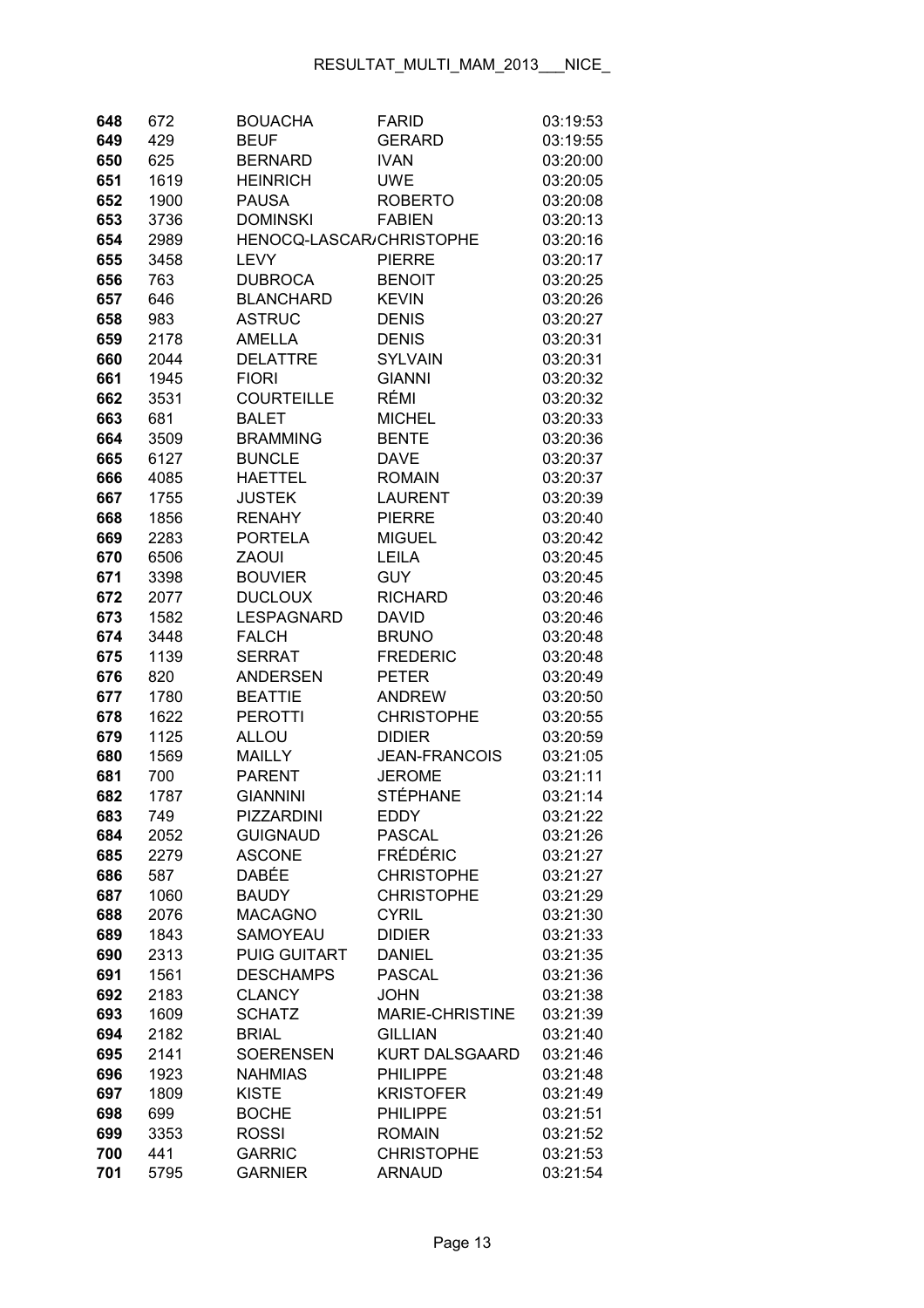| | | | | |
|---|---|---|---|---|
| **648** | 672 | BOUACHA | FARID | 03:19:53 |
| **649** | 429 | BEUF | GERARD | 03:19:55 |
| **650** | 625 | BERNARD | IVAN | 03:20:00 |
| **651** | 1619 | HEINRICH | UWE | 03:20:05 |
| **652** | 1900 | PAUSA | ROBERTO | 03:20:08 |
| **653** | 3736 | DOMINSKI | FABIEN | 03:20:13 |
| **654** | 2989 | HENOCQ-LASCAR/ | CHRISTOPHE | 03:20:16 |
| **655** | 3458 | LEVY | PIERRE | 03:20:17 |
| **656** | 763 | DUBROCA | BENOIT | 03:20:25 |
| **657** | 646 | BLANCHARD | KEVIN | 03:20:26 |
| **658** | 983 | ASTRUC | DENIS | 03:20:27 |
| **659** | 2178 | AMELLA | DENIS | 03:20:31 |
| **660** | 2044 | DELATTRE | SYLVAIN | 03:20:31 |
| **661** | 1945 | FIORI | GIANNI | 03:20:32 |
| **662** | 3531 | COURTEILLE | RÉMI | 03:20:32 |
| **663** | 681 | BALET | MICHEL | 03:20:33 |
| **664** | 3509 | BRAMMING | BENTE | 03:20:36 |
| **665** | 6127 | BUNCLE | DAVE | 03:20:37 |
| **666** | 4085 | HAETTEL | ROMAIN | 03:20:37 |
| **667** | 1755 | JUSTEK | LAURENT | 03:20:39 |
| **668** | 1856 | RENAHY | PIERRE | 03:20:40 |
| **669** | 2283 | PORTELA | MIGUEL | 03:20:42 |
| **670** | 6506 | ZAOUI | LEILA | 03:20:45 |
| **671** | 3398 | BOUVIER | GUY | 03:20:45 |
| **672** | 2077 | DUCLOUX | RICHARD | 03:20:46 |
| **673** | 1582 | LESPAGNARD | DAVID | 03:20:46 |
| **674** | 3448 | FALCH | BRUNO | 03:20:48 |
| **675** | 1139 | SERRAT | FREDERIC | 03:20:48 |
| **676** | 820 | ANDERSEN | PETER | 03:20:49 |
| **677** | 1780 | BEATTIE | ANDREW | 03:20:50 |
| **678** | 1622 | PEROTTI | CHRISTOPHE | 03:20:55 |
| **679** | 1125 | ALLOU | DIDIER | 03:20:59 |
| **680** | 1569 | MAILLY | JEAN-FRANCOIS | 03:21:05 |
| **681** | 700 | PARENT | JEROME | 03:21:11 |
| **682** | 1787 | GIANNINI | STÉPHANE | 03:21:14 |
| **683** | 749 | PIZZARDINI | EDDY | 03:21:22 |
| **684** | 2052 | GUIGNAUD | PASCAL | 03:21:26 |
| **685** | 2279 | ASCONE | FRÉDÉRIC | 03:21:27 |
| **686** | 587 | DABÉE | CHRISTOPHE | 03:21:27 |
| **687** | 1060 | BAUDY | CHRISTOPHE | 03:21:29 |
| **688** | 2076 | MACAGNO | CYRIL | 03:21:30 |
| **689** | 1843 | SAMOYEAU | DIDIER | 03:21:33 |
| **690** | 2313 | PUIG GUITART | DANIEL | 03:21:35 |
| **691** | 1561 | DESCHAMPS | PASCAL | 03:21:36 |
| **692** | 2183 | CLANCY | JOHN | 03:21:38 |
| **693** | 1609 | SCHATZ | MARIE-CHRISTINE | 03:21:39 |
| **694** | 2182 | BRIAL | GILLIAN | 03:21:40 |
| **695** | 2141 | SOERENSEN | KURT DALSGAARD | 03:21:46 |
| **696** | 1923 | NAHMIAS | PHILIPPE | 03:21:48 |
| **697** | 1809 | KISTE | KRISTOFER | 03:21:49 |
| **698** | 699 | BOCHE | PHILIPPE | 03:21:51 |
| **699** | 3353 | ROSSI | ROMAIN | 03:21:52 |
| **700** | 441 | GARRIC | CHRISTOPHE | 03:21:53 |
| **701** | 5795 | GARNIER | ARNAUD | 03:21:54 |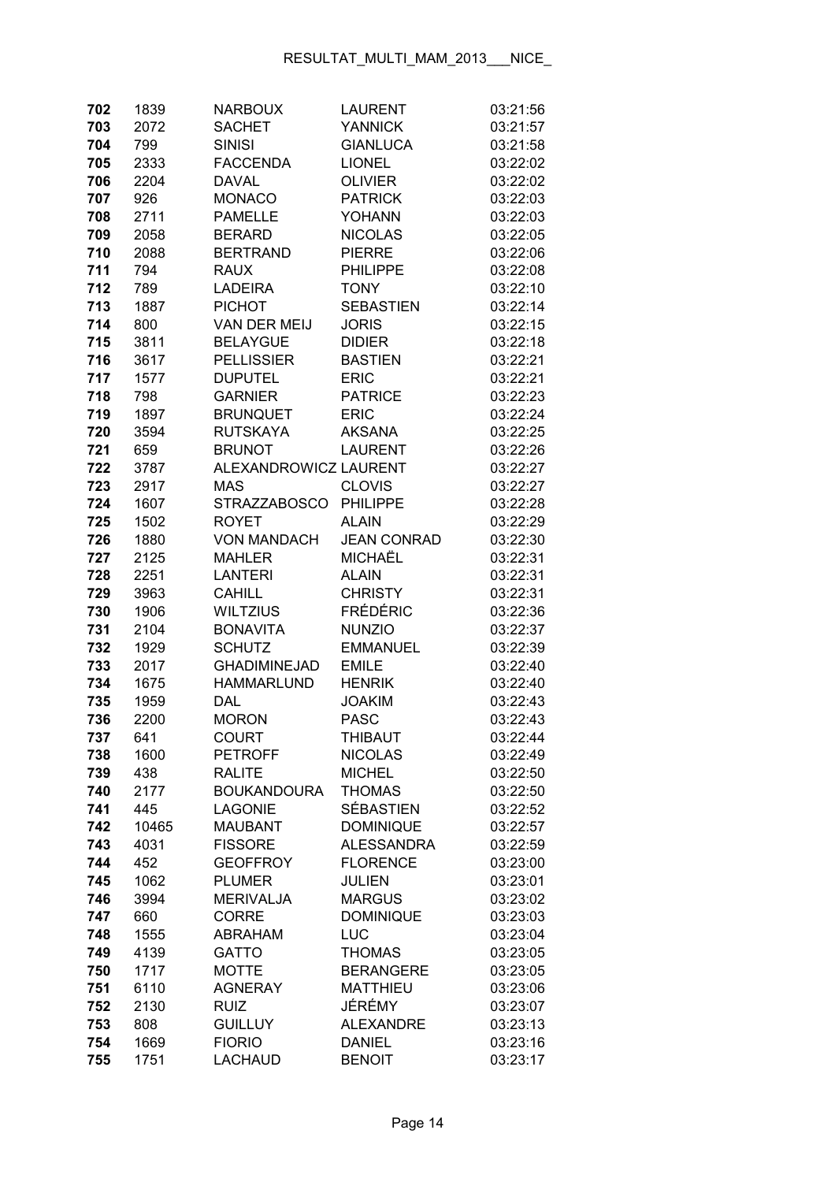| | | | | |
|---|---|---|---|---|
| **702** | 1839 | NARBOUX | LAURENT | 03:21:56 |
| **703** | 2072 | SACHET | YANNICK | 03:21:57 |
| **704** | 799 | SINISI | GIANLUCA | 03:21:58 |
| **705** | 2333 | FACCENDA | LIONEL | 03:22:02 |
| **706** | 2204 | DAVAL | OLIVIER | 03:22:02 |
| **707** | 926 | MONACO | PATRICK | 03:22:03 |
| **708** | 2711 | PAMELLE | YOHANN | 03:22:03 |
| **709** | 2058 | BERARD | NICOLAS | 03:22:05 |
| **710** | 2088 | BERTRAND | PIERRE | 03:22:06 |
| **711** | 794 | RAUX | PHILIPPE | 03:22:08 |
| **712** | 789 | LADEIRA | TONY | 03:22:10 |
| **713** | 1887 | PICHOT | SEBASTIEN | 03:22:14 |
| **714** | 800 | VAN DER MEIJ | JORIS | 03:22:15 |
| **715** | 3811 | BELAYGUE | DIDIER | 03:22:18 |
| **716** | 3617 | PELLISSIER | BASTIEN | 03:22:21 |
| **717** | 1577 | DUPUTEL | ERIC | 03:22:21 |
| **718** | 798 | GARNIER | PATRICE | 03:22:23 |
| **719** | 1897 | BRUNQUET | ERIC | 03:22:24 |
| **720** | 3594 | RUTSKAYA | AKSANA | 03:22:25 |
| **721** | 659 | BRUNOT | LAURENT | 03:22:26 |
| **722** | 3787 | ALEXANDROWICZ | LAURENT | 03:22:27 |
| **723** | 2917 | MAS | CLOVIS | 03:22:27 |
| **724** | 1607 | STRAZZABOSCO | PHILIPPE | 03:22:28 |
| **725** | 1502 | ROYET | ALAIN | 03:22:29 |
| **726** | 1880 | VON MANDACH | JEAN CONRAD | 03:22:30 |
| **727** | 2125 | MAHLER | MICHAËL | 03:22:31 |
| **728** | 2251 | LANTERI | ALAIN | 03:22:31 |
| **729** | 3963 | CAHILL | CHRISTY | 03:22:31 |
| **730** | 1906 | WILTZIUS | FRÉDÉRIC | 03:22:36 |
| **731** | 2104 | BONAVITA | NUNZIO | 03:22:37 |
| **732** | 1929 | SCHUTZ | EMMANUEL | 03:22:39 |
| **733** | 2017 | GHADIMINEJAD | EMILE | 03:22:40 |
| **734** | 1675 | HAMMARLUND | HENRIK | 03:22:40 |
| **735** | 1959 | DAL | JOAKIM | 03:22:43 |
| **736** | 2200 | MORON | PASC | 03:22:43 |
| **737** | 641 | COURT | THIBAUT | 03:22:44 |
| **738** | 1600 | PETROFF | NICOLAS | 03:22:49 |
| **739** | 438 | RALITE | MICHEL | 03:22:50 |
| **740** | 2177 | BOUKANDOURA | THOMAS | 03:22:50 |
| **741** | 445 | LAGONIE | SÉBASTIEN | 03:22:52 |
| **742** | 10465 | MAUBANT | DOMINIQUE | 03:22:57 |
| **743** | 4031 | FISSORE | ALESSANDRA | 03:22:59 |
| **744** | 452 | GEOFFROY | FLORENCE | 03:23:00 |
| **745** | 1062 | PLUMER | JULIEN | 03:23:01 |
| **746** | 3994 | MERIVALJA | MARGUS | 03:23:02 |
| **747** | 660 | CORRE | DOMINIQUE | 03:23:03 |
| **748** | 1555 | ABRAHAM | LUC | 03:23:04 |
| **749** | 4139 | GATTO | THOMAS | 03:23:05 |
| **750** | 1717 | MOTTE | BERANGERE | 03:23:05 |
| **751** | 6110 | AGNERAY | MATTHIEU | 03:23:06 |
| **752** | 2130 | RUIZ | JÉRÉMY | 03:23:07 |
| **753** | 808 | GUILLUY | ALEXANDRE | 03:23:13 |
| **754** | 1669 | FIORIO | DANIEL | 03:23:16 |
| **755** | 1751 | LACHAUD | BENOIT | 03:23:17 |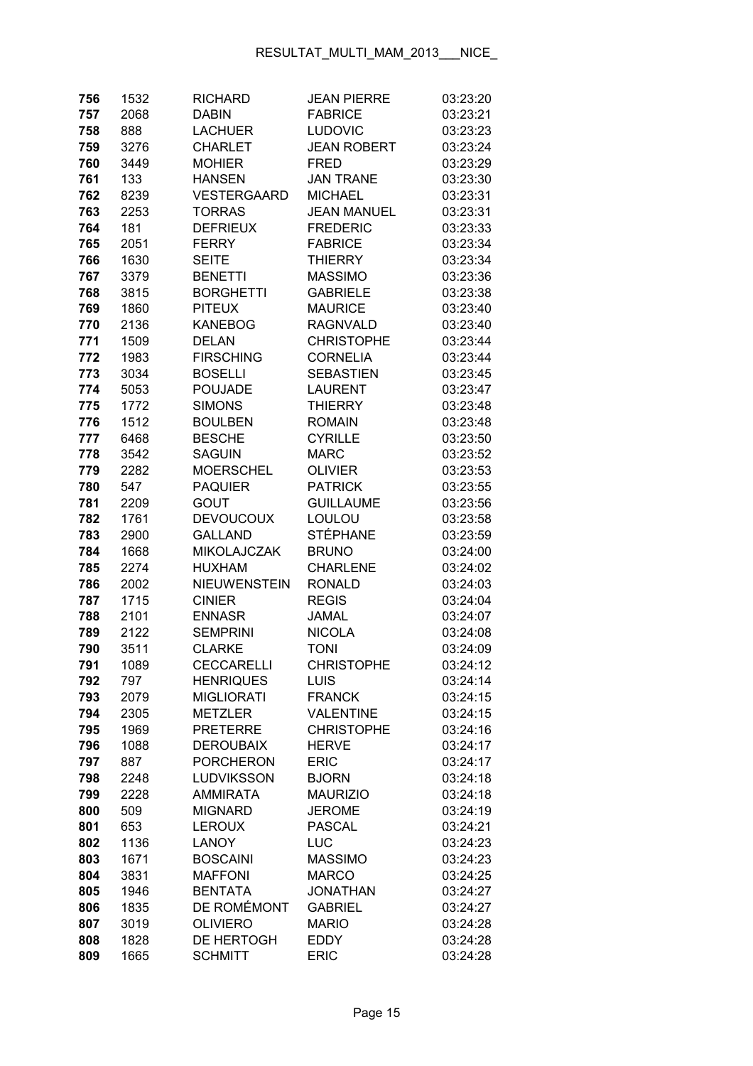| | | | | |
|---|---|---|---|---|
| **756** | 1532 | RICHARD | JEAN PIERRE | 03:23:20 |
| **757** | 2068 | DABIN | FABRICE | 03:23:21 |
| **758** | 888 | LACHUER | LUDOVIC | 03:23:23 |
| **759** | 3276 | CHARLET | JEAN ROBERT | 03:23:24 |
| **760** | 3449 | MOHIER | FRED | 03:23:29 |
| **761** | 133 | HANSEN | JAN TRANE | 03:23:30 |
| **762** | 8239 | VESTERGAARD | MICHAEL | 03:23:31 |
| **763** | 2253 | TORRAS | JEAN MANUEL | 03:23:31 |
| **764** | 181 | DEFRIEUX | FREDERIC | 03:23:33 |
| **765** | 2051 | FERRY | FABRICE | 03:23:34 |
| **766** | 1630 | SEITE | THIERRY | 03:23:34 |
| **767** | 3379 | BENETTI | MASSIMO | 03:23:36 |
| **768** | 3815 | BORGHETTI | GABRIELE | 03:23:38 |
| **769** | 1860 | PITEUX | MAURICE | 03:23:40 |
| **770** | 2136 | KANEBOG | RAGNVALD | 03:23:40 |
| **771** | 1509 | DELAN | CHRISTOPHE | 03:23:44 |
| **772** | 1983 | FIRSCHING | CORNELIA | 03:23:44 |
| **773** | 3034 | BOSELLI | SEBASTIEN | 03:23:45 |
| **774** | 5053 | POUJADE | LAURENT | 03:23:47 |
| **775** | 1772 | SIMONS | THIERRY | 03:23:48 |
| **776** | 1512 | BOULBEN | ROMAIN | 03:23:48 |
| **777** | 6468 | BESCHE | CYRILLE | 03:23:50 |
| **778** | 3542 | SAGUIN | MARC | 03:23:52 |
| **779** | 2282 | MOERSCHEL | OLIVIER | 03:23:53 |
| **780** | 547 | PAQUIER | PATRICK | 03:23:55 |
| **781** | 2209 | GOUT | GUILLAUME | 03:23:56 |
| **782** | 1761 | DEVOUCOUX | LOULOU | 03:23:58 |
| **783** | 2900 | GALLAND | STÉPHANE | 03:23:59 |
| **784** | 1668 | MIKOLAJCZAK | BRUNO | 03:24:00 |
| **785** | 2274 | HUXHAM | CHARLENE | 03:24:02 |
| **786** | 2002 | NIEUWENSTEIN | RONALD | 03:24:03 |
| **787** | 1715 | CINIER | REGIS | 03:24:04 |
| **788** | 2101 | ENNASR | JAMAL | 03:24:07 |
| **789** | 2122 | SEMPRINI | NICOLA | 03:24:08 |
| **790** | 3511 | CLARKE | TONI | 03:24:09 |
| **791** | 1089 | CECCARELLI | CHRISTOPHE | 03:24:12 |
| **792** | 797 | HENRIQUES | LUIS | 03:24:14 |
| **793** | 2079 | MIGLIORATI | FRANCK | 03:24:15 |
| **794** | 2305 | METZLER | VALENTINE | 03:24:15 |
| **795** | 1969 | PRETERRE | CHRISTOPHE | 03:24:16 |
| **796** | 1088 | DEROUBAIX | HERVE | 03:24:17 |
| **797** | 887 | PORCHERON | ERIC | 03:24:17 |
| **798** | 2248 | LUDVIKSSON | BJORN | 03:24:18 |
| **799** | 2228 | AMMIRATA | MAURIZIO | 03:24:18 |
| **800** | 509 | MIGNARD | JEROME | 03:24:19 |
| **801** | 653 | LEROUX | PASCAL | 03:24:21 |
| **802** | 1136 | LANOY | LUC | 03:24:23 |
| **803** | 1671 | BOSCAINI | MASSIMO | 03:24:23 |
| **804** | 3831 | MAFFONI | MARCO | 03:24:25 |
| **805** | 1946 | BENTATA | JONATHAN | 03:24:27 |
| **806** | 1835 | DE ROMÉMONT | GABRIEL | 03:24:27 |
| **807** | 3019 | OLIVIERO | MARIO | 03:24:28 |
| **808** | 1828 | DE HERTOGH | EDDY | 03:24:28 |
| **809** | 1665 | SCHMITT | ERIC | 03:24:28 |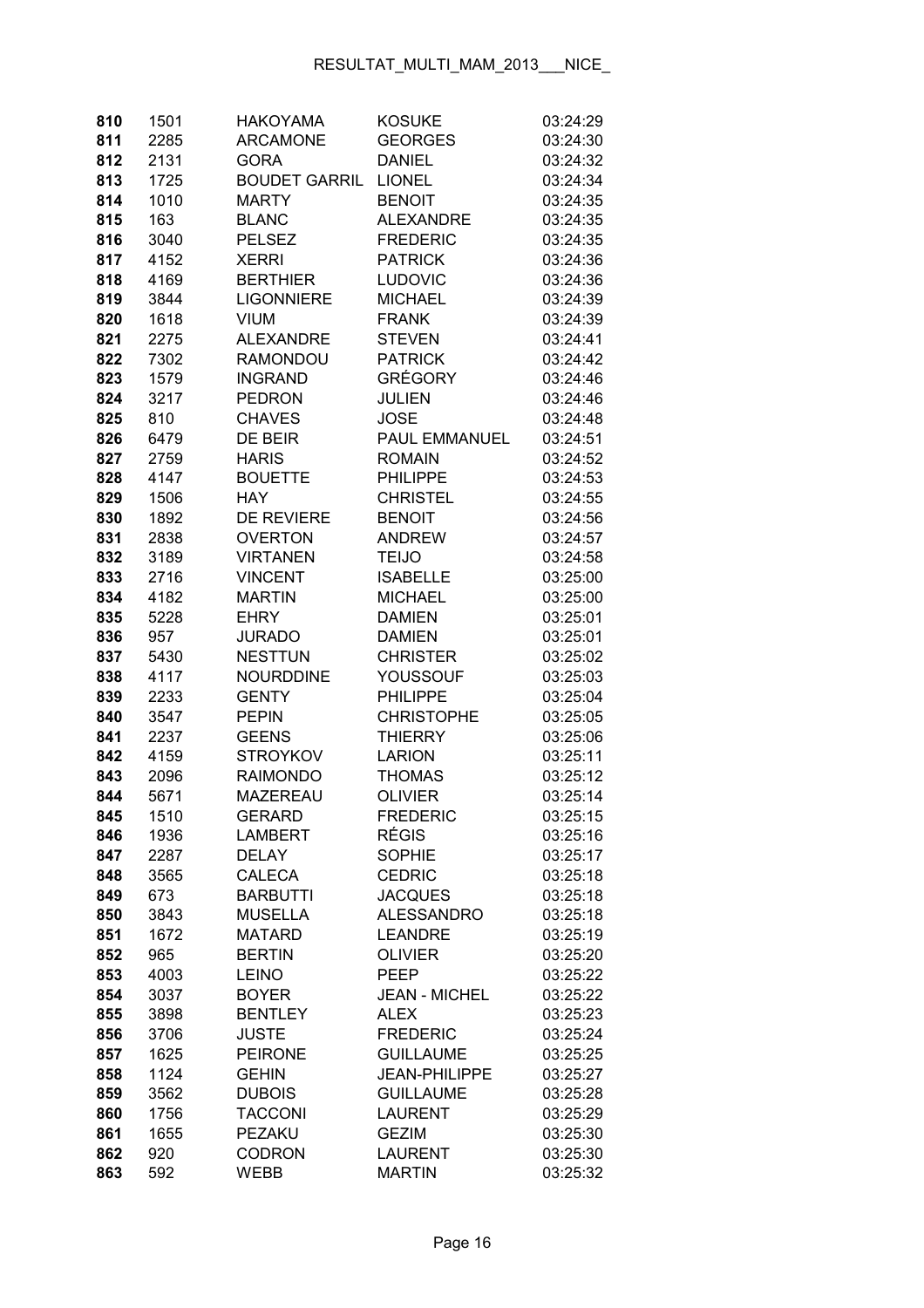| | | | | |
|---|---|---|---|---|
| **810** | 1501 | HAKOYAMA | KOSUKE | 03:24:29 |
| **811** | 2285 | ARCAMONE | GEORGES | 03:24:30 |
| **812** | 2131 | GORA | DANIEL | 03:24:32 |
| **813** | 1725 | BOUDET GARRIL | LIONEL | 03:24:34 |
| **814** | 1010 | MARTY | BENOIT | 03:24:35 |
| **815** | 163 | BLANC | ALEXANDRE | 03:24:35 |
| **816** | 3040 | PELSEZ | FREDERIC | 03:24:35 |
| **817** | 4152 | XERRI | PATRICK | 03:24:36 |
| **818** | 4169 | BERTHIER | LUDOVIC | 03:24:36 |
| **819** | 3844 | LIGONNIERE | MICHAEL | 03:24:39 |
| **820** | 1618 | VIUM | FRANK | 03:24:39 |
| **821** | 2275 | ALEXANDRE | STEVEN | 03:24:41 |
| **822** | 7302 | RAMONDOU | PATRICK | 03:24:42 |
| **823** | 1579 | INGRAND | GRÉGORY | 03:24:46 |
| **824** | 3217 | PEDRON | JULIEN | 03:24:46 |
| **825** | 810 | CHAVES | JOSE | 03:24:48 |
| **826** | 6479 | DE BEIR | PAUL EMMANUEL | 03:24:51 |
| **827** | 2759 | HARIS | ROMAIN | 03:24:52 |
| **828** | 4147 | BOUETTE | PHILIPPE | 03:24:53 |
| **829** | 1506 | HAY | CHRISTEL | 03:24:55 |
| **830** | 1892 | DE REVIERE | BENOIT | 03:24:56 |
| **831** | 2838 | OVERTON | ANDREW | 03:24:57 |
| **832** | 3189 | VIRTANEN | TEIJO | 03:24:58 |
| **833** | 2716 | VINCENT | ISABELLE | 03:25:00 |
| **834** | 4182 | MARTIN | MICHAEL | 03:25:00 |
| **835** | 5228 | EHRY | DAMIEN | 03:25:01 |
| **836** | 957 | JURADO | DAMIEN | 03:25:01 |
| **837** | 5430 | NESTTUN | CHRISTER | 03:25:02 |
| **838** | 4117 | NOURDDINE | YOUSSOUF | 03:25:03 |
| **839** | 2233 | GENTY | PHILIPPE | 03:25:04 |
| **840** | 3547 | PEPIN | CHRISTOPHE | 03:25:05 |
| **841** | 2237 | GEENS | THIERRY | 03:25:06 |
| **842** | 4159 | STROYKOV | LARION | 03:25:11 |
| **843** | 2096 | RAIMONDO | THOMAS | 03:25:12 |
| **844** | 5671 | MAZEREAU | OLIVIER | 03:25:14 |
| **845** | 1510 | GERARD | FREDERIC | 03:25:15 |
| **846** | 1936 | LAMBERT | RÉGIS | 03:25:16 |
| **847** | 2287 | DELAY | SOPHIE | 03:25:17 |
| **848** | 3565 | CALECA | CEDRIC | 03:25:18 |
| **849** | 673 | BARBUTTI | JACQUES | 03:25:18 |
| **850** | 3843 | MUSELLA | ALESSANDRO | 03:25:18 |
| **851** | 1672 | MATARD | LEANDRE | 03:25:19 |
| **852** | 965 | BERTIN | OLIVIER | 03:25:20 |
| **853** | 4003 | LEINO | PEEP | 03:25:22 |
| **854** | 3037 | BOYER | JEAN - MICHEL | 03:25:22 |
| **855** | 3898 | BENTLEY | ALEX | 03:25:23 |
| **856** | 3706 | JUSTE | FREDERIC | 03:25:24 |
| **857** | 1625 | PEIRONE | GUILLAUME | 03:25:25 |
| **858** | 1124 | GEHIN | JEAN-PHILIPPE | 03:25:27 |
| **859** | 3562 | DUBOIS | GUILLAUME | 03:25:28 |
| **860** | 1756 | TACCONI | LAURENT | 03:25:29 |
| **861** | 1655 | PEZAKU | GEZIM | 03:25:30 |
| **862** | 920 | CODRON | LAURENT | 03:25:30 |
| **863** | 592 | WEBB | MARTIN | 03:25:32 |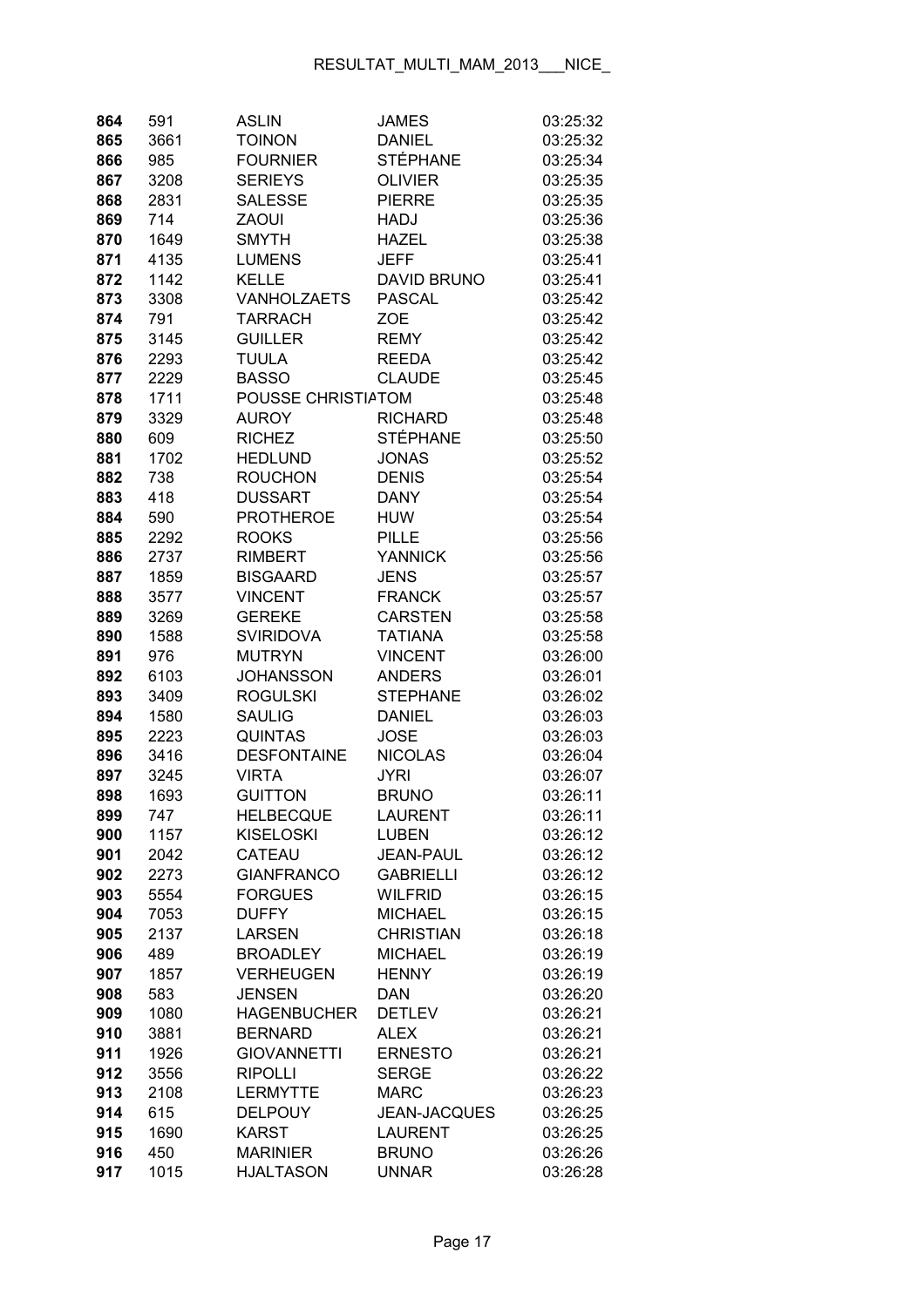| | | | | |
|---|---|---|---|---|
| 864 | 591 | ASLIN | JAMES | 03:25:32 |
| 865 | 3661 | TOINON | DANIEL | 03:25:32 |
| 866 | 985 | FOURNIER | STÉPHANE | 03:25:34 |
| 867 | 3208 | SERIEYS | OLIVIER | 03:25:35 |
| 868 | 2831 | SALESSE | PIERRE | 03:25:35 |
| 869 | 714 | ZAOUI | HADJ | 03:25:36 |
| 870 | 1649 | SMYTH | HAZEL | 03:25:38 |
| 871 | 4135 | LUMENS | JEFF | 03:25:41 |
| 872 | 1142 | KELLE | DAVID BRUNO | 03:25:41 |
| 873 | 3308 | VANHOLZAETS | PASCAL | 03:25:42 |
| 874 | 791 | TARRACH | ZOE | 03:25:42 |
| 875 | 3145 | GUILLER | REMY | 03:25:42 |
| 876 | 2293 | TUULA | REEDA | 03:25:42 |
| 877 | 2229 | BASSO | CLAUDE | 03:25:45 |
| 878 | 1711 | POUSSE CHRISTIA | TOM | 03:25:48 |
| 879 | 3329 | AUROY | RICHARD | 03:25:48 |
| 880 | 609 | RICHEZ | STÉPHANE | 03:25:50 |
| 881 | 1702 | HEDLUND | JONAS | 03:25:52 |
| 882 | 738 | ROUCHON | DENIS | 03:25:54 |
| 883 | 418 | DUSSART | DANY | 03:25:54 |
| 884 | 590 | PROTHEROE | HUW | 03:25:54 |
| 885 | 2292 | ROOKS | PILLE | 03:25:56 |
| 886 | 2737 | RIMBERT | YANNICK | 03:25:56 |
| 887 | 1859 | BISGAARD | JENS | 03:25:57 |
| 888 | 3577 | VINCENT | FRANCK | 03:25:57 |
| 889 | 3269 | GEREKE | CARSTEN | 03:25:58 |
| 890 | 1588 | SVIRIDOVA | TATIANA | 03:25:58 |
| 891 | 976 | MUTRYN | VINCENT | 03:26:00 |
| 892 | 6103 | JOHANSSON | ANDERS | 03:26:01 |
| 893 | 3409 | ROGULSKI | STEPHANE | 03:26:02 |
| 894 | 1580 | SAULIG | DANIEL | 03:26:03 |
| 895 | 2223 | QUINTAS | JOSE | 03:26:03 |
| 896 | 3416 | DESFONTAINE | NICOLAS | 03:26:04 |
| 897 | 3245 | VIRTA | JYRI | 03:26:07 |
| 898 | 1693 | GUITTON | BRUNO | 03:26:11 |
| 899 | 747 | HELBECQUE | LAURENT | 03:26:11 |
| 900 | 1157 | KISELOSKI | LUBEN | 03:26:12 |
| 901 | 2042 | CATEAU | JEAN-PAUL | 03:26:12 |
| 902 | 2273 | GIANFRANCO | GABRIELLI | 03:26:12 |
| 903 | 5554 | FORGUES | WILFRID | 03:26:15 |
| 904 | 7053 | DUFFY | MICHAEL | 03:26:15 |
| 905 | 2137 | LARSEN | CHRISTIAN | 03:26:18 |
| 906 | 489 | BROADLEY | MICHAEL | 03:26:19 |
| 907 | 1857 | VERHEUGEN | HENNY | 03:26:19 |
| 908 | 583 | JENSEN | DAN | 03:26:20 |
| 909 | 1080 | HAGENBUCHER | DETLEV | 03:26:21 |
| 910 | 3881 | BERNARD | ALEX | 03:26:21 |
| 911 | 1926 | GIOVANNETTI | ERNESTO | 03:26:21 |
| 912 | 3556 | RIPOLLI | SERGE | 03:26:22 |
| 913 | 2108 | LERMYTTE | MARC | 03:26:23 |
| 914 | 615 | DELPOUY | JEAN-JACQUES | 03:26:25 |
| 915 | 1690 | KARST | LAURENT | 03:26:25 |
| 916 | 450 | MARINIER | BRUNO | 03:26:26 |
| 917 | 1015 | HJALTASON | UNNAR | 03:26:28 |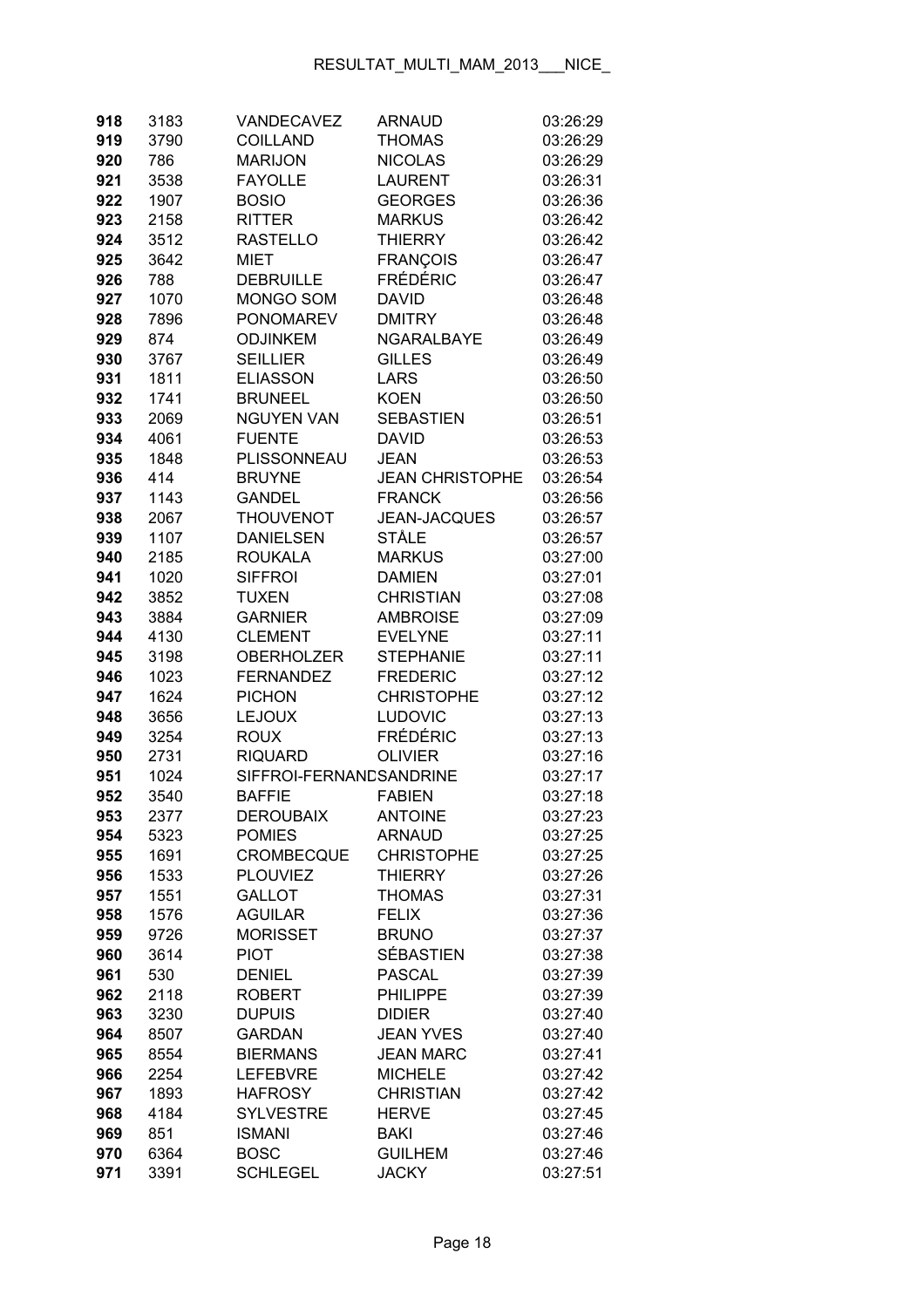| | | | | |
|---|---|---|---|---|
| **918** | 3183 | VANDECAVEZ | ARNAUD | 03:26:29 |
| **919** | 3790 | COILLAND | THOMAS | 03:26:29 |
| **920** | 786 | MARIJON | NICOLAS | 03:26:29 |
| **921** | 3538 | FAYOLLE | LAURENT | 03:26:31 |
| **922** | 1907 | BOSIO | GEORGES | 03:26:36 |
| **923** | 2158 | RITTER | MARKUS | 03:26:42 |
| **924** | 3512 | RASTELLO | THIERRY | 03:26:42 |
| **925** | 3642 | MIET | FRANÇOIS | 03:26:47 |
| **926** | 788 | DEBRUILLE | FRÉDÉRIC | 03:26:47 |
| **927** | 1070 | MONGO SOM | DAVID | 03:26:48 |
| **928** | 7896 | PONOMAREV | DMITRY | 03:26:48 |
| **929** | 874 | ODJINKEM | NGARALBAYE | 03:26:49 |
| **930** | 3767 | SEILLIER | GILLES | 03:26:49 |
| **931** | 1811 | ELIASSON | LARS | 03:26:50 |
| **932** | 1741 | BRUNEEL | KOEN | 03:26:50 |
| **933** | 2069 | NGUYEN VAN | SEBASTIEN | 03:26:51 |
| **934** | 4061 | FUENTE | DAVID | 03:26:53 |
| **935** | 1848 | PLISSONNEAU | JEAN | 03:26:53 |
| **936** | 414 | BRUYNE | JEAN CHRISTOPHE | 03:26:54 |
| **937** | 1143 | GANDEL | FRANCK | 03:26:56 |
| **938** | 2067 | THOUVENOT | JEAN-JACQUES | 03:26:57 |
| **939** | 1107 | DANIELSEN | STÅLE | 03:26:57 |
| **940** | 2185 | ROUKALA | MARKUS | 03:27:00 |
| **941** | 1020 | SIFFROI | DAMIEN | 03:27:01 |
| **942** | 3852 | TUXEN | CHRISTIAN | 03:27:08 |
| **943** | 3884 | GARNIER | AMBROISE | 03:27:09 |
| **944** | 4130 | CLEMENT | EVELYNE | 03:27:11 |
| **945** | 3198 | OBERHOLZER | STEPHANIE | 03:27:11 |
| **946** | 1023 | FERNANDEZ | FREDERIC | 03:27:12 |
| **947** | 1624 | PICHON | CHRISTOPHE | 03:27:12 |
| **948** | 3656 | LEJOUX | LUDOVIC | 03:27:13 |
| **949** | 3254 | ROUX | FRÉDÉRIC | 03:27:13 |
| **950** | 2731 | RIQUARD | OLIVIER | 03:27:16 |
| **951** | 1024 | SIFFROI-FERNANDSANDRINE | | 03:27:17 |
| **952** | 3540 | BAFFIE | FABIEN | 03:27:18 |
| **953** | 2377 | DEROUBAIX | ANTOINE | 03:27:23 |
| **954** | 5323 | POMIES | ARNAUD | 03:27:25 |
| **955** | 1691 | CROMBECQUE | CHRISTOPHE | 03:27:25 |
| **956** | 1533 | PLOUVIEZ | THIERRY | 03:27:26 |
| **957** | 1551 | GALLOT | THOMAS | 03:27:31 |
| **958** | 1576 | AGUILAR | FELIX | 03:27:36 |
| **959** | 9726 | MORISSET | BRUNO | 03:27:37 |
| **960** | 3614 | PIOT | SÉBASTIEN | 03:27:38 |
| **961** | 530 | DENIEL | PASCAL | 03:27:39 |
| **962** | 2118 | ROBERT | PHILIPPE | 03:27:39 |
| **963** | 3230 | DUPUIS | DIDIER | 03:27:40 |
| **964** | 8507 | GARDAN | JEAN YVES | 03:27:40 |
| **965** | 8554 | BIERMANS | JEAN MARC | 03:27:41 |
| **966** | 2254 | LEFEBVRE | MICHELE | 03:27:42 |
| **967** | 1893 | HAFROSY | CHRISTIAN | 03:27:42 |
| **968** | 4184 | SYLVESTRE | HERVE | 03:27:45 |
| **969** | 851 | ISMANI | BAKI | 03:27:46 |
| **970** | 6364 | BOSC | GUILHEM | 03:27:46 |
| **971** | 3391 | SCHLEGEL | JACKY | 03:27:51 |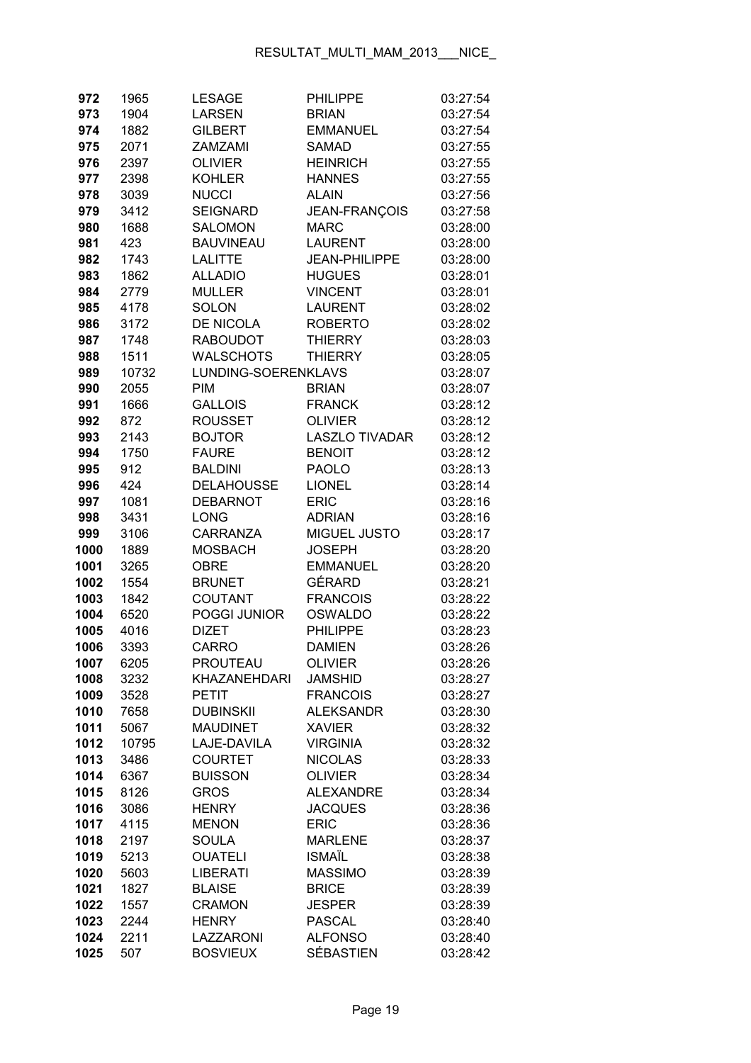| | | | | |
|---|---|---|---|---|
| **972** | 1965 | LESAGE | PHILIPPE | 03:27:54 |
| **973** | 1904 | LARSEN | BRIAN | 03:27:54 |
| **974** | 1882 | GILBERT | EMMANUEL | 03:27:54 |
| **975** | 2071 | ZAMZAMI | SAMAD | 03:27:55 |
| **976** | 2397 | OLIVIER | HEINRICH | 03:27:55 |
| **977** | 2398 | KOHLER | HANNES | 03:27:55 |
| **978** | 3039 | NUCCI | ALAIN | 03:27:56 |
| **979** | 3412 | SEIGNARD | JEAN-FRANÇOIS | 03:27:58 |
| **980** | 1688 | SALOMON | MARC | 03:28:00 |
| **981** | 423 | BAUVINEAU | LAURENT | 03:28:00 |
| **982** | 1743 | LALITTE | JEAN-PHILIPPE | 03:28:00 |
| **983** | 1862 | ALLADIO | HUGUES | 03:28:01 |
| **984** | 2779 | MULLER | VINCENT | 03:28:01 |
| **985** | 4178 | SOLON | LAURENT | 03:28:02 |
| **986** | 3172 | DE NICOLA | ROBERTO | 03:28:02 |
| **987** | 1748 | RABOUDOT | THIERRY | 03:28:03 |
| **988** | 1511 | WALSCHOTS | THIERRY | 03:28:05 |
| **989** | 10732 | LUNDING-SOERENKLAVS | | 03:28:07 |
| **990** | 2055 | PIM | BRIAN | 03:28:07 |
| **991** | 1666 | GALLOIS | FRANCK | 03:28:12 |
| **992** | 872 | ROUSSET | OLIVIER | 03:28:12 |
| **993** | 2143 | BOJTOR | LASZLO TIVADAR | 03:28:12 |
| **994** | 1750 | FAURE | BENOIT | 03:28:12 |
| **995** | 912 | BALDINI | PAOLO | 03:28:13 |
| **996** | 424 | DELAHOUSSE | LIONEL | 03:28:14 |
| **997** | 1081 | DEBARNOT | ERIC | 03:28:16 |
| **998** | 3431 | LONG | ADRIAN | 03:28:16 |
| **999** | 3106 | CARRANZA | MIGUEL JUSTO | 03:28:17 |
| **1000** | 1889 | MOSBACH | JOSEPH | 03:28:20 |
| **1001** | 3265 | OBRE | EMMANUEL | 03:28:20 |
| **1002** | 1554 | BRUNET | GÉRARD | 03:28:21 |
| **1003** | 1842 | COUTANT | FRANCOIS | 03:28:22 |
| **1004** | 6520 | POGGI JUNIOR | OSWALDO | 03:28:22 |
| **1005** | 4016 | DIZET | PHILIPPE | 03:28:23 |
| **1006** | 3393 | CARRO | DAMIEN | 03:28:26 |
| **1007** | 6205 | PROUTEAU | OLIVIER | 03:28:26 |
| **1008** | 3232 | KHAZANEHDARI | JAMSHID | 03:28:27 |
| **1009** | 3528 | PETIT | FRANCOIS | 03:28:27 |
| **1010** | 7658 | DUBINSKII | ALEKSANDR | 03:28:30 |
| **1011** | 5067 | MAUDINET | XAVIER | 03:28:32 |
| **1012** | 10795 | LAJE-DAVILA | VIRGINIA | 03:28:32 |
| **1013** | 3486 | COURTET | NICOLAS | 03:28:33 |
| **1014** | 6367 | BUISSON | OLIVIER | 03:28:34 |
| **1015** | 8126 | GROS | ALEXANDRE | 03:28:34 |
| **1016** | 3086 | HENRY | JACQUES | 03:28:36 |
| **1017** | 4115 | MENON | ERIC | 03:28:36 |
| **1018** | 2197 | SOULA | MARLENE | 03:28:37 |
| **1019** | 5213 | OUATELI | ISMAÏL | 03:28:38 |
| **1020** | 5603 | LIBERATI | MASSIMO | 03:28:39 |
| **1021** | 1827 | BLAISE | BRICE | 03:28:39 |
| **1022** | 1557 | CRAMON | JESPER | 03:28:39 |
| **1023** | 2244 | HENRY | PASCAL | 03:28:40 |
| **1024** | 2211 | LAZZARONI | ALFONSO | 03:28:40 |
| **1025** | 507 | BOSVIEUX | SÉBASTIEN | 03:28:42 |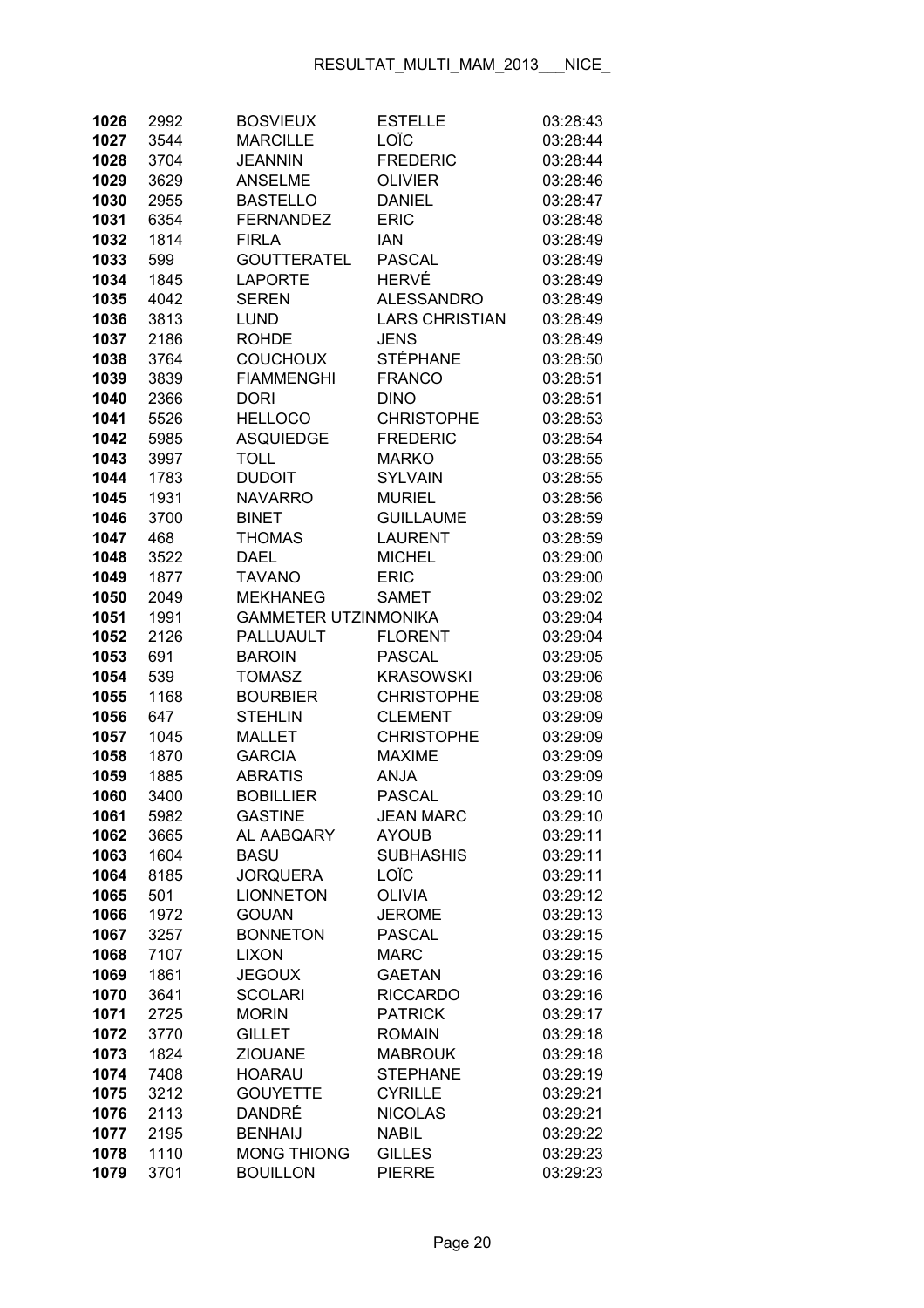| | | | | |
|---|---|---|---|---|
| **1026** | 2992 | BOSVIEUX | ESTELLE | 03:28:43 |
| **1027** | 3544 | MARCILLE | LOÏC | 03:28:44 |
| **1028** | 3704 | JEANNIN | FREDERIC | 03:28:44 |
| **1029** | 3629 | ANSELME | OLIVIER | 03:28:46 |
| **1030** | 2955 | BASTELLO | DANIEL | 03:28:47 |
| **1031** | 6354 | FERNANDEZ | ERIC | 03:28:48 |
| **1032** | 1814 | FIRLA | IAN | 03:28:49 |
| **1033** | 599 | GOUTTERATEL | PASCAL | 03:28:49 |
| **1034** | 1845 | LAPORTE | HERVÉ | 03:28:49 |
| **1035** | 4042 | SEREN | ALESSANDRO | 03:28:49 |
| **1036** | 3813 | LUND | LARS CHRISTIAN | 03:28:49 |
| **1037** | 2186 | ROHDE | JENS | 03:28:49 |
| **1038** | 3764 | COUCHOUX | STÉPHANE | 03:28:50 |
| **1039** | 3839 | FIAMMENGHI | FRANCO | 03:28:51 |
| **1040** | 2366 | DORI | DINO | 03:28:51 |
| **1041** | 5526 | HELLOCO | CHRISTOPHE | 03:28:53 |
| **1042** | 5985 | ASQUIEDGE | FREDERIC | 03:28:54 |
| **1043** | 3997 | TOLL | MARKO | 03:28:55 |
| **1044** | 1783 | DUDOIT | SYLVAIN | 03:28:55 |
| **1045** | 1931 | NAVARRO | MURIEL | 03:28:56 |
| **1046** | 3700 | BINET | GUILLAUME | 03:28:59 |
| **1047** | 468 | THOMAS | LAURENT | 03:28:59 |
| **1048** | 3522 | DAEL | MICHEL | 03:29:00 |
| **1049** | 1877 | TAVANO | ERIC | 03:29:00 |
| **1050** | 2049 | MEKHANEG | SAMET | 03:29:02 |
| **1051** | 1991 | GAMMETER UTZINMONIKA | | 03:29:04 |
| **1052** | 2126 | PALLUAULT | FLORENT | 03:29:04 |
| **1053** | 691 | BAROIN | PASCAL | 03:29:05 |
| **1054** | 539 | TOMASZ | KRASOWSKI | 03:29:06 |
| **1055** | 1168 | BOURBIER | CHRISTOPHE | 03:29:08 |
| **1056** | 647 | STEHLIN | CLEMENT | 03:29:09 |
| **1057** | 1045 | MALLET | CHRISTOPHE | 03:29:09 |
| **1058** | 1870 | GARCIA | MAXIME | 03:29:09 |
| **1059** | 1885 | ABRATIS | ANJA | 03:29:09 |
| **1060** | 3400 | BOBILLIER | PASCAL | 03:29:10 |
| **1061** | 5982 | GASTINE | JEAN MARC | 03:29:10 |
| **1062** | 3665 | AL AABQARY | AYOUB | 03:29:11 |
| **1063** | 1604 | BASU | SUBHASHIS | 03:29:11 |
| **1064** | 8185 | JORQUERA | LOÏC | 03:29:11 |
| **1065** | 501 | LIONNETON | OLIVIA | 03:29:12 |
| **1066** | 1972 | GOUAN | JEROME | 03:29:13 |
| **1067** | 3257 | BONNETON | PASCAL | 03:29:15 |
| **1068** | 7107 | LIXON | MARC | 03:29:15 |
| **1069** | 1861 | JEGOUX | GAETAN | 03:29:16 |
| **1070** | 3641 | SCOLARI | RICCARDO | 03:29:16 |
| **1071** | 2725 | MORIN | PATRICK | 03:29:17 |
| **1072** | 3770 | GILLET | ROMAIN | 03:29:18 |
| **1073** | 1824 | ZIOUANE | MABROUK | 03:29:18 |
| **1074** | 7408 | HOARAU | STEPHANE | 03:29:19 |
| **1075** | 3212 | GOUYETTE | CYRILLE | 03:29:21 |
| **1076** | 2113 | DANDRÉ | NICOLAS | 03:29:21 |
| **1077** | 2195 | BENHAIJ | NABIL | 03:29:22 |
| **1078** | 1110 | MONG THIONG | GILLES | 03:29:23 |
| **1079** | 3701 | BOUILLON | PIERRE | 03:29:23 |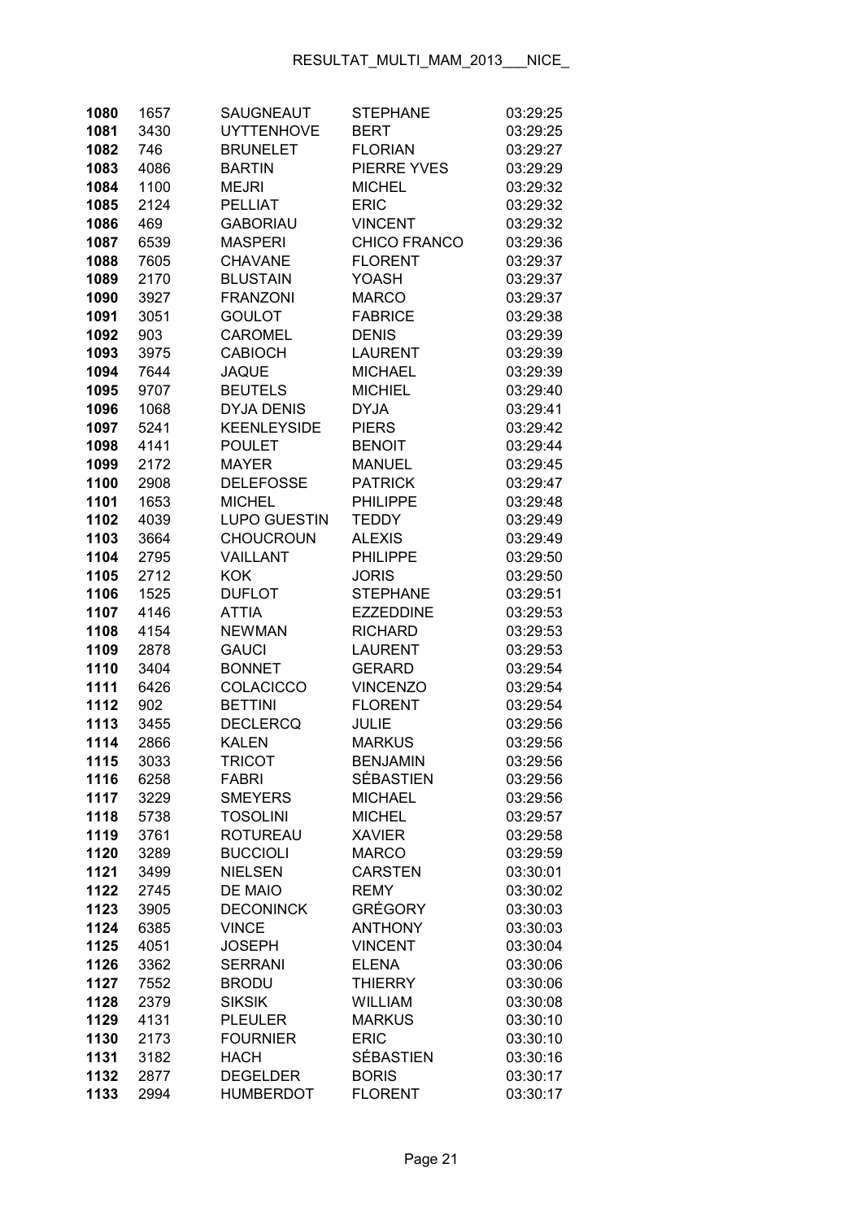| | | | | |
|---|---|---|---|---|
| **1080** | 1657 | SAUGNEAUT | STEPHANE | 03:29:25 |
| **1081** | 3430 | UYTTENHOVE | BERT | 03:29:25 |
| **1082** | 746 | BRUNELET | FLORIAN | 03:29:27 |
| **1083** | 4086 | BARTIN | PIERRE YVES | 03:29:29 |
| **1084** | 1100 | MEJRI | MICHEL | 03:29:32 |
| **1085** | 2124 | PELLIAT | ERIC | 03:29:32 |
| **1086** | 469 | GABORIAU | VINCENT | 03:29:32 |
| **1087** | 6539 | MASPERI | CHICO FRANCO | 03:29:36 |
| **1088** | 7605 | CHAVANE | FLORENT | 03:29:37 |
| **1089** | 2170 | BLUSTAIN | YOASH | 03:29:37 |
| **1090** | 3927 | FRANZONI | MARCO | 03:29:37 |
| **1091** | 3051 | GOULOT | FABRICE | 03:29:38 |
| **1092** | 903 | CAROMEL | DENIS | 03:29:39 |
| **1093** | 3975 | CABIOCH | LAURENT | 03:29:39 |
| **1094** | 7644 | JAQUE | MICHAEL | 03:29:39 |
| **1095** | 9707 | BEUTELS | MICHIEL | 03:29:40 |
| **1096** | 1068 | DYJA DENIS | DYJA | 03:29:41 |
| **1097** | 5241 | KEENLEYSIDE | PIERS | 03:29:42 |
| **1098** | 4141 | POULET | BENOIT | 03:29:44 |
| **1099** | 2172 | MAYER | MANUEL | 03:29:45 |
| **1100** | 2908 | DELEFOSSE | PATRICK | 03:29:47 |
| **1101** | 1653 | MICHEL | PHILIPPE | 03:29:48 |
| **1102** | 4039 | LUPO GUESTIN | TEDDY | 03:29:49 |
| **1103** | 3664 | CHOUCROUN | ALEXIS | 03:29:49 |
| **1104** | 2795 | VAILLANT | PHILIPPE | 03:29:50 |
| **1105** | 2712 | KOK | JORIS | 03:29:50 |
| **1106** | 1525 | DUFLOT | STEPHANE | 03:29:51 |
| **1107** | 4146 | ATTIA | EZZEDDINE | 03:29:53 |
| **1108** | 4154 | NEWMAN | RICHARD | 03:29:53 |
| **1109** | 2878 | GAUCI | LAURENT | 03:29:53 |
| **1110** | 3404 | BONNET | GERARD | 03:29:54 |
| **1111** | 6426 | COLACICCO | VINCENZO | 03:29:54 |
| **1112** | 902 | BETTINI | FLORENT | 03:29:54 |
| **1113** | 3455 | DECLERCQ | JULIE | 03:29:56 |
| **1114** | 2866 | KALEN | MARKUS | 03:29:56 |
| **1115** | 3033 | TRICOT | BENJAMIN | 03:29:56 |
| **1116** | 6258 | FABRI | SÉBASTIEN | 03:29:56 |
| **1117** | 3229 | SMEYERS | MICHAEL | 03:29:56 |
| **1118** | 5738 | TOSOLINI | MICHEL | 03:29:57 |
| **1119** | 3761 | ROTUREAU | XAVIER | 03:29:58 |
| **1120** | 3289 | BUCCIOLI | MARCO | 03:29:59 |
| **1121** | 3499 | NIELSEN | CARSTEN | 03:30:01 |
| **1122** | 2745 | DE MAIO | REMY | 03:30:02 |
| **1123** | 3905 | DECONINCK | GRÉGORY | 03:30:03 |
| **1124** | 6385 | VINCE | ANTHONY | 03:30:03 |
| **1125** | 4051 | JOSEPH | VINCENT | 03:30:04 |
| **1126** | 3362 | SERRANI | ELENA | 03:30:06 |
| **1127** | 7552 | BRODU | THIERRY | 03:30:06 |
| **1128** | 2379 | SIKSIK | WILLIAM | 03:30:08 |
| **1129** | 4131 | PLEULER | MARKUS | 03:30:10 |
| **1130** | 2173 | FOURNIER | ERIC | 03:30:10 |
| **1131** | 3182 | HACH | SÉBASTIEN | 03:30:16 |
| **1132** | 2877 | DEGELDER | BORIS | 03:30:17 |
| **1133** | 2994 | HUMBERDOT | FLORENT | 03:30:17 |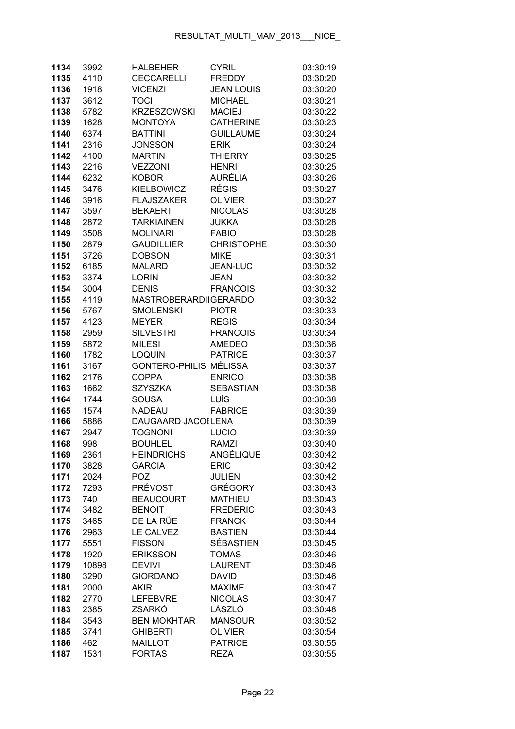| | | | | |
|---|---|---|---|---|
| **1134** | 3992 | HALBEHER | CYRIL | 03:30:19 |
| **1135** | 4110 | CECCARELLI | FREDDY | 03:30:20 |
| **1136** | 1918 | VICENZI | JEAN LOUIS | 03:30:20 |
| **1137** | 3612 | TOCI | MICHAEL | 03:30:21 |
| **1138** | 5782 | KRZESZOWSKI | MACIEJ | 03:30:22 |
| **1139** | 1628 | MONTOYA | CATHERINE | 03:30:23 |
| **1140** | 6374 | BATTINI | GUILLAUME | 03:30:24 |
| **1141** | 2316 | JONSSON | ERIK | 03:30:24 |
| **1142** | 4100 | MARTIN | THIERRY | 03:30:25 |
| **1143** | 2216 | VEZZONI | HENRI | 03:30:25 |
| **1144** | 6232 | KOBOR | AURÉLIA | 03:30:26 |
| **1145** | 3476 | KIELBOWICZ | RÉGIS | 03:30:27 |
| **1146** | 3916 | FLAJSZAKER | OLIVIER | 03:30:27 |
| **1147** | 3597 | BEKAERT | NICOLAS | 03:30:28 |
| **1148** | 2872 | TARKIAINEN | JUKKA | 03:30:28 |
| **1149** | 3508 | MOLINARI | FABIO | 03:30:28 |
| **1150** | 2879 | GAUDILLIER | CHRISTOPHE | 03:30:30 |
| **1151** | 3726 | DOBSON | MIKE | 03:30:31 |
| **1152** | 6185 | MALARD | JEAN-LUC | 03:30:32 |
| **1153** | 3374 | LORIN | JEAN | 03:30:32 |
| **1154** | 3004 | DENIS | FRANCOIS | 03:30:32 |
| **1155** | 4119 | MASTROBERARDII | GERARDO | 03:30:32 |
| **1156** | 5767 | SMOLENSKI | PIOTR | 03:30:33 |
| **1157** | 4123 | MEYER | REGIS | 03:30:34 |
| **1158** | 2959 | SILVESTRI | FRANCOIS | 03:30:34 |
| **1159** | 5872 | MILESI | AMEDEO | 03:30:36 |
| **1160** | 1782 | LOQUIN | PATRICE | 03:30:37 |
| **1161** | 3167 | GONTERO-PHILIS | MÉLISSA | 03:30:37 |
| **1162** | 2176 | COPPA | ENRICO | 03:30:38 |
| **1163** | 1662 | SZYSZKA | SEBASTIAN | 03:30:38 |
| **1164** | 1744 | SOUSA | LUÍS | 03:30:38 |
| **1165** | 1574 | NADEAU | FABRICE | 03:30:39 |
| **1166** | 5886 | DAUGAARD JACOE | LENA | 03:30:39 |
| **1167** | 2947 | TOGNONI | LUCIO | 03:30:39 |
| **1168** | 998 | BOUHLEL | RAMZI | 03:30:40 |
| **1169** | 2361 | HEINDRICHS | ANGÉLIQUE | 03:30:42 |
| **1170** | 3828 | GARCIA | ERIC | 03:30:42 |
| **1171** | 2024 | POZ | JULIEN | 03:30:42 |
| **1172** | 7293 | PRÉVOST | GRÉGORY | 03:30:43 |
| **1173** | 740 | BEAUCOURT | MATHIEU | 03:30:43 |
| **1174** | 3482 | BENOIT | FREDERIC | 03:30:43 |
| **1175** | 3465 | DE LA RÜE | FRANCK | 03:30:44 |
| **1176** | 2963 | LE CALVEZ | BASTIEN | 03:30:44 |
| **1177** | 5551 | FISSON | SÉBASTIEN | 03:30:45 |
| **1178** | 1920 | ERIKSSON | TOMAS | 03:30:46 |
| **1179** | 10898 | DEVIVI | LAURENT | 03:30:46 |
| **1180** | 3290 | GIORDANO | DAVID | 03:30:46 |
| **1181** | 2000 | AKIR | MAXIME | 03:30:47 |
| **1182** | 2770 | LEFEBVRE | NICOLAS | 03:30:47 |
| **1183** | 2385 | ZSARKÓ | LÁSZLÓ | 03:30:48 |
| **1184** | 3543 | BEN MOKHTAR | MANSOUR | 03:30:52 |
| **1185** | 3741 | GHIBERTI | OLIVIER | 03:30:54 |
| **1186** | 462 | MAILLOT | PATRICE | 03:30:55 |
| **1187** | 1531 | FORTAS | REZA | 03:30:55 |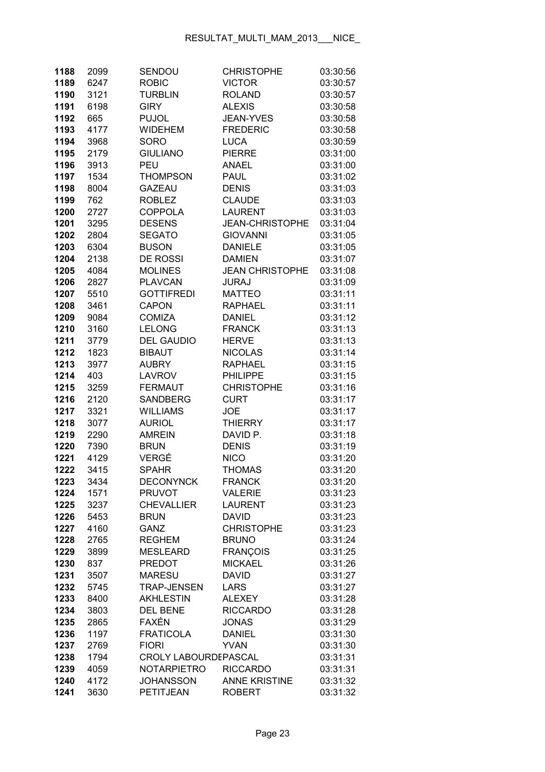| | | | | |
|---|---|---|---|---|
| **1188** | 2099 | SENDOU | CHRISTOPHE | 03:30:56 |
| **1189** | 6247 | ROBIC | VICTOR | 03:30:57 |
| **1190** | 3121 | TURBLIN | ROLAND | 03:30:57 |
| **1191** | 6198 | GIRY | ALEXIS | 03:30:58 |
| **1192** | 665 | PUJOL | JEAN-YVES | 03:30:58 |
| **1193** | 4177 | WIDEHEM | FREDERIC | 03:30:58 |
| **1194** | 3968 | SORO | LUCA | 03:30:59 |
| **1195** | 2179 | GIULIANO | PIERRE | 03:31:00 |
| **1196** | 3913 | PEU | ANAEL | 03:31:00 |
| **1197** | 1534 | THOMPSON | PAUL | 03:31:02 |
| **1198** | 8004 | GAZEAU | DENIS | 03:31:03 |
| **1199** | 762 | ROBLEZ | CLAUDE | 03:31:03 |
| **1200** | 2727 | COPPOLA | LAURENT | 03:31:03 |
| **1201** | 3295 | DESENS | JEAN-CHRISTOPHE | 03:31:04 |
| **1202** | 2804 | SEGATO | GIOVANNI | 03:31:05 |
| **1203** | 6304 | BUSON | DANIELE | 03:31:05 |
| **1204** | 2138 | DE ROSSI | DAMIEN | 03:31:07 |
| **1205** | 4084 | MOLINES | JEAN CHRISTOPHE | 03:31:08 |
| **1206** | 2827 | PLAVCAN | JURAJ | 03:31:09 |
| **1207** | 5510 | GOTTIFREDI | MATTEO | 03:31:11 |
| **1208** | 3461 | CAPON | RAPHAEL | 03:31:11 |
| **1209** | 9084 | COMIZA | DANIEL | 03:31:12 |
| **1210** | 3160 | LELONG | FRANCK | 03:31:13 |
| **1211** | 3779 | DEL GAUDIO | HERVE | 03:31:13 |
| **1212** | 1823 | BIBAUT | NICOLAS | 03:31:14 |
| **1213** | 3977 | AUBRY | RAPHAEL | 03:31:15 |
| **1214** | 403 | LAVROV | PHILIPPE | 03:31:15 |
| **1215** | 3259 | FERMAUT | CHRISTOPHE | 03:31:16 |
| **1216** | 2120 | SANDBERG | CURT | 03:31:17 |
| **1217** | 3321 | WILLIAMS | JOE | 03:31:17 |
| **1218** | 3077 | AURIOL | THIERRY | 03:31:17 |
| **1219** | 2290 | AMREIN | DAVID P. | 03:31:18 |
| **1220** | 7390 | BRUN | DENIS | 03:31:19 |
| **1221** | 4129 | VERGÉ | NICO | 03:31:20 |
| **1222** | 3415 | SPAHR | THOMAS | 03:31:20 |
| **1223** | 3434 | DECONYNCK | FRANCK | 03:31:20 |
| **1224** | 1571 | PRUVOT | VALERIE | 03:31:23 |
| **1225** | 3237 | CHEVALLIER | LAURENT | 03:31:23 |
| **1226** | 5453 | BRUN | DAVID | 03:31:23 |
| **1227** | 4160 | GANZ | CHRISTOPHE | 03:31:23 |
| **1228** | 2765 | REGHEM | BRUNO | 03:31:24 |
| **1229** | 3899 | MESLEARD | FRANÇOIS | 03:31:25 |
| **1230** | 837 | PREDOT | MICKAEL | 03:31:26 |
| **1231** | 3507 | MARESU | DAVID | 03:31:27 |
| **1232** | 5745 | TRAP-JENSEN | LARS | 03:31:27 |
| **1233** | 8400 | AKHLESTIN | ALEXEY | 03:31:28 |
| **1234** | 3803 | DEL BENE | RICCARDO | 03:31:28 |
| **1235** | 2865 | FAXÉN | JONAS | 03:31:29 |
| **1236** | 1197 | FRATICOLA | DANIEL | 03:31:30 |
| **1237** | 2769 | FIORI | YVAN | 03:31:30 |
| **1238** | 1794 | CROLY LABOURDE | PASCAL | 03:31:31 |
| **1239** | 4059 | NOTARPIETRO | RICCARDO | 03:31:31 |
| **1240** | 4172 | JOHANSSON | ANNE KRISTINE | 03:31:32 |
| **1241** | 3630 | PETITJEAN | ROBERT | 03:31:32 |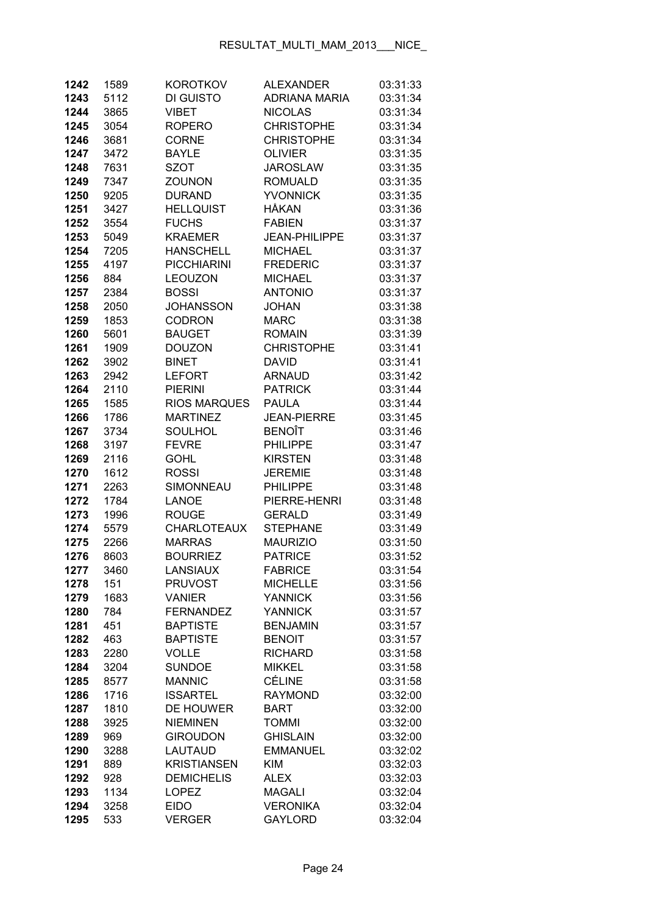| | | | | |
|---|---|---|---|---|
| **1242** | 1589 | KOROTKOV | ALEXANDER | 03:31:33 |
| **1243** | 5112 | DI GUISTO | ADRIANA MARIA | 03:31:34 |
| **1244** | 3865 | VIBET | NICOLAS | 03:31:34 |
| **1245** | 3054 | ROPERO | CHRISTOPHE | 03:31:34 |
| **1246** | 3681 | CORNE | CHRISTOPHE | 03:31:34 |
| **1247** | 3472 | BAYLE | OLIVIER | 03:31:35 |
| **1248** | 7631 | SZOT | JAROSLAW | 03:31:35 |
| **1249** | 7347 | ZOUNON | ROMUALD | 03:31:35 |
| **1250** | 9205 | DURAND | YVONNICK | 03:31:35 |
| **1251** | 3427 | HELLQUIST | HÅKAN | 03:31:36 |
| **1252** | 3554 | FUCHS | FABIEN | 03:31:37 |
| **1253** | 5049 | KRAEMER | JEAN-PHILIPPE | 03:31:37 |
| **1254** | 7205 | HANSCHELL | MICHAEL | 03:31:37 |
| **1255** | 4197 | PICCHIARINI | FREDERIC | 03:31:37 |
| **1256** | 884 | LEOUZON | MICHAEL | 03:31:37 |
| **1257** | 2384 | BOSSI | ANTONIO | 03:31:37 |
| **1258** | 2050 | JOHANSSON | JOHAN | 03:31:38 |
| **1259** | 1853 | CODRON | MARC | 03:31:38 |
| **1260** | 5601 | BAUGET | ROMAIN | 03:31:39 |
| **1261** | 1909 | DOUZON | CHRISTOPHE | 03:31:41 |
| **1262** | 3902 | BINET | DAVID | 03:31:41 |
| **1263** | 2942 | LEFORT | ARNAUD | 03:31:42 |
| **1264** | 2110 | PIERINI | PATRICK | 03:31:44 |
| **1265** | 1585 | RIOS MARQUES | PAULA | 03:31:44 |
| **1266** | 1786 | MARTINEZ | JEAN-PIERRE | 03:31:45 |
| **1267** | 3734 | SOULHOL | BENOÎT | 03:31:46 |
| **1268** | 3197 | FEVRE | PHILIPPE | 03:31:47 |
| **1269** | 2116 | GOHL | KIRSTEN | 03:31:48 |
| **1270** | 1612 | ROSSI | JEREMIE | 03:31:48 |
| **1271** | 2263 | SIMONNEAU | PHILIPPE | 03:31:48 |
| **1272** | 1784 | LANOE | PIERRE-HENRI | 03:31:48 |
| **1273** | 1996 | ROUGE | GERALD | 03:31:49 |
| **1274** | 5579 | CHARLOTEAUX | STEPHANE | 03:31:49 |
| **1275** | 2266 | MARRAS | MAURIZIO | 03:31:50 |
| **1276** | 8603 | BOURRIEZ | PATRICE | 03:31:52 |
| **1277** | 3460 | LANSIAUX | FABRICE | 03:31:54 |
| **1278** | 151 | PRUVOST | MICHELLE | 03:31:56 |
| **1279** | 1683 | VANIER | YANNICK | 03:31:56 |
| **1280** | 784 | FERNANDEZ | YANNICK | 03:31:57 |
| **1281** | 451 | BAPTISTE | BENJAMIN | 03:31:57 |
| **1282** | 463 | BAPTISTE | BENOIT | 03:31:57 |
| **1283** | 2280 | VOLLE | RICHARD | 03:31:58 |
| **1284** | 3204 | SUNDOE | MIKKEL | 03:31:58 |
| **1285** | 8577 | MANNIC | CÉLINE | 03:31:58 |
| **1286** | 1716 | ISSARTEL | RAYMOND | 03:32:00 |
| **1287** | 1810 | DE HOUWER | BART | 03:32:00 |
| **1288** | 3925 | NIEMINEN | TOMMI | 03:32:00 |
| **1289** | 969 | GIROUDON | GHISLAIN | 03:32:00 |
| **1290** | 3288 | LAUTAUD | EMMANUEL | 03:32:02 |
| **1291** | 889 | KRISTIANSEN | KIM | 03:32:03 |
| **1292** | 928 | DEMICHELIS | ALEX | 03:32:03 |
| **1293** | 1134 | LOPEZ | MAGALI | 03:32:04 |
| **1294** | 3258 | EIDO | VERONIKA | 03:32:04 |
| **1295** | 533 | VERGER | GAYLORD | 03:32:04 |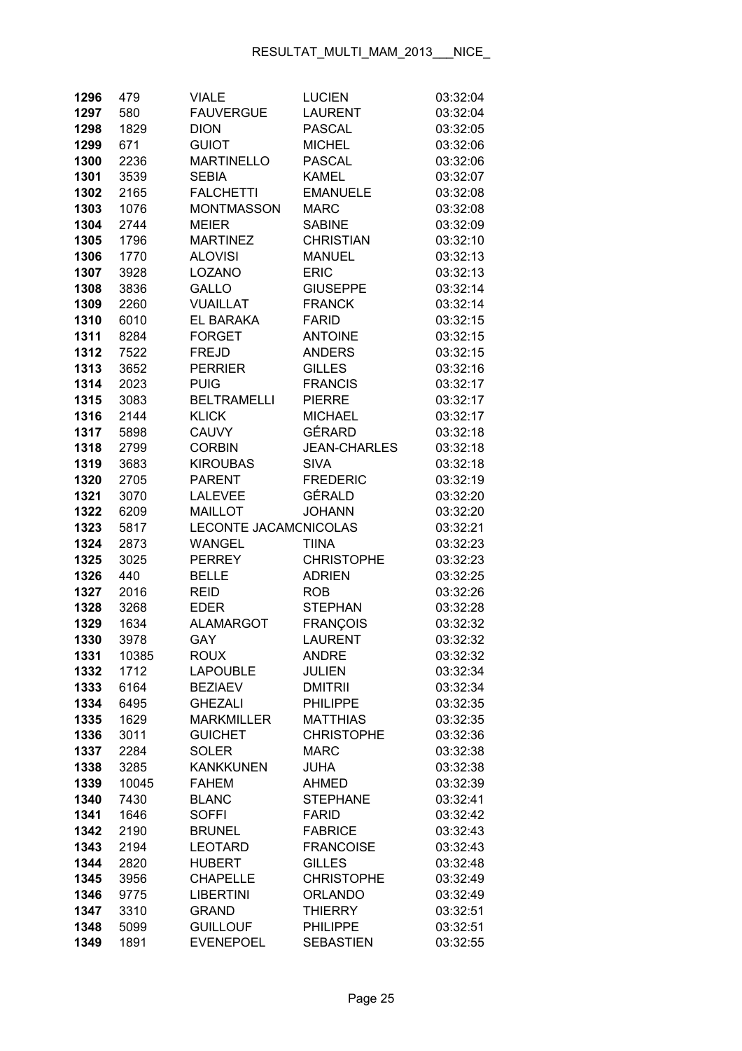| | | | | |
|---|---|---|---|---|
| **1296** | 479 | VIALE | LUCIEN | 03:32:04 |
| **1297** | 580 | FAUVERGUE | LAURENT | 03:32:04 |
| **1298** | 1829 | DION | PASCAL | 03:32:05 |
| **1299** | 671 | GUIOT | MICHEL | 03:32:06 |
| **1300** | 2236 | MARTINELLO | PASCAL | 03:32:06 |
| **1301** | 3539 | SEBIA | KAMEL | 03:32:07 |
| **1302** | 2165 | FALCHETTI | EMANUELE | 03:32:08 |
| **1303** | 1076 | MONTMASSON | MARC | 03:32:08 |
| **1304** | 2744 | MEIER | SABINE | 03:32:09 |
| **1305** | 1796 | MARTINEZ | CHRISTIAN | 03:32:10 |
| **1306** | 1770 | ALOVISI | MANUEL | 03:32:13 |
| **1307** | 3928 | LOZANO | ERIC | 03:32:13 |
| **1308** | 3836 | GALLO | GIUSEPPE | 03:32:14 |
| **1309** | 2260 | VUAILLAT | FRANCK | 03:32:14 |
| **1310** | 6010 | EL BARAKA | FARID | 03:32:15 |
| **1311** | 8284 | FORGET | ANTOINE | 03:32:15 |
| **1312** | 7522 | FREJD | ANDERS | 03:32:15 |
| **1313** | 3652 | PERRIER | GILLES | 03:32:16 |
| **1314** | 2023 | PUIG | FRANCIS | 03:32:17 |
| **1315** | 3083 | BELTRAMELLI | PIERRE | 03:32:17 |
| **1316** | 2144 | KLICK | MICHAEL | 03:32:17 |
| **1317** | 5898 | CAUVY | GÉRARD | 03:32:18 |
| **1318** | 2799 | CORBIN | JEAN-CHARLES | 03:32:18 |
| **1319** | 3683 | KIROUBAS | SIVA | 03:32:18 |
| **1320** | 2705 | PARENT | FREDERIC | 03:32:19 |
| **1321** | 3070 | LALEVEE | GÉRALD | 03:32:20 |
| **1322** | 6209 | MAILLOT | JOHANN | 03:32:20 |
| **1323** | 5817 | LECONTE JACAMC | NICOLAS | 03:32:21 |
| **1324** | 2873 | WANGEL | TIINA | 03:32:23 |
| **1325** | 3025 | PERREY | CHRISTOPHE | 03:32:23 |
| **1326** | 440 | BELLE | ADRIEN | 03:32:25 |
| **1327** | 2016 | REID | ROB | 03:32:26 |
| **1328** | 3268 | EDER | STEPHAN | 03:32:28 |
| **1329** | 1634 | ALAMARGOT | FRANÇOIS | 03:32:32 |
| **1330** | 3978 | GAY | LAURENT | 03:32:32 |
| **1331** | 10385 | ROUX | ANDRE | 03:32:32 |
| **1332** | 1712 | LAPOUBLE | JULIEN | 03:32:34 |
| **1333** | 6164 | BEZIAEV | DMITRII | 03:32:34 |
| **1334** | 6495 | GHEZALI | PHILIPPE | 03:32:35 |
| **1335** | 1629 | MARKMILLER | MATTHIAS | 03:32:35 |
| **1336** | 3011 | GUICHET | CHRISTOPHE | 03:32:36 |
| **1337** | 2284 | SOLER | MARC | 03:32:38 |
| **1338** | 3285 | KANKKUNEN | JUHA | 03:32:38 |
| **1339** | 10045 | FAHEM | AHMED | 03:32:39 |
| **1340** | 7430 | BLANC | STEPHANE | 03:32:41 |
| **1341** | 1646 | SOFFI | FARID | 03:32:42 |
| **1342** | 2190 | BRUNEL | FABRICE | 03:32:43 |
| **1343** | 2194 | LEOTARD | FRANCOISE | 03:32:43 |
| **1344** | 2820 | HUBERT | GILLES | 03:32:48 |
| **1345** | 3956 | CHAPELLE | CHRISTOPHE | 03:32:49 |
| **1346** | 9775 | LIBERTINI | ORLANDO | 03:32:49 |
| **1347** | 3310 | GRAND | THIERRY | 03:32:51 |
| **1348** | 5099 | GUILLOUF | PHILIPPE | 03:32:51 |
| **1349** | 1891 | EVENEPOEL | SEBASTIEN | 03:32:55 |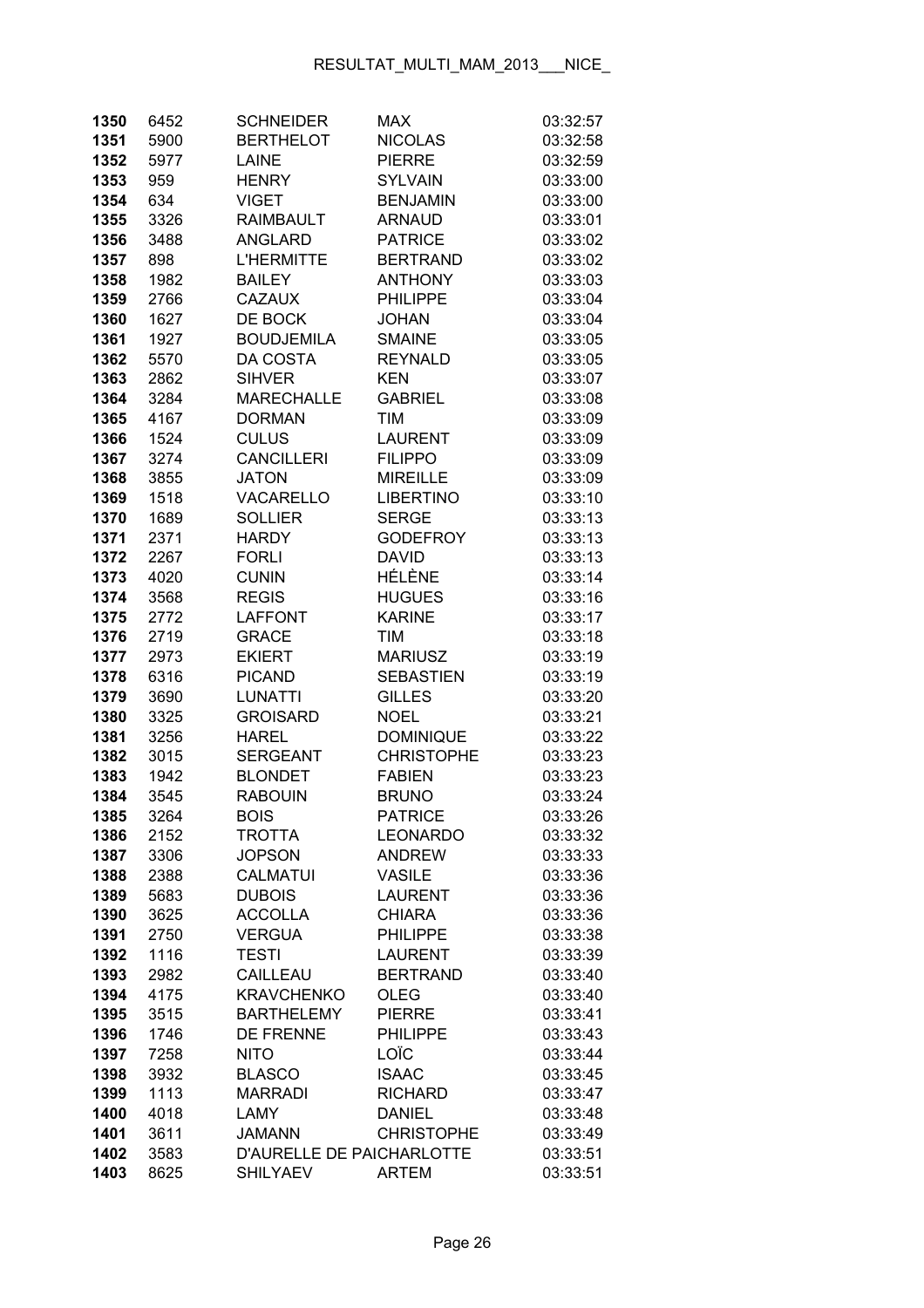| | | | | |
|---|---|---|---|---|
| 1350 | 6452 | SCHNEIDER | MAX | 03:32:57 |
| 1351 | 5900 | BERTHELOT | NICOLAS | 03:32:58 |
| 1352 | 5977 | LAINE | PIERRE | 03:32:59 |
| 1353 | 959 | HENRY | SYLVAIN | 03:33:00 |
| 1354 | 634 | VIGET | BENJAMIN | 03:33:00 |
| 1355 | 3326 | RAIMBAULT | ARNAUD | 03:33:01 |
| 1356 | 3488 | ANGLARD | PATRICE | 03:33:02 |
| 1357 | 898 | L'HERMITTE | BERTRAND | 03:33:02 |
| 1358 | 1982 | BAILEY | ANTHONY | 03:33:03 |
| 1359 | 2766 | CAZAUX | PHILIPPE | 03:33:04 |
| 1360 | 1627 | DE BOCK | JOHAN | 03:33:04 |
| 1361 | 1927 | BOUDJEMILA | SMAINE | 03:33:05 |
| 1362 | 5570 | DA COSTA | REYNALD | 03:33:05 |
| 1363 | 2862 | SIHVER | KEN | 03:33:07 |
| 1364 | 3284 | MARECHALLE | GABRIEL | 03:33:08 |
| 1365 | 4167 | DORMAN | TIM | 03:33:09 |
| 1366 | 1524 | CULUS | LAURENT | 03:33:09 |
| 1367 | 3274 | CANCILLERI | FILIPPO | 03:33:09 |
| 1368 | 3855 | JATON | MIREILLE | 03:33:09 |
| 1369 | 1518 | VACARELLO | LIBERTINO | 03:33:10 |
| 1370 | 1689 | SOLLIER | SERGE | 03:33:13 |
| 1371 | 2371 | HARDY | GODEFROY | 03:33:13 |
| 1372 | 2267 | FORLI | DAVID | 03:33:13 |
| 1373 | 4020 | CUNIN | HÉLÈNE | 03:33:14 |
| 1374 | 3568 | REGIS | HUGUES | 03:33:16 |
| 1375 | 2772 | LAFFONT | KARINE | 03:33:17 |
| 1376 | 2719 | GRACE | TIM | 03:33:18 |
| 1377 | 2973 | EKIERT | MARIUSZ | 03:33:19 |
| 1378 | 6316 | PICAND | SEBASTIEN | 03:33:19 |
| 1379 | 3690 | LUNATTI | GILLES | 03:33:20 |
| 1380 | 3325 | GROISARD | NOEL | 03:33:21 |
| 1381 | 3256 | HAREL | DOMINIQUE | 03:33:22 |
| 1382 | 3015 | SERGEANT | CHRISTOPHE | 03:33:23 |
| 1383 | 1942 | BLONDET | FABIEN | 03:33:23 |
| 1384 | 3545 | RABOUIN | BRUNO | 03:33:24 |
| 1385 | 3264 | BOIS | PATRICE | 03:33:26 |
| 1386 | 2152 | TROTTA | LEONARDO | 03:33:32 |
| 1387 | 3306 | JOPSON | ANDREW | 03:33:33 |
| 1388 | 2388 | CALMATUI | VASILE | 03:33:36 |
| 1389 | 5683 | DUBOIS | LAURENT | 03:33:36 |
| 1390 | 3625 | ACCOLLA | CHIARA | 03:33:36 |
| 1391 | 2750 | VERGUA | PHILIPPE | 03:33:38 |
| 1392 | 1116 | TESTI | LAURENT | 03:33:39 |
| 1393 | 2982 | CAILLEAU | BERTRAND | 03:33:40 |
| 1394 | 4175 | KRAVCHENKO | OLEG | 03:33:40 |
| 1395 | 3515 | BARTHELEMY | PIERRE | 03:33:41 |
| 1396 | 1746 | DE FRENNE | PHILIPPE | 03:33:43 |
| 1397 | 7258 | NITO | LOÏC | 03:33:44 |
| 1398 | 3932 | BLASCO | ISAAC | 03:33:45 |
| 1399 | 1113 | MARRADI | RICHARD | 03:33:47 |
| 1400 | 4018 | LAMY | DANIEL | 03:33:48 |
| 1401 | 3611 | JAMANN | CHRISTOPHE | 03:33:49 |
| 1402 | 3583 | D'AURELLE DE PAI | CHARLOTTE | 03:33:51 |
| 1403 | 8625 | SHILYAEV | ARTEM | 03:33:51 |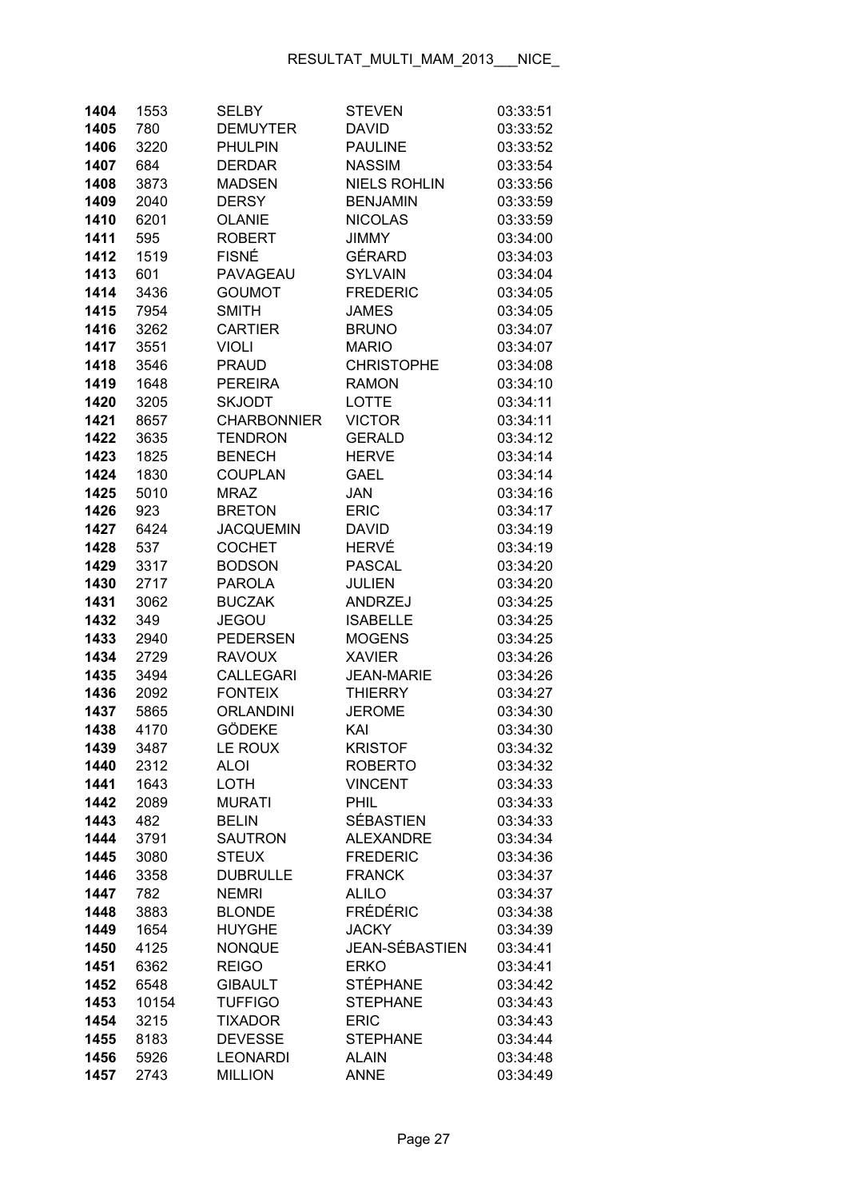| | | | | |
|---|---|---|---|---|
| **1404** | 1553 | SELBY | STEVEN | 03:33:51 |
| **1405** | 780 | DEMUYTER | DAVID | 03:33:52 |
| **1406** | 3220 | PHULPIN | PAULINE | 03:33:52 |
| **1407** | 684 | DERDAR | NASSIM | 03:33:54 |
| **1408** | 3873 | MADSEN | NIELS ROHLIN | 03:33:56 |
| **1409** | 2040 | DERSY | BENJAMIN | 03:33:59 |
| **1410** | 6201 | OLANIE | NICOLAS | 03:33:59 |
| **1411** | 595 | ROBERT | JIMMY | 03:34:00 |
| **1412** | 1519 | FISNÉ | GÉRARD | 03:34:03 |
| **1413** | 601 | PAVAGEAU | SYLVAIN | 03:34:04 |
| **1414** | 3436 | GOUMOT | FREDERIC | 03:34:05 |
| **1415** | 7954 | SMITH | JAMES | 03:34:05 |
| **1416** | 3262 | CARTIER | BRUNO | 03:34:07 |
| **1417** | 3551 | VIOLI | MARIO | 03:34:07 |
| **1418** | 3546 | PRAUD | CHRISTOPHE | 03:34:08 |
| **1419** | 1648 | PEREIRA | RAMON | 03:34:10 |
| **1420** | 3205 | SKJODT | LOTTE | 03:34:11 |
| **1421** | 8657 | CHARBONNIER | VICTOR | 03:34:11 |
| **1422** | 3635 | TENDRON | GERALD | 03:34:12 |
| **1423** | 1825 | BENECH | HERVE | 03:34:14 |
| **1424** | 1830 | COUPLAN | GAEL | 03:34:14 |
| **1425** | 5010 | MRAZ | JAN | 03:34:16 |
| **1426** | 923 | BRETON | ERIC | 03:34:17 |
| **1427** | 6424 | JACQUEMIN | DAVID | 03:34:19 |
| **1428** | 537 | COCHET | HERVÉ | 03:34:19 |
| **1429** | 3317 | BODSON | PASCAL | 03:34:20 |
| **1430** | 2717 | PAROLA | JULIEN | 03:34:20 |
| **1431** | 3062 | BUCZAK | ANDRZEJ | 03:34:25 |
| **1432** | 349 | JEGOU | ISABELLE | 03:34:25 |
| **1433** | 2940 | PEDERSEN | MOGENS | 03:34:25 |
| **1434** | 2729 | RAVOUX | XAVIER | 03:34:26 |
| **1435** | 3494 | CALLEGARI | JEAN-MARIE | 03:34:26 |
| **1436** | 2092 | FONTEIX | THIERRY | 03:34:27 |
| **1437** | 5865 | ORLANDINI | JEROME | 03:34:30 |
| **1438** | 4170 | GÖDEKE | KAI | 03:34:30 |
| **1439** | 3487 | LE ROUX | KRISTOF | 03:34:32 |
| **1440** | 2312 | ALOI | ROBERTO | 03:34:32 |
| **1441** | 1643 | LOTH | VINCENT | 03:34:33 |
| **1442** | 2089 | MURATI | PHIL | 03:34:33 |
| **1443** | 482 | BELIN | SÉBASTIEN | 03:34:33 |
| **1444** | 3791 | SAUTRON | ALEXANDRE | 03:34:34 |
| **1445** | 3080 | STEUX | FREDERIC | 03:34:36 |
| **1446** | 3358 | DUBRULLE | FRANCK | 03:34:37 |
| **1447** | 782 | NEMRI | ALILO | 03:34:37 |
| **1448** | 3883 | BLONDE | FRÉDÉRIC | 03:34:38 |
| **1449** | 1654 | HUYGHE | JACKY | 03:34:39 |
| **1450** | 4125 | NONQUE | JEAN-SÉBASTIEN | 03:34:41 |
| **1451** | 6362 | REIGO | ERKO | 03:34:41 |
| **1452** | 6548 | GIBAULT | STÉPHANE | 03:34:42 |
| **1453** | 10154 | TUFFIGO | STEPHANE | 03:34:43 |
| **1454** | 3215 | TIXADOR | ERIC | 03:34:43 |
| **1455** | 8183 | DEVESSE | STEPHANE | 03:34:44 |
| **1456** | 5926 | LEONARDI | ALAIN | 03:34:48 |
| **1457** | 2743 | MILLION | ANNE | 03:34:49 |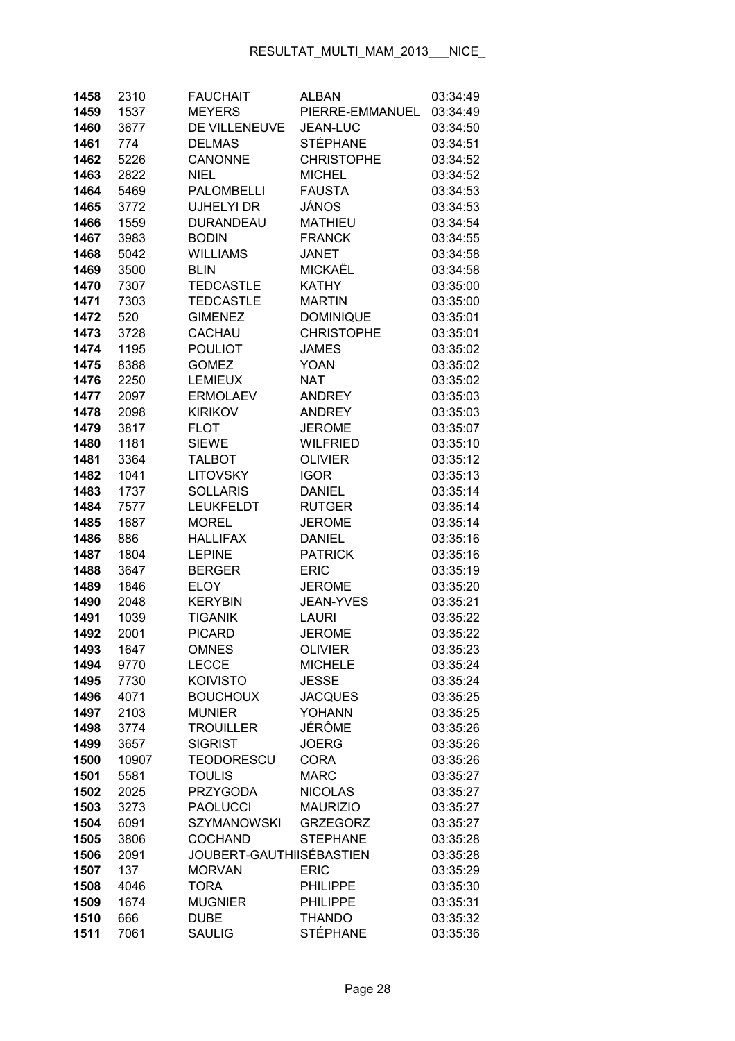| | | | | |
|---|---|---|---|---|
| **1458** | 2310 | FAUCHAIT | ALBAN | 03:34:49 |
| **1459** | 1537 | MEYERS | PIERRE-EMMANUEL | 03:34:49 |
| **1460** | 3677 | DE VILLENEUVE | JEAN-LUC | 03:34:50 |
| **1461** | 774 | DELMAS | STÉPHANE | 03:34:51 |
| **1462** | 5226 | CANONNE | CHRISTOPHE | 03:34:52 |
| **1463** | 2822 | NIEL | MICHEL | 03:34:52 |
| **1464** | 5469 | PALOMBELLI | FAUSTA | 03:34:53 |
| **1465** | 3772 | UJHELYI DR | JÁNOS | 03:34:53 |
| **1466** | 1559 | DURANDEAU | MATHIEU | 03:34:54 |
| **1467** | 3983 | BODIN | FRANCK | 03:34:55 |
| **1468** | 5042 | WILLIAMS | JANET | 03:34:58 |
| **1469** | 3500 | BLIN | MICKAËL | 03:34:58 |
| **1470** | 7307 | TEDCASTLE | KATHY | 03:35:00 |
| **1471** | 7303 | TEDCASTLE | MARTIN | 03:35:00 |
| **1472** | 520 | GIMENEZ | DOMINIQUE | 03:35:01 |
| **1473** | 3728 | CACHAU | CHRISTOPHE | 03:35:01 |
| **1474** | 1195 | POULIOT | JAMES | 03:35:02 |
| **1475** | 8388 | GOMEZ | YOAN | 03:35:02 |
| **1476** | 2250 | LEMIEUX | NAT | 03:35:02 |
| **1477** | 2097 | ERMOLAEV | ANDREY | 03:35:03 |
| **1478** | 2098 | KIRIKOV | ANDREY | 03:35:03 |
| **1479** | 3817 | FLOT | JEROME | 03:35:07 |
| **1480** | 1181 | SIEWE | WILFRIED | 03:35:10 |
| **1481** | 3364 | TALBOT | OLIVIER | 03:35:12 |
| **1482** | 1041 | LITOVSKY | IGOR | 03:35:13 |
| **1483** | 1737 | SOLLARIS | DANIEL | 03:35:14 |
| **1484** | 7577 | LEUKFELDT | RUTGER | 03:35:14 |
| **1485** | 1687 | MOREL | JEROME | 03:35:14 |
| **1486** | 886 | HALLIFAX | DANIEL | 03:35:16 |
| **1487** | 1804 | LEPINE | PATRICK | 03:35:16 |
| **1488** | 3647 | BERGER | ERIC | 03:35:19 |
| **1489** | 1846 | ELOY | JEROME | 03:35:20 |
| **1490** | 2048 | KERYBIN | JEAN-YVES | 03:35:21 |
| **1491** | 1039 | TIGANIK | LAURI | 03:35:22 |
| **1492** | 2001 | PICARD | JEROME | 03:35:22 |
| **1493** | 1647 | OMNES | OLIVIER | 03:35:23 |
| **1494** | 9770 | LECCE | MICHELE | 03:35:24 |
| **1495** | 7730 | KOIVISTO | JESSE | 03:35:24 |
| **1496** | 4071 | BOUCHOUX | JACQUES | 03:35:25 |
| **1497** | 2103 | MUNIER | YOHANN | 03:35:25 |
| **1498** | 3774 | TROUILLER | JÉRÔME | 03:35:26 |
| **1499** | 3657 | SIGRIST | JOERG | 03:35:26 |
| **1500** | 10907 | TEODORESCU | CORA | 03:35:26 |
| **1501** | 5581 | TOULIS | MARC | 03:35:27 |
| **1502** | 2025 | PRZYGODA | NICOLAS | 03:35:27 |
| **1503** | 3273 | PAOLUCCI | MAURIZIO | 03:35:27 |
| **1504** | 6091 | SZYMANOWSKI | GRZEGORZ | 03:35:27 |
| **1505** | 3806 | COCHAND | STEPHANE | 03:35:28 |
| **1506** | 2091 | JOUBERT-GAUTHIISÉBASTIEN | | 03:35:28 |
| **1507** | 137 | MORVAN | ERIC | 03:35:29 |
| **1508** | 4046 | TORA | PHILIPPE | 03:35:30 |
| **1509** | 1674 | MUGNIER | PHILIPPE | 03:35:31 |
| **1510** | 666 | DUBE | THANDO | 03:35:32 |
| **1511** | 7061 | SAULIG | STÉPHANE | 03:35:36 |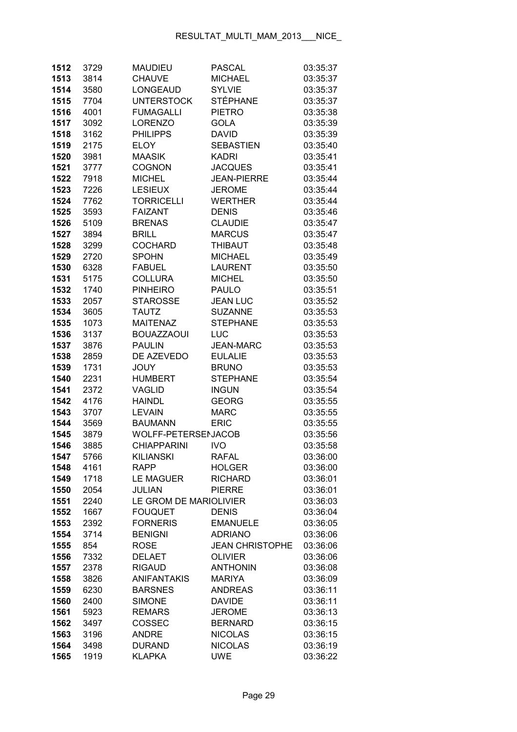| | | | | |
|---|---|---|---|---|
| 1512 | 3729 | MAUDIEU | PASCAL | 03:35:37 |
| 1513 | 3814 | CHAUVE | MICHAEL | 03:35:37 |
| 1514 | 3580 | LONGEAUD | SYLVIE | 03:35:37 |
| 1515 | 7704 | UNTERSTOCK | STÉPHANE | 03:35:37 |
| 1516 | 4001 | FUMAGALLI | PIETRO | 03:35:38 |
| 1517 | 3092 | LORENZO | GOLA | 03:35:39 |
| 1518 | 3162 | PHILIPPS | DAVID | 03:35:39 |
| 1519 | 2175 | ELOY | SEBASTIEN | 03:35:40 |
| 1520 | 3981 | MAASIK | KADRI | 03:35:41 |
| 1521 | 3777 | COGNON | JACQUES | 03:35:41 |
| 1522 | 7918 | MICHEL | JEAN-PIERRE | 03:35:44 |
| 1523 | 7226 | LESIEUX | JEROME | 03:35:44 |
| 1524 | 7762 | TORRICELLI | WERTHER | 03:35:44 |
| 1525 | 3593 | FAIZANT | DENIS | 03:35:46 |
| 1526 | 5109 | BRENAS | CLAUDIE | 03:35:47 |
| 1527 | 3894 | BRILL | MARCUS | 03:35:47 |
| 1528 | 3299 | COCHARD | THIBAUT | 03:35:48 |
| 1529 | 2720 | SPOHN | MICHAEL | 03:35:49 |
| 1530 | 6328 | FABUEL | LAURENT | 03:35:50 |
| 1531 | 5175 | COLLURA | MICHEL | 03:35:50 |
| 1532 | 1740 | PINHEIRO | PAULO | 03:35:51 |
| 1533 | 2057 | STAROSSE | JEAN LUC | 03:35:52 |
| 1534 | 3605 | TAUTZ | SUZANNE | 03:35:53 |
| 1535 | 1073 | MAITENAZ | STEPHANE | 03:35:53 |
| 1536 | 3137 | BOUAZZAOUI | LUC | 03:35:53 |
| 1537 | 3876 | PAULIN | JEAN-MARC | 03:35:53 |
| 1538 | 2859 | DE AZEVEDO | EULALIE | 03:35:53 |
| 1539 | 1731 | JOUY | BRUNO | 03:35:53 |
| 1540 | 2231 | HUMBERT | STEPHANE | 03:35:54 |
| 1541 | 2372 | VAGLID | INGUN | 03:35:54 |
| 1542 | 4176 | HAINDL | GEORG | 03:35:55 |
| 1543 | 3707 | LEVAIN | MARC | 03:35:55 |
| 1544 | 3569 | BAUMANN | ERIC | 03:35:55 |
| 1545 | 3879 | WOLFF-PETERSENJACOB | | 03:35:56 |
| 1546 | 3885 | CHIAPPARINI | IVO | 03:35:58 |
| 1547 | 5766 | KILIANSKI | RAFAL | 03:36:00 |
| 1548 | 4161 | RAPP | HOLGER | 03:36:00 |
| 1549 | 1718 | LE MAGUER | RICHARD | 03:36:01 |
| 1550 | 2054 | JULIAN | PIERRE | 03:36:01 |
| 1551 | 2240 | LE GROM DE MARIOLIVIER | | 03:36:03 |
| 1552 | 1667 | FOUQUET | DENIS | 03:36:04 |
| 1553 | 2392 | FORNERIS | EMANUELE | 03:36:05 |
| 1554 | 3714 | BENIGNI | ADRIANO | 03:36:06 |
| 1555 | 854 | ROSE | JEAN CHRISTOPHE | 03:36:06 |
| 1556 | 7332 | DELAET | OLIVIER | 03:36:06 |
| 1557 | 2378 | RIGAUD | ANTHONIN | 03:36:08 |
| 1558 | 3826 | ANIFANTAKIS | MARIYA | 03:36:09 |
| 1559 | 6230 | BARSNES | ANDREAS | 03:36:11 |
| 1560 | 2400 | SIMONE | DAVIDE | 03:36:11 |
| 1561 | 5923 | REMARS | JEROME | 03:36:13 |
| 1562 | 3497 | COSSEC | BERNARD | 03:36:15 |
| 1563 | 3196 | ANDRE | NICOLAS | 03:36:15 |
| 1564 | 3498 | DURAND | NICOLAS | 03:36:19 |
| 1565 | 1919 | KLAPKA | UWE | 03:36:22 |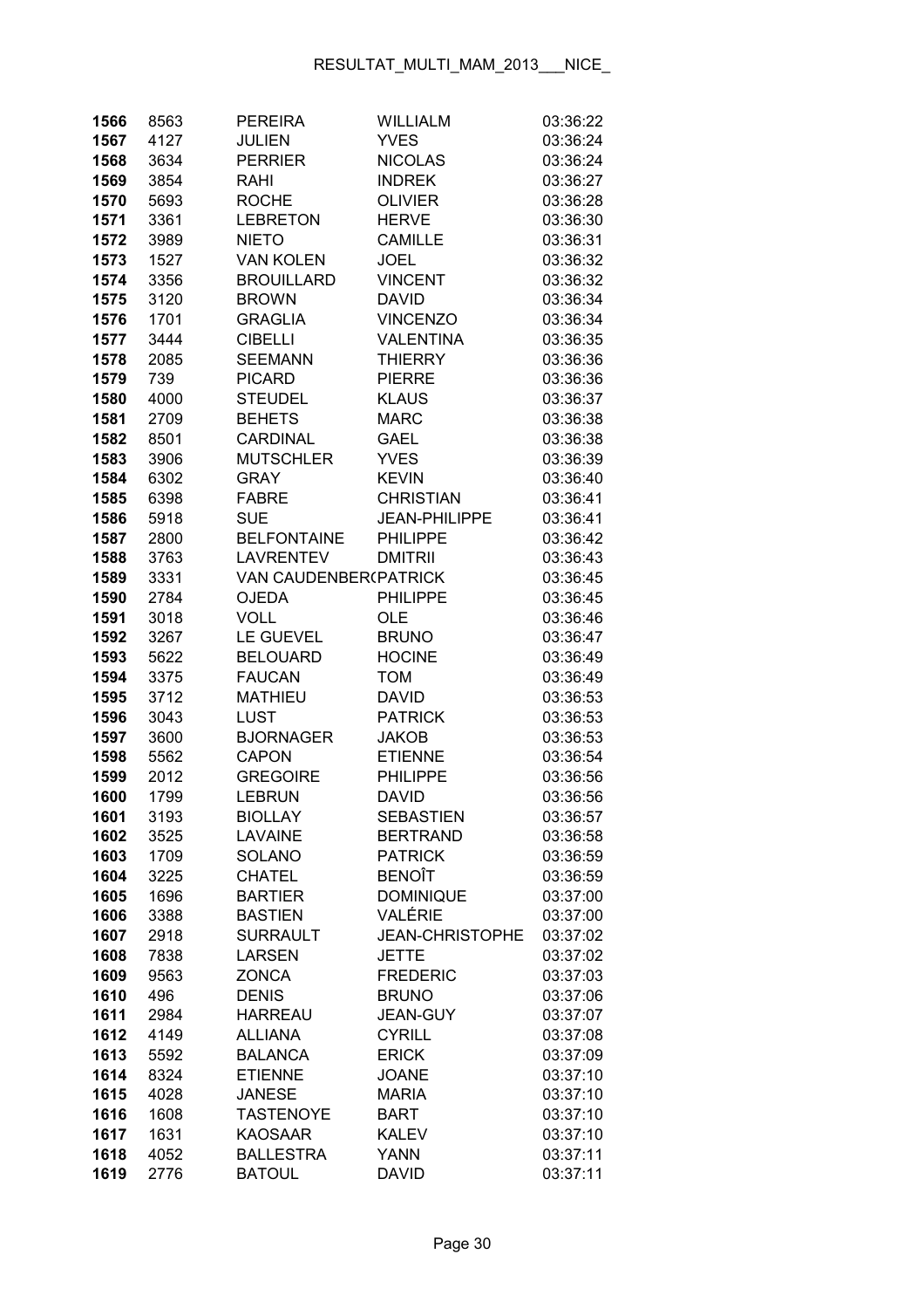| | | | | |
|---|---|---|---|---|
| **1566** | 8563 | PEREIRA | WILLIALM | 03:36:22 |
| **1567** | 4127 | JULIEN | YVES | 03:36:24 |
| **1568** | 3634 | PERRIER | NICOLAS | 03:36:24 |
| **1569** | 3854 | RAHI | INDREK | 03:36:27 |
| **1570** | 5693 | ROCHE | OLIVIER | 03:36:28 |
| **1571** | 3361 | LEBRETON | HERVE | 03:36:30 |
| **1572** | 3989 | NIETO | CAMILLE | 03:36:31 |
| **1573** | 1527 | VAN KOLEN | JOEL | 03:36:32 |
| **1574** | 3356 | BROUILLARD | VINCENT | 03:36:32 |
| **1575** | 3120 | BROWN | DAVID | 03:36:34 |
| **1576** | 1701 | GRAGLIA | VINCENZO | 03:36:34 |
| **1577** | 3444 | CIBELLI | VALENTINA | 03:36:35 |
| **1578** | 2085 | SEEMANN | THIERRY | 03:36:36 |
| **1579** | 739 | PICARD | PIERRE | 03:36:36 |
| **1580** | 4000 | STEUDEL | KLAUS | 03:36:37 |
| **1581** | 2709 | BEHETS | MARC | 03:36:38 |
| **1582** | 8501 | CARDINAL | GAEL | 03:36:38 |
| **1583** | 3906 | MUTSCHLER | YVES | 03:36:39 |
| **1584** | 6302 | GRAY | KEVIN | 03:36:40 |
| **1585** | 6398 | FABRE | CHRISTIAN | 03:36:41 |
| **1586** | 5918 | SUE | JEAN-PHILIPPE | 03:36:41 |
| **1587** | 2800 | BELFONTAINE | PHILIPPE | 03:36:42 |
| **1588** | 3763 | LAVRENTEV | DMITRII | 03:36:43 |
| **1589** | 3331 | VAN CAUDENBER(PATRICK | | 03:36:45 |
| **1590** | 2784 | OJEDA | PHILIPPE | 03:36:45 |
| **1591** | 3018 | VOLL | OLE | 03:36:46 |
| **1592** | 3267 | LE GUEVEL | BRUNO | 03:36:47 |
| **1593** | 5622 | BELOUARD | HOCINE | 03:36:49 |
| **1594** | 3375 | FAUCAN | TOM | 03:36:49 |
| **1595** | 3712 | MATHIEU | DAVID | 03:36:53 |
| **1596** | 3043 | LUST | PATRICK | 03:36:53 |
| **1597** | 3600 | BJORNAGER | JAKOB | 03:36:53 |
| **1598** | 5562 | CAPON | ETIENNE | 03:36:54 |
| **1599** | 2012 | GREGOIRE | PHILIPPE | 03:36:56 |
| **1600** | 1799 | LEBRUN | DAVID | 03:36:56 |
| **1601** | 3193 | BIOLLAY | SEBASTIEN | 03:36:57 |
| **1602** | 3525 | LAVAINE | BERTRAND | 03:36:58 |
| **1603** | 1709 | SOLANO | PATRICK | 03:36:59 |
| **1604** | 3225 | CHATEL | BENOÎT | 03:36:59 |
| **1605** | 1696 | BARTIER | DOMINIQUE | 03:37:00 |
| **1606** | 3388 | BASTIEN | VALÉRIE | 03:37:00 |
| **1607** | 2918 | SURRAULT | JEAN-CHRISTOPHE | 03:37:02 |
| **1608** | 7838 | LARSEN | JETTE | 03:37:02 |
| **1609** | 9563 | ZONCA | FREDERIC | 03:37:03 |
| **1610** | 496 | DENIS | BRUNO | 03:37:06 |
| **1611** | 2984 | HARREAU | JEAN-GUY | 03:37:07 |
| **1612** | 4149 | ALLIANA | CYRILL | 03:37:08 |
| **1613** | 5592 | BALANCA | ERICK | 03:37:09 |
| **1614** | 8324 | ETIENNE | JOANE | 03:37:10 |
| **1615** | 4028 | JANESE | MARIA | 03:37:10 |
| **1616** | 1608 | TASTENOYE | BART | 03:37:10 |
| **1617** | 1631 | KAOSAAR | KALEV | 03:37:10 |
| **1618** | 4052 | BALLESTRA | YANN | 03:37:11 |
| **1619** | 2776 | BATOUL | DAVID | 03:37:11 |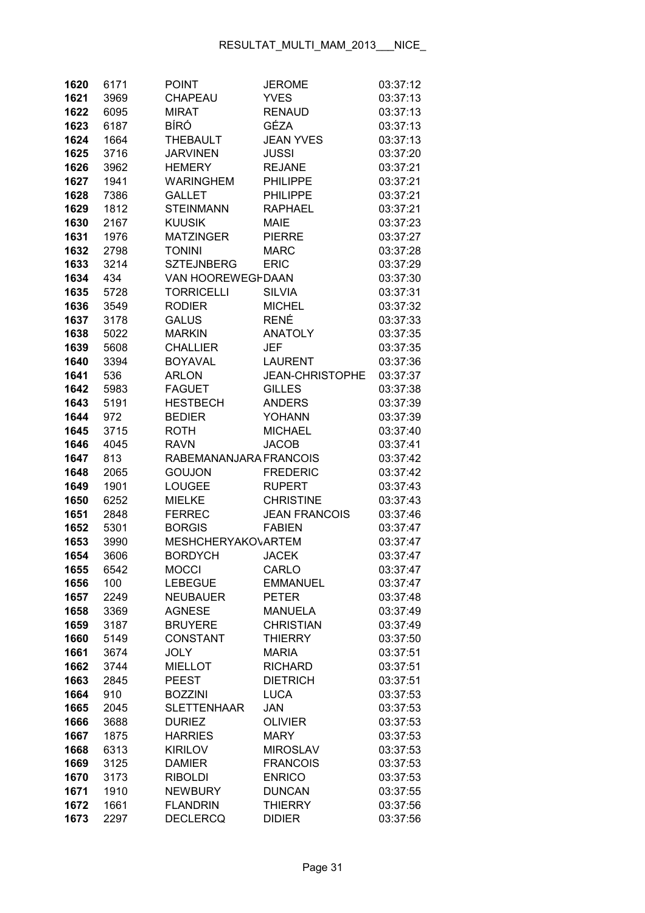| | | | | |
|---|---|---|---|---|
| **1620** | 6171 | POINT | JEROME | 03:37:12 |
| **1621** | 3969 | CHAPEAU | YVES | 03:37:13 |
| **1622** | 6095 | MIRAT | RENAUD | 03:37:13 |
| **1623** | 6187 | BÍRÓ | GÉZA | 03:37:13 |
| **1624** | 1664 | THEBAULT | JEAN YVES | 03:37:13 |
| **1625** | 3716 | JARVINEN | JUSSI | 03:37:20 |
| **1626** | 3962 | HEMERY | REJANE | 03:37:21 |
| **1627** | 1941 | WARINGHEM | PHILIPPE | 03:37:21 |
| **1628** | 7386 | GALLET | PHILIPPE | 03:37:21 |
| **1629** | 1812 | STEINMANN | RAPHAEL | 03:37:21 |
| **1630** | 2167 | KUUSIK | MAIE | 03:37:23 |
| **1631** | 1976 | MATZINGER | PIERRE | 03:37:27 |
| **1632** | 2798 | TONINI | MARC | 03:37:28 |
| **1633** | 3214 | SZTEJNBERG | ERIC | 03:37:29 |
| **1634** | 434 | VAN HOOREWEGH | DAAN | 03:37:30 |
| **1635** | 5728 | TORRICELLI | SILVIA | 03:37:31 |
| **1636** | 3549 | RODIER | MICHEL | 03:37:32 |
| **1637** | 3178 | GALUS | RENÉ | 03:37:33 |
| **1638** | 5022 | MARKIN | ANATOLY | 03:37:35 |
| **1639** | 5608 | CHALLIER | JEF | 03:37:35 |
| **1640** | 3394 | BOYAVAL | LAURENT | 03:37:36 |
| **1641** | 536 | ARLON | JEAN-CHRISTOPHE | 03:37:37 |
| **1642** | 5983 | FAGUET | GILLES | 03:37:38 |
| **1643** | 5191 | HESTBECH | ANDERS | 03:37:39 |
| **1644** | 972 | BEDIER | YOHANN | 03:37:39 |
| **1645** | 3715 | ROTH | MICHAEL | 03:37:40 |
| **1646** | 4045 | RAVN | JACOB | 03:37:41 |
| **1647** | 813 | RABEMANANJARA | FRANCOIS | 03:37:42 |
| **1648** | 2065 | GOUJON | FREDERIC | 03:37:42 |
| **1649** | 1901 | LOUGEE | RUPERT | 03:37:43 |
| **1650** | 6252 | MIELKE | CHRISTINE | 03:37:43 |
| **1651** | 2848 | FERREC | JEAN FRANCOIS | 03:37:46 |
| **1652** | 5301 | BORGIS | FABIEN | 03:37:47 |
| **1653** | 3990 | MESHCHERYAKOV | ARTEM | 03:37:47 |
| **1654** | 3606 | BORDYCH | JACEK | 03:37:47 |
| **1655** | 6542 | MOCCI | CARLO | 03:37:47 |
| **1656** | 100 | LEBEGUE | EMMANUEL | 03:37:47 |
| **1657** | 2249 | NEUBAUER | PETER | 03:37:48 |
| **1658** | 3369 | AGNESE | MANUELA | 03:37:49 |
| **1659** | 3187 | BRUYERE | CHRISTIAN | 03:37:49 |
| **1660** | 5149 | CONSTANT | THIERRY | 03:37:50 |
| **1661** | 3674 | JOLY | MARIA | 03:37:51 |
| **1662** | 3744 | MIELLOT | RICHARD | 03:37:51 |
| **1663** | 2845 | PEEST | DIETRICH | 03:37:51 |
| **1664** | 910 | BOZZINI | LUCA | 03:37:53 |
| **1665** | 2045 | SLETTENHAAR | JAN | 03:37:53 |
| **1666** | 3688 | DURIEZ | OLIVIER | 03:37:53 |
| **1667** | 1875 | HARRIES | MARY | 03:37:53 |
| **1668** | 6313 | KIRILOV | MIROSLAV | 03:37:53 |
| **1669** | 3125 | DAMIER | FRANCOIS | 03:37:53 |
| **1670** | 3173 | RIBOLDI | ENRICO | 03:37:53 |
| **1671** | 1910 | NEWBURY | DUNCAN | 03:37:55 |
| **1672** | 1661 | FLANDRIN | THIERRY | 03:37:56 |
| **1673** | 2297 | DECLERCQ | DIDIER | 03:37:56 |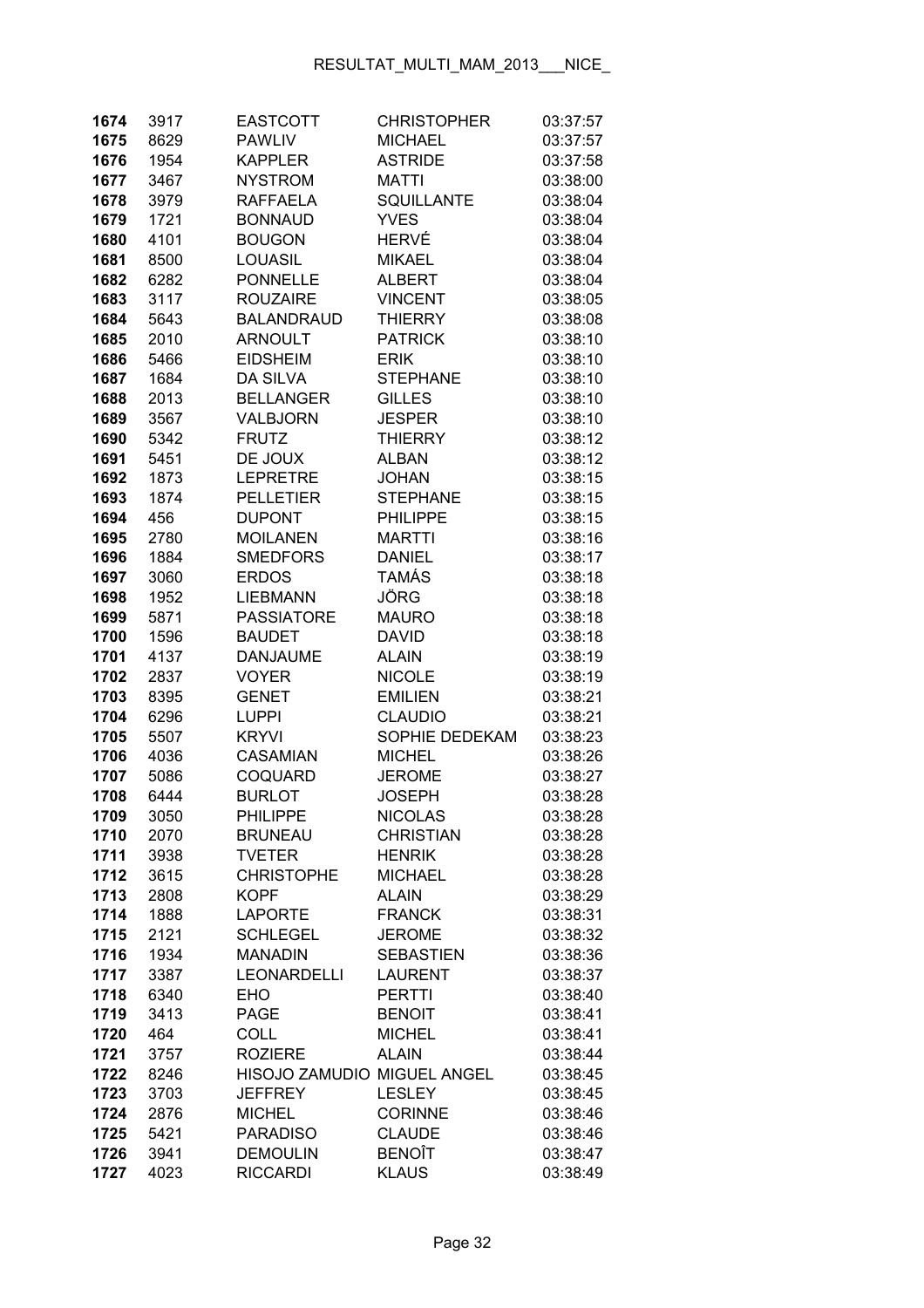| | | | | |
|---|---|---|---|---|
| **1674** | 3917 | EASTCOTT | CHRISTOPHER | 03:37:57 |
| **1675** | 8629 | PAWLIV | MICHAEL | 03:37:57 |
| **1676** | 1954 | KAPPLER | ASTRIDE | 03:37:58 |
| **1677** | 3467 | NYSTROM | MATTI | 03:38:00 |
| **1678** | 3979 | RAFFAELA | SQUILLANTE | 03:38:04 |
| **1679** | 1721 | BONNAUD | YVES | 03:38:04 |
| **1680** | 4101 | BOUGON | HERVÉ | 03:38:04 |
| **1681** | 8500 | LOUASIL | MIKAEL | 03:38:04 |
| **1682** | 6282 | PONNELLE | ALBERT | 03:38:04 |
| **1683** | 3117 | ROUZAIRE | VINCENT | 03:38:05 |
| **1684** | 5643 | BALANDRAUD | THIERRY | 03:38:08 |
| **1685** | 2010 | ARNOULT | PATRICK | 03:38:10 |
| **1686** | 5466 | EIDSHEIM | ERIK | 03:38:10 |
| **1687** | 1684 | DA SILVA | STEPHANE | 03:38:10 |
| **1688** | 2013 | BELLANGER | GILLES | 03:38:10 |
| **1689** | 3567 | VALBJORN | JESPER | 03:38:10 |
| **1690** | 5342 | FRUTZ | THIERRY | 03:38:12 |
| **1691** | 5451 | DE JOUX | ALBAN | 03:38:12 |
| **1692** | 1873 | LEPRETRE | JOHAN | 03:38:15 |
| **1693** | 1874 | PELLETIER | STEPHANE | 03:38:15 |
| **1694** | 456 | DUPONT | PHILIPPE | 03:38:15 |
| **1695** | 2780 | MOILANEN | MARTTI | 03:38:16 |
| **1696** | 1884 | SMEDFORS | DANIEL | 03:38:17 |
| **1697** | 3060 | ERDOS | TAMÁS | 03:38:18 |
| **1698** | 1952 | LIEBMANN | JÖRG | 03:38:18 |
| **1699** | 5871 | PASSIATORE | MAURO | 03:38:18 |
| **1700** | 1596 | BAUDET | DAVID | 03:38:18 |
| **1701** | 4137 | DANJAUME | ALAIN | 03:38:19 |
| **1702** | 2837 | VOYER | NICOLE | 03:38:19 |
| **1703** | 8395 | GENET | EMILIEN | 03:38:21 |
| **1704** | 6296 | LUPPI | CLAUDIO | 03:38:21 |
| **1705** | 5507 | KRYVI | SOPHIE DEDEKAM | 03:38:23 |
| **1706** | 4036 | CASAMIAN | MICHEL | 03:38:26 |
| **1707** | 5086 | COQUARD | JEROME | 03:38:27 |
| **1708** | 6444 | BURLOT | JOSEPH | 03:38:28 |
| **1709** | 3050 | PHILIPPE | NICOLAS | 03:38:28 |
| **1710** | 2070 | BRUNEAU | CHRISTIAN | 03:38:28 |
| **1711** | 3938 | TVETER | HENRIK | 03:38:28 |
| **1712** | 3615 | CHRISTOPHE | MICHAEL | 03:38:28 |
| **1713** | 2808 | KOPF | ALAIN | 03:38:29 |
| **1714** | 1888 | LAPORTE | FRANCK | 03:38:31 |
| **1715** | 2121 | SCHLEGEL | JEROME | 03:38:32 |
| **1716** | 1934 | MANADIN | SEBASTIEN | 03:38:36 |
| **1717** | 3387 | LEONARDELLI | LAURENT | 03:38:37 |
| **1718** | 6340 | EHO | PERTTI | 03:38:40 |
| **1719** | 3413 | PAGE | BENOIT | 03:38:41 |
| **1720** | 464 | COLL | MICHEL | 03:38:41 |
| **1721** | 3757 | ROZIERE | ALAIN | 03:38:44 |
| **1722** | 8246 | HISOJO ZAMUDIO | MIGUEL ANGEL | 03:38:45 |
| **1723** | 3703 | JEFFREY | LESLEY | 03:38:45 |
| **1724** | 2876 | MICHEL | CORINNE | 03:38:46 |
| **1725** | 5421 | PARADISO | CLAUDE | 03:38:46 |
| **1726** | 3941 | DEMOULIN | BENOÎT | 03:38:47 |
| **1727** | 4023 | RICCARDI | KLAUS | 03:38:49 |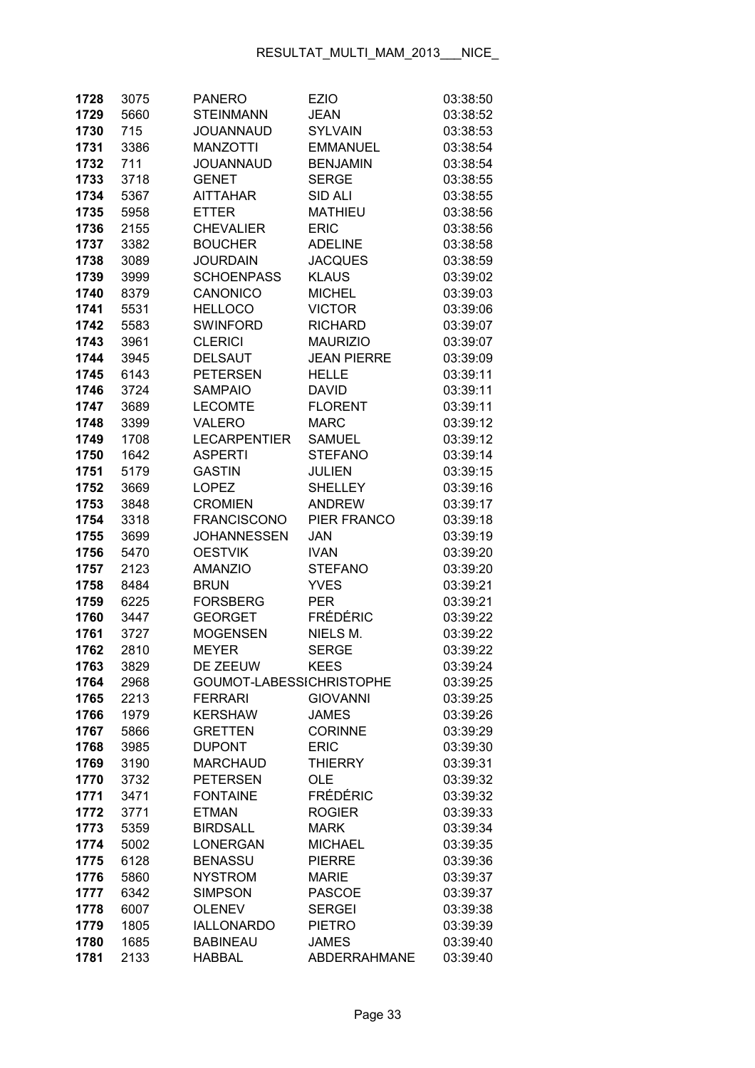| 1728 | 3075 | PANERO | EZIO | 03:38:50 |
|---|---|---|---|---|
| 1729 | 5660 | STEINMANN | JEAN | 03:38:52 |
| 1730 | 715 | JOUANNAUD | SYLVAIN | 03:38:53 |
| 1731 | 3386 | MANZOTTI | EMMANUEL | 03:38:54 |
| 1732 | 711 | JOUANNAUD | BENJAMIN | 03:38:54 |
| 1733 | 3718 | GENET | SERGE | 03:38:55 |
| 1734 | 5367 | AITTAHAR | SID ALI | 03:38:55 |
| 1735 | 5958 | ETTER | MATHIEU | 03:38:56 |
| 1736 | 2155 | CHEVALIER | ERIC | 03:38:56 |
| 1737 | 3382 | BOUCHER | ADELINE | 03:38:58 |
| 1738 | 3089 | JOURDAIN | JACQUES | 03:38:59 |
| 1739 | 3999 | SCHOENPASS | KLAUS | 03:39:02 |
| 1740 | 8379 | CANONICO | MICHEL | 03:39:03 |
| 1741 | 5531 | HELLOCO | VICTOR | 03:39:06 |
| 1742 | 5583 | SWINFORD | RICHARD | 03:39:07 |
| 1743 | 3961 | CLERICI | MAURIZIO | 03:39:07 |
| 1744 | 3945 | DELSAUT | JEAN PIERRE | 03:39:09 |
| 1745 | 6143 | PETERSEN | HELLE | 03:39:11 |
| 1746 | 3724 | SAMPAIO | DAVID | 03:39:11 |
| 1747 | 3689 | LECOMTE | FLORENT | 03:39:11 |
| 1748 | 3399 | VALERO | MARC | 03:39:12 |
| 1749 | 1708 | LECARPENTIER | SAMUEL | 03:39:12 |
| 1750 | 1642 | ASPERTI | STEFANO | 03:39:14 |
| 1751 | 5179 | GASTIN | JULIEN | 03:39:15 |
| 1752 | 3669 | LOPEZ | SHELLEY | 03:39:16 |
| 1753 | 3848 | CROMIEN | ANDREW | 03:39:17 |
| 1754 | 3318 | FRANCISCONO | PIER FRANCO | 03:39:18 |
| 1755 | 3699 | JOHANNESSEN | JAN | 03:39:19 |
| 1756 | 5470 | OESTVIK | IVAN | 03:39:20 |
| 1757 | 2123 | AMANZIO | STEFANO | 03:39:20 |
| 1758 | 8484 | BRUN | YVES | 03:39:21 |
| 1759 | 6225 | FORSBERG | PER | 03:39:21 |
| 1760 | 3447 | GEORGET | FRÉDÉRIC | 03:39:22 |
| 1761 | 3727 | MOGENSEN | NIELS M. | 03:39:22 |
| 1762 | 2810 | MEYER | SERGE | 03:39:22 |
| 1763 | 3829 | DE ZEEUW | KEES | 03:39:24 |
| 1764 | 2968 | GOUMOT-LABESSICHRISTOPHE | | 03:39:25 |
| 1765 | 2213 | FERRARI | GIOVANNI | 03:39:25 |
| 1766 | 1979 | KERSHAW | JAMES | 03:39:26 |
| 1767 | 5866 | GRETTEN | CORINNE | 03:39:29 |
| 1768 | 3985 | DUPONT | ERIC | 03:39:30 |
| 1769 | 3190 | MARCHAUD | THIERRY | 03:39:31 |
| 1770 | 3732 | PETERSEN | OLE | 03:39:32 |
| 1771 | 3471 | FONTAINE | FRÉDÉRIC | 03:39:32 |
| 1772 | 3771 | ETMAN | ROGIER | 03:39:33 |
| 1773 | 5359 | BIRDSALL | MARK | 03:39:34 |
| 1774 | 5002 | LONERGAN | MICHAEL | 03:39:35 |
| 1775 | 6128 | BENASSU | PIERRE | 03:39:36 |
| 1776 | 5860 | NYSTROM | MARIE | 03:39:37 |
| 1777 | 6342 | SIMPSON | PASCOE | 03:39:37 |
| 1778 | 6007 | OLENEV | SERGEI | 03:39:38 |
| 1779 | 1805 | IALLONARDO | PIETRO | 03:39:39 |
| 1780 | 1685 | BABINEAU | JAMES | 03:39:40 |
| 1781 | 2133 | HABBAL | ABDERRAHMANE | 03:39:40 |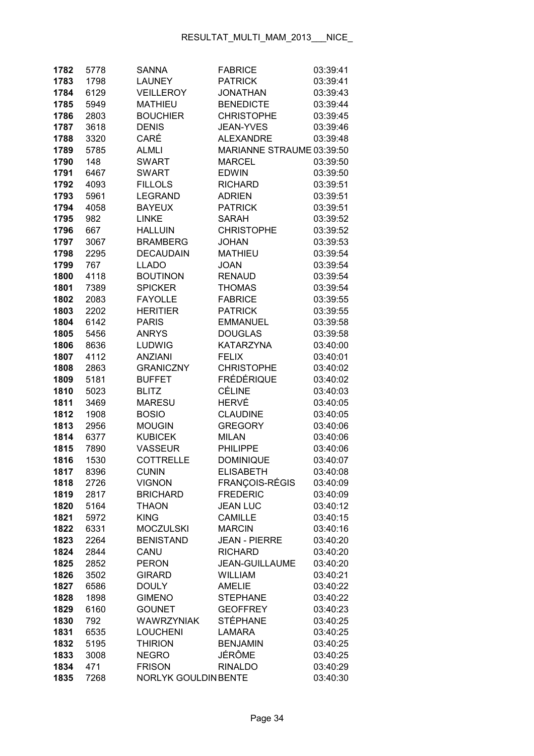| | | | | |
|---|---|---|---|---|
| **1782** | 5778 | SANNA | FABRICE | 03:39:41 |
| **1783** | 1798 | LAUNEY | PATRICK | 03:39:41 |
| **1784** | 6129 | VEILLEROY | JONATHAN | 03:39:43 |
| **1785** | 5949 | MATHIEU | BENEDICTE | 03:39:44 |
| **1786** | 2803 | BOUCHIER | CHRISTOPHE | 03:39:45 |
| **1787** | 3618 | DENIS | JEAN-YVES | 03:39:46 |
| **1788** | 3320 | CARÉ | ALEXANDRE | 03:39:48 |
| **1789** | 5785 | ALMLI | MARIANNE STRAUME | 03:39:50 |
| **1790** | 148 | SWART | MARCEL | 03:39:50 |
| **1791** | 6467 | SWART | EDWIN | 03:39:50 |
| **1792** | 4093 | FILLOLS | RICHARD | 03:39:51 |
| **1793** | 5961 | LEGRAND | ADRIEN | 03:39:51 |
| **1794** | 4058 | BAYEUX | PATRICK | 03:39:51 |
| **1795** | 982 | LINKE | SARAH | 03:39:52 |
| **1796** | 667 | HALLUIN | CHRISTOPHE | 03:39:52 |
| **1797** | 3067 | BRAMBERG | JOHAN | 03:39:53 |
| **1798** | 2295 | DECAUDAIN | MATHIEU | 03:39:54 |
| **1799** | 767 | LLADO | JOAN | 03:39:54 |
| **1800** | 4118 | BOUTINON | RENAUD | 03:39:54 |
| **1801** | 7389 | SPICKER | THOMAS | 03:39:54 |
| **1802** | 2083 | FAYOLLE | FABRICE | 03:39:55 |
| **1803** | 2202 | HERITIER | PATRICK | 03:39:55 |
| **1804** | 6142 | PARIS | EMMANUEL | 03:39:58 |
| **1805** | 5456 | ANRYS | DOUGLAS | 03:39:58 |
| **1806** | 8636 | LUDWIG | KATARZYNA | 03:40:00 |
| **1807** | 4112 | ANZIANI | FELIX | 03:40:01 |
| **1808** | 2863 | GRANICZNY | CHRISTOPHE | 03:40:02 |
| **1809** | 5181 | BUFFET | FRÉDÉRIQUE | 03:40:02 |
| **1810** | 5023 | BLITZ | CÉLINE | 03:40:03 |
| **1811** | 3469 | MARESU | HERVÉ | 03:40:05 |
| **1812** | 1908 | BOSIO | CLAUDINE | 03:40:05 |
| **1813** | 2956 | MOUGIN | GREGORY | 03:40:06 |
| **1814** | 6377 | KUBICEK | MILAN | 03:40:06 |
| **1815** | 7890 | VASSEUR | PHILIPPE | 03:40:06 |
| **1816** | 1530 | COTTRELLE | DOMINIQUE | 03:40:07 |
| **1817** | 8396 | CUNIN | ELISABETH | 03:40:08 |
| **1818** | 2726 | VIGNON | FRANÇOIS-RÉGIS | 03:40:09 |
| **1819** | 2817 | BRICHARD | FREDERIC | 03:40:09 |
| **1820** | 5164 | THAON | JEAN LUC | 03:40:12 |
| **1821** | 5972 | KING | CAMILLE | 03:40:15 |
| **1822** | 6331 | MOCZULSKI | MARCIN | 03:40:16 |
| **1823** | 2264 | BENISTAND | JEAN - PIERRE | 03:40:20 |
| **1824** | 2844 | CANU | RICHARD | 03:40:20 |
| **1825** | 2852 | PERON | JEAN-GUILLAUME | 03:40:20 |
| **1826** | 3502 | GIRARD | WILLIAM | 03:40:21 |
| **1827** | 6586 | DOULY | AMELIE | 03:40:22 |
| **1828** | 1898 | GIMENO | STEPHANE | 03:40:22 |
| **1829** | 6160 | GOUNET | GEOFFREY | 03:40:23 |
| **1830** | 792 | WAWRZYNIAK | STÉPHANE | 03:40:25 |
| **1831** | 6535 | LOUCHENI | LAMARA | 03:40:25 |
| **1832** | 5195 | THIRION | BENJAMIN | 03:40:25 |
| **1833** | 3008 | NEGRO | JÉRÔME | 03:40:25 |
| **1834** | 471 | FRISON | RINALDO | 03:40:29 |
| **1835** | 7268 | NORLYK GOULDIN | BENTE | 03:40:30 |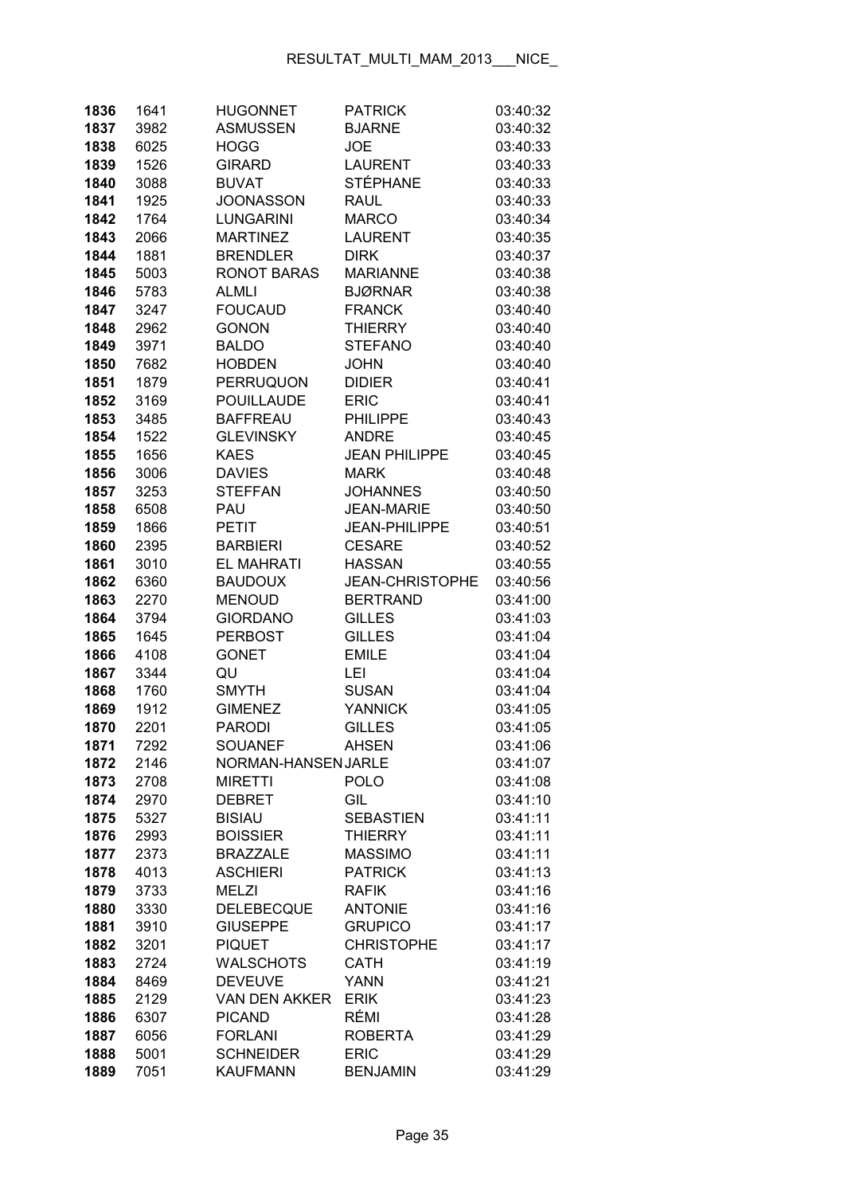| | | | | |
|---|---|---|---|---|
| **1836** | 1641 | HUGONNET | PATRICK | 03:40:32 |
| **1837** | 3982 | ASMUSSEN | BJARNE | 03:40:32 |
| **1838** | 6025 | HOGG | JOE | 03:40:33 |
| **1839** | 1526 | GIRARD | LAURENT | 03:40:33 |
| **1840** | 3088 | BUVAT | STÉPHANE | 03:40:33 |
| **1841** | 1925 | JOONASSON | RAUL | 03:40:33 |
| **1842** | 1764 | LUNGARINI | MARCO | 03:40:34 |
| **1843** | 2066 | MARTINEZ | LAURENT | 03:40:35 |
| **1844** | 1881 | BRENDLER | DIRK | 03:40:37 |
| **1845** | 5003 | RONOT BARAS | MARIANNE | 03:40:38 |
| **1846** | 5783 | ALMLI | BJØRNAR | 03:40:38 |
| **1847** | 3247 | FOUCAUD | FRANCK | 03:40:40 |
| **1848** | 2962 | GONON | THIERRY | 03:40:40 |
| **1849** | 3971 | BALDO | STEFANO | 03:40:40 |
| **1850** | 7682 | HOBDEN | JOHN | 03:40:40 |
| **1851** | 1879 | PERRUQUON | DIDIER | 03:40:41 |
| **1852** | 3169 | POUILLAUDE | ERIC | 03:40:41 |
| **1853** | 3485 | BAFFREAU | PHILIPPE | 03:40:43 |
| **1854** | 1522 | GLEVINSKY | ANDRE | 03:40:45 |
| **1855** | 1656 | KAES | JEAN PHILIPPE | 03:40:45 |
| **1856** | 3006 | DAVIES | MARK | 03:40:48 |
| **1857** | 3253 | STEFFAN | JOHANNES | 03:40:50 |
| **1858** | 6508 | PAU | JEAN-MARIE | 03:40:50 |
| **1859** | 1866 | PETIT | JEAN-PHILIPPE | 03:40:51 |
| **1860** | 2395 | BARBIERI | CESARE | 03:40:52 |
| **1861** | 3010 | EL MAHRATI | HASSAN | 03:40:55 |
| **1862** | 6360 | BAUDOUX | JEAN-CHRISTOPHE | 03:40:56 |
| **1863** | 2270 | MENOUD | BERTRAND | 03:41:00 |
| **1864** | 3794 | GIORDANO | GILLES | 03:41:03 |
| **1865** | 1645 | PERBOST | GILLES | 03:41:04 |
| **1866** | 4108 | GONET | EMILE | 03:41:04 |
| **1867** | 3344 | QU | LEI | 03:41:04 |
| **1868** | 1760 | SMYTH | SUSAN | 03:41:04 |
| **1869** | 1912 | GIMENEZ | YANNICK | 03:41:05 |
| **1870** | 2201 | PARODI | GILLES | 03:41:05 |
| **1871** | 7292 | SOUANEF | AHSEN | 03:41:06 |
| **1872** | 2146 | NORMAN-HANSEN | JARLE | 03:41:07 |
| **1873** | 2708 | MIRETTI | POLO | 03:41:08 |
| **1874** | 2970 | DEBRET | GIL | 03:41:10 |
| **1875** | 5327 | BISIAU | SEBASTIEN | 03:41:11 |
| **1876** | 2993 | BOISSIER | THIERRY | 03:41:11 |
| **1877** | 2373 | BRAZZALE | MASSIMO | 03:41:11 |
| **1878** | 4013 | ASCHIERI | PATRICK | 03:41:13 |
| **1879** | 3733 | MELZI | RAFIK | 03:41:16 |
| **1880** | 3330 | DELEBECQUE | ANTONIE | 03:41:16 |
| **1881** | 3910 | GIUSEPPE | GRUPICO | 03:41:17 |
| **1882** | 3201 | PIQUET | CHRISTOPHE | 03:41:17 |
| **1883** | 2724 | WALSCHOTS | CATH | 03:41:19 |
| **1884** | 8469 | DEVEUVE | YANN | 03:41:21 |
| **1885** | 2129 | VAN DEN AKKER | ERIK | 03:41:23 |
| **1886** | 6307 | PICAND | RÉMI | 03:41:28 |
| **1887** | 6056 | FORLANI | ROBERTA | 03:41:29 |
| **1888** | 5001 | SCHNEIDER | ERIC | 03:41:29 |
| **1889** | 7051 | KAUFMANN | BENJAMIN | 03:41:29 |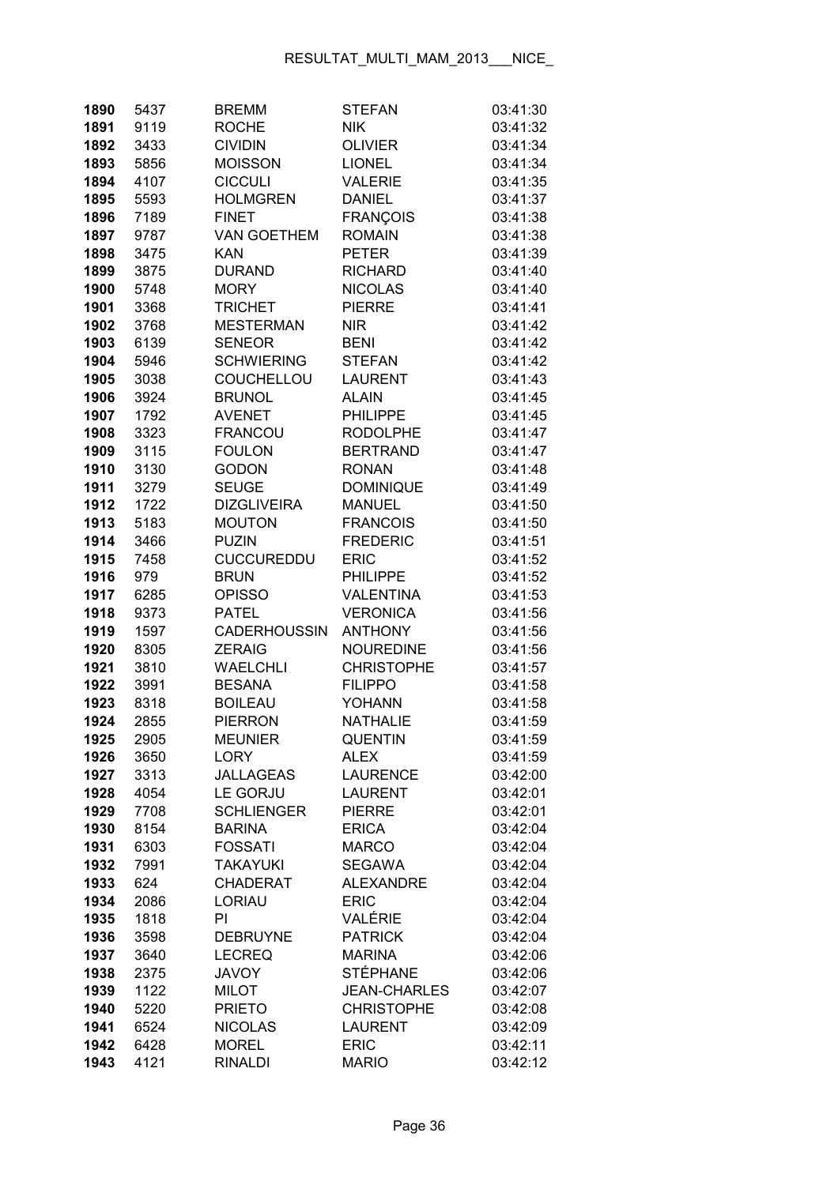| | | | | |
|---|---|---|---|---|
| **1890** | 5437 | BREMM | STEFAN | 03:41:30 |
| **1891** | 9119 | ROCHE | NIK | 03:41:32 |
| **1892** | 3433 | CIVIDIN | OLIVIER | 03:41:34 |
| **1893** | 5856 | MOISSON | LIONEL | 03:41:34 |
| **1894** | 4107 | CICCULI | VALERIE | 03:41:35 |
| **1895** | 5593 | HOLMGREN | DANIEL | 03:41:37 |
| **1896** | 7189 | FINET | FRANÇOIS | 03:41:38 |
| **1897** | 9787 | VAN GOETHEM | ROMAIN | 03:41:38 |
| **1898** | 3475 | KAN | PETER | 03:41:39 |
| **1899** | 3875 | DURAND | RICHARD | 03:41:40 |
| **1900** | 5748 | MORY | NICOLAS | 03:41:40 |
| **1901** | 3368 | TRICHET | PIERRE | 03:41:41 |
| **1902** | 3768 | MESTERMAN | NIR | 03:41:42 |
| **1903** | 6139 | SENEOR | BENI | 03:41:42 |
| **1904** | 5946 | SCHWIERING | STEFAN | 03:41:42 |
| **1905** | 3038 | COUCHELLOU | LAURENT | 03:41:43 |
| **1906** | 3924 | BRUNOL | ALAIN | 03:41:45 |
| **1907** | 1792 | AVENET | PHILIPPE | 03:41:45 |
| **1908** | 3323 | FRANCOU | RODOLPHE | 03:41:47 |
| **1909** | 3115 | FOULON | BERTRAND | 03:41:47 |
| **1910** | 3130 | GODON | RONAN | 03:41:48 |
| **1911** | 3279 | SEUGE | DOMINIQUE | 03:41:49 |
| **1912** | 1722 | DIZGLIVEIRA | MANUEL | 03:41:50 |
| **1913** | 5183 | MOUTON | FRANCOIS | 03:41:50 |
| **1914** | 3466 | PUZIN | FREDERIC | 03:41:51 |
| **1915** | 7458 | CUCCUREDDU | ERIC | 03:41:52 |
| **1916** | 979 | BRUN | PHILIPPE | 03:41:52 |
| **1917** | 6285 | OPISSO | VALENTINA | 03:41:53 |
| **1918** | 9373 | PATEL | VERONICA | 03:41:56 |
| **1919** | 1597 | CADERHOUSSIN | ANTHONY | 03:41:56 |
| **1920** | 8305 | ZERAIG | NOUREDINE | 03:41:56 |
| **1921** | 3810 | WAELCHLI | CHRISTOPHE | 03:41:57 |
| **1922** | 3991 | BESANA | FILIPPO | 03:41:58 |
| **1923** | 8318 | BOILEAU | YOHANN | 03:41:58 |
| **1924** | 2855 | PIERRON | NATHALIE | 03:41:59 |
| **1925** | 2905 | MEUNIER | QUENTIN | 03:41:59 |
| **1926** | 3650 | LORY | ALEX | 03:41:59 |
| **1927** | 3313 | JALLAGEAS | LAURENCE | 03:42:00 |
| **1928** | 4054 | LE GORJU | LAURENT | 03:42:01 |
| **1929** | 7708 | SCHLIENGER | PIERRE | 03:42:01 |
| **1930** | 8154 | BARINA | ERICA | 03:42:04 |
| **1931** | 6303 | FOSSATI | MARCO | 03:42:04 |
| **1932** | 7991 | TAKAYUKI | SEGAWA | 03:42:04 |
| **1933** | 624 | CHADERAT | ALEXANDRE | 03:42:04 |
| **1934** | 2086 | LORIAU | ERIC | 03:42:04 |
| **1935** | 1818 | PI | VALÉRIE | 03:42:04 |
| **1936** | 3598 | DEBRUYNE | PATRICK | 03:42:04 |
| **1937** | 3640 | LECREQ | MARINA | 03:42:06 |
| **1938** | 2375 | JAVOY | STÉPHANE | 03:42:06 |
| **1939** | 1122 | MILOT | JEAN-CHARLES | 03:42:07 |
| **1940** | 5220 | PRIETO | CHRISTOPHE | 03:42:08 |
| **1941** | 6524 | NICOLAS | LAURENT | 03:42:09 |
| **1942** | 6428 | MOREL | ERIC | 03:42:11 |
| **1943** | 4121 | RINALDI | MARIO | 03:42:12 |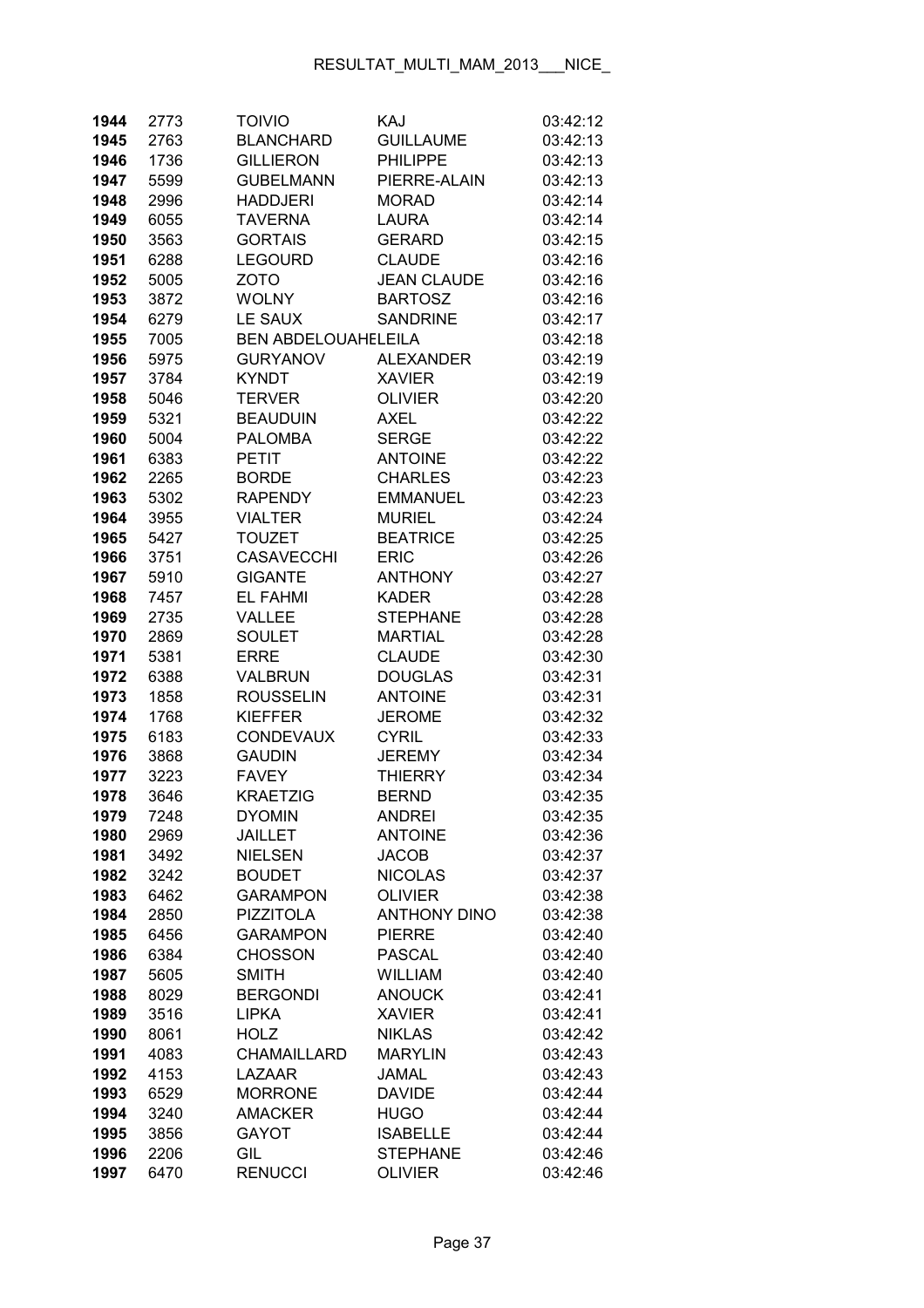| | | | | |
|---|---|---|---|---|
| **1944** | 2773 | TOIVIO | KAJ | 03:42:12 |
| **1945** | 2763 | BLANCHARD | GUILLAUME | 03:42:13 |
| **1946** | 1736 | GILLIERON | PHILIPPE | 03:42:13 |
| **1947** | 5599 | GUBELMANN | PIERRE-ALAIN | 03:42:13 |
| **1948** | 2996 | HADDJERI | MORAD | 03:42:14 |
| **1949** | 6055 | TAVERNA | LAURA | 03:42:14 |
| **1950** | 3563 | GORTAIS | GERARD | 03:42:15 |
| **1951** | 6288 | LEGOURD | CLAUDE | 03:42:16 |
| **1952** | 5005 | ZOTO | JEAN CLAUDE | 03:42:16 |
| **1953** | 3872 | WOLNY | BARTOSZ | 03:42:16 |
| **1954** | 6279 | LE SAUX | SANDRINE | 03:42:17 |
| **1955** | 7005 | BEN ABDELOUAHELEILA | | 03:42:18 |
| **1956** | 5975 | GURYANOV | ALEXANDER | 03:42:19 |
| **1957** | 3784 | KYNDT | XAVIER | 03:42:19 |
| **1958** | 5046 | TERVER | OLIVIER | 03:42:20 |
| **1959** | 5321 | BEAUDUIN | AXEL | 03:42:22 |
| **1960** | 5004 | PALOMBA | SERGE | 03:42:22 |
| **1961** | 6383 | PETIT | ANTOINE | 03:42:22 |
| **1962** | 2265 | BORDE | CHARLES | 03:42:23 |
| **1963** | 5302 | RAPENDY | EMMANUEL | 03:42:23 |
| **1964** | 3955 | VIALTER | MURIEL | 03:42:24 |
| **1965** | 5427 | TOUZET | BEATRICE | 03:42:25 |
| **1966** | 3751 | CASAVECCHI | ERIC | 03:42:26 |
| **1967** | 5910 | GIGANTE | ANTHONY | 03:42:27 |
| **1968** | 7457 | EL FAHMI | KADER | 03:42:28 |
| **1969** | 2735 | VALLEE | STEPHANE | 03:42:28 |
| **1970** | 2869 | SOULET | MARTIAL | 03:42:28 |
| **1971** | 5381 | ERRE | CLAUDE | 03:42:30 |
| **1972** | 6388 | VALBRUN | DOUGLAS | 03:42:31 |
| **1973** | 1858 | ROUSSELIN | ANTOINE | 03:42:31 |
| **1974** | 1768 | KIEFFER | JEROME | 03:42:32 |
| **1975** | 6183 | CONDEVAUX | CYRIL | 03:42:33 |
| **1976** | 3868 | GAUDIN | JEREMY | 03:42:34 |
| **1977** | 3223 | FAVEY | THIERRY | 03:42:34 |
| **1978** | 3646 | KRAETZIG | BERND | 03:42:35 |
| **1979** | 7248 | DYOMIN | ANDREI | 03:42:35 |
| **1980** | 2969 | JAILLET | ANTOINE | 03:42:36 |
| **1981** | 3492 | NIELSEN | JACOB | 03:42:37 |
| **1982** | 3242 | BOUDET | NICOLAS | 03:42:37 |
| **1983** | 6462 | GARAMPON | OLIVIER | 03:42:38 |
| **1984** | 2850 | PIZZITOLA | ANTHONY DINO | 03:42:38 |
| **1985** | 6456 | GARAMPON | PIERRE | 03:42:40 |
| **1986** | 6384 | CHOSSON | PASCAL | 03:42:40 |
| **1987** | 5605 | SMITH | WILLIAM | 03:42:40 |
| **1988** | 8029 | BERGONDI | ANOUCK | 03:42:41 |
| **1989** | 3516 | LIPKA | XAVIER | 03:42:41 |
| **1990** | 8061 | HOLZ | NIKLAS | 03:42:42 |
| **1991** | 4083 | CHAMAILLARD | MARYLIN | 03:42:43 |
| **1992** | 4153 | LAZAAR | JAMAL | 03:42:43 |
| **1993** | 6529 | MORRONE | DAVIDE | 03:42:44 |
| **1994** | 3240 | AMACKER | HUGO | 03:42:44 |
| **1995** | 3856 | GAYOT | ISABELLE | 03:42:44 |
| **1996** | 2206 | GIL | STEPHANE | 03:42:46 |
| **1997** | 6470 | RENUCCI | OLIVIER | 03:42:46 |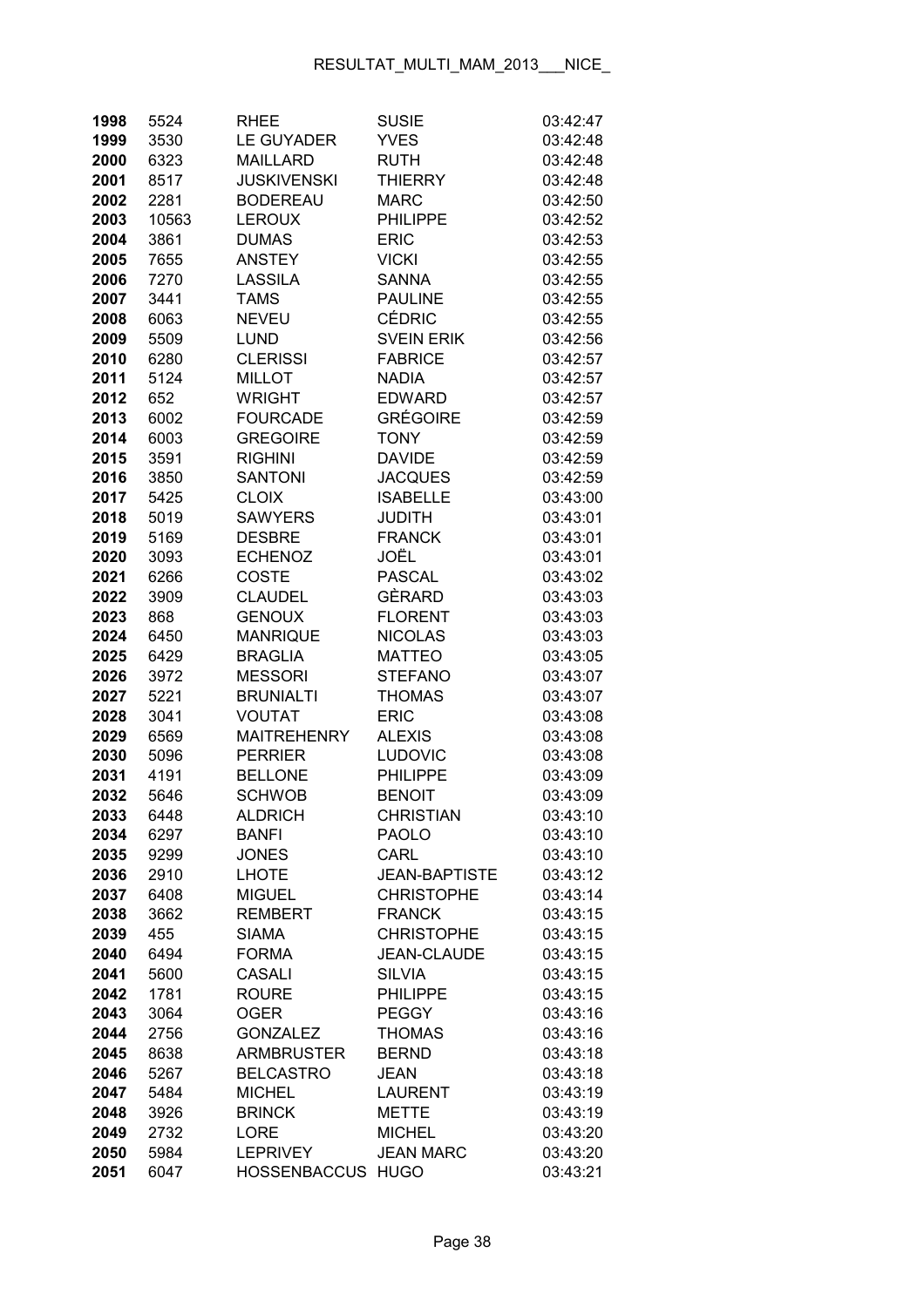| | | | | |
|---|---|---|---|---|
| **1998** | 5524 | RHEE | SUSIE | 03:42:47 |
| **1999** | 3530 | LE GUYADER | YVES | 03:42:48 |
| **2000** | 6323 | MAILLARD | RUTH | 03:42:48 |
| **2001** | 8517 | JUSKIVENSKI | THIERRY | 03:42:48 |
| **2002** | 2281 | BODEREAU | MARC | 03:42:50 |
| **2003** | 10563 | LEROUX | PHILIPPE | 03:42:52 |
| **2004** | 3861 | DUMAS | ERIC | 03:42:53 |
| **2005** | 7655 | ANSTEY | VICKI | 03:42:55 |
| **2006** | 7270 | LASSILA | SANNA | 03:42:55 |
| **2007** | 3441 | TAMS | PAULINE | 03:42:55 |
| **2008** | 6063 | NEVEU | CÉDRIC | 03:42:55 |
| **2009** | 5509 | LUND | SVEIN ERIK | 03:42:56 |
| **2010** | 6280 | CLERISSI | FABRICE | 03:42:57 |
| **2011** | 5124 | MILLOT | NADIA | 03:42:57 |
| **2012** | 652 | WRIGHT | EDWARD | 03:42:57 |
| **2013** | 6002 | FOURCADE | GRÉGOIRE | 03:42:59 |
| **2014** | 6003 | GREGOIRE | TONY | 03:42:59 |
| **2015** | 3591 | RIGHINI | DAVIDE | 03:42:59 |
| **2016** | 3850 | SANTONI | JACQUES | 03:42:59 |
| **2017** | 5425 | CLOIX | ISABELLE | 03:43:00 |
| **2018** | 5019 | SAWYERS | JUDITH | 03:43:01 |
| **2019** | 5169 | DESBRE | FRANCK | 03:43:01 |
| **2020** | 3093 | ECHENOZ | JOËL | 03:43:01 |
| **2021** | 6266 | COSTE | PASCAL | 03:43:02 |
| **2022** | 3909 | CLAUDEL | GÈRARD | 03:43:03 |
| **2023** | 868 | GENOUX | FLORENT | 03:43:03 |
| **2024** | 6450 | MANRIQUE | NICOLAS | 03:43:03 |
| **2025** | 6429 | BRAGLIA | MATTEO | 03:43:05 |
| **2026** | 3972 | MESSORI | STEFANO | 03:43:07 |
| **2027** | 5221 | BRUNIALTI | THOMAS | 03:43:07 |
| **2028** | 3041 | VOUTAT | ERIC | 03:43:08 |
| **2029** | 6569 | MAITREHENRY | ALEXIS | 03:43:08 |
| **2030** | 5096 | PERRIER | LUDOVIC | 03:43:08 |
| **2031** | 4191 | BELLONE | PHILIPPE | 03:43:09 |
| **2032** | 5646 | SCHWOB | BENOIT | 03:43:09 |
| **2033** | 6448 | ALDRICH | CHRISTIAN | 03:43:10 |
| **2034** | 6297 | BANFI | PAOLO | 03:43:10 |
| **2035** | 9299 | JONES | CARL | 03:43:10 |
| **2036** | 2910 | LHOTE | JEAN-BAPTISTE | 03:43:12 |
| **2037** | 6408 | MIGUEL | CHRISTOPHE | 03:43:14 |
| **2038** | 3662 | REMBERT | FRANCK | 03:43:15 |
| **2039** | 455 | SIAMA | CHRISTOPHE | 03:43:15 |
| **2040** | 6494 | FORMA | JEAN-CLAUDE | 03:43:15 |
| **2041** | 5600 | CASALI | SILVIA | 03:43:15 |
| **2042** | 1781 | ROURE | PHILIPPE | 03:43:15 |
| **2043** | 3064 | OGER | PEGGY | 03:43:16 |
| **2044** | 2756 | GONZALEZ | THOMAS | 03:43:16 |
| **2045** | 8638 | ARMBRUSTER | BERND | 03:43:18 |
| **2046** | 5267 | BELCASTRO | JEAN | 03:43:18 |
| **2047** | 5484 | MICHEL | LAURENT | 03:43:19 |
| **2048** | 3926 | BRINCK | METTE | 03:43:19 |
| **2049** | 2732 | LORE | MICHEL | 03:43:20 |
| **2050** | 5984 | LEPRIVEY | JEAN MARC | 03:43:20 |
| **2051** | 6047 | HOSSENBACCUS | HUGO | 03:43:21 |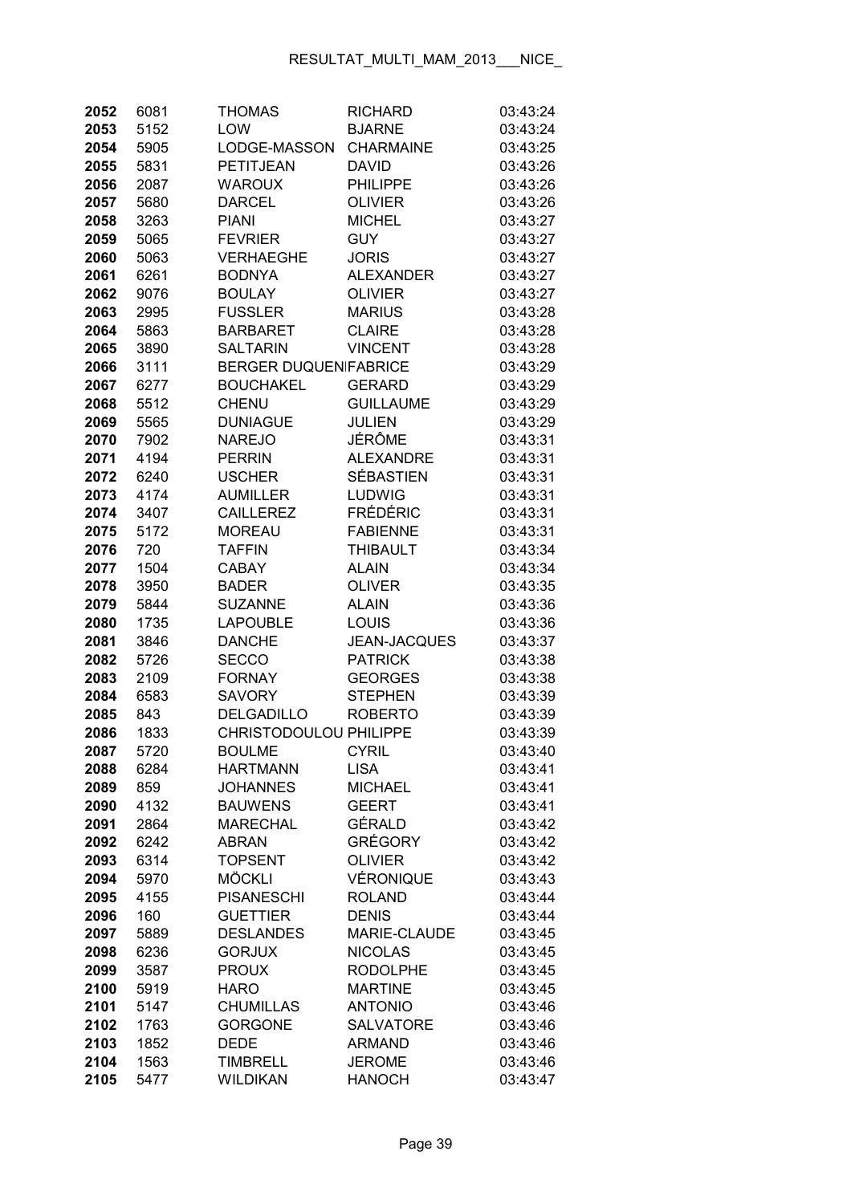| | | | | |
|---|---|---|---|---|
| **2052** | 6081 | THOMAS | RICHARD | 03:43:24 |
| **2053** | 5152 | LOW | BJARNE | 03:43:24 |
| **2054** | 5905 | LODGE-MASSON | CHARMAINE | 03:43:25 |
| **2055** | 5831 | PETITJEAN | DAVID | 03:43:26 |
| **2056** | 2087 | WAROUX | PHILIPPE | 03:43:26 |
| **2057** | 5680 | DARCEL | OLIVIER | 03:43:26 |
| **2058** | 3263 | PIANI | MICHEL | 03:43:27 |
| **2059** | 5065 | FEVRIER | GUY | 03:43:27 |
| **2060** | 5063 | VERHAEGHE | JORIS | 03:43:27 |
| **2061** | 6261 | BODNYA | ALEXANDER | 03:43:27 |
| **2062** | 9076 | BOULAY | OLIVIER | 03:43:27 |
| **2063** | 2995 | FUSSLER | MARIUS | 03:43:28 |
| **2064** | 5863 | BARBARET | CLAIRE | 03:43:28 |
| **2065** | 3890 | SALTARIN | VINCENT | 03:43:28 |
| **2066** | 3111 | BERGER DUQUENIFABRICE | | 03:43:29 |
| **2067** | 6277 | BOUCHAKEL | GERARD | 03:43:29 |
| **2068** | 5512 | CHENU | GUILLAUME | 03:43:29 |
| **2069** | 5565 | DUNIAGUE | JULIEN | 03:43:29 |
| **2070** | 7902 | NAREJO | JÉRÔME | 03:43:31 |
| **2071** | 4194 | PERRIN | ALEXANDRE | 03:43:31 |
| **2072** | 6240 | USCHER | SÉBASTIEN | 03:43:31 |
| **2073** | 4174 | AUMILLER | LUDWIG | 03:43:31 |
| **2074** | 3407 | CAILLEREZ | FRÉDÉRIC | 03:43:31 |
| **2075** | 5172 | MOREAU | FABIENNE | 03:43:31 |
| **2076** | 720 | TAFFIN | THIBAULT | 03:43:34 |
| **2077** | 1504 | CABAY | ALAIN | 03:43:34 |
| **2078** | 3950 | BADER | OLIVER | 03:43:35 |
| **2079** | 5844 | SUZANNE | ALAIN | 03:43:36 |
| **2080** | 1735 | LAPOUBLE | LOUIS | 03:43:36 |
| **2081** | 3846 | DANCHE | JEAN-JACQUES | 03:43:37 |
| **2082** | 5726 | SECCO | PATRICK | 03:43:38 |
| **2083** | 2109 | FORNAY | GEORGES | 03:43:38 |
| **2084** | 6583 | SAVORY | STEPHEN | 03:43:39 |
| **2085** | 843 | DELGADILLO | ROBERTO | 03:43:39 |
| **2086** | 1833 | CHRISTODOULOU PHILIPPE | | 03:43:39 |
| **2087** | 5720 | BOULME | CYRIL | 03:43:40 |
| **2088** | 6284 | HARTMANN | LISA | 03:43:41 |
| **2089** | 859 | JOHANNES | MICHAEL | 03:43:41 |
| **2090** | 4132 | BAUWENS | GEERT | 03:43:41 |
| **2091** | 2864 | MARECHAL | GÉRALD | 03:43:42 |
| **2092** | 6242 | ABRAN | GRÉGORY | 03:43:42 |
| **2093** | 6314 | TOPSENT | OLIVIER | 03:43:42 |
| **2094** | 5970 | MÖCKLI | VÉRONIQUE | 03:43:43 |
| **2095** | 4155 | PISANESCHI | ROLAND | 03:43:44 |
| **2096** | 160 | GUETTIER | DENIS | 03:43:44 |
| **2097** | 5889 | DESLANDES | MARIE-CLAUDE | 03:43:45 |
| **2098** | 6236 | GORJUX | NICOLAS | 03:43:45 |
| **2099** | 3587 | PROUX | RODOLPHE | 03:43:45 |
| **2100** | 5919 | HARO | MARTINE | 03:43:45 |
| **2101** | 5147 | CHUMILLAS | ANTONIO | 03:43:46 |
| **2102** | 1763 | GORGONE | SALVATORE | 03:43:46 |
| **2103** | 1852 | DEDE | ARMAND | 03:43:46 |
| **2104** | 1563 | TIMBRELL | JEROME | 03:43:46 |
| **2105** | 5477 | WILDIKAN | HANOCH | 03:43:47 |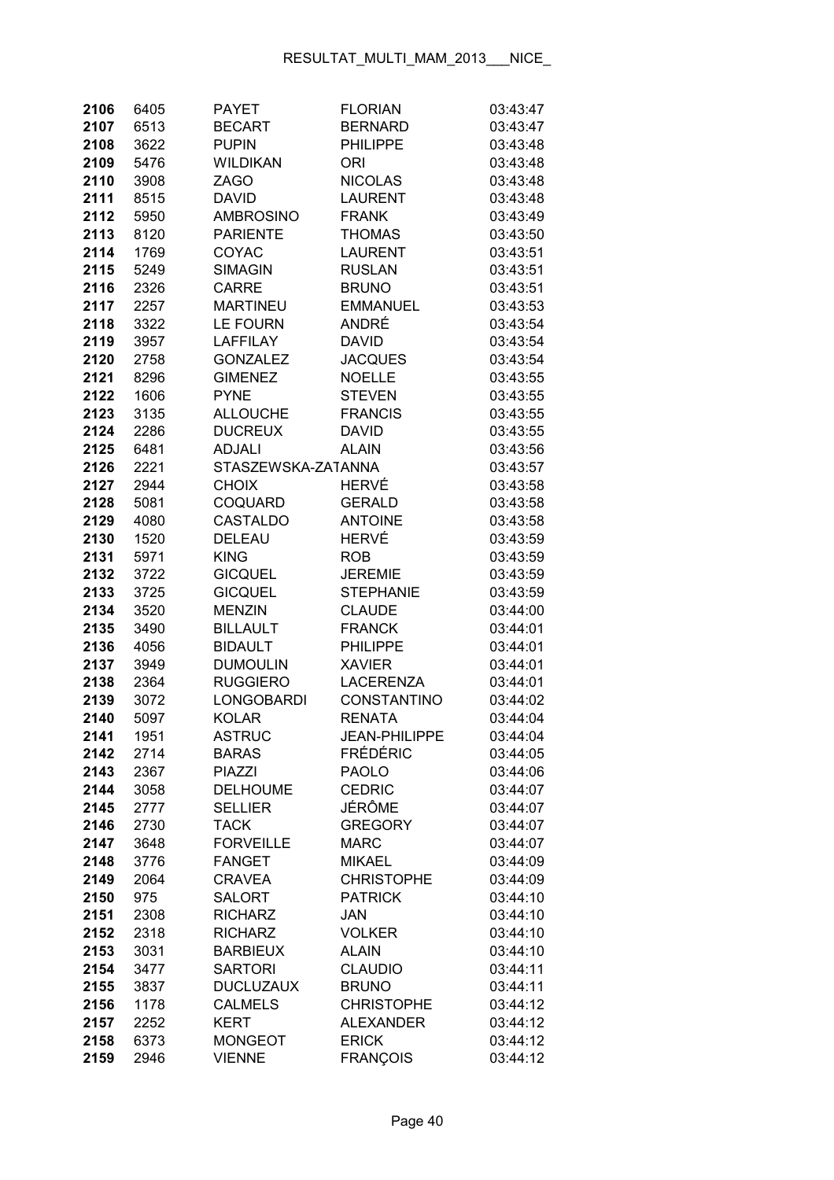| | | | | |
|---|---|---|---|---|
| **2106** | 6405 | PAYET | FLORIAN | 03:43:47 |
| **2107** | 6513 | BECART | BERNARD | 03:43:47 |
| **2108** | 3622 | PUPIN | PHILIPPE | 03:43:48 |
| **2109** | 5476 | WILDIKAN | ORI | 03:43:48 |
| **2110** | 3908 | ZAGO | NICOLAS | 03:43:48 |
| **2111** | 8515 | DAVID | LAURENT | 03:43:48 |
| **2112** | 5950 | AMBROSINO | FRANK | 03:43:49 |
| **2113** | 8120 | PARIENTE | THOMAS | 03:43:50 |
| **2114** | 1769 | COYAC | LAURENT | 03:43:51 |
| **2115** | 5249 | SIMAGIN | RUSLAN | 03:43:51 |
| **2116** | 2326 | CARRE | BRUNO | 03:43:51 |
| **2117** | 2257 | MARTINEU | EMMANUEL | 03:43:53 |
| **2118** | 3322 | LE FOURN | ANDRÉ | 03:43:54 |
| **2119** | 3957 | LAFFILAY | DAVID | 03:43:54 |
| **2120** | 2758 | GONZALEZ | JACQUES | 03:43:54 |
| **2121** | 8296 | GIMENEZ | NOELLE | 03:43:55 |
| **2122** | 1606 | PYNE | STEVEN | 03:43:55 |
| **2123** | 3135 | ALLOUCHE | FRANCIS | 03:43:55 |
| **2124** | 2286 | DUCREUX | DAVID | 03:43:55 |
| **2125** | 6481 | ADJALI | ALAIN | 03:43:56 |
| **2126** | 2221 | STASZEWSKA-ZATANNA | | 03:43:57 |
| **2127** | 2944 | CHOIX | HERVÉ | 03:43:58 |
| **2128** | 5081 | COQUARD | GERALD | 03:43:58 |
| **2129** | 4080 | CASTALDO | ANTOINE | 03:43:58 |
| **2130** | 1520 | DELEAU | HERVÉ | 03:43:59 |
| **2131** | 5971 | KING | ROB | 03:43:59 |
| **2132** | 3722 | GICQUEL | JEREMIE | 03:43:59 |
| **2133** | 3725 | GICQUEL | STEPHANIE | 03:43:59 |
| **2134** | 3520 | MENZIN | CLAUDE | 03:44:00 |
| **2135** | 3490 | BILLAULT | FRANCK | 03:44:01 |
| **2136** | 4056 | BIDAULT | PHILIPPE | 03:44:01 |
| **2137** | 3949 | DUMOULIN | XAVIER | 03:44:01 |
| **2138** | 2364 | RUGGIERO | LACERENZA | 03:44:01 |
| **2139** | 3072 | LONGOBARDI | CONSTANTINO | 03:44:02 |
| **2140** | 5097 | KOLAR | RENATA | 03:44:04 |
| **2141** | 1951 | ASTRUC | JEAN-PHILIPPE | 03:44:04 |
| **2142** | 2714 | BARAS | FRÉDÉRIC | 03:44:05 |
| **2143** | 2367 | PIAZZI | PAOLO | 03:44:06 |
| **2144** | 3058 | DELHOUME | CEDRIC | 03:44:07 |
| **2145** | 2777 | SELLIER | JÉRÔME | 03:44:07 |
| **2146** | 2730 | TACK | GREGORY | 03:44:07 |
| **2147** | 3648 | FORVEILLE | MARC | 03:44:07 |
| **2148** | 3776 | FANGET | MIKAEL | 03:44:09 |
| **2149** | 2064 | CRAVEA | CHRISTOPHE | 03:44:09 |
| **2150** | 975 | SALORT | PATRICK | 03:44:10 |
| **2151** | 2308 | RICHARZ | JAN | 03:44:10 |
| **2152** | 2318 | RICHARZ | VOLKER | 03:44:10 |
| **2153** | 3031 | BARBIEUX | ALAIN | 03:44:10 |
| **2154** | 3477 | SARTORI | CLAUDIO | 03:44:11 |
| **2155** | 3837 | DUCLUZAUX | BRUNO | 03:44:11 |
| **2156** | 1178 | CALMELS | CHRISTOPHE | 03:44:12 |
| **2157** | 2252 | KERT | ALEXANDER | 03:44:12 |
| **2158** | 6373 | MONGEOT | ERICK | 03:44:12 |
| **2159** | 2946 | VIENNE | FRANÇOIS | 03:44:12 |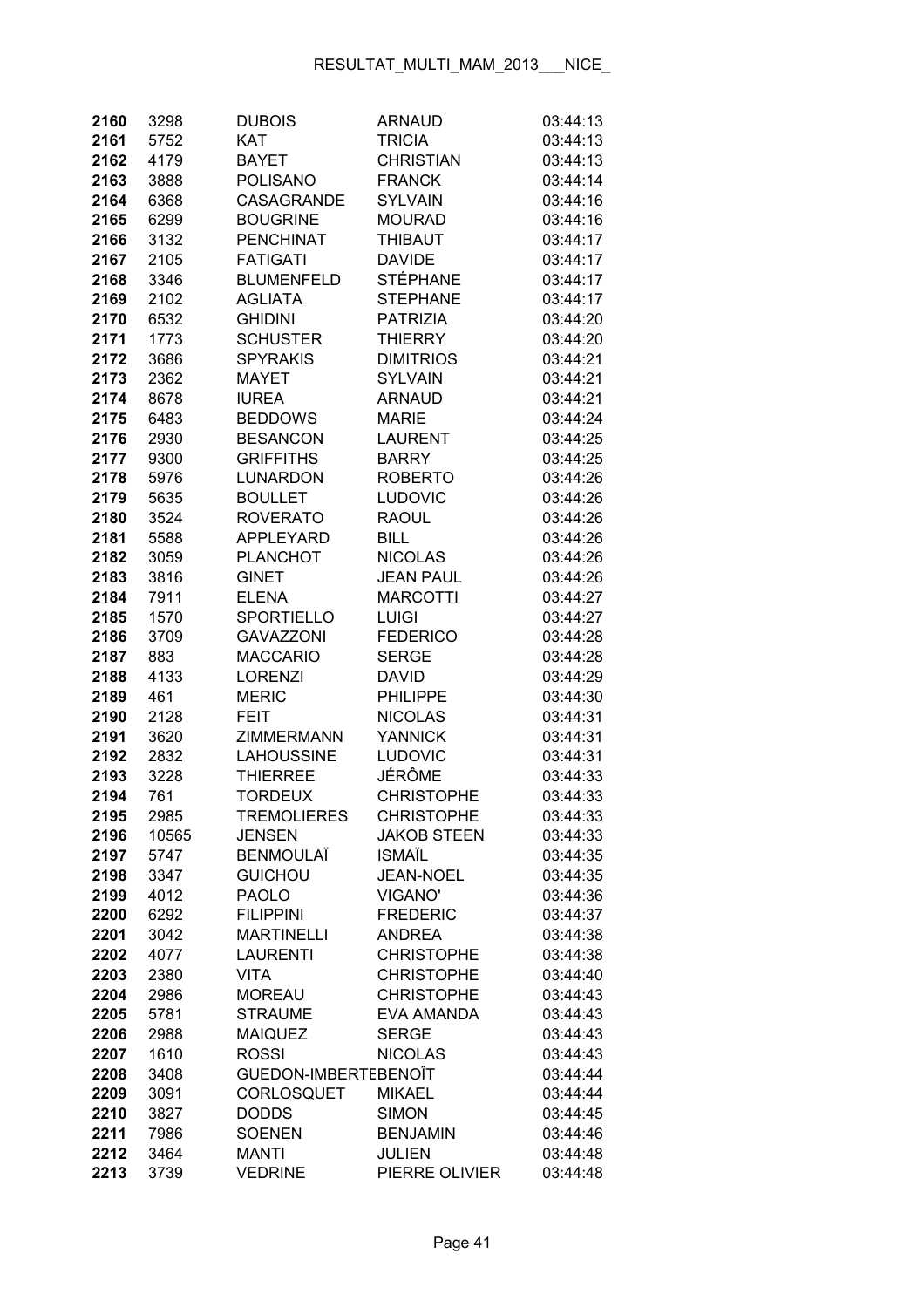| | | | | |
|---|---|---|---|---|
| **2160** | 3298 | DUBOIS | ARNAUD | 03:44:13 |
| **2161** | 5752 | KAT | TRICIA | 03:44:13 |
| **2162** | 4179 | BAYET | CHRISTIAN | 03:44:13 |
| **2163** | 3888 | POLISANO | FRANCK | 03:44:14 |
| **2164** | 6368 | CASAGRANDE | SYLVAIN | 03:44:16 |
| **2165** | 6299 | BOUGRINE | MOURAD | 03:44:16 |
| **2166** | 3132 | PENCHINAT | THIBAUT | 03:44:17 |
| **2167** | 2105 | FATIGATI | DAVIDE | 03:44:17 |
| **2168** | 3346 | BLUMENFELD | STÉPHANE | 03:44:17 |
| **2169** | 2102 | AGLIATA | STEPHANE | 03:44:17 |
| **2170** | 6532 | GHIDINI | PATRIZIA | 03:44:20 |
| **2171** | 1773 | SCHUSTER | THIERRY | 03:44:20 |
| **2172** | 3686 | SPYRAKIS | DIMITRIOS | 03:44:21 |
| **2173** | 2362 | MAYET | SYLVAIN | 03:44:21 |
| **2174** | 8678 | IUREA | ARNAUD | 03:44:21 |
| **2175** | 6483 | BEDDOWS | MARIE | 03:44:24 |
| **2176** | 2930 | BESANCON | LAURENT | 03:44:25 |
| **2177** | 9300 | GRIFFITHS | BARRY | 03:44:25 |
| **2178** | 5976 | LUNARDON | ROBERTO | 03:44:26 |
| **2179** | 5635 | BOULLET | LUDOVIC | 03:44:26 |
| **2180** | 3524 | ROVERATO | RAOUL | 03:44:26 |
| **2181** | 5588 | APPLEYARD | BILL | 03:44:26 |
| **2182** | 3059 | PLANCHOT | NICOLAS | 03:44:26 |
| **2183** | 3816 | GINET | JEAN PAUL | 03:44:26 |
| **2184** | 7911 | ELENA | MARCOTTI | 03:44:27 |
| **2185** | 1570 | SPORTIELLO | LUIGI | 03:44:27 |
| **2186** | 3709 | GAVAZZONI | FEDERICO | 03:44:28 |
| **2187** | 883 | MACCARIO | SERGE | 03:44:28 |
| **2188** | 4133 | LORENZI | DAVID | 03:44:29 |
| **2189** | 461 | MERIC | PHILIPPE | 03:44:30 |
| **2190** | 2128 | FEIT | NICOLAS | 03:44:31 |
| **2191** | 3620 | ZIMMERMANN | YANNICK | 03:44:31 |
| **2192** | 2832 | LAHOUSSINE | LUDOVIC | 03:44:31 |
| **2193** | 3228 | THIERREE | JÉRÔME | 03:44:33 |
| **2194** | 761 | TORDEUX | CHRISTOPHE | 03:44:33 |
| **2195** | 2985 | TREMOLIERES | CHRISTOPHE | 03:44:33 |
| **2196** | 10565 | JENSEN | JAKOB STEEN | 03:44:33 |
| **2197** | 5747 | BENMOULAÏ | ISMAÏL | 03:44:35 |
| **2198** | 3347 | GUICHOU | JEAN-NOEL | 03:44:35 |
| **2199** | 4012 | PAOLO | VIGANO' | 03:44:36 |
| **2200** | 6292 | FILIPPINI | FREDERIC | 03:44:37 |
| **2201** | 3042 | MARTINELLI | ANDREA | 03:44:38 |
| **2202** | 4077 | LAURENTI | CHRISTOPHE | 03:44:38 |
| **2203** | 2380 | VITA | CHRISTOPHE | 03:44:40 |
| **2204** | 2986 | MOREAU | CHRISTOPHE | 03:44:43 |
| **2205** | 5781 | STRAUME | EVA AMANDA | 03:44:43 |
| **2206** | 2988 | MAIQUEZ | SERGE | 03:44:43 |
| **2207** | 1610 | ROSSI | NICOLAS | 03:44:43 |
| **2208** | 3408 | GUEDON-IMBERTEBENOÎT | | 03:44:44 |
| **2209** | 3091 | CORLOSQUET | MIKAEL | 03:44:44 |
| **2210** | 3827 | DODDS | SIMON | 03:44:45 |
| **2211** | 7986 | SOENEN | BENJAMIN | 03:44:46 |
| **2212** | 3464 | MANTI | JULIEN | 03:44:48 |
| **2213** | 3739 | VEDRINE | PIERRE OLIVIER | 03:44:48 |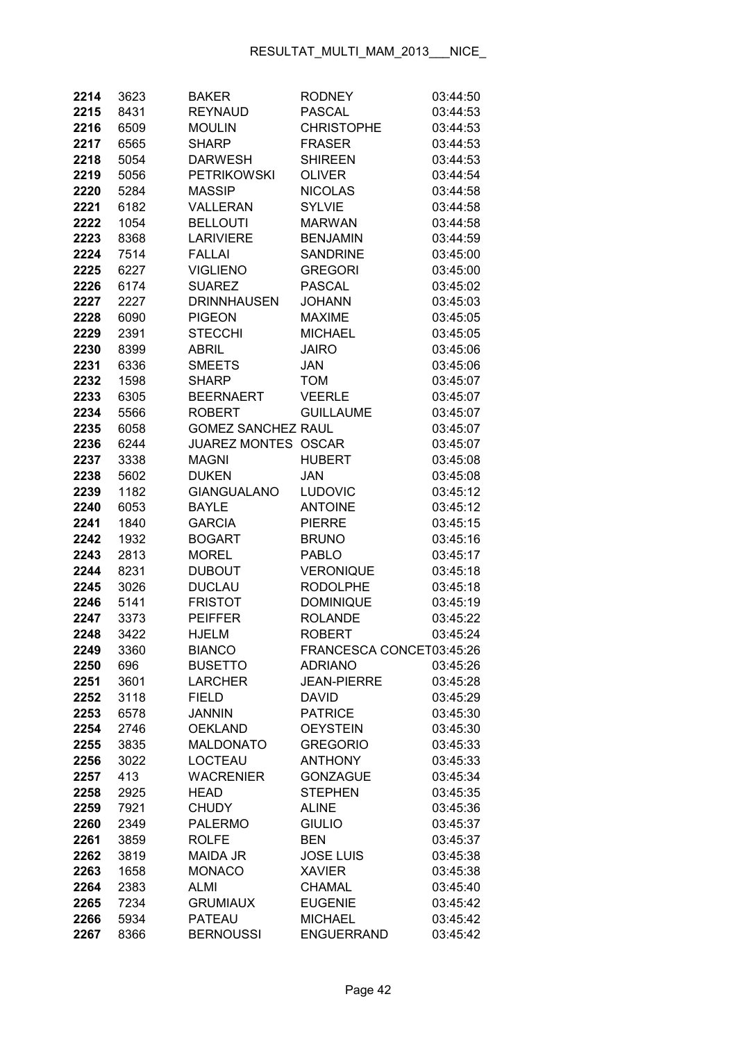| | | | | |
|---|---|---|---|---|
| 2214 | 3623 | BAKER | RODNEY | 03:44:50 |
| 2215 | 8431 | REYNAUD | PASCAL | 03:44:53 |
| 2216 | 6509 | MOULIN | CHRISTOPHE | 03:44:53 |
| 2217 | 6565 | SHARP | FRASER | 03:44:53 |
| 2218 | 5054 | DARWESH | SHIREEN | 03:44:53 |
| 2219 | 5056 | PETRIKOWSKI | OLIVER | 03:44:54 |
| 2220 | 5284 | MASSIP | NICOLAS | 03:44:58 |
| 2221 | 6182 | VALLERAN | SYLVIE | 03:44:58 |
| 2222 | 1054 | BELLOUTI | MARWAN | 03:44:58 |
| 2223 | 8368 | LARIVIERE | BENJAMIN | 03:44:59 |
| 2224 | 7514 | FALLAI | SANDRINE | 03:45:00 |
| 2225 | 6227 | VIGLIENO | GREGORI | 03:45:00 |
| 2226 | 6174 | SUAREZ | PASCAL | 03:45:02 |
| 2227 | 2227 | DRINNHAUSEN | JOHANN | 03:45:03 |
| 2228 | 6090 | PIGEON | MAXIME | 03:45:05 |
| 2229 | 2391 | STECCHI | MICHAEL | 03:45:05 |
| 2230 | 8399 | ABRIL | JAIRO | 03:45:06 |
| 2231 | 6336 | SMEETS | JAN | 03:45:06 |
| 2232 | 1598 | SHARP | TOM | 03:45:07 |
| 2233 | 6305 | BEERNAERT | VEERLE | 03:45:07 |
| 2234 | 5566 | ROBERT | GUILLAUME | 03:45:07 |
| 2235 | 6058 | GOMEZ SANCHEZ | RAUL | 03:45:07 |
| 2236 | 6244 | JUAREZ MONTES | OSCAR | 03:45:07 |
| 2237 | 3338 | MAGNI | HUBERT | 03:45:08 |
| 2238 | 5602 | DUKEN | JAN | 03:45:08 |
| 2239 | 1182 | GIANGUALANO | LUDOVIC | 03:45:12 |
| 2240 | 6053 | BAYLE | ANTOINE | 03:45:12 |
| 2241 | 1840 | GARCIA | PIERRE | 03:45:15 |
| 2242 | 1932 | BOGART | BRUNO | 03:45:16 |
| 2243 | 2813 | MOREL | PABLO | 03:45:17 |
| 2244 | 8231 | DUBOUT | VERONIQUE | 03:45:18 |
| 2245 | 3026 | DUCLAU | RODOLPHE | 03:45:18 |
| 2246 | 5141 | FRISTOT | DOMINIQUE | 03:45:19 |
| 2247 | 3373 | PEIFFER | ROLANDE | 03:45:22 |
| 2248 | 3422 | HJELM | ROBERT | 03:45:24 |
| 2249 | 3360 | BIANCO | FRANCESCA CONCET | 03:45:26 |
| 2250 | 696 | BUSETTO | ADRIANO | 03:45:26 |
| 2251 | 3601 | LARCHER | JEAN-PIERRE | 03:45:28 |
| 2252 | 3118 | FIELD | DAVID | 03:45:29 |
| 2253 | 6578 | JANNIN | PATRICE | 03:45:30 |
| 2254 | 2746 | OEKLAND | OEYSTEIN | 03:45:30 |
| 2255 | 3835 | MALDONATO | GREGORIO | 03:45:33 |
| 2256 | 3022 | LOCTEAU | ANTHONY | 03:45:33 |
| 2257 | 413 | WACRENIER | GONZAGUE | 03:45:34 |
| 2258 | 2925 | HEAD | STEPHEN | 03:45:35 |
| 2259 | 7921 | CHUDY | ALINE | 03:45:36 |
| 2260 | 2349 | PALERMO | GIULIO | 03:45:37 |
| 2261 | 3859 | ROLFE | BEN | 03:45:37 |
| 2262 | 3819 | MAIDA JR | JOSE LUIS | 03:45:38 |
| 2263 | 1658 | MONACO | XAVIER | 03:45:38 |
| 2264 | 2383 | ALMI | CHAMAL | 03:45:40 |
| 2265 | 7234 | GRUMIAUX | EUGENIE | 03:45:42 |
| 2266 | 5934 | PATEAU | MICHAEL | 03:45:42 |
| 2267 | 8366 | BERNOUSSI | ENGUERRAND | 03:45:42 |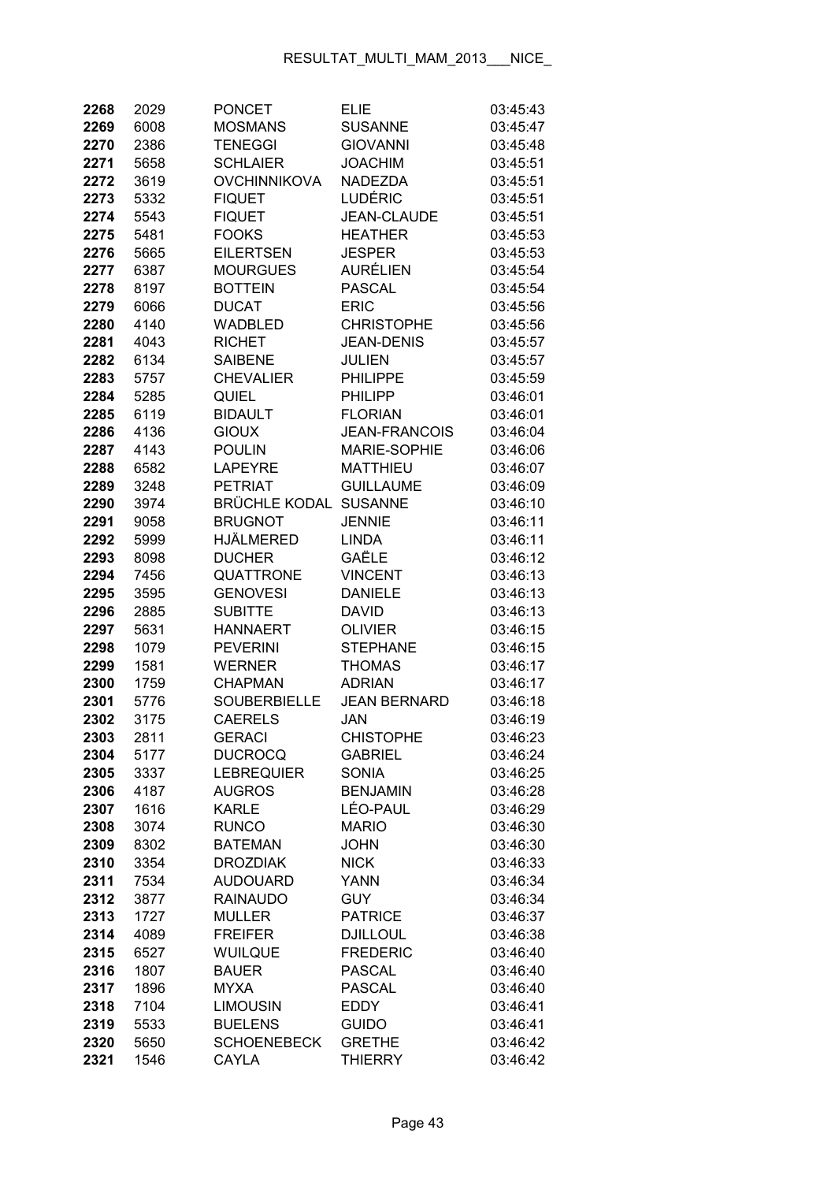| | | | | |
|---|---|---|---|---|
| **2268** | 2029 | PONCET | ELIE | 03:45:43 |
| **2269** | 6008 | MOSMANS | SUSANNE | 03:45:47 |
| **2270** | 2386 | TENEGGI | GIOVANNI | 03:45:48 |
| **2271** | 5658 | SCHLAIER | JOACHIM | 03:45:51 |
| **2272** | 3619 | OVCHINNIKOVA | NADEZDA | 03:45:51 |
| **2273** | 5332 | FIQUET | LUDÉRIC | 03:45:51 |
| **2274** | 5543 | FIQUET | JEAN-CLAUDE | 03:45:51 |
| **2275** | 5481 | FOOKS | HEATHER | 03:45:53 |
| **2276** | 5665 | EILERTSEN | JESPER | 03:45:53 |
| **2277** | 6387 | MOURGUES | AURÉLIEN | 03:45:54 |
| **2278** | 8197 | BOTTEIN | PASCAL | 03:45:54 |
| **2279** | 6066 | DUCAT | ERIC | 03:45:56 |
| **2280** | 4140 | WADBLED | CHRISTOPHE | 03:45:56 |
| **2281** | 4043 | RICHET | JEAN-DENIS | 03:45:57 |
| **2282** | 6134 | SAIBENE | JULIEN | 03:45:57 |
| **2283** | 5757 | CHEVALIER | PHILIPPE | 03:45:59 |
| **2284** | 5285 | QUIEL | PHILIPP | 03:46:01 |
| **2285** | 6119 | BIDAULT | FLORIAN | 03:46:01 |
| **2286** | 4136 | GIOUX | JEAN-FRANCOIS | 03:46:04 |
| **2287** | 4143 | POULIN | MARIE-SOPHIE | 03:46:06 |
| **2288** | 6582 | LAPEYRE | MATTHIEU | 03:46:07 |
| **2289** | 3248 | PETRIAT | GUILLAUME | 03:46:09 |
| **2290** | 3974 | BRÜCHLE KODAL | SUSANNE | 03:46:10 |
| **2291** | 9058 | BRUGNOT | JENNIE | 03:46:11 |
| **2292** | 5999 | HJÄLMERED | LINDA | 03:46:11 |
| **2293** | 8098 | DUCHER | GAËLE | 03:46:12 |
| **2294** | 7456 | QUATTRONE | VINCENT | 03:46:13 |
| **2295** | 3595 | GENOVESI | DANIELE | 03:46:13 |
| **2296** | 2885 | SUBITTE | DAVID | 03:46:13 |
| **2297** | 5631 | HANNAERT | OLIVIER | 03:46:15 |
| **2298** | 1079 | PEVERINI | STEPHANE | 03:46:15 |
| **2299** | 1581 | WERNER | THOMAS | 03:46:17 |
| **2300** | 1759 | CHAPMAN | ADRIAN | 03:46:17 |
| **2301** | 5776 | SOUBERBIELLE | JEAN BERNARD | 03:46:18 |
| **2302** | 3175 | CAERELS | JAN | 03:46:19 |
| **2303** | 2811 | GERACI | CHISTOPHE | 03:46:23 |
| **2304** | 5177 | DUCROCQ | GABRIEL | 03:46:24 |
| **2305** | 3337 | LEBREQUIER | SONIA | 03:46:25 |
| **2306** | 4187 | AUGROS | BENJAMIN | 03:46:28 |
| **2307** | 1616 | KARLE | LÉO-PAUL | 03:46:29 |
| **2308** | 3074 | RUNCO | MARIO | 03:46:30 |
| **2309** | 8302 | BATEMAN | JOHN | 03:46:30 |
| **2310** | 3354 | DROZDIAK | NICK | 03:46:33 |
| **2311** | 7534 | AUDOUARD | YANN | 03:46:34 |
| **2312** | 3877 | RAINAUDO | GUY | 03:46:34 |
| **2313** | 1727 | MULLER | PATRICE | 03:46:37 |
| **2314** | 4089 | FREIFER | DJILLOUL | 03:46:38 |
| **2315** | 6527 | WUILQUE | FREDERIC | 03:46:40 |
| **2316** | 1807 | BAUER | PASCAL | 03:46:40 |
| **2317** | 1896 | MYXA | PASCAL | 03:46:40 |
| **2318** | 7104 | LIMOUSIN | EDDY | 03:46:41 |
| **2319** | 5533 | BUELENS | GUIDO | 03:46:41 |
| **2320** | 5650 | SCHOENEBECK | GRETHE | 03:46:42 |
| **2321** | 1546 | CAYLA | THIERRY | 03:46:42 |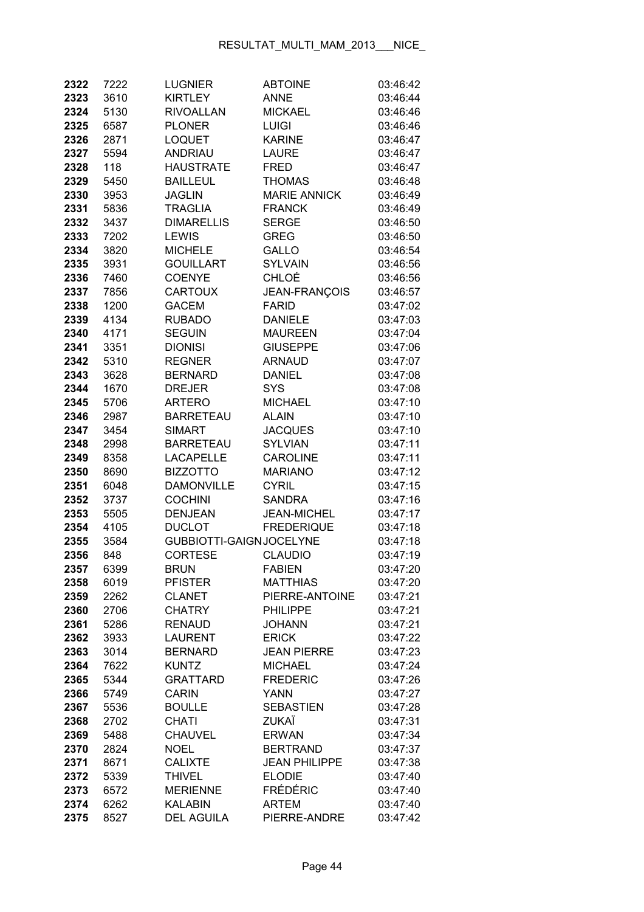| | | | | |
|---|---|---|---|---|
| **2322** | 7222 | LUGNIER | ABTOINE | 03:46:42 |
| **2323** | 3610 | KIRTLEY | ANNE | 03:46:44 |
| **2324** | 5130 | RIVOALLAN | MICKAEL | 03:46:46 |
| **2325** | 6587 | PLONER | LUIGI | 03:46:46 |
| **2326** | 2871 | LOQUET | KARINE | 03:46:47 |
| **2327** | 5594 | ANDRIAU | LAURE | 03:46:47 |
| **2328** | 118 | HAUSTRATE | FRED | 03:46:47 |
| **2329** | 5450 | BAILLEUL | THOMAS | 03:46:48 |
| **2330** | 3953 | JAGLIN | MARIE ANNICK | 03:46:49 |
| **2331** | 5836 | TRAGLIA | FRANCK | 03:46:49 |
| **2332** | 3437 | DIMARELLIS | SERGE | 03:46:50 |
| **2333** | 7202 | LEWIS | GREG | 03:46:50 |
| **2334** | 3820 | MICHELE | GALLO | 03:46:54 |
| **2335** | 3931 | GOUILLART | SYLVAIN | 03:46:56 |
| **2336** | 7460 | COENYE | CHLOÉ | 03:46:56 |
| **2337** | 7856 | CARTOUX | JEAN-FRANÇOIS | 03:46:57 |
| **2338** | 1200 | GACEM | FARID | 03:47:02 |
| **2339** | 4134 | RUBADO | DANIELE | 03:47:03 |
| **2340** | 4171 | SEGUIN | MAUREEN | 03:47:04 |
| **2341** | 3351 | DIONISI | GIUSEPPE | 03:47:06 |
| **2342** | 5310 | REGNER | ARNAUD | 03:47:07 |
| **2343** | 3628 | BERNARD | DANIEL | 03:47:08 |
| **2344** | 1670 | DREJER | SYS | 03:47:08 |
| **2345** | 5706 | ARTERO | MICHAEL | 03:47:10 |
| **2346** | 2987 | BARRETEAU | ALAIN | 03:47:10 |
| **2347** | 3454 | SIMART | JACQUES | 03:47:10 |
| **2348** | 2998 | BARRETEAU | SYLVIAN | 03:47:11 |
| **2349** | 8358 | LACAPELLE | CAROLINE | 03:47:11 |
| **2350** | 8690 | BIZZOTTO | MARIANO | 03:47:12 |
| **2351** | 6048 | DAMONVILLE | CYRIL | 03:47:15 |
| **2352** | 3737 | COCHINI | SANDRA | 03:47:16 |
| **2353** | 5505 | DENJEAN | JEAN-MICHEL | 03:47:17 |
| **2354** | 4105 | DUCLOT | FREDERIQUE | 03:47:18 |
| **2355** | 3584 | GUBBIOTTI-GAIGN | JOCELYNE | 03:47:18 |
| **2356** | 848 | CORTESE | CLAUDIO | 03:47:19 |
| **2357** | 6399 | BRUN | FABIEN | 03:47:20 |
| **2358** | 6019 | PFISTER | MATTHIAS | 03:47:20 |
| **2359** | 2262 | CLANET | PIERRE-ANTOINE | 03:47:21 |
| **2360** | 2706 | CHATRY | PHILIPPE | 03:47:21 |
| **2361** | 5286 | RENAUD | JOHANN | 03:47:21 |
| **2362** | 3933 | LAURENT | ERICK | 03:47:22 |
| **2363** | 3014 | BERNARD | JEAN PIERRE | 03:47:23 |
| **2364** | 7622 | KUNTZ | MICHAEL | 03:47:24 |
| **2365** | 5344 | GRATTARD | FREDERIC | 03:47:26 |
| **2366** | 5749 | CARIN | YANN | 03:47:27 |
| **2367** | 5536 | BOULLE | SEBASTIEN | 03:47:28 |
| **2368** | 2702 | CHATI | ZUKAÏ | 03:47:31 |
| **2369** | 5488 | CHAUVEL | ERWAN | 03:47:34 |
| **2370** | 2824 | NOEL | BERTRAND | 03:47:37 |
| **2371** | 8671 | CALIXTE | JEAN PHILIPPE | 03:47:38 |
| **2372** | 5339 | THIVEL | ELODIE | 03:47:40 |
| **2373** | 6572 | MERIENNE | FRÉDÉRIC | 03:47:40 |
| **2374** | 6262 | KALABIN | ARTEM | 03:47:40 |
| **2375** | 8527 | DEL AGUILA | PIERRE-ANDRE | 03:47:42 |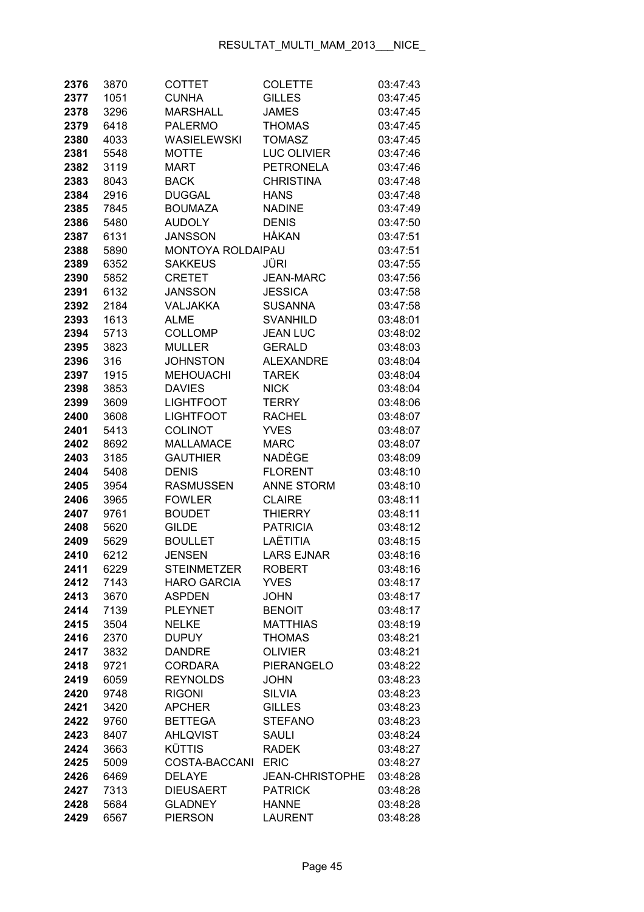| | | | | |
|---|---|---|---|---|
| **2376** | 3870 | COTTET | COLETTE | 03:47:43 |
| **2377** | 1051 | CUNHA | GILLES | 03:47:45 |
| **2378** | 3296 | MARSHALL | JAMES | 03:47:45 |
| **2379** | 6418 | PALERMO | THOMAS | 03:47:45 |
| **2380** | 4033 | WASIELEWSKI | TOMASZ | 03:47:45 |
| **2381** | 5548 | MOTTE | LUC OLIVIER | 03:47:46 |
| **2382** | 3119 | MART | PETRONELA | 03:47:46 |
| **2383** | 8043 | BACK | CHRISTINA | 03:47:48 |
| **2384** | 2916 | DUGGAL | HANS | 03:47:48 |
| **2385** | 7845 | BOUMAZA | NADINE | 03:47:49 |
| **2386** | 5480 | AUDOLY | DENIS | 03:47:50 |
| **2387** | 6131 | JANSSON | HÅKAN | 03:47:51 |
| **2388** | 5890 | MONTOYA ROLDAIPAU | | 03:47:51 |
| **2389** | 6352 | SAKKEUS | JÜRI | 03:47:55 |
| **2390** | 5852 | CRETET | JEAN-MARC | 03:47:56 |
| **2391** | 6132 | JANSSON | JESSICA | 03:47:58 |
| **2392** | 2184 | VALJAKKA | SUSANNA | 03:47:58 |
| **2393** | 1613 | ALME | SVANHILD | 03:48:01 |
| **2394** | 5713 | COLLOMP | JEAN LUC | 03:48:02 |
| **2395** | 3823 | MULLER | GERALD | 03:48:03 |
| **2396** | 316 | JOHNSTON | ALEXANDRE | 03:48:04 |
| **2397** | 1915 | MEHOUACHI | TAREK | 03:48:04 |
| **2398** | 3853 | DAVIES | NICK | 03:48:04 |
| **2399** | 3609 | LIGHTFOOT | TERRY | 03:48:06 |
| **2400** | 3608 | LIGHTFOOT | RACHEL | 03:48:07 |
| **2401** | 5413 | COLINOT | YVES | 03:48:07 |
| **2402** | 8692 | MALLAMACE | MARC | 03:48:07 |
| **2403** | 3185 | GAUTHIER | NADÈGE | 03:48:09 |
| **2404** | 5408 | DENIS | FLORENT | 03:48:10 |
| **2405** | 3954 | RASMUSSEN | ANNE STORM | 03:48:10 |
| **2406** | 3965 | FOWLER | CLAIRE | 03:48:11 |
| **2407** | 9761 | BOUDET | THIERRY | 03:48:11 |
| **2408** | 5620 | GILDE | PATRICIA | 03:48:12 |
| **2409** | 5629 | BOULLET | LAËTITIA | 03:48:15 |
| **2410** | 6212 | JENSEN | LARS EJNAR | 03:48:16 |
| **2411** | 6229 | STEINMETZER | ROBERT | 03:48:16 |
| **2412** | 7143 | HARO GARCIA | YVES | 03:48:17 |
| **2413** | 3670 | ASPDEN | JOHN | 03:48:17 |
| **2414** | 7139 | PLEYNET | BENOIT | 03:48:17 |
| **2415** | 3504 | NELKE | MATTHIAS | 03:48:19 |
| **2416** | 2370 | DUPUY | THOMAS | 03:48:21 |
| **2417** | 3832 | DANDRE | OLIVIER | 03:48:21 |
| **2418** | 9721 | CORDARA | PIERANGELO | 03:48:22 |
| **2419** | 6059 | REYNOLDS | JOHN | 03:48:23 |
| **2420** | 9748 | RIGONI | SILVIA | 03:48:23 |
| **2421** | 3420 | APCHER | GILLES | 03:48:23 |
| **2422** | 9760 | BETTEGA | STEFANO | 03:48:23 |
| **2423** | 8407 | AHLQVIST | SAULI | 03:48:24 |
| **2424** | 3663 | KÜTTIS | RADEK | 03:48:27 |
| **2425** | 5009 | COSTA-BACCANI | ERIC | 03:48:27 |
| **2426** | 6469 | DELAYE | JEAN-CHRISTOPHE | 03:48:28 |
| **2427** | 7313 | DIEUSAERT | PATRICK | 03:48:28 |
| **2428** | 5684 | GLADNEY | HANNE | 03:48:28 |
| **2429** | 6567 | PIERSON | LAURENT | 03:48:28 |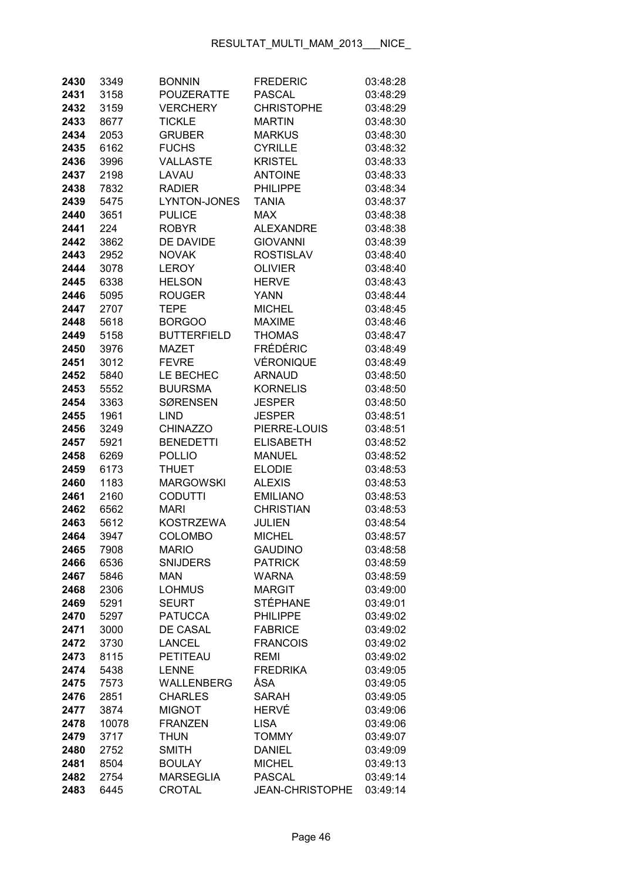| | | | | |
|---|---|---|---|---|
| **2430** | 3349 | BONNIN | FREDERIC | 03:48:28 |
| **2431** | 3158 | POUZERATTE | PASCAL | 03:48:29 |
| **2432** | 3159 | VERCHERY | CHRISTOPHE | 03:48:29 |
| **2433** | 8677 | TICKLE | MARTIN | 03:48:30 |
| **2434** | 2053 | GRUBER | MARKUS | 03:48:30 |
| **2435** | 6162 | FUCHS | CYRILLE | 03:48:32 |
| **2436** | 3996 | VALLASTE | KRISTEL | 03:48:33 |
| **2437** | 2198 | LAVAU | ANTOINE | 03:48:33 |
| **2438** | 7832 | RADIER | PHILIPPE | 03:48:34 |
| **2439** | 5475 | LYNTON-JONES | TANIA | 03:48:37 |
| **2440** | 3651 | PULICE | MAX | 03:48:38 |
| **2441** | 224 | ROBYR | ALEXANDRE | 03:48:38 |
| **2442** | 3862 | DE DAVIDE | GIOVANNI | 03:48:39 |
| **2443** | 2952 | NOVAK | ROSTISLAV | 03:48:40 |
| **2444** | 3078 | LEROY | OLIVIER | 03:48:40 |
| **2445** | 6338 | HELSON | HERVE | 03:48:43 |
| **2446** | 5095 | ROUGER | YANN | 03:48:44 |
| **2447** | 2707 | TEPE | MICHEL | 03:48:45 |
| **2448** | 5618 | BORGOO | MAXIME | 03:48:46 |
| **2449** | 5158 | BUTTERFIELD | THOMAS | 03:48:47 |
| **2450** | 3976 | MAZET | FRÉDÉRIC | 03:48:49 |
| **2451** | 3012 | FEVRE | VÉRONIQUE | 03:48:49 |
| **2452** | 5840 | LE BECHEC | ARNAUD | 03:48:50 |
| **2453** | 5552 | BUURSMA | KORNELIS | 03:48:50 |
| **2454** | 3363 | SØRENSEN | JESPER | 03:48:50 |
| **2455** | 1961 | LIND | JESPER | 03:48:51 |
| **2456** | 3249 | CHINAZZO | PIERRE-LOUIS | 03:48:51 |
| **2457** | 5921 | BENEDETTI | ELISABETH | 03:48:52 |
| **2458** | 6269 | POLLIO | MANUEL | 03:48:52 |
| **2459** | 6173 | THUET | ELODIE | 03:48:53 |
| **2460** | 1183 | MARGOWSKI | ALEXIS | 03:48:53 |
| **2461** | 2160 | CODUTTI | EMILIANO | 03:48:53 |
| **2462** | 6562 | MARI | CHRISTIAN | 03:48:53 |
| **2463** | 5612 | KOSTRZEWA | JULIEN | 03:48:54 |
| **2464** | 3947 | COLOMBO | MICHEL | 03:48:57 |
| **2465** | 7908 | MARIO | GAUDINO | 03:48:58 |
| **2466** | 6536 | SNIJDERS | PATRICK | 03:48:59 |
| **2467** | 5846 | MAN | WARNA | 03:48:59 |
| **2468** | 2306 | LOHMUS | MARGIT | 03:49:00 |
| **2469** | 5291 | SEURT | STÉPHANE | 03:49:01 |
| **2470** | 5297 | PATUCCA | PHILIPPE | 03:49:02 |
| **2471** | 3000 | DE CASAL | FABRICE | 03:49:02 |
| **2472** | 3730 | LANCEL | FRANCOIS | 03:49:02 |
| **2473** | 8115 | PETITEAU | REMI | 03:49:02 |
| **2474** | 5438 | LENNE | FREDRIKA | 03:49:05 |
| **2475** | 7573 | WALLENBERG | ÅSA | 03:49:05 |
| **2476** | 2851 | CHARLES | SARAH | 03:49:05 |
| **2477** | 3874 | MIGNOT | HERVÉ | 03:49:06 |
| **2478** | 10078 | FRANZEN | LISA | 03:49:06 |
| **2479** | 3717 | THUN | TOMMY | 03:49:07 |
| **2480** | 2752 | SMITH | DANIEL | 03:49:09 |
| **2481** | 8504 | BOULAY | MICHEL | 03:49:13 |
| **2482** | 2754 | MARSEGLIA | PASCAL | 03:49:14 |
| **2483** | 6445 | CROTAL | JEAN-CHRISTOPHE | 03:49:14 |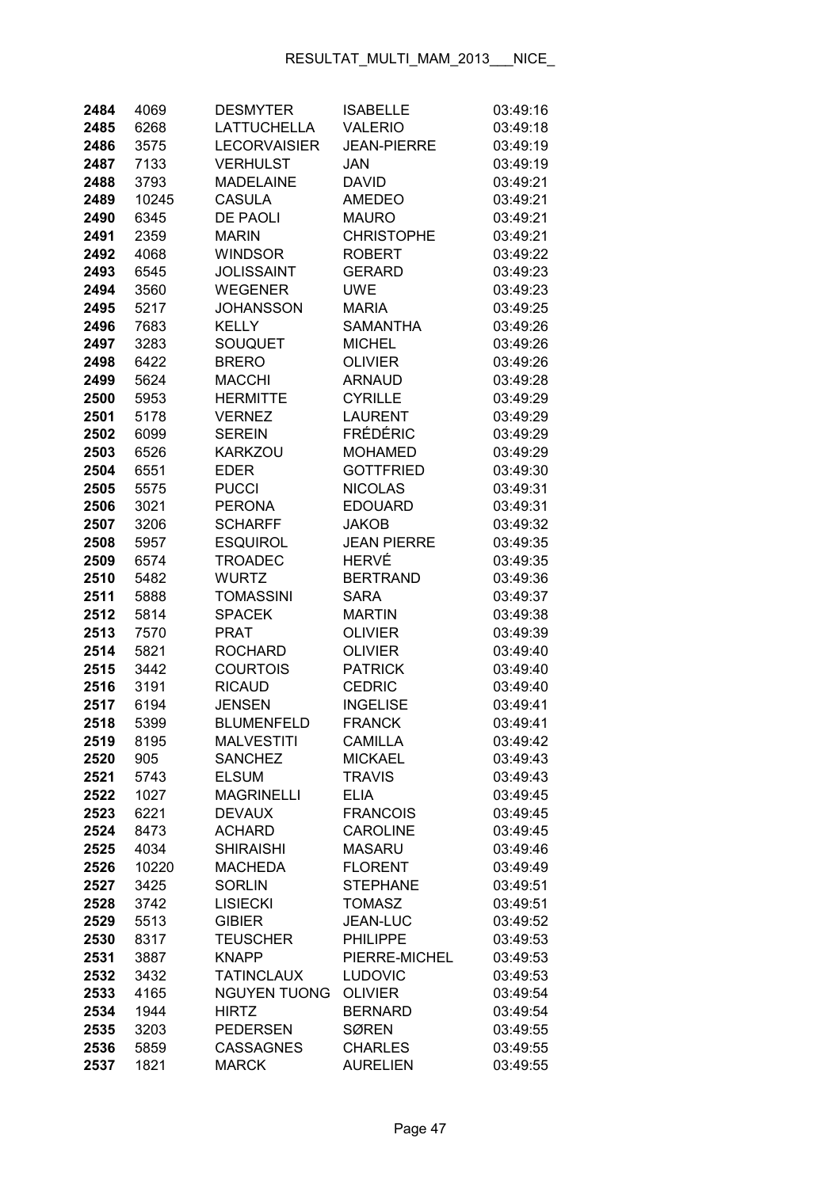| | | | | |
|---|---|---|---|---|
| **2484** | 4069 | DESMYTER | ISABELLE | 03:49:16 |
| **2485** | 6268 | LATTUCHELLA | VALERIO | 03:49:18 |
| **2486** | 3575 | LECORVAISIER | JEAN-PIERRE | 03:49:19 |
| **2487** | 7133 | VERHULST | JAN | 03:49:19 |
| **2488** | 3793 | MADELAINE | DAVID | 03:49:21 |
| **2489** | 10245 | CASULA | AMEDEO | 03:49:21 |
| **2490** | 6345 | DE PAOLI | MAURO | 03:49:21 |
| **2491** | 2359 | MARIN | CHRISTOPHE | 03:49:21 |
| **2492** | 4068 | WINDSOR | ROBERT | 03:49:22 |
| **2493** | 6545 | JOLISSAINT | GERARD | 03:49:23 |
| **2494** | 3560 | WEGENER | UWE | 03:49:23 |
| **2495** | 5217 | JOHANSSON | MARIA | 03:49:25 |
| **2496** | 7683 | KELLY | SAMANTHA | 03:49:26 |
| **2497** | 3283 | SOUQUET | MICHEL | 03:49:26 |
| **2498** | 6422 | BRERO | OLIVIER | 03:49:26 |
| **2499** | 5624 | MACCHI | ARNAUD | 03:49:28 |
| **2500** | 5953 | HERMITTE | CYRILLE | 03:49:29 |
| **2501** | 5178 | VERNEZ | LAURENT | 03:49:29 |
| **2502** | 6099 | SEREIN | FRÉDÉRIC | 03:49:29 |
| **2503** | 6526 | KARKZOU | MOHAMED | 03:49:29 |
| **2504** | 6551 | EDER | GOTTFRIED | 03:49:30 |
| **2505** | 5575 | PUCCI | NICOLAS | 03:49:31 |
| **2506** | 3021 | PERONA | EDOUARD | 03:49:31 |
| **2507** | 3206 | SCHARFF | JAKOB | 03:49:32 |
| **2508** | 5957 | ESQUIROL | JEAN PIERRE | 03:49:35 |
| **2509** | 6574 | TROADEC | HERVÉ | 03:49:35 |
| **2510** | 5482 | WURTZ | BERTRAND | 03:49:36 |
| **2511** | 5888 | TOMASSINI | SARA | 03:49:37 |
| **2512** | 5814 | SPACEK | MARTIN | 03:49:38 |
| **2513** | 7570 | PRAT | OLIVIER | 03:49:39 |
| **2514** | 5821 | ROCHARD | OLIVIER | 03:49:40 |
| **2515** | 3442 | COURTOIS | PATRICK | 03:49:40 |
| **2516** | 3191 | RICAUD | CEDRIC | 03:49:40 |
| **2517** | 6194 | JENSEN | INGELISE | 03:49:41 |
| **2518** | 5399 | BLUMENFELD | FRANCK | 03:49:41 |
| **2519** | 8195 | MALVESTITI | CAMILLA | 03:49:42 |
| **2520** | 905 | SANCHEZ | MICKAEL | 03:49:43 |
| **2521** | 5743 | ELSUM | TRAVIS | 03:49:43 |
| **2522** | 1027 | MAGRINELLI | ELIA | 03:49:45 |
| **2523** | 6221 | DEVAUX | FRANCOIS | 03:49:45 |
| **2524** | 8473 | ACHARD | CAROLINE | 03:49:45 |
| **2525** | 4034 | SHIRAISHI | MASARU | 03:49:46 |
| **2526** | 10220 | MACHEDA | FLORENT | 03:49:49 |
| **2527** | 3425 | SORLIN | STEPHANE | 03:49:51 |
| **2528** | 3742 | LISIECKI | TOMASZ | 03:49:51 |
| **2529** | 5513 | GIBIER | JEAN-LUC | 03:49:52 |
| **2530** | 8317 | TEUSCHER | PHILIPPE | 03:49:53 |
| **2531** | 3887 | KNAPP | PIERRE-MICHEL | 03:49:53 |
| **2532** | 3432 | TATINCLAUX | LUDOVIC | 03:49:53 |
| **2533** | 4165 | NGUYEN TUONG | OLIVIER | 03:49:54 |
| **2534** | 1944 | HIRTZ | BERNARD | 03:49:54 |
| **2535** | 3203 | PEDERSEN | SØREN | 03:49:55 |
| **2536** | 5859 | CASSAGNES | CHARLES | 03:49:55 |
| **2537** | 1821 | MARCK | AURELIEN | 03:49:55 |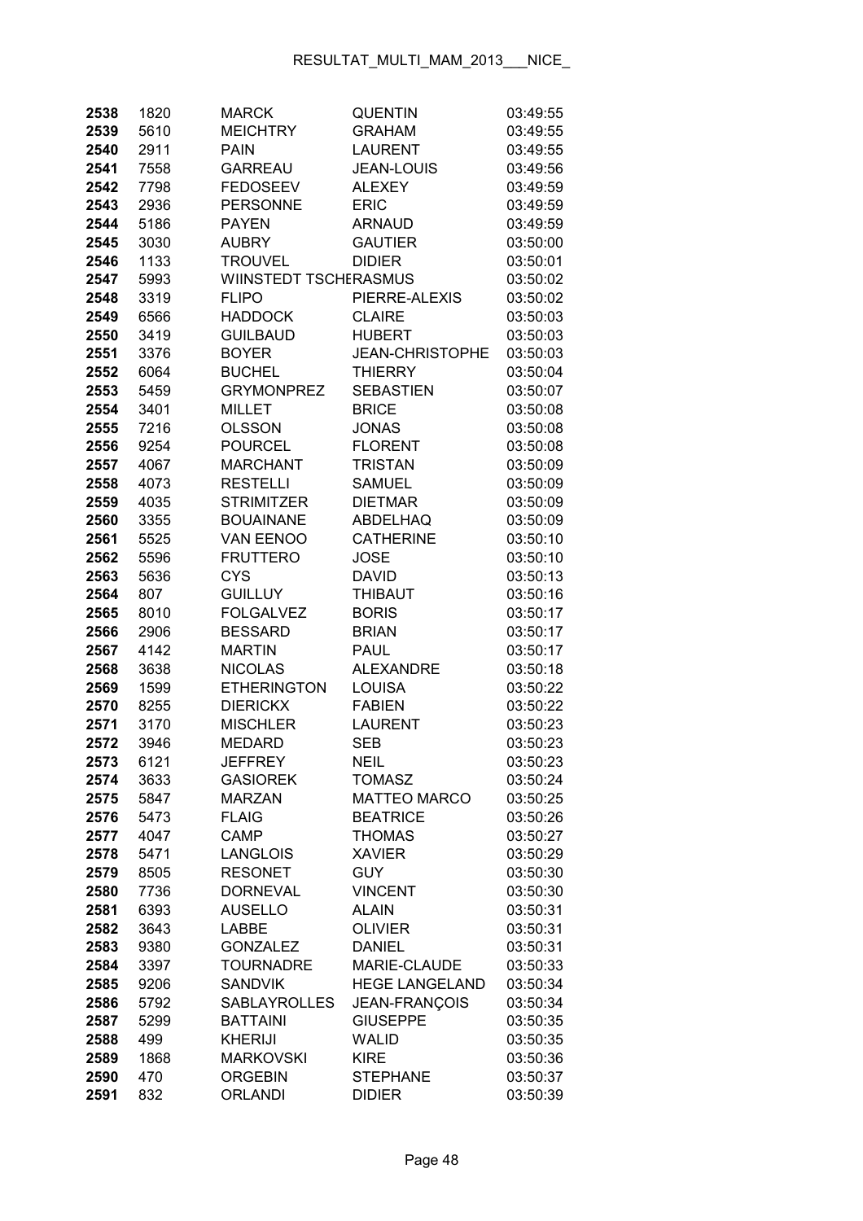| | | | | |
|---|---|---|---|---|
| **2538** | 1820 | MARCK | QUENTIN | 03:49:55 |
| **2539** | 5610 | MEICHTRY | GRAHAM | 03:49:55 |
| **2540** | 2911 | PAIN | LAURENT | 03:49:55 |
| **2541** | 7558 | GARREAU | JEAN-LOUIS | 03:49:56 |
| **2542** | 7798 | FEDOSEEV | ALEXEY | 03:49:59 |
| **2543** | 2936 | PERSONNE | ERIC | 03:49:59 |
| **2544** | 5186 | PAYEN | ARNAUD | 03:49:59 |
| **2545** | 3030 | AUBRY | GAUTIER | 03:50:00 |
| **2546** | 1133 | TROUVEL | DIDIER | 03:50:01 |
| **2547** | 5993 | WIINSTEDT TSCHERASMUS | | 03:50:02 |
| **2548** | 3319 | FLIPO | PIERRE-ALEXIS | 03:50:02 |
| **2549** | 6566 | HADDOCK | CLAIRE | 03:50:03 |
| **2550** | 3419 | GUILBAUD | HUBERT | 03:50:03 |
| **2551** | 3376 | BOYER | JEAN-CHRISTOPHE | 03:50:03 |
| **2552** | 6064 | BUCHEL | THIERRY | 03:50:04 |
| **2553** | 5459 | GRYMONPREZ | SEBASTIEN | 03:50:07 |
| **2554** | 3401 | MILLET | BRICE | 03:50:08 |
| **2555** | 7216 | OLSSON | JONAS | 03:50:08 |
| **2556** | 9254 | POURCEL | FLORENT | 03:50:08 |
| **2557** | 4067 | MARCHANT | TRISTAN | 03:50:09 |
| **2558** | 4073 | RESTELLI | SAMUEL | 03:50:09 |
| **2559** | 4035 | STRIMITZER | DIETMAR | 03:50:09 |
| **2560** | 3355 | BOUAINANE | ABDELHAQ | 03:50:09 |
| **2561** | 5525 | VAN EENOO | CATHERINE | 03:50:10 |
| **2562** | 5596 | FRUTTERO | JOSE | 03:50:10 |
| **2563** | 5636 | CYS | DAVID | 03:50:13 |
| **2564** | 807 | GUILLUY | THIBAUT | 03:50:16 |
| **2565** | 8010 | FOLGALVEZ | BORIS | 03:50:17 |
| **2566** | 2906 | BESSARD | BRIAN | 03:50:17 |
| **2567** | 4142 | MARTIN | PAUL | 03:50:17 |
| **2568** | 3638 | NICOLAS | ALEXANDRE | 03:50:18 |
| **2569** | 1599 | ETHERINGTON | LOUISA | 03:50:22 |
| **2570** | 8255 | DIERICKX | FABIEN | 03:50:22 |
| **2571** | 3170 | MISCHLER | LAURENT | 03:50:23 |
| **2572** | 3946 | MEDARD | SEB | 03:50:23 |
| **2573** | 6121 | JEFFREY | NEIL | 03:50:23 |
| **2574** | 3633 | GASIOREK | TOMASZ | 03:50:24 |
| **2575** | 5847 | MARZAN | MATTEO MARCO | 03:50:25 |
| **2576** | 5473 | FLAIG | BEATRICE | 03:50:26 |
| **2577** | 4047 | CAMP | THOMAS | 03:50:27 |
| **2578** | 5471 | LANGLOIS | XAVIER | 03:50:29 |
| **2579** | 8505 | RESONET | GUY | 03:50:30 |
| **2580** | 7736 | DORNEVAL | VINCENT | 03:50:30 |
| **2581** | 6393 | AUSELLO | ALAIN | 03:50:31 |
| **2582** | 3643 | LABBE | OLIVIER | 03:50:31 |
| **2583** | 9380 | GONZALEZ | DANIEL | 03:50:31 |
| **2584** | 3397 | TOURNADRE | MARIE-CLAUDE | 03:50:33 |
| **2585** | 9206 | SANDVIK | HEGE LANGELAND | 03:50:34 |
| **2586** | 5792 | SABLAYROLLES | JEAN-FRANÇOIS | 03:50:34 |
| **2587** | 5299 | BATTAINI | GIUSEPPE | 03:50:35 |
| **2588** | 499 | KHERIJI | WALID | 03:50:35 |
| **2589** | 1868 | MARKOVSKI | KIRE | 03:50:36 |
| **2590** | 470 | ORGEBIN | STEPHANE | 03:50:37 |
| **2591** | 832 | ORLANDI | DIDIER | 03:50:39 |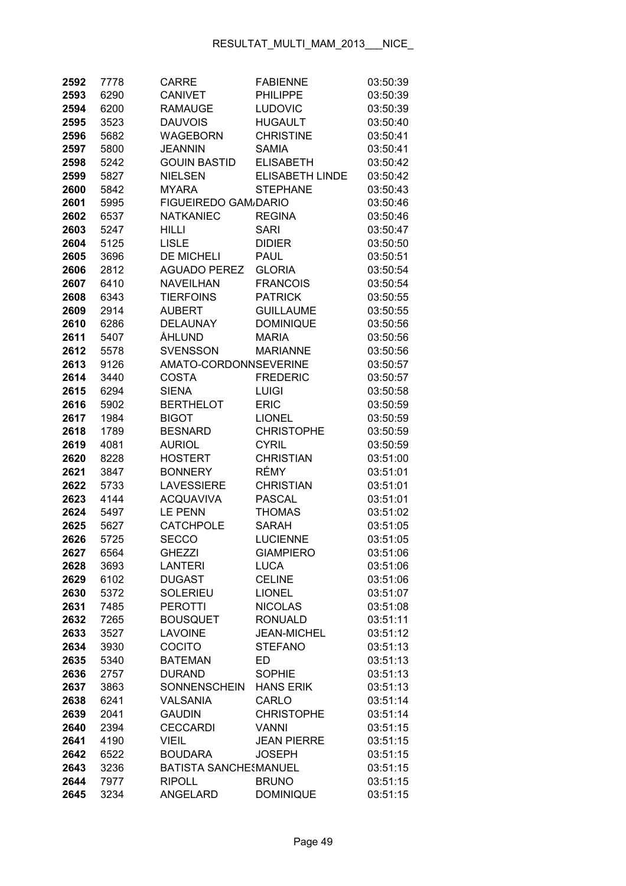| | | | | |
|---|---|---|---|---|
| **2592** | 7778 | CARRE | FABIENNE | 03:50:39 |
| **2593** | 6290 | CANIVET | PHILIPPE | 03:50:39 |
| **2594** | 6200 | RAMAUGE | LUDOVIC | 03:50:39 |
| **2595** | 3523 | DAUVOIS | HUGAULT | 03:50:40 |
| **2596** | 5682 | WAGEBORN | CHRISTINE | 03:50:41 |
| **2597** | 5800 | JEANNIN | SAMIA | 03:50:41 |
| **2598** | 5242 | GOUIN BASTID | ELISABETH | 03:50:42 |
| **2599** | 5827 | NIELSEN | ELISABETH LINDE | 03:50:42 |
| **2600** | 5842 | MYARA | STEPHANE | 03:50:43 |
| **2601** | 5995 | FIGUEIREDO GAMA | DARIO | 03:50:46 |
| **2602** | 6537 | NATKANIEC | REGINA | 03:50:46 |
| **2603** | 5247 | HILLI | SARI | 03:50:47 |
| **2604** | 5125 | LISLE | DIDIER | 03:50:50 |
| **2605** | 3696 | DE MICHELI | PAUL | 03:50:51 |
| **2606** | 2812 | AGUADO PEREZ | GLORIA | 03:50:54 |
| **2607** | 6410 | NAVEILHAN | FRANCOIS | 03:50:54 |
| **2608** | 6343 | TIERFOINS | PATRICK | 03:50:55 |
| **2609** | 2914 | AUBERT | GUILLAUME | 03:50:55 |
| **2610** | 6286 | DELAUNAY | DOMINIQUE | 03:50:56 |
| **2611** | 5407 | ÅHLUND | MARIA | 03:50:56 |
| **2612** | 5578 | SVENSSON | MARIANNE | 03:50:56 |
| **2613** | 9126 | AMATO-CORDONN | SEVERINE | 03:50:57 |
| **2614** | 3440 | COSTA | FREDERIC | 03:50:57 |
| **2615** | 6294 | SIENA | LUIGI | 03:50:58 |
| **2616** | 5902 | BERTHELOT | ERIC | 03:50:59 |
| **2617** | 1984 | BIGOT | LIONEL | 03:50:59 |
| **2618** | 1789 | BESNARD | CHRISTOPHE | 03:50:59 |
| **2619** | 4081 | AURIOL | CYRIL | 03:50:59 |
| **2620** | 8228 | HOSTERT | CHRISTIAN | 03:51:00 |
| **2621** | 3847 | BONNERY | RÉMY | 03:51:01 |
| **2622** | 5733 | LAVESSIERE | CHRISTIAN | 03:51:01 |
| **2623** | 4144 | ACQUAVIVA | PASCAL | 03:51:01 |
| **2624** | 5497 | LE PENN | THOMAS | 03:51:02 |
| **2625** | 5627 | CATCHPOLE | SARAH | 03:51:05 |
| **2626** | 5725 | SECCO | LUCIENNE | 03:51:05 |
| **2627** | 6564 | GHEZZI | GIAMPIERO | 03:51:06 |
| **2628** | 3693 | LANTERI | LUCA | 03:51:06 |
| **2629** | 6102 | DUGAST | CELINE | 03:51:06 |
| **2630** | 5372 | SOLERIEU | LIONEL | 03:51:07 |
| **2631** | 7485 | PEROTTI | NICOLAS | 03:51:08 |
| **2632** | 7265 | BOUSQUET | RONUALD | 03:51:11 |
| **2633** | 3527 | LAVOINE | JEAN-MICHEL | 03:51:12 |
| **2634** | 3930 | COCITO | STEFANO | 03:51:13 |
| **2635** | 5340 | BATEMAN | ED | 03:51:13 |
| **2636** | 2757 | DURAND | SOPHIE | 03:51:13 |
| **2637** | 3863 | SONNENSCHEIN | HANS ERIK | 03:51:13 |
| **2638** | 6241 | VALSANIA | CARLO | 03:51:14 |
| **2639** | 2041 | GAUDIN | CHRISTOPHE | 03:51:14 |
| **2640** | 2394 | CECCARDI | VANNI | 03:51:15 |
| **2641** | 4190 | VIEIL | JEAN PIERRE | 03:51:15 |
| **2642** | 6522 | BOUDARA | JOSEPH | 03:51:15 |
| **2643** | 3236 | BATISTA SANCHES | MANUEL | 03:51:15 |
| **2644** | 7977 | RIPOLL | BRUNO | 03:51:15 |
| **2645** | 3234 | ANGELARD | DOMINIQUE | 03:51:15 |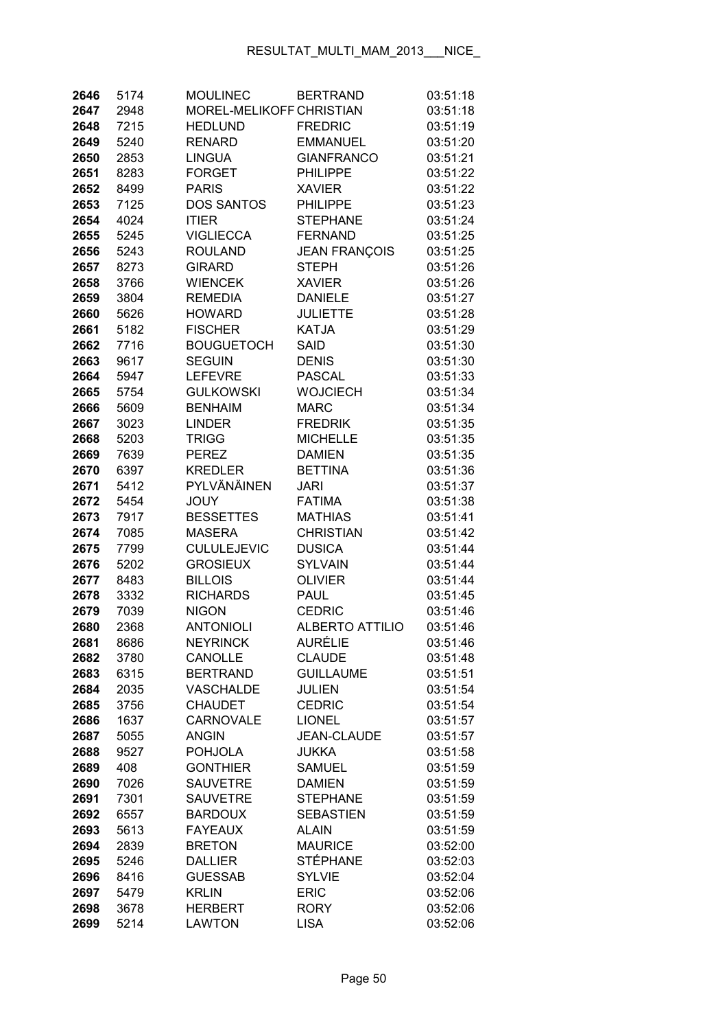| | | | | |
|---|---|---|---|---|
| 2646 | 5174 | MOULINEC | BERTRAND | 03:51:18 |
| 2647 | 2948 | MOREL-MELIKOFF | CHRISTIAN | 03:51:18 |
| 2648 | 7215 | HEDLUND | FREDRIC | 03:51:19 |
| 2649 | 5240 | RENARD | EMMANUEL | 03:51:20 |
| 2650 | 2853 | LINGUA | GIANFRANCO | 03:51:21 |
| 2651 | 8283 | FORGET | PHILIPPE | 03:51:22 |
| 2652 | 8499 | PARIS | XAVIER | 03:51:22 |
| 2653 | 7125 | DOS SANTOS | PHILIPPE | 03:51:23 |
| 2654 | 4024 | ITIER | STEPHANE | 03:51:24 |
| 2655 | 5245 | VIGLIECCA | FERNAND | 03:51:25 |
| 2656 | 5243 | ROULAND | JEAN FRANÇOIS | 03:51:25 |
| 2657 | 8273 | GIRARD | STEPH | 03:51:26 |
| 2658 | 3766 | WIENCEK | XAVIER | 03:51:26 |
| 2659 | 3804 | REMEDIA | DANIELE | 03:51:27 |
| 2660 | 5626 | HOWARD | JULIETTE | 03:51:28 |
| 2661 | 5182 | FISCHER | KATJA | 03:51:29 |
| 2662 | 7716 | BOUGUETOCH | SAID | 03:51:30 |
| 2663 | 9617 | SEGUIN | DENIS | 03:51:30 |
| 2664 | 5947 | LEFEVRE | PASCAL | 03:51:33 |
| 2665 | 5754 | GULKOWSKI | WOJCIECH | 03:51:34 |
| 2666 | 5609 | BENHAIM | MARC | 03:51:34 |
| 2667 | 3023 | LINDER | FREDRIK | 03:51:35 |
| 2668 | 5203 | TRIGG | MICHELLE | 03:51:35 |
| 2669 | 7639 | PEREZ | DAMIEN | 03:51:35 |
| 2670 | 6397 | KREDLER | BETTINA | 03:51:36 |
| 2671 | 5412 | PYLVÄNÄINEN | JARI | 03:51:37 |
| 2672 | 5454 | JOUY | FATIMA | 03:51:38 |
| 2673 | 7917 | BESSETTES | MATHIAS | 03:51:41 |
| 2674 | 7085 | MASERA | CHRISTIAN | 03:51:42 |
| 2675 | 7799 | CULULEJEVIC | DUSICA | 03:51:44 |
| 2676 | 5202 | GROSIEUX | SYLVAIN | 03:51:44 |
| 2677 | 8483 | BILLOIS | OLIVIER | 03:51:44 |
| 2678 | 3332 | RICHARDS | PAUL | 03:51:45 |
| 2679 | 7039 | NIGON | CEDRIC | 03:51:46 |
| 2680 | 2368 | ANTONIOLI | ALBERTO ATTILIO | 03:51:46 |
| 2681 | 8686 | NEYRINCK | AURÉLIE | 03:51:46 |
| 2682 | 3780 | CANOLLE | CLAUDE | 03:51:48 |
| 2683 | 6315 | BERTRAND | GUILLAUME | 03:51:51 |
| 2684 | 2035 | VASCHALDE | JULIEN | 03:51:54 |
| 2685 | 3756 | CHAUDET | CEDRIC | 03:51:54 |
| 2686 | 1637 | CARNOVALE | LIONEL | 03:51:57 |
| 2687 | 5055 | ANGIN | JEAN-CLAUDE | 03:51:57 |
| 2688 | 9527 | POHJOLA | JUKKA | 03:51:58 |
| 2689 | 408 | GONTHIER | SAMUEL | 03:51:59 |
| 2690 | 7026 | SAUVETRE | DAMIEN | 03:51:59 |
| 2691 | 7301 | SAUVETRE | STEPHANE | 03:51:59 |
| 2692 | 6557 | BARDOUX | SEBASTIEN | 03:51:59 |
| 2693 | 5613 | FAYEAUX | ALAIN | 03:51:59 |
| 2694 | 2839 | BRETON | MAURICE | 03:52:00 |
| 2695 | 5246 | DALLIER | STÉPHANE | 03:52:03 |
| 2696 | 8416 | GUESSAB | SYLVIE | 03:52:04 |
| 2697 | 5479 | KRLIN | ERIC | 03:52:06 |
| 2698 | 3678 | HERBERT | RORY | 03:52:06 |
| 2699 | 5214 | LAWTON | LISA | 03:52:06 |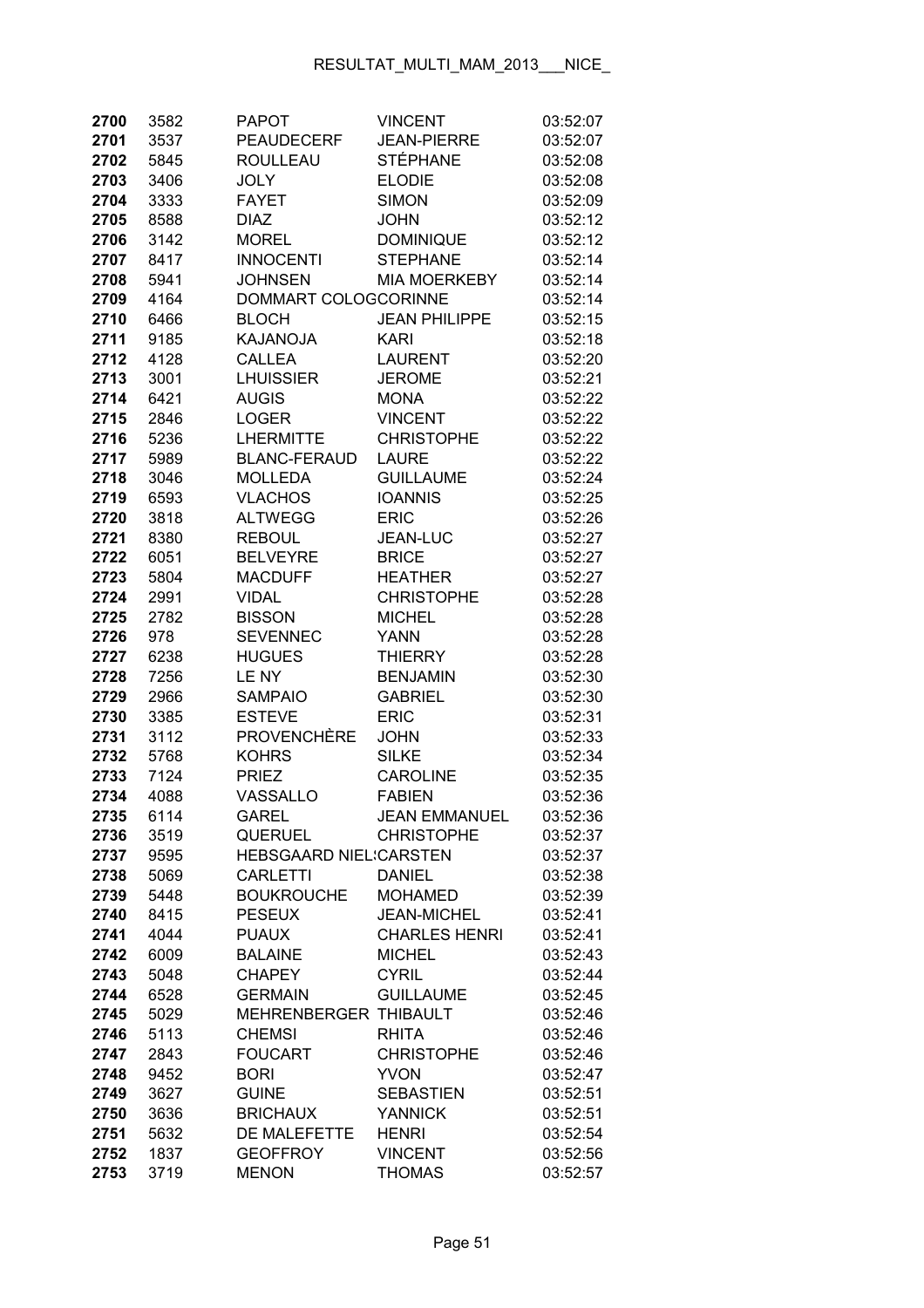| | | | | |
|---|---|---|---|---|
| 2700 | 3582 | PAPOT | VINCENT | 03:52:07 |
| 2701 | 3537 | PEAUDECERF | JEAN-PIERRE | 03:52:07 |
| 2702 | 5845 | ROULLEAU | STÉPHANE | 03:52:08 |
| 2703 | 3406 | JOLY | ELODIE | 03:52:08 |
| 2704 | 3333 | FAYET | SIMON | 03:52:09 |
| 2705 | 8588 | DIAZ | JOHN | 03:52:12 |
| 2706 | 3142 | MOREL | DOMINIQUE | 03:52:12 |
| 2707 | 8417 | INNOCENTI | STEPHANE | 03:52:14 |
| 2708 | 5941 | JOHNSEN | MIA MOERKEBY | 03:52:14 |
| 2709 | 4164 | DOMMART COLOGCORINNE | | 03:52:14 |
| 2710 | 6466 | BLOCH | JEAN PHILIPPE | 03:52:15 |
| 2711 | 9185 | KAJANOJA | KARI | 03:52:18 |
| 2712 | 4128 | CALLEA | LAURENT | 03:52:20 |
| 2713 | 3001 | LHUISSIER | JEROME | 03:52:21 |
| 2714 | 6421 | AUGIS | MONA | 03:52:22 |
| 2715 | 2846 | LOGER | VINCENT | 03:52:22 |
| 2716 | 5236 | LHERMITTE | CHRISTOPHE | 03:52:22 |
| 2717 | 5989 | BLANC-FERAUD | LAURE | 03:52:22 |
| 2718 | 3046 | MOLLEDA | GUILLAUME | 03:52:24 |
| 2719 | 6593 | VLACHOS | IOANNIS | 03:52:25 |
| 2720 | 3818 | ALTWEGG | ERIC | 03:52:26 |
| 2721 | 8380 | REBOUL | JEAN-LUC | 03:52:27 |
| 2722 | 6051 | BELVEYRE | BRICE | 03:52:27 |
| 2723 | 5804 | MACDUFF | HEATHER | 03:52:27 |
| 2724 | 2991 | VIDAL | CHRISTOPHE | 03:52:28 |
| 2725 | 2782 | BISSON | MICHEL | 03:52:28 |
| 2726 | 978 | SEVENNEC | YANN | 03:52:28 |
| 2727 | 6238 | HUGUES | THIERRY | 03:52:28 |
| 2728 | 7256 | LE NY | BENJAMIN | 03:52:30 |
| 2729 | 2966 | SAMPAIO | GABRIEL | 03:52:30 |
| 2730 | 3385 | ESTEVE | ERIC | 03:52:31 |
| 2731 | 3112 | PROVENCHÈRE | JOHN | 03:52:33 |
| 2732 | 5768 | KOHRS | SILKE | 03:52:34 |
| 2733 | 7124 | PRIEZ | CAROLINE | 03:52:35 |
| 2734 | 4088 | VASSALLO | FABIEN | 03:52:36 |
| 2735 | 6114 | GAREL | JEAN EMMANUEL | 03:52:36 |
| 2736 | 3519 | QUERUEL | CHRISTOPHE | 03:52:37 |
| 2737 | 9595 | HEBSGAARD NIEL:CARSTEN | | 03:52:37 |
| 2738 | 5069 | CARLETTI | DANIEL | 03:52:38 |
| 2739 | 5448 | BOUKROUCHE | MOHAMED | 03:52:39 |
| 2740 | 8415 | PESEUX | JEAN-MICHEL | 03:52:41 |
| 2741 | 4044 | PUAUX | CHARLES HENRI | 03:52:41 |
| 2742 | 6009 | BALAINE | MICHEL | 03:52:43 |
| 2743 | 5048 | CHAPEY | CYRIL | 03:52:44 |
| 2744 | 6528 | GERMAIN | GUILLAUME | 03:52:45 |
| 2745 | 5029 | MEHRENBERGER | THIBAULT | 03:52:46 |
| 2746 | 5113 | CHEMSI | RHITA | 03:52:46 |
| 2747 | 2843 | FOUCART | CHRISTOPHE | 03:52:46 |
| 2748 | 9452 | BORI | YVON | 03:52:47 |
| 2749 | 3627 | GUINE | SEBASTIEN | 03:52:51 |
| 2750 | 3636 | BRICHAUX | YANNICK | 03:52:51 |
| 2751 | 5632 | DE MALEFETTE | HENRI | 03:52:54 |
| 2752 | 1837 | GEOFFROY | VINCENT | 03:52:56 |
| 2753 | 3719 | MENON | THOMAS | 03:52:57 |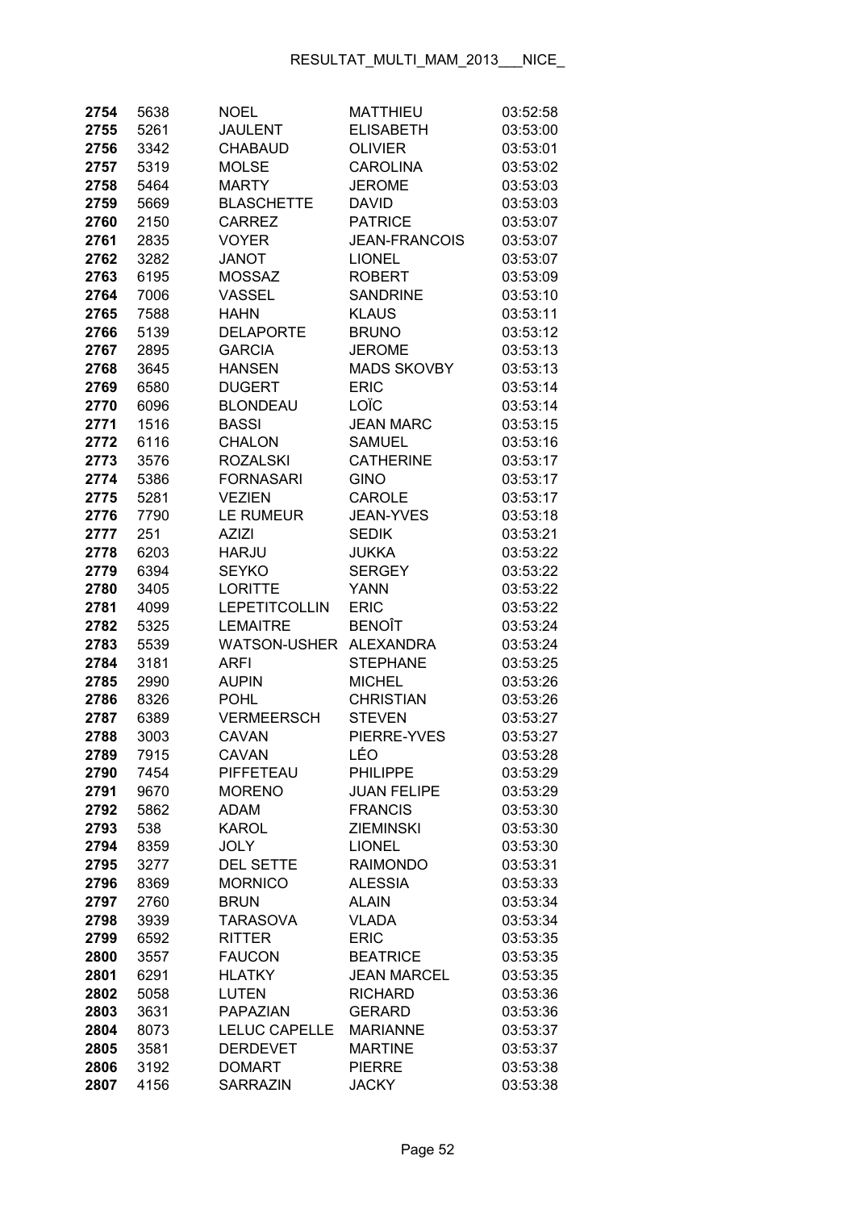| | | | | |
|---|---|---|---|---|
| **2754** | 5638 | NOEL | MATTHIEU | 03:52:58 |
| **2755** | 5261 | JAULENT | ELISABETH | 03:53:00 |
| **2756** | 3342 | CHABAUD | OLIVIER | 03:53:01 |
| **2757** | 5319 | MOLSE | CAROLINA | 03:53:02 |
| **2758** | 5464 | MARTY | JEROME | 03:53:03 |
| **2759** | 5669 | BLASCHETTE | DAVID | 03:53:03 |
| **2760** | 2150 | CARREZ | PATRICE | 03:53:07 |
| **2761** | 2835 | VOYER | JEAN-FRANCOIS | 03:53:07 |
| **2762** | 3282 | JANOT | LIONEL | 03:53:07 |
| **2763** | 6195 | MOSSAZ | ROBERT | 03:53:09 |
| **2764** | 7006 | VASSEL | SANDRINE | 03:53:10 |
| **2765** | 7588 | HAHN | KLAUS | 03:53:11 |
| **2766** | 5139 | DELAPORTE | BRUNO | 03:53:12 |
| **2767** | 2895 | GARCIA | JEROME | 03:53:13 |
| **2768** | 3645 | HANSEN | MADS SKOVBY | 03:53:13 |
| **2769** | 6580 | DUGERT | ERIC | 03:53:14 |
| **2770** | 6096 | BLONDEAU | LOÏC | 03:53:14 |
| **2771** | 1516 | BASSI | JEAN MARC | 03:53:15 |
| **2772** | 6116 | CHALON | SAMUEL | 03:53:16 |
| **2773** | 3576 | ROZALSKI | CATHERINE | 03:53:17 |
| **2774** | 5386 | FORNASARI | GINO | 03:53:17 |
| **2775** | 5281 | VEZIEN | CAROLE | 03:53:17 |
| **2776** | 7790 | LE RUMEUR | JEAN-YVES | 03:53:18 |
| **2777** | 251 | AZIZI | SEDIK | 03:53:21 |
| **2778** | 6203 | HARJU | JUKKA | 03:53:22 |
| **2779** | 6394 | SEYKO | SERGEY | 03:53:22 |
| **2780** | 3405 | LORITTE | YANN | 03:53:22 |
| **2781** | 4099 | LEPETITCOLLIN | ERIC | 03:53:22 |
| **2782** | 5325 | LEMAITRE | BENOÎT | 03:53:24 |
| **2783** | 5539 | WATSON-USHER | ALEXANDRA | 03:53:24 |
| **2784** | 3181 | ARFI | STEPHANE | 03:53:25 |
| **2785** | 2990 | AUPIN | MICHEL | 03:53:26 |
| **2786** | 8326 | POHL | CHRISTIAN | 03:53:26 |
| **2787** | 6389 | VERMEERSCH | STEVEN | 03:53:27 |
| **2788** | 3003 | CAVAN | PIERRE-YVES | 03:53:27 |
| **2789** | 7915 | CAVAN | LÉO | 03:53:28 |
| **2790** | 7454 | PIFFETEAU | PHILIPPE | 03:53:29 |
| **2791** | 9670 | MORENO | JUAN FELIPE | 03:53:29 |
| **2792** | 5862 | ADAM | FRANCIS | 03:53:30 |
| **2793** | 538 | KAROL | ZIEMINSKI | 03:53:30 |
| **2794** | 8359 | JOLY | LIONEL | 03:53:30 |
| **2795** | 3277 | DEL SETTE | RAIMONDO | 03:53:31 |
| **2796** | 8369 | MORNICO | ALESSIA | 03:53:33 |
| **2797** | 2760 | BRUN | ALAIN | 03:53:34 |
| **2798** | 3939 | TARASOVA | VLADA | 03:53:34 |
| **2799** | 6592 | RITTER | ERIC | 03:53:35 |
| **2800** | 3557 | FAUCON | BEATRICE | 03:53:35 |
| **2801** | 6291 | HLATKY | JEAN MARCEL | 03:53:35 |
| **2802** | 5058 | LUTEN | RICHARD | 03:53:36 |
| **2803** | 3631 | PAPAZIAN | GERARD | 03:53:36 |
| **2804** | 8073 | LELUC CAPELLE | MARIANNE | 03:53:37 |
| **2805** | 3581 | DERDEVET | MARTINE | 03:53:37 |
| **2806** | 3192 | DOMART | PIERRE | 03:53:38 |
| **2807** | 4156 | SARRAZIN | JACKY | 03:53:38 |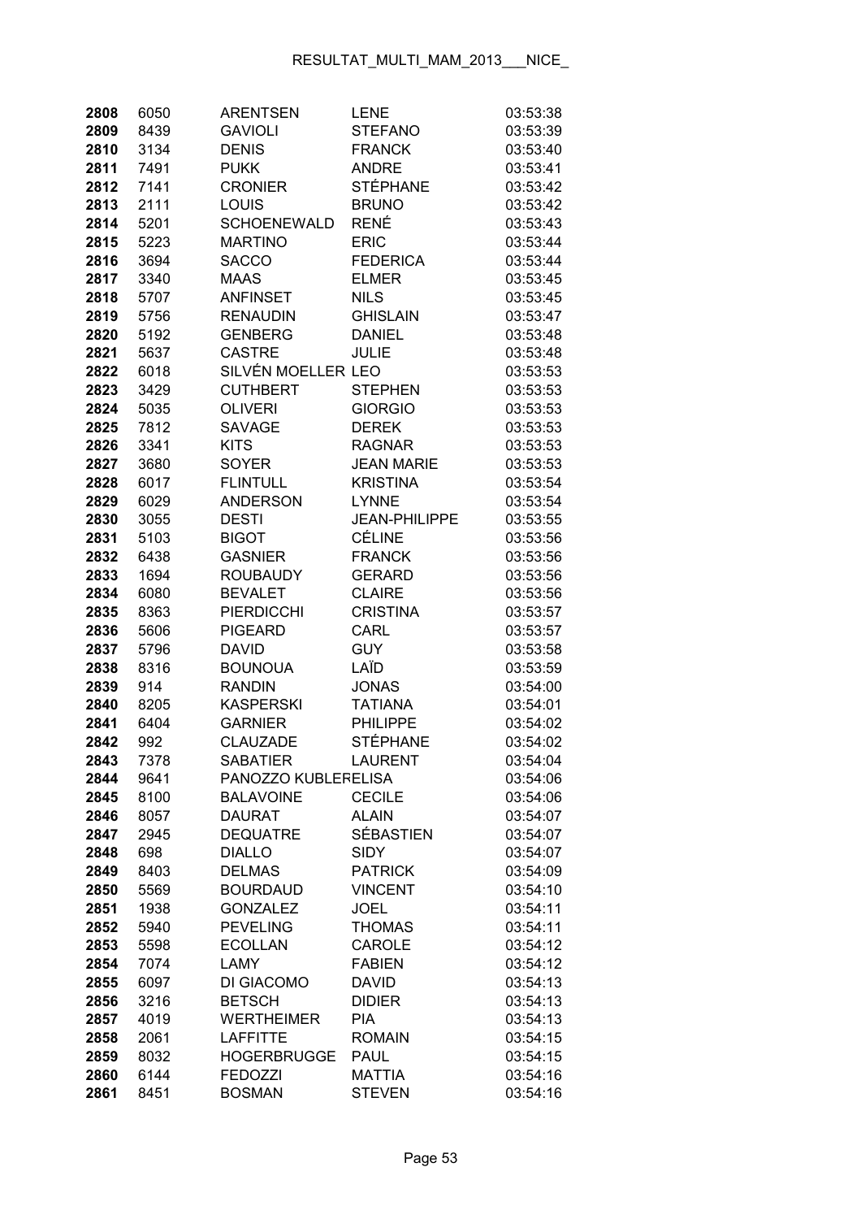| 2808 | 6050 | ARENTSEN | LENE | 03:53:38 |
|---|---|---|---|---|
| 2809 | 8439 | GAVIOLI | STEFANO | 03:53:39 |
| 2810 | 3134 | DENIS | FRANCK | 03:53:40 |
| 2811 | 7491 | PUKK | ANDRE | 03:53:41 |
| 2812 | 7141 | CRONIER | STÉPHANE | 03:53:42 |
| 2813 | 2111 | LOUIS | BRUNO | 03:53:42 |
| 2814 | 5201 | SCHOENEWALD | RENÉ | 03:53:43 |
| 2815 | 5223 | MARTINO | ERIC | 03:53:44 |
| 2816 | 3694 | SACCO | FEDERICA | 03:53:44 |
| 2817 | 3340 | MAAS | ELMER | 03:53:45 |
| 2818 | 5707 | ANFINSET | NILS | 03:53:45 |
| 2819 | 5756 | RENAUDIN | GHISLAIN | 03:53:47 |
| 2820 | 5192 | GENBERG | DANIEL | 03:53:48 |
| 2821 | 5637 | CASTRE | JULIE | 03:53:48 |
| 2822 | 6018 | SILVÉN MOELLER | LEO | 03:53:53 |
| 2823 | 3429 | CUTHBERT | STEPHEN | 03:53:53 |
| 2824 | 5035 | OLIVERI | GIORGIO | 03:53:53 |
| 2825 | 7812 | SAVAGE | DEREK | 03:53:53 |
| 2826 | 3341 | KITS | RAGNAR | 03:53:53 |
| 2827 | 3680 | SOYER | JEAN MARIE | 03:53:53 |
| 2828 | 6017 | FLINTULL | KRISTINA | 03:53:54 |
| 2829 | 6029 | ANDERSON | LYNNE | 03:53:54 |
| 2830 | 3055 | DESTI | JEAN-PHILIPPE | 03:53:55 |
| 2831 | 5103 | BIGOT | CÉLINE | 03:53:56 |
| 2832 | 6438 | GASNIER | FRANCK | 03:53:56 |
| 2833 | 1694 | ROUBAUDY | GERARD | 03:53:56 |
| 2834 | 6080 | BEVALET | CLAIRE | 03:53:56 |
| 2835 | 8363 | PIERDICCHI | CRISTINA | 03:53:57 |
| 2836 | 5606 | PIGEARD | CARL | 03:53:57 |
| 2837 | 5796 | DAVID | GUY | 03:53:58 |
| 2838 | 8316 | BOUNOUA | LAÏD | 03:53:59 |
| 2839 | 914 | RANDIN | JONAS | 03:54:00 |
| 2840 | 8205 | KASPERSKI | TATIANA | 03:54:01 |
| 2841 | 6404 | GARNIER | PHILIPPE | 03:54:02 |
| 2842 | 992 | CLAUZADE | STÉPHANE | 03:54:02 |
| 2843 | 7378 | SABATIER | LAURENT | 03:54:04 |
| 2844 | 9641 | PANOZZO KUBLER | ELISA | 03:54:06 |
| 2845 | 8100 | BALAVOINE | CECILE | 03:54:06 |
| 2846 | 8057 | DAURAT | ALAIN | 03:54:07 |
| 2847 | 2945 | DEQUATRE | SÉBASTIEN | 03:54:07 |
| 2848 | 698 | DIALLO | SIDY | 03:54:07 |
| 2849 | 8403 | DELMAS | PATRICK | 03:54:09 |
| 2850 | 5569 | BOURDAUD | VINCENT | 03:54:10 |
| 2851 | 1938 | GONZALEZ | JOEL | 03:54:11 |
| 2852 | 5940 | PEVELING | THOMAS | 03:54:11 |
| 2853 | 5598 | ECOLLAN | CAROLE | 03:54:12 |
| 2854 | 7074 | LAMY | FABIEN | 03:54:12 |
| 2855 | 6097 | DI GIACOMO | DAVID | 03:54:13 |
| 2856 | 3216 | BETSCH | DIDIER | 03:54:13 |
| 2857 | 4019 | WERTHEIMER | PIA | 03:54:13 |
| 2858 | 2061 | LAFFITTE | ROMAIN | 03:54:15 |
| 2859 | 8032 | HOGERBRUGGE | PAUL | 03:54:15 |
| 2860 | 6144 | FEDOZZI | MATTIA | 03:54:16 |
| 2861 | 8451 | BOSMAN | STEVEN | 03:54:16 |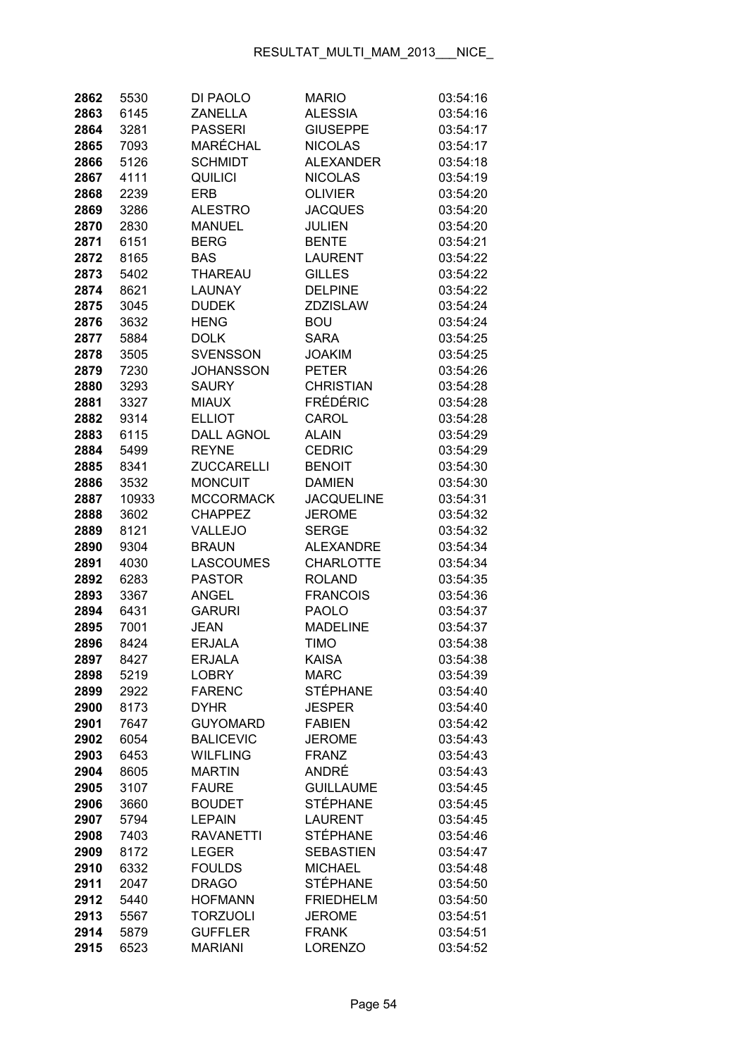| 2862 | 5530 | DI PAOLO | MARIO | 03:54:16 |
|---|---|---|---|---|
| 2863 | 6145 | ZANELLA | ALESSIA | 03:54:16 |
| 2864 | 3281 | PASSERI | GIUSEPPE | 03:54:17 |
| 2865 | 7093 | MARÉCHAL | NICOLAS | 03:54:17 |
| 2866 | 5126 | SCHMIDT | ALEXANDER | 03:54:18 |
| 2867 | 4111 | QUILICI | NICOLAS | 03:54:19 |
| 2868 | 2239 | ERB | OLIVIER | 03:54:20 |
| 2869 | 3286 | ALESTRO | JACQUES | 03:54:20 |
| 2870 | 2830 | MANUEL | JULIEN | 03:54:20 |
| 2871 | 6151 | BERG | BENTE | 03:54:21 |
| 2872 | 8165 | BAS | LAURENT | 03:54:22 |
| 2873 | 5402 | THAREAU | GILLES | 03:54:22 |
| 2874 | 8621 | LAUNAY | DELPINE | 03:54:22 |
| 2875 | 3045 | DUDEK | ZDZISLAW | 03:54:24 |
| 2876 | 3632 | HENG | BOU | 03:54:24 |
| 2877 | 5884 | DOLK | SARA | 03:54:25 |
| 2878 | 3505 | SVENSSON | JOAKIM | 03:54:25 |
| 2879 | 7230 | JOHANSSON | PETER | 03:54:26 |
| 2880 | 3293 | SAURY | CHRISTIAN | 03:54:28 |
| 2881 | 3327 | MIAUX | FRÉDÉRIC | 03:54:28 |
| 2882 | 9314 | ELLIOT | CAROL | 03:54:28 |
| 2883 | 6115 | DALL AGNOL | ALAIN | 03:54:29 |
| 2884 | 5499 | REYNE | CEDRIC | 03:54:29 |
| 2885 | 8341 | ZUCCARELLI | BENOIT | 03:54:30 |
| 2886 | 3532 | MONCUIT | DAMIEN | 03:54:30 |
| 2887 | 10933 | MCCORMACK | JACQUELINE | 03:54:31 |
| 2888 | 3602 | CHAPPEZ | JEROME | 03:54:32 |
| 2889 | 8121 | VALLEJO | SERGE | 03:54:32 |
| 2890 | 9304 | BRAUN | ALEXANDRE | 03:54:34 |
| 2891 | 4030 | LASCOUMES | CHARLOTTE | 03:54:34 |
| 2892 | 6283 | PASTOR | ROLAND | 03:54:35 |
| 2893 | 3367 | ANGEL | FRANCOIS | 03:54:36 |
| 2894 | 6431 | GARURI | PAOLO | 03:54:37 |
| 2895 | 7001 | JEAN | MADELINE | 03:54:37 |
| 2896 | 8424 | ERJALA | TIMO | 03:54:38 |
| 2897 | 8427 | ERJALA | KAISA | 03:54:38 |
| 2898 | 5219 | LOBRY | MARC | 03:54:39 |
| 2899 | 2922 | FARENC | STÉPHANE | 03:54:40 |
| 2900 | 8173 | DYHR | JESPER | 03:54:40 |
| 2901 | 7647 | GUYOMARD | FABIEN | 03:54:42 |
| 2902 | 6054 | BALICEVIC | JEROME | 03:54:43 |
| 2903 | 6453 | WILFLING | FRANZ | 03:54:43 |
| 2904 | 8605 | MARTIN | ANDRÉ | 03:54:43 |
| 2905 | 3107 | FAURE | GUILLAUME | 03:54:45 |
| 2906 | 3660 | BOUDET | STÉPHANE | 03:54:45 |
| 2907 | 5794 | LEPAIN | LAURENT | 03:54:45 |
| 2908 | 7403 | RAVANETTI | STÉPHANE | 03:54:46 |
| 2909 | 8172 | LEGER | SEBASTIEN | 03:54:47 |
| 2910 | 6332 | FOULDS | MICHAEL | 03:54:48 |
| 2911 | 2047 | DRAGO | STÉPHANE | 03:54:50 |
| 2912 | 5440 | HOFMANN | FRIEDHELM | 03:54:50 |
| 2913 | 5567 | TORZUOLI | JEROME | 03:54:51 |
| 2914 | 5879 | GUFFLER | FRANK | 03:54:51 |
| 2915 | 6523 | MARIANI | LORENZO | 03:54:52 |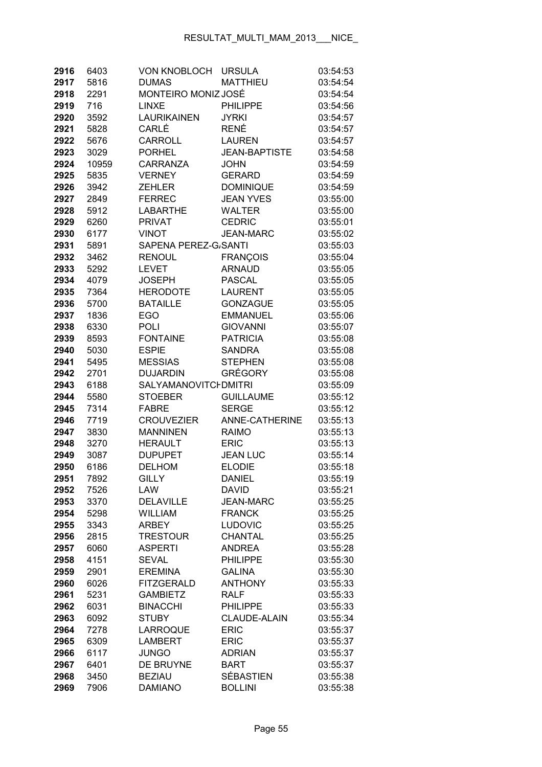| | | | | |
|---|---|---|---|---|
| **2916** | 6403 | VON KNOBLOCH | URSULA | 03:54:53 |
| **2917** | 5816 | DUMAS | MATTHIEU | 03:54:54 |
| **2918** | 2291 | MONTEIRO MONIZ | JOSÉ | 03:54:54 |
| **2919** | 716 | LINXE | PHILIPPE | 03:54:56 |
| **2920** | 3592 | LAURIKAINEN | JYRKI | 03:54:57 |
| **2921** | 5828 | CARLÉ | RENÉ | 03:54:57 |
| **2922** | 5676 | CARROLL | LAUREN | 03:54:57 |
| **2923** | 3029 | PORHEL | JEAN-BAPTISTE | 03:54:58 |
| **2924** | 10959 | CARRANZA | JOHN | 03:54:59 |
| **2925** | 5835 | VERNEY | GERARD | 03:54:59 |
| **2926** | 3942 | ZEHLER | DOMINIQUE | 03:54:59 |
| **2927** | 2849 | FERREC | JEAN YVES | 03:55:00 |
| **2928** | 5912 | LABARTHE | WALTER | 03:55:00 |
| **2929** | 6260 | PRIVAT | CEDRIC | 03:55:01 |
| **2930** | 6177 | VINOT | JEAN-MARC | 03:55:02 |
| **2931** | 5891 | SAPENA PEREZ-GA | SANTI | 03:55:03 |
| **2932** | 3462 | RENOUL | FRANÇOIS | 03:55:04 |
| **2933** | 5292 | LEVET | ARNAUD | 03:55:05 |
| **2934** | 4079 | JOSEPH | PASCAL | 03:55:05 |
| **2935** | 7364 | HERODOTE | LAURENT | 03:55:05 |
| **2936** | 5700 | BATAILLE | GONZAGUE | 03:55:05 |
| **2937** | 1836 | EGO | EMMANUEL | 03:55:06 |
| **2938** | 6330 | POLI | GIOVANNI | 03:55:07 |
| **2939** | 8593 | FONTAINE | PATRICIA | 03:55:08 |
| **2940** | 5030 | ESPIE | SANDRA | 03:55:08 |
| **2941** | 5495 | MESSIAS | STEPHEN | 03:55:08 |
| **2942** | 2701 | DUJARDIN | GRÉGORY | 03:55:08 |
| **2943** | 6188 | SALYAMANOVITCH | DMITRI | 03:55:09 |
| **2944** | 5580 | STOEBER | GUILLAUME | 03:55:12 |
| **2945** | 7314 | FABRE | SERGE | 03:55:12 |
| **2946** | 7719 | CROUVEZIER | ANNE-CATHERINE | 03:55:13 |
| **2947** | 3830 | MANNINEN | RAIMO | 03:55:13 |
| **2948** | 3270 | HERAULT | ERIC | 03:55:13 |
| **2949** | 3087 | DUPUPET | JEAN LUC | 03:55:14 |
| **2950** | 6186 | DELHOM | ELODIE | 03:55:18 |
| **2951** | 7892 | GILLY | DANIEL | 03:55:19 |
| **2952** | 7526 | LAW | DAVID | 03:55:21 |
| **2953** | 3370 | DELAVILLE | JEAN-MARC | 03:55:25 |
| **2954** | 5298 | WILLIAM | FRANCK | 03:55:25 |
| **2955** | 3343 | ARBEY | LUDOVIC | 03:55:25 |
| **2956** | 2815 | TRESTOUR | CHANTAL | 03:55:25 |
| **2957** | 6060 | ASPERTI | ANDREA | 03:55:28 |
| **2958** | 4151 | SEVAL | PHILIPPE | 03:55:30 |
| **2959** | 2901 | EREMINA | GALINA | 03:55:30 |
| **2960** | 6026 | FITZGERALD | ANTHONY | 03:55:33 |
| **2961** | 5231 | GAMBIETZ | RALF | 03:55:33 |
| **2962** | 6031 | BINACCHI | PHILIPPE | 03:55:33 |
| **2963** | 6092 | STUBY | CLAUDE-ALAIN | 03:55:34 |
| **2964** | 7278 | LARROQUE | ERIC | 03:55:37 |
| **2965** | 6309 | LAMBERT | ERIC | 03:55:37 |
| **2966** | 6117 | JUNGO | ADRIAN | 03:55:37 |
| **2967** | 6401 | DE BRUYNE | BART | 03:55:37 |
| **2968** | 3450 | BEZIAU | SÉBASTIEN | 03:55:38 |
| **2969** | 7906 | DAMIANO | BOLLINI | 03:55:38 |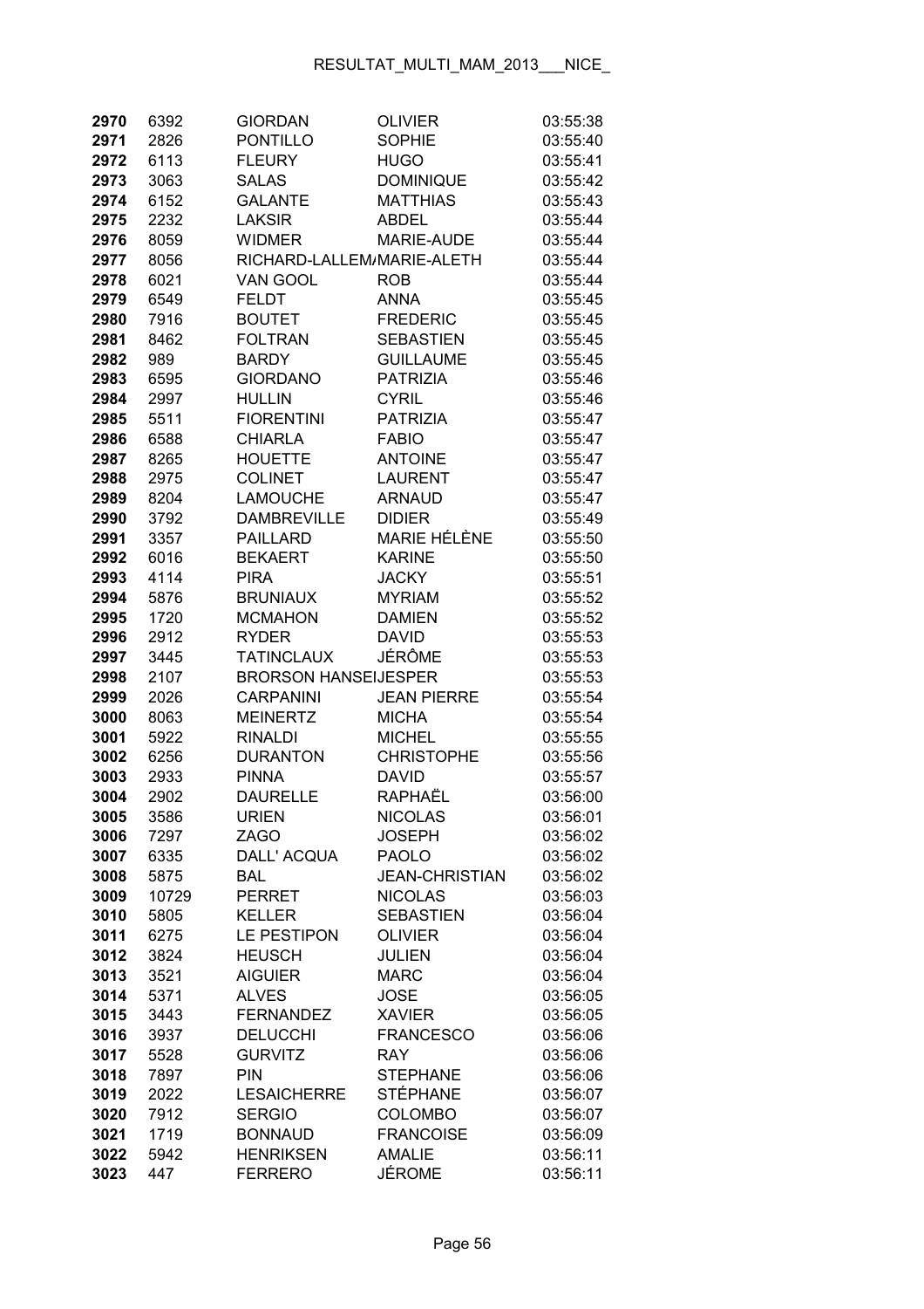| | | | | |
|---|---|---|---|---|
| **2970** | 6392 | GIORDAN | OLIVIER | 03:55:38 |
| **2971** | 2826 | PONTILLO | SOPHIE | 03:55:40 |
| **2972** | 6113 | FLEURY | HUGO | 03:55:41 |
| **2973** | 3063 | SALAS | DOMINIQUE | 03:55:42 |
| **2974** | 6152 | GALANTE | MATTHIAS | 03:55:43 |
| **2975** | 2232 | LAKSIR | ABDEL | 03:55:44 |
| **2976** | 8059 | WIDMER | MARIE-AUDE | 03:55:44 |
| **2977** | 8056 | RICHARD-LALLEM/MARIE-ALETH | | 03:55:44 |
| **2978** | 6021 | VAN GOOL | ROB | 03:55:44 |
| **2979** | 6549 | FELDT | ANNA | 03:55:45 |
| **2980** | 7916 | BOUTET | FREDERIC | 03:55:45 |
| **2981** | 8462 | FOLTRAN | SEBASTIEN | 03:55:45 |
| **2982** | 989 | BARDY | GUILLAUME | 03:55:45 |
| **2983** | 6595 | GIORDANO | PATRIZIA | 03:55:46 |
| **2984** | 2997 | HULLIN | CYRIL | 03:55:46 |
| **2985** | 5511 | FIORENTINI | PATRIZIA | 03:55:47 |
| **2986** | 6588 | CHIARLA | FABIO | 03:55:47 |
| **2987** | 8265 | HOUETTE | ANTOINE | 03:55:47 |
| **2988** | 2975 | COLINET | LAURENT | 03:55:47 |
| **2989** | 8204 | LAMOUCHE | ARNAUD | 03:55:47 |
| **2990** | 3792 | DAMBREVILLE | DIDIER | 03:55:49 |
| **2991** | 3357 | PAILLARD | MARIE HÉLÈNE | 03:55:50 |
| **2992** | 6016 | BEKAERT | KARINE | 03:55:50 |
| **2993** | 4114 | PIRA | JACKY | 03:55:51 |
| **2994** | 5876 | BRUNIAUX | MYRIAM | 03:55:52 |
| **2995** | 1720 | MCMAHON | DAMIEN | 03:55:52 |
| **2996** | 2912 | RYDER | DAVID | 03:55:53 |
| **2997** | 3445 | TATINCLAUX | JÉRÔME | 03:55:53 |
| **2998** | 2107 | BRORSON HANSEIJESPER | | 03:55:53 |
| **2999** | 2026 | CARPANINI | JEAN PIERRE | 03:55:54 |
| **3000** | 8063 | MEINERTZ | MICHA | 03:55:54 |
| **3001** | 5922 | RINALDI | MICHEL | 03:55:55 |
| **3002** | 6256 | DURANTON | CHRISTOPHE | 03:55:56 |
| **3003** | 2933 | PINNA | DAVID | 03:55:57 |
| **3004** | 2902 | DAURELLE | RAPHAËL | 03:56:00 |
| **3005** | 3586 | URIEN | NICOLAS | 03:56:01 |
| **3006** | 7297 | ZAGO | JOSEPH | 03:56:02 |
| **3007** | 6335 | DALL' ACQUA | PAOLO | 03:56:02 |
| **3008** | 5875 | BAL | JEAN-CHRISTIAN | 03:56:02 |
| **3009** | 10729 | PERRET | NICOLAS | 03:56:03 |
| **3010** | 5805 | KELLER | SEBASTIEN | 03:56:04 |
| **3011** | 6275 | LE PESTIPON | OLIVIER | 03:56:04 |
| **3012** | 3824 | HEUSCH | JULIEN | 03:56:04 |
| **3013** | 3521 | AIGUIER | MARC | 03:56:04 |
| **3014** | 5371 | ALVES | JOSE | 03:56:05 |
| **3015** | 3443 | FERNANDEZ | XAVIER | 03:56:05 |
| **3016** | 3937 | DELUCCHI | FRANCESCO | 03:56:06 |
| **3017** | 5528 | GURVITZ | RAY | 03:56:06 |
| **3018** | 7897 | PIN | STEPHANE | 03:56:06 |
| **3019** | 2022 | LESAICHERRE | STÉPHANE | 03:56:07 |
| **3020** | 7912 | SERGIO | COLOMBO | 03:56:07 |
| **3021** | 1719 | BONNAUD | FRANCOISE | 03:56:09 |
| **3022** | 5942 | HENRIKSEN | AMALIE | 03:56:11 |
| **3023** | 447 | FERRERO | JÉROME | 03:56:11 |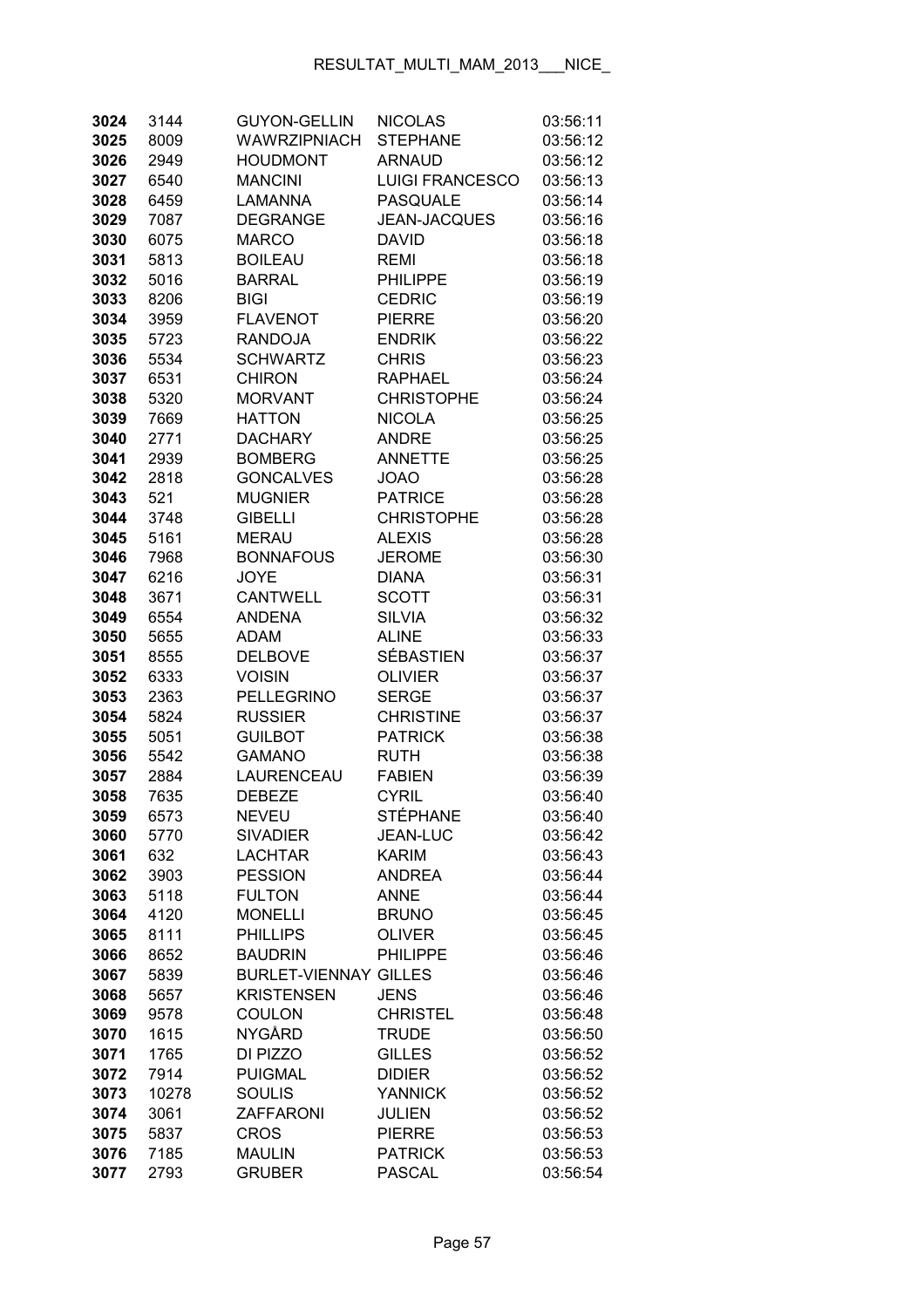| | | | | |
|---|---|---|---|---|
| **3024** | 3144 | GUYON-GELLIN | NICOLAS | 03:56:11 |
| **3025** | 8009 | WAWRZIPNIACH | STEPHANE | 03:56:12 |
| **3026** | 2949 | HOUDMONT | ARNAUD | 03:56:12 |
| **3027** | 6540 | MANCINI | LUIGI FRANCESCO | 03:56:13 |
| **3028** | 6459 | LAMANNA | PASQUALE | 03:56:14 |
| **3029** | 7087 | DEGRANGE | JEAN-JACQUES | 03:56:16 |
| **3030** | 6075 | MARCO | DAVID | 03:56:18 |
| **3031** | 5813 | BOILEAU | REMI | 03:56:18 |
| **3032** | 5016 | BARRAL | PHILIPPE | 03:56:19 |
| **3033** | 8206 | BIGI | CEDRIC | 03:56:19 |
| **3034** | 3959 | FLAVENOT | PIERRE | 03:56:20 |
| **3035** | 5723 | RANDOJA | ENDRIK | 03:56:22 |
| **3036** | 5534 | SCHWARTZ | CHRIS | 03:56:23 |
| **3037** | 6531 | CHIRON | RAPHAEL | 03:56:24 |
| **3038** | 5320 | MORVANT | CHRISTOPHE | 03:56:24 |
| **3039** | 7669 | HATTON | NICOLA | 03:56:25 |
| **3040** | 2771 | DACHARY | ANDRE | 03:56:25 |
| **3041** | 2939 | BOMBERG | ANNETTE | 03:56:25 |
| **3042** | 2818 | GONCALVES | JOAO | 03:56:28 |
| **3043** | 521 | MUGNIER | PATRICE | 03:56:28 |
| **3044** | 3748 | GIBELLI | CHRISTOPHE | 03:56:28 |
| **3045** | 5161 | MERAU | ALEXIS | 03:56:28 |
| **3046** | 7968 | BONNAFOUS | JEROME | 03:56:30 |
| **3047** | 6216 | JOYE | DIANA | 03:56:31 |
| **3048** | 3671 | CANTWELL | SCOTT | 03:56:31 |
| **3049** | 6554 | ANDENA | SILVIA | 03:56:32 |
| **3050** | 5655 | ADAM | ALINE | 03:56:33 |
| **3051** | 8555 | DELBOVE | SÉBASTIEN | 03:56:37 |
| **3052** | 6333 | VOISIN | OLIVIER | 03:56:37 |
| **3053** | 2363 | PELLEGRINO | SERGE | 03:56:37 |
| **3054** | 5824 | RUSSIER | CHRISTINE | 03:56:37 |
| **3055** | 5051 | GUILBOT | PATRICK | 03:56:38 |
| **3056** | 5542 | GAMANO | RUTH | 03:56:38 |
| **3057** | 2884 | LAURENCEAU | FABIEN | 03:56:39 |
| **3058** | 7635 | DEBEZE | CYRIL | 03:56:40 |
| **3059** | 6573 | NEVEU | STÉPHANE | 03:56:40 |
| **3060** | 5770 | SIVADIER | JEAN-LUC | 03:56:42 |
| **3061** | 632 | LACHTAR | KARIM | 03:56:43 |
| **3062** | 3903 | PESSION | ANDREA | 03:56:44 |
| **3063** | 5118 | FULTON | ANNE | 03:56:44 |
| **3064** | 4120 | MONELLI | BRUNO | 03:56:45 |
| **3065** | 8111 | PHILLIPS | OLIVER | 03:56:45 |
| **3066** | 8652 | BAUDRIN | PHILIPPE | 03:56:46 |
| **3067** | 5839 | BURLET-VIENNAY | GILLES | 03:56:46 |
| **3068** | 5657 | KRISTENSEN | JENS | 03:56:46 |
| **3069** | 9578 | COULON | CHRISTEL | 03:56:48 |
| **3070** | 1615 | NYGÅRD | TRUDE | 03:56:50 |
| **3071** | 1765 | DI PIZZO | GILLES | 03:56:52 |
| **3072** | 7914 | PUIGMAL | DIDIER | 03:56:52 |
| **3073** | 10278 | SOULIS | YANNICK | 03:56:52 |
| **3074** | 3061 | ZAFFARONI | JULIEN | 03:56:52 |
| **3075** | 5837 | CROS | PIERRE | 03:56:53 |
| **3076** | 7185 | MAULIN | PATRICK | 03:56:53 |
| **3077** | 2793 | GRUBER | PASCAL | 03:56:54 |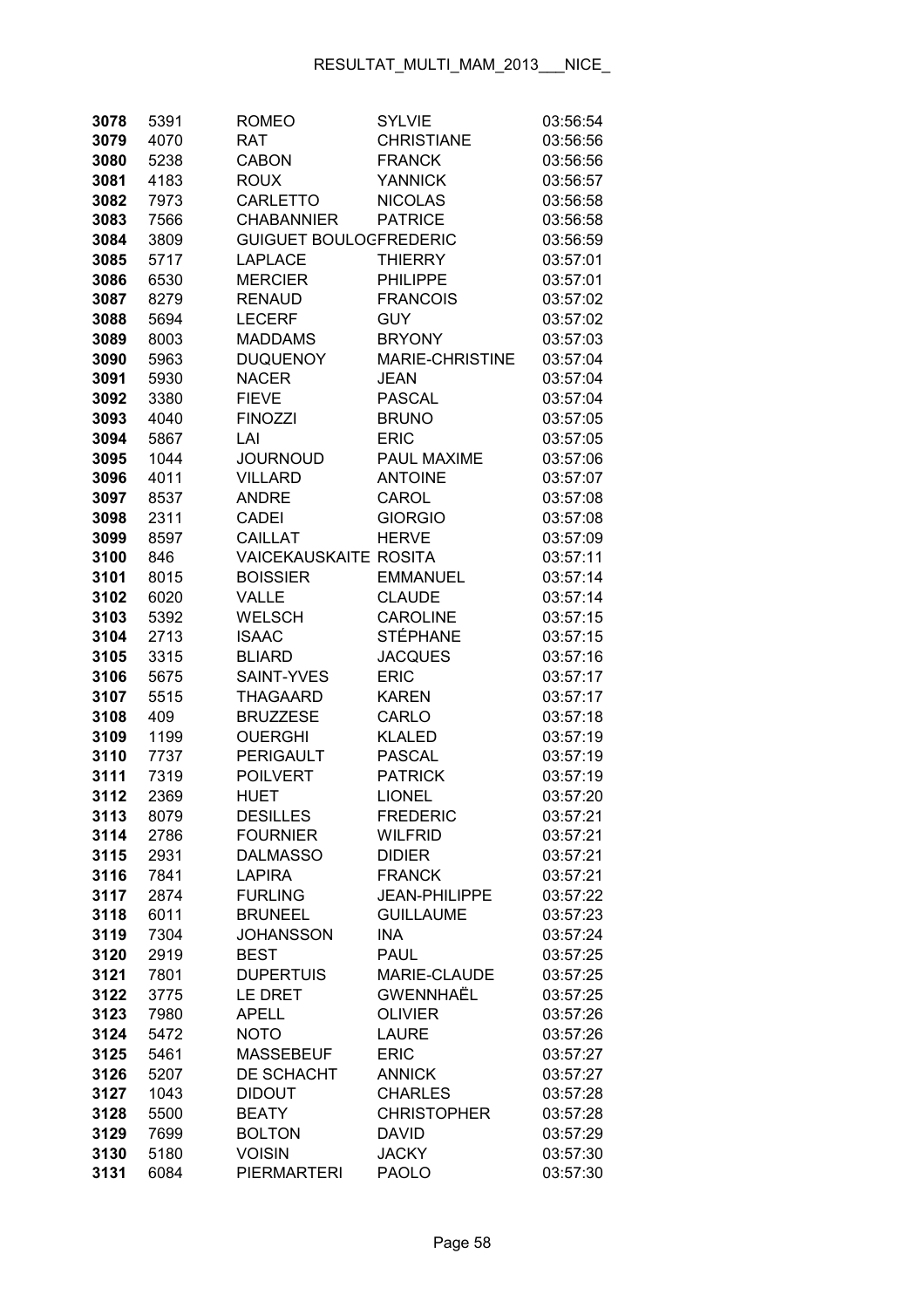| | | | | |
|---|---|---|---|---|
| **3078** | 5391 | ROMEO | SYLVIE | 03:56:54 |
| **3079** | 4070 | RAT | CHRISTIANE | 03:56:56 |
| **3080** | 5238 | CABON | FRANCK | 03:56:56 |
| **3081** | 4183 | ROUX | YANNICK | 03:56:57 |
| **3082** | 7973 | CARLETTO | NICOLAS | 03:56:58 |
| **3083** | 7566 | CHABANNIER | PATRICE | 03:56:58 |
| **3084** | 3809 | GUIGUET BOULOGFREDERIC | | 03:56:59 |
| **3085** | 5717 | LAPLACE | THIERRY | 03:57:01 |
| **3086** | 6530 | MERCIER | PHILIPPE | 03:57:01 |
| **3087** | 8279 | RENAUD | FRANCOIS | 03:57:02 |
| **3088** | 5694 | LECERF | GUY | 03:57:02 |
| **3089** | 8003 | MADDAMS | BRYONY | 03:57:03 |
| **3090** | 5963 | DUQUENOY | MARIE-CHRISTINE | 03:57:04 |
| **3091** | 5930 | NACER | JEAN | 03:57:04 |
| **3092** | 3380 | FIEVE | PASCAL | 03:57:04 |
| **3093** | 4040 | FINOZZI | BRUNO | 03:57:05 |
| **3094** | 5867 | LAI | ERIC | 03:57:05 |
| **3095** | 1044 | JOURNOUD | PAUL MAXIME | 03:57:06 |
| **3096** | 4011 | VILLARD | ANTOINE | 03:57:07 |
| **3097** | 8537 | ANDRE | CAROL | 03:57:08 |
| **3098** | 2311 | CADEI | GIORGIO | 03:57:08 |
| **3099** | 8597 | CAILLAT | HERVE | 03:57:09 |
| **3100** | 846 | VAICEKAUSKAITE | ROSITA | 03:57:11 |
| **3101** | 8015 | BOISSIER | EMMANUEL | 03:57:14 |
| **3102** | 6020 | VALLE | CLAUDE | 03:57:14 |
| **3103** | 5392 | WELSCH | CAROLINE | 03:57:15 |
| **3104** | 2713 | ISAAC | STÉPHANE | 03:57:15 |
| **3105** | 3315 | BLIARD | JACQUES | 03:57:16 |
| **3106** | 5675 | SAINT-YVES | ERIC | 03:57:17 |
| **3107** | 5515 | THAGAARD | KAREN | 03:57:17 |
| **3108** | 409 | BRUZZESE | CARLO | 03:57:18 |
| **3109** | 1199 | OUERGHI | KLALED | 03:57:19 |
| **3110** | 7737 | PERIGAULT | PASCAL | 03:57:19 |
| **3111** | 7319 | POILVERT | PATRICK | 03:57:19 |
| **3112** | 2369 | HUET | LIONEL | 03:57:20 |
| **3113** | 8079 | DESILLES | FREDERIC | 03:57:21 |
| **3114** | 2786 | FOURNIER | WILFRID | 03:57:21 |
| **3115** | 2931 | DALMASSO | DIDIER | 03:57:21 |
| **3116** | 7841 | LAPIRA | FRANCK | 03:57:21 |
| **3117** | 2874 | FURLING | JEAN-PHILIPPE | 03:57:22 |
| **3118** | 6011 | BRUNEEL | GUILLAUME | 03:57:23 |
| **3119** | 7304 | JOHANSSON | INA | 03:57:24 |
| **3120** | 2919 | BEST | PAUL | 03:57:25 |
| **3121** | 7801 | DUPERTUIS | MARIE-CLAUDE | 03:57:25 |
| **3122** | 3775 | LE DRET | GWENNHAËL | 03:57:25 |
| **3123** | 7980 | APELL | OLIVIER | 03:57:26 |
| **3124** | 5472 | NOTO | LAURE | 03:57:26 |
| **3125** | 5461 | MASSEBEUF | ERIC | 03:57:27 |
| **3126** | 5207 | DE SCHACHT | ANNICK | 03:57:27 |
| **3127** | 1043 | DIDOUT | CHARLES | 03:57:28 |
| **3128** | 5500 | BEATY | CHRISTOPHER | 03:57:28 |
| **3129** | 7699 | BOLTON | DAVID | 03:57:29 |
| **3130** | 5180 | VOISIN | JACKY | 03:57:30 |
| **3131** | 6084 | PIERMARTERI | PAOLO | 03:57:30 |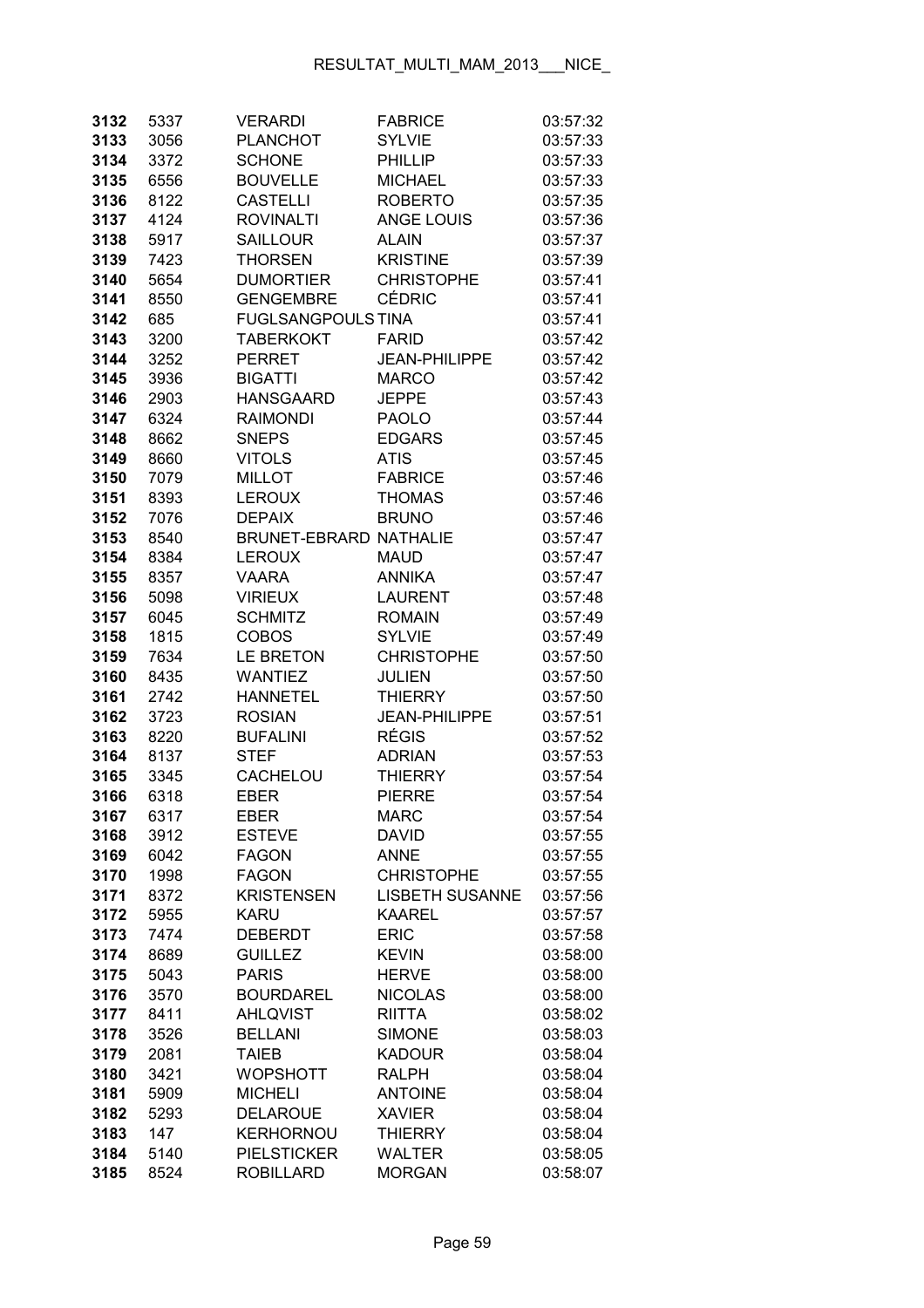| | | | | |
|---|---|---|---|---|
| **3132** | 5337 | VERARDI | FABRICE | 03:57:32 |
| **3133** | 3056 | PLANCHOT | SYLVIE | 03:57:33 |
| **3134** | 3372 | SCHONE | PHILLIP | 03:57:33 |
| **3135** | 6556 | BOUVELLE | MICHAEL | 03:57:33 |
| **3136** | 8122 | CASTELLI | ROBERTO | 03:57:35 |
| **3137** | 4124 | ROVINALTI | ANGE LOUIS | 03:57:36 |
| **3138** | 5917 | SAILLOUR | ALAIN | 03:57:37 |
| **3139** | 7423 | THORSEN | KRISTINE | 03:57:39 |
| **3140** | 5654 | DUMORTIER | CHRISTOPHE | 03:57:41 |
| **3141** | 8550 | GENGEMBRE | CÉDRIC | 03:57:41 |
| **3142** | 685 | FUGLSANGPOULS | TINA | 03:57:41 |
| **3143** | 3200 | TABERKOKT | FARID | 03:57:42 |
| **3144** | 3252 | PERRET | JEAN-PHILIPPE | 03:57:42 |
| **3145** | 3936 | BIGATTI | MARCO | 03:57:42 |
| **3146** | 2903 | HANSGAARD | JEPPE | 03:57:43 |
| **3147** | 6324 | RAIMONDI | PAOLO | 03:57:44 |
| **3148** | 8662 | SNEPS | EDGARS | 03:57:45 |
| **3149** | 8660 | VITOLS | ATIS | 03:57:45 |
| **3150** | 7079 | MILLOT | FABRICE | 03:57:46 |
| **3151** | 8393 | LEROUX | THOMAS | 03:57:46 |
| **3152** | 7076 | DEPAIX | BRUNO | 03:57:46 |
| **3153** | 8540 | BRUNET-EBRARD | NATHALIE | 03:57:47 |
| **3154** | 8384 | LEROUX | MAUD | 03:57:47 |
| **3155** | 8357 | VAARA | ANNIKA | 03:57:47 |
| **3156** | 5098 | VIRIEUX | LAURENT | 03:57:48 |
| **3157** | 6045 | SCHMITZ | ROMAIN | 03:57:49 |
| **3158** | 1815 | COBOS | SYLVIE | 03:57:49 |
| **3159** | 7634 | LE BRETON | CHRISTOPHE | 03:57:50 |
| **3160** | 8435 | WANTIEZ | JULIEN | 03:57:50 |
| **3161** | 2742 | HANNETEL | THIERRY | 03:57:50 |
| **3162** | 3723 | ROSIAN | JEAN-PHILIPPE | 03:57:51 |
| **3163** | 8220 | BUFALINI | RÉGIS | 03:57:52 |
| **3164** | 8137 | STEF | ADRIAN | 03:57:53 |
| **3165** | 3345 | CACHELOU | THIERRY | 03:57:54 |
| **3166** | 6318 | EBER | PIERRE | 03:57:54 |
| **3167** | 6317 | EBER | MARC | 03:57:54 |
| **3168** | 3912 | ESTEVE | DAVID | 03:57:55 |
| **3169** | 6042 | FAGON | ANNE | 03:57:55 |
| **3170** | 1998 | FAGON | CHRISTOPHE | 03:57:55 |
| **3171** | 8372 | KRISTENSEN | LISBETH SUSANNE | 03:57:56 |
| **3172** | 5955 | KARU | KAAREL | 03:57:57 |
| **3173** | 7474 | DEBERDT | ERIC | 03:57:58 |
| **3174** | 8689 | GUILLEZ | KEVIN | 03:58:00 |
| **3175** | 5043 | PARIS | HERVE | 03:58:00 |
| **3176** | 3570 | BOURDAREL | NICOLAS | 03:58:00 |
| **3177** | 8411 | AHLQVIST | RIITTA | 03:58:02 |
| **3178** | 3526 | BELLANI | SIMONE | 03:58:03 |
| **3179** | 2081 | TAIEB | KADOUR | 03:58:04 |
| **3180** | 3421 | WOPSHOTT | RALPH | 03:58:04 |
| **3181** | 5909 | MICHELI | ANTOINE | 03:58:04 |
| **3182** | 5293 | DELAROUE | XAVIER | 03:58:04 |
| **3183** | 147 | KERHORNOU | THIERRY | 03:58:04 |
| **3184** | 5140 | PIELSTICKER | WALTER | 03:58:05 |
| **3185** | 8524 | ROBILLARD | MORGAN | 03:58:07 |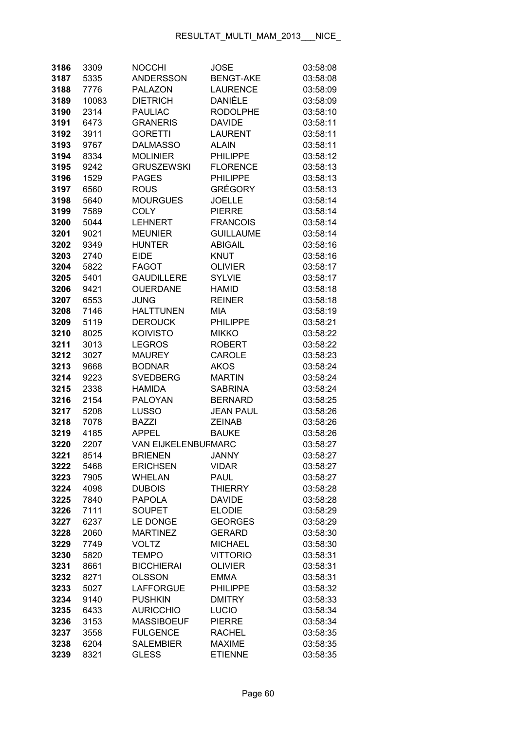| | | | | |
|---|---|---|---|---|
| **3186** | 3309 | NOCCHI | JOSE | 03:58:08 |
| **3187** | 5335 | ANDERSSON | BENGT-AKE | 03:58:08 |
| **3188** | 7776 | PALAZON | LAURENCE | 03:58:09 |
| **3189** | 10083 | DIETRICH | DANIÈLE | 03:58:09 |
| **3190** | 2314 | PAULIAC | RODOLPHE | 03:58:10 |
| **3191** | 6473 | GRANERIS | DAVIDE | 03:58:11 |
| **3192** | 3911 | GORETTI | LAURENT | 03:58:11 |
| **3193** | 9767 | DALMASSO | ALAIN | 03:58:11 |
| **3194** | 8334 | MOLINIER | PHILIPPE | 03:58:12 |
| **3195** | 9242 | GRUSZEWSKI | FLORENCE | 03:58:13 |
| **3196** | 1529 | PAGES | PHILIPPE | 03:58:13 |
| **3197** | 6560 | ROUS | GRÉGORY | 03:58:13 |
| **3198** | 5640 | MOURGUES | JOELLE | 03:58:14 |
| **3199** | 7589 | COLY | PIERRE | 03:58:14 |
| **3200** | 5044 | LEHNERT | FRANCOIS | 03:58:14 |
| **3201** | 9021 | MEUNIER | GUILLAUME | 03:58:14 |
| **3202** | 9349 | HUNTER | ABIGAIL | 03:58:16 |
| **3203** | 2740 | EIDE | KNUT | 03:58:16 |
| **3204** | 5822 | FAGOT | OLIVIER | 03:58:17 |
| **3205** | 5401 | GAUDILLERE | SYLVIE | 03:58:17 |
| **3206** | 9421 | OUERDANE | HAMID | 03:58:18 |
| **3207** | 6553 | JUNG | REINER | 03:58:18 |
| **3208** | 7146 | HALTTUNEN | MIA | 03:58:19 |
| **3209** | 5119 | DEROUCK | PHILIPPE | 03:58:21 |
| **3210** | 8025 | KOIVISTO | MIKKO | 03:58:22 |
| **3211** | 3013 | LEGROS | ROBERT | 03:58:22 |
| **3212** | 3027 | MAUREY | CAROLE | 03:58:23 |
| **3213** | 9668 | BODNAR | AKOS | 03:58:24 |
| **3214** | 9223 | SVEDBERG | MARTIN | 03:58:24 |
| **3215** | 2338 | HAMIDA | SABRINA | 03:58:24 |
| **3216** | 2154 | PALOYAN | BERNARD | 03:58:25 |
| **3217** | 5208 | LUSSO | JEAN PAUL | 03:58:26 |
| **3218** | 7078 | BAZZI | ZEINAB | 03:58:26 |
| **3219** | 4185 | APPEL | BAUKE | 03:58:26 |
| **3220** | 2207 | VAN EIJKELENBURMARC | | 03:58:27 |
| **3221** | 8514 | BRIENEN | JANNY | 03:58:27 |
| **3222** | 5468 | ERICHSEN | VIDAR | 03:58:27 |
| **3223** | 7905 | WHELAN | PAUL | 03:58:27 |
| **3224** | 4098 | DUBOIS | THIERRY | 03:58:28 |
| **3225** | 7840 | PAPOLA | DAVIDE | 03:58:28 |
| **3226** | 7111 | SOUPET | ELODIE | 03:58:29 |
| **3227** | 6237 | LE DONGE | GEORGES | 03:58:29 |
| **3228** | 2060 | MARTINEZ | GERARD | 03:58:30 |
| **3229** | 7749 | VOLTZ | MICHAEL | 03:58:30 |
| **3230** | 5820 | TEMPO | VITTORIO | 03:58:31 |
| **3231** | 8661 | BICCHIERAI | OLIVIER | 03:58:31 |
| **3232** | 8271 | OLSSON | EMMA | 03:58:31 |
| **3233** | 5027 | LAFFORGUE | PHILIPPE | 03:58:32 |
| **3234** | 9140 | PUSHKIN | DMITRY | 03:58:33 |
| **3235** | 6433 | AURICCHIO | LUCIO | 03:58:34 |
| **3236** | 3153 | MASSIBOEUF | PIERRE | 03:58:34 |
| **3237** | 3558 | FULGENCE | RACHEL | 03:58:35 |
| **3238** | 6204 | SALEMBIER | MAXIME | 03:58:35 |
| **3239** | 8321 | GLESS | ETIENNE | 03:58:35 |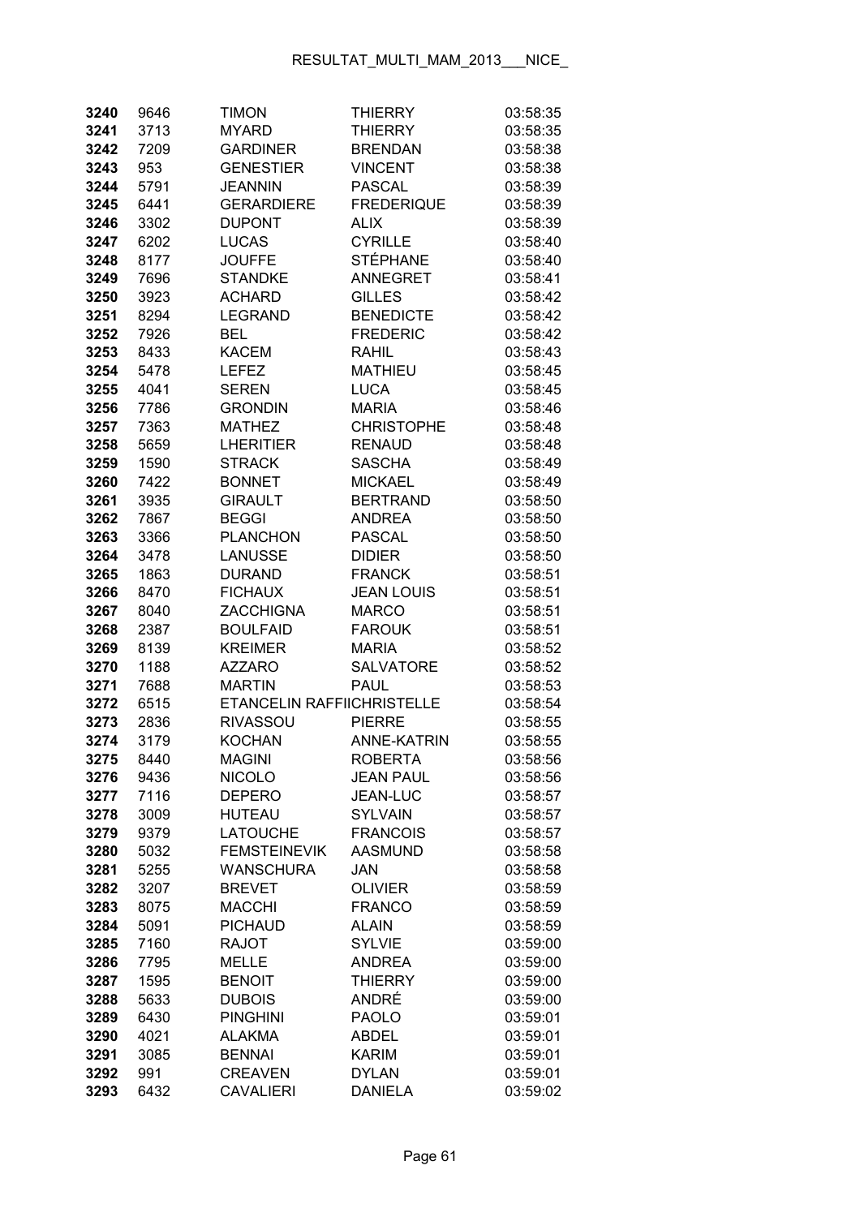| | | | | |
|---|---|---|---|---|
| **3240** | 9646 | TIMON | THIERRY | 03:58:35 |
| **3241** | 3713 | MYARD | THIERRY | 03:58:35 |
| **3242** | 7209 | GARDINER | BRENDAN | 03:58:38 |
| **3243** | 953 | GENESTIER | VINCENT | 03:58:38 |
| **3244** | 5791 | JEANNIN | PASCAL | 03:58:39 |
| **3245** | 6441 | GERARDIERE | FREDERIQUE | 03:58:39 |
| **3246** | 3302 | DUPONT | ALIX | 03:58:39 |
| **3247** | 6202 | LUCAS | CYRILLE | 03:58:40 |
| **3248** | 8177 | JOUFFE | STÉPHANE | 03:58:40 |
| **3249** | 7696 | STANDKE | ANNEGRET | 03:58:41 |
| **3250** | 3923 | ACHARD | GILLES | 03:58:42 |
| **3251** | 8294 | LEGRAND | BENEDICTE | 03:58:42 |
| **3252** | 7926 | BEL | FREDERIC | 03:58:42 |
| **3253** | 8433 | KACEM | RAHIL | 03:58:43 |
| **3254** | 5478 | LEFEZ | MATHIEU | 03:58:45 |
| **3255** | 4041 | SEREN | LUCA | 03:58:45 |
| **3256** | 7786 | GRONDIN | MARIA | 03:58:46 |
| **3257** | 7363 | MATHEZ | CHRISTOPHE | 03:58:48 |
| **3258** | 5659 | LHERITIER | RENAUD | 03:58:48 |
| **3259** | 1590 | STRACK | SASCHA | 03:58:49 |
| **3260** | 7422 | BONNET | MICKAEL | 03:58:49 |
| **3261** | 3935 | GIRAULT | BERTRAND | 03:58:50 |
| **3262** | 7867 | BEGGI | ANDREA | 03:58:50 |
| **3263** | 3366 | PLANCHON | PASCAL | 03:58:50 |
| **3264** | 3478 | LANUSSE | DIDIER | 03:58:50 |
| **3265** | 1863 | DURAND | FRANCK | 03:58:51 |
| **3266** | 8470 | FICHAUX | JEAN LOUIS | 03:58:51 |
| **3267** | 8040 | ZACCHIGNA | MARCO | 03:58:51 |
| **3268** | 2387 | BOULFAID | FAROUK | 03:58:51 |
| **3269** | 8139 | KREIMER | MARIA | 03:58:52 |
| **3270** | 1188 | AZZARO | SALVATORE | 03:58:52 |
| **3271** | 7688 | MARTIN | PAUL | 03:58:53 |
| **3272** | 6515 | ETANCELIN RAFFIICHRISTELLE | | 03:58:54 |
| **3273** | 2836 | RIVASSOU | PIERRE | 03:58:55 |
| **3274** | 3179 | KOCHAN | ANNE-KATRIN | 03:58:55 |
| **3275** | 8440 | MAGINI | ROBERTA | 03:58:56 |
| **3276** | 9436 | NICOLO | JEAN PAUL | 03:58:56 |
| **3277** | 7116 | DEPERO | JEAN-LUC | 03:58:57 |
| **3278** | 3009 | HUTEAU | SYLVAIN | 03:58:57 |
| **3279** | 9379 | LATOUCHE | FRANCOIS | 03:58:57 |
| **3280** | 5032 | FEMSTEINEVIK | AASMUND | 03:58:58 |
| **3281** | 5255 | WANSCHURA | JAN | 03:58:58 |
| **3282** | 3207 | BREVET | OLIVIER | 03:58:59 |
| **3283** | 8075 | MACCHI | FRANCO | 03:58:59 |
| **3284** | 5091 | PICHAUD | ALAIN | 03:58:59 |
| **3285** | 7160 | RAJOT | SYLVIE | 03:59:00 |
| **3286** | 7795 | MELLE | ANDREA | 03:59:00 |
| **3287** | 1595 | BENOIT | THIERRY | 03:59:00 |
| **3288** | 5633 | DUBOIS | ANDRÉ | 03:59:00 |
| **3289** | 6430 | PINGHINI | PAOLO | 03:59:01 |
| **3290** | 4021 | ALAKMA | ABDEL | 03:59:01 |
| **3291** | 3085 | BENNAI | KARIM | 03:59:01 |
| **3292** | 991 | CREAVEN | DYLAN | 03:59:01 |
| **3293** | 6432 | CAVALIERI | DANIELA | 03:59:02 |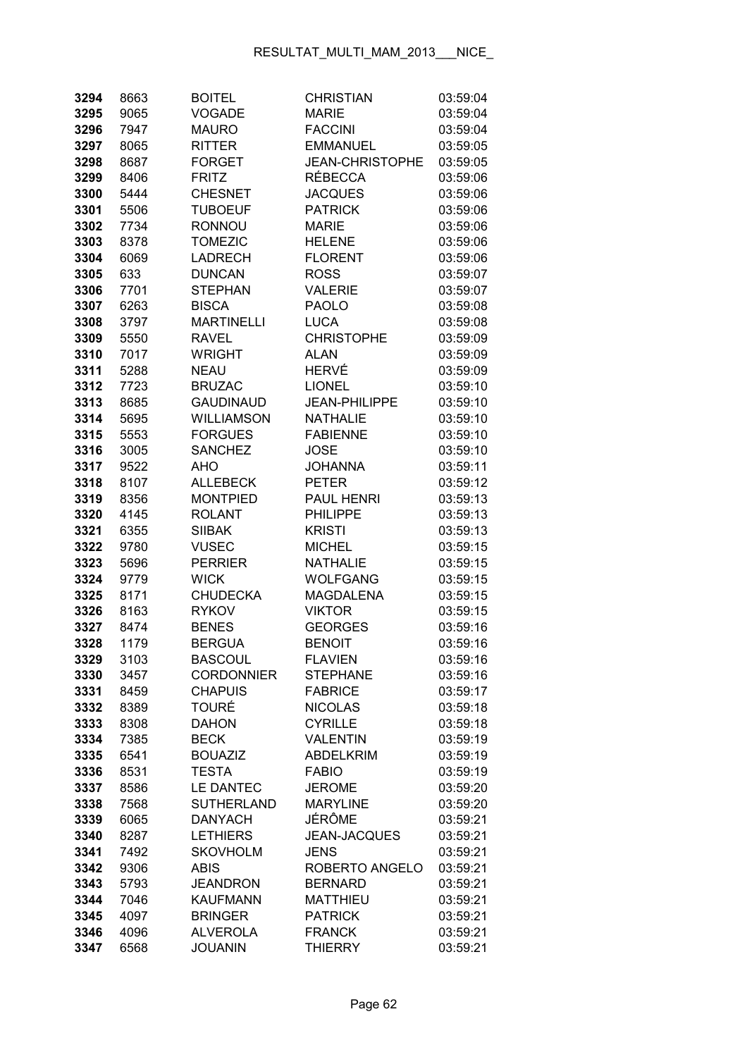| 3294 | 8663 | BOITEL | CHRISTIAN | 03:59:04 |
|---|---|---|---|---|
| 3295 | 9065 | VOGADE | MARIE | 03:59:04 |
| 3296 | 7947 | MAURO | FACCINI | 03:59:04 |
| 3297 | 8065 | RITTER | EMMANUEL | 03:59:05 |
| 3298 | 8687 | FORGET | JEAN-CHRISTOPHE | 03:59:05 |
| 3299 | 8406 | FRITZ | RÉBECCA | 03:59:06 |
| 3300 | 5444 | CHESNET | JACQUES | 03:59:06 |
| 3301 | 5506 | TUBOEUF | PATRICK | 03:59:06 |
| 3302 | 7734 | RONNOU | MARIE | 03:59:06 |
| 3303 | 8378 | TOMEZIC | HELENE | 03:59:06 |
| 3304 | 6069 | LADRECH | FLORENT | 03:59:06 |
| 3305 | 633 | DUNCAN | ROSS | 03:59:07 |
| 3306 | 7701 | STEPHAN | VALERIE | 03:59:07 |
| 3307 | 6263 | BISCA | PAOLO | 03:59:08 |
| 3308 | 3797 | MARTINELLI | LUCA | 03:59:08 |
| 3309 | 5550 | RAVEL | CHRISTOPHE | 03:59:09 |
| 3310 | 7017 | WRIGHT | ALAN | 03:59:09 |
| 3311 | 5288 | NEAU | HERVÉ | 03:59:09 |
| 3312 | 7723 | BRUZAC | LIONEL | 03:59:10 |
| 3313 | 8685 | GAUDINAUD | JEAN-PHILIPPE | 03:59:10 |
| 3314 | 5695 | WILLIAMSON | NATHALIE | 03:59:10 |
| 3315 | 5553 | FORGUES | FABIENNE | 03:59:10 |
| 3316 | 3005 | SANCHEZ | JOSE | 03:59:10 |
| 3317 | 9522 | AHO | JOHANNA | 03:59:11 |
| 3318 | 8107 | ALLEBECK | PETER | 03:59:12 |
| 3319 | 8356 | MONTPIED | PAUL HENRI | 03:59:13 |
| 3320 | 4145 | ROLANT | PHILIPPE | 03:59:13 |
| 3321 | 6355 | SIIBAK | KRISTI | 03:59:13 |
| 3322 | 9780 | VUSEC | MICHEL | 03:59:15 |
| 3323 | 5696 | PERRIER | NATHALIE | 03:59:15 |
| 3324 | 9779 | WICK | WOLFGANG | 03:59:15 |
| 3325 | 8171 | CHUDECKA | MAGDALENA | 03:59:15 |
| 3326 | 8163 | RYKOV | VIKTOR | 03:59:15 |
| 3327 | 8474 | BENES | GEORGES | 03:59:16 |
| 3328 | 1179 | BERGUA | BENOIT | 03:59:16 |
| 3329 | 3103 | BASCOUL | FLAVIEN | 03:59:16 |
| 3330 | 3457 | CORDONNIER | STEPHANE | 03:59:16 |
| 3331 | 8459 | CHAPUIS | FABRICE | 03:59:17 |
| 3332 | 8389 | TOURÉ | NICOLAS | 03:59:18 |
| 3333 | 8308 | DAHON | CYRILLE | 03:59:18 |
| 3334 | 7385 | BECK | VALENTIN | 03:59:19 |
| 3335 | 6541 | BOUAZIZ | ABDELKRIM | 03:59:19 |
| 3336 | 8531 | TESTA | FABIO | 03:59:19 |
| 3337 | 8586 | LE DANTEC | JEROME | 03:59:20 |
| 3338 | 7568 | SUTHERLAND | MARYLINE | 03:59:20 |
| 3339 | 6065 | DANYACH | JÉRÔME | 03:59:21 |
| 3340 | 8287 | LETHIERS | JEAN-JACQUES | 03:59:21 |
| 3341 | 7492 | SKOVHOLM | JENS | 03:59:21 |
| 3342 | 9306 | ABIS | ROBERTO ANGELO | 03:59:21 |
| 3343 | 5793 | JEANDRON | BERNARD | 03:59:21 |
| 3344 | 7046 | KAUFMANN | MATTHIEU | 03:59:21 |
| 3345 | 4097 | BRINGER | PATRICK | 03:59:21 |
| 3346 | 4096 | ALVEROLA | FRANCK | 03:59:21 |
| 3347 | 6568 | JOUANIN | THIERRY | 03:59:21 |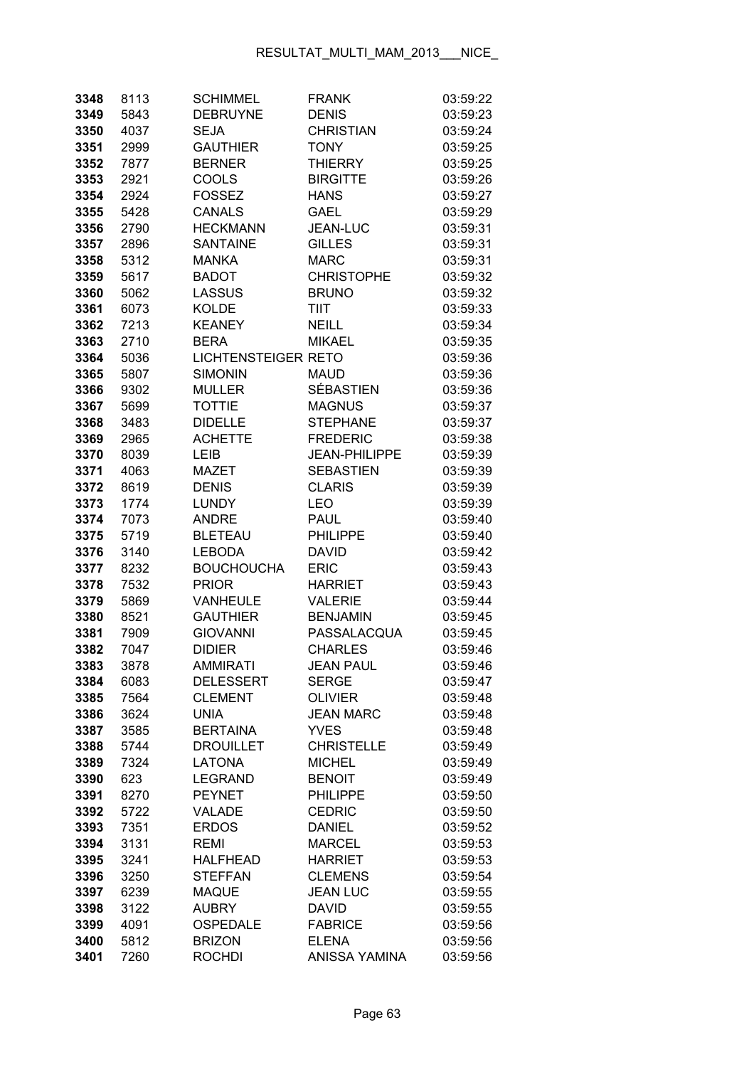| | | | | |
|---|---|---|---|---|
| **3348** | 8113 | SCHIMMEL | FRANK | 03:59:22 |
| **3349** | 5843 | DEBRUYNE | DENIS | 03:59:23 |
| **3350** | 4037 | SEJA | CHRISTIAN | 03:59:24 |
| **3351** | 2999 | GAUTHIER | TONY | 03:59:25 |
| **3352** | 7877 | BERNER | THIERRY | 03:59:25 |
| **3353** | 2921 | COOLS | BIRGITTE | 03:59:26 |
| **3354** | 2924 | FOSSEZ | HANS | 03:59:27 |
| **3355** | 5428 | CANALS | GAEL | 03:59:29 |
| **3356** | 2790 | HECKMANN | JEAN-LUC | 03:59:31 |
| **3357** | 2896 | SANTAINE | GILLES | 03:59:31 |
| **3358** | 5312 | MANKA | MARC | 03:59:31 |
| **3359** | 5617 | BADOT | CHRISTOPHE | 03:59:32 |
| **3360** | 5062 | LASSUS | BRUNO | 03:59:32 |
| **3361** | 6073 | KOLDE | TIIT | 03:59:33 |
| **3362** | 7213 | KEANEY | NEILL | 03:59:34 |
| **3363** | 2710 | BERA | MIKAEL | 03:59:35 |
| **3364** | 5036 | LICHTENSTEIGER | RETO | 03:59:36 |
| **3365** | 5807 | SIMONIN | MAUD | 03:59:36 |
| **3366** | 9302 | MULLER | SÉBASTIEN | 03:59:36 |
| **3367** | 5699 | TOTTIE | MAGNUS | 03:59:37 |
| **3368** | 3483 | DIDELLE | STEPHANE | 03:59:37 |
| **3369** | 2965 | ACHETTE | FREDERIC | 03:59:38 |
| **3370** | 8039 | LEIB | JEAN-PHILIPPE | 03:59:39 |
| **3371** | 4063 | MAZET | SEBASTIEN | 03:59:39 |
| **3372** | 8619 | DENIS | CLARIS | 03:59:39 |
| **3373** | 1774 | LUNDY | LEO | 03:59:39 |
| **3374** | 7073 | ANDRE | PAUL | 03:59:40 |
| **3375** | 5719 | BLETEAU | PHILIPPE | 03:59:40 |
| **3376** | 3140 | LEBODA | DAVID | 03:59:42 |
| **3377** | 8232 | BOUCHOUCHA | ERIC | 03:59:43 |
| **3378** | 7532 | PRIOR | HARRIET | 03:59:43 |
| **3379** | 5869 | VANHEULE | VALERIE | 03:59:44 |
| **3380** | 8521 | GAUTHIER | BENJAMIN | 03:59:45 |
| **3381** | 7909 | GIOVANNI | PASSALACQUA | 03:59:45 |
| **3382** | 7047 | DIDIER | CHARLES | 03:59:46 |
| **3383** | 3878 | AMMIRATI | JEAN PAUL | 03:59:46 |
| **3384** | 6083 | DELESSERT | SERGE | 03:59:47 |
| **3385** | 7564 | CLEMENT | OLIVIER | 03:59:48 |
| **3386** | 3624 | UNIA | JEAN MARC | 03:59:48 |
| **3387** | 3585 | BERTAINA | YVES | 03:59:48 |
| **3388** | 5744 | DROUILLET | CHRISTELLE | 03:59:49 |
| **3389** | 7324 | LATONA | MICHEL | 03:59:49 |
| **3390** | 623 | LEGRAND | BENOIT | 03:59:49 |
| **3391** | 8270 | PEYNET | PHILIPPE | 03:59:50 |
| **3392** | 5722 | VALADE | CEDRIC | 03:59:50 |
| **3393** | 7351 | ERDOS | DANIEL | 03:59:52 |
| **3394** | 3131 | REMI | MARCEL | 03:59:53 |
| **3395** | 3241 | HALFHEAD | HARRIET | 03:59:53 |
| **3396** | 3250 | STEFFAN | CLEMENS | 03:59:54 |
| **3397** | 6239 | MAQUE | JEAN LUC | 03:59:55 |
| **3398** | 3122 | AUBRY | DAVID | 03:59:55 |
| **3399** | 4091 | OSPEDALE | FABRICE | 03:59:56 |
| **3400** | 5812 | BRIZON | ELENA | 03:59:56 |
| **3401** | 7260 | ROCHDI | ANISSA YAMINA | 03:59:56 |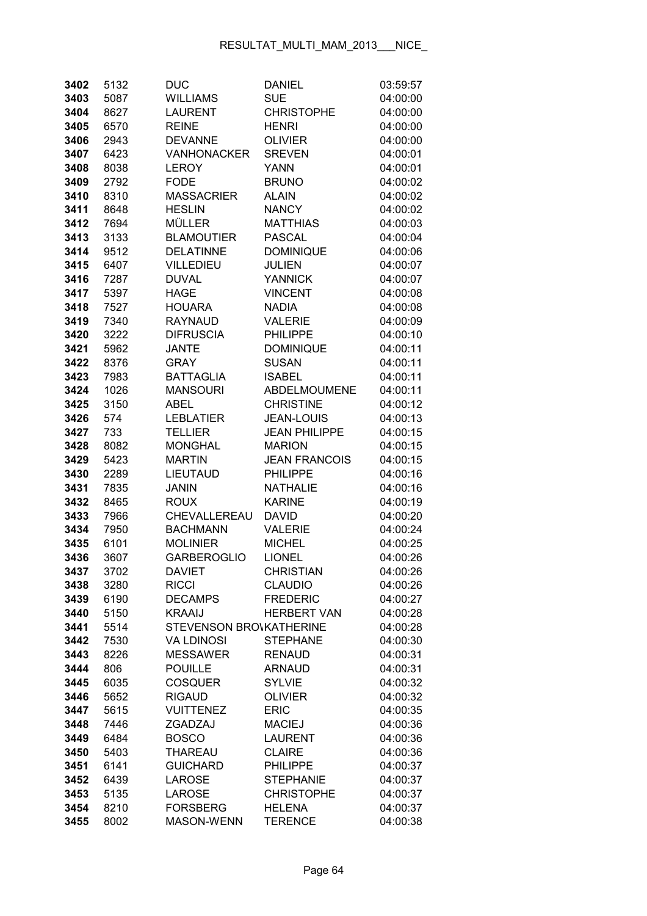| | | | | |
|---|---|---|---|---|
| 3402 | 5132 | DUC | DANIEL | 03:59:57 |
| 3403 | 5087 | WILLIAMS | SUE | 04:00:00 |
| 3404 | 8627 | LAURENT | CHRISTOPHE | 04:00:00 |
| 3405 | 6570 | REINE | HENRI | 04:00:00 |
| 3406 | 2943 | DEVANNE | OLIVIER | 04:00:00 |
| 3407 | 6423 | VANHONACKER | SREVEN | 04:00:01 |
| 3408 | 8038 | LEROY | YANN | 04:00:01 |
| 3409 | 2792 | FODE | BRUNO | 04:00:02 |
| 3410 | 8310 | MASSACRIER | ALAIN | 04:00:02 |
| 3411 | 8648 | HESLIN | NANCY | 04:00:02 |
| 3412 | 7694 | MÜLLER | MATTHIAS | 04:00:03 |
| 3413 | 3133 | BLAMOUTIER | PASCAL | 04:00:04 |
| 3414 | 9512 | DELATINNE | DOMINIQUE | 04:00:06 |
| 3415 | 6407 | VILLEDIEU | JULIEN | 04:00:07 |
| 3416 | 7287 | DUVAL | YANNICK | 04:00:07 |
| 3417 | 5397 | HAGE | VINCENT | 04:00:08 |
| 3418 | 7527 | HOUARA | NADIA | 04:00:08 |
| 3419 | 7340 | RAYNAUD | VALERIE | 04:00:09 |
| 3420 | 3222 | DIFRUSCIA | PHILIPPE | 04:00:10 |
| 3421 | 5962 | JANTE | DOMINIQUE | 04:00:11 |
| 3422 | 8376 | GRAY | SUSAN | 04:00:11 |
| 3423 | 7983 | BATTAGLIA | ISABEL | 04:00:11 |
| 3424 | 1026 | MANSOURI | ABDELMOUMENE | 04:00:11 |
| 3425 | 3150 | ABEL | CHRISTINE | 04:00:12 |
| 3426 | 574 | LEBLATIER | JEAN-LOUIS | 04:00:13 |
| 3427 | 733 | TELLIER | JEAN PHILIPPE | 04:00:15 |
| 3428 | 8082 | MONGHAL | MARION | 04:00:15 |
| 3429 | 5423 | MARTIN | JEAN FRANCOIS | 04:00:15 |
| 3430 | 2289 | LIEUTAUD | PHILIPPE | 04:00:16 |
| 3431 | 7835 | JANIN | NATHALIE | 04:00:16 |
| 3432 | 8465 | ROUX | KARINE | 04:00:19 |
| 3433 | 7966 | CHEVALLEREAU | DAVID | 04:00:20 |
| 3434 | 7950 | BACHMANN | VALERIE | 04:00:24 |
| 3435 | 6101 | MOLINIER | MICHEL | 04:00:25 |
| 3436 | 3607 | GARBEROGLIO | LIONEL | 04:00:26 |
| 3437 | 3702 | DAVIET | CHRISTIAN | 04:00:26 |
| 3438 | 3280 | RICCI | CLAUDIO | 04:00:26 |
| 3439 | 6190 | DECAMPS | FREDERIC | 04:00:27 |
| 3440 | 5150 | KRAAIJ | HERBERT VAN | 04:00:28 |
| 3441 | 5514 | STEVENSON BRO\ | KATHERINE | 04:00:28 |
| 3442 | 7530 | VA LDINOSI | STEPHANE | 04:00:30 |
| 3443 | 8226 | MESSAWER | RENAUD | 04:00:31 |
| 3444 | 806 | POUILLE | ARNAUD | 04:00:31 |
| 3445 | 6035 | COSQUER | SYLVIE | 04:00:32 |
| 3446 | 5652 | RIGAUD | OLIVIER | 04:00:32 |
| 3447 | 5615 | VUITTENEZ | ERIC | 04:00:35 |
| 3448 | 7446 | ZGADZAJ | MACIEJ | 04:00:36 |
| 3449 | 6484 | BOSCO | LAURENT | 04:00:36 |
| 3450 | 5403 | THAREAU | CLAIRE | 04:00:36 |
| 3451 | 6141 | GUICHARD | PHILIPPE | 04:00:37 |
| 3452 | 6439 | LAROSE | STEPHANIE | 04:00:37 |
| 3453 | 5135 | LAROSE | CHRISTOPHE | 04:00:37 |
| 3454 | 8210 | FORSBERG | HELENA | 04:00:37 |
| 3455 | 8002 | MASON-WENN | TERENCE | 04:00:38 |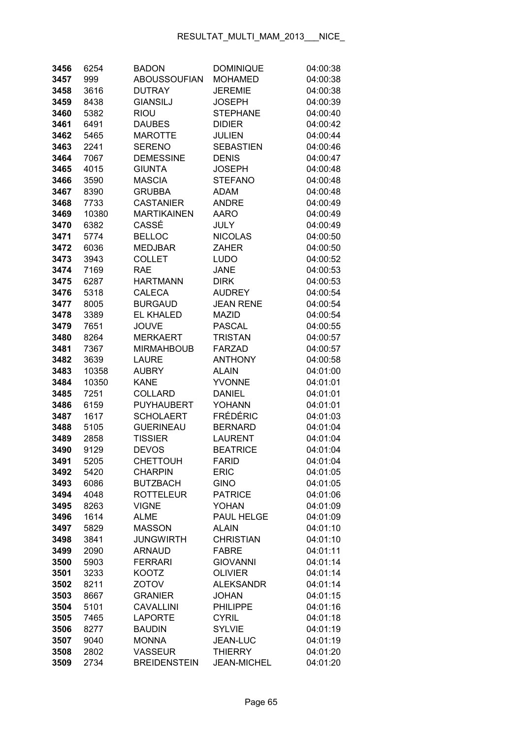| | | | | |
|---|---|---|---|---|
| **3456** | 6254 | BADON | DOMINIQUE | 04:00:38 |
| **3457** | 999 | ABOUSSOUFIAN | MOHAMED | 04:00:38 |
| **3458** | 3616 | DUTRAY | JEREMIE | 04:00:38 |
| **3459** | 8438 | GIANSILJ | JOSEPH | 04:00:39 |
| **3460** | 5382 | RIOU | STEPHANE | 04:00:40 |
| **3461** | 6491 | DAUBES | DIDIER | 04:00:42 |
| **3462** | 5465 | MAROTTE | JULIEN | 04:00:44 |
| **3463** | 2241 | SERENO | SEBASTIEN | 04:00:46 |
| **3464** | 7067 | DEMESSINE | DENIS | 04:00:47 |
| **3465** | 4015 | GIUNTA | JOSEPH | 04:00:48 |
| **3466** | 3590 | MASCIA | STEFANO | 04:00:48 |
| **3467** | 8390 | GRUBBA | ADAM | 04:00:48 |
| **3468** | 7733 | CASTANIER | ANDRE | 04:00:49 |
| **3469** | 10380 | MARTIKAINEN | AARO | 04:00:49 |
| **3470** | 6382 | CASSÉ | JULY | 04:00:49 |
| **3471** | 5774 | BELLOC | NICOLAS | 04:00:50 |
| **3472** | 6036 | MEDJBAR | ZAHER | 04:00:50 |
| **3473** | 3943 | COLLET | LUDO | 04:00:52 |
| **3474** | 7169 | RAE | JANE | 04:00:53 |
| **3475** | 6287 | HARTMANN | DIRK | 04:00:53 |
| **3476** | 5318 | CALECA | AUDREY | 04:00:54 |
| **3477** | 8005 | BURGAUD | JEAN RENE | 04:00:54 |
| **3478** | 3389 | EL KHALED | MAZID | 04:00:54 |
| **3479** | 7651 | JOUVE | PASCAL | 04:00:55 |
| **3480** | 8264 | MERKAERT | TRISTAN | 04:00:57 |
| **3481** | 7367 | MIRMAHBOUB | FARZAD | 04:00:57 |
| **3482** | 3639 | LAURE | ANTHONY | 04:00:58 |
| **3483** | 10358 | AUBRY | ALAIN | 04:01:00 |
| **3484** | 10350 | KANE | YVONNE | 04:01:01 |
| **3485** | 7251 | COLLARD | DANIEL | 04:01:01 |
| **3486** | 6159 | PUYHAUBERT | YOHANN | 04:01:01 |
| **3487** | 1617 | SCHOLAERT | FRÉDÉRIC | 04:01:03 |
| **3488** | 5105 | GUERINEAU | BERNARD | 04:01:04 |
| **3489** | 2858 | TISSIER | LAURENT | 04:01:04 |
| **3490** | 9129 | DEVOS | BEATRICE | 04:01:04 |
| **3491** | 5205 | CHETTOUH | FARID | 04:01:04 |
| **3492** | 5420 | CHARPIN | ERIC | 04:01:05 |
| **3493** | 6086 | BUTZBACH | GINO | 04:01:05 |
| **3494** | 4048 | ROTTELEUR | PATRICE | 04:01:06 |
| **3495** | 8263 | VIGNE | YOHAN | 04:01:09 |
| **3496** | 1614 | ALME | PAUL HELGE | 04:01:09 |
| **3497** | 5829 | MASSON | ALAIN | 04:01:10 |
| **3498** | 3841 | JUNGWIRTH | CHRISTIAN | 04:01:10 |
| **3499** | 2090 | ARNAUD | FABRE | 04:01:11 |
| **3500** | 5903 | FERRARI | GIOVANNI | 04:01:14 |
| **3501** | 3233 | KOOTZ | OLIVIER | 04:01:14 |
| **3502** | 8211 | ZOTOV | ALEKSANDR | 04:01:14 |
| **3503** | 8667 | GRANIER | JOHAN | 04:01:15 |
| **3504** | 5101 | CAVALLINI | PHILIPPE | 04:01:16 |
| **3505** | 7465 | LAPORTE | CYRIL | 04:01:18 |
| **3506** | 8277 | BAUDIN | SYLVIE | 04:01:19 |
| **3507** | 9040 | MONNA | JEAN-LUC | 04:01:19 |
| **3508** | 2802 | VASSEUR | THIERRY | 04:01:20 |
| **3509** | 2734 | BREIDENSTEIN | JEAN-MICHEL | 04:01:20 |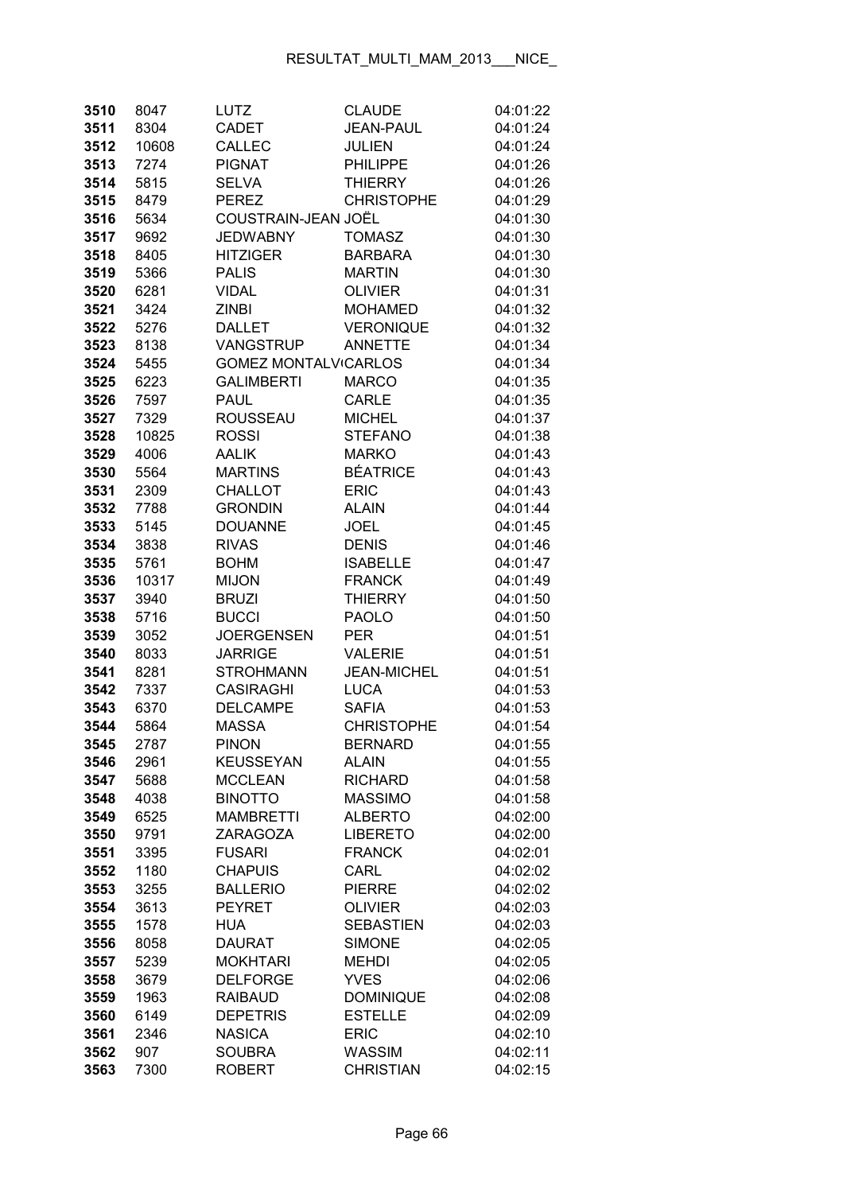| | | | | |
|---|---|---|---|---|
| 3510 | 8047 | LUTZ | CLAUDE | 04:01:22 |
| 3511 | 8304 | CADET | JEAN-PAUL | 04:01:24 |
| 3512 | 10608 | CALLEC | JULIEN | 04:01:24 |
| 3513 | 7274 | PIGNAT | PHILIPPE | 04:01:26 |
| 3514 | 5815 | SELVA | THIERRY | 04:01:26 |
| 3515 | 8479 | PEREZ | CHRISTOPHE | 04:01:29 |
| 3516 | 5634 | COUSTRAIN-JEAN | JOËL | 04:01:30 |
| 3517 | 9692 | JEDWABNY | TOMASZ | 04:01:30 |
| 3518 | 8405 | HITZIGER | BARBARA | 04:01:30 |
| 3519 | 5366 | PALIS | MARTIN | 04:01:30 |
| 3520 | 6281 | VIDAL | OLIVIER | 04:01:31 |
| 3521 | 3424 | ZINBI | MOHAMED | 04:01:32 |
| 3522 | 5276 | DALLET | VERONIQUE | 04:01:32 |
| 3523 | 8138 | VANGSTRUP | ANNETTE | 04:01:34 |
| 3524 | 5455 | GOMEZ MONTALV | CARLOS | 04:01:34 |
| 3525 | 6223 | GALIMBERTI | MARCO | 04:01:35 |
| 3526 | 7597 | PAUL | CARLE | 04:01:35 |
| 3527 | 7329 | ROUSSEAU | MICHEL | 04:01:37 |
| 3528 | 10825 | ROSSI | STEFANO | 04:01:38 |
| 3529 | 4006 | AALIK | MARKO | 04:01:43 |
| 3530 | 5564 | MARTINS | BÉATRICE | 04:01:43 |
| 3531 | 2309 | CHALLOT | ERIC | 04:01:43 |
| 3532 | 7788 | GRONDIN | ALAIN | 04:01:44 |
| 3533 | 5145 | DOUANNE | JOEL | 04:01:45 |
| 3534 | 3838 | RIVAS | DENIS | 04:01:46 |
| 3535 | 5761 | BOHM | ISABELLE | 04:01:47 |
| 3536 | 10317 | MIJON | FRANCK | 04:01:49 |
| 3537 | 3940 | BRUZI | THIERRY | 04:01:50 |
| 3538 | 5716 | BUCCI | PAOLO | 04:01:50 |
| 3539 | 3052 | JOERGENSEN | PER | 04:01:51 |
| 3540 | 8033 | JARRIGE | VALERIE | 04:01:51 |
| 3541 | 8281 | STROHMANN | JEAN-MICHEL | 04:01:51 |
| 3542 | 7337 | CASIRAGHI | LUCA | 04:01:53 |
| 3543 | 6370 | DELCAMPE | SAFIA | 04:01:53 |
| 3544 | 5864 | MASSA | CHRISTOPHE | 04:01:54 |
| 3545 | 2787 | PINON | BERNARD | 04:01:55 |
| 3546 | 2961 | KEUSSEYAN | ALAIN | 04:01:55 |
| 3547 | 5688 | MCCLEAN | RICHARD | 04:01:58 |
| 3548 | 4038 | BINOTTO | MASSIMO | 04:01:58 |
| 3549 | 6525 | MAMBRETTI | ALBERTO | 04:02:00 |
| 3550 | 9791 | ZARAGOZA | LIBERETO | 04:02:00 |
| 3551 | 3395 | FUSARI | FRANCK | 04:02:01 |
| 3552 | 1180 | CHAPUIS | CARL | 04:02:02 |
| 3553 | 3255 | BALLERIO | PIERRE | 04:02:02 |
| 3554 | 3613 | PEYRET | OLIVIER | 04:02:03 |
| 3555 | 1578 | HUA | SEBASTIEN | 04:02:03 |
| 3556 | 8058 | DAURAT | SIMONE | 04:02:05 |
| 3557 | 5239 | MOKHTARI | MEHDI | 04:02:05 |
| 3558 | 3679 | DELFORGE | YVES | 04:02:06 |
| 3559 | 1963 | RAIBAUD | DOMINIQUE | 04:02:08 |
| 3560 | 6149 | DEPETRIS | ESTELLE | 04:02:09 |
| 3561 | 2346 | NASICA | ERIC | 04:02:10 |
| 3562 | 907 | SOUBRA | WASSIM | 04:02:11 |
| 3563 | 7300 | ROBERT | CHRISTIAN | 04:02:15 |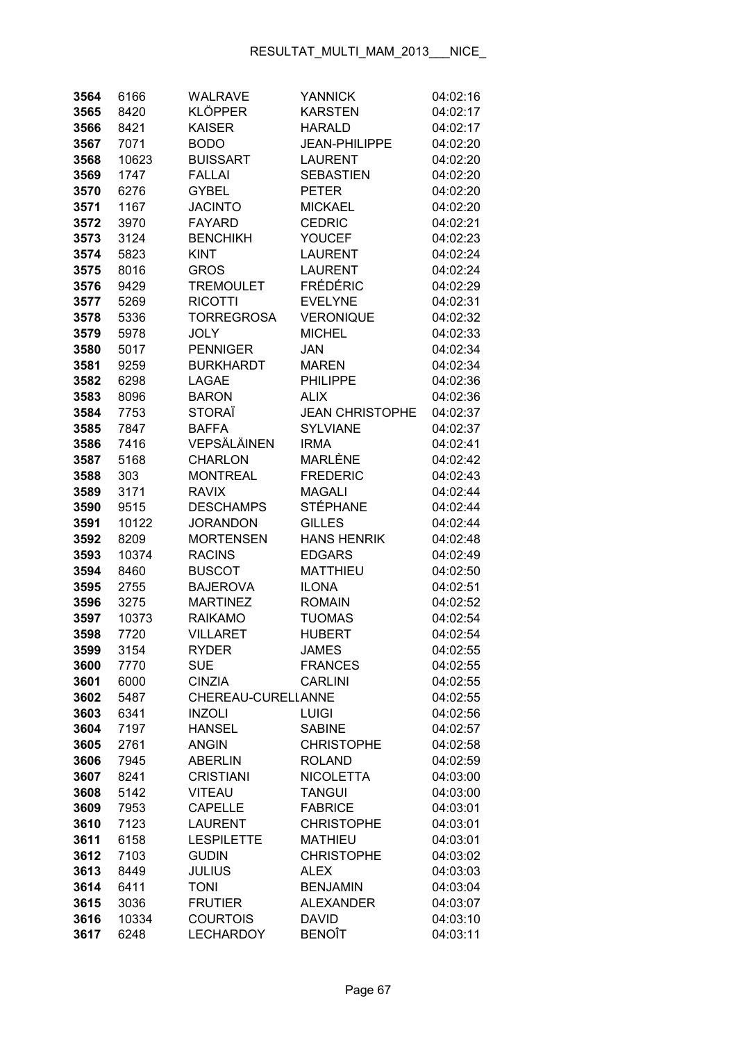| | | | | |
|---|---|---|---|---|
| **3564** | 6166 | WALRAVE | YANNICK | 04:02:16 |
| **3565** | 8420 | KLÖPPER | KARSTEN | 04:02:17 |
| **3566** | 8421 | KAISER | HARALD | 04:02:17 |
| **3567** | 7071 | BODO | JEAN-PHILIPPE | 04:02:20 |
| **3568** | 10623 | BUISSART | LAURENT | 04:02:20 |
| **3569** | 1747 | FALLAI | SEBASTIEN | 04:02:20 |
| **3570** | 6276 | GYBEL | PETER | 04:02:20 |
| **3571** | 1167 | JACINTO | MICKAEL | 04:02:20 |
| **3572** | 3970 | FAYARD | CEDRIC | 04:02:21 |
| **3573** | 3124 | BENCHIKH | YOUCEF | 04:02:23 |
| **3574** | 5823 | KINT | LAURENT | 04:02:24 |
| **3575** | 8016 | GROS | LAURENT | 04:02:24 |
| **3576** | 9429 | TREMOULET | FRÉDÉRIC | 04:02:29 |
| **3577** | 5269 | RICOTTI | EVELYNE | 04:02:31 |
| **3578** | 5336 | TORREGROSA | VERONIQUE | 04:02:32 |
| **3579** | 5978 | JOLY | MICHEL | 04:02:33 |
| **3580** | 5017 | PENNIGER | JAN | 04:02:34 |
| **3581** | 9259 | BURKHARDT | MAREN | 04:02:34 |
| **3582** | 6298 | LAGAE | PHILIPPE | 04:02:36 |
| **3583** | 8096 | BARON | ALIX | 04:02:36 |
| **3584** | 7753 | STORAÏ | JEAN CHRISTOPHE | 04:02:37 |
| **3585** | 7847 | BAFFA | SYLVIANE | 04:02:37 |
| **3586** | 7416 | VEPSÄLÄINEN | IRMA | 04:02:41 |
| **3587** | 5168 | CHARLON | MARLÈNE | 04:02:42 |
| **3588** | 303 | MONTREAL | FREDERIC | 04:02:43 |
| **3589** | 3171 | RAVIX | MAGALI | 04:02:44 |
| **3590** | 9515 | DESCHAMPS | STÉPHANE | 04:02:44 |
| **3591** | 10122 | JORANDON | GILLES | 04:02:44 |
| **3592** | 8209 | MORTENSEN | HANS HENRIK | 04:02:48 |
| **3593** | 10374 | RACINS | EDGARS | 04:02:49 |
| **3594** | 8460 | BUSCOT | MATTHIEU | 04:02:50 |
| **3595** | 2755 | BAJEROVA | ILONA | 04:02:51 |
| **3596** | 3275 | MARTINEZ | ROMAIN | 04:02:52 |
| **3597** | 10373 | RAIKAMO | TUOMAS | 04:02:54 |
| **3598** | 7720 | VILLARET | HUBERT | 04:02:54 |
| **3599** | 3154 | RYDER | JAMES | 04:02:55 |
| **3600** | 7770 | SUE | FRANCES | 04:02:55 |
| **3601** | 6000 | CINZIA | CARLINI | 04:02:55 |
| **3602** | 5487 | CHEREAU-CURELLANNE | | 04:02:55 |
| **3603** | 6341 | INZOLI | LUIGI | 04:02:56 |
| **3604** | 7197 | HANSEL | SABINE | 04:02:57 |
| **3605** | 2761 | ANGIN | CHRISTOPHE | 04:02:58 |
| **3606** | 7945 | ABERLIN | ROLAND | 04:02:59 |
| **3607** | 8241 | CRISTIANI | NICOLETTA | 04:03:00 |
| **3608** | 5142 | VITEAU | TANGUI | 04:03:00 |
| **3609** | 7953 | CAPELLE | FABRICE | 04:03:01 |
| **3610** | 7123 | LAURENT | CHRISTOPHE | 04:03:01 |
| **3611** | 6158 | LESPILETTE | MATHIEU | 04:03:01 |
| **3612** | 7103 | GUDIN | CHRISTOPHE | 04:03:02 |
| **3613** | 8449 | JULIUS | ALEX | 04:03:03 |
| **3614** | 6411 | TONI | BENJAMIN | 04:03:04 |
| **3615** | 3036 | FRUTIER | ALEXANDER | 04:03:07 |
| **3616** | 10334 | COURTOIS | DAVID | 04:03:10 |
| **3617** | 6248 | LECHARDOY | BENOÎT | 04:03:11 |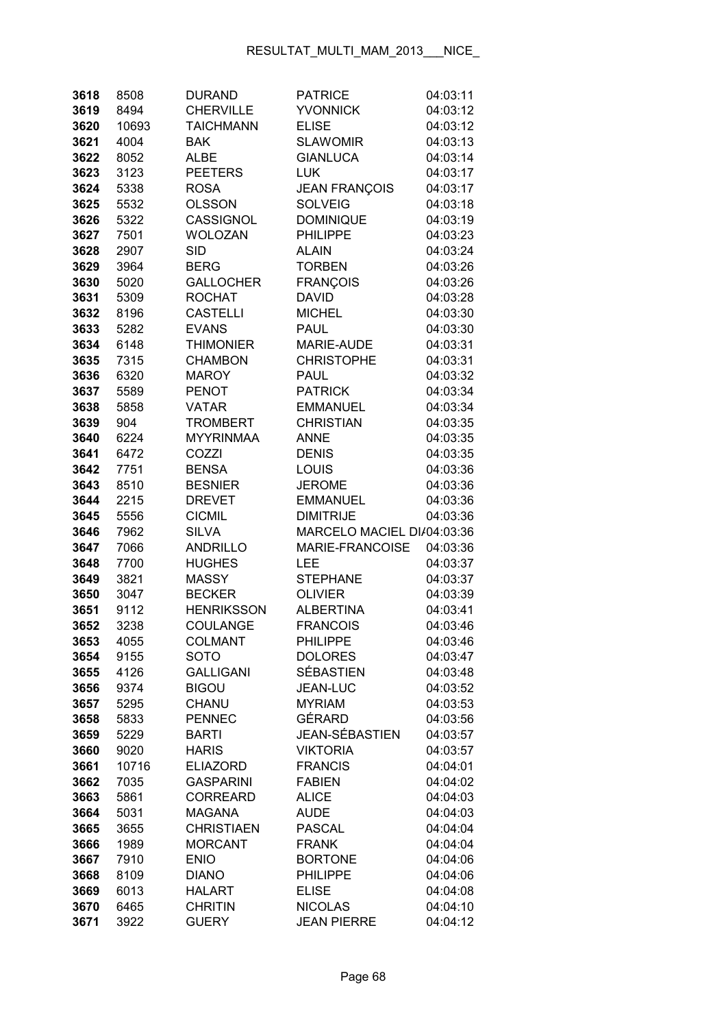| | | | | |
|---|---|---|---|---|
| **3618** | 8508 | DURAND | PATRICE | 04:03:11 |
| **3619** | 8494 | CHERVILLE | YVONNICK | 04:03:12 |
| **3620** | 10693 | TAICHMANN | ELISE | 04:03:12 |
| **3621** | 4004 | BAK | SLAWOMIR | 04:03:13 |
| **3622** | 8052 | ALBE | GIANLUCA | 04:03:14 |
| **3623** | 3123 | PEETERS | LUK | 04:03:17 |
| **3624** | 5338 | ROSA | JEAN FRANÇOIS | 04:03:17 |
| **3625** | 5532 | OLSSON | SOLVEIG | 04:03:18 |
| **3626** | 5322 | CASSIGNOL | DOMINIQUE | 04:03:19 |
| **3627** | 7501 | WOLOZAN | PHILIPPE | 04:03:23 |
| **3628** | 2907 | SID | ALAIN | 04:03:24 |
| **3629** | 3964 | BERG | TORBEN | 04:03:26 |
| **3630** | 5020 | GALLOCHER | FRANÇOIS | 04:03:26 |
| **3631** | 5309 | ROCHAT | DAVID | 04:03:28 |
| **3632** | 8196 | CASTELLI | MICHEL | 04:03:30 |
| **3633** | 5282 | EVANS | PAUL | 04:03:30 |
| **3634** | 6148 | THIMONIER | MARIE-AUDE | 04:03:31 |
| **3635** | 7315 | CHAMBON | CHRISTOPHE | 04:03:31 |
| **3636** | 6320 | MAROY | PAUL | 04:03:32 |
| **3637** | 5589 | PENOT | PATRICK | 04:03:34 |
| **3638** | 5858 | VATAR | EMMANUEL | 04:03:34 |
| **3639** | 904 | TROMBERT | CHRISTIAN | 04:03:35 |
| **3640** | 6224 | MYYRINMAA | ANNE | 04:03:35 |
| **3641** | 6472 | COZZI | DENIS | 04:03:35 |
| **3642** | 7751 | BENSA | LOUIS | 04:03:36 |
| **3643** | 8510 | BESNIER | JEROME | 04:03:36 |
| **3644** | 2215 | DREVET | EMMANUEL | 04:03:36 |
| **3645** | 5556 | CICMIL | DIMITRIJE | 04:03:36 |
| **3646** | 7962 | SILVA | MARCELO MACIEL DI/ | 04:03:36 |
| **3647** | 7066 | ANDRILLO | MARIE-FRANCOISE | 04:03:36 |
| **3648** | 7700 | HUGHES | LEE | 04:03:37 |
| **3649** | 3821 | MASSY | STEPHANE | 04:03:37 |
| **3650** | 3047 | BECKER | OLIVIER | 04:03:39 |
| **3651** | 9112 | HENRIKSSON | ALBERTINA | 04:03:41 |
| **3652** | 3238 | COULANGE | FRANCOIS | 04:03:46 |
| **3653** | 4055 | COLMANT | PHILIPPE | 04:03:46 |
| **3654** | 9155 | SOTO | DOLORES | 04:03:47 |
| **3655** | 4126 | GALLIGANI | SÉBASTIEN | 04:03:48 |
| **3656** | 9374 | BIGOU | JEAN-LUC | 04:03:52 |
| **3657** | 5295 | CHANU | MYRIAM | 04:03:53 |
| **3658** | 5833 | PENNEC | GÉRARD | 04:03:56 |
| **3659** | 5229 | BARTI | JEAN-SÉBASTIEN | 04:03:57 |
| **3660** | 9020 | HARIS | VIKTORIA | 04:03:57 |
| **3661** | 10716 | ELIAZORD | FRANCIS | 04:04:01 |
| **3662** | 7035 | GASPARINI | FABIEN | 04:04:02 |
| **3663** | 5861 | CORREARD | ALICE | 04:04:03 |
| **3664** | 5031 | MAGANA | AUDE | 04:04:03 |
| **3665** | 3655 | CHRISTIAEN | PASCAL | 04:04:04 |
| **3666** | 1989 | MORCANT | FRANK | 04:04:04 |
| **3667** | 7910 | ENIO | BORTONE | 04:04:06 |
| **3668** | 8109 | DIANO | PHILIPPE | 04:04:06 |
| **3669** | 6013 | HALART | ELISE | 04:04:08 |
| **3670** | 6465 | CHRITIN | NICOLAS | 04:04:10 |
| **3671** | 3922 | GUERY | JEAN PIERRE | 04:04:12 |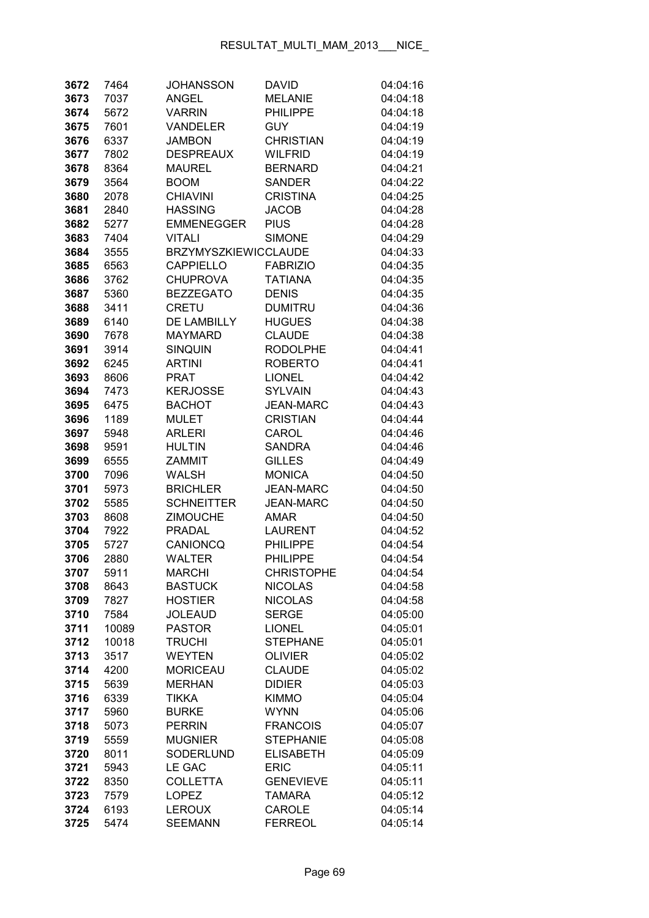| | | | | |
|---|---|---|---|---|
| **3672** | 7464 | JOHANSSON | DAVID | 04:04:16 |
| **3673** | 7037 | ANGEL | MELANIE | 04:04:18 |
| **3674** | 5672 | VARRIN | PHILIPPE | 04:04:18 |
| **3675** | 7601 | VANDELER | GUY | 04:04:19 |
| **3676** | 6337 | JAMBON | CHRISTIAN | 04:04:19 |
| **3677** | 7802 | DESPREAUX | WILFRID | 04:04:19 |
| **3678** | 8364 | MAUREL | BERNARD | 04:04:21 |
| **3679** | 3564 | BOOM | SANDER | 04:04:22 |
| **3680** | 2078 | CHIAVINI | CRISTINA | 04:04:25 |
| **3681** | 2840 | HASSING | JACOB | 04:04:28 |
| **3682** | 5277 | EMMENEGGER | PIUS | 04:04:28 |
| **3683** | 7404 | VITALI | SIMONE | 04:04:29 |
| **3684** | 3555 | BRZYMYSZKIEWIC | CLAUDE | 04:04:33 |
| **3685** | 6563 | CAPPIELLO | FABRIZIO | 04:04:35 |
| **3686** | 3762 | CHUPROVA | TATIANA | 04:04:35 |
| **3687** | 5360 | BEZZEGATO | DENIS | 04:04:35 |
| **3688** | 3411 | CRETU | DUMITRU | 04:04:36 |
| **3689** | 6140 | DE LAMBILLY | HUGUES | 04:04:38 |
| **3690** | 7678 | MAYMARD | CLAUDE | 04:04:38 |
| **3691** | 3914 | SINQUIN | RODOLPHE | 04:04:41 |
| **3692** | 6245 | ARTINI | ROBERTO | 04:04:41 |
| **3693** | 8606 | PRAT | LIONEL | 04:04:42 |
| **3694** | 7473 | KERJOSSE | SYLVAIN | 04:04:43 |
| **3695** | 6475 | BACHOT | JEAN-MARC | 04:04:43 |
| **3696** | 1189 | MULET | CRISTIAN | 04:04:44 |
| **3697** | 5948 | ARLERI | CAROL | 04:04:46 |
| **3698** | 9591 | HULTIN | SANDRA | 04:04:46 |
| **3699** | 6555 | ZAMMIT | GILLES | 04:04:49 |
| **3700** | 7096 | WALSH | MONICA | 04:04:50 |
| **3701** | 5973 | BRICHLER | JEAN-MARC | 04:04:50 |
| **3702** | 5585 | SCHNEITTER | JEAN-MARC | 04:04:50 |
| **3703** | 8608 | ZIMOUCHE | AMAR | 04:04:50 |
| **3704** | 7922 | PRADAL | LAURENT | 04:04:52 |
| **3705** | 5727 | CANIONCQ | PHILIPPE | 04:04:54 |
| **3706** | 2880 | WALTER | PHILIPPE | 04:04:54 |
| **3707** | 5911 | MARCHI | CHRISTOPHE | 04:04:54 |
| **3708** | 8643 | BASTUCK | NICOLAS | 04:04:58 |
| **3709** | 7827 | HOSTIER | NICOLAS | 04:04:58 |
| **3710** | 7584 | JOLEAUD | SERGE | 04:05:00 |
| **3711** | 10089 | PASTOR | LIONEL | 04:05:01 |
| **3712** | 10018 | TRUCHI | STEPHANE | 04:05:01 |
| **3713** | 3517 | WEYTEN | OLIVIER | 04:05:02 |
| **3714** | 4200 | MORICEAU | CLAUDE | 04:05:02 |
| **3715** | 5639 | MERHAN | DIDIER | 04:05:03 |
| **3716** | 6339 | TIKKA | KIMMO | 04:05:04 |
| **3717** | 5960 | BURKE | WYNN | 04:05:06 |
| **3718** | 5073 | PERRIN | FRANCOIS | 04:05:07 |
| **3719** | 5559 | MUGNIER | STEPHANIE | 04:05:08 |
| **3720** | 8011 | SODERLUND | ELISABETH | 04:05:09 |
| **3721** | 5943 | LE GAC | ERIC | 04:05:11 |
| **3722** | 8350 | COLLETTA | GENEVIEVE | 04:05:11 |
| **3723** | 7579 | LOPEZ | TAMARA | 04:05:12 |
| **3724** | 6193 | LEROUX | CAROLE | 04:05:14 |
| **3725** | 5474 | SEEMANN | FERREOL | 04:05:14 |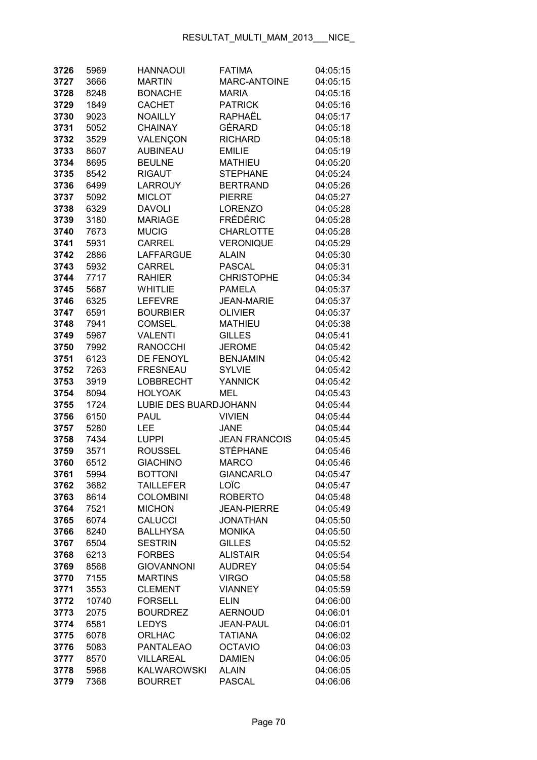| | | | | |
|---|---|---|---|---|
| **3726** | 5969 | HANNAOUI | FATIMA | 04:05:15 |
| **3727** | 3666 | MARTIN | MARC-ANTOINE | 04:05:15 |
| **3728** | 8248 | BONACHE | MARIA | 04:05:16 |
| **3729** | 1849 | CACHET | PATRICK | 04:05:16 |
| **3730** | 9023 | NOAILLY | RAPHAËL | 04:05:17 |
| **3731** | 5052 | CHAINAY | GÉRARD | 04:05:18 |
| **3732** | 3529 | VALENÇON | RICHARD | 04:05:18 |
| **3733** | 8607 | AUBINEAU | EMILIE | 04:05:19 |
| **3734** | 8695 | BEULNE | MATHIEU | 04:05:20 |
| **3735** | 8542 | RIGAUT | STEPHANE | 04:05:24 |
| **3736** | 6499 | LARROUY | BERTRAND | 04:05:26 |
| **3737** | 5092 | MICLOT | PIERRE | 04:05:27 |
| **3738** | 6329 | DAVOLI | LORENZO | 04:05:28 |
| **3739** | 3180 | MARIAGE | FRÉDÉRIC | 04:05:28 |
| **3740** | 7673 | MUCIG | CHARLOTTE | 04:05:28 |
| **3741** | 5931 | CARREL | VERONIQUE | 04:05:29 |
| **3742** | 2886 | LAFFARGUE | ALAIN | 04:05:30 |
| **3743** | 5932 | CARREL | PASCAL | 04:05:31 |
| **3744** | 7717 | RAHIER | CHRISTOPHE | 04:05:34 |
| **3745** | 5687 | WHITLIE | PAMELA | 04:05:37 |
| **3746** | 6325 | LEFEVRE | JEAN-MARIE | 04:05:37 |
| **3747** | 6591 | BOURBIER | OLIVIER | 04:05:37 |
| **3748** | 7941 | COMSEL | MATHIEU | 04:05:38 |
| **3749** | 5967 | VALENTI | GILLES | 04:05:41 |
| **3750** | 7992 | RANOCCHI | JEROME | 04:05:42 |
| **3751** | 6123 | DE FENOYL | BENJAMIN | 04:05:42 |
| **3752** | 7263 | FRESNEAU | SYLVIE | 04:05:42 |
| **3753** | 3919 | LOBBRECHT | YANNICK | 04:05:42 |
| **3754** | 8094 | HOLYOAK | MEL | 04:05:43 |
| **3755** | 1724 | LUBIE DES BUARD | JOHANN | 04:05:44 |
| **3756** | 6150 | PAUL | VIVIEN | 04:05:44 |
| **3757** | 5280 | LEE | JANE | 04:05:44 |
| **3758** | 7434 | LUPPI | JEAN FRANCOIS | 04:05:45 |
| **3759** | 3571 | ROUSSEL | STÉPHANE | 04:05:46 |
| **3760** | 6512 | GIACHINO | MARCO | 04:05:46 |
| **3761** | 5994 | BOTTONI | GIANCARLO | 04:05:47 |
| **3762** | 3682 | TAILLEFER | LOÏC | 04:05:47 |
| **3763** | 8614 | COLOMBINI | ROBERTO | 04:05:48 |
| **3764** | 7521 | MICHON | JEAN-PIERRE | 04:05:49 |
| **3765** | 6074 | CALUCCI | JONATHAN | 04:05:50 |
| **3766** | 8240 | BALLHYSA | MONIKA | 04:05:50 |
| **3767** | 6504 | SESTRIN | GILLES | 04:05:52 |
| **3768** | 6213 | FORBES | ALISTAIR | 04:05:54 |
| **3769** | 8568 | GIOVANNONI | AUDREY | 04:05:54 |
| **3770** | 7155 | MARTINS | VIRGO | 04:05:58 |
| **3771** | 3553 | CLEMENT | VIANNEY | 04:05:59 |
| **3772** | 10740 | FORSELL | ELIN | 04:06:00 |
| **3773** | 2075 | BOURDREZ | AERNOUD | 04:06:01 |
| **3774** | 6581 | LEDYS | JEAN-PAUL | 04:06:01 |
| **3775** | 6078 | ORLHAC | TATIANA | 04:06:02 |
| **3776** | 5083 | PANTALEAO | OCTAVIO | 04:06:03 |
| **3777** | 8570 | VILLAREAL | DAMIEN | 04:06:05 |
| **3778** | 5968 | KALWAROWSKI | ALAIN | 04:06:05 |
| **3779** | 7368 | BOURRET | PASCAL | 04:06:06 |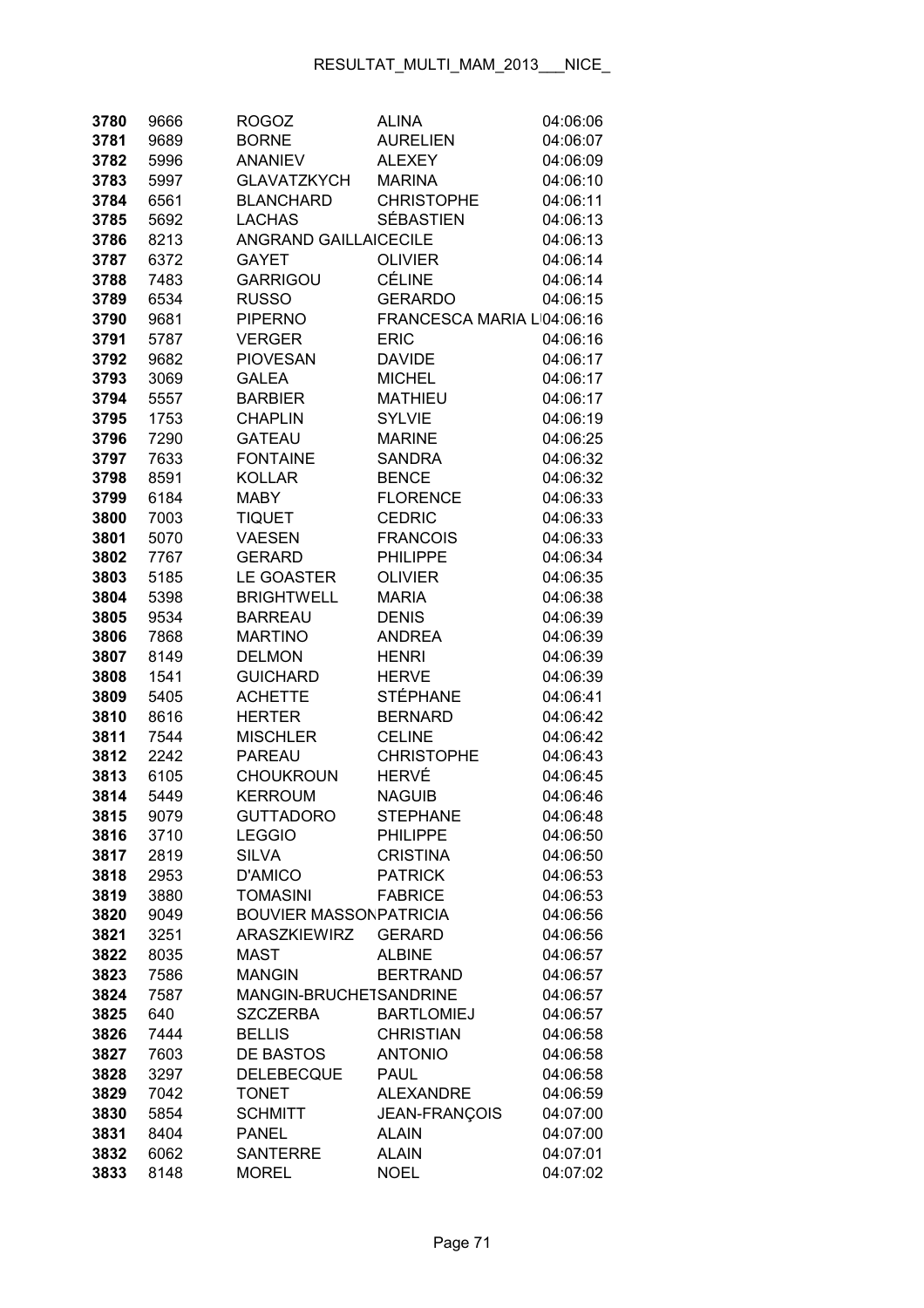| | | | | |
|---|---|---|---|---|
| **3780** | 9666 | ROGOZ | ALINA | 04:06:06 |
| **3781** | 9689 | BORNE | AURELIEN | 04:06:07 |
| **3782** | 5996 | ANANIEV | ALEXEY | 04:06:09 |
| **3783** | 5997 | GLAVATZKYCH | MARINA | 04:06:10 |
| **3784** | 6561 | BLANCHARD | CHRISTOPHE | 04:06:11 |
| **3785** | 5692 | LACHAS | SÉBASTIEN | 04:06:13 |
| **3786** | 8213 | ANGRAND GAILLAICECILE | | 04:06:13 |
| **3787** | 6372 | GAYET | OLIVIER | 04:06:14 |
| **3788** | 7483 | GARRIGOU | CÉLINE | 04:06:14 |
| **3789** | 6534 | RUSSO | GERARDO | 04:06:15 |
| **3790** | 9681 | PIPERNO | FRANCESCA MARIA L | 04:06:16 |
| **3791** | 5787 | VERGER | ERIC | 04:06:16 |
| **3792** | 9682 | PIOVESAN | DAVIDE | 04:06:17 |
| **3793** | 3069 | GALEA | MICHEL | 04:06:17 |
| **3794** | 5557 | BARBIER | MATHIEU | 04:06:17 |
| **3795** | 1753 | CHAPLIN | SYLVIE | 04:06:19 |
| **3796** | 7290 | GATEAU | MARINE | 04:06:25 |
| **3797** | 7633 | FONTAINE | SANDRA | 04:06:32 |
| **3798** | 8591 | KOLLAR | BENCE | 04:06:32 |
| **3799** | 6184 | MABY | FLORENCE | 04:06:33 |
| **3800** | 7003 | TIQUET | CEDRIC | 04:06:33 |
| **3801** | 5070 | VAESEN | FRANCOIS | 04:06:33 |
| **3802** | 7767 | GERARD | PHILIPPE | 04:06:34 |
| **3803** | 5185 | LE GOASTER | OLIVIER | 04:06:35 |
| **3804** | 5398 | BRIGHTWELL | MARIA | 04:06:38 |
| **3805** | 9534 | BARREAU | DENIS | 04:06:39 |
| **3806** | 7868 | MARTINO | ANDREA | 04:06:39 |
| **3807** | 8149 | DELMON | HENRI | 04:06:39 |
| **3808** | 1541 | GUICHARD | HERVE | 04:06:39 |
| **3809** | 5405 | ACHETTE | STÉPHANE | 04:06:41 |
| **3810** | 8616 | HERTER | BERNARD | 04:06:42 |
| **3811** | 7544 | MISCHLER | CELINE | 04:06:42 |
| **3812** | 2242 | PAREAU | CHRISTOPHE | 04:06:43 |
| **3813** | 6105 | CHOUKROUN | HERVÉ | 04:06:45 |
| **3814** | 5449 | KERROUM | NAGUIB | 04:06:46 |
| **3815** | 9079 | GUTTADORO | STEPHANE | 04:06:48 |
| **3816** | 3710 | LEGGIO | PHILIPPE | 04:06:50 |
| **3817** | 2819 | SILVA | CRISTINA | 04:06:50 |
| **3818** | 2953 | D'AMICO | PATRICK | 04:06:53 |
| **3819** | 3880 | TOMASINI | FABRICE | 04:06:53 |
| **3820** | 9049 | BOUVIER MASSONPATRICIA | | 04:06:56 |
| **3821** | 3251 | ARASZKIEWIRZ | GERARD | 04:06:56 |
| **3822** | 8035 | MAST | ALBINE | 04:06:57 |
| **3823** | 7586 | MANGIN | BERTRAND | 04:06:57 |
| **3824** | 7587 | MANGIN-BRUCHETSANDRINE | | 04:06:57 |
| **3825** | 640 | SZCZERBA | BARTLOMIEJ | 04:06:57 |
| **3826** | 7444 | BELLIS | CHRISTIAN | 04:06:58 |
| **3827** | 7603 | DE BASTOS | ANTONIO | 04:06:58 |
| **3828** | 3297 | DELEBECQUE | PAUL | 04:06:58 |
| **3829** | 7042 | TONET | ALEXANDRE | 04:06:59 |
| **3830** | 5854 | SCHMITT | JEAN-FRANÇOIS | 04:07:00 |
| **3831** | 8404 | PANEL | ALAIN | 04:07:00 |
| **3832** | 6062 | SANTERRE | ALAIN | 04:07:01 |
| **3833** | 8148 | MOREL | NOEL | 04:07:02 |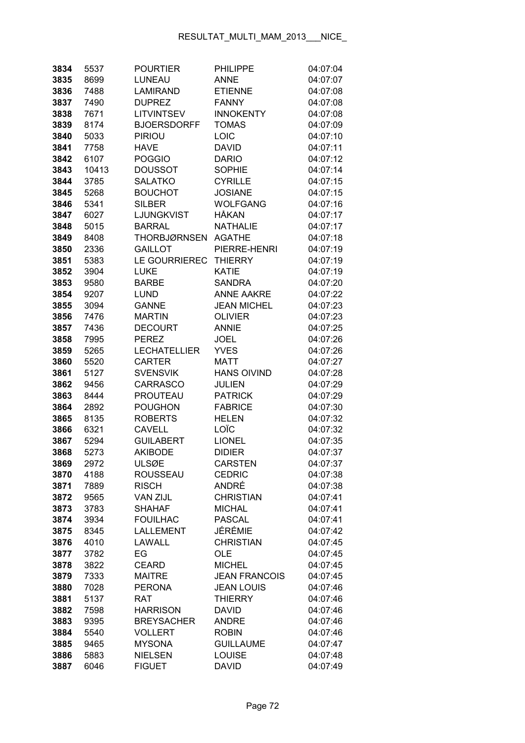| 3834 | 5537 | POURTIER | PHILIPPE | 04:07:04 |
|---|---|---|---|---|
| 3835 | 8699 | LUNEAU | ANNE | 04:07:07 |
| 3836 | 7488 | LAMIRAND | ETIENNE | 04:07:08 |
| 3837 | 7490 | DUPREZ | FANNY | 04:07:08 |
| 3838 | 7671 | LITVINTSEV | INNOKENTY | 04:07:08 |
| 3839 | 8174 | BJOERSDORFF | TOMAS | 04:07:09 |
| 3840 | 5033 | PIRIOU | LOIC | 04:07:10 |
| 3841 | 7758 | HAVE | DAVID | 04:07:11 |
| 3842 | 6107 | POGGIO | DARIO | 04:07:12 |
| 3843 | 10413 | DOUSSOT | SOPHIE | 04:07:14 |
| 3844 | 3785 | SALATKO | CYRILLE | 04:07:15 |
| 3845 | 5268 | BOUCHOT | JOSIANE | 04:07:15 |
| 3846 | 5341 | SILBER | WOLFGANG | 04:07:16 |
| 3847 | 6027 | LJUNGKVIST | HÅKAN | 04:07:17 |
| 3848 | 5015 | BARRAL | NATHALIE | 04:07:17 |
| 3849 | 8408 | THORBJØRNSEN | AGATHE | 04:07:18 |
| 3850 | 2336 | GAILLOT | PIERRE-HENRI | 04:07:19 |
| 3851 | 5383 | LE GOURRIEREC | THIERRY | 04:07:19 |
| 3852 | 3904 | LUKE | KATIE | 04:07:19 |
| 3853 | 9580 | BARBE | SANDRA | 04:07:20 |
| 3854 | 9207 | LUND | ANNE AAKRE | 04:07:22 |
| 3855 | 3094 | GANNE | JEAN MICHEL | 04:07:23 |
| 3856 | 7476 | MARTIN | OLIVIER | 04:07:23 |
| 3857 | 7436 | DECOURT | ANNIE | 04:07:25 |
| 3858 | 7995 | PEREZ | JOEL | 04:07:26 |
| 3859 | 5265 | LECHATELLIER | YVES | 04:07:26 |
| 3860 | 5520 | CARTER | MATT | 04:07:27 |
| 3861 | 5127 | SVENSVIK | HANS OIVIND | 04:07:28 |
| 3862 | 9456 | CARRASCO | JULIEN | 04:07:29 |
| 3863 | 8444 | PROUTEAU | PATRICK | 04:07:29 |
| 3864 | 2892 | POUGHON | FABRICE | 04:07:30 |
| 3865 | 8135 | ROBERTS | HELEN | 04:07:32 |
| 3866 | 6321 | CAVELL | LOÏC | 04:07:32 |
| 3867 | 5294 | GUILABERT | LIONEL | 04:07:35 |
| 3868 | 5273 | AKIBODE | DIDIER | 04:07:37 |
| 3869 | 2972 | ULSØE | CARSTEN | 04:07:37 |
| 3870 | 4188 | ROUSSEAU | CEDRIC | 04:07:38 |
| 3871 | 7889 | RISCH | ANDRÉ | 04:07:38 |
| 3872 | 9565 | VAN ZIJL | CHRISTIAN | 04:07:41 |
| 3873 | 3783 | SHAHAF | MICHAL | 04:07:41 |
| 3874 | 3934 | FOUILHAC | PASCAL | 04:07:41 |
| 3875 | 8345 | LALLEMENT | JÉRÉMIE | 04:07:42 |
| 3876 | 4010 | LAWALL | CHRISTIAN | 04:07:45 |
| 3877 | 3782 | EG | OLE | 04:07:45 |
| 3878 | 3822 | CEARD | MICHEL | 04:07:45 |
| 3879 | 7333 | MAITRE | JEAN FRANCOIS | 04:07:45 |
| 3880 | 7028 | PERONA | JEAN LOUIS | 04:07:46 |
| 3881 | 5137 | RAT | THIERRY | 04:07:46 |
| 3882 | 7598 | HARRISON | DAVID | 04:07:46 |
| 3883 | 9395 | BREYSACHER | ANDRE | 04:07:46 |
| 3884 | 5540 | VOLLERT | ROBIN | 04:07:46 |
| 3885 | 9465 | MYSONA | GUILLAUME | 04:07:47 |
| 3886 | 5883 | NIELSEN | LOUISE | 04:07:48 |
| 3887 | 6046 | FIGUET | DAVID | 04:07:49 |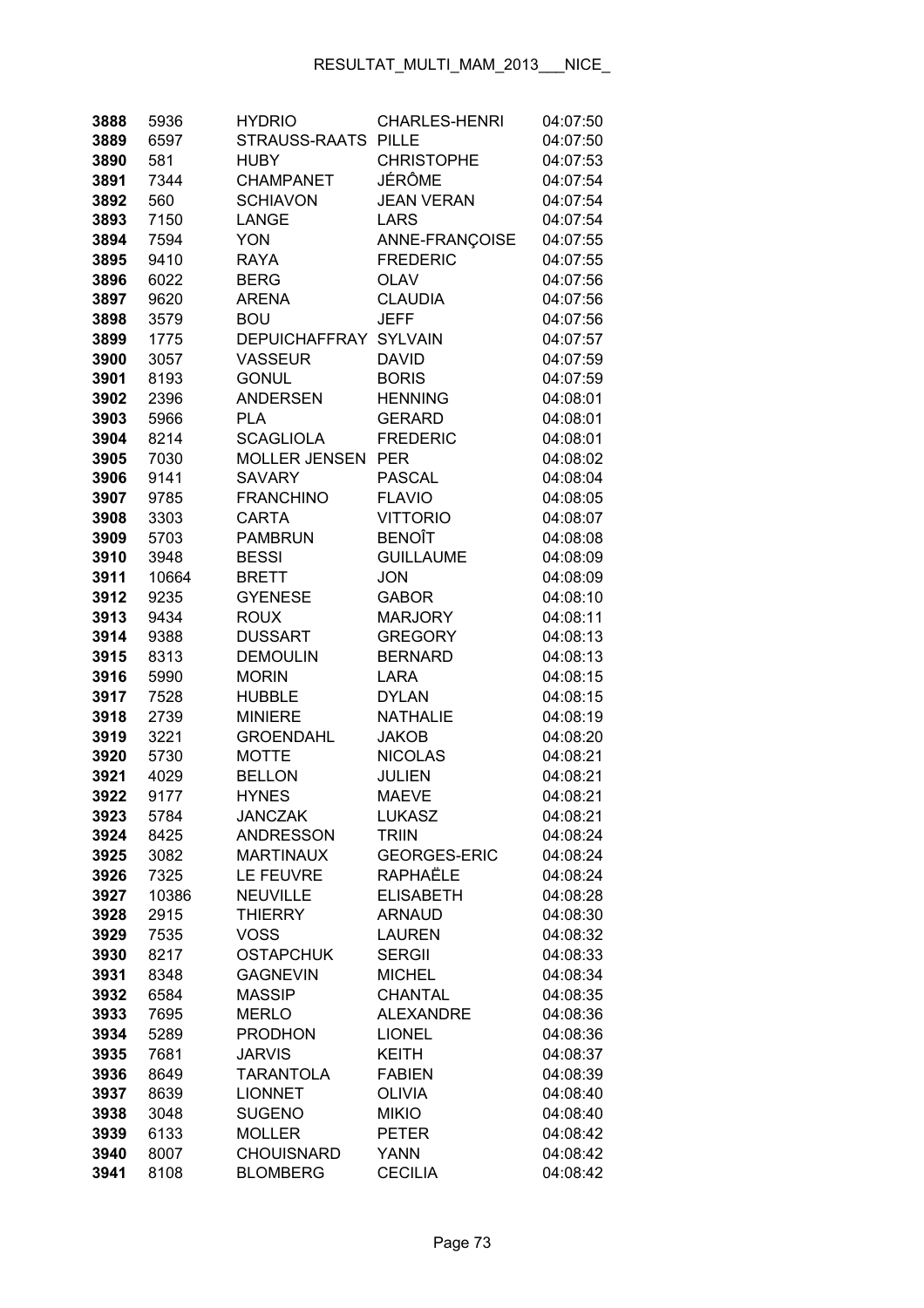| | | | | |
|---|---|---|---|---|
| **3888** | 5936 | HYDRIO | CHARLES-HENRI | 04:07:50 |
| **3889** | 6597 | STRAUSS-RAATS | PILLE | 04:07:50 |
| **3890** | 581 | HUBY | CHRISTOPHE | 04:07:53 |
| **3891** | 7344 | CHAMPANET | JÉRÔME | 04:07:54 |
| **3892** | 560 | SCHIAVON | JEAN VERAN | 04:07:54 |
| **3893** | 7150 | LANGE | LARS | 04:07:54 |
| **3894** | 7594 | YON | ANNE-FRANÇOISE | 04:07:55 |
| **3895** | 9410 | RAYA | FREDERIC | 04:07:55 |
| **3896** | 6022 | BERG | OLAV | 04:07:56 |
| **3897** | 9620 | ARENA | CLAUDIA | 04:07:56 |
| **3898** | 3579 | BOU | JEFF | 04:07:56 |
| **3899** | 1775 | DEPUICHAFFRAY | SYLVAIN | 04:07:57 |
| **3900** | 3057 | VASSEUR | DAVID | 04:07:59 |
| **3901** | 8193 | GONUL | BORIS | 04:07:59 |
| **3902** | 2396 | ANDERSEN | HENNING | 04:08:01 |
| **3903** | 5966 | PLA | GERARD | 04:08:01 |
| **3904** | 8214 | SCAGLIOLA | FREDERIC | 04:08:01 |
| **3905** | 7030 | MOLLER JENSEN | PER | 04:08:02 |
| **3906** | 9141 | SAVARY | PASCAL | 04:08:04 |
| **3907** | 9785 | FRANCHINO | FLAVIO | 04:08:05 |
| **3908** | 3303 | CARTA | VITTORIO | 04:08:07 |
| **3909** | 5703 | PAMBRUN | BENOÎT | 04:08:08 |
| **3910** | 3948 | BESSI | GUILLAUME | 04:08:09 |
| **3911** | 10664 | BRETT | JON | 04:08:09 |
| **3912** | 9235 | GYENESE | GABOR | 04:08:10 |
| **3913** | 9434 | ROUX | MARJORY | 04:08:11 |
| **3914** | 9388 | DUSSART | GREGORY | 04:08:13 |
| **3915** | 8313 | DEMOULIN | BERNARD | 04:08:13 |
| **3916** | 5990 | MORIN | LARA | 04:08:15 |
| **3917** | 7528 | HUBBLE | DYLAN | 04:08:15 |
| **3918** | 2739 | MINIERE | NATHALIE | 04:08:19 |
| **3919** | 3221 | GROENDAHL | JAKOB | 04:08:20 |
| **3920** | 5730 | MOTTE | NICOLAS | 04:08:21 |
| **3921** | 4029 | BELLON | JULIEN | 04:08:21 |
| **3922** | 9177 | HYNES | MAEVE | 04:08:21 |
| **3923** | 5784 | JANCZAK | LUKASZ | 04:08:21 |
| **3924** | 8425 | ANDRESSON | TRIIN | 04:08:24 |
| **3925** | 3082 | MARTINAUX | GEORGES-ERIC | 04:08:24 |
| **3926** | 7325 | LE FEUVRE | RAPHAËLE | 04:08:24 |
| **3927** | 10386 | NEUVILLE | ELISABETH | 04:08:28 |
| **3928** | 2915 | THIERRY | ARNAUD | 04:08:30 |
| **3929** | 7535 | VOSS | LAUREN | 04:08:32 |
| **3930** | 8217 | OSTAPCHUK | SERGII | 04:08:33 |
| **3931** | 8348 | GAGNEVIN | MICHEL | 04:08:34 |
| **3932** | 6584 | MASSIP | CHANTAL | 04:08:35 |
| **3933** | 7695 | MERLO | ALEXANDRE | 04:08:36 |
| **3934** | 5289 | PRODHON | LIONEL | 04:08:36 |
| **3935** | 7681 | JARVIS | KEITH | 04:08:37 |
| **3936** | 8649 | TARANTOLA | FABIEN | 04:08:39 |
| **3937** | 8639 | LIONNET | OLIVIA | 04:08:40 |
| **3938** | 3048 | SUGENO | MIKIO | 04:08:40 |
| **3939** | 6133 | MOLLER | PETER | 04:08:42 |
| **3940** | 8007 | CHOUISNARD | YANN | 04:08:42 |
| **3941** | 8108 | BLOMBERG | CECILIA | 04:08:42 |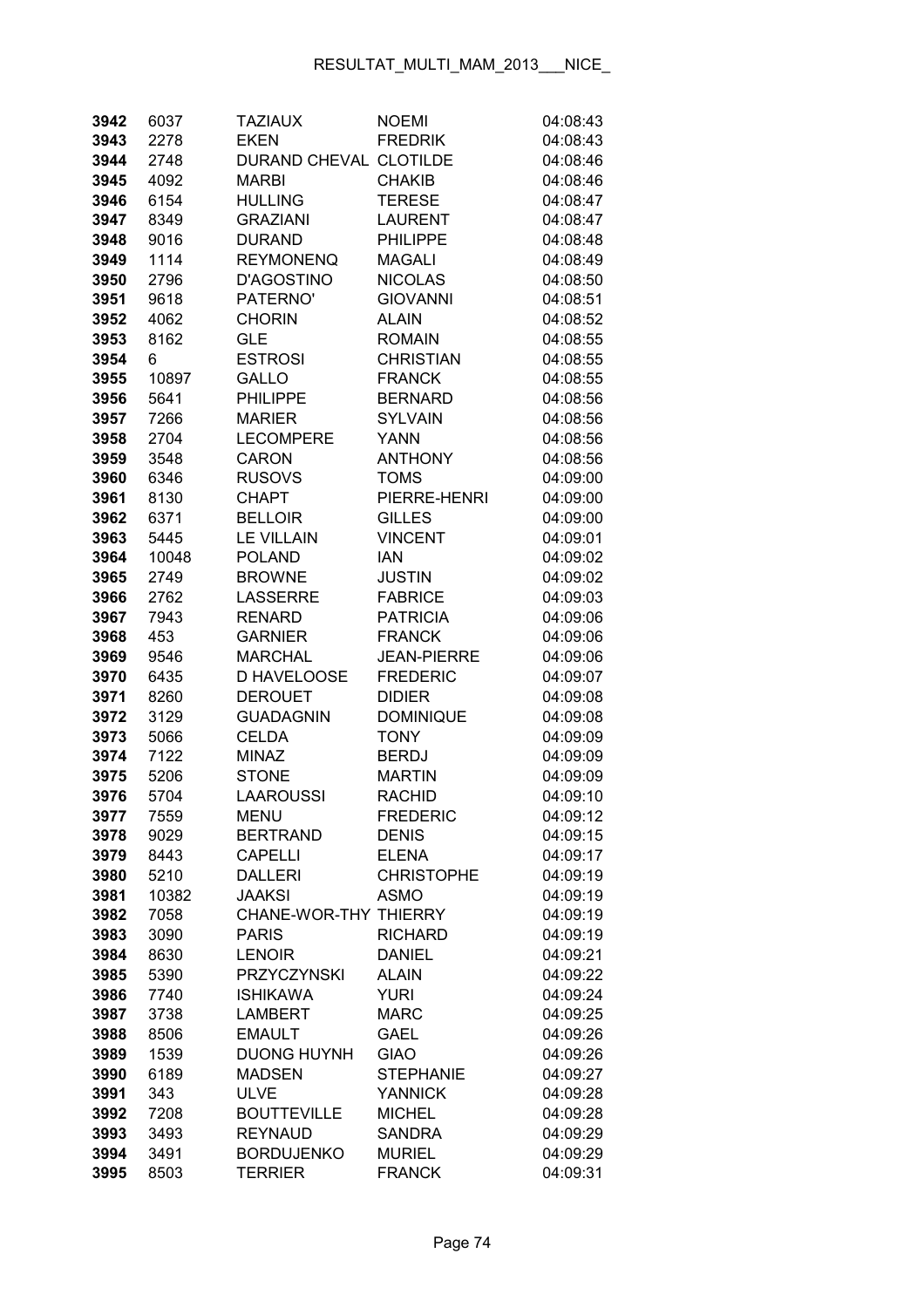| | | | | |
|---|---|---|---|---|
| **3942** | 6037 | TAZIAUX | NOEMI | 04:08:43 |
| **3943** | 2278 | EKEN | FREDRIK | 04:08:43 |
| **3944** | 2748 | DURAND CHEVAL | CLOTILDE | 04:08:46 |
| **3945** | 4092 | MARBI | CHAKIB | 04:08:46 |
| **3946** | 6154 | HULLING | TERESE | 04:08:47 |
| **3947** | 8349 | GRAZIANI | LAURENT | 04:08:47 |
| **3948** | 9016 | DURAND | PHILIPPE | 04:08:48 |
| **3949** | 1114 | REYMONENQ | MAGALI | 04:08:49 |
| **3950** | 2796 | D'AGOSTINO | NICOLAS | 04:08:50 |
| **3951** | 9618 | PATERNO' | GIOVANNI | 04:08:51 |
| **3952** | 4062 | CHORIN | ALAIN | 04:08:52 |
| **3953** | 8162 | GLE | ROMAIN | 04:08:55 |
| **3954** | 6 | ESTROSI | CHRISTIAN | 04:08:55 |
| **3955** | 10897 | GALLO | FRANCK | 04:08:55 |
| **3956** | 5641 | PHILIPPE | BERNARD | 04:08:56 |
| **3957** | 7266 | MARIER | SYLVAIN | 04:08:56 |
| **3958** | 2704 | LECOMPERE | YANN | 04:08:56 |
| **3959** | 3548 | CARON | ANTHONY | 04:08:56 |
| **3960** | 6346 | RUSOVS | TOMS | 04:09:00 |
| **3961** | 8130 | CHAPT | PIERRE-HENRI | 04:09:00 |
| **3962** | 6371 | BELLOIR | GILLES | 04:09:00 |
| **3963** | 5445 | LE VILLAIN | VINCENT | 04:09:01 |
| **3964** | 10048 | POLAND | IAN | 04:09:02 |
| **3965** | 2749 | BROWNE | JUSTIN | 04:09:02 |
| **3966** | 2762 | LASSERRE | FABRICE | 04:09:03 |
| **3967** | 7943 | RENARD | PATRICIA | 04:09:06 |
| **3968** | 453 | GARNIER | FRANCK | 04:09:06 |
| **3969** | 9546 | MARCHAL | JEAN-PIERRE | 04:09:06 |
| **3970** | 6435 | D HAVELOOSE | FREDERIC | 04:09:07 |
| **3971** | 8260 | DEROUET | DIDIER | 04:09:08 |
| **3972** | 3129 | GUADAGNIN | DOMINIQUE | 04:09:08 |
| **3973** | 5066 | CELDA | TONY | 04:09:09 |
| **3974** | 7122 | MINAZ | BERDJ | 04:09:09 |
| **3975** | 5206 | STONE | MARTIN | 04:09:09 |
| **3976** | 5704 | LAAROUSSI | RACHID | 04:09:10 |
| **3977** | 7559 | MENU | FREDERIC | 04:09:12 |
| **3978** | 9029 | BERTRAND | DENIS | 04:09:15 |
| **3979** | 8443 | CAPELLI | ELENA | 04:09:17 |
| **3980** | 5210 | DALLERI | CHRISTOPHE | 04:09:19 |
| **3981** | 10382 | JAAKSI | ASMO | 04:09:19 |
| **3982** | 7058 | CHANE-WOR-THY | THIERRY | 04:09:19 |
| **3983** | 3090 | PARIS | RICHARD | 04:09:19 |
| **3984** | 8630 | LENOIR | DANIEL | 04:09:21 |
| **3985** | 5390 | PRZYCZYNSKI | ALAIN | 04:09:22 |
| **3986** | 7740 | ISHIKAWA | YURI | 04:09:24 |
| **3987** | 3738 | LAMBERT | MARC | 04:09:25 |
| **3988** | 8506 | EMAULT | GAEL | 04:09:26 |
| **3989** | 1539 | DUONG HUYNH | GIAO | 04:09:26 |
| **3990** | 6189 | MADSEN | STEPHANIE | 04:09:27 |
| **3991** | 343 | ULVE | YANNICK | 04:09:28 |
| **3992** | 7208 | BOUTTEVILLE | MICHEL | 04:09:28 |
| **3993** | 3493 | REYNAUD | SANDRA | 04:09:29 |
| **3994** | 3491 | BORDUJENKO | MURIEL | 04:09:29 |
| **3995** | 8503 | TERRIER | FRANCK | 04:09:31 |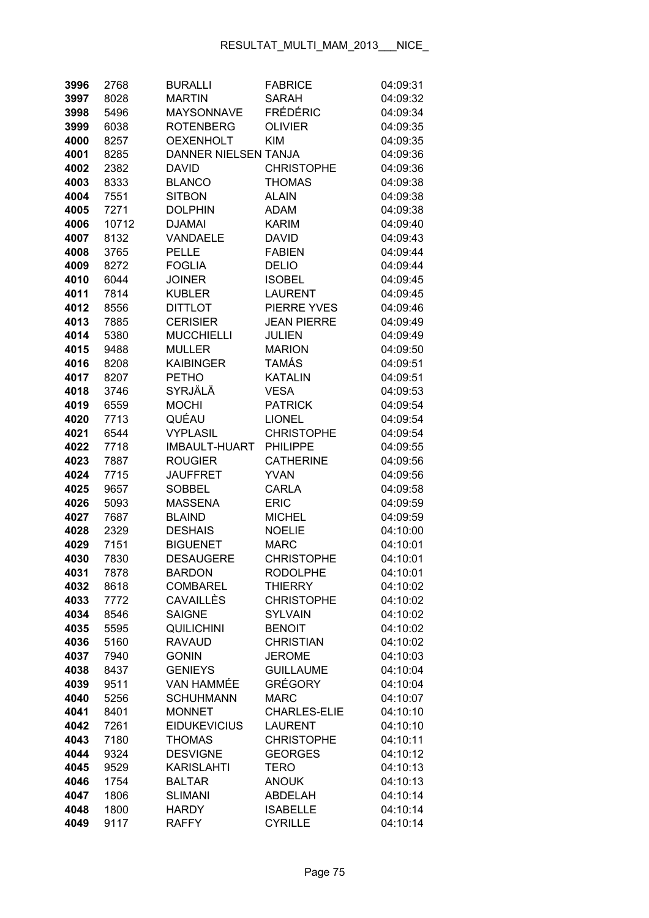| | | | | |
|---|---|---|---|---|
| **3996** | 2768 | BURALLI | FABRICE | 04:09:31 |
| **3997** | 8028 | MARTIN | SARAH | 04:09:32 |
| **3998** | 5496 | MAYSONNAVE | FRÉDÉRIC | 04:09:34 |
| **3999** | 6038 | ROTENBERG | OLIVIER | 04:09:35 |
| **4000** | 8257 | OEXENHOLT | KIM | 04:09:35 |
| **4001** | 8285 | DANNER NIELSEN | TANJA | 04:09:36 |
| **4002** | 2382 | DAVID | CHRISTOPHE | 04:09:36 |
| **4003** | 8333 | BLANCO | THOMAS | 04:09:38 |
| **4004** | 7551 | SITBON | ALAIN | 04:09:38 |
| **4005** | 7271 | DOLPHIN | ADAM | 04:09:38 |
| **4006** | 10712 | DJAMAI | KARIM | 04:09:40 |
| **4007** | 8132 | VANDAELE | DAVID | 04:09:43 |
| **4008** | 3765 | PELLE | FABIEN | 04:09:44 |
| **4009** | 8272 | FOGLIA | DELIO | 04:09:44 |
| **4010** | 6044 | JOINER | ISOBEL | 04:09:45 |
| **4011** | 7814 | KUBLER | LAURENT | 04:09:45 |
| **4012** | 8556 | DITTLOT | PIERRE YVES | 04:09:46 |
| **4013** | 7885 | CERISIER | JEAN PIERRE | 04:09:49 |
| **4014** | 5380 | MUCCHIELLI | JULIEN | 04:09:49 |
| **4015** | 9488 | MULLER | MARION | 04:09:50 |
| **4016** | 8208 | KAIBINGER | TAMÁS | 04:09:51 |
| **4017** | 8207 | PETHO | KATALIN | 04:09:51 |
| **4018** | 3746 | SYRJÄLÄ | VESA | 04:09:53 |
| **4019** | 6559 | MOCHI | PATRICK | 04:09:54 |
| **4020** | 7713 | QUÉAU | LIONEL | 04:09:54 |
| **4021** | 6544 | VYPLASIL | CHRISTOPHE | 04:09:54 |
| **4022** | 7718 | IMBAULT-HUART | PHILIPPE | 04:09:55 |
| **4023** | 7887 | ROUGIER | CATHERINE | 04:09:56 |
| **4024** | 7715 | JAUFFRET | YVAN | 04:09:56 |
| **4025** | 9657 | SOBBEL | CARLA | 04:09:58 |
| **4026** | 5093 | MASSENA | ERIC | 04:09:59 |
| **4027** | 7687 | BLAIND | MICHEL | 04:09:59 |
| **4028** | 2329 | DESHAIS | NOELIE | 04:10:00 |
| **4029** | 7151 | BIGUENET | MARC | 04:10:01 |
| **4030** | 7830 | DESAUGERE | CHRISTOPHE | 04:10:01 |
| **4031** | 7878 | BARDON | RODOLPHE | 04:10:01 |
| **4032** | 8618 | COMBAREL | THIERRY | 04:10:02 |
| **4033** | 7772 | CAVAILLÈS | CHRISTOPHE | 04:10:02 |
| **4034** | 8546 | SAIGNE | SYLVAIN | 04:10:02 |
| **4035** | 5595 | QUILICHINI | BENOIT | 04:10:02 |
| **4036** | 5160 | RAVAUD | CHRISTIAN | 04:10:02 |
| **4037** | 7940 | GONIN | JEROME | 04:10:03 |
| **4038** | 8437 | GENIEYS | GUILLAUME | 04:10:04 |
| **4039** | 9511 | VAN HAMMÉE | GRÉGORY | 04:10:04 |
| **4040** | 5256 | SCHUHMANN | MARC | 04:10:07 |
| **4041** | 8401 | MONNET | CHARLES-ELIE | 04:10:10 |
| **4042** | 7261 | EIDUKEVICIUS | LAURENT | 04:10:10 |
| **4043** | 7180 | THOMAS | CHRISTOPHE | 04:10:11 |
| **4044** | 9324 | DESVIGNE | GEORGES | 04:10:12 |
| **4045** | 9529 | KARISLAHTI | TERO | 04:10:13 |
| **4046** | 1754 | BALTAR | ANOUK | 04:10:13 |
| **4047** | 1806 | SLIMANI | ABDELAH | 04:10:14 |
| **4048** | 1800 | HARDY | ISABELLE | 04:10:14 |
| **4049** | 9117 | RAFFY | CYRILLE | 04:10:14 |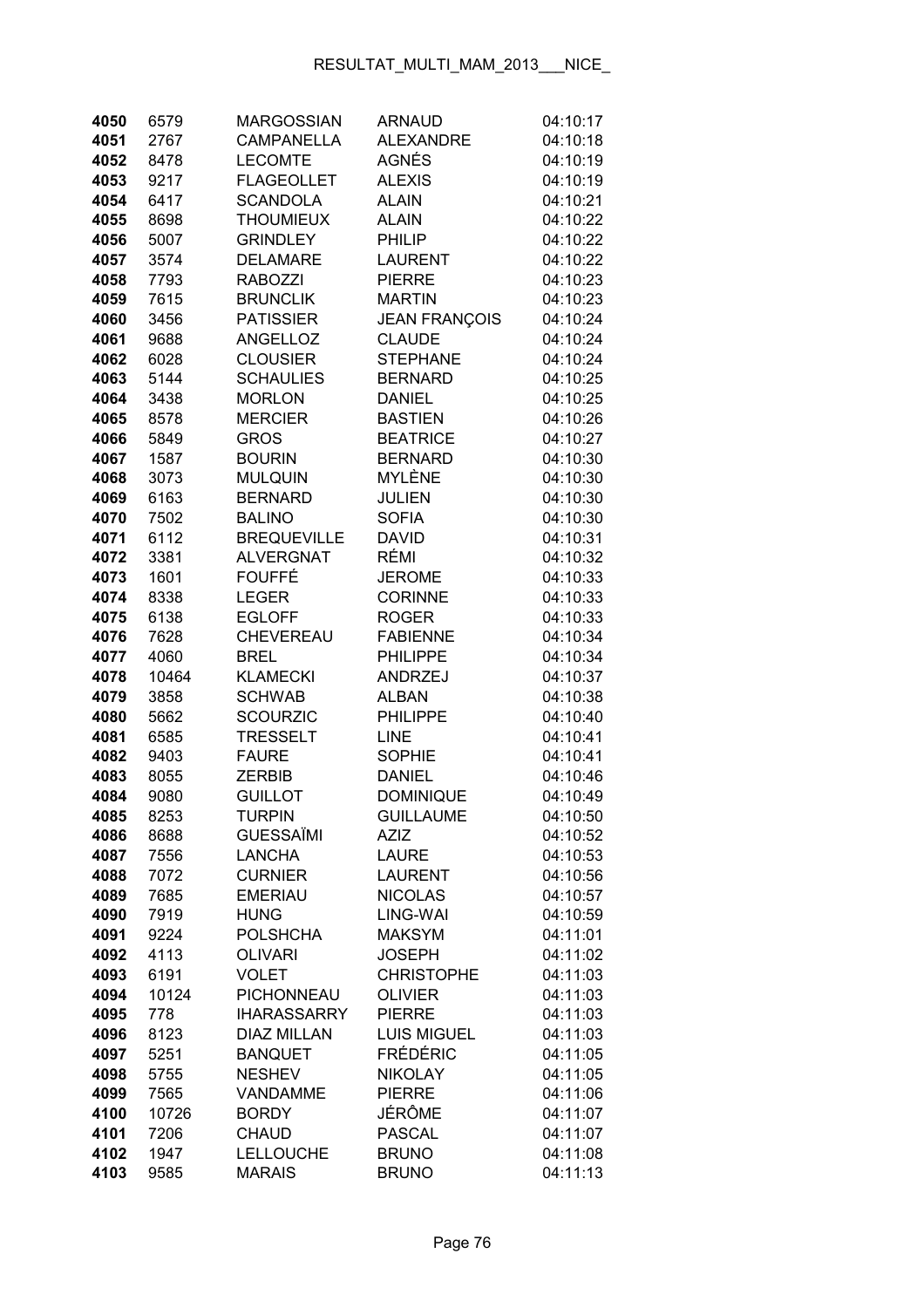| | | | | |
|---|---|---|---|---|
| **4050** | 6579 | MARGOSSIAN | ARNAUD | 04:10:17 |
| **4051** | 2767 | CAMPANELLA | ALEXANDRE | 04:10:18 |
| **4052** | 8478 | LECOMTE | AGNÉS | 04:10:19 |
| **4053** | 9217 | FLAGEOLLET | ALEXIS | 04:10:19 |
| **4054** | 6417 | SCANDOLA | ALAIN | 04:10:21 |
| **4055** | 8698 | THOUMIEUX | ALAIN | 04:10:22 |
| **4056** | 5007 | GRINDLEY | PHILIP | 04:10:22 |
| **4057** | 3574 | DELAMARE | LAURENT | 04:10:22 |
| **4058** | 7793 | RABOZZI | PIERRE | 04:10:23 |
| **4059** | 7615 | BRUNCLIK | MARTIN | 04:10:23 |
| **4060** | 3456 | PATISSIER | JEAN FRANÇOIS | 04:10:24 |
| **4061** | 9688 | ANGELLOZ | CLAUDE | 04:10:24 |
| **4062** | 6028 | CLOUSIER | STEPHANE | 04:10:24 |
| **4063** | 5144 | SCHAULIES | BERNARD | 04:10:25 |
| **4064** | 3438 | MORLON | DANIEL | 04:10:25 |
| **4065** | 8578 | MERCIER | BASTIEN | 04:10:26 |
| **4066** | 5849 | GROS | BEATRICE | 04:10:27 |
| **4067** | 1587 | BOURIN | BERNARD | 04:10:30 |
| **4068** | 3073 | MULQUIN | MYLÈNE | 04:10:30 |
| **4069** | 6163 | BERNARD | JULIEN | 04:10:30 |
| **4070** | 7502 | BALINO | SOFIA | 04:10:30 |
| **4071** | 6112 | BREQUEVILLE | DAVID | 04:10:31 |
| **4072** | 3381 | ALVERGNAT | RÉMI | 04:10:32 |
| **4073** | 1601 | FOUFFÉ | JEROME | 04:10:33 |
| **4074** | 8338 | LEGER | CORINNE | 04:10:33 |
| **4075** | 6138 | EGLOFF | ROGER | 04:10:33 |
| **4076** | 7628 | CHEVEREAU | FABIENNE | 04:10:34 |
| **4077** | 4060 | BREL | PHILIPPE | 04:10:34 |
| **4078** | 10464 | KLAMECKI | ANDRZEJ | 04:10:37 |
| **4079** | 3858 | SCHWAB | ALBAN | 04:10:38 |
| **4080** | 5662 | SCOURZIC | PHILIPPE | 04:10:40 |
| **4081** | 6585 | TRESSELT | LINE | 04:10:41 |
| **4082** | 9403 | FAURE | SOPHIE | 04:10:41 |
| **4083** | 8055 | ZERBIB | DANIEL | 04:10:46 |
| **4084** | 9080 | GUILLOT | DOMINIQUE | 04:10:49 |
| **4085** | 8253 | TURPIN | GUILLAUME | 04:10:50 |
| **4086** | 8688 | GUESSAÏMI | AZIZ | 04:10:52 |
| **4087** | 7556 | LANCHA | LAURE | 04:10:53 |
| **4088** | 7072 | CURNIER | LAURENT | 04:10:56 |
| **4089** | 7685 | EMERIAU | NICOLAS | 04:10:57 |
| **4090** | 7919 | HUNG | LING-WAI | 04:10:59 |
| **4091** | 9224 | POLSHCHA | MAKSYM | 04:11:01 |
| **4092** | 4113 | OLIVARI | JOSEPH | 04:11:02 |
| **4093** | 6191 | VOLET | CHRISTOPHE | 04:11:03 |
| **4094** | 10124 | PICHONNEAU | OLIVIER | 04:11:03 |
| **4095** | 778 | IHARASSARRY | PIERRE | 04:11:03 |
| **4096** | 8123 | DIAZ MILLAN | LUIS MIGUEL | 04:11:03 |
| **4097** | 5251 | BANQUET | FRÉDÉRIC | 04:11:05 |
| **4098** | 5755 | NESHEV | NIKOLAY | 04:11:05 |
| **4099** | 7565 | VANDAMME | PIERRE | 04:11:06 |
| **4100** | 10726 | BORDY | JÉRÔME | 04:11:07 |
| **4101** | 7206 | CHAUD | PASCAL | 04:11:07 |
| **4102** | 1947 | LELLOUCHE | BRUNO | 04:11:08 |
| **4103** | 9585 | MARAIS | BRUNO | 04:11:13 |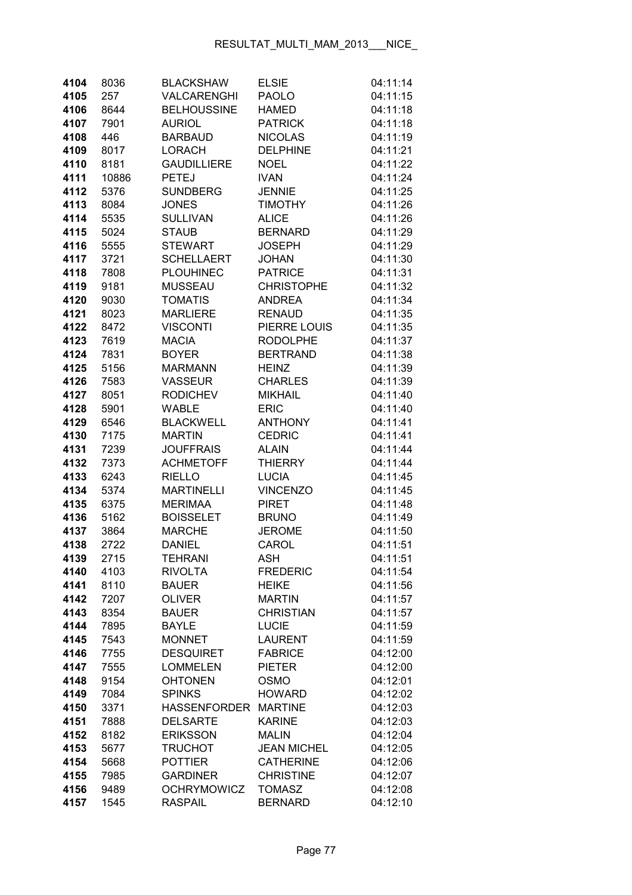| 4104 | 8036 | BLACKSHAW | ELSIE | 04:11:14 |
|---|---|---|---|---|
| 4105 | 257 | VALCARENGHI | PAOLO | 04:11:15 |
| 4106 | 8644 | BELHOUSSINE | HAMED | 04:11:18 |
| 4107 | 7901 | AURIOL | PATRICK | 04:11:18 |
| 4108 | 446 | BARBAUD | NICOLAS | 04:11:19 |
| 4109 | 8017 | LORACH | DELPHINE | 04:11:21 |
| 4110 | 8181 | GAUDILLIERE | NOEL | 04:11:22 |
| 4111 | 10886 | PETEJ | IVAN | 04:11:24 |
| 4112 | 5376 | SUNDBERG | JENNIE | 04:11:25 |
| 4113 | 8084 | JONES | TIMOTHY | 04:11:26 |
| 4114 | 5535 | SULLIVAN | ALICE | 04:11:26 |
| 4115 | 5024 | STAUB | BERNARD | 04:11:29 |
| 4116 | 5555 | STEWART | JOSEPH | 04:11:29 |
| 4117 | 3721 | SCHELLAERT | JOHAN | 04:11:30 |
| 4118 | 7808 | PLOUHINEC | PATRICE | 04:11:31 |
| 4119 | 9181 | MUSSEAU | CHRISTOPHE | 04:11:32 |
| 4120 | 9030 | TOMATIS | ANDREA | 04:11:34 |
| 4121 | 8023 | MARLIERE | RENAUD | 04:11:35 |
| 4122 | 8472 | VISCONTI | PIERRE LOUIS | 04:11:35 |
| 4123 | 7619 | MACIA | RODOLPHE | 04:11:37 |
| 4124 | 7831 | BOYER | BERTRAND | 04:11:38 |
| 4125 | 5156 | MARMANN | HEINZ | 04:11:39 |
| 4126 | 7583 | VASSEUR | CHARLES | 04:11:39 |
| 4127 | 8051 | RODICHEV | MIKHAIL | 04:11:40 |
| 4128 | 5901 | WABLE | ERIC | 04:11:40 |
| 4129 | 6546 | BLACKWELL | ANTHONY | 04:11:41 |
| 4130 | 7175 | MARTIN | CEDRIC | 04:11:41 |
| 4131 | 7239 | JOUFFRAIS | ALAIN | 04:11:44 |
| 4132 | 7373 | ACHMETOFF | THIERRY | 04:11:44 |
| 4133 | 6243 | RIELLO | LUCIA | 04:11:45 |
| 4134 | 5374 | MARTINELLI | VINCENZO | 04:11:45 |
| 4135 | 6375 | MERIMAA | PIRET | 04:11:48 |
| 4136 | 5162 | BOISSELET | BRUNO | 04:11:49 |
| 4137 | 3864 | MARCHE | JEROME | 04:11:50 |
| 4138 | 2722 | DANIEL | CAROL | 04:11:51 |
| 4139 | 2715 | TEHRANI | ASH | 04:11:51 |
| 4140 | 4103 | RIVOLTA | FREDERIC | 04:11:54 |
| 4141 | 8110 | BAUER | HEIKE | 04:11:56 |
| 4142 | 7207 | OLIVER | MARTIN | 04:11:57 |
| 4143 | 8354 | BAUER | CHRISTIAN | 04:11:57 |
| 4144 | 7895 | BAYLE | LUCIE | 04:11:59 |
| 4145 | 7543 | MONNET | LAURENT | 04:11:59 |
| 4146 | 7755 | DESQUIRET | FABRICE | 04:12:00 |
| 4147 | 7555 | LOMMELEN | PIETER | 04:12:00 |
| 4148 | 9154 | OHTONEN | OSMO | 04:12:01 |
| 4149 | 7084 | SPINKS | HOWARD | 04:12:02 |
| 4150 | 3371 | HASSENFORDER | MARTINE | 04:12:03 |
| 4151 | 7888 | DELSARTE | KARINE | 04:12:03 |
| 4152 | 8182 | ERIKSSON | MALIN | 04:12:04 |
| 4153 | 5677 | TRUCHOT | JEAN MICHEL | 04:12:05 |
| 4154 | 5668 | POTTIER | CATHERINE | 04:12:06 |
| 4155 | 7985 | GARDINER | CHRISTINE | 04:12:07 |
| 4156 | 9489 | OCHRYMOWICZ | TOMASZ | 04:12:08 |
| 4157 | 1545 | RASPAIL | BERNARD | 04:12:10 |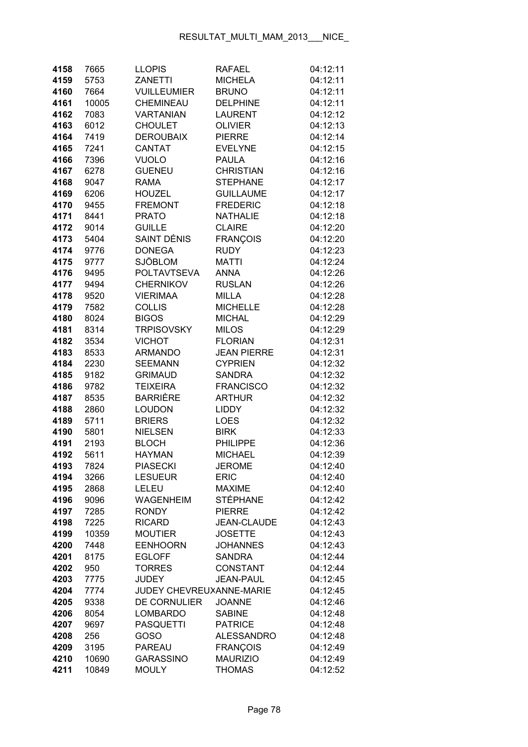| | | | | |
|---|---|---|---|---|
| **4158** | 7665 | LLOPIS | RAFAEL | 04:12:11 |
| **4159** | 5753 | ZANETTI | MICHELA | 04:12:11 |
| **4160** | 7664 | VUILLEUMIER | BRUNO | 04:12:11 |
| **4161** | 10005 | CHEMINEAU | DELPHINE | 04:12:11 |
| **4162** | 7083 | VARTANIAN | LAURENT | 04:12:12 |
| **4163** | 6012 | CHOULET | OLIVIER | 04:12:13 |
| **4164** | 7419 | DEROUBAIX | PIERRE | 04:12:14 |
| **4165** | 7241 | CANTAT | EVELYNE | 04:12:15 |
| **4166** | 7396 | VUOLO | PAULA | 04:12:16 |
| **4167** | 6278 | GUENEU | CHRISTIAN | 04:12:16 |
| **4168** | 9047 | RAMA | STEPHANE | 04:12:17 |
| **4169** | 6206 | HOUZEL | GUILLAUME | 04:12:17 |
| **4170** | 9455 | FREMONT | FREDERIC | 04:12:18 |
| **4171** | 8441 | PRATO | NATHALIE | 04:12:18 |
| **4172** | 9014 | GUILLE | CLAIRE | 04:12:20 |
| **4173** | 5404 | SAINT DÉNIS | FRANÇOIS | 04:12:20 |
| **4174** | 9776 | DONEGA | RUDY | 04:12:23 |
| **4175** | 9777 | SJÖBLOM | MATTI | 04:12:24 |
| **4176** | 9495 | POLTAVTSEVA | ANNA | 04:12:26 |
| **4177** | 9494 | CHERNIKOV | RUSLAN | 04:12:26 |
| **4178** | 9520 | VIERIMAA | MILLA | 04:12:28 |
| **4179** | 7582 | COLLIS | MICHELLE | 04:12:28 |
| **4180** | 8024 | BIGOS | MICHAL | 04:12:29 |
| **4181** | 8314 | TRPISOVSKY | MILOS | 04:12:29 |
| **4182** | 3534 | VICHOT | FLORIAN | 04:12:31 |
| **4183** | 8533 | ARMANDO | JEAN PIERRE | 04:12:31 |
| **4184** | 2230 | SEEMANN | CYPRIEN | 04:12:32 |
| **4185** | 9182 | GRIMAUD | SANDRA | 04:12:32 |
| **4186** | 9782 | TEIXEIRA | FRANCISCO | 04:12:32 |
| **4187** | 8535 | BARRIÈRE | ARTHUR | 04:12:32 |
| **4188** | 2860 | LOUDON | LIDDY | 04:12:32 |
| **4189** | 5711 | BRIERS | LOES | 04:12:32 |
| **4190** | 5801 | NIELSEN | BIRK | 04:12:33 |
| **4191** | 2193 | BLOCH | PHILIPPE | 04:12:36 |
| **4192** | 5611 | HAYMAN | MICHAEL | 04:12:39 |
| **4193** | 7824 | PIASECKI | JEROME | 04:12:40 |
| **4194** | 3266 | LESUEUR | ERIC | 04:12:40 |
| **4195** | 2868 | LELEU | MAXIME | 04:12:40 |
| **4196** | 9096 | WAGENHEIM | STÉPHANE | 04:12:42 |
| **4197** | 7285 | RONDY | PIERRE | 04:12:42 |
| **4198** | 7225 | RICARD | JEAN-CLAUDE | 04:12:43 |
| **4199** | 10359 | MOUTIER | JOSETTE | 04:12:43 |
| **4200** | 7448 | EENHOORN | JOHANNES | 04:12:43 |
| **4201** | 8175 | EGLOFF | SANDRA | 04:12:44 |
| **4202** | 950 | TORRES | CONSTANT | 04:12:44 |
| **4203** | 7775 | JUDEY | JEAN-PAUL | 04:12:45 |
| **4204** | 7774 | JUDEY CHEVREUX | ANNE-MARIE | 04:12:45 |
| **4205** | 9338 | DE CORNULIER | JOANNE | 04:12:46 |
| **4206** | 8054 | LOMBARDO | SABINE | 04:12:48 |
| **4207** | 9697 | PASQUETTI | PATRICE | 04:12:48 |
| **4208** | 256 | GOSO | ALESSANDRO | 04:12:48 |
| **4209** | 3195 | PAREAU | FRANÇOIS | 04:12:49 |
| **4210** | 10690 | GARASSINO | MAURIZIO | 04:12:49 |
| **4211** | 10849 | MOULY | THOMAS | 04:12:52 |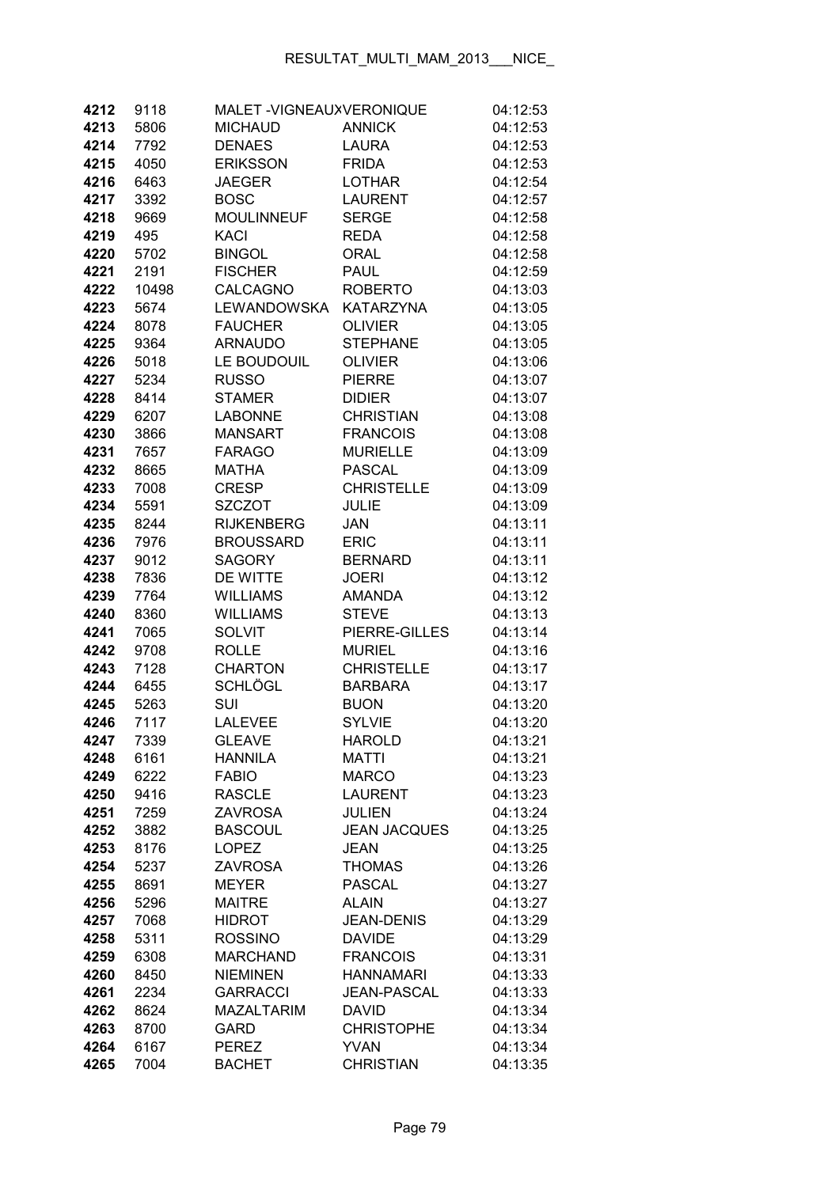| | | | | |
|---|---|---|---|---|
| 4212 | 9118 | MALET -VIGNEAUX | VERONIQUE | 04:12:53 |
| 4213 | 5806 | MICHAUD | ANNICK | 04:12:53 |
| 4214 | 7792 | DENAES | LAURA | 04:12:53 |
| 4215 | 4050 | ERIKSSON | FRIDA | 04:12:53 |
| 4216 | 6463 | JAEGER | LOTHAR | 04:12:54 |
| 4217 | 3392 | BOSC | LAURENT | 04:12:57 |
| 4218 | 9669 | MOULINNEUF | SERGE | 04:12:58 |
| 4219 | 495 | KACI | REDA | 04:12:58 |
| 4220 | 5702 | BINGOL | ORAL | 04:12:58 |
| 4221 | 2191 | FISCHER | PAUL | 04:12:59 |
| 4222 | 10498 | CALCAGNO | ROBERTO | 04:13:03 |
| 4223 | 5674 | LEWANDOWSKA | KATARZYNA | 04:13:05 |
| 4224 | 8078 | FAUCHER | OLIVIER | 04:13:05 |
| 4225 | 9364 | ARNAUDO | STEPHANE | 04:13:05 |
| 4226 | 5018 | LE BOUDOUIL | OLIVIER | 04:13:06 |
| 4227 | 5234 | RUSSO | PIERRE | 04:13:07 |
| 4228 | 8414 | STAMER | DIDIER | 04:13:07 |
| 4229 | 6207 | LABONNE | CHRISTIAN | 04:13:08 |
| 4230 | 3866 | MANSART | FRANCOIS | 04:13:08 |
| 4231 | 7657 | FARAGO | MURIELLE | 04:13:09 |
| 4232 | 8665 | MATHA | PASCAL | 04:13:09 |
| 4233 | 7008 | CRESP | CHRISTELLE | 04:13:09 |
| 4234 | 5591 | SZCZOT | JULIE | 04:13:09 |
| 4235 | 8244 | RIJKENBERG | JAN | 04:13:11 |
| 4236 | 7976 | BROUSSARD | ERIC | 04:13:11 |
| 4237 | 9012 | SAGORY | BERNARD | 04:13:11 |
| 4238 | 7836 | DE WITTE | JOERI | 04:13:12 |
| 4239 | 7764 | WILLIAMS | AMANDA | 04:13:12 |
| 4240 | 8360 | WILLIAMS | STEVE | 04:13:13 |
| 4241 | 7065 | SOLVIT | PIERRE-GILLES | 04:13:14 |
| 4242 | 9708 | ROLLE | MURIEL | 04:13:16 |
| 4243 | 7128 | CHARTON | CHRISTELLE | 04:13:17 |
| 4244 | 6455 | SCHLÖGL | BARBARA | 04:13:17 |
| 4245 | 5263 | SUI | BUON | 04:13:20 |
| 4246 | 7117 | LALEVEE | SYLVIE | 04:13:20 |
| 4247 | 7339 | GLEAVE | HAROLD | 04:13:21 |
| 4248 | 6161 | HANNILA | MATTI | 04:13:21 |
| 4249 | 6222 | FABIO | MARCO | 04:13:23 |
| 4250 | 9416 | RASCLE | LAURENT | 04:13:23 |
| 4251 | 7259 | ZAVROSA | JULIEN | 04:13:24 |
| 4252 | 3882 | BASCOUL | JEAN JACQUES | 04:13:25 |
| 4253 | 8176 | LOPEZ | JEAN | 04:13:25 |
| 4254 | 5237 | ZAVROSA | THOMAS | 04:13:26 |
| 4255 | 8691 | MEYER | PASCAL | 04:13:27 |
| 4256 | 5296 | MAITRE | ALAIN | 04:13:27 |
| 4257 | 7068 | HIDROT | JEAN-DENIS | 04:13:29 |
| 4258 | 5311 | ROSSINO | DAVIDE | 04:13:29 |
| 4259 | 6308 | MARCHAND | FRANCOIS | 04:13:31 |
| 4260 | 8450 | NIEMINEN | HANNAMARI | 04:13:33 |
| 4261 | 2234 | GARRACCI | JEAN-PASCAL | 04:13:33 |
| 4262 | 8624 | MAZALTARIM | DAVID | 04:13:34 |
| 4263 | 8700 | GARD | CHRISTOPHE | 04:13:34 |
| 4264 | 6167 | PEREZ | YVAN | 04:13:34 |
| 4265 | 7004 | BACHET | CHRISTIAN | 04:13:35 |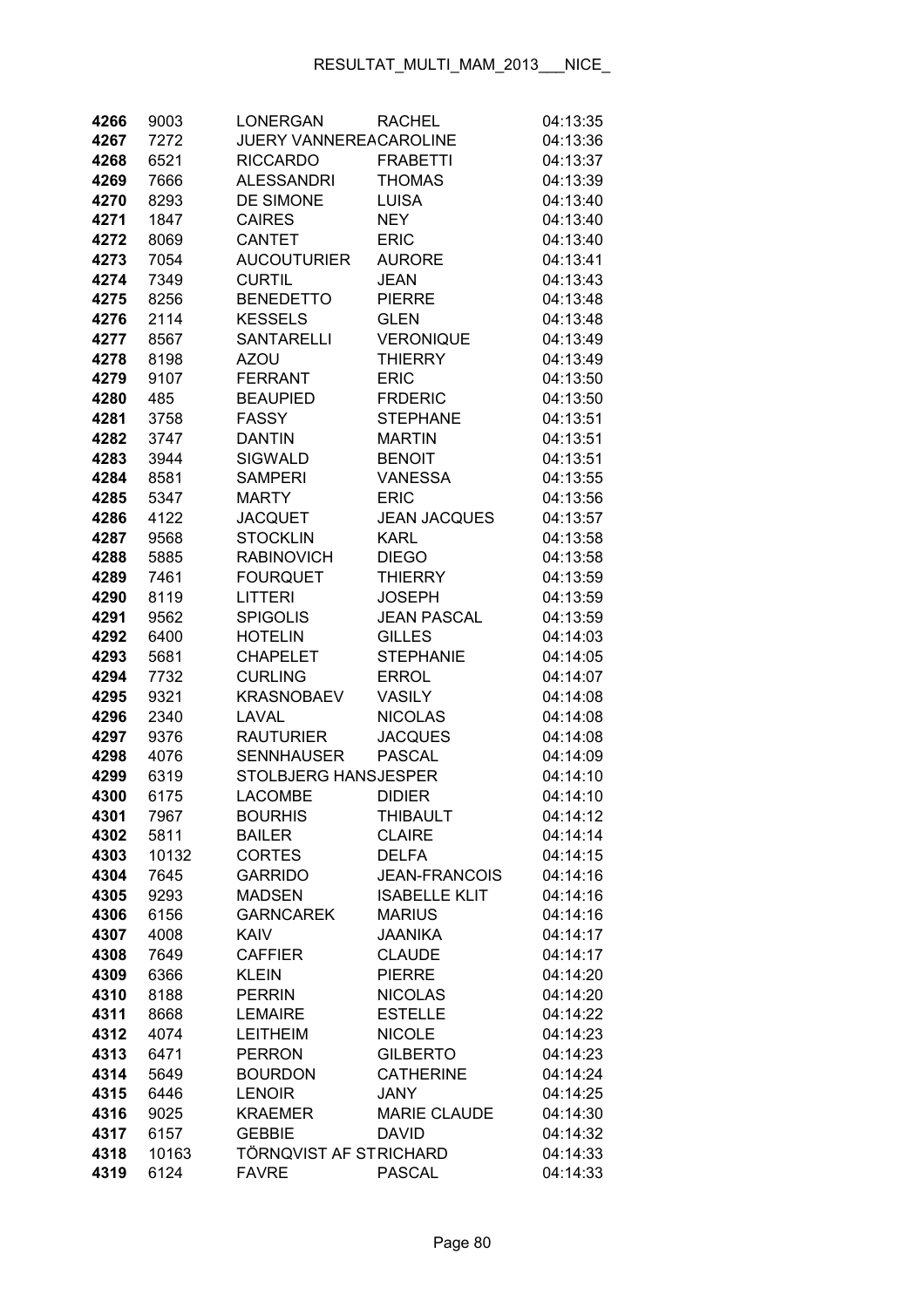| | | | | |
|---|---|---|---|---|
| 4266 | 9003 | LONERGAN | RACHEL | 04:13:35 |
| 4267 | 7272 | JUERY VANNEREACAROLINE | | 04:13:36 |
| 4268 | 6521 | RICCARDO | FRABETTI | 04:13:37 |
| 4269 | 7666 | ALESSANDRI | THOMAS | 04:13:39 |
| 4270 | 8293 | DE SIMONE | LUISA | 04:13:40 |
| 4271 | 1847 | CAIRES | NEY | 04:13:40 |
| 4272 | 8069 | CANTET | ERIC | 04:13:40 |
| 4273 | 7054 | AUCOUTURIER | AURORE | 04:13:41 |
| 4274 | 7349 | CURTIL | JEAN | 04:13:43 |
| 4275 | 8256 | BENEDETTO | PIERRE | 04:13:48 |
| 4276 | 2114 | KESSELS | GLEN | 04:13:48 |
| 4277 | 8567 | SANTARELLI | VERONIQUE | 04:13:49 |
| 4278 | 8198 | AZOU | THIERRY | 04:13:49 |
| 4279 | 9107 | FERRANT | ERIC | 04:13:50 |
| 4280 | 485 | BEAUPIED | FRDERIC | 04:13:50 |
| 4281 | 3758 | FASSY | STEPHANE | 04:13:51 |
| 4282 | 3747 | DANTIN | MARTIN | 04:13:51 |
| 4283 | 3944 | SIGWALD | BENOIT | 04:13:51 |
| 4284 | 8581 | SAMPERI | VANESSA | 04:13:55 |
| 4285 | 5347 | MARTY | ERIC | 04:13:56 |
| 4286 | 4122 | JACQUET | JEAN JACQUES | 04:13:57 |
| 4287 | 9568 | STOCKLIN | KARL | 04:13:58 |
| 4288 | 5885 | RABINOVICH | DIEGO | 04:13:58 |
| 4289 | 7461 | FOURQUET | THIERRY | 04:13:59 |
| 4290 | 8119 | LITTERI | JOSEPH | 04:13:59 |
| 4291 | 9562 | SPIGOLIS | JEAN PASCAL | 04:13:59 |
| 4292 | 6400 | HOTELIN | GILLES | 04:14:03 |
| 4293 | 5681 | CHAPELET | STEPHANIE | 04:14:05 |
| 4294 | 7732 | CURLING | ERROL | 04:14:07 |
| 4295 | 9321 | KRASNOBAEV | VASILY | 04:14:08 |
| 4296 | 2340 | LAVAL | NICOLAS | 04:14:08 |
| 4297 | 9376 | RAUTURIER | JACQUES | 04:14:08 |
| 4298 | 4076 | SENNHAUSER | PASCAL | 04:14:09 |
| 4299 | 6319 | STOLBJERG HANSJESPER | | 04:14:10 |
| 4300 | 6175 | LACOMBE | DIDIER | 04:14:10 |
| 4301 | 7967 | BOURHIS | THIBAULT | 04:14:12 |
| 4302 | 5811 | BAILER | CLAIRE | 04:14:14 |
| 4303 | 10132 | CORTES | DELFA | 04:14:15 |
| 4304 | 7645 | GARRIDO | JEAN-FRANCOIS | 04:14:16 |
| 4305 | 9293 | MADSEN | ISABELLE KLIT | 04:14:16 |
| 4306 | 6156 | GARNCAREK | MARIUS | 04:14:16 |
| 4307 | 4008 | KAIV | JAANIKA | 04:14:17 |
| 4308 | 7649 | CAFFIER | CLAUDE | 04:14:17 |
| 4309 | 6366 | KLEIN | PIERRE | 04:14:20 |
| 4310 | 8188 | PERRIN | NICOLAS | 04:14:20 |
| 4311 | 8668 | LEMAIRE | ESTELLE | 04:14:22 |
| 4312 | 4074 | LEITHEIM | NICOLE | 04:14:23 |
| 4313 | 6471 | PERRON | GILBERTO | 04:14:23 |
| 4314 | 5649 | BOURDON | CATHERINE | 04:14:24 |
| 4315 | 6446 | LENOIR | JANY | 04:14:25 |
| 4316 | 9025 | KRAEMER | MARIE CLAUDE | 04:14:30 |
| 4317 | 6157 | GEBBIE | DAVID | 04:14:32 |
| 4318 | 10163 | TÖRNQVIST AF STRICHARD | | 04:14:33 |
| 4319 | 6124 | FAVRE | PASCAL | 04:14:33 |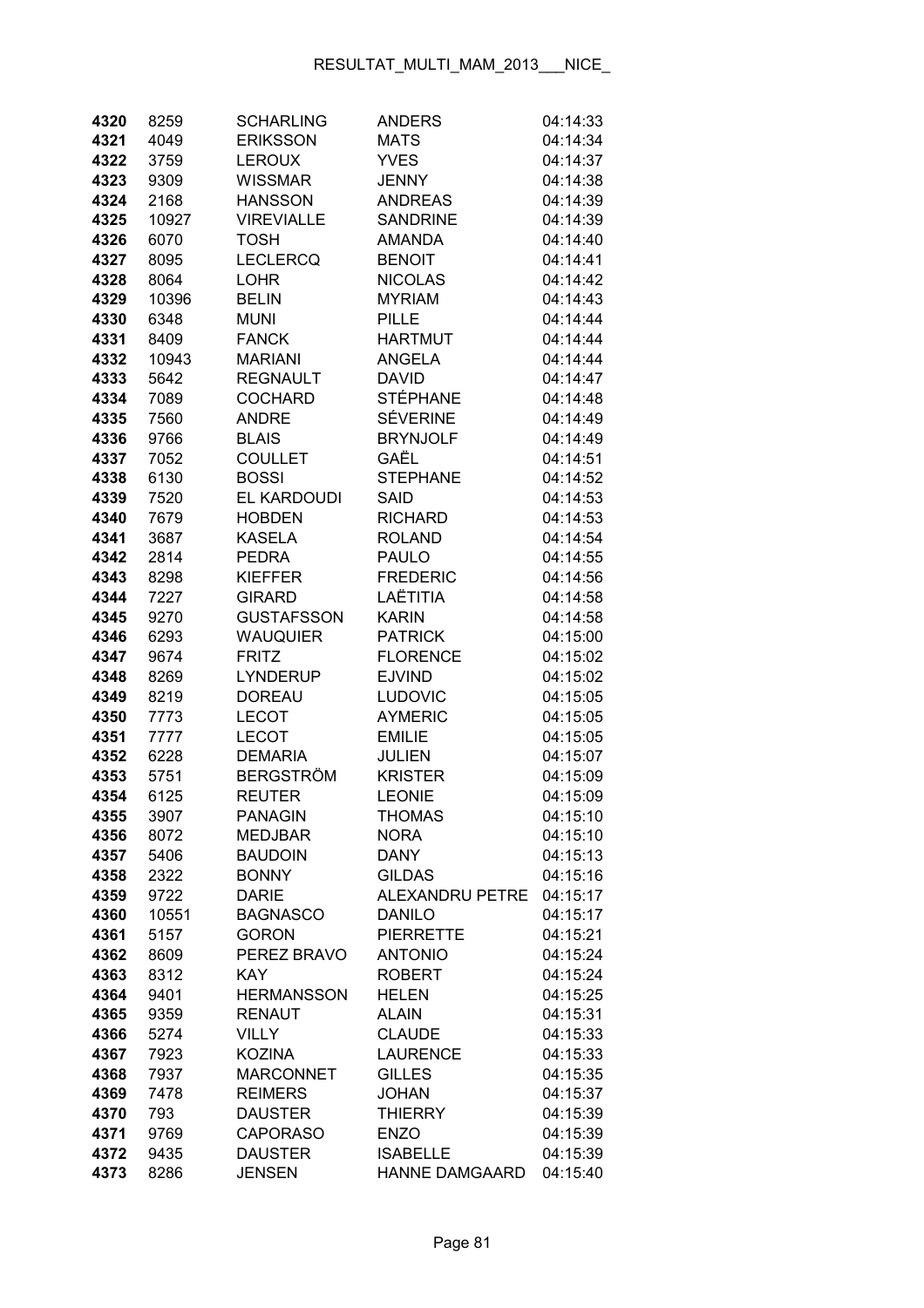| 4320 | 8259 | SCHARLING | ANDERS | 04:14:33 |
|---|---|---|---|---|
| 4321 | 4049 | ERIKSSON | MATS | 04:14:34 |
| 4322 | 3759 | LEROUX | YVES | 04:14:37 |
| 4323 | 9309 | WISSMAR | JENNY | 04:14:38 |
| 4324 | 2168 | HANSSON | ANDREAS | 04:14:39 |
| 4325 | 10927 | VIREVIALLE | SANDRINE | 04:14:39 |
| 4326 | 6070 | TOSH | AMANDA | 04:14:40 |
| 4327 | 8095 | LECLERCQ | BENOIT | 04:14:41 |
| 4328 | 8064 | LOHR | NICOLAS | 04:14:42 |
| 4329 | 10396 | BELIN | MYRIAM | 04:14:43 |
| 4330 | 6348 | MUNI | PILLE | 04:14:44 |
| 4331 | 8409 | FANCK | HARTMUT | 04:14:44 |
| 4332 | 10943 | MARIANI | ANGELA | 04:14:44 |
| 4333 | 5642 | REGNAULT | DAVID | 04:14:47 |
| 4334 | 7089 | COCHARD | STÉPHANE | 04:14:48 |
| 4335 | 7560 | ANDRE | SÉVERINE | 04:14:49 |
| 4336 | 9766 | BLAIS | BRYNJOLF | 04:14:49 |
| 4337 | 7052 | COULLET | GAËL | 04:14:51 |
| 4338 | 6130 | BOSSI | STEPHANE | 04:14:52 |
| 4339 | 7520 | EL KARDOUDI | SAID | 04:14:53 |
| 4340 | 7679 | HOBDEN | RICHARD | 04:14:53 |
| 4341 | 3687 | KASELA | ROLAND | 04:14:54 |
| 4342 | 2814 | PEDRA | PAULO | 04:14:55 |
| 4343 | 8298 | KIEFFER | FREDERIC | 04:14:56 |
| 4344 | 7227 | GIRARD | LAËTITIA | 04:14:58 |
| 4345 | 9270 | GUSTAFSSON | KARIN | 04:14:58 |
| 4346 | 6293 | WAUQUIER | PATRICK | 04:15:00 |
| 4347 | 9674 | FRITZ | FLORENCE | 04:15:02 |
| 4348 | 8269 | LYNDERUP | EJVIND | 04:15:02 |
| 4349 | 8219 | DOREAU | LUDOVIC | 04:15:05 |
| 4350 | 7773 | LECOT | AYMERIC | 04:15:05 |
| 4351 | 7777 | LECOT | EMILIE | 04:15:05 |
| 4352 | 6228 | DEMARIA | JULIEN | 04:15:07 |
| 4353 | 5751 | BERGSTRÖM | KRISTER | 04:15:09 |
| 4354 | 6125 | REUTER | LEONIE | 04:15:09 |
| 4355 | 3907 | PANAGIN | THOMAS | 04:15:10 |
| 4356 | 8072 | MEDJBAR | NORA | 04:15:10 |
| 4357 | 5406 | BAUDOIN | DANY | 04:15:13 |
| 4358 | 2322 | BONNY | GILDAS | 04:15:16 |
| 4359 | 9722 | DARIE | ALEXANDRU PETRE | 04:15:17 |
| 4360 | 10551 | BAGNASCO | DANILO | 04:15:17 |
| 4361 | 5157 | GORON | PIERRETTE | 04:15:21 |
| 4362 | 8609 | PEREZ BRAVO | ANTONIO | 04:15:24 |
| 4363 | 8312 | KAY | ROBERT | 04:15:24 |
| 4364 | 9401 | HERMANSSON | HELEN | 04:15:25 |
| 4365 | 9359 | RENAUT | ALAIN | 04:15:31 |
| 4366 | 5274 | VILLY | CLAUDE | 04:15:33 |
| 4367 | 7923 | KOZINA | LAURENCE | 04:15:33 |
| 4368 | 7937 | MARCONNET | GILLES | 04:15:35 |
| 4369 | 7478 | REIMERS | JOHAN | 04:15:37 |
| 4370 | 793 | DAUSTER | THIERRY | 04:15:39 |
| 4371 | 9769 | CAPORASO | ENZO | 04:15:39 |
| 4372 | 9435 | DAUSTER | ISABELLE | 04:15:39 |
| 4373 | 8286 | JENSEN | HANNE DAMGAARD | 04:15:40 |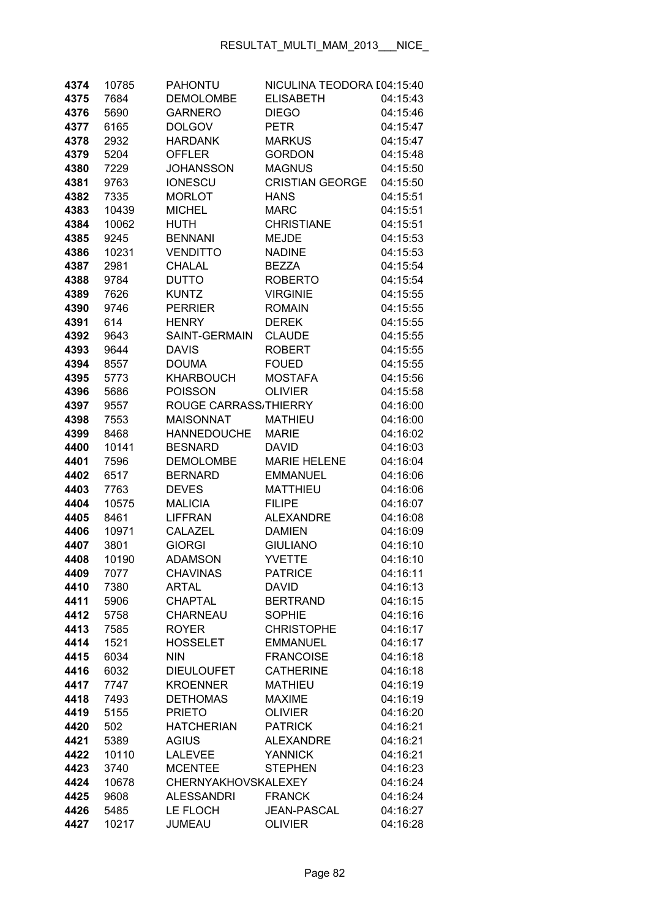| 4374 | 10785 | PAHONTU | NICULINA TEODORA [ | 04:15:40 |
|---|---|---|---|---|
| 4375 | 7684 | DEMOLOMBE | ELISABETH | 04:15:43 |
| 4376 | 5690 | GARNERO | DIEGO | 04:15:46 |
| 4377 | 6165 | DOLGOV | PETR | 04:15:47 |
| 4378 | 2932 | HARDANK | MARKUS | 04:15:47 |
| 4379 | 5204 | OFFLER | GORDON | 04:15:48 |
| 4380 | 7229 | JOHANSSON | MAGNUS | 04:15:50 |
| 4381 | 9763 | IONESCU | CRISTIAN GEORGE | 04:15:50 |
| 4382 | 7335 | MORLOT | HANS | 04:15:51 |
| 4383 | 10439 | MICHEL | MARC | 04:15:51 |
| 4384 | 10062 | HUTH | CHRISTIANE | 04:15:51 |
| 4385 | 9245 | BENNANI | MEJDE | 04:15:53 |
| 4386 | 10231 | VENDITTO | NADINE | 04:15:53 |
| 4387 | 2981 | CHALAL | BEZZA | 04:15:54 |
| 4388 | 9784 | DUTTO | ROBERTO | 04:15:54 |
| 4389 | 7626 | KUNTZ | VIRGINIE | 04:15:55 |
| 4390 | 9746 | PERRIER | ROMAIN | 04:15:55 |
| 4391 | 614 | HENRY | DEREK | 04:15:55 |
| 4392 | 9643 | SAINT-GERMAIN | CLAUDE | 04:15:55 |
| 4393 | 9644 | DAVIS | ROBERT | 04:15:55 |
| 4394 | 8557 | DOUMA | FOUED | 04:15:55 |
| 4395 | 5773 | KHARBOUCH | MOSTAFA | 04:15:56 |
| 4396 | 5686 | POISSON | OLIVIER | 04:15:58 |
| 4397 | 9557 | ROUGE CARRASS/ | THIERRY | 04:16:00 |
| 4398 | 7553 | MAISONNAT | MATHIEU | 04:16:00 |
| 4399 | 8468 | HANNEDOUCHE | MARIE | 04:16:02 |
| 4400 | 10141 | BESNARD | DAVID | 04:16:03 |
| 4401 | 7596 | DEMOLOMBE | MARIE HELENE | 04:16:04 |
| 4402 | 6517 | BERNARD | EMMANUEL | 04:16:06 |
| 4403 | 7763 | DEVES | MATTHIEU | 04:16:06 |
| 4404 | 10575 | MALICIA | FILIPE | 04:16:07 |
| 4405 | 8461 | LIFFRAN | ALEXANDRE | 04:16:08 |
| 4406 | 10971 | CALAZEL | DAMIEN | 04:16:09 |
| 4407 | 3801 | GIORGI | GIULIANO | 04:16:10 |
| 4408 | 10190 | ADAMSON | YVETTE | 04:16:10 |
| 4409 | 7077 | CHAVINAS | PATRICE | 04:16:11 |
| 4410 | 7380 | ARTAL | DAVID | 04:16:13 |
| 4411 | 5906 | CHAPTAL | BERTRAND | 04:16:15 |
| 4412 | 5758 | CHARNEAU | SOPHIE | 04:16:16 |
| 4413 | 7585 | ROYER | CHRISTOPHE | 04:16:17 |
| 4414 | 1521 | HOSSELET | EMMANUEL | 04:16:17 |
| 4415 | 6034 | NIN | FRANCOISE | 04:16:18 |
| 4416 | 6032 | DIEULOUFET | CATHERINE | 04:16:18 |
| 4417 | 7747 | KROENNER | MATHIEU | 04:16:19 |
| 4418 | 7493 | DETHOMAS | MAXIME | 04:16:19 |
| 4419 | 5155 | PRIETO | OLIVIER | 04:16:20 |
| 4420 | 502 | HATCHERIAN | PATRICK | 04:16:21 |
| 4421 | 5389 | AGIUS | ALEXANDRE | 04:16:21 |
| 4422 | 10110 | LALEVEE | YANNICK | 04:16:21 |
| 4423 | 3740 | MCENTEE | STEPHEN | 04:16:23 |
| 4424 | 10678 | CHERNYAKHOVSK | ALEXEY | 04:16:24 |
| 4425 | 9608 | ALESSANDRI | FRANCK | 04:16:24 |
| 4426 | 5485 | LE FLOCH | JEAN-PASCAL | 04:16:27 |
| 4427 | 10217 | JUMEAU | OLIVIER | 04:16:28 |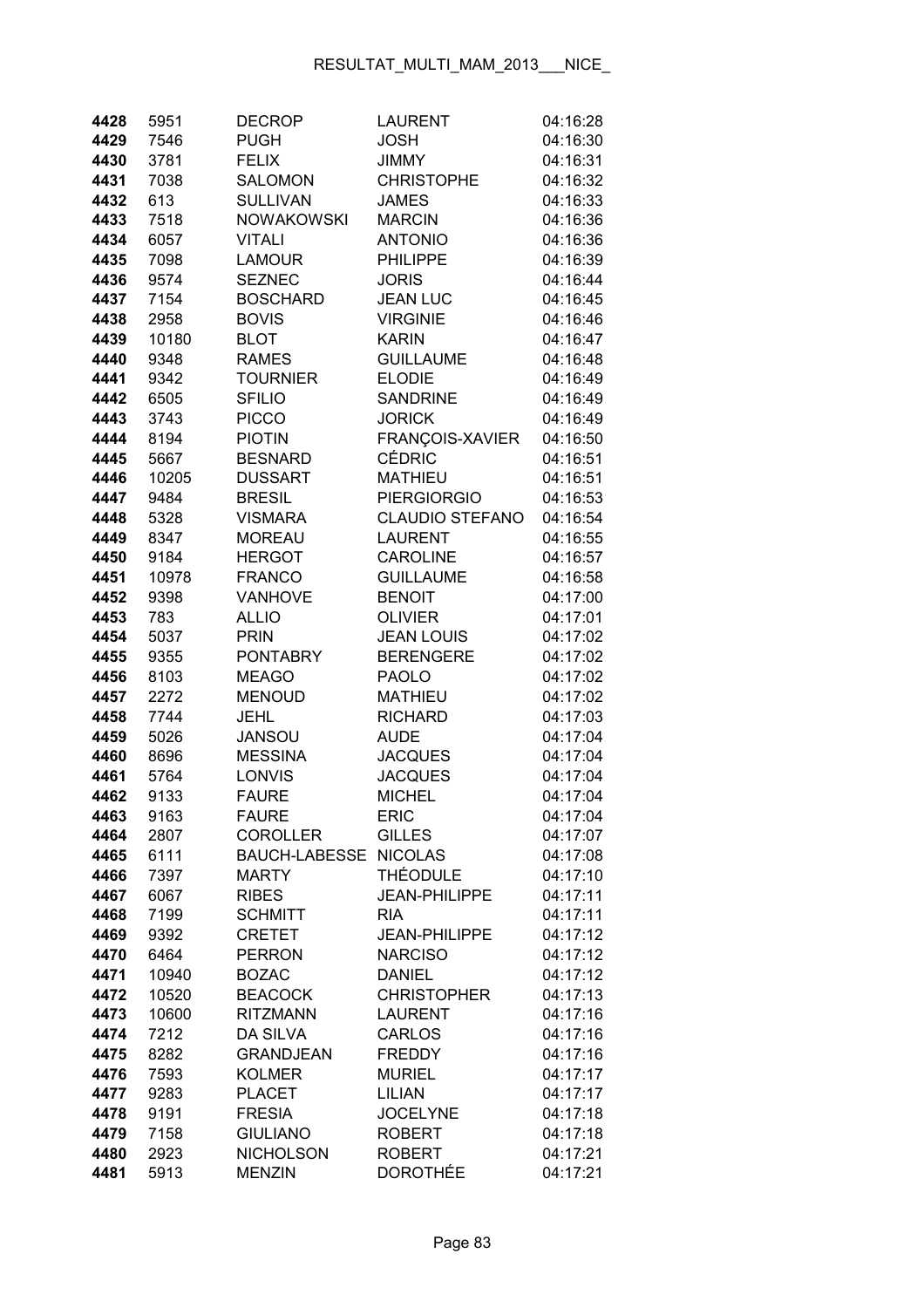| | | | | |
|---|---|---|---|---|
| **4428** | 5951 | DECROP | LAURENT | 04:16:28 |
| **4429** | 7546 | PUGH | JOSH | 04:16:30 |
| **4430** | 3781 | FELIX | JIMMY | 04:16:31 |
| **4431** | 7038 | SALOMON | CHRISTOPHE | 04:16:32 |
| **4432** | 613 | SULLIVAN | JAMES | 04:16:33 |
| **4433** | 7518 | NOWAKOWSKI | MARCIN | 04:16:36 |
| **4434** | 6057 | VITALI | ANTONIO | 04:16:36 |
| **4435** | 7098 | LAMOUR | PHILIPPE | 04:16:39 |
| **4436** | 9574 | SEZNEC | JORIS | 04:16:44 |
| **4437** | 7154 | BOSCHARD | JEAN LUC | 04:16:45 |
| **4438** | 2958 | BOVIS | VIRGINIE | 04:16:46 |
| **4439** | 10180 | BLOT | KARIN | 04:16:47 |
| **4440** | 9348 | RAMES | GUILLAUME | 04:16:48 |
| **4441** | 9342 | TOURNIER | ELODIE | 04:16:49 |
| **4442** | 6505 | SFILIO | SANDRINE | 04:16:49 |
| **4443** | 3743 | PICCO | JORICK | 04:16:49 |
| **4444** | 8194 | PIOTIN | FRANÇOIS-XAVIER | 04:16:50 |
| **4445** | 5667 | BESNARD | CÉDRIC | 04:16:51 |
| **4446** | 10205 | DUSSART | MATHIEU | 04:16:51 |
| **4447** | 9484 | BRESIL | PIERGIORGIO | 04:16:53 |
| **4448** | 5328 | VISMARA | CLAUDIO STEFANO | 04:16:54 |
| **4449** | 8347 | MOREAU | LAURENT | 04:16:55 |
| **4450** | 9184 | HERGOT | CAROLINE | 04:16:57 |
| **4451** | 10978 | FRANCO | GUILLAUME | 04:16:58 |
| **4452** | 9398 | VANHOVE | BENOIT | 04:17:00 |
| **4453** | 783 | ALLIO | OLIVIER | 04:17:01 |
| **4454** | 5037 | PRIN | JEAN LOUIS | 04:17:02 |
| **4455** | 9355 | PONTABRY | BERENGERE | 04:17:02 |
| **4456** | 8103 | MEAGO | PAOLO | 04:17:02 |
| **4457** | 2272 | MENOUD | MATHIEU | 04:17:02 |
| **4458** | 7744 | JEHL | RICHARD | 04:17:03 |
| **4459** | 5026 | JANSOU | AUDE | 04:17:04 |
| **4460** | 8696 | MESSINA | JACQUES | 04:17:04 |
| **4461** | 5764 | LONVIS | JACQUES | 04:17:04 |
| **4462** | 9133 | FAURE | MICHEL | 04:17:04 |
| **4463** | 9163 | FAURE | ERIC | 04:17:04 |
| **4464** | 2807 | COROLLER | GILLES | 04:17:07 |
| **4465** | 6111 | BAUCH-LABESSE | NICOLAS | 04:17:08 |
| **4466** | 7397 | MARTY | THÉODULE | 04:17:10 |
| **4467** | 6067 | RIBES | JEAN-PHILIPPE | 04:17:11 |
| **4468** | 7199 | SCHMITT | RIA | 04:17:11 |
| **4469** | 9392 | CRETET | JEAN-PHILIPPE | 04:17:12 |
| **4470** | 6464 | PERRON | NARCISO | 04:17:12 |
| **4471** | 10940 | BOZAC | DANIEL | 04:17:12 |
| **4472** | 10520 | BEACOCK | CHRISTOPHER | 04:17:13 |
| **4473** | 10600 | RITZMANN | LAURENT | 04:17:16 |
| **4474** | 7212 | DA SILVA | CARLOS | 04:17:16 |
| **4475** | 8282 | GRANDJEAN | FREDDY | 04:17:16 |
| **4476** | 7593 | KOLMER | MURIEL | 04:17:17 |
| **4477** | 9283 | PLACET | LILIAN | 04:17:17 |
| **4478** | 9191 | FRESIA | JOCELYNE | 04:17:18 |
| **4479** | 7158 | GIULIANO | ROBERT | 04:17:18 |
| **4480** | 2923 | NICHOLSON | ROBERT | 04:17:21 |
| **4481** | 5913 | MENZIN | DOROTHÉE | 04:17:21 |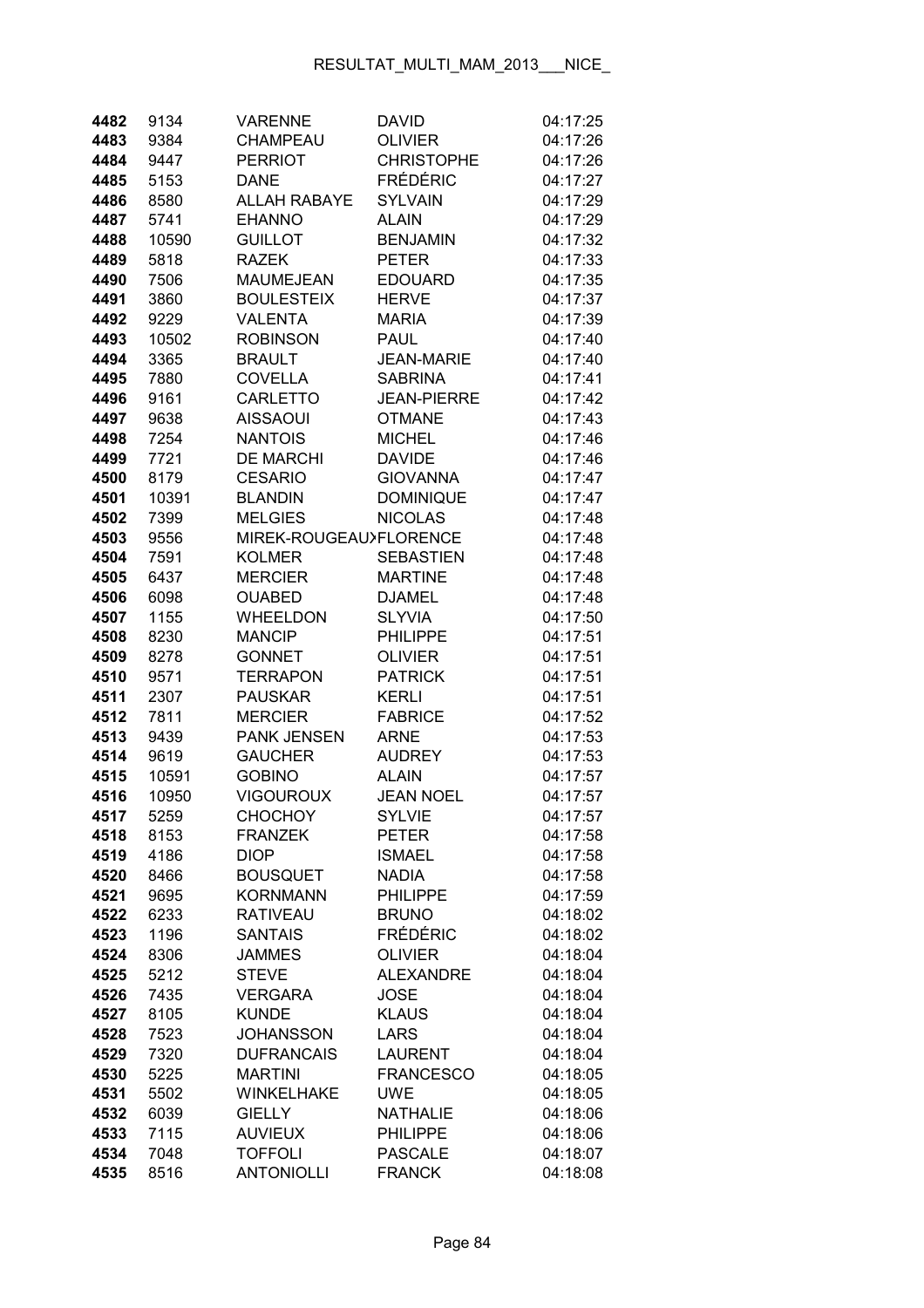| | | | | |
|---|---|---|---|---|
| **4482** | 9134 | VARENNE | DAVID | 04:17:25 |
| **4483** | 9384 | CHAMPEAU | OLIVIER | 04:17:26 |
| **4484** | 9447 | PERRIOT | CHRISTOPHE | 04:17:26 |
| **4485** | 5153 | DANE | FRÉDÉRIC | 04:17:27 |
| **4486** | 8580 | ALLAH RABAYE | SYLVAIN | 04:17:29 |
| **4487** | 5741 | EHANNO | ALAIN | 04:17:29 |
| **4488** | 10590 | GUILLOT | BENJAMIN | 04:17:32 |
| **4489** | 5818 | RAZEK | PETER | 04:17:33 |
| **4490** | 7506 | MAUMEJEAN | EDOUARD | 04:17:35 |
| **4491** | 3860 | BOULESTEIX | HERVE | 04:17:37 |
| **4492** | 9229 | VALENTA | MARIA | 04:17:39 |
| **4493** | 10502 | ROBINSON | PAUL | 04:17:40 |
| **4494** | 3365 | BRAULT | JEAN-MARIE | 04:17:40 |
| **4495** | 7880 | COVELLA | SABRINA | 04:17:41 |
| **4496** | 9161 | CARLETTO | JEAN-PIERRE | 04:17:42 |
| **4497** | 9638 | AISSAOUI | OTMANE | 04:17:43 |
| **4498** | 7254 | NANTOIS | MICHEL | 04:17:46 |
| **4499** | 7721 | DE MARCHI | DAVIDE | 04:17:46 |
| **4500** | 8179 | CESARIO | GIOVANNA | 04:17:47 |
| **4501** | 10391 | BLANDIN | DOMINIQUE | 04:17:47 |
| **4502** | 7399 | MELGIES | NICOLAS | 04:17:48 |
| **4503** | 9556 | MIREK-ROUGEAUXFLORENCE | | 04:17:48 |
| **4504** | 7591 | KOLMER | SEBASTIEN | 04:17:48 |
| **4505** | 6437 | MERCIER | MARTINE | 04:17:48 |
| **4506** | 6098 | OUABED | DJAMEL | 04:17:48 |
| **4507** | 1155 | WHEELDON | SLYVIA | 04:17:50 |
| **4508** | 8230 | MANCIP | PHILIPPE | 04:17:51 |
| **4509** | 8278 | GONNET | OLIVIER | 04:17:51 |
| **4510** | 9571 | TERRAPON | PATRICK | 04:17:51 |
| **4511** | 2307 | PAUSKAR | KERLI | 04:17:51 |
| **4512** | 7811 | MERCIER | FABRICE | 04:17:52 |
| **4513** | 9439 | PANK JENSEN | ARNE | 04:17:53 |
| **4514** | 9619 | GAUCHER | AUDREY | 04:17:53 |
| **4515** | 10591 | GOBINO | ALAIN | 04:17:57 |
| **4516** | 10950 | VIGOUROUX | JEAN NOEL | 04:17:57 |
| **4517** | 5259 | CHOCHOY | SYLVIE | 04:17:57 |
| **4518** | 8153 | FRANZEK | PETER | 04:17:58 |
| **4519** | 4186 | DIOP | ISMAEL | 04:17:58 |
| **4520** | 8466 | BOUSQUET | NADIA | 04:17:58 |
| **4521** | 9695 | KORNMANN | PHILIPPE | 04:17:59 |
| **4522** | 6233 | RATIVEAU | BRUNO | 04:18:02 |
| **4523** | 1196 | SANTAIS | FRÉDÉRIC | 04:18:02 |
| **4524** | 8306 | JAMMES | OLIVIER | 04:18:04 |
| **4525** | 5212 | STEVE | ALEXANDRE | 04:18:04 |
| **4526** | 7435 | VERGARA | JOSE | 04:18:04 |
| **4527** | 8105 | KUNDE | KLAUS | 04:18:04 |
| **4528** | 7523 | JOHANSSON | LARS | 04:18:04 |
| **4529** | 7320 | DUFRANCAIS | LAURENT | 04:18:04 |
| **4530** | 5225 | MARTINI | FRANCESCO | 04:18:05 |
| **4531** | 5502 | WINKELHAKE | UWE | 04:18:05 |
| **4532** | 6039 | GIELLY | NATHALIE | 04:18:06 |
| **4533** | 7115 | AUVIEUX | PHILIPPE | 04:18:06 |
| **4534** | 7048 | TOFFOLI | PASCALE | 04:18:07 |
| **4535** | 8516 | ANTONIOLLI | FRANCK | 04:18:08 |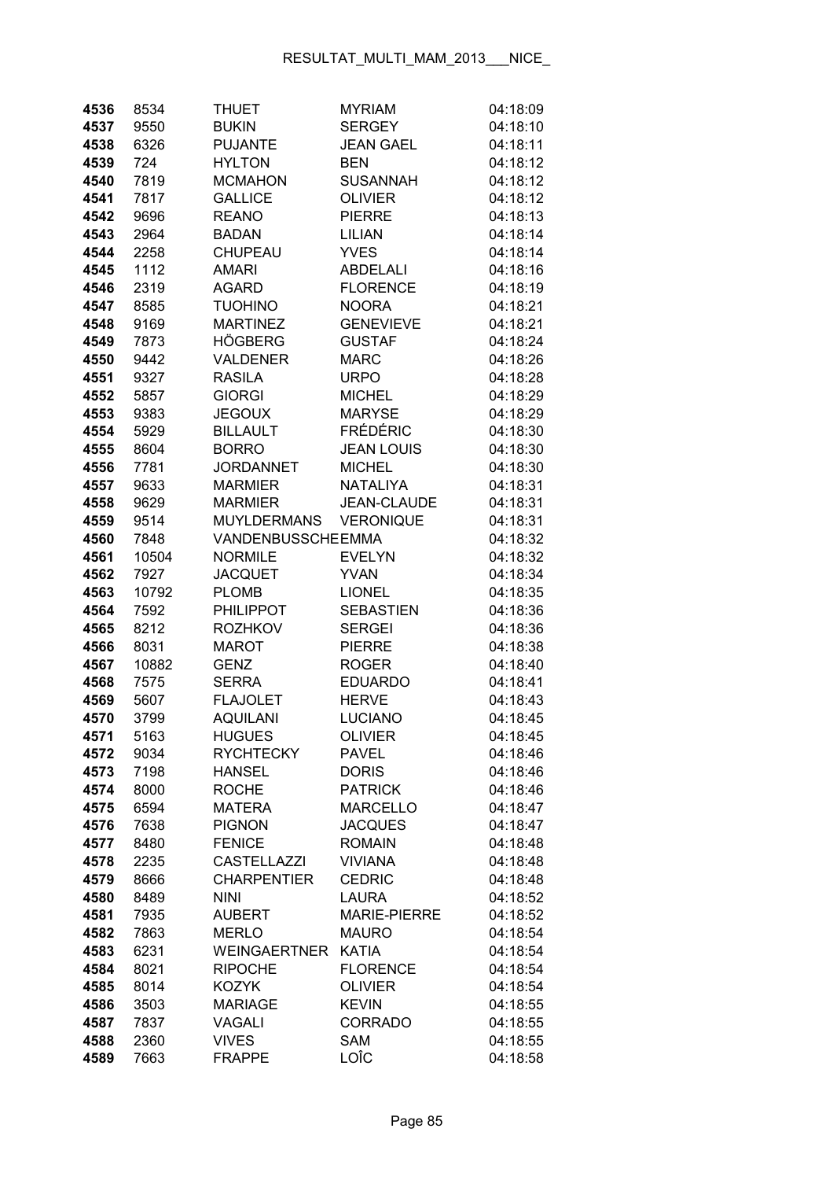| 4536 | 8534 | THUET | MYRIAM | 04:18:09 |
|---|---|---|---|---|
| 4537 | 9550 | BUKIN | SERGEY | 04:18:10 |
| 4538 | 6326 | PUJANTE | JEAN GAEL | 04:18:11 |
| 4539 | 724 | HYLTON | BEN | 04:18:12 |
| 4540 | 7819 | MCMAHON | SUSANNAH | 04:18:12 |
| 4541 | 7817 | GALLICE | OLIVIER | 04:18:12 |
| 4542 | 9696 | REANO | PIERRE | 04:18:13 |
| 4543 | 2964 | BADAN | LILIAN | 04:18:14 |
| 4544 | 2258 | CHUPEAU | YVES | 04:18:14 |
| 4545 | 1112 | AMARI | ABDELALI | 04:18:16 |
| 4546 | 2319 | AGARD | FLORENCE | 04:18:19 |
| 4547 | 8585 | TUOHINO | NOORA | 04:18:21 |
| 4548 | 9169 | MARTINEZ | GENEVIEVE | 04:18:21 |
| 4549 | 7873 | HÖGBERG | GUSTAF | 04:18:24 |
| 4550 | 9442 | VALDENER | MARC | 04:18:26 |
| 4551 | 9327 | RASILA | URPO | 04:18:28 |
| 4552 | 5857 | GIORGI | MICHEL | 04:18:29 |
| 4553 | 9383 | JEGOUX | MARYSE | 04:18:29 |
| 4554 | 5929 | BILLAULT | FRÉDÉRIC | 04:18:30 |
| 4555 | 8604 | BORRO | JEAN LOUIS | 04:18:30 |
| 4556 | 7781 | JORDANNET | MICHEL | 04:18:30 |
| 4557 | 9633 | MARMIER | NATALIYA | 04:18:31 |
| 4558 | 9629 | MARMIER | JEAN-CLAUDE | 04:18:31 |
| 4559 | 9514 | MUYLDERMANS | VERONIQUE | 04:18:31 |
| 4560 | 7848 | VANDENBUSSCHE | EMMA | 04:18:32 |
| 4561 | 10504 | NORMILE | EVELYN | 04:18:32 |
| 4562 | 7927 | JACQUET | YVAN | 04:18:34 |
| 4563 | 10792 | PLOMB | LIONEL | 04:18:35 |
| 4564 | 7592 | PHILIPPOT | SEBASTIEN | 04:18:36 |
| 4565 | 8212 | ROZHKOV | SERGEI | 04:18:36 |
| 4566 | 8031 | MAROT | PIERRE | 04:18:38 |
| 4567 | 10882 | GENZ | ROGER | 04:18:40 |
| 4568 | 7575 | SERRA | EDUARDO | 04:18:41 |
| 4569 | 5607 | FLAJOLET | HERVE | 04:18:43 |
| 4570 | 3799 | AQUILANI | LUCIANO | 04:18:45 |
| 4571 | 5163 | HUGUES | OLIVIER | 04:18:45 |
| 4572 | 9034 | RYCHTECKY | PAVEL | 04:18:46 |
| 4573 | 7198 | HANSEL | DORIS | 04:18:46 |
| 4574 | 8000 | ROCHE | PATRICK | 04:18:46 |
| 4575 | 6594 | MATERA | MARCELLO | 04:18:47 |
| 4576 | 7638 | PIGNON | JACQUES | 04:18:47 |
| 4577 | 8480 | FENICE | ROMAIN | 04:18:48 |
| 4578 | 2235 | CASTELLAZZI | VIVIANA | 04:18:48 |
| 4579 | 8666 | CHARPENTIER | CEDRIC | 04:18:48 |
| 4580 | 8489 | NINI | LAURA | 04:18:52 |
| 4581 | 7935 | AUBERT | MARIE-PIERRE | 04:18:52 |
| 4582 | 7863 | MERLO | MAURO | 04:18:54 |
| 4583 | 6231 | WEINGAERTNER | KATIA | 04:18:54 |
| 4584 | 8021 | RIPOCHE | FLORENCE | 04:18:54 |
| 4585 | 8014 | KOZYK | OLIVIER | 04:18:54 |
| 4586 | 3503 | MARIAGE | KEVIN | 04:18:55 |
| 4587 | 7837 | VAGALI | CORRADO | 04:18:55 |
| 4588 | 2360 | VIVES | SAM | 04:18:55 |
| 4589 | 7663 | FRAPPE | LOÎC | 04:18:58 |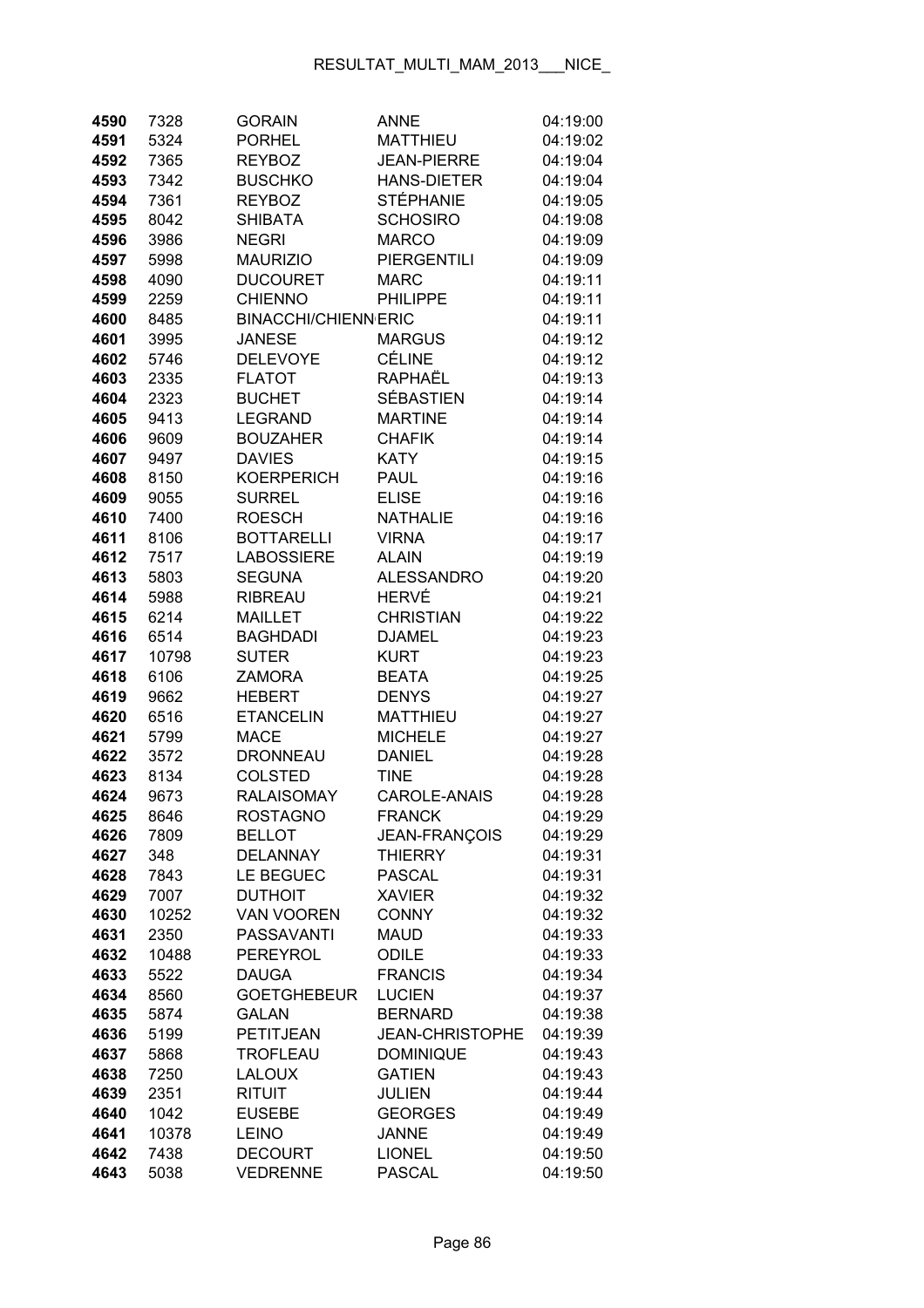| | | | | |
|---|---|---|---|---|
| **4590** | 7328 | GORAIN | ANNE | 04:19:00 |
| **4591** | 5324 | PORHEL | MATTHIEU | 04:19:02 |
| **4592** | 7365 | REYBOZ | JEAN-PIERRE | 04:19:04 |
| **4593** | 7342 | BUSCHKO | HANS-DIETER | 04:19:04 |
| **4594** | 7361 | REYBOZ | STÉPHANIE | 04:19:05 |
| **4595** | 8042 | SHIBATA | SCHOSIRO | 04:19:08 |
| **4596** | 3986 | NEGRI | MARCO | 04:19:09 |
| **4597** | 5998 | MAURIZIO | PIERGENTILI | 04:19:09 |
| **4598** | 4090 | DUCOURET | MARC | 04:19:11 |
| **4599** | 2259 | CHIENNO | PHILIPPE | 04:19:11 |
| **4600** | 8485 | BINACCHI/CHIENN | ERIC | 04:19:11 |
| **4601** | 3995 | JANESE | MARGUS | 04:19:12 |
| **4602** | 5746 | DELEVOYE | CÉLINE | 04:19:12 |
| **4603** | 2335 | FLATOT | RAPHAËL | 04:19:13 |
| **4604** | 2323 | BUCHET | SÉBASTIEN | 04:19:14 |
| **4605** | 9413 | LEGRAND | MARTINE | 04:19:14 |
| **4606** | 9609 | BOUZAHER | CHAFIK | 04:19:14 |
| **4607** | 9497 | DAVIES | KATY | 04:19:15 |
| **4608** | 8150 | KOERPERICH | PAUL | 04:19:16 |
| **4609** | 9055 | SURREL | ELISE | 04:19:16 |
| **4610** | 7400 | ROESCH | NATHALIE | 04:19:16 |
| **4611** | 8106 | BOTTARELLI | VIRNA | 04:19:17 |
| **4612** | 7517 | LABOSSIERE | ALAIN | 04:19:19 |
| **4613** | 5803 | SEGUNA | ALESSANDRO | 04:19:20 |
| **4614** | 5988 | RIBREAU | HERVÉ | 04:19:21 |
| **4615** | 6214 | MAILLET | CHRISTIAN | 04:19:22 |
| **4616** | 6514 | BAGHDADI | DJAMEL | 04:19:23 |
| **4617** | 10798 | SUTER | KURT | 04:19:23 |
| **4618** | 6106 | ZAMORA | BEATA | 04:19:25 |
| **4619** | 9662 | HEBERT | DENYS | 04:19:27 |
| **4620** | 6516 | ETANCELIN | MATTHIEU | 04:19:27 |
| **4621** | 5799 | MACE | MICHELE | 04:19:27 |
| **4622** | 3572 | DRONNEAU | DANIEL | 04:19:28 |
| **4623** | 8134 | COLSTED | TINE | 04:19:28 |
| **4624** | 9673 | RALAISOMAY | CAROLE-ANAIS | 04:19:28 |
| **4625** | 8646 | ROSTAGNO | FRANCK | 04:19:29 |
| **4626** | 7809 | BELLOT | JEAN-FRANÇOIS | 04:19:29 |
| **4627** | 348 | DELANNAY | THIERRY | 04:19:31 |
| **4628** | 7843 | LE BEGUEC | PASCAL | 04:19:31 |
| **4629** | 7007 | DUTHOIT | XAVIER | 04:19:32 |
| **4630** | 10252 | VAN VOOREN | CONNY | 04:19:32 |
| **4631** | 2350 | PASSAVANTI | MAUD | 04:19:33 |
| **4632** | 10488 | PEREYROL | ODILE | 04:19:33 |
| **4633** | 5522 | DAUGA | FRANCIS | 04:19:34 |
| **4634** | 8560 | GOETGHEBEUR | LUCIEN | 04:19:37 |
| **4635** | 5874 | GALAN | BERNARD | 04:19:38 |
| **4636** | 5199 | PETITJEAN | JEAN-CHRISTOPHE | 04:19:39 |
| **4637** | 5868 | TROFLEAU | DOMINIQUE | 04:19:43 |
| **4638** | 7250 | LALOUX | GATIEN | 04:19:43 |
| **4639** | 2351 | RITUIT | JULIEN | 04:19:44 |
| **4640** | 1042 | EUSEBE | GEORGES | 04:19:49 |
| **4641** | 10378 | LEINO | JANNE | 04:19:49 |
| **4642** | 7438 | DECOURT | LIONEL | 04:19:50 |
| **4643** | 5038 | VEDRENNE | PASCAL | 04:19:50 |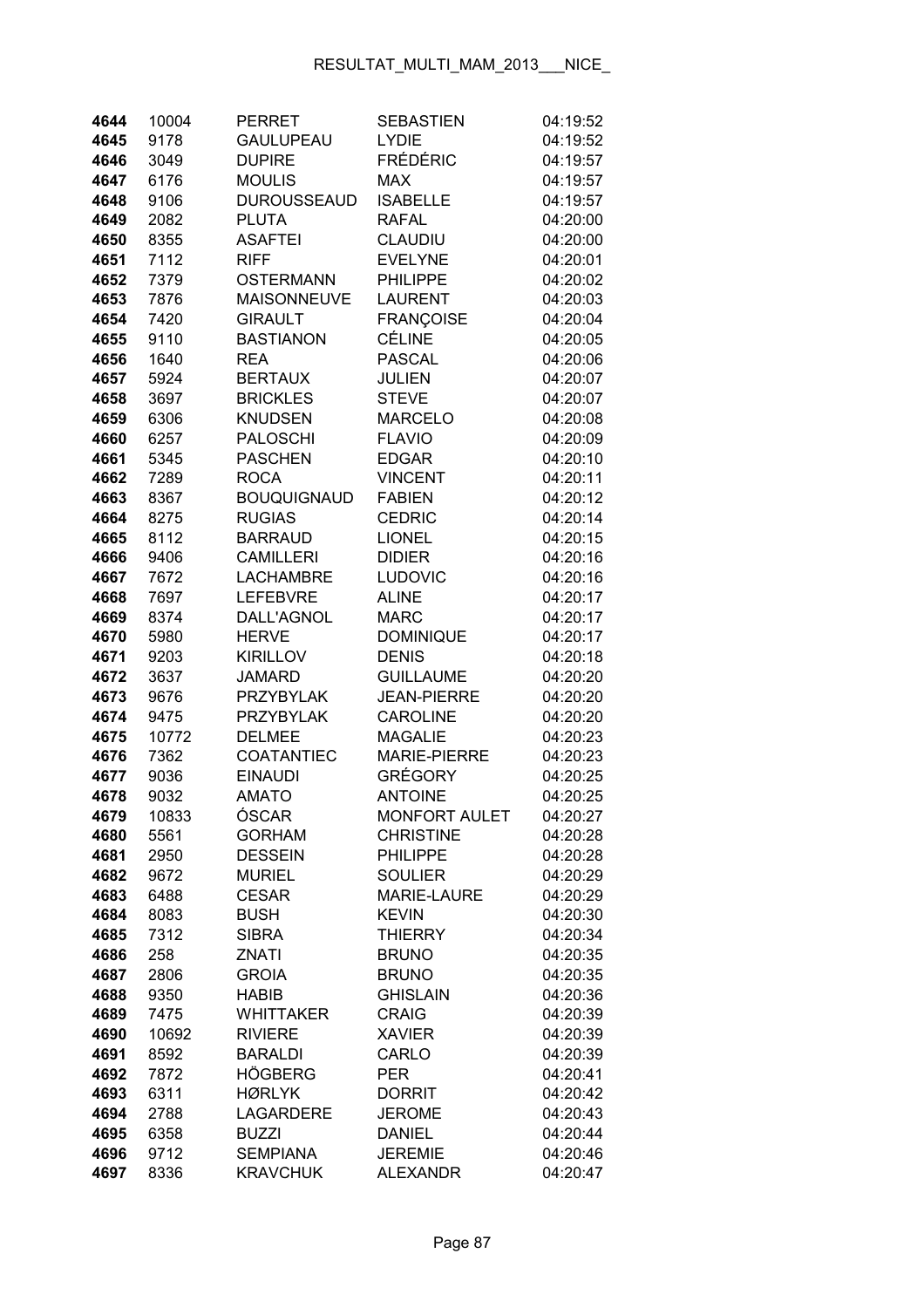| | | | | |
|---|---|---|---|---|
| **4644** | 10004 | PERRET | SEBASTIEN | 04:19:52 |
| **4645** | 9178 | GAULUPEAU | LYDIE | 04:19:52 |
| **4646** | 3049 | DUPIRE | FRÉDÉRIC | 04:19:57 |
| **4647** | 6176 | MOULIS | MAX | 04:19:57 |
| **4648** | 9106 | DUROUSSEAUD | ISABELLE | 04:19:57 |
| **4649** | 2082 | PLUTA | RAFAL | 04:20:00 |
| **4650** | 8355 | ASAFTEI | CLAUDIU | 04:20:00 |
| **4651** | 7112 | RIFF | EVELYNE | 04:20:01 |
| **4652** | 7379 | OSTERMANN | PHILIPPE | 04:20:02 |
| **4653** | 7876 | MAISONNEUVE | LAURENT | 04:20:03 |
| **4654** | 7420 | GIRAULT | FRANÇOISE | 04:20:04 |
| **4655** | 9110 | BASTIANON | CÉLINE | 04:20:05 |
| **4656** | 1640 | REA | PASCAL | 04:20:06 |
| **4657** | 5924 | BERTAUX | JULIEN | 04:20:07 |
| **4658** | 3697 | BRICKLES | STEVE | 04:20:07 |
| **4659** | 6306 | KNUDSEN | MARCELO | 04:20:08 |
| **4660** | 6257 | PALOSCHI | FLAVIO | 04:20:09 |
| **4661** | 5345 | PASCHEN | EDGAR | 04:20:10 |
| **4662** | 7289 | ROCA | VINCENT | 04:20:11 |
| **4663** | 8367 | BOUQUIGNAUD | FABIEN | 04:20:12 |
| **4664** | 8275 | RUGIAS | CEDRIC | 04:20:14 |
| **4665** | 8112 | BARRAUD | LIONEL | 04:20:15 |
| **4666** | 9406 | CAMILLERI | DIDIER | 04:20:16 |
| **4667** | 7672 | LACHAMBRE | LUDOVIC | 04:20:16 |
| **4668** | 7697 | LEFEBVRE | ALINE | 04:20:17 |
| **4669** | 8374 | DALL'AGNOL | MARC | 04:20:17 |
| **4670** | 5980 | HERVE | DOMINIQUE | 04:20:17 |
| **4671** | 9203 | KIRILLOV | DENIS | 04:20:18 |
| **4672** | 3637 | JAMARD | GUILLAUME | 04:20:20 |
| **4673** | 9676 | PRZYBYLAK | JEAN-PIERRE | 04:20:20 |
| **4674** | 9475 | PRZYBYLAK | CAROLINE | 04:20:20 |
| **4675** | 10772 | DELMEE | MAGALIE | 04:20:23 |
| **4676** | 7362 | COATANTIEC | MARIE-PIERRE | 04:20:23 |
| **4677** | 9036 | EINAUDI | GRÉGORY | 04:20:25 |
| **4678** | 9032 | AMATO | ANTOINE | 04:20:25 |
| **4679** | 10833 | ÓSCAR | MONFORT AULET | 04:20:27 |
| **4680** | 5561 | GORHAM | CHRISTINE | 04:20:28 |
| **4681** | 2950 | DESSEIN | PHILIPPE | 04:20:28 |
| **4682** | 9672 | MURIEL | SOULIER | 04:20:29 |
| **4683** | 6488 | CESAR | MARIE-LAURE | 04:20:29 |
| **4684** | 8083 | BUSH | KEVIN | 04:20:30 |
| **4685** | 7312 | SIBRA | THIERRY | 04:20:34 |
| **4686** | 258 | ZNATI | BRUNO | 04:20:35 |
| **4687** | 2806 | GROIA | BRUNO | 04:20:35 |
| **4688** | 9350 | HABIB | GHISLAIN | 04:20:36 |
| **4689** | 7475 | WHITTAKER | CRAIG | 04:20:39 |
| **4690** | 10692 | RIVIERE | XAVIER | 04:20:39 |
| **4691** | 8592 | BARALDI | CARLO | 04:20:39 |
| **4692** | 7872 | HÖGBERG | PER | 04:20:41 |
| **4693** | 6311 | HØRLYK | DORRIT | 04:20:42 |
| **4694** | 2788 | LAGARDERE | JEROME | 04:20:43 |
| **4695** | 6358 | BUZZI | DANIEL | 04:20:44 |
| **4696** | 9712 | SEMPIANA | JEREMIE | 04:20:46 |
| **4697** | 8336 | KRAVCHUK | ALEXANDR | 04:20:47 |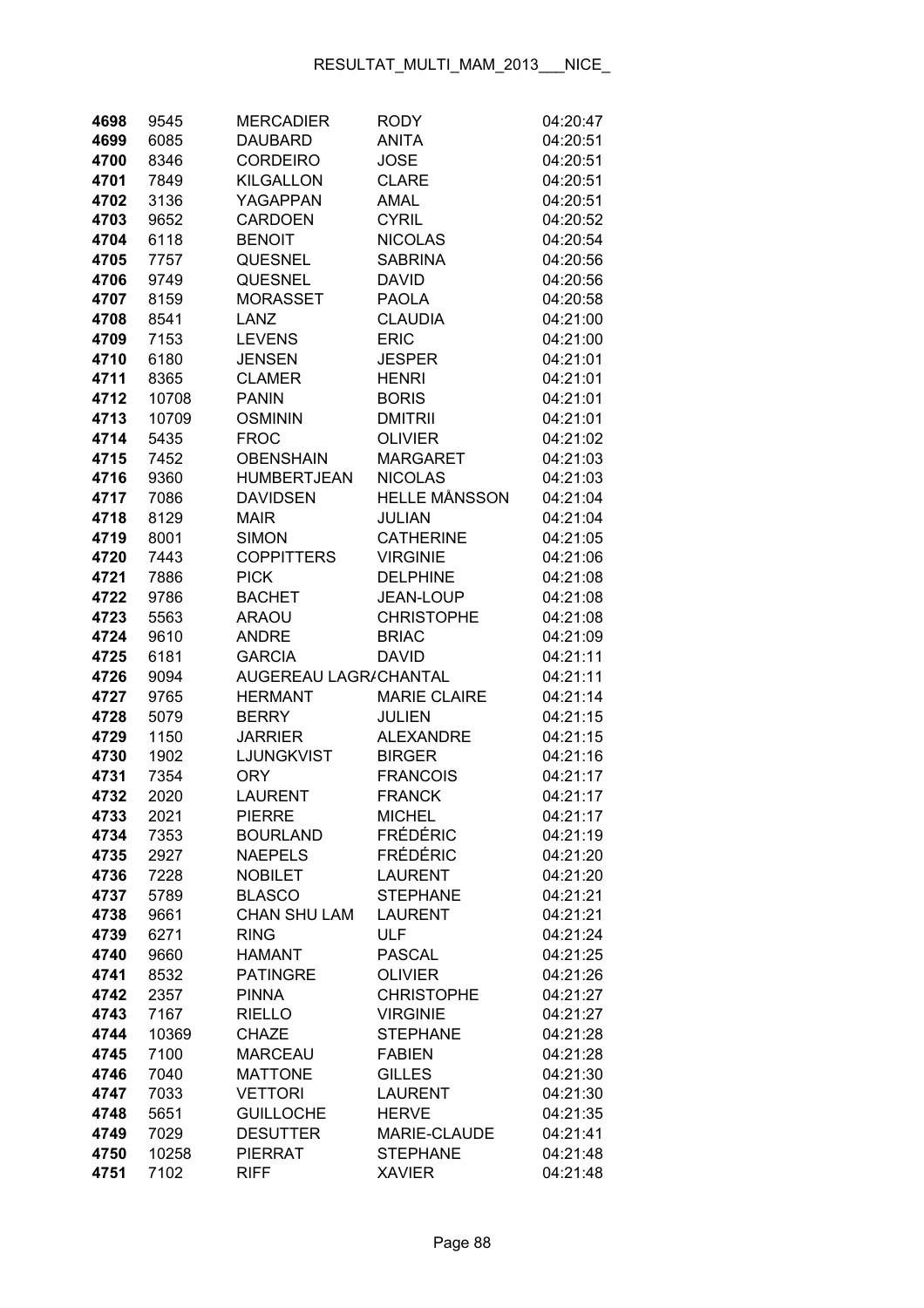| | | | | |
|---|---|---|---|---|
| **4698** | 9545 | MERCADIER | RODY | 04:20:47 |
| **4699** | 6085 | DAUBARD | ANITA | 04:20:51 |
| **4700** | 8346 | CORDEIRO | JOSE | 04:20:51 |
| **4701** | 7849 | KILGALLON | CLARE | 04:20:51 |
| **4702** | 3136 | YAGAPPAN | AMAL | 04:20:51 |
| **4703** | 9652 | CARDOEN | CYRIL | 04:20:52 |
| **4704** | 6118 | BENOIT | NICOLAS | 04:20:54 |
| **4705** | 7757 | QUESNEL | SABRINA | 04:20:56 |
| **4706** | 9749 | QUESNEL | DAVID | 04:20:56 |
| **4707** | 8159 | MORASSET | PAOLA | 04:20:58 |
| **4708** | 8541 | LANZ | CLAUDIA | 04:21:00 |
| **4709** | 7153 | LEVENS | ERIC | 04:21:00 |
| **4710** | 6180 | JENSEN | JESPER | 04:21:01 |
| **4711** | 8365 | CLAMER | HENRI | 04:21:01 |
| **4712** | 10708 | PANIN | BORIS | 04:21:01 |
| **4713** | 10709 | OSMININ | DMITRII | 04:21:01 |
| **4714** | 5435 | FROC | OLIVIER | 04:21:02 |
| **4715** | 7452 | OBENSHAIN | MARGARET | 04:21:03 |
| **4716** | 9360 | HUMBERTJEAN | NICOLAS | 04:21:03 |
| **4717** | 7086 | DAVIDSEN | HELLE MÅNSSON | 04:21:04 |
| **4718** | 8129 | MAIR | JULIAN | 04:21:04 |
| **4719** | 8001 | SIMON | CATHERINE | 04:21:05 |
| **4720** | 7443 | COPPITTERS | VIRGINIE | 04:21:06 |
| **4721** | 7886 | PICK | DELPHINE | 04:21:08 |
| **4722** | 9786 | BACHET | JEAN-LOUP | 04:21:08 |
| **4723** | 5563 | ARAOU | CHRISTOPHE | 04:21:08 |
| **4724** | 9610 | ANDRE | BRIAC | 04:21:09 |
| **4725** | 6181 | GARCIA | DAVID | 04:21:11 |
| **4726** | 9094 | AUGEREAU LAGR/ | CHANTAL | 04:21:11 |
| **4727** | 9765 | HERMANT | MARIE CLAIRE | 04:21:14 |
| **4728** | 5079 | BERRY | JULIEN | 04:21:15 |
| **4729** | 1150 | JARRIER | ALEXANDRE | 04:21:15 |
| **4730** | 1902 | LJUNGKVIST | BIRGER | 04:21:16 |
| **4731** | 7354 | ORY | FRANCOIS | 04:21:17 |
| **4732** | 2020 | LAURENT | FRANCK | 04:21:17 |
| **4733** | 2021 | PIERRE | MICHEL | 04:21:17 |
| **4734** | 7353 | BOURLAND | FRÉDÉRIC | 04:21:19 |
| **4735** | 2927 | NAEPELS | FRÉDÉRIC | 04:21:20 |
| **4736** | 7228 | NOBILET | LAURENT | 04:21:20 |
| **4737** | 5789 | BLASCO | STEPHANE | 04:21:21 |
| **4738** | 9661 | CHAN SHU LAM | LAURENT | 04:21:21 |
| **4739** | 6271 | RING | ULF | 04:21:24 |
| **4740** | 9660 | HAMANT | PASCAL | 04:21:25 |
| **4741** | 8532 | PATINGRE | OLIVIER | 04:21:26 |
| **4742** | 2357 | PINNA | CHRISTOPHE | 04:21:27 |
| **4743** | 7167 | RIELLO | VIRGINIE | 04:21:27 |
| **4744** | 10369 | CHAZE | STEPHANE | 04:21:28 |
| **4745** | 7100 | MARCEAU | FABIEN | 04:21:28 |
| **4746** | 7040 | MATTONE | GILLES | 04:21:30 |
| **4747** | 7033 | VETTORI | LAURENT | 04:21:30 |
| **4748** | 5651 | GUILLOCHE | HERVE | 04:21:35 |
| **4749** | 7029 | DESUTTER | MARIE-CLAUDE | 04:21:41 |
| **4750** | 10258 | PIERRAT | STEPHANE | 04:21:48 |
| **4751** | 7102 | RIFF | XAVIER | 04:21:48 |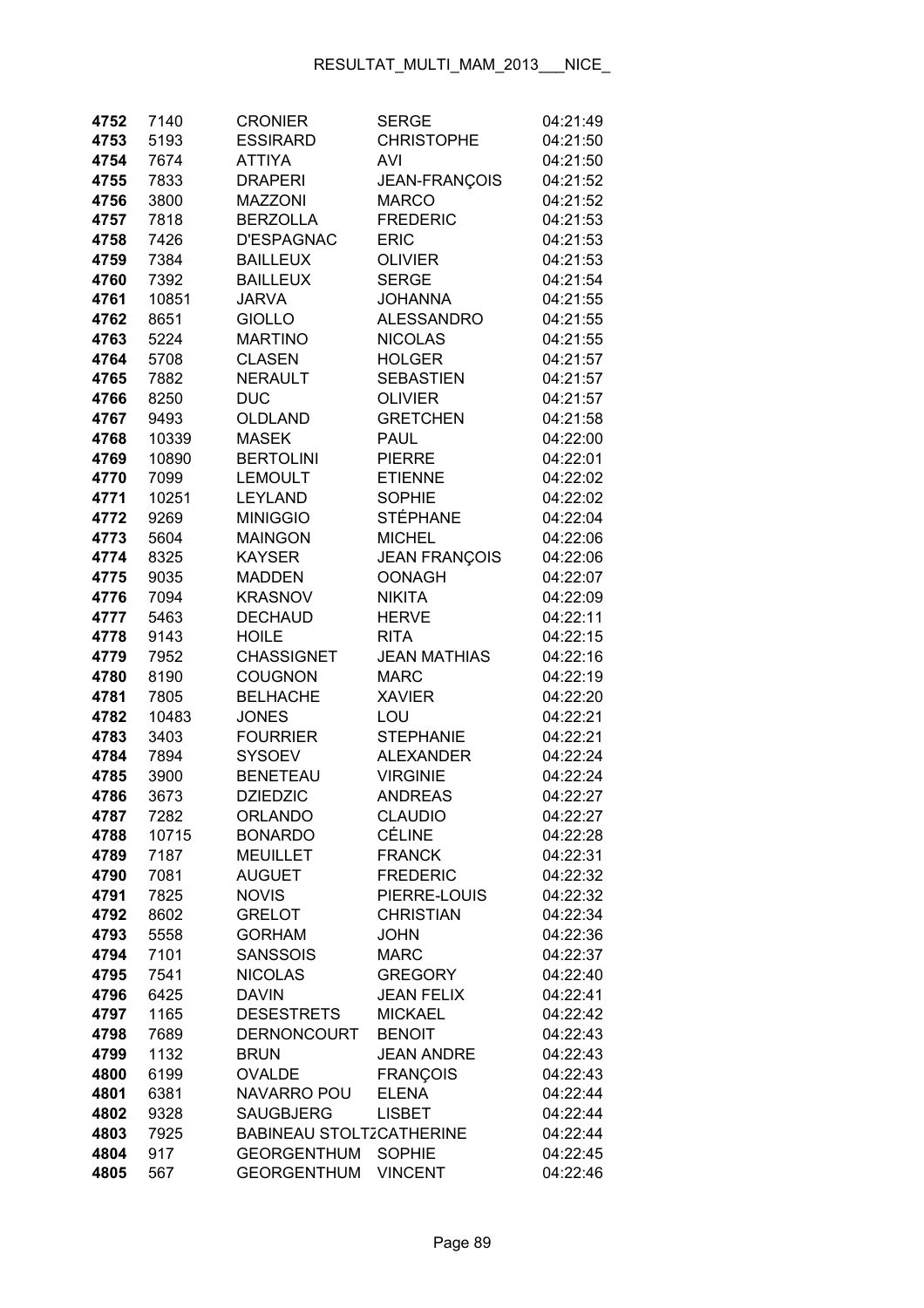| | | | | |
|---|---|---|---|---|
| **4752** | 7140 | CRONIER | SERGE | 04:21:49 |
| **4753** | 5193 | ESSIRARD | CHRISTOPHE | 04:21:50 |
| **4754** | 7674 | ATTIYA | AVI | 04:21:50 |
| **4755** | 7833 | DRAPERI | JEAN-FRANÇOIS | 04:21:52 |
| **4756** | 3800 | MAZZONI | MARCO | 04:21:52 |
| **4757** | 7818 | BERZOLLA | FREDERIC | 04:21:53 |
| **4758** | 7426 | D'ESPAGNAC | ERIC | 04:21:53 |
| **4759** | 7384 | BAILLEUX | OLIVIER | 04:21:53 |
| **4760** | 7392 | BAILLEUX | SERGE | 04:21:54 |
| **4761** | 10851 | JARVA | JOHANNA | 04:21:55 |
| **4762** | 8651 | GIOLLO | ALESSANDRO | 04:21:55 |
| **4763** | 5224 | MARTINO | NICOLAS | 04:21:55 |
| **4764** | 5708 | CLASEN | HOLGER | 04:21:57 |
| **4765** | 7882 | NERAULT | SEBASTIEN | 04:21:57 |
| **4766** | 8250 | DUC | OLIVIER | 04:21:57 |
| **4767** | 9493 | OLDLAND | GRETCHEN | 04:21:58 |
| **4768** | 10339 | MASEK | PAUL | 04:22:00 |
| **4769** | 10890 | BERTOLINI | PIERRE | 04:22:01 |
| **4770** | 7099 | LEMOULT | ETIENNE | 04:22:02 |
| **4771** | 10251 | LEYLAND | SOPHIE | 04:22:02 |
| **4772** | 9269 | MINIGGIO | STÉPHANE | 04:22:04 |
| **4773** | 5604 | MAINGON | MICHEL | 04:22:06 |
| **4774** | 8325 | KAYSER | JEAN FRANÇOIS | 04:22:06 |
| **4775** | 9035 | MADDEN | OONAGH | 04:22:07 |
| **4776** | 7094 | KRASNOV | NIKITA | 04:22:09 |
| **4777** | 5463 | DECHAUD | HERVE | 04:22:11 |
| **4778** | 9143 | HOILE | RITA | 04:22:15 |
| **4779** | 7952 | CHASSIGNET | JEAN MATHIAS | 04:22:16 |
| **4780** | 8190 | COUGNON | MARC | 04:22:19 |
| **4781** | 7805 | BELHACHE | XAVIER | 04:22:20 |
| **4782** | 10483 | JONES | LOU | 04:22:21 |
| **4783** | 3403 | FOURRIER | STEPHANIE | 04:22:21 |
| **4784** | 7894 | SYSOEV | ALEXANDER | 04:22:24 |
| **4785** | 3900 | BENETEAU | VIRGINIE | 04:22:24 |
| **4786** | 3673 | DZIEDZIC | ANDREAS | 04:22:27 |
| **4787** | 7282 | ORLANDO | CLAUDIO | 04:22:27 |
| **4788** | 10715 | BONARDO | CÉLINE | 04:22:28 |
| **4789** | 7187 | MEUILLET | FRANCK | 04:22:31 |
| **4790** | 7081 | AUGUET | FREDERIC | 04:22:32 |
| **4791** | 7825 | NOVIS | PIERRE-LOUIS | 04:22:32 |
| **4792** | 8602 | GRELOT | CHRISTIAN | 04:22:34 |
| **4793** | 5558 | GORHAM | JOHN | 04:22:36 |
| **4794** | 7101 | SANSSOIS | MARC | 04:22:37 |
| **4795** | 7541 | NICOLAS | GREGORY | 04:22:40 |
| **4796** | 6425 | DAVIN | JEAN FELIX | 04:22:41 |
| **4797** | 1165 | DESESTRETS | MICKAEL | 04:22:42 |
| **4798** | 7689 | DERNONCOURT | BENOIT | 04:22:43 |
| **4799** | 1132 | BRUN | JEAN ANDRE | 04:22:43 |
| **4800** | 6199 | OVALDE | FRANÇOIS | 04:22:43 |
| **4801** | 6381 | NAVARRO POU | ELENA | 04:22:44 |
| **4802** | 9328 | SAUGBJERG | LISBET | 04:22:44 |
| **4803** | 7925 | BABINEAU STOLTZ | CATHERINE | 04:22:44 |
| **4804** | 917 | GEORGENTHUM | SOPHIE | 04:22:45 |
| **4805** | 567 | GEORGENTHUM | VINCENT | 04:22:46 |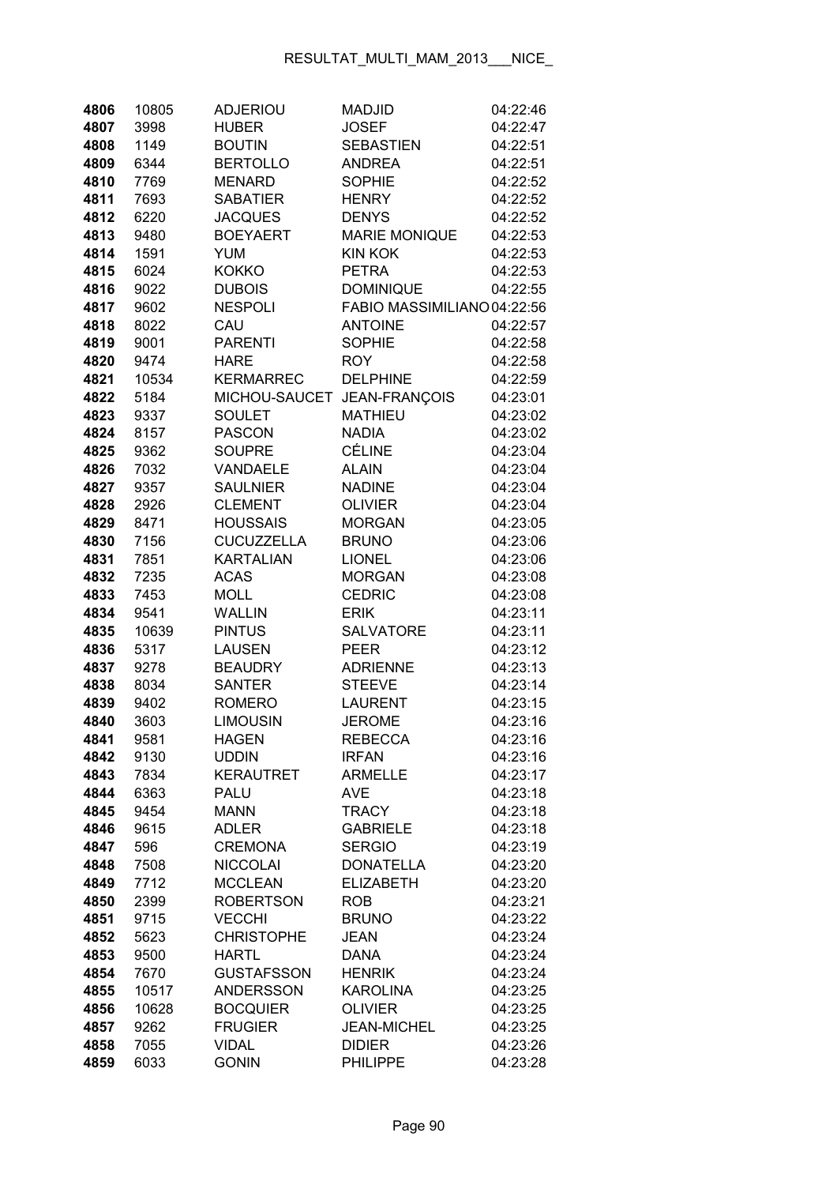| | | | | |
|---|---|---|---|---|
| 4806 | 10805 | ADJERIOU | MADJID | 04:22:46 |
| 4807 | 3998 | HUBER | JOSEF | 04:22:47 |
| 4808 | 1149 | BOUTIN | SEBASTIEN | 04:22:51 |
| 4809 | 6344 | BERTOLLO | ANDREA | 04:22:51 |
| 4810 | 7769 | MENARD | SOPHIE | 04:22:52 |
| 4811 | 7693 | SABATIER | HENRY | 04:22:52 |
| 4812 | 6220 | JACQUES | DENYS | 04:22:52 |
| 4813 | 9480 | BOEYAERT | MARIE MONIQUE | 04:22:53 |
| 4814 | 1591 | YUM | KIN KOK | 04:22:53 |
| 4815 | 6024 | KOKKO | PETRA | 04:22:53 |
| 4816 | 9022 | DUBOIS | DOMINIQUE | 04:22:55 |
| 4817 | 9602 | NESPOLI | FABIO MASSIMILIANO | 04:22:56 |
| 4818 | 8022 | CAU | ANTOINE | 04:22:57 |
| 4819 | 9001 | PARENTI | SOPHIE | 04:22:58 |
| 4820 | 9474 | HARE | ROY | 04:22:58 |
| 4821 | 10534 | KERMARREC | DELPHINE | 04:22:59 |
| 4822 | 5184 | MICHOU-SAUCET | JEAN-FRANÇOIS | 04:23:01 |
| 4823 | 9337 | SOULET | MATHIEU | 04:23:02 |
| 4824 | 8157 | PASCON | NADIA | 04:23:02 |
| 4825 | 9362 | SOUPRE | CÉLINE | 04:23:04 |
| 4826 | 7032 | VANDAELE | ALAIN | 04:23:04 |
| 4827 | 9357 | SAULNIER | NADINE | 04:23:04 |
| 4828 | 2926 | CLEMENT | OLIVIER | 04:23:04 |
| 4829 | 8471 | HOUSSAIS | MORGAN | 04:23:05 |
| 4830 | 7156 | CUCUZZELLA | BRUNO | 04:23:06 |
| 4831 | 7851 | KARTALIAN | LIONEL | 04:23:06 |
| 4832 | 7235 | ACAS | MORGAN | 04:23:08 |
| 4833 | 7453 | MOLL | CEDRIC | 04:23:08 |
| 4834 | 9541 | WALLIN | ERIK | 04:23:11 |
| 4835 | 10639 | PINTUS | SALVATORE | 04:23:11 |
| 4836 | 5317 | LAUSEN | PEER | 04:23:12 |
| 4837 | 9278 | BEAUDRY | ADRIENNE | 04:23:13 |
| 4838 | 8034 | SANTER | STEEVE | 04:23:14 |
| 4839 | 9402 | ROMERO | LAURENT | 04:23:15 |
| 4840 | 3603 | LIMOUSIN | JEROME | 04:23:16 |
| 4841 | 9581 | HAGEN | REBECCA | 04:23:16 |
| 4842 | 9130 | UDDIN | IRFAN | 04:23:16 |
| 4843 | 7834 | KERAUTRET | ARMELLE | 04:23:17 |
| 4844 | 6363 | PALU | AVE | 04:23:18 |
| 4845 | 9454 | MANN | TRACY | 04:23:18 |
| 4846 | 9615 | ADLER | GABRIELE | 04:23:18 |
| 4847 | 596 | CREMONA | SERGIO | 04:23:19 |
| 4848 | 7508 | NICCOLAI | DONATELLA | 04:23:20 |
| 4849 | 7712 | MCCLEAN | ELIZABETH | 04:23:20 |
| 4850 | 2399 | ROBERTSON | ROB | 04:23:21 |
| 4851 | 9715 | VECCHI | BRUNO | 04:23:22 |
| 4852 | 5623 | CHRISTOPHE | JEAN | 04:23:24 |
| 4853 | 9500 | HARTL | DANA | 04:23:24 |
| 4854 | 7670 | GUSTAFSSON | HENRIK | 04:23:24 |
| 4855 | 10517 | ANDERSSON | KAROLINA | 04:23:25 |
| 4856 | 10628 | BOCQUIER | OLIVIER | 04:23:25 |
| 4857 | 9262 | FRUGIER | JEAN-MICHEL | 04:23:25 |
| 4858 | 7055 | VIDAL | DIDIER | 04:23:26 |
| 4859 | 6033 | GONIN | PHILIPPE | 04:23:28 |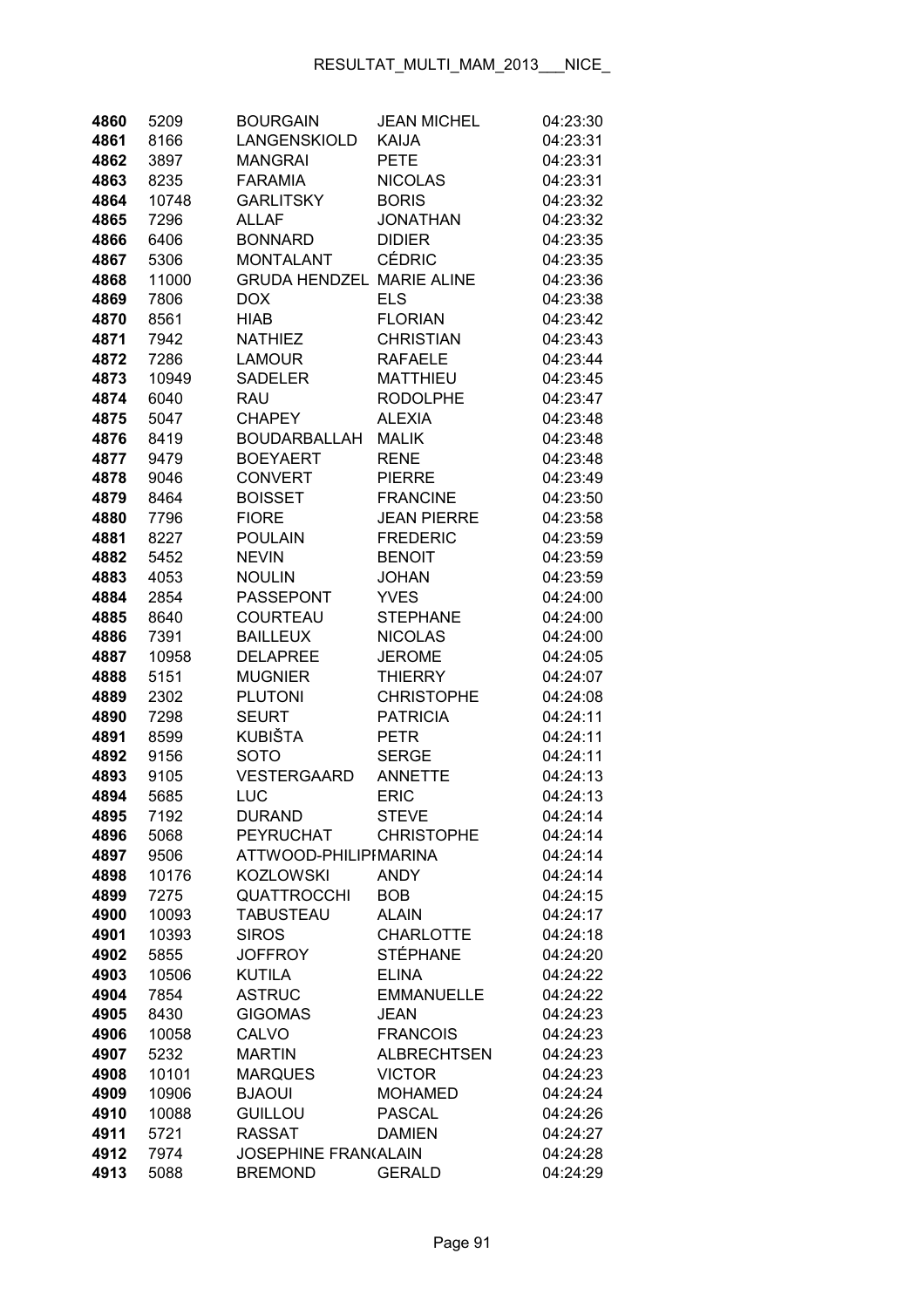| | | | | |
|---|---|---|---|---|
| 4860 | 5209 | BOURGAIN | JEAN MICHEL | 04:23:30 |
| 4861 | 8166 | LANGENSKIOLD | KAIJA | 04:23:31 |
| 4862 | 3897 | MANGRAI | PETE | 04:23:31 |
| 4863 | 8235 | FARAMIA | NICOLAS | 04:23:31 |
| 4864 | 10748 | GARLITSKY | BORIS | 04:23:32 |
| 4865 | 7296 | ALLAF | JONATHAN | 04:23:32 |
| 4866 | 6406 | BONNARD | DIDIER | 04:23:35 |
| 4867 | 5306 | MONTALANT | CÉDRIC | 04:23:35 |
| 4868 | 11000 | GRUDA HENDZEL | MARIE ALINE | 04:23:36 |
| 4869 | 7806 | DOX | ELS | 04:23:38 |
| 4870 | 8561 | HIAB | FLORIAN | 04:23:42 |
| 4871 | 7942 | NATHIEZ | CHRISTIAN | 04:23:43 |
| 4872 | 7286 | LAMOUR | RAFAELE | 04:23:44 |
| 4873 | 10949 | SADELER | MATTHIEU | 04:23:45 |
| 4874 | 6040 | RAU | RODOLPHE | 04:23:47 |
| 4875 | 5047 | CHAPEY | ALEXIA | 04:23:48 |
| 4876 | 8419 | BOUDARBALLAH | MALIK | 04:23:48 |
| 4877 | 9479 | BOEYAERT | RENE | 04:23:48 |
| 4878 | 9046 | CONVERT | PIERRE | 04:23:49 |
| 4879 | 8464 | BOISSET | FRANCINE | 04:23:50 |
| 4880 | 7796 | FIORE | JEAN PIERRE | 04:23:58 |
| 4881 | 8227 | POULAIN | FREDERIC | 04:23:59 |
| 4882 | 5452 | NEVIN | BENOIT | 04:23:59 |
| 4883 | 4053 | NOULIN | JOHAN | 04:23:59 |
| 4884 | 2854 | PASSEPONT | YVES | 04:24:00 |
| 4885 | 8640 | COURTEAU | STEPHANE | 04:24:00 |
| 4886 | 7391 | BAILLEUX | NICOLAS | 04:24:00 |
| 4887 | 10958 | DELAPREE | JEROME | 04:24:05 |
| 4888 | 5151 | MUGNIER | THIERRY | 04:24:07 |
| 4889 | 2302 | PLUTONI | CHRISTOPHE | 04:24:08 |
| 4890 | 7298 | SEURT | PATRICIA | 04:24:11 |
| 4891 | 8599 | KUBIŠTA | PETR | 04:24:11 |
| 4892 | 9156 | SOTO | SERGE | 04:24:11 |
| 4893 | 9105 | VESTERGAARD | ANNETTE | 04:24:13 |
| 4894 | 5685 | LUC | ERIC | 04:24:13 |
| 4895 | 7192 | DURAND | STEVE | 04:24:14 |
| 4896 | 5068 | PEYRUCHAT | CHRISTOPHE | 04:24:14 |
| 4897 | 9506 | ATTWOOD-PHILIPI | MARINA | 04:24:14 |
| 4898 | 10176 | KOZLOWSKI | ANDY | 04:24:14 |
| 4899 | 7275 | QUATTROCCHI | BOB | 04:24:15 |
| 4900 | 10093 | TABUSTEAU | ALAIN | 04:24:17 |
| 4901 | 10393 | SIROS | CHARLOTTE | 04:24:18 |
| 4902 | 5855 | JOFFROY | STÉPHANE | 04:24:20 |
| 4903 | 10506 | KUTILA | ELINA | 04:24:22 |
| 4904 | 7854 | ASTRUC | EMMANUELLE | 04:24:22 |
| 4905 | 8430 | GIGOMAS | JEAN | 04:24:23 |
| 4906 | 10058 | CALVO | FRANCOIS | 04:24:23 |
| 4907 | 5232 | MARTIN | ALBRECHTSEN | 04:24:23 |
| 4908 | 10101 | MARQUES | VICTOR | 04:24:23 |
| 4909 | 10906 | BJAOUI | MOHAMED | 04:24:24 |
| 4910 | 10088 | GUILLOU | PASCAL | 04:24:26 |
| 4911 | 5721 | RASSAT | DAMIEN | 04:24:27 |
| 4912 | 7974 | JOSEPHINE FRAN( | ALAIN | 04:24:28 |
| 4913 | 5088 | BREMOND | GERALD | 04:24:29 |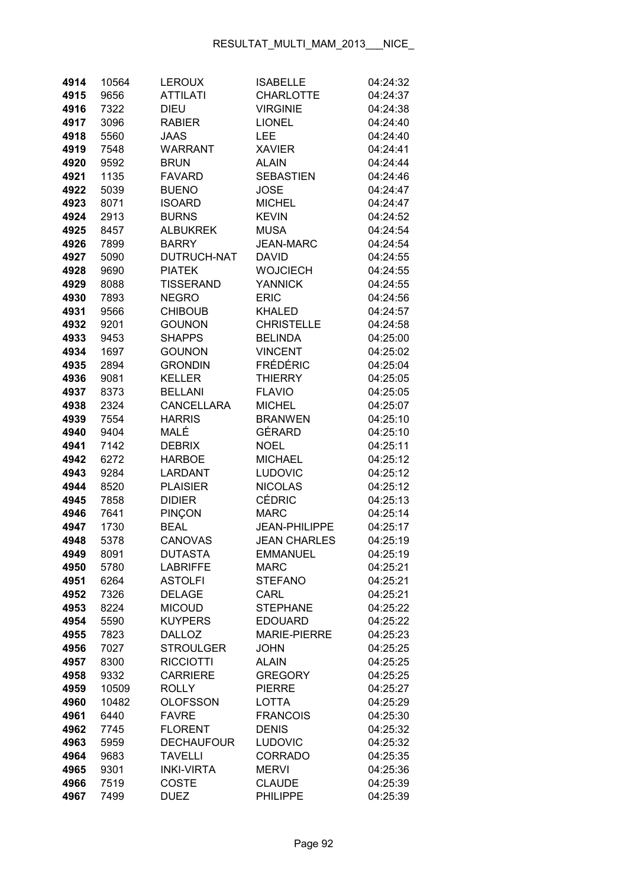| | | | | |
|---|---|---|---|---|
| **4914** | 10564 | LEROUX | ISABELLE | 04:24:32 |
| **4915** | 9656 | ATTILATI | CHARLOTTE | 04:24:37 |
| **4916** | 7322 | DIEU | VIRGINIE | 04:24:38 |
| **4917** | 3096 | RABIER | LIONEL | 04:24:40 |
| **4918** | 5560 | JAAS | LEE | 04:24:40 |
| **4919** | 7548 | WARRANT | XAVIER | 04:24:41 |
| **4920** | 9592 | BRUN | ALAIN | 04:24:44 |
| **4921** | 1135 | FAVARD | SEBASTIEN | 04:24:46 |
| **4922** | 5039 | BUENO | JOSE | 04:24:47 |
| **4923** | 8071 | ISOARD | MICHEL | 04:24:47 |
| **4924** | 2913 | BURNS | KEVIN | 04:24:52 |
| **4925** | 8457 | ALBUKREK | MUSA | 04:24:54 |
| **4926** | 7899 | BARRY | JEAN-MARC | 04:24:54 |
| **4927** | 5090 | DUTRUCH-NAT | DAVID | 04:24:55 |
| **4928** | 9690 | PIATEK | WOJCIECH | 04:24:55 |
| **4929** | 8088 | TISSERAND | YANNICK | 04:24:55 |
| **4930** | 7893 | NEGRO | ERIC | 04:24:56 |
| **4931** | 9566 | CHIBOUB | KHALED | 04:24:57 |
| **4932** | 9201 | GOUNON | CHRISTELLE | 04:24:58 |
| **4933** | 9453 | SHAPPS | BELINDA | 04:25:00 |
| **4934** | 1697 | GOUNON | VINCENT | 04:25:02 |
| **4935** | 2894 | GRONDIN | FRÉDÉRIC | 04:25:04 |
| **4936** | 9081 | KELLER | THIERRY | 04:25:05 |
| **4937** | 8373 | BELLANI | FLAVIO | 04:25:05 |
| **4938** | 2324 | CANCELLARA | MICHEL | 04:25:07 |
| **4939** | 7554 | HARRIS | BRANWEN | 04:25:10 |
| **4940** | 9404 | MALÉ | GÉRARD | 04:25:10 |
| **4941** | 7142 | DEBRIX | NOEL | 04:25:11 |
| **4942** | 6272 | HARBOE | MICHAEL | 04:25:12 |
| **4943** | 9284 | LARDANT | LUDOVIC | 04:25:12 |
| **4944** | 8520 | PLAISIER | NICOLAS | 04:25:12 |
| **4945** | 7858 | DIDIER | CÉDRIC | 04:25:13 |
| **4946** | 7641 | PINÇON | MARC | 04:25:14 |
| **4947** | 1730 | BEAL | JEAN-PHILIPPE | 04:25:17 |
| **4948** | 5378 | CANOVAS | JEAN CHARLES | 04:25:19 |
| **4949** | 8091 | DUTASTA | EMMANUEL | 04:25:19 |
| **4950** | 5780 | LABRIFFE | MARC | 04:25:21 |
| **4951** | 6264 | ASTOLFI | STEFANO | 04:25:21 |
| **4952** | 7326 | DELAGE | CARL | 04:25:21 |
| **4953** | 8224 | MICOUD | STEPHANE | 04:25:22 |
| **4954** | 5590 | KUYPERS | EDOUARD | 04:25:22 |
| **4955** | 7823 | DALLOZ | MARIE-PIERRE | 04:25:23 |
| **4956** | 7027 | STROULGER | JOHN | 04:25:25 |
| **4957** | 8300 | RICCIOTTI | ALAIN | 04:25:25 |
| **4958** | 9332 | CARRIERE | GREGORY | 04:25:25 |
| **4959** | 10509 | ROLLY | PIERRE | 04:25:27 |
| **4960** | 10482 | OLOFSSON | LOTTA | 04:25:29 |
| **4961** | 6440 | FAVRE | FRANCOIS | 04:25:30 |
| **4962** | 7745 | FLORENT | DENIS | 04:25:32 |
| **4963** | 5959 | DECHAUFOUR | LUDOVIC | 04:25:32 |
| **4964** | 9683 | TAVELLI | CORRADO | 04:25:35 |
| **4965** | 9301 | INKI-VIRTA | MERVI | 04:25:36 |
| **4966** | 7519 | COSTE | CLAUDE | 04:25:39 |
| **4967** | 7499 | DUEZ | PHILIPPE | 04:25:39 |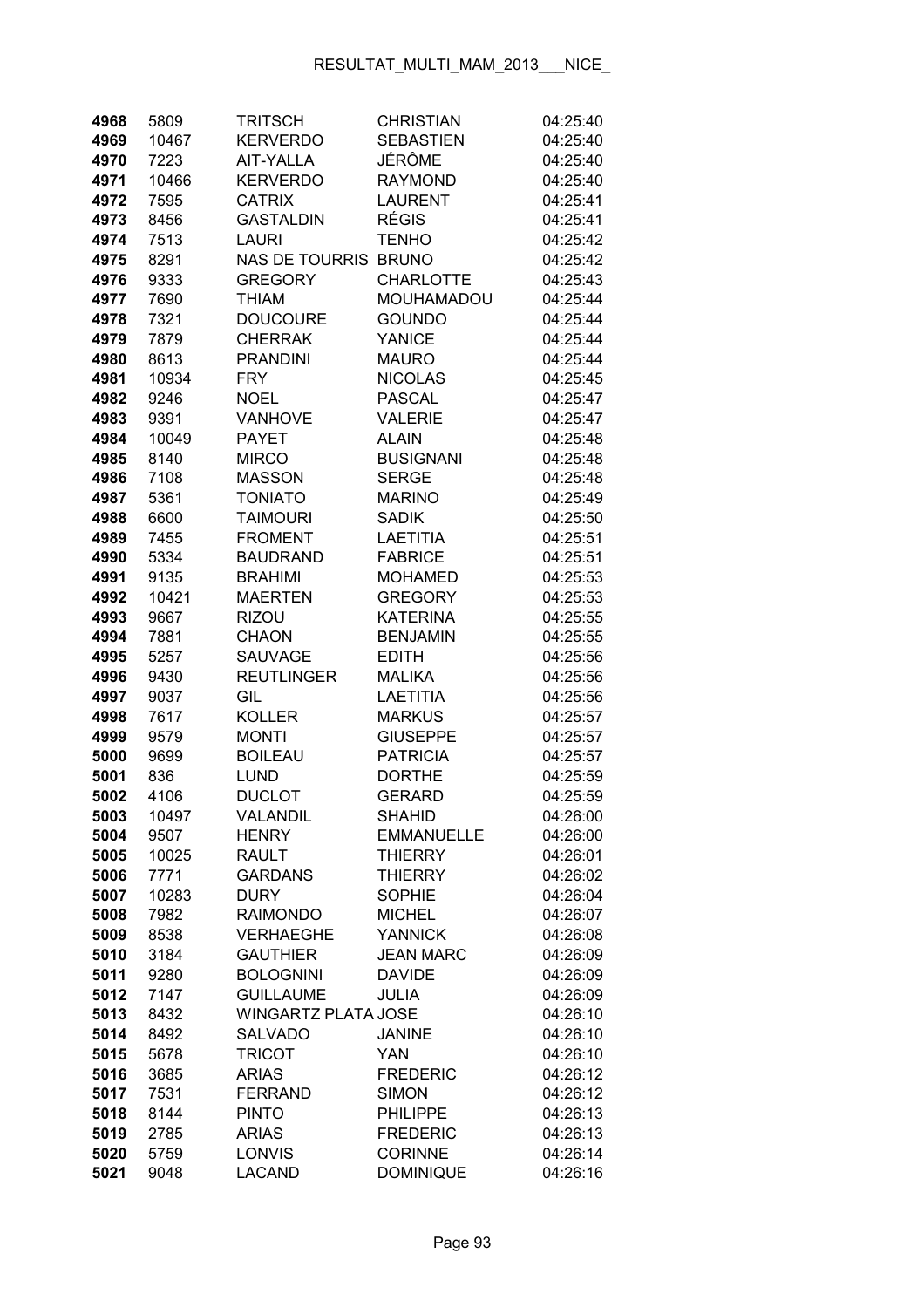| | | | | |
|---|---|---|---|---|
| 4968 | 5809 | TRITSCH | CHRISTIAN | 04:25:40 |
| 4969 | 10467 | KERVERDO | SEBASTIEN | 04:25:40 |
| 4970 | 7223 | AIT-YALLA | JÉRÔME | 04:25:40 |
| 4971 | 10466 | KERVERDO | RAYMOND | 04:25:40 |
| 4972 | 7595 | CATRIX | LAURENT | 04:25:41 |
| 4973 | 8456 | GASTALDIN | RÉGIS | 04:25:41 |
| 4974 | 7513 | LAURI | TENHO | 04:25:42 |
| 4975 | 8291 | NAS DE TOURRIS | BRUNO | 04:25:42 |
| 4976 | 9333 | GREGORY | CHARLOTTE | 04:25:43 |
| 4977 | 7690 | THIAM | MOUHAMADOU | 04:25:44 |
| 4978 | 7321 | DOUCOURE | GOUNDO | 04:25:44 |
| 4979 | 7879 | CHERRAK | YANICE | 04:25:44 |
| 4980 | 8613 | PRANDINI | MAURO | 04:25:44 |
| 4981 | 10934 | FRY | NICOLAS | 04:25:45 |
| 4982 | 9246 | NOEL | PASCAL | 04:25:47 |
| 4983 | 9391 | VANHOVE | VALERIE | 04:25:47 |
| 4984 | 10049 | PAYET | ALAIN | 04:25:48 |
| 4985 | 8140 | MIRCO | BUSIGNANI | 04:25:48 |
| 4986 | 7108 | MASSON | SERGE | 04:25:48 |
| 4987 | 5361 | TONIATO | MARINO | 04:25:49 |
| 4988 | 6600 | TAIMOURI | SADIK | 04:25:50 |
| 4989 | 7455 | FROMENT | LAETITIA | 04:25:51 |
| 4990 | 5334 | BAUDRAND | FABRICE | 04:25:51 |
| 4991 | 9135 | BRAHIMI | MOHAMED | 04:25:53 |
| 4992 | 10421 | MAERTEN | GREGORY | 04:25:53 |
| 4993 | 9667 | RIZOU | KATERINA | 04:25:55 |
| 4994 | 7881 | CHAON | BENJAMIN | 04:25:55 |
| 4995 | 5257 | SAUVAGE | EDITH | 04:25:56 |
| 4996 | 9430 | REUTLINGER | MALIKA | 04:25:56 |
| 4997 | 9037 | GIL | LAETITIA | 04:25:56 |
| 4998 | 7617 | KOLLER | MARKUS | 04:25:57 |
| 4999 | 9579 | MONTI | GIUSEPPE | 04:25:57 |
| 5000 | 9699 | BOILEAU | PATRICIA | 04:25:57 |
| 5001 | 836 | LUND | DORTHE | 04:25:59 |
| 5002 | 4106 | DUCLOT | GERARD | 04:25:59 |
| 5003 | 10497 | VALANDIL | SHAHID | 04:26:00 |
| 5004 | 9507 | HENRY | EMMANUELLE | 04:26:00 |
| 5005 | 10025 | RAULT | THIERRY | 04:26:01 |
| 5006 | 7771 | GARDANS | THIERRY | 04:26:02 |
| 5007 | 10283 | DURY | SOPHIE | 04:26:04 |
| 5008 | 7982 | RAIMONDO | MICHEL | 04:26:07 |
| 5009 | 8538 | VERHAEGHE | YANNICK | 04:26:08 |
| 5010 | 3184 | GAUTHIER | JEAN MARC | 04:26:09 |
| 5011 | 9280 | BOLOGNINI | DAVIDE | 04:26:09 |
| 5012 | 7147 | GUILLAUME | JULIA | 04:26:09 |
| 5013 | 8432 | WINGARTZ PLATA | JOSE | 04:26:10 |
| 5014 | 8492 | SALVADO | JANINE | 04:26:10 |
| 5015 | 5678 | TRICOT | YAN | 04:26:10 |
| 5016 | 3685 | ARIAS | FREDERIC | 04:26:12 |
| 5017 | 7531 | FERRAND | SIMON | 04:26:12 |
| 5018 | 8144 | PINTO | PHILIPPE | 04:26:13 |
| 5019 | 2785 | ARIAS | FREDERIC | 04:26:13 |
| 5020 | 5759 | LONVIS | CORINNE | 04:26:14 |
| 5021 | 9048 | LACAND | DOMINIQUE | 04:26:16 |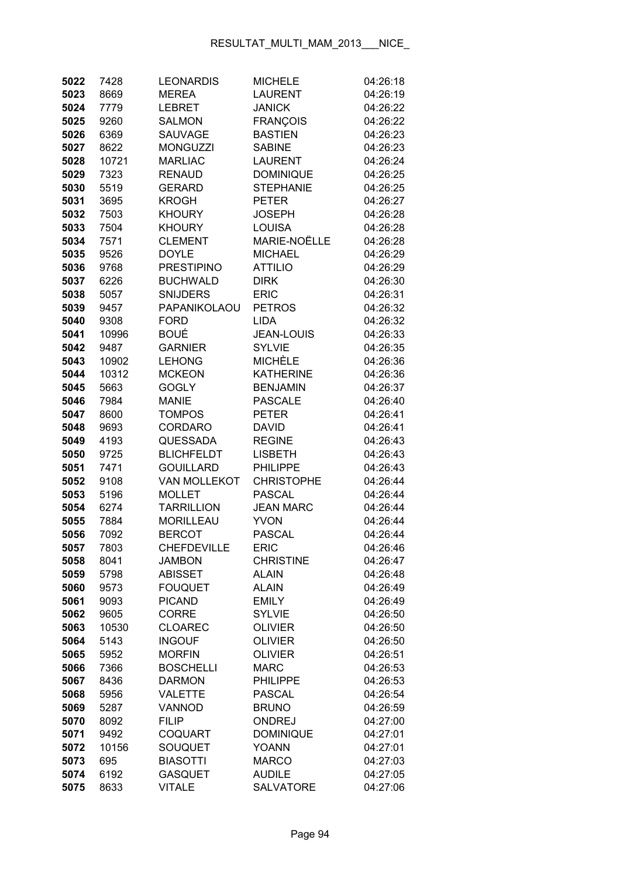| | | | | |
|---|---|---|---|---|
| **5022** | 7428 | LEONARDIS | MICHELE | 04:26:18 |
| **5023** | 8669 | MEREA | LAURENT | 04:26:19 |
| **5024** | 7779 | LEBRET | JANICK | 04:26:22 |
| **5025** | 9260 | SALMON | FRANÇOIS | 04:26:22 |
| **5026** | 6369 | SAUVAGE | BASTIEN | 04:26:23 |
| **5027** | 8622 | MONGUZZI | SABINE | 04:26:23 |
| **5028** | 10721 | MARLIAC | LAURENT | 04:26:24 |
| **5029** | 7323 | RENAUD | DOMINIQUE | 04:26:25 |
| **5030** | 5519 | GERARD | STEPHANIE | 04:26:25 |
| **5031** | 3695 | KROGH | PETER | 04:26:27 |
| **5032** | 7503 | KHOURY | JOSEPH | 04:26:28 |
| **5033** | 7504 | KHOURY | LOUISA | 04:26:28 |
| **5034** | 7571 | CLEMENT | MARIE-NOËLLE | 04:26:28 |
| **5035** | 9526 | DOYLE | MICHAEL | 04:26:29 |
| **5036** | 9768 | PRESTIPINO | ATTILIO | 04:26:29 |
| **5037** | 6226 | BUCHWALD | DIRK | 04:26:30 |
| **5038** | 5057 | SNIJDERS | ERIC | 04:26:31 |
| **5039** | 9457 | PAPANIKOLAOU | PETROS | 04:26:32 |
| **5040** | 9308 | FORD | LIDA | 04:26:32 |
| **5041** | 10996 | BOUÉ | JEAN-LOUIS | 04:26:33 |
| **5042** | 9487 | GARNIER | SYLVIE | 04:26:35 |
| **5043** | 10902 | LEHONG | MICHÈLE | 04:26:36 |
| **5044** | 10312 | MCKEON | KATHERINE | 04:26:36 |
| **5045** | 5663 | GOGLY | BENJAMIN | 04:26:37 |
| **5046** | 7984 | MANIE | PASCALE | 04:26:40 |
| **5047** | 8600 | TOMPOS | PETER | 04:26:41 |
| **5048** | 9693 | CORDARO | DAVID | 04:26:41 |
| **5049** | 4193 | QUESSADA | REGINE | 04:26:43 |
| **5050** | 9725 | BLICHFELDT | LISBETH | 04:26:43 |
| **5051** | 7471 | GOUILLARD | PHILIPPE | 04:26:43 |
| **5052** | 9108 | VAN MOLLEKOT | CHRISTOPHE | 04:26:44 |
| **5053** | 5196 | MOLLET | PASCAL | 04:26:44 |
| **5054** | 6274 | TARRILLION | JEAN MARC | 04:26:44 |
| **5055** | 7884 | MORILLEAU | YVON | 04:26:44 |
| **5056** | 7092 | BERCOT | PASCAL | 04:26:44 |
| **5057** | 7803 | CHEFDEVILLE | ERIC | 04:26:46 |
| **5058** | 8041 | JAMBON | CHRISTINE | 04:26:47 |
| **5059** | 5798 | ABISSET | ALAIN | 04:26:48 |
| **5060** | 9573 | FOUQUET | ALAIN | 04:26:49 |
| **5061** | 9093 | PICAND | EMILY | 04:26:49 |
| **5062** | 9605 | CORRE | SYLVIE | 04:26:50 |
| **5063** | 10530 | CLOAREC | OLIVIER | 04:26:50 |
| **5064** | 5143 | INGOUF | OLIVIER | 04:26:50 |
| **5065** | 5952 | MORFIN | OLIVIER | 04:26:51 |
| **5066** | 7366 | BOSCHELLI | MARC | 04:26:53 |
| **5067** | 8436 | DARMON | PHILIPPE | 04:26:53 |
| **5068** | 5956 | VALETTE | PASCAL | 04:26:54 |
| **5069** | 5287 | VANNOD | BRUNO | 04:26:59 |
| **5070** | 8092 | FILIP | ONDREJ | 04:27:00 |
| **5071** | 9492 | COQUART | DOMINIQUE | 04:27:01 |
| **5072** | 10156 | SOUQUET | YOANN | 04:27:01 |
| **5073** | 695 | BIASOTTI | MARCO | 04:27:03 |
| **5074** | 6192 | GASQUET | AUDILE | 04:27:05 |
| **5075** | 8633 | VITALE | SALVATORE | 04:27:06 |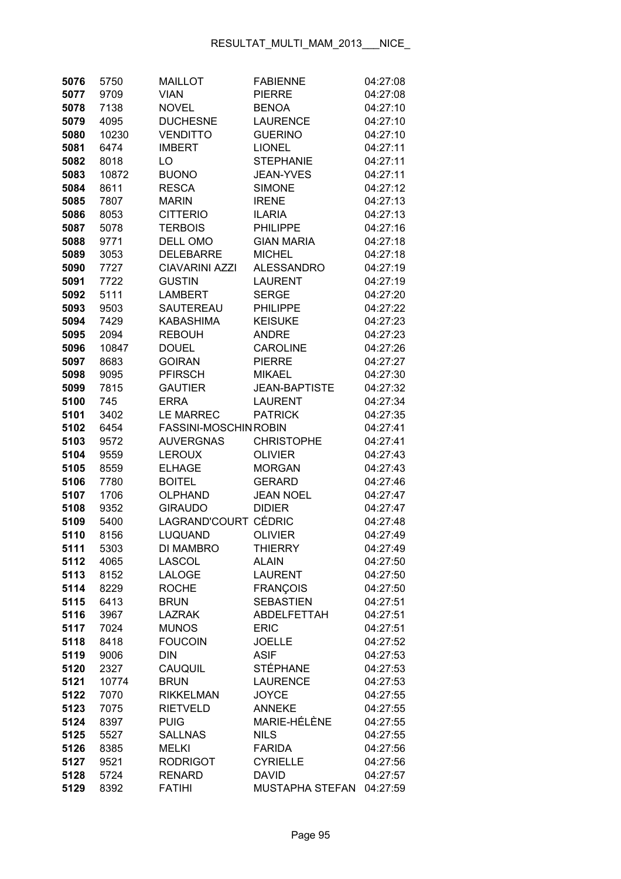| | | | | |
|---|---|---|---|---|
| 5076 | 5750 | MAILLOT | FABIENNE | 04:27:08 |
| 5077 | 9709 | VIAN | PIERRE | 04:27:08 |
| 5078 | 7138 | NOVEL | BENOA | 04:27:10 |
| 5079 | 4095 | DUCHESNE | LAURENCE | 04:27:10 |
| 5080 | 10230 | VENDITTO | GUERINO | 04:27:10 |
| 5081 | 6474 | IMBERT | LIONEL | 04:27:11 |
| 5082 | 8018 | LO | STEPHANIE | 04:27:11 |
| 5083 | 10872 | BUONO | JEAN-YVES | 04:27:11 |
| 5084 | 8611 | RESCA | SIMONE | 04:27:12 |
| 5085 | 7807 | MARIN | IRENE | 04:27:13 |
| 5086 | 8053 | CITTERIO | ILARIA | 04:27:13 |
| 5087 | 5078 | TERBOIS | PHILIPPE | 04:27:16 |
| 5088 | 9771 | DELL OMO | GIAN MARIA | 04:27:18 |
| 5089 | 3053 | DELEBARRE | MICHEL | 04:27:18 |
| 5090 | 7727 | CIAVARINI AZZI | ALESSANDRO | 04:27:19 |
| 5091 | 7722 | GUSTIN | LAURENT | 04:27:19 |
| 5092 | 5111 | LAMBERT | SERGE | 04:27:20 |
| 5093 | 9503 | SAUTEREAU | PHILIPPE | 04:27:22 |
| 5094 | 7429 | KABASHIMA | KEISUKE | 04:27:23 |
| 5095 | 2094 | REBOUH | ANDRE | 04:27:23 |
| 5096 | 10847 | DOUEL | CAROLINE | 04:27:26 |
| 5097 | 8683 | GOIRAN | PIERRE | 04:27:27 |
| 5098 | 9095 | PFIRSCH | MIKAEL | 04:27:30 |
| 5099 | 7815 | GAUTIER | JEAN-BAPTISTE | 04:27:32 |
| 5100 | 745 | ERRA | LAURENT | 04:27:34 |
| 5101 | 3402 | LE MARREC | PATRICK | 04:27:35 |
| 5102 | 6454 | FASSINI-MOSCHIN | ROBIN | 04:27:41 |
| 5103 | 9572 | AUVERGNAS | CHRISTOPHE | 04:27:41 |
| 5104 | 9559 | LEROUX | OLIVIER | 04:27:43 |
| 5105 | 8559 | ELHAGE | MORGAN | 04:27:43 |
| 5106 | 7780 | BOITEL | GERARD | 04:27:46 |
| 5107 | 1706 | OLPHAND | JEAN NOEL | 04:27:47 |
| 5108 | 9352 | GIRAUDO | DIDIER | 04:27:47 |
| 5109 | 5400 | LAGRAND'COURT | CÉDRIC | 04:27:48 |
| 5110 | 8156 | LUQUAND | OLIVIER | 04:27:49 |
| 5111 | 5303 | DI MAMBRO | THIERRY | 04:27:49 |
| 5112 | 4065 | LASCOL | ALAIN | 04:27:50 |
| 5113 | 8152 | LALOGE | LAURENT | 04:27:50 |
| 5114 | 8229 | ROCHE | FRANÇOIS | 04:27:50 |
| 5115 | 6413 | BRUN | SEBASTIEN | 04:27:51 |
| 5116 | 3967 | LAZRAK | ABDELFETTAH | 04:27:51 |
| 5117 | 7024 | MUNOS | ERIC | 04:27:51 |
| 5118 | 8418 | FOUCOIN | JOELLE | 04:27:52 |
| 5119 | 9006 | DIN | ASIF | 04:27:53 |
| 5120 | 2327 | CAUQUIL | STÉPHANE | 04:27:53 |
| 5121 | 10774 | BRUN | LAURENCE | 04:27:53 |
| 5122 | 7070 | RIKKELMAN | JOYCE | 04:27:55 |
| 5123 | 7075 | RIETVELD | ANNEKE | 04:27:55 |
| 5124 | 8397 | PUIG | MARIE-HÉLÈNE | 04:27:55 |
| 5125 | 5527 | SALLNAS | NILS | 04:27:55 |
| 5126 | 8385 | MELKI | FARIDA | 04:27:56 |
| 5127 | 9521 | RODRIGOT | CYRIELLE | 04:27:56 |
| 5128 | 5724 | RENARD | DAVID | 04:27:57 |
| 5129 | 8392 | FATIHI | MUSTAPHA STEFAN | 04:27:59 |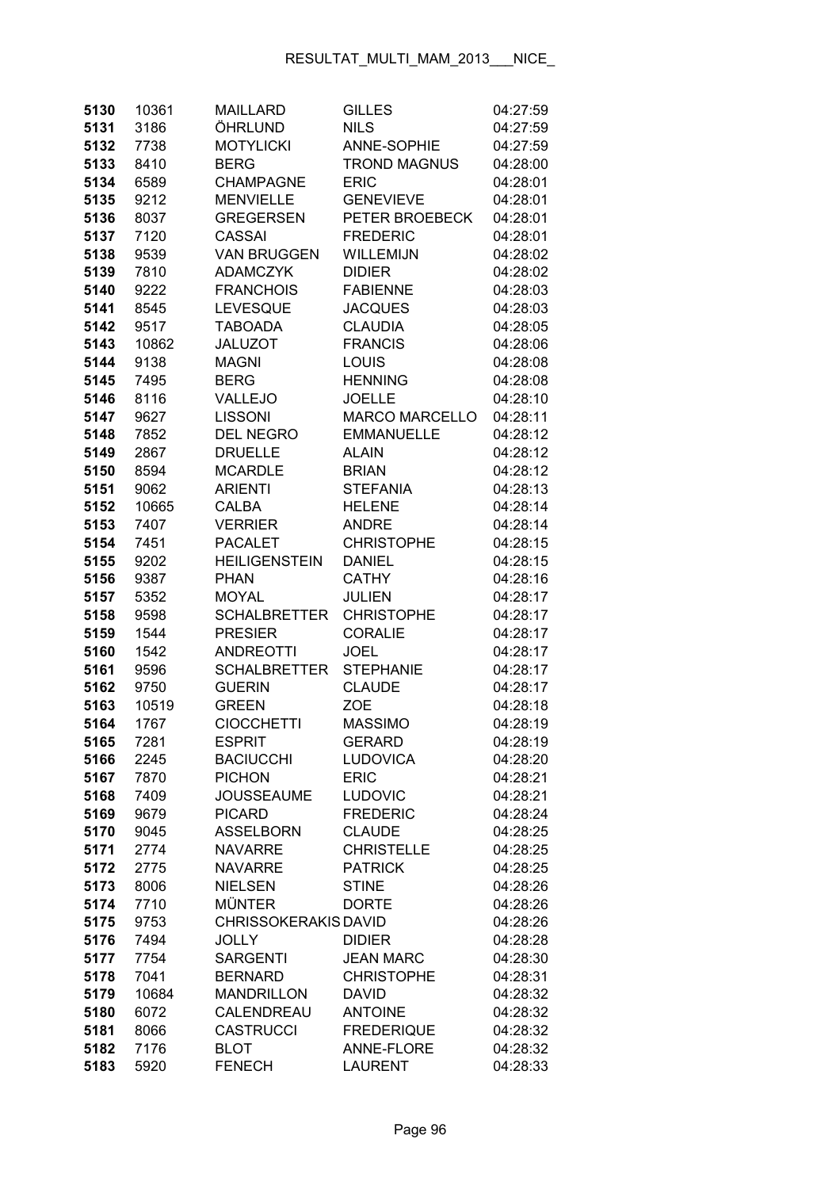| | | | | |
|---|---|---|---|---|
| 5130 | 10361 | MAILLARD | GILLES | 04:27:59 |
| 5131 | 3186 | ÖHRLUND | NILS | 04:27:59 |
| 5132 | 7738 | MOTYLICKI | ANNE-SOPHIE | 04:27:59 |
| 5133 | 8410 | BERG | TROND MAGNUS | 04:28:00 |
| 5134 | 6589 | CHAMPAGNE | ERIC | 04:28:01 |
| 5135 | 9212 | MENVIELLE | GENEVIEVE | 04:28:01 |
| 5136 | 8037 | GREGERSEN | PETER BROEBECK | 04:28:01 |
| 5137 | 7120 | CASSAI | FREDERIC | 04:28:01 |
| 5138 | 9539 | VAN BRUGGEN | WILLEMIJN | 04:28:02 |
| 5139 | 7810 | ADAMCZYK | DIDIER | 04:28:02 |
| 5140 | 9222 | FRANCHOIS | FABIENNE | 04:28:03 |
| 5141 | 8545 | LEVESQUE | JACQUES | 04:28:03 |
| 5142 | 9517 | TABOADA | CLAUDIA | 04:28:05 |
| 5143 | 10862 | JALUZOT | FRANCIS | 04:28:06 |
| 5144 | 9138 | MAGNI | LOUIS | 04:28:08 |
| 5145 | 7495 | BERG | HENNING | 04:28:08 |
| 5146 | 8116 | VALLEJO | JOELLE | 04:28:10 |
| 5147 | 9627 | LISSONI | MARCO MARCELLO | 04:28:11 |
| 5148 | 7852 | DEL NEGRO | EMMANUELLE | 04:28:12 |
| 5149 | 2867 | DRUELLE | ALAIN | 04:28:12 |
| 5150 | 8594 | MCARDLE | BRIAN | 04:28:12 |
| 5151 | 9062 | ARIENTI | STEFANIA | 04:28:13 |
| 5152 | 10665 | CALBA | HELENE | 04:28:14 |
| 5153 | 7407 | VERRIER | ANDRE | 04:28:14 |
| 5154 | 7451 | PACALET | CHRISTOPHE | 04:28:15 |
| 5155 | 9202 | HEILIGENSTEIN | DANIEL | 04:28:15 |
| 5156 | 9387 | PHAN | CATHY | 04:28:16 |
| 5157 | 5352 | MOYAL | JULIEN | 04:28:17 |
| 5158 | 9598 | SCHALBRETTER | CHRISTOPHE | 04:28:17 |
| 5159 | 1544 | PRESIER | CORALIE | 04:28:17 |
| 5160 | 1542 | ANDREOTTI | JOEL | 04:28:17 |
| 5161 | 9596 | SCHALBRETTER | STEPHANIE | 04:28:17 |
| 5162 | 9750 | GUERIN | CLAUDE | 04:28:17 |
| 5163 | 10519 | GREEN | ZOE | 04:28:18 |
| 5164 | 1767 | CIOCCHETTI | MASSIMO | 04:28:19 |
| 5165 | 7281 | ESPRIT | GERARD | 04:28:19 |
| 5166 | 2245 | BACIUCCHI | LUDOVICA | 04:28:20 |
| 5167 | 7870 | PICHON | ERIC | 04:28:21 |
| 5168 | 7409 | JOUSSEAUME | LUDOVIC | 04:28:21 |
| 5169 | 9679 | PICARD | FREDERIC | 04:28:24 |
| 5170 | 9045 | ASSELBORN | CLAUDE | 04:28:25 |
| 5171 | 2774 | NAVARRE | CHRISTELLE | 04:28:25 |
| 5172 | 2775 | NAVARRE | PATRICK | 04:28:25 |
| 5173 | 8006 | NIELSEN | STINE | 04:28:26 |
| 5174 | 7710 | MÜNTER | DORTE | 04:28:26 |
| 5175 | 9753 | CHRISSOKERAKIS | DAVID | 04:28:26 |
| 5176 | 7494 | JOLLY | DIDIER | 04:28:28 |
| 5177 | 7754 | SARGENTI | JEAN MARC | 04:28:30 |
| 5178 | 7041 | BERNARD | CHRISTOPHE | 04:28:31 |
| 5179 | 10684 | MANDRILLON | DAVID | 04:28:32 |
| 5180 | 6072 | CALENDREAU | ANTOINE | 04:28:32 |
| 5181 | 8066 | CASTRUCCI | FREDERIQUE | 04:28:32 |
| 5182 | 7176 | BLOT | ANNE-FLORE | 04:28:32 |
| 5183 | 5920 | FENECH | LAURENT | 04:28:33 |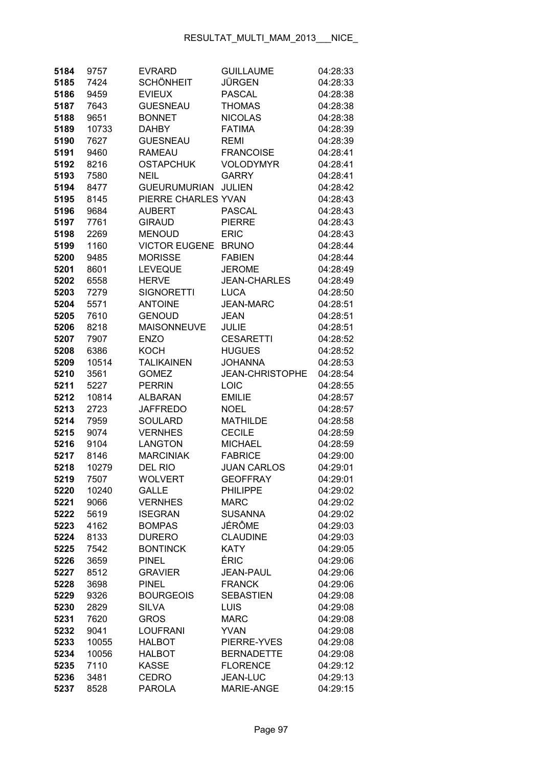| | | | | |
|---|---|---|---|---|
| 5184 | 9757 | EVRARD | GUILLAUME | 04:28:33 |
| 5185 | 7424 | SCHÖNHEIT | JÜRGEN | 04:28:33 |
| 5186 | 9459 | EVIEUX | PASCAL | 04:28:38 |
| 5187 | 7643 | GUESNEAU | THOMAS | 04:28:38 |
| 5188 | 9651 | BONNET | NICOLAS | 04:28:38 |
| 5189 | 10733 | DAHBY | FATIMA | 04:28:39 |
| 5190 | 7627 | GUESNEAU | REMI | 04:28:39 |
| 5191 | 9460 | RAMEAU | FRANCOISE | 04:28:41 |
| 5192 | 8216 | OSTAPCHUK | VOLODYMYR | 04:28:41 |
| 5193 | 7580 | NEIL | GARRY | 04:28:41 |
| 5194 | 8477 | GUEURUMURIAN | JULIEN | 04:28:42 |
| 5195 | 8145 | PIERRE CHARLES | YVAN | 04:28:43 |
| 5196 | 9684 | AUBERT | PASCAL | 04:28:43 |
| 5197 | 7761 | GIRAUD | PIERRE | 04:28:43 |
| 5198 | 2269 | MENOUD | ERIC | 04:28:43 |
| 5199 | 1160 | VICTOR EUGENE | BRUNO | 04:28:44 |
| 5200 | 9485 | MORISSE | FABIEN | 04:28:44 |
| 5201 | 8601 | LEVEQUE | JEROME | 04:28:49 |
| 5202 | 6558 | HERVE | JEAN-CHARLES | 04:28:49 |
| 5203 | 7279 | SIGNORETTI | LUCA | 04:28:50 |
| 5204 | 5571 | ANTOINE | JEAN-MARC | 04:28:51 |
| 5205 | 7610 | GENOUD | JEAN | 04:28:51 |
| 5206 | 8218 | MAISONNEUVE | JULIE | 04:28:51 |
| 5207 | 7907 | ENZO | CESARETTI | 04:28:52 |
| 5208 | 6386 | KOCH | HUGUES | 04:28:52 |
| 5209 | 10514 | TALIKAINEN | JOHANNA | 04:28:53 |
| 5210 | 3561 | GOMEZ | JEAN-CHRISTOPHE | 04:28:54 |
| 5211 | 5227 | PERRIN | LOIC | 04:28:55 |
| 5212 | 10814 | ALBARAN | EMILIE | 04:28:57 |
| 5213 | 2723 | JAFFREDO | NOEL | 04:28:57 |
| 5214 | 7959 | SOULARD | MATHILDE | 04:28:58 |
| 5215 | 9074 | VERNHES | CECILE | 04:28:59 |
| 5216 | 9104 | LANGTON | MICHAEL | 04:28:59 |
| 5217 | 8146 | MARCINIAK | FABRICE | 04:29:00 |
| 5218 | 10279 | DEL RIO | JUAN CARLOS | 04:29:01 |
| 5219 | 7507 | WOLVERT | GEOFFRAY | 04:29:01 |
| 5220 | 10240 | GALLE | PHILIPPE | 04:29:02 |
| 5221 | 9066 | VERNHES | MARC | 04:29:02 |
| 5222 | 5619 | ISEGRAN | SUSANNA | 04:29:02 |
| 5223 | 4162 | BOMPAS | JÉRÔME | 04:29:03 |
| 5224 | 8133 | DURERO | CLAUDINE | 04:29:03 |
| 5225 | 7542 | BONTINCK | KATY | 04:29:05 |
| 5226 | 3659 | PINEL | ÉRIC | 04:29:06 |
| 5227 | 8512 | GRAVIER | JEAN-PAUL | 04:29:06 |
| 5228 | 3698 | PINEL | FRANCK | 04:29:06 |
| 5229 | 9326 | BOURGEOIS | SEBASTIEN | 04:29:08 |
| 5230 | 2829 | SILVA | LUIS | 04:29:08 |
| 5231 | 7620 | GROS | MARC | 04:29:08 |
| 5232 | 9041 | LOUFRANI | YVAN | 04:29:08 |
| 5233 | 10055 | HALBOT | PIERRE-YVES | 04:29:08 |
| 5234 | 10056 | HALBOT | BERNADETTE | 04:29:08 |
| 5235 | 7110 | KASSE | FLORENCE | 04:29:12 |
| 5236 | 3481 | CEDRO | JEAN-LUC | 04:29:13 |
| 5237 | 8528 | PAROLA | MARIE-ANGE | 04:29:15 |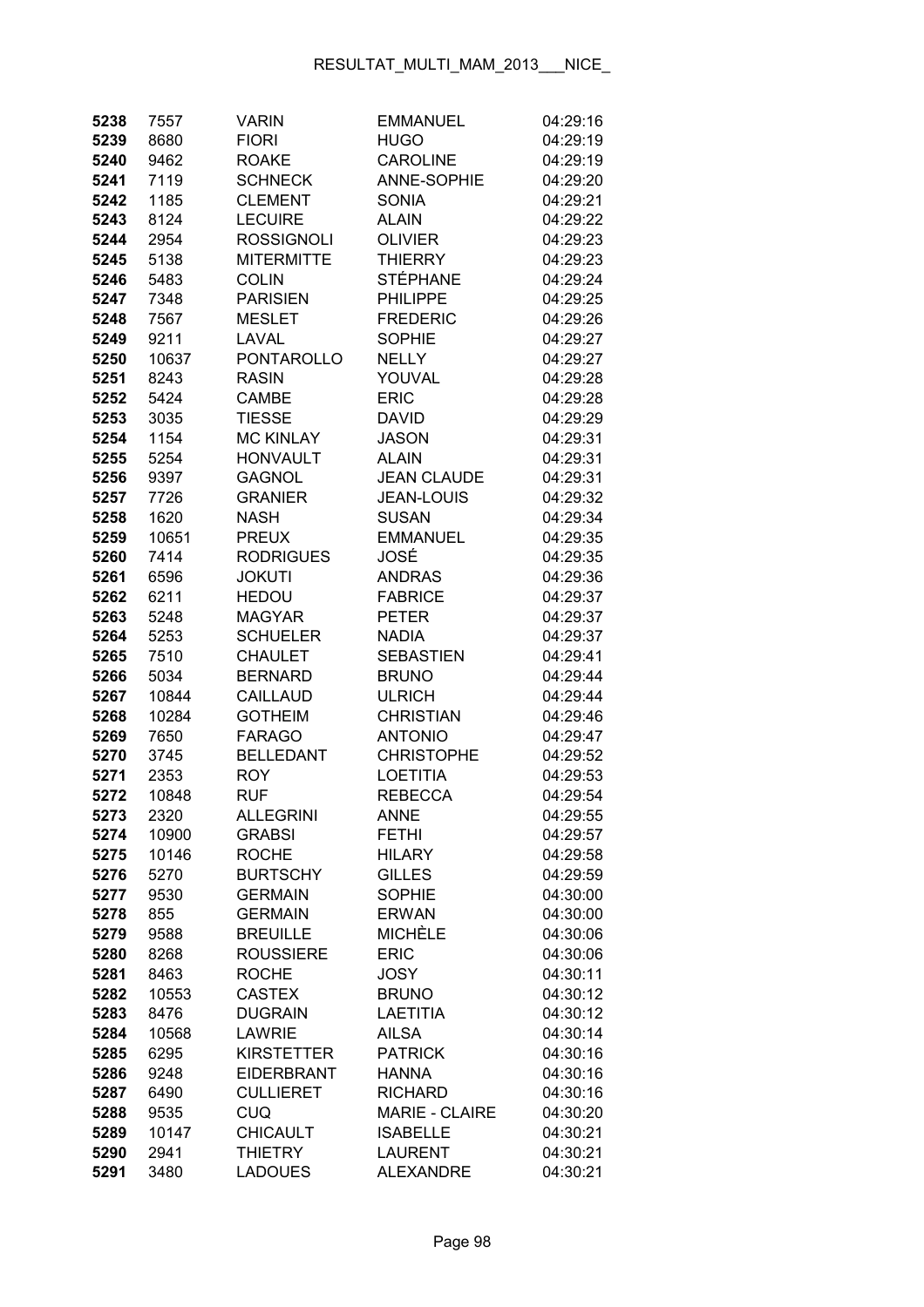| | | | | |
|---|---|---|---|---|
| **5238** | 7557 | VARIN | EMMANUEL | 04:29:16 |
| **5239** | 8680 | FIORI | HUGO | 04:29:19 |
| **5240** | 9462 | ROAKE | CAROLINE | 04:29:19 |
| **5241** | 7119 | SCHNECK | ANNE-SOPHIE | 04:29:20 |
| **5242** | 1185 | CLEMENT | SONIA | 04:29:21 |
| **5243** | 8124 | LECUIRE | ALAIN | 04:29:22 |
| **5244** | 2954 | ROSSIGNOLI | OLIVIER | 04:29:23 |
| **5245** | 5138 | MITERMITTE | THIERRY | 04:29:23 |
| **5246** | 5483 | COLIN | STÉPHANE | 04:29:24 |
| **5247** | 7348 | PARISIEN | PHILIPPE | 04:29:25 |
| **5248** | 7567 | MESLET | FREDERIC | 04:29:26 |
| **5249** | 9211 | LAVAL | SOPHIE | 04:29:27 |
| **5250** | 10637 | PONTAROLLO | NELLY | 04:29:27 |
| **5251** | 8243 | RASIN | YOUVAL | 04:29:28 |
| **5252** | 5424 | CAMBE | ERIC | 04:29:28 |
| **5253** | 3035 | TIESSE | DAVID | 04:29:29 |
| **5254** | 1154 | MC KINLAY | JASON | 04:29:31 |
| **5255** | 5254 | HONVAULT | ALAIN | 04:29:31 |
| **5256** | 9397 | GAGNOL | JEAN CLAUDE | 04:29:31 |
| **5257** | 7726 | GRANIER | JEAN-LOUIS | 04:29:32 |
| **5258** | 1620 | NASH | SUSAN | 04:29:34 |
| **5259** | 10651 | PREUX | EMMANUEL | 04:29:35 |
| **5260** | 7414 | RODRIGUES | JOSÉ | 04:29:35 |
| **5261** | 6596 | JOKUTI | ANDRAS | 04:29:36 |
| **5262** | 6211 | HEDOU | FABRICE | 04:29:37 |
| **5263** | 5248 | MAGYAR | PETER | 04:29:37 |
| **5264** | 5253 | SCHUELER | NADIA | 04:29:37 |
| **5265** | 7510 | CHAULET | SEBASTIEN | 04:29:41 |
| **5266** | 5034 | BERNARD | BRUNO | 04:29:44 |
| **5267** | 10844 | CAILLAUD | ULRICH | 04:29:44 |
| **5268** | 10284 | GOTHEIM | CHRISTIAN | 04:29:46 |
| **5269** | 7650 | FARAGO | ANTONIO | 04:29:47 |
| **5270** | 3745 | BELLEDANT | CHRISTOPHE | 04:29:52 |
| **5271** | 2353 | ROY | LOETITIA | 04:29:53 |
| **5272** | 10848 | RUF | REBECCA | 04:29:54 |
| **5273** | 2320 | ALLEGRINI | ANNE | 04:29:55 |
| **5274** | 10900 | GRABSI | FETHI | 04:29:57 |
| **5275** | 10146 | ROCHE | HILARY | 04:29:58 |
| **5276** | 5270 | BURTSCHY | GILLES | 04:29:59 |
| **5277** | 9530 | GERMAIN | SOPHIE | 04:30:00 |
| **5278** | 855 | GERMAIN | ERWAN | 04:30:00 |
| **5279** | 9588 | BREUILLE | MICHÈLE | 04:30:06 |
| **5280** | 8268 | ROUSSIERE | ERIC | 04:30:06 |
| **5281** | 8463 | ROCHE | JOSY | 04:30:11 |
| **5282** | 10553 | CASTEX | BRUNO | 04:30:12 |
| **5283** | 8476 | DUGRAIN | LAETITIA | 04:30:12 |
| **5284** | 10568 | LAWRIE | AILSA | 04:30:14 |
| **5285** | 6295 | KIRSTETTER | PATRICK | 04:30:16 |
| **5286** | 9248 | EIDERBRANT | HANNA | 04:30:16 |
| **5287** | 6490 | CULLIERET | RICHARD | 04:30:16 |
| **5288** | 9535 | CUQ | MARIE - CLAIRE | 04:30:20 |
| **5289** | 10147 | CHICAULT | ISABELLE | 04:30:21 |
| **5290** | 2941 | THIETRY | LAURENT | 04:30:21 |
| **5291** | 3480 | LADOUES | ALEXANDRE | 04:30:21 |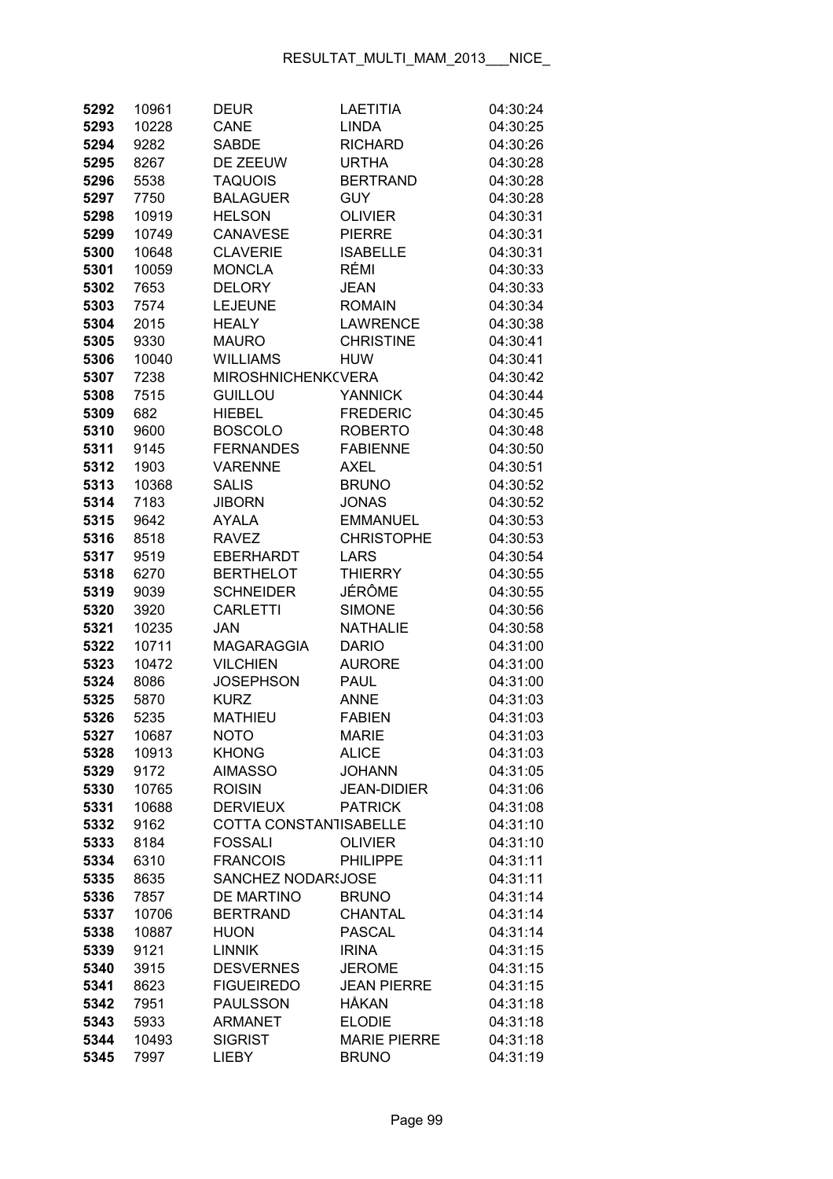| | | | | |
|---|---|---|---|---|
| 5292 | 10961 | DEUR | LAETITIA | 04:30:24 |
| 5293 | 10228 | CANE | LINDA | 04:30:25 |
| 5294 | 9282 | SABDE | RICHARD | 04:30:26 |
| 5295 | 8267 | DE ZEEUW | URTHA | 04:30:28 |
| 5296 | 5538 | TAQUOIS | BERTRAND | 04:30:28 |
| 5297 | 7750 | BALAGUER | GUY | 04:30:28 |
| 5298 | 10919 | HELSON | OLIVIER | 04:30:31 |
| 5299 | 10749 | CANAVESE | PIERRE | 04:30:31 |
| 5300 | 10648 | CLAVERIE | ISABELLE | 04:30:31 |
| 5301 | 10059 | MONCLA | RÉMI | 04:30:33 |
| 5302 | 7653 | DELORY | JEAN | 04:30:33 |
| 5303 | 7574 | LEJEUNE | ROMAIN | 04:30:34 |
| 5304 | 2015 | HEALY | LAWRENCE | 04:30:38 |
| 5305 | 9330 | MAURO | CHRISTINE | 04:30:41 |
| 5306 | 10040 | WILLIAMS | HUW | 04:30:41 |
| 5307 | 7238 | MIROSHNICHENKC | VERA | 04:30:42 |
| 5308 | 7515 | GUILLOU | YANNICK | 04:30:44 |
| 5309 | 682 | HIEBEL | FREDERIC | 04:30:45 |
| 5310 | 9600 | BOSCOLO | ROBERTO | 04:30:48 |
| 5311 | 9145 | FERNANDES | FABIENNE | 04:30:50 |
| 5312 | 1903 | VARENNE | AXEL | 04:30:51 |
| 5313 | 10368 | SALIS | BRUNO | 04:30:52 |
| 5314 | 7183 | JIBORN | JONAS | 04:30:52 |
| 5315 | 9642 | AYALA | EMMANUEL | 04:30:53 |
| 5316 | 8518 | RAVEZ | CHRISTOPHE | 04:30:53 |
| 5317 | 9519 | EBERHARDT | LARS | 04:30:54 |
| 5318 | 6270 | BERTHELOT | THIERRY | 04:30:55 |
| 5319 | 9039 | SCHNEIDER | JÉRÔME | 04:30:55 |
| 5320 | 3920 | CARLETTI | SIMONE | 04:30:56 |
| 5321 | 10235 | JAN | NATHALIE | 04:30:58 |
| 5322 | 10711 | MAGARAGGIA | DARIO | 04:31:00 |
| 5323 | 10472 | VILCHIEN | AURORE | 04:31:00 |
| 5324 | 8086 | JOSEPHSON | PAUL | 04:31:00 |
| 5325 | 5870 | KURZ | ANNE | 04:31:03 |
| 5326 | 5235 | MATHIEU | FABIEN | 04:31:03 |
| 5327 | 10687 | NOTO | MARIE | 04:31:03 |
| 5328 | 10913 | KHONG | ALICE | 04:31:03 |
| 5329 | 9172 | AIMASSO | JOHANN | 04:31:05 |
| 5330 | 10765 | ROISIN | JEAN-DIDIER | 04:31:06 |
| 5331 | 10688 | DERVIEUX | PATRICK | 04:31:08 |
| 5332 | 9162 | COTTA CONSTANTI | ISABELLE | 04:31:10 |
| 5333 | 8184 | FOSSALI | OLIVIER | 04:31:10 |
| 5334 | 6310 | FRANCOIS | PHILIPPE | 04:31:11 |
| 5335 | 8635 | SANCHEZ NODARS | JOSE | 04:31:11 |
| 5336 | 7857 | DE MARTINO | BRUNO | 04:31:14 |
| 5337 | 10706 | BERTRAND | CHANTAL | 04:31:14 |
| 5338 | 10887 | HUON | PASCAL | 04:31:14 |
| 5339 | 9121 | LINNIK | IRINA | 04:31:15 |
| 5340 | 3915 | DESVERNES | JEROME | 04:31:15 |
| 5341 | 8623 | FIGUEIREDO | JEAN PIERRE | 04:31:15 |
| 5342 | 7951 | PAULSSON | HÅKAN | 04:31:18 |
| 5343 | 5933 | ARMANET | ELODIE | 04:31:18 |
| 5344 | 10493 | SIGRIST | MARIE PIERRE | 04:31:18 |
| 5345 | 7997 | LIEBY | BRUNO | 04:31:19 |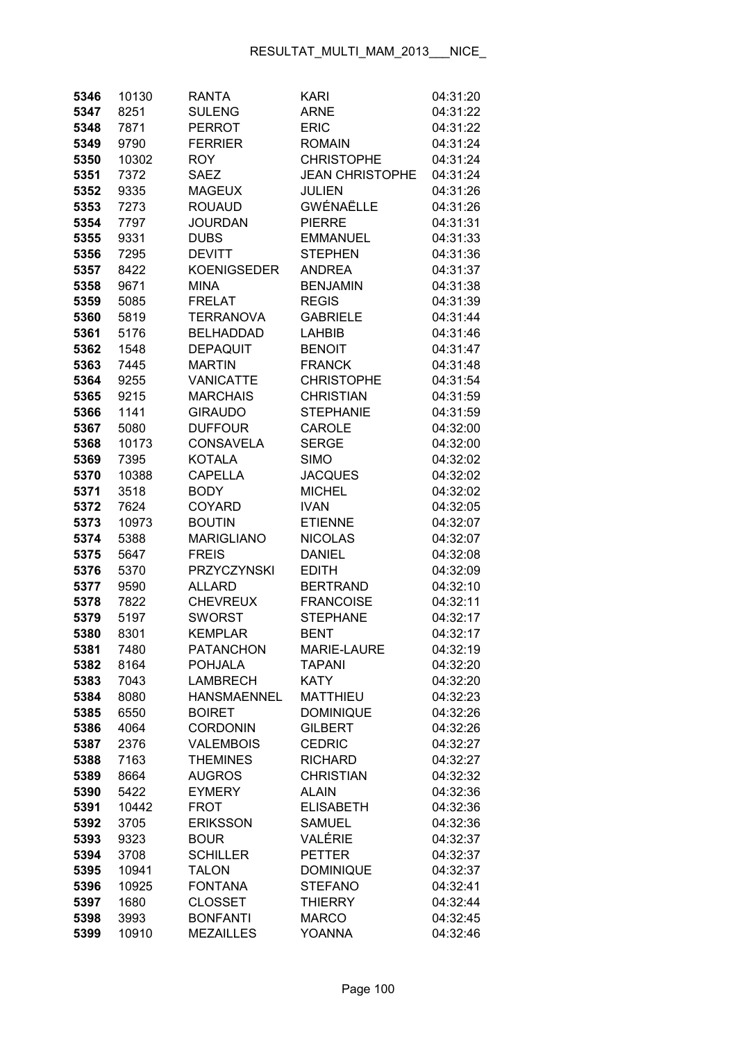| | | | | |
|---|---|---|---|---|
| **5346** | 10130 | RANTA | KARI | 04:31:20 |
| **5347** | 8251 | SULENG | ARNE | 04:31:22 |
| **5348** | 7871 | PERROT | ERIC | 04:31:22 |
| **5349** | 9790 | FERRIER | ROMAIN | 04:31:24 |
| **5350** | 10302 | ROY | CHRISTOPHE | 04:31:24 |
| **5351** | 7372 | SAEZ | JEAN CHRISTOPHE | 04:31:24 |
| **5352** | 9335 | MAGEUX | JULIEN | 04:31:26 |
| **5353** | 7273 | ROUAUD | GWÉNAËLLE | 04:31:26 |
| **5354** | 7797 | JOURDAN | PIERRE | 04:31:31 |
| **5355** | 9331 | DUBS | EMMANUEL | 04:31:33 |
| **5356** | 7295 | DEVITT | STEPHEN | 04:31:36 |
| **5357** | 8422 | KOENIGSEDER | ANDREA | 04:31:37 |
| **5358** | 9671 | MINA | BENJAMIN | 04:31:38 |
| **5359** | 5085 | FRELAT | REGIS | 04:31:39 |
| **5360** | 5819 | TERRANOVA | GABRIELE | 04:31:44 |
| **5361** | 5176 | BELHADDAD | LAHBIB | 04:31:46 |
| **5362** | 1548 | DEPAQUIT | BENOIT | 04:31:47 |
| **5363** | 7445 | MARTIN | FRANCK | 04:31:48 |
| **5364** | 9255 | VANICATTE | CHRISTOPHE | 04:31:54 |
| **5365** | 9215 | MARCHAIS | CHRISTIAN | 04:31:59 |
| **5366** | 1141 | GIRAUDO | STEPHANIE | 04:31:59 |
| **5367** | 5080 | DUFFOUR | CAROLE | 04:32:00 |
| **5368** | 10173 | CONSAVELA | SERGE | 04:32:00 |
| **5369** | 7395 | KOTALA | SIMO | 04:32:02 |
| **5370** | 10388 | CAPELLA | JACQUES | 04:32:02 |
| **5371** | 3518 | BODY | MICHEL | 04:32:02 |
| **5372** | 7624 | COYARD | IVAN | 04:32:05 |
| **5373** | 10973 | BOUTIN | ETIENNE | 04:32:07 |
| **5374** | 5388 | MARIGLIANO | NICOLAS | 04:32:07 |
| **5375** | 5647 | FREIS | DANIEL | 04:32:08 |
| **5376** | 5370 | PRZYCZYNSKI | EDITH | 04:32:09 |
| **5377** | 9590 | ALLARD | BERTRAND | 04:32:10 |
| **5378** | 7822 | CHEVREUX | FRANCOISE | 04:32:11 |
| **5379** | 5197 | SWORST | STEPHANE | 04:32:17 |
| **5380** | 8301 | KEMPLAR | BENT | 04:32:17 |
| **5381** | 7480 | PATANCHON | MARIE-LAURE | 04:32:19 |
| **5382** | 8164 | POHJALA | TAPANI | 04:32:20 |
| **5383** | 7043 | LAMBRECH | KATY | 04:32:20 |
| **5384** | 8080 | HANSMAENNEL | MATTHIEU | 04:32:23 |
| **5385** | 6550 | BOIRET | DOMINIQUE | 04:32:26 |
| **5386** | 4064 | CORDONIN | GILBERT | 04:32:26 |
| **5387** | 2376 | VALEMBOIS | CEDRIC | 04:32:27 |
| **5388** | 7163 | THEMINES | RICHARD | 04:32:27 |
| **5389** | 8664 | AUGROS | CHRISTIAN | 04:32:32 |
| **5390** | 5422 | EYMERY | ALAIN | 04:32:36 |
| **5391** | 10442 | FROT | ELISABETH | 04:32:36 |
| **5392** | 3705 | ERIKSSON | SAMUEL | 04:32:36 |
| **5393** | 9323 | BOUR | VALÉRIE | 04:32:37 |
| **5394** | 3708 | SCHILLER | PETTER | 04:32:37 |
| **5395** | 10941 | TALON | DOMINIQUE | 04:32:37 |
| **5396** | 10925 | FONTANA | STEFANO | 04:32:41 |
| **5397** | 1680 | CLOSSET | THIERRY | 04:32:44 |
| **5398** | 3993 | BONFANTI | MARCO | 04:32:45 |
| **5399** | 10910 | MEZAILLES | YOANNA | 04:32:46 |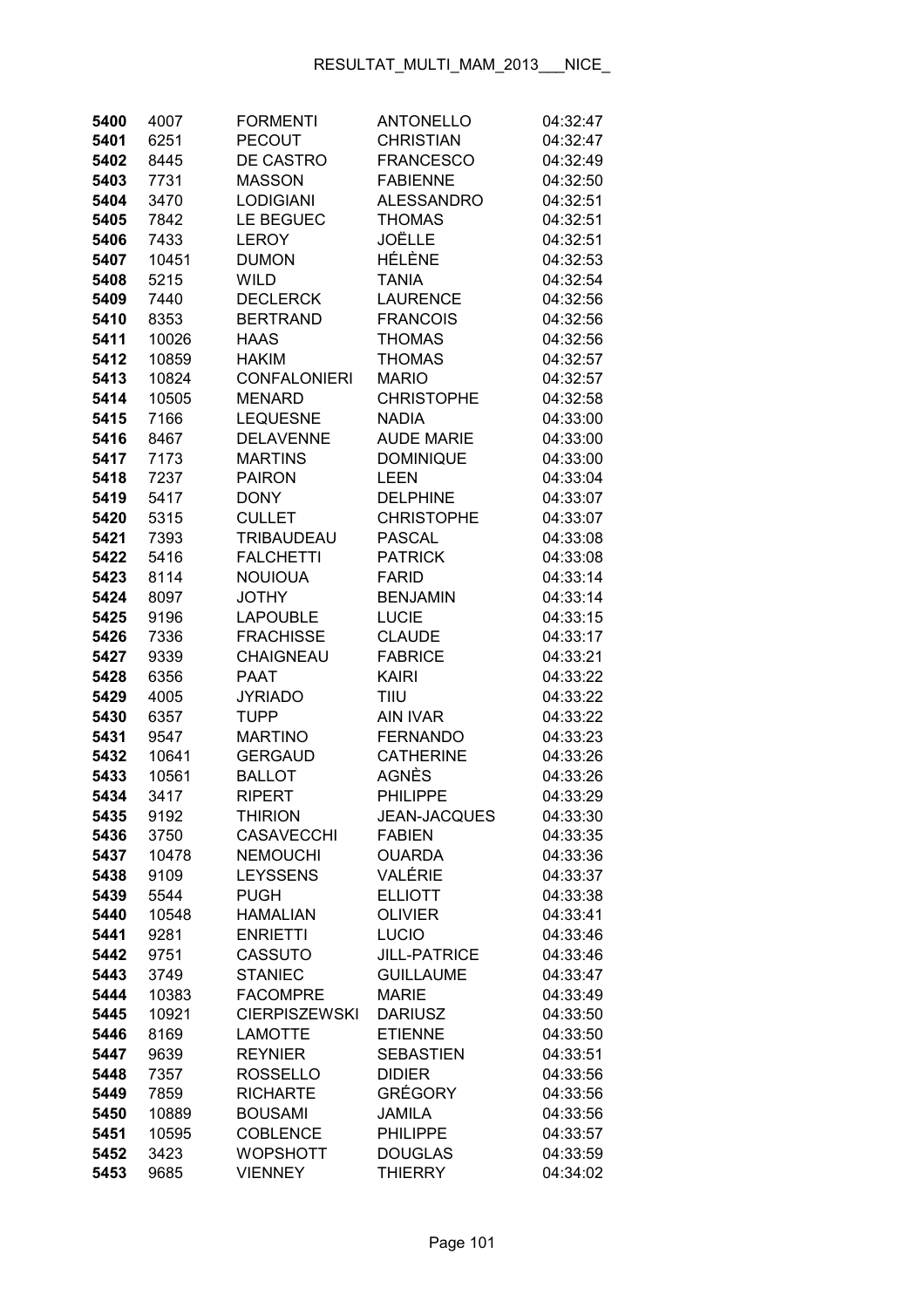| | | | | |
|---|---|---|---|---|
| 5400 | 4007 | FORMENTI | ANTONELLO | 04:32:47 |
| 5401 | 6251 | PECOUT | CHRISTIAN | 04:32:47 |
| 5402 | 8445 | DE CASTRO | FRANCESCO | 04:32:49 |
| 5403 | 7731 | MASSON | FABIENNE | 04:32:50 |
| 5404 | 3470 | LODIGIANI | ALESSANDRO | 04:32:51 |
| 5405 | 7842 | LE BEGUEC | THOMAS | 04:32:51 |
| 5406 | 7433 | LEROY | JOËLLE | 04:32:51 |
| 5407 | 10451 | DUMON | HÉLÈNE | 04:32:53 |
| 5408 | 5215 | WILD | TANIA | 04:32:54 |
| 5409 | 7440 | DECLERCK | LAURENCE | 04:32:56 |
| 5410 | 8353 | BERTRAND | FRANCOIS | 04:32:56 |
| 5411 | 10026 | HAAS | THOMAS | 04:32:56 |
| 5412 | 10859 | HAKIM | THOMAS | 04:32:57 |
| 5413 | 10824 | CONFALONIERI | MARIO | 04:32:57 |
| 5414 | 10505 | MENARD | CHRISTOPHE | 04:32:58 |
| 5415 | 7166 | LEQUESNE | NADIA | 04:33:00 |
| 5416 | 8467 | DELAVENNE | AUDE MARIE | 04:33:00 |
| 5417 | 7173 | MARTINS | DOMINIQUE | 04:33:00 |
| 5418 | 7237 | PAIRON | LEEN | 04:33:04 |
| 5419 | 5417 | DONY | DELPHINE | 04:33:07 |
| 5420 | 5315 | CULLET | CHRISTOPHE | 04:33:07 |
| 5421 | 7393 | TRIBAUDEAU | PASCAL | 04:33:08 |
| 5422 | 5416 | FALCHETTI | PATRICK | 04:33:08 |
| 5423 | 8114 | NOUIOUA | FARID | 04:33:14 |
| 5424 | 8097 | JOTHY | BENJAMIN | 04:33:14 |
| 5425 | 9196 | LAPOUBLE | LUCIE | 04:33:15 |
| 5426 | 7336 | FRACHISSE | CLAUDE | 04:33:17 |
| 5427 | 9339 | CHAIGNEAU | FABRICE | 04:33:21 |
| 5428 | 6356 | PAAT | KAIRI | 04:33:22 |
| 5429 | 4005 | JYRIADO | TIIU | 04:33:22 |
| 5430 | 6357 | TUPP | AIN IVAR | 04:33:22 |
| 5431 | 9547 | MARTINO | FERNANDO | 04:33:23 |
| 5432 | 10641 | GERGAUD | CATHERINE | 04:33:26 |
| 5433 | 10561 | BALLOT | AGNÈS | 04:33:26 |
| 5434 | 3417 | RIPERT | PHILIPPE | 04:33:29 |
| 5435 | 9192 | THIRION | JEAN-JACQUES | 04:33:30 |
| 5436 | 3750 | CASAVECCHI | FABIEN | 04:33:35 |
| 5437 | 10478 | NEMOUCHI | OUARDA | 04:33:36 |
| 5438 | 9109 | LEYSSENS | VALÉRIE | 04:33:37 |
| 5439 | 5544 | PUGH | ELLIOTT | 04:33:38 |
| 5440 | 10548 | HAMALIAN | OLIVIER | 04:33:41 |
| 5441 | 9281 | ENRIETTI | LUCIO | 04:33:46 |
| 5442 | 9751 | CASSUTO | JILL-PATRICE | 04:33:46 |
| 5443 | 3749 | STANIEC | GUILLAUME | 04:33:47 |
| 5444 | 10383 | FACOMPRE | MARIE | 04:33:49 |
| 5445 | 10921 | CIERPISZEWSKI | DARIUSZ | 04:33:50 |
| 5446 | 8169 | LAMOTTE | ETIENNE | 04:33:50 |
| 5447 | 9639 | REYNIER | SEBASTIEN | 04:33:51 |
| 5448 | 7357 | ROSSELLO | DIDIER | 04:33:56 |
| 5449 | 7859 | RICHARTE | GRÉGORY | 04:33:56 |
| 5450 | 10889 | BOUSAMI | JAMILA | 04:33:56 |
| 5451 | 10595 | COBLENCE | PHILIPPE | 04:33:57 |
| 5452 | 3423 | WOPSHOTT | DOUGLAS | 04:33:59 |
| 5453 | 9685 | VIENNEY | THIERRY | 04:34:02 |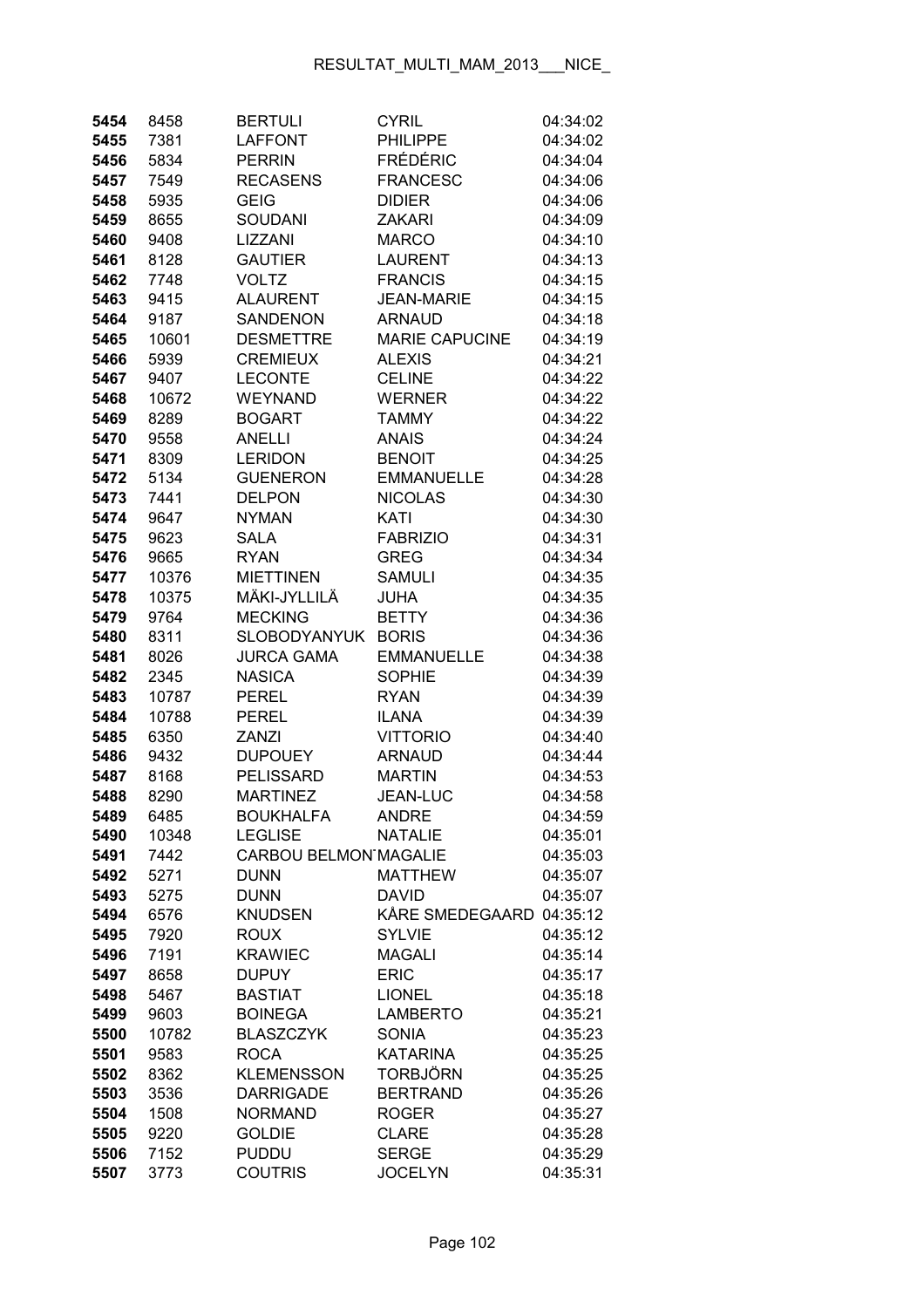| | | | | |
|---|---|---|---|---|
| **5454** | 8458 | BERTULI | CYRIL | 04:34:02 |
| **5455** | 7381 | LAFFONT | PHILIPPE | 04:34:02 |
| **5456** | 5834 | PERRIN | FRÉDÉRIC | 04:34:04 |
| **5457** | 7549 | RECASENS | FRANCESC | 04:34:06 |
| **5458** | 5935 | GEIG | DIDIER | 04:34:06 |
| **5459** | 8655 | SOUDANI | ZAKARI | 04:34:09 |
| **5460** | 9408 | LIZZANI | MARCO | 04:34:10 |
| **5461** | 8128 | GAUTIER | LAURENT | 04:34:13 |
| **5462** | 7748 | VOLTZ | FRANCIS | 04:34:15 |
| **5463** | 9415 | ALAURENT | JEAN-MARIE | 04:34:15 |
| **5464** | 9187 | SANDENON | ARNAUD | 04:34:18 |
| **5465** | 10601 | DESMETTRE | MARIE CAPUCINE | 04:34:19 |
| **5466** | 5939 | CREMIEUX | ALEXIS | 04:34:21 |
| **5467** | 9407 | LECONTE | CELINE | 04:34:22 |
| **5468** | 10672 | WEYNAND | WERNER | 04:34:22 |
| **5469** | 8289 | BOGART | TAMMY | 04:34:22 |
| **5470** | 9558 | ANELLI | ANAIS | 04:34:24 |
| **5471** | 8309 | LERIDON | BENOIT | 04:34:25 |
| **5472** | 5134 | GUENERON | EMMANUELLE | 04:34:28 |
| **5473** | 7441 | DELPON | NICOLAS | 04:34:30 |
| **5474** | 9647 | NYMAN | KATI | 04:34:30 |
| **5475** | 9623 | SALA | FABRIZIO | 04:34:31 |
| **5476** | 9665 | RYAN | GREG | 04:34:34 |
| **5477** | 10376 | MIETTINEN | SAMULI | 04:34:35 |
| **5478** | 10375 | MÄKI-JYLLILÄ | JUHA | 04:34:35 |
| **5479** | 9764 | MECKING | BETTY | 04:34:36 |
| **5480** | 8311 | SLOBODYANYUK | BORIS | 04:34:36 |
| **5481** | 8026 | JURCA GAMA | EMMANUELLE | 04:34:38 |
| **5482** | 2345 | NASICA | SOPHIE | 04:34:39 |
| **5483** | 10787 | PEREL | RYAN | 04:34:39 |
| **5484** | 10788 | PEREL | ILANA | 04:34:39 |
| **5485** | 6350 | ZANZI | VITTORIO | 04:34:40 |
| **5486** | 9432 | DUPOUEY | ARNAUD | 04:34:44 |
| **5487** | 8168 | PELISSARD | MARTIN | 04:34:53 |
| **5488** | 8290 | MARTINEZ | JEAN-LUC | 04:34:58 |
| **5489** | 6485 | BOUKHALFA | ANDRE | 04:34:59 |
| **5490** | 10348 | LEGLISE | NATALIE | 04:35:01 |
| **5491** | 7442 | CARBOU BELMON | MAGALIE | 04:35:03 |
| **5492** | 5271 | DUNN | MATTHEW | 04:35:07 |
| **5493** | 5275 | DUNN | DAVID | 04:35:07 |
| **5494** | 6576 | KNUDSEN | KÅRE SMEDEGAARD | 04:35:12 |
| **5495** | 7920 | ROUX | SYLVIE | 04:35:12 |
| **5496** | 7191 | KRAWIEC | MAGALI | 04:35:14 |
| **5497** | 8658 | DUPUY | ERIC | 04:35:17 |
| **5498** | 5467 | BASTIAT | LIONEL | 04:35:18 |
| **5499** | 9603 | BOINEGA | LAMBERTO | 04:35:21 |
| **5500** | 10782 | BLASZCZYK | SONIA | 04:35:23 |
| **5501** | 9583 | ROCA | KATARINA | 04:35:25 |
| **5502** | 8362 | KLEMENSSON | TORBJÖRN | 04:35:25 |
| **5503** | 3536 | DARRIGADE | BERTRAND | 04:35:26 |
| **5504** | 1508 | NORMAND | ROGER | 04:35:27 |
| **5505** | 9220 | GOLDIE | CLARE | 04:35:28 |
| **5506** | 7152 | PUDDU | SERGE | 04:35:29 |
| **5507** | 3773 | COUTRIS | JOCELYN | 04:35:31 |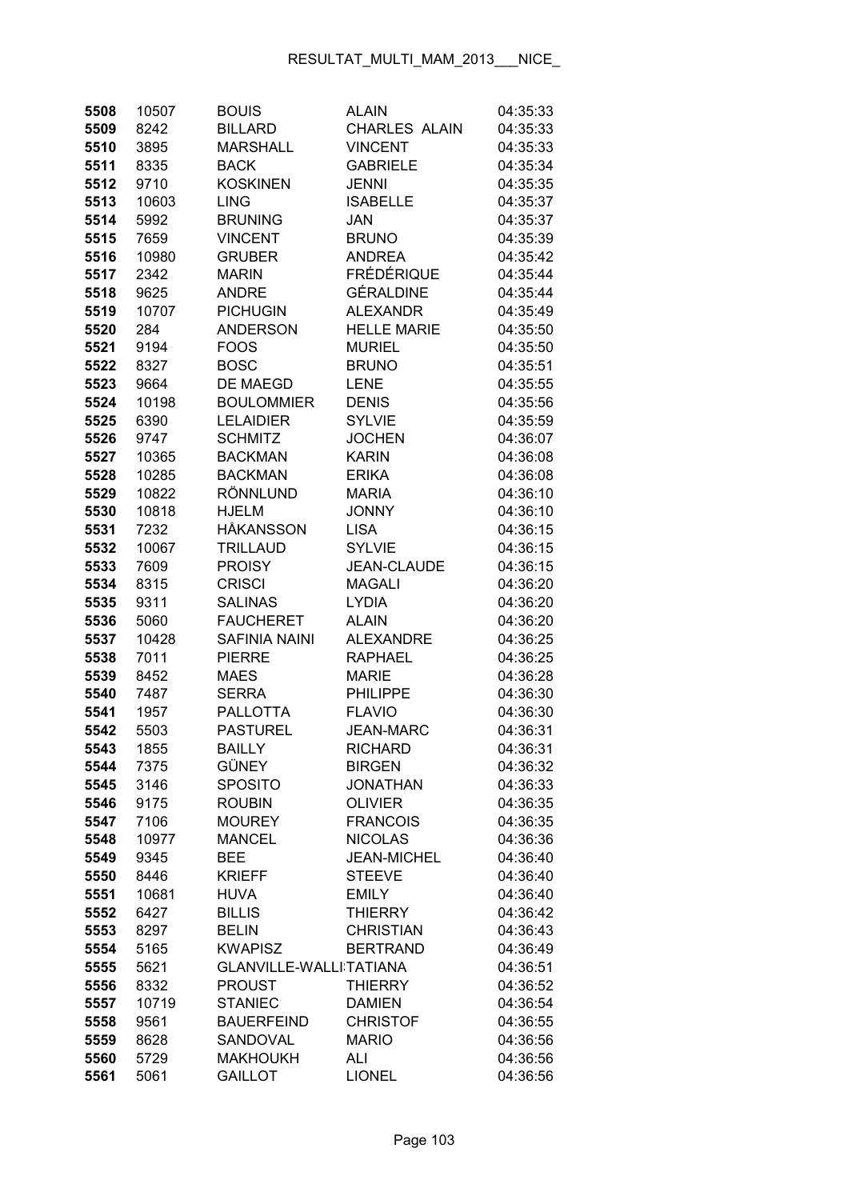| | | | | |
|---|---|---|---|---|
| **5508** | 10507 | BOUIS | ALAIN | 04:35:33 |
| **5509** | 8242 | BILLARD | CHARLES ALAIN | 04:35:33 |
| **5510** | 3895 | MARSHALL | VINCENT | 04:35:33 |
| **5511** | 8335 | BACK | GABRIELE | 04:35:34 |
| **5512** | 9710 | KOSKINEN | JENNI | 04:35:35 |
| **5513** | 10603 | LING | ISABELLE | 04:35:37 |
| **5514** | 5992 | BRUNING | JAN | 04:35:37 |
| **5515** | 7659 | VINCENT | BRUNO | 04:35:39 |
| **5516** | 10980 | GRUBER | ANDREA | 04:35:42 |
| **5517** | 2342 | MARIN | FRÉDÉRIQUE | 04:35:44 |
| **5518** | 9625 | ANDRE | GÉRALDINE | 04:35:44 |
| **5519** | 10707 | PICHUGIN | ALEXANDR | 04:35:49 |
| **5520** | 284 | ANDERSON | HELLE MARIE | 04:35:50 |
| **5521** | 9194 | FOOS | MURIEL | 04:35:50 |
| **5522** | 8327 | BOSC | BRUNO | 04:35:51 |
| **5523** | 9664 | DE MAEGD | LENE | 04:35:55 |
| **5524** | 10198 | BOULOMMIER | DENIS | 04:35:56 |
| **5525** | 6390 | LELAIDIER | SYLVIE | 04:35:59 |
| **5526** | 9747 | SCHMITZ | JOCHEN | 04:36:07 |
| **5527** | 10365 | BACKMAN | KARIN | 04:36:08 |
| **5528** | 10285 | BACKMAN | ERIKA | 04:36:08 |
| **5529** | 10822 | RÖNNLUND | MARIA | 04:36:10 |
| **5530** | 10818 | HJELM | JONNY | 04:36:10 |
| **5531** | 7232 | HÅKANSSON | LISA | 04:36:15 |
| **5532** | 10067 | TRILLAUD | SYLVIE | 04:36:15 |
| **5533** | 7609 | PROISY | JEAN-CLAUDE | 04:36:15 |
| **5534** | 8315 | CRISCI | MAGALI | 04:36:20 |
| **5535** | 9311 | SALINAS | LYDIA | 04:36:20 |
| **5536** | 5060 | FAUCHERET | ALAIN | 04:36:20 |
| **5537** | 10428 | SAFINIA NAINI | ALEXANDRE | 04:36:25 |
| **5538** | 7011 | PIERRE | RAPHAEL | 04:36:25 |
| **5539** | 8452 | MAES | MARIE | 04:36:28 |
| **5540** | 7487 | SERRA | PHILIPPE | 04:36:30 |
| **5541** | 1957 | PALLOTTA | FLAVIO | 04:36:30 |
| **5542** | 5503 | PASTUREL | JEAN-MARC | 04:36:31 |
| **5543** | 1855 | BAILLY | RICHARD | 04:36:31 |
| **5544** | 7375 | GÜNEY | BIRGEN | 04:36:32 |
| **5545** | 3146 | SPOSITO | JONATHAN | 04:36:33 |
| **5546** | 9175 | ROUBIN | OLIVIER | 04:36:35 |
| **5547** | 7106 | MOUREY | FRANCOIS | 04:36:35 |
| **5548** | 10977 | MANCEL | NICOLAS | 04:36:36 |
| **5549** | 9345 | BEE | JEAN-MICHEL | 04:36:40 |
| **5550** | 8446 | KRIEFF | STEEVE | 04:36:40 |
| **5551** | 10681 | HUVA | EMILY | 04:36:40 |
| **5552** | 6427 | BILLIS | THIERRY | 04:36:42 |
| **5553** | 8297 | BELIN | CHRISTIAN | 04:36:43 |
| **5554** | 5165 | KWAPISZ | BERTRAND | 04:36:49 |
| **5555** | 5621 | GLANVILLE-WALLI | TATIANA | 04:36:51 |
| **5556** | 8332 | PROUST | THIERRY | 04:36:52 |
| **5557** | 10719 | STANIEC | DAMIEN | 04:36:54 |
| **5558** | 9561 | BAUERFEIND | CHRISTOF | 04:36:55 |
| **5559** | 8628 | SANDOVAL | MARIO | 04:36:56 |
| **5560** | 5729 | MAKHOUKH | ALI | 04:36:56 |
| **5561** | 5061 | GAILLOT | LIONEL | 04:36:56 |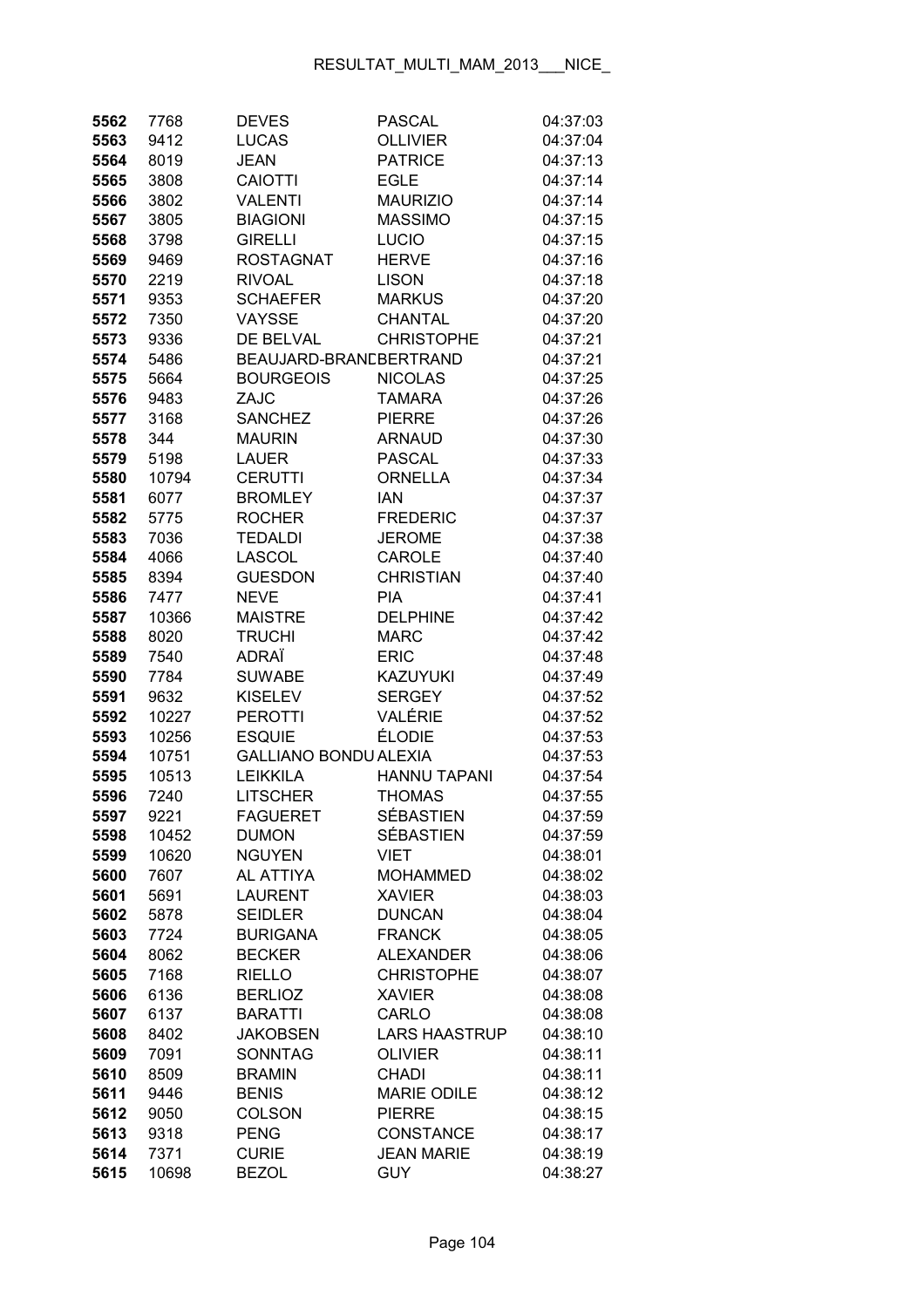| | | | | |
|---|---|---|---|---|
| **5562** | 7768 | DEVES | PASCAL | 04:37:03 |
| **5563** | 9412 | LUCAS | OLLIVIER | 04:37:04 |
| **5564** | 8019 | JEAN | PATRICE | 04:37:13 |
| **5565** | 3808 | CAIOTTI | EGLE | 04:37:14 |
| **5566** | 3802 | VALENTI | MAURIZIO | 04:37:14 |
| **5567** | 3805 | BIAGIONI | MASSIMO | 04:37:15 |
| **5568** | 3798 | GIRELLI | LUCIO | 04:37:15 |
| **5569** | 9469 | ROSTAGNAT | HERVE | 04:37:16 |
| **5570** | 2219 | RIVOAL | LISON | 04:37:18 |
| **5571** | 9353 | SCHAEFER | MARKUS | 04:37:20 |
| **5572** | 7350 | VAYSSE | CHANTAL | 04:37:20 |
| **5573** | 9336 | DE BELVAL | CHRISTOPHE | 04:37:21 |
| **5574** | 5486 | BEAUJARD-BRANDBERTRAND | | 04:37:21 |
| **5575** | 5664 | BOURGEOIS | NICOLAS | 04:37:25 |
| **5576** | 9483 | ZAJC | TAMARA | 04:37:26 |
| **5577** | 3168 | SANCHEZ | PIERRE | 04:37:26 |
| **5578** | 344 | MAURIN | ARNAUD | 04:37:30 |
| **5579** | 5198 | LAUER | PASCAL | 04:37:33 |
| **5580** | 10794 | CERUTTI | ORNELLA | 04:37:34 |
| **5581** | 6077 | BROMLEY | IAN | 04:37:37 |
| **5582** | 5775 | ROCHER | FREDERIC | 04:37:37 |
| **5583** | 7036 | TEDALDI | JEROME | 04:37:38 |
| **5584** | 4066 | LASCOL | CAROLE | 04:37:40 |
| **5585** | 8394 | GUESDON | CHRISTIAN | 04:37:40 |
| **5586** | 7477 | NEVE | PIA | 04:37:41 |
| **5587** | 10366 | MAISTRE | DELPHINE | 04:37:42 |
| **5588** | 8020 | TRUCHI | MARC | 04:37:42 |
| **5589** | 7540 | ADRAÏ | ERIC | 04:37:48 |
| **5590** | 7784 | SUWABE | KAZUYUKI | 04:37:49 |
| **5591** | 9632 | KISELEV | SERGEY | 04:37:52 |
| **5592** | 10227 | PEROTTI | VALÉRIE | 04:37:52 |
| **5593** | 10256 | ESQUIE | ÉLODIE | 04:37:53 |
| **5594** | 10751 | GALLIANO BONDU ALEXIA | | 04:37:53 |
| **5595** | 10513 | LEIKKILA | HANNU TAPANI | 04:37:54 |
| **5596** | 7240 | LITSCHER | THOMAS | 04:37:55 |
| **5597** | 9221 | FAGUERET | SÉBASTIEN | 04:37:59 |
| **5598** | 10452 | DUMON | SÉBASTIEN | 04:37:59 |
| **5599** | 10620 | NGUYEN | VIET | 04:38:01 |
| **5600** | 7607 | AL ATTIYA | MOHAMMED | 04:38:02 |
| **5601** | 5691 | LAURENT | XAVIER | 04:38:03 |
| **5602** | 5878 | SEIDLER | DUNCAN | 04:38:04 |
| **5603** | 7724 | BURIGANA | FRANCK | 04:38:05 |
| **5604** | 8062 | BECKER | ALEXANDER | 04:38:06 |
| **5605** | 7168 | RIELLO | CHRISTOPHE | 04:38:07 |
| **5606** | 6136 | BERLIOZ | XAVIER | 04:38:08 |
| **5607** | 6137 | BARATTI | CARLO | 04:38:08 |
| **5608** | 8402 | JAKOBSEN | LARS HAASTRUP | 04:38:10 |
| **5609** | 7091 | SONNTAG | OLIVIER | 04:38:11 |
| **5610** | 8509 | BRAMIN | CHADI | 04:38:11 |
| **5611** | 9446 | BENIS | MARIE ODILE | 04:38:12 |
| **5612** | 9050 | COLSON | PIERRE | 04:38:15 |
| **5613** | 9318 | PENG | CONSTANCE | 04:38:17 |
| **5614** | 7371 | CURIE | JEAN MARIE | 04:38:19 |
| **5615** | 10698 | BEZOL | GUY | 04:38:27 |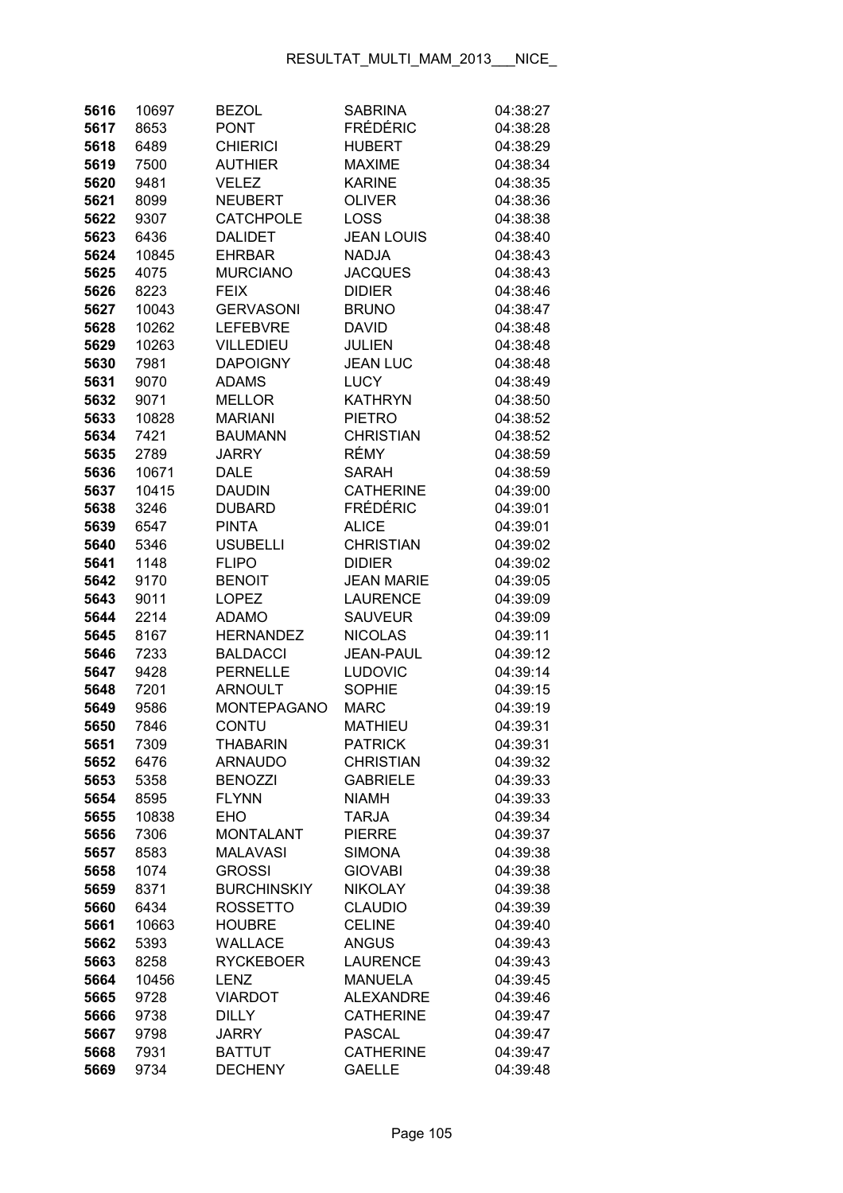| | | | | |
|---|---|---|---|---|
| **5616** | 10697 | BEZOL | SABRINA | 04:38:27 |
| **5617** | 8653 | PONT | FRÉDÉRIC | 04:38:28 |
| **5618** | 6489 | CHIERICI | HUBERT | 04:38:29 |
| **5619** | 7500 | AUTHIER | MAXIME | 04:38:34 |
| **5620** | 9481 | VELEZ | KARINE | 04:38:35 |
| **5621** | 8099 | NEUBERT | OLIVER | 04:38:36 |
| **5622** | 9307 | CATCHPOLE | LOSS | 04:38:38 |
| **5623** | 6436 | DALIDET | JEAN LOUIS | 04:38:40 |
| **5624** | 10845 | EHRBAR | NADJA | 04:38:43 |
| **5625** | 4075 | MURCIANO | JACQUES | 04:38:43 |
| **5626** | 8223 | FEIX | DIDIER | 04:38:46 |
| **5627** | 10043 | GERVASONI | BRUNO | 04:38:47 |
| **5628** | 10262 | LEFEBVRE | DAVID | 04:38:48 |
| **5629** | 10263 | VILLEDIEU | JULIEN | 04:38:48 |
| **5630** | 7981 | DAPOIGNY | JEAN LUC | 04:38:48 |
| **5631** | 9070 | ADAMS | LUCY | 04:38:49 |
| **5632** | 9071 | MELLOR | KATHRYN | 04:38:50 |
| **5633** | 10828 | MARIANI | PIETRO | 04:38:52 |
| **5634** | 7421 | BAUMANN | CHRISTIAN | 04:38:52 |
| **5635** | 2789 | JARRY | RÉMY | 04:38:59 |
| **5636** | 10671 | DALE | SARAH | 04:38:59 |
| **5637** | 10415 | DAUDIN | CATHERINE | 04:39:00 |
| **5638** | 3246 | DUBARD | FRÉDÉRIC | 04:39:01 |
| **5639** | 6547 | PINTA | ALICE | 04:39:01 |
| **5640** | 5346 | USUBELLI | CHRISTIAN | 04:39:02 |
| **5641** | 1148 | FLIPO | DIDIER | 04:39:02 |
| **5642** | 9170 | BENOIT | JEAN MARIE | 04:39:05 |
| **5643** | 9011 | LOPEZ | LAURENCE | 04:39:09 |
| **5644** | 2214 | ADAMO | SAUVEUR | 04:39:09 |
| **5645** | 8167 | HERNANDEZ | NICOLAS | 04:39:11 |
| **5646** | 7233 | BALDACCI | JEAN-PAUL | 04:39:12 |
| **5647** | 9428 | PERNELLE | LUDOVIC | 04:39:14 |
| **5648** | 7201 | ARNOULT | SOPHIE | 04:39:15 |
| **5649** | 9586 | MONTEPAGANO | MARC | 04:39:19 |
| **5650** | 7846 | CONTU | MATHIEU | 04:39:31 |
| **5651** | 7309 | THABARIN | PATRICK | 04:39:31 |
| **5652** | 6476 | ARNAUDO | CHRISTIAN | 04:39:32 |
| **5653** | 5358 | BENOZZI | GABRIELE | 04:39:33 |
| **5654** | 8595 | FLYNN | NIAMH | 04:39:33 |
| **5655** | 10838 | EHO | TARJA | 04:39:34 |
| **5656** | 7306 | MONTALANT | PIERRE | 04:39:37 |
| **5657** | 8583 | MALAVASI | SIMONA | 04:39:38 |
| **5658** | 1074 | GROSSI | GIOVABI | 04:39:38 |
| **5659** | 8371 | BURCHINSKIY | NIKOLAY | 04:39:38 |
| **5660** | 6434 | ROSSETTO | CLAUDIO | 04:39:39 |
| **5661** | 10663 | HOUBRE | CELINE | 04:39:40 |
| **5662** | 5393 | WALLACE | ANGUS | 04:39:43 |
| **5663** | 8258 | RYCKEBOER | LAURENCE | 04:39:43 |
| **5664** | 10456 | LENZ | MANUELA | 04:39:45 |
| **5665** | 9728 | VIARDOT | ALEXANDRE | 04:39:46 |
| **5666** | 9738 | DILLY | CATHERINE | 04:39:47 |
| **5667** | 9798 | JARRY | PASCAL | 04:39:47 |
| **5668** | 7931 | BATTUT | CATHERINE | 04:39:47 |
| **5669** | 9734 | DECHENY | GAELLE | 04:39:48 |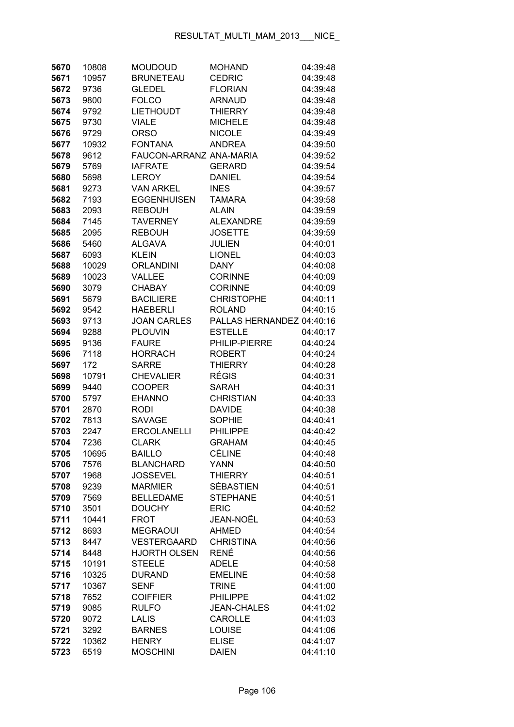| | | | | |
|---|---|---|---|---|
| **5670** | 10808 | MOUDOUD | MOHAND | 04:39:48 |
| **5671** | 10957 | BRUNETEAU | CEDRIC | 04:39:48 |
| **5672** | 9736 | GLEDEL | FLORIAN | 04:39:48 |
| **5673** | 9800 | FOLCO | ARNAUD | 04:39:48 |
| **5674** | 9792 | LIETHOUDT | THIERRY | 04:39:48 |
| **5675** | 9730 | VIALE | MICHELE | 04:39:48 |
| **5676** | 9729 | ORSO | NICOLE | 04:39:49 |
| **5677** | 10932 | FONTANA | ANDREA | 04:39:50 |
| **5678** | 9612 | FAUCON-ARRANZ | ANA-MARIA | 04:39:52 |
| **5679** | 5769 | IAFRATE | GERARD | 04:39:54 |
| **5680** | 5698 | LEROY | DANIEL | 04:39:54 |
| **5681** | 9273 | VAN ARKEL | INES | 04:39:57 |
| **5682** | 7193 | EGGENHUISEN | TAMARA | 04:39:58 |
| **5683** | 2093 | REBOUH | ALAIN | 04:39:59 |
| **5684** | 7145 | TAVERNEY | ALEXANDRE | 04:39:59 |
| **5685** | 2095 | REBOUH | JOSETTE | 04:39:59 |
| **5686** | 5460 | ALGAVA | JULIEN | 04:40:01 |
| **5687** | 6093 | KLEIN | LIONEL | 04:40:03 |
| **5688** | 10029 | ORLANDINI | DANY | 04:40:08 |
| **5689** | 10023 | VALLEE | CORINNE | 04:40:09 |
| **5690** | 3079 | CHABAY | CORINNE | 04:40:09 |
| **5691** | 5679 | BACILIERE | CHRISTOPHE | 04:40:11 |
| **5692** | 9542 | HAEBERLI | ROLAND | 04:40:15 |
| **5693** | 9713 | JOAN CARLES | PALLAS HERNANDEZ | 04:40:16 |
| **5694** | 9288 | PLOUVIN | ESTELLE | 04:40:17 |
| **5695** | 9136 | FAURE | PHILIP-PIERRE | 04:40:24 |
| **5696** | 7118 | HORRACH | ROBERT | 04:40:24 |
| **5697** | 172 | SARRE | THIERRY | 04:40:28 |
| **5698** | 10791 | CHEVALIER | RÉGIS | 04:40:31 |
| **5699** | 9440 | COOPER | SARAH | 04:40:31 |
| **5700** | 5797 | EHANNO | CHRISTIAN | 04:40:33 |
| **5701** | 2870 | RODI | DAVIDE | 04:40:38 |
| **5702** | 7813 | SAVAGE | SOPHIE | 04:40:41 |
| **5703** | 2247 | ERCOLANELLI | PHILIPPE | 04:40:42 |
| **5704** | 7236 | CLARK | GRAHAM | 04:40:45 |
| **5705** | 10695 | BAILLO | CÉLINE | 04:40:48 |
| **5706** | 7576 | BLANCHARD | YANN | 04:40:50 |
| **5707** | 1968 | JOSSEVEL | THIERRY | 04:40:51 |
| **5708** | 9239 | MARMIER | SÉBASTIEN | 04:40:51 |
| **5709** | 7569 | BELLEDAME | STEPHANE | 04:40:51 |
| **5710** | 3501 | DOUCHY | ERIC | 04:40:52 |
| **5711** | 10441 | FROT | JEAN-NOËL | 04:40:53 |
| **5712** | 8693 | MEGRAOUI | AHMED | 04:40:54 |
| **5713** | 8447 | VESTERGAARD | CHRISTINA | 04:40:56 |
| **5714** | 8448 | HJORTH OLSEN | RENÉ | 04:40:56 |
| **5715** | 10191 | STEELE | ADELE | 04:40:58 |
| **5716** | 10325 | DURAND | EMELINE | 04:40:58 |
| **5717** | 10367 | SENF | TRINE | 04:41:00 |
| **5718** | 7652 | COIFFIER | PHILIPPE | 04:41:02 |
| **5719** | 9085 | RULFO | JEAN-CHALES | 04:41:02 |
| **5720** | 9072 | LALIS | CAROLLE | 04:41:03 |
| **5721** | 3292 | BARNES | LOUISE | 04:41:06 |
| **5722** | 10362 | HENRY | ELISE | 04:41:07 |
| **5723** | 6519 | MOSCHINI | DAIEN | 04:41:10 |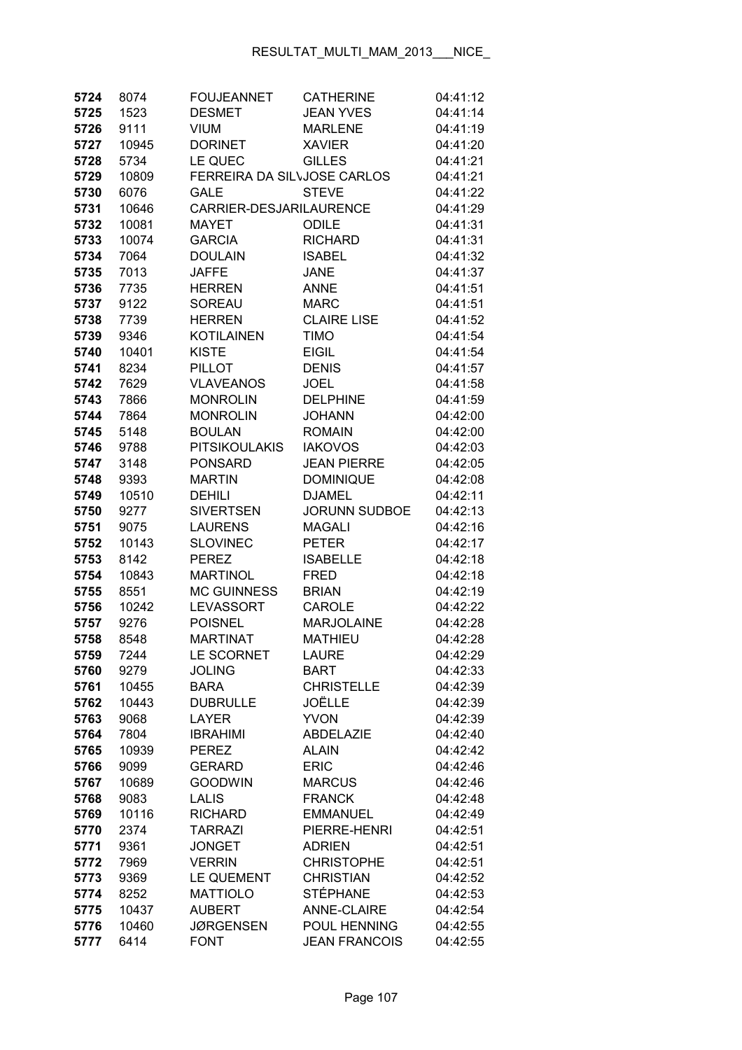| | | | | |
|---|---|---|---|---|
| 5724 | 8074 | FOUJEANNET | CATHERINE | 04:41:12 |
| 5725 | 1523 | DESMET | JEAN YVES | 04:41:14 |
| 5726 | 9111 | VIUM | MARLENE | 04:41:19 |
| 5727 | 10945 | DORINET | XAVIER | 04:41:20 |
| 5728 | 5734 | LE QUEC | GILLES | 04:41:21 |
| 5729 | 10809 | FERREIRA DA SIL\ | JOSE CARLOS | 04:41:21 |
| 5730 | 6076 | GALE | STEVE | 04:41:22 |
| 5731 | 10646 | CARRIER-DESJARI | LAURENCE | 04:41:29 |
| 5732 | 10081 | MAYET | ODILE | 04:41:31 |
| 5733 | 10074 | GARCIA | RICHARD | 04:41:31 |
| 5734 | 7064 | DOULAIN | ISABEL | 04:41:32 |
| 5735 | 7013 | JAFFE | JANE | 04:41:37 |
| 5736 | 7735 | HERREN | ANNE | 04:41:51 |
| 5737 | 9122 | SOREAU | MARC | 04:41:51 |
| 5738 | 7739 | HERREN | CLAIRE LISE | 04:41:52 |
| 5739 | 9346 | KOTILAINEN | TIMO | 04:41:54 |
| 5740 | 10401 | KISTE | EIGIL | 04:41:54 |
| 5741 | 8234 | PILLOT | DENIS | 04:41:57 |
| 5742 | 7629 | VLAVEANOS | JOEL | 04:41:58 |
| 5743 | 7866 | MONROLIN | DELPHINE | 04:41:59 |
| 5744 | 7864 | MONROLIN | JOHANN | 04:42:00 |
| 5745 | 5148 | BOULAN | ROMAIN | 04:42:00 |
| 5746 | 9788 | PITSIKOULAKIS | IAKOVOS | 04:42:03 |
| 5747 | 3148 | PONSARD | JEAN PIERRE | 04:42:05 |
| 5748 | 9393 | MARTIN | DOMINIQUE | 04:42:08 |
| 5749 | 10510 | DEHILI | DJAMEL | 04:42:11 |
| 5750 | 9277 | SIVERTSEN | JORUNN SUDBOE | 04:42:13 |
| 5751 | 9075 | LAURENS | MAGALI | 04:42:16 |
| 5752 | 10143 | SLOVINEC | PETER | 04:42:17 |
| 5753 | 8142 | PEREZ | ISABELLE | 04:42:18 |
| 5754 | 10843 | MARTINOL | FRED | 04:42:18 |
| 5755 | 8551 | MC GUINNESS | BRIAN | 04:42:19 |
| 5756 | 10242 | LEVASSORT | CAROLE | 04:42:22 |
| 5757 | 9276 | POISNEL | MARJOLAINE | 04:42:28 |
| 5758 | 8548 | MARTINAT | MATHIEU | 04:42:28 |
| 5759 | 7244 | LE SCORNET | LAURE | 04:42:29 |
| 5760 | 9279 | JOLING | BART | 04:42:33 |
| 5761 | 10455 | BARA | CHRISTELLE | 04:42:39 |
| 5762 | 10443 | DUBRULLE | JOËLLE | 04:42:39 |
| 5763 | 9068 | LAYER | YVON | 04:42:39 |
| 5764 | 7804 | IBRAHIMI | ABDELAZIE | 04:42:40 |
| 5765 | 10939 | PEREZ | ALAIN | 04:42:42 |
| 5766 | 9099 | GERARD | ERIC | 04:42:46 |
| 5767 | 10689 | GOODWIN | MARCUS | 04:42:46 |
| 5768 | 9083 | LALIS | FRANCK | 04:42:48 |
| 5769 | 10116 | RICHARD | EMMANUEL | 04:42:49 |
| 5770 | 2374 | TARRAZI | PIERRE-HENRI | 04:42:51 |
| 5771 | 9361 | JONGET | ADRIEN | 04:42:51 |
| 5772 | 7969 | VERRIN | CHRISTOPHE | 04:42:51 |
| 5773 | 9369 | LE QUEMENT | CHRISTIAN | 04:42:52 |
| 5774 | 8252 | MATTIOLO | STÉPHANE | 04:42:53 |
| 5775 | 10437 | AUBERT | ANNE-CLAIRE | 04:42:54 |
| 5776 | 10460 | JØRGENSEN | POUL HENNING | 04:42:55 |
| 5777 | 6414 | FONT | JEAN FRANCOIS | 04:42:55 |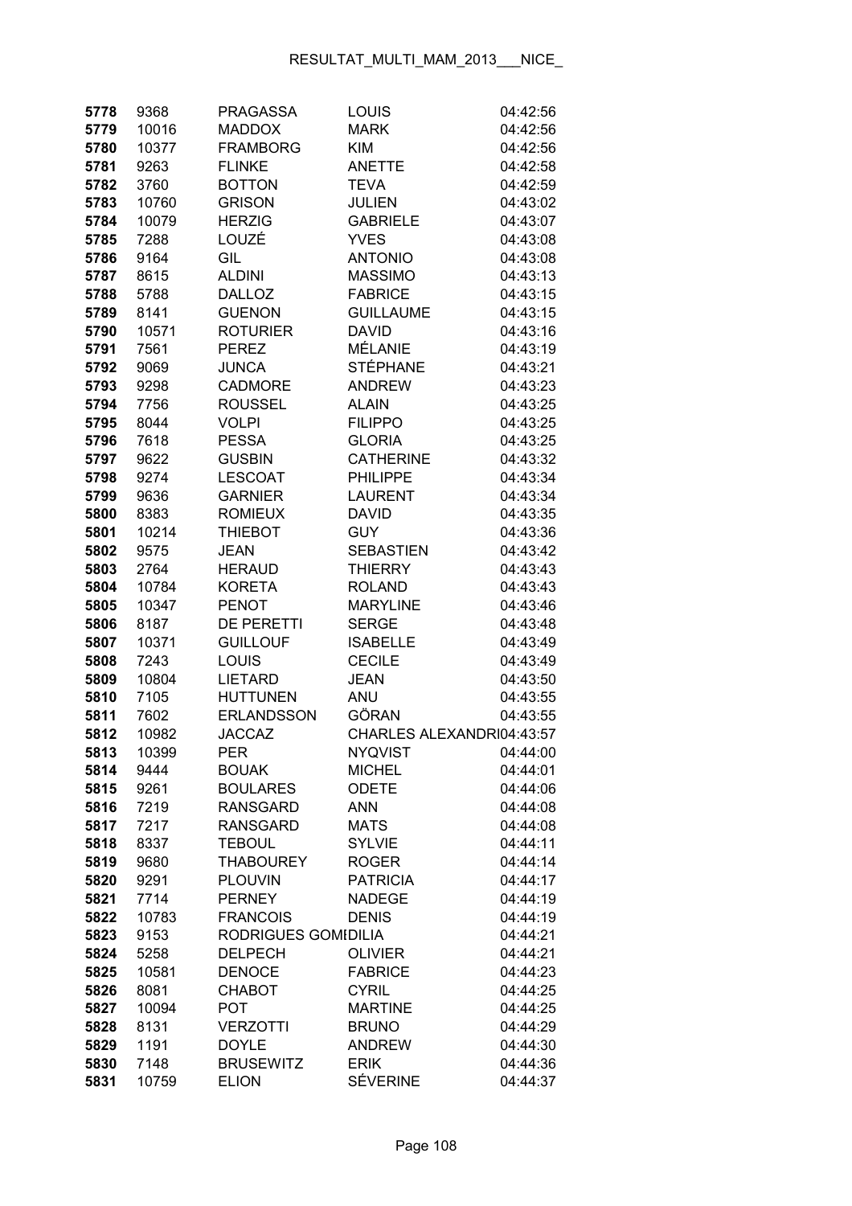| | | | | |
|---|---|---|---|---|
| **5778** | 9368 | PRAGASSA | LOUIS | 04:42:56 |
| **5779** | 10016 | MADDOX | MARK | 04:42:56 |
| **5780** | 10377 | FRAMBORG | KIM | 04:42:56 |
| **5781** | 9263 | FLINKE | ANETTE | 04:42:58 |
| **5782** | 3760 | BOTTON | TEVA | 04:42:59 |
| **5783** | 10760 | GRISON | JULIEN | 04:43:02 |
| **5784** | 10079 | HERZIG | GABRIELE | 04:43:07 |
| **5785** | 7288 | LOUZÉ | YVES | 04:43:08 |
| **5786** | 9164 | GIL | ANTONIO | 04:43:08 |
| **5787** | 8615 | ALDINI | MASSIMO | 04:43:13 |
| **5788** | 5788 | DALLOZ | FABRICE | 04:43:15 |
| **5789** | 8141 | GUENON | GUILLAUME | 04:43:15 |
| **5790** | 10571 | ROTURIER | DAVID | 04:43:16 |
| **5791** | 7561 | PEREZ | MÉLANIE | 04:43:19 |
| **5792** | 9069 | JUNCA | STÉPHANE | 04:43:21 |
| **5793** | 9298 | CADMORE | ANDREW | 04:43:23 |
| **5794** | 7756 | ROUSSEL | ALAIN | 04:43:25 |
| **5795** | 8044 | VOLPI | FILIPPO | 04:43:25 |
| **5796** | 7618 | PESSA | GLORIA | 04:43:25 |
| **5797** | 9622 | GUSBIN | CATHERINE | 04:43:32 |
| **5798** | 9274 | LESCOAT | PHILIPPE | 04:43:34 |
| **5799** | 9636 | GARNIER | LAURENT | 04:43:34 |
| **5800** | 8383 | ROMIEUX | DAVID | 04:43:35 |
| **5801** | 10214 | THIEBOT | GUY | 04:43:36 |
| **5802** | 9575 | JEAN | SEBASTIEN | 04:43:42 |
| **5803** | 2764 | HERAUD | THIERRY | 04:43:43 |
| **5804** | 10784 | KORETA | ROLAND | 04:43:43 |
| **5805** | 10347 | PENOT | MARYLINE | 04:43:46 |
| **5806** | 8187 | DE PERETTI | SERGE | 04:43:48 |
| **5807** | 10371 | GUILLOUF | ISABELLE | 04:43:49 |
| **5808** | 7243 | LOUIS | CECILE | 04:43:49 |
| **5809** | 10804 | LIETARD | JEAN | 04:43:50 |
| **5810** | 7105 | HUTTUNEN | ANU | 04:43:55 |
| **5811** | 7602 | ERLANDSSON | GÖRAN | 04:43:55 |
| **5812** | 10982 | JACCAZ | CHARLES ALEXANDRI | 04:43:57 |
| **5813** | 10399 | PER | NYQVIST | 04:44:00 |
| **5814** | 9444 | BOUAK | MICHEL | 04:44:01 |
| **5815** | 9261 | BOULARES | ODETE | 04:44:06 |
| **5816** | 7219 | RANSGARD | ANN | 04:44:08 |
| **5817** | 7217 | RANSGARD | MATS | 04:44:08 |
| **5818** | 8337 | TEBOUL | SYLVIE | 04:44:11 |
| **5819** | 9680 | THABOUREY | ROGER | 04:44:14 |
| **5820** | 9291 | PLOUVIN | PATRICIA | 04:44:17 |
| **5821** | 7714 | PERNEY | NADEGE | 04:44:19 |
| **5822** | 10783 | FRANCOIS | DENIS | 04:44:19 |
| **5823** | 9153 | RODRIGUES GOMI | DILIA | 04:44:21 |
| **5824** | 5258 | DELPECH | OLIVIER | 04:44:21 |
| **5825** | 10581 | DENOCE | FABRICE | 04:44:23 |
| **5826** | 8081 | CHABOT | CYRIL | 04:44:25 |
| **5827** | 10094 | POT | MARTINE | 04:44:25 |
| **5828** | 8131 | VERZOTTI | BRUNO | 04:44:29 |
| **5829** | 1191 | DOYLE | ANDREW | 04:44:30 |
| **5830** | 7148 | BRUSEWITZ | ERIK | 04:44:36 |
| **5831** | 10759 | ELION | SÉVERINE | 04:44:37 |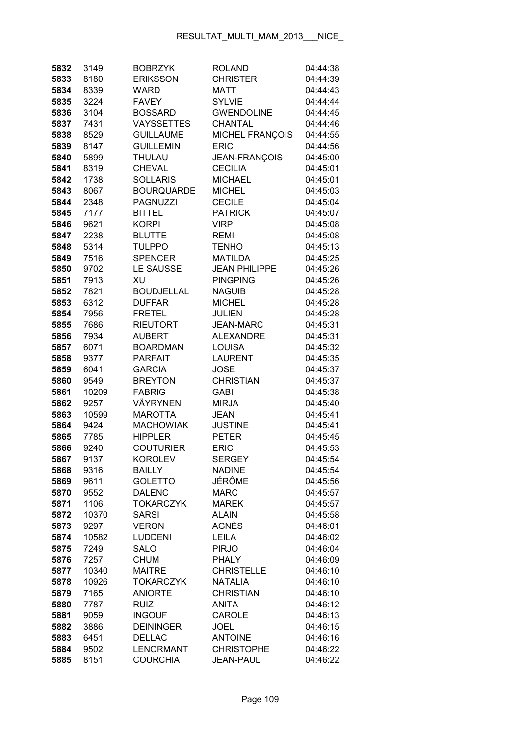| | | | | |
|---|---|---|---|---|
| **5832** | 3149 | BOBRZYK | ROLAND | 04:44:38 |
| **5833** | 8180 | ERIKSSON | CHRISTER | 04:44:39 |
| **5834** | 8339 | WARD | MATT | 04:44:43 |
| **5835** | 3224 | FAVEY | SYLVIE | 04:44:44 |
| **5836** | 3104 | BOSSARD | GWENDOLINE | 04:44:45 |
| **5837** | 7431 | VAYSSETTES | CHANTAL | 04:44:46 |
| **5838** | 8529 | GUILLAUME | MICHEL FRANÇOIS | 04:44:55 |
| **5839** | 8147 | GUILLEMIN | ERIC | 04:44:56 |
| **5840** | 5899 | THULAU | JEAN-FRANÇOIS | 04:45:00 |
| **5841** | 8319 | CHEVAL | CECILIA | 04:45:01 |
| **5842** | 1738 | SOLLARIS | MICHAEL | 04:45:01 |
| **5843** | 8067 | BOURQUARDE | MICHEL | 04:45:03 |
| **5844** | 2348 | PAGNUZZI | CECILE | 04:45:04 |
| **5845** | 7177 | BITTEL | PATRICK | 04:45:07 |
| **5846** | 9621 | KORPI | VIRPI | 04:45:08 |
| **5847** | 2238 | BLUTTE | REMI | 04:45:08 |
| **5848** | 5314 | TULPPO | TENHO | 04:45:13 |
| **5849** | 7516 | SPENCER | MATILDA | 04:45:25 |
| **5850** | 9702 | LE SAUSSE | JEAN PHILIPPE | 04:45:26 |
| **5851** | 7913 | XU | PINGPING | 04:45:26 |
| **5852** | 7821 | BOUDJELLAL | NAGUIB | 04:45:28 |
| **5853** | 6312 | DUFFAR | MICHEL | 04:45:28 |
| **5854** | 7956 | FRETEL | JULIEN | 04:45:28 |
| **5855** | 7686 | RIEUTORT | JEAN-MARC | 04:45:31 |
| **5856** | 7934 | AUBERT | ALEXANDRE | 04:45:31 |
| **5857** | 6071 | BOARDMAN | LOUISA | 04:45:32 |
| **5858** | 9377 | PARFAIT | LAURENT | 04:45:35 |
| **5859** | 6041 | GARCIA | JOSE | 04:45:37 |
| **5860** | 9549 | BREYTON | CHRISTIAN | 04:45:37 |
| **5861** | 10209 | FABRIG | GABI | 04:45:38 |
| **5862** | 9257 | VÄYRYNEN | MIRJA | 04:45:40 |
| **5863** | 10599 | MAROTTA | JEAN | 04:45:41 |
| **5864** | 9424 | MACHOWIAK | JUSTINE | 04:45:41 |
| **5865** | 7785 | HIPPLER | PETER | 04:45:45 |
| **5866** | 9240 | COUTURIER | ERIC | 04:45:53 |
| **5867** | 9137 | KOROLEV | SERGEY | 04:45:54 |
| **5868** | 9316 | BAILLY | NADINE | 04:45:54 |
| **5869** | 9611 | GOLETTO | JÉRÔME | 04:45:56 |
| **5870** | 9552 | DALENC | MARC | 04:45:57 |
| **5871** | 1106 | TOKARCZYK | MAREK | 04:45:57 |
| **5872** | 10370 | SARSI | ALAIN | 04:45:58 |
| **5873** | 9297 | VERON | AGNÈS | 04:46:01 |
| **5874** | 10582 | LUDDENI | LEILA | 04:46:02 |
| **5875** | 7249 | SALO | PIRJO | 04:46:04 |
| **5876** | 7257 | CHUM | PHALY | 04:46:09 |
| **5877** | 10340 | MAITRE | CHRISTELLE | 04:46:10 |
| **5878** | 10926 | TOKARCZYK | NATALIA | 04:46:10 |
| **5879** | 7165 | ANIORTE | CHRISTIAN | 04:46:10 |
| **5880** | 7787 | RUIZ | ANITA | 04:46:12 |
| **5881** | 9059 | INGOUF | CAROLE | 04:46:13 |
| **5882** | 3886 | DEININGER | JOEL | 04:46:15 |
| **5883** | 6451 | DELLAC | ANTOINE | 04:46:16 |
| **5884** | 9502 | LENORMANT | CHRISTOPHE | 04:46:22 |
| **5885** | 8151 | COURCHIA | JEAN-PAUL | 04:46:22 |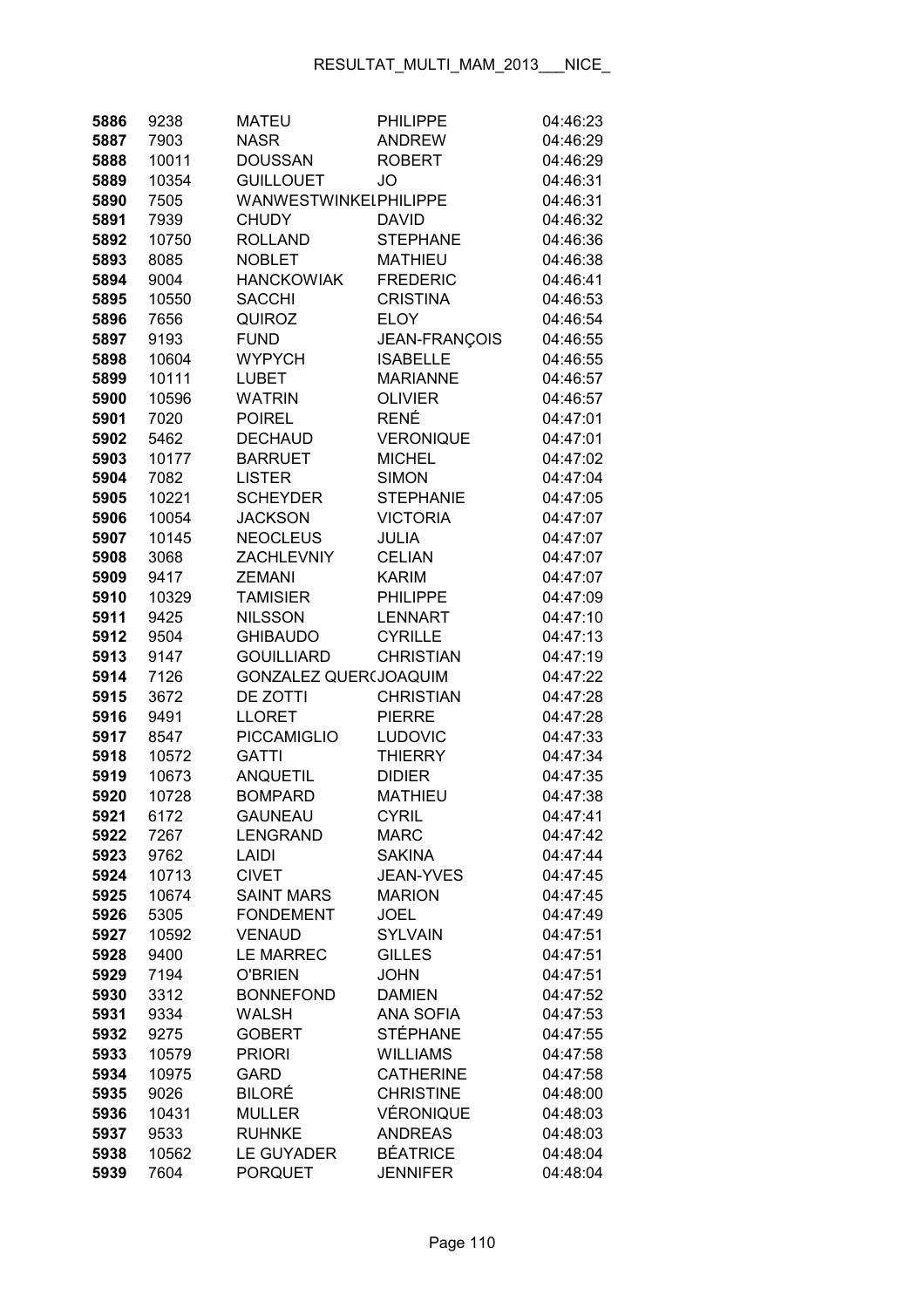| | | | | |
|---|---|---|---|---|
| 5886 | 9238 | MATEU | PHILIPPE | 04:46:23 |
| 5887 | 7903 | NASR | ANDREW | 04:46:29 |
| 5888 | 10011 | DOUSSAN | ROBERT | 04:46:29 |
| 5889 | 10354 | GUILLOUET | JO | 04:46:31 |
| 5890 | 7505 | WANWESTWINKELPHILIPPE | | 04:46:31 |
| 5891 | 7939 | CHUDY | DAVID | 04:46:32 |
| 5892 | 10750 | ROLLAND | STEPHANE | 04:46:36 |
| 5893 | 8085 | NOBLET | MATHIEU | 04:46:38 |
| 5894 | 9004 | HANCKOWIAK | FREDERIC | 04:46:41 |
| 5895 | 10550 | SACCHI | CRISTINA | 04:46:53 |
| 5896 | 7656 | QUIROZ | ELOY | 04:46:54 |
| 5897 | 9193 | FUND | JEAN-FRANÇOIS | 04:46:55 |
| 5898 | 10604 | WYPYCH | ISABELLE | 04:46:55 |
| 5899 | 10111 | LUBET | MARIANNE | 04:46:57 |
| 5900 | 10596 | WATRIN | OLIVIER | 04:46:57 |
| 5901 | 7020 | POIREL | RENÉ | 04:47:01 |
| 5902 | 5462 | DECHAUD | VERONIQUE | 04:47:01 |
| 5903 | 10177 | BARRUET | MICHEL | 04:47:02 |
| 5904 | 7082 | LISTER | SIMON | 04:47:04 |
| 5905 | 10221 | SCHEYDER | STEPHANIE | 04:47:05 |
| 5906 | 10054 | JACKSON | VICTORIA | 04:47:07 |
| 5907 | 10145 | NEOCLEUS | JULIA | 04:47:07 |
| 5908 | 3068 | ZACHLEVNIY | CELIAN | 04:47:07 |
| 5909 | 9417 | ZEMANI | KARIM | 04:47:07 |
| 5910 | 10329 | TAMISIER | PHILIPPE | 04:47:09 |
| 5911 | 9425 | NILSSON | LENNART | 04:47:10 |
| 5912 | 9504 | GHIBAUDO | CYRILLE | 04:47:13 |
| 5913 | 9147 | GOUILLIARD | CHRISTIAN | 04:47:19 |
| 5914 | 7126 | GONZALEZ QUER(JOAQUIM | | 04:47:22 |
| 5915 | 3672 | DE ZOTTI | CHRISTIAN | 04:47:28 |
| 5916 | 9491 | LLORET | PIERRE | 04:47:28 |
| 5917 | 8547 | PICCAMIGLIO | LUDOVIC | 04:47:33 |
| 5918 | 10572 | GATTI | THIERRY | 04:47:34 |
| 5919 | 10673 | ANQUETIL | DIDIER | 04:47:35 |
| 5920 | 10728 | BOMPARD | MATHIEU | 04:47:38 |
| 5921 | 6172 | GAUNEAU | CYRIL | 04:47:41 |
| 5922 | 7267 | LENGRAND | MARC | 04:47:42 |
| 5923 | 9762 | LAIDI | SAKINA | 04:47:44 |
| 5924 | 10713 | CIVET | JEAN-YVES | 04:47:45 |
| 5925 | 10674 | SAINT MARS | MARION | 04:47:45 |
| 5926 | 5305 | FONDEMENT | JOEL | 04:47:49 |
| 5927 | 10592 | VENAUD | SYLVAIN | 04:47:51 |
| 5928 | 9400 | LE MARREC | GILLES | 04:47:51 |
| 5929 | 7194 | O'BRIEN | JOHN | 04:47:51 |
| 5930 | 3312 | BONNEFOND | DAMIEN | 04:47:52 |
| 5931 | 9334 | WALSH | ANA SOFIA | 04:47:53 |
| 5932 | 9275 | GOBERT | STÉPHANE | 04:47:55 |
| 5933 | 10579 | PRIORI | WILLIAMS | 04:47:58 |
| 5934 | 10975 | GARD | CATHERINE | 04:47:58 |
| 5935 | 9026 | BILORÉ | CHRISTINE | 04:48:00 |
| 5936 | 10431 | MULLER | VÉRONIQUE | 04:48:03 |
| 5937 | 9533 | RUHNKE | ANDREAS | 04:48:03 |
| 5938 | 10562 | LE GUYADER | BÉATRICE | 04:48:04 |
| 5939 | 7604 | PORQUET | JENNIFER | 04:48:04 |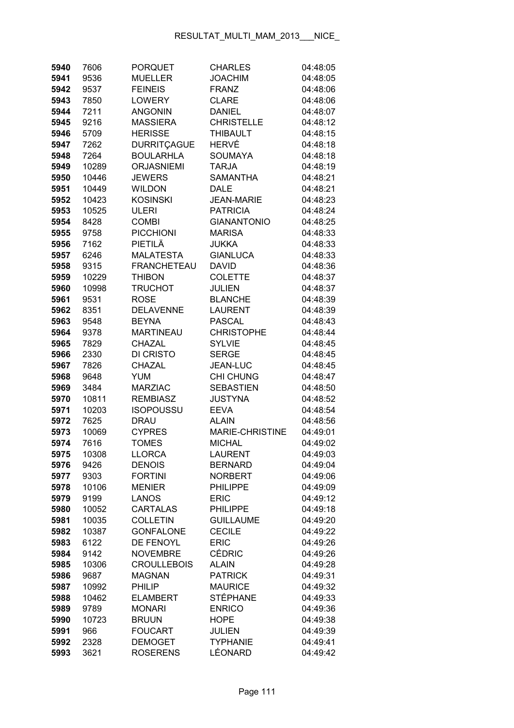| | | | | |
|---|---|---|---|---|
| 5940 | 7606 | PORQUET | CHARLES | 04:48:05 |
| 5941 | 9536 | MUELLER | JOACHIM | 04:48:05 |
| 5942 | 9537 | FEINEIS | FRANZ | 04:48:06 |
| 5943 | 7850 | LOWERY | CLARE | 04:48:06 |
| 5944 | 7211 | ANGONIN | DANIEL | 04:48:07 |
| 5945 | 9216 | MASSIERA | CHRISTELLE | 04:48:12 |
| 5946 | 5709 | HERISSE | THIBAULT | 04:48:15 |
| 5947 | 7262 | DURRITÇAGUE | HERVÉ | 04:48:18 |
| 5948 | 7264 | BOULARHLA | SOUMAYA | 04:48:18 |
| 5949 | 10289 | ORJASNIEMI | TARJA | 04:48:19 |
| 5950 | 10446 | JEWERS | SAMANTHA | 04:48:21 |
| 5951 | 10449 | WILDON | DALE | 04:48:21 |
| 5952 | 10423 | KOSINSKI | JEAN-MARIE | 04:48:23 |
| 5953 | 10525 | ULERI | PATRICIA | 04:48:24 |
| 5954 | 8428 | COMBI | GIANANTONIO | 04:48:25 |
| 5955 | 9758 | PICCHIONI | MARISA | 04:48:33 |
| 5956 | 7162 | PIETILÄ | JUKKA | 04:48:33 |
| 5957 | 6246 | MALATESTA | GIANLUCA | 04:48:33 |
| 5958 | 9315 | FRANCHETEAU | DAVID | 04:48:36 |
| 5959 | 10229 | THIBON | COLETTE | 04:48:37 |
| 5960 | 10998 | TRUCHOT | JULIEN | 04:48:37 |
| 5961 | 9531 | ROSE | BLANCHE | 04:48:39 |
| 5962 | 8351 | DELAVENNE | LAURENT | 04:48:39 |
| 5963 | 9548 | BEYNA | PASCAL | 04:48:43 |
| 5964 | 9378 | MARTINEAU | CHRISTOPHE | 04:48:44 |
| 5965 | 7829 | CHAZAL | SYLVIE | 04:48:45 |
| 5966 | 2330 | DI CRISTO | SERGE | 04:48:45 |
| 5967 | 7826 | CHAZAL | JEAN-LUC | 04:48:45 |
| 5968 | 9648 | YUM | CHI CHUNG | 04:48:47 |
| 5969 | 3484 | MARZIAC | SEBASTIEN | 04:48:50 |
| 5970 | 10811 | REMBIASZ | JUSTYNA | 04:48:52 |
| 5971 | 10203 | ISOPOUSSU | EEVA | 04:48:54 |
| 5972 | 7625 | DRAU | ALAIN | 04:48:56 |
| 5973 | 10069 | CYPRES | MARIE-CHRISTINE | 04:49:01 |
| 5974 | 7616 | TOMES | MICHAL | 04:49:02 |
| 5975 | 10308 | LLORCA | LAURENT | 04:49:03 |
| 5976 | 9426 | DENOIS | BERNARD | 04:49:04 |
| 5977 | 9303 | FORTINI | NORBERT | 04:49:06 |
| 5978 | 10106 | MENIER | PHILIPPE | 04:49:09 |
| 5979 | 9199 | LANOS | ERIC | 04:49:12 |
| 5980 | 10052 | CARTALAS | PHILIPPE | 04:49:18 |
| 5981 | 10035 | COLLETIN | GUILLAUME | 04:49:20 |
| 5982 | 10387 | GONFALONE | CECILE | 04:49:22 |
| 5983 | 6122 | DE FENOYL | ERIC | 04:49:26 |
| 5984 | 9142 | NOVEMBRE | CÉDRIC | 04:49:26 |
| 5985 | 10306 | CROULLEBOIS | ALAIN | 04:49:28 |
| 5986 | 9687 | MAGNAN | PATRICK | 04:49:31 |
| 5987 | 10992 | PHILIP | MAURICE | 04:49:32 |
| 5988 | 10462 | ELAMBERT | STÉPHANE | 04:49:33 |
| 5989 | 9789 | MONARI | ENRICO | 04:49:36 |
| 5990 | 10723 | BRUUN | HOPE | 04:49:38 |
| 5991 | 966 | FOUCART | JULIEN | 04:49:39 |
| 5992 | 2328 | DEMOGET | TYPHANIE | 04:49:41 |
| 5993 | 3621 | ROSERENS | LÉONARD | 04:49:42 |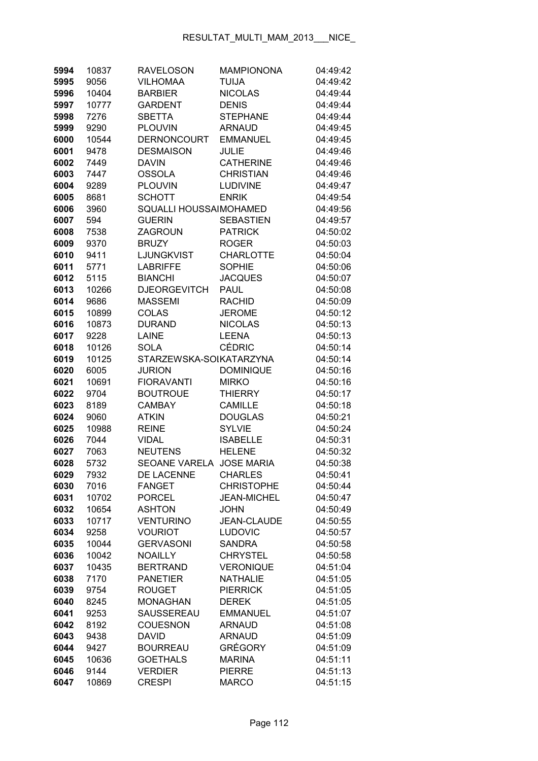| | | | | |
|---|---|---|---|---|
| **5994** | 10837 | RAVELOSON | MAMPIONONA | 04:49:42 |
| **5995** | 9056 | VILHOMAA | TUIJA | 04:49:42 |
| **5996** | 10404 | BARBIER | NICOLAS | 04:49:44 |
| **5997** | 10777 | GARDENT | DENIS | 04:49:44 |
| **5998** | 7276 | SBETTA | STEPHANE | 04:49:44 |
| **5999** | 9290 | PLOUVIN | ARNAUD | 04:49:45 |
| **6000** | 10544 | DERNONCOURT | EMMANUEL | 04:49:45 |
| **6001** | 9478 | DESMAISON | JULIE | 04:49:46 |
| **6002** | 7449 | DAVIN | CATHERINE | 04:49:46 |
| **6003** | 7447 | OSSOLA | CHRISTIAN | 04:49:46 |
| **6004** | 9289 | PLOUVIN | LUDIVINE | 04:49:47 |
| **6005** | 8681 | SCHOTT | ENRIK | 04:49:54 |
| **6006** | 3960 | SQUALLI HOUSSAI | MOHAMED | 04:49:56 |
| **6007** | 594 | GUERIN | SEBASTIEN | 04:49:57 |
| **6008** | 7538 | ZAGROUN | PATRICK | 04:50:02 |
| **6009** | 9370 | BRUZY | ROGER | 04:50:03 |
| **6010** | 9411 | LJUNGKVIST | CHARLOTTE | 04:50:04 |
| **6011** | 5771 | LABRIFFE | SOPHIE | 04:50:06 |
| **6012** | 5115 | BIANCHI | JACQUES | 04:50:07 |
| **6013** | 10266 | DJEORGEVITCH | PAUL | 04:50:08 |
| **6014** | 9686 | MASSEMI | RACHID | 04:50:09 |
| **6015** | 10899 | COLAS | JEROME | 04:50:12 |
| **6016** | 10873 | DURAND | NICOLAS | 04:50:13 |
| **6017** | 9228 | LAINE | LEENA | 04:50:13 |
| **6018** | 10126 | SOLA | CÉDRIC | 04:50:14 |
| **6019** | 10125 | STARZEWSKA-SOI | KATARZYNA | 04:50:14 |
| **6020** | 6005 | JURION | DOMINIQUE | 04:50:16 |
| **6021** | 10691 | FIORAVANTI | MIRKO | 04:50:16 |
| **6022** | 9704 | BOUTROUE | THIERRY | 04:50:17 |
| **6023** | 8189 | CAMBAY | CAMILLE | 04:50:18 |
| **6024** | 9060 | ATKIN | DOUGLAS | 04:50:21 |
| **6025** | 10988 | REINE | SYLVIE | 04:50:24 |
| **6026** | 7044 | VIDAL | ISABELLE | 04:50:31 |
| **6027** | 7063 | NEUTENS | HELENE | 04:50:32 |
| **6028** | 5732 | SEOANE VARELA | JOSE MARIA | 04:50:38 |
| **6029** | 7932 | DE LACENNE | CHARLES | 04:50:41 |
| **6030** | 7016 | FANGET | CHRISTOPHE | 04:50:44 |
| **6031** | 10702 | PORCEL | JEAN-MICHEL | 04:50:47 |
| **6032** | 10654 | ASHTON | JOHN | 04:50:49 |
| **6033** | 10717 | VENTURINO | JEAN-CLAUDE | 04:50:55 |
| **6034** | 9258 | VOURIOT | LUDOVIC | 04:50:57 |
| **6035** | 10044 | GERVASONI | SANDRA | 04:50:58 |
| **6036** | 10042 | NOAILLY | CHRYSTEL | 04:50:58 |
| **6037** | 10435 | BERTRAND | VERONIQUE | 04:51:04 |
| **6038** | 7170 | PANETIER | NATHALIE | 04:51:05 |
| **6039** | 9754 | ROUGET | PIERRICK | 04:51:05 |
| **6040** | 8245 | MONAGHAN | DEREK | 04:51:05 |
| **6041** | 9253 | SAUSSEREAU | EMMANUEL | 04:51:07 |
| **6042** | 8192 | COUESNON | ARNAUD | 04:51:08 |
| **6043** | 9438 | DAVID | ARNAUD | 04:51:09 |
| **6044** | 9427 | BOURREAU | GRÉGORY | 04:51:09 |
| **6045** | 10636 | GOETHALS | MARINA | 04:51:11 |
| **6046** | 9144 | VERDIER | PIERRE | 04:51:13 |
| **6047** | 10869 | CRESPI | MARCO | 04:51:15 |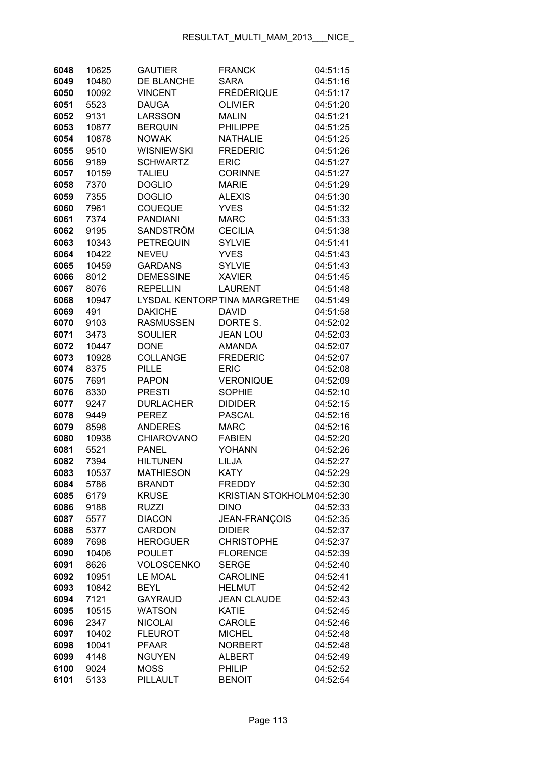| | | | | |
|---|---|---|---|---|
| 6048 | 10625 | GAUTIER | FRANCK | 04:51:15 |
| 6049 | 10480 | DE BLANCHE | SARA | 04:51:16 |
| 6050 | 10092 | VINCENT | FRÉDÉRIQUE | 04:51:17 |
| 6051 | 5523 | DAUGA | OLIVIER | 04:51:20 |
| 6052 | 9131 | LARSSON | MALIN | 04:51:21 |
| 6053 | 10877 | BERQUIN | PHILIPPE | 04:51:25 |
| 6054 | 10878 | NOWAK | NATHALIE | 04:51:25 |
| 6055 | 9510 | WISNIEWSKI | FREDERIC | 04:51:26 |
| 6056 | 9189 | SCHWARTZ | ERIC | 04:51:27 |
| 6057 | 10159 | TALIEU | CORINNE | 04:51:27 |
| 6058 | 7370 | DOGLIO | MARIE | 04:51:29 |
| 6059 | 7355 | DOGLIO | ALEXIS | 04:51:30 |
| 6060 | 7961 | COUEQUE | YVES | 04:51:32 |
| 6061 | 7374 | PANDIANI | MARC | 04:51:33 |
| 6062 | 9195 | SANDSTRÖM | CECILIA | 04:51:38 |
| 6063 | 10343 | PETREQUIN | SYLVIE | 04:51:41 |
| 6064 | 10422 | NEVEU | YVES | 04:51:43 |
| 6065 | 10459 | GARDANS | SYLVIE | 04:51:43 |
| 6066 | 8012 | DEMESSINE | XAVIER | 04:51:45 |
| 6067 | 8076 | REPELLIN | LAURENT | 04:51:48 |
| 6068 | 10947 | LYSDAL KENTORP | TINA MARGRETHE | 04:51:49 |
| 6069 | 491 | DAKICHE | DAVID | 04:51:58 |
| 6070 | 9103 | RASMUSSEN | DORTE S. | 04:52:02 |
| 6071 | 3473 | SOULIER | JEAN LOU | 04:52:03 |
| 6072 | 10447 | DONE | AMANDA | 04:52:07 |
| 6073 | 10928 | COLLANGE | FREDERIC | 04:52:07 |
| 6074 | 8375 | PILLE | ERIC | 04:52:08 |
| 6075 | 7691 | PAPON | VERONIQUE | 04:52:09 |
| 6076 | 8330 | PRESTI | SOPHIE | 04:52:10 |
| 6077 | 9247 | DURLACHER | DIDIDER | 04:52:15 |
| 6078 | 9449 | PEREZ | PASCAL | 04:52:16 |
| 6079 | 8598 | ANDERES | MARC | 04:52:16 |
| 6080 | 10938 | CHIAROVANO | FABIEN | 04:52:20 |
| 6081 | 5521 | PANEL | YOHANN | 04:52:26 |
| 6082 | 7394 | HILTUNEN | LILJA | 04:52:27 |
| 6083 | 10537 | MATHIESON | KATY | 04:52:29 |
| 6084 | 5786 | BRANDT | FREDDY | 04:52:30 |
| 6085 | 6179 | KRUSE | KRISTIAN STOKHOLM | 04:52:30 |
| 6086 | 9188 | RUZZI | DINO | 04:52:33 |
| 6087 | 5577 | DIACON | JEAN-FRANÇOIS | 04:52:35 |
| 6088 | 5377 | CARDON | DIDIER | 04:52:37 |
| 6089 | 7698 | HEROGUER | CHRISTOPHE | 04:52:37 |
| 6090 | 10406 | POULET | FLORENCE | 04:52:39 |
| 6091 | 8626 | VOLOSCENKO | SERGE | 04:52:40 |
| 6092 | 10951 | LE MOAL | CAROLINE | 04:52:41 |
| 6093 | 10842 | BEYL | HELMUT | 04:52:42 |
| 6094 | 7121 | GAYRAUD | JEAN CLAUDE | 04:52:43 |
| 6095 | 10515 | WATSON | KATIE | 04:52:45 |
| 6096 | 2347 | NICOLAI | CAROLE | 04:52:46 |
| 6097 | 10402 | FLEUROT | MICHEL | 04:52:48 |
| 6098 | 10041 | PFAAR | NORBERT | 04:52:48 |
| 6099 | 4148 | NGUYEN | ALBERT | 04:52:49 |
| 6100 | 9024 | MOSS | PHILIP | 04:52:52 |
| 6101 | 5133 | PILLAULT | BENOIT | 04:52:54 |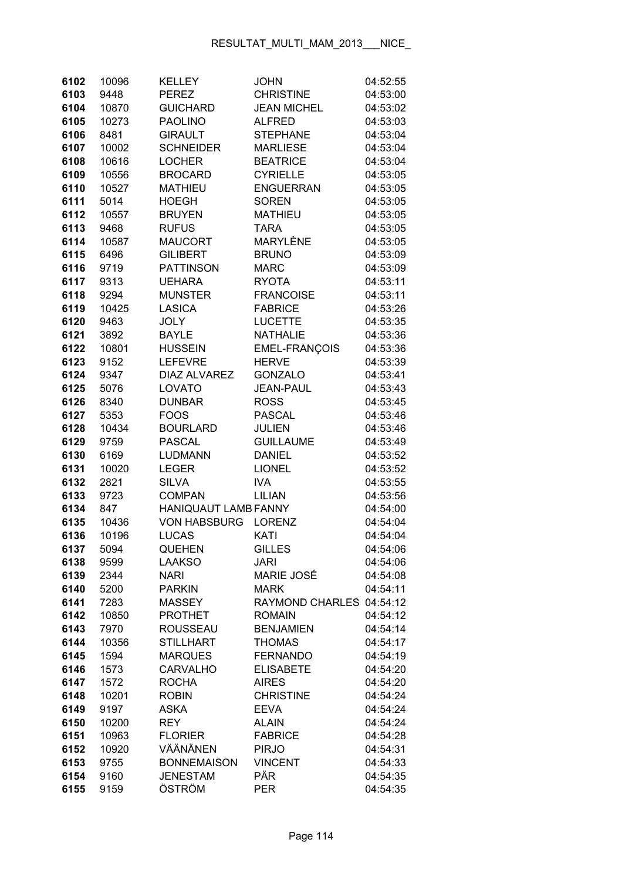| | | | | |
|---|---|---|---|---|
| 6102 | 10096 | KELLEY | JOHN | 04:52:55 |
| 6103 | 9448 | PEREZ | CHRISTINE | 04:53:00 |
| 6104 | 10870 | GUICHARD | JEAN MICHEL | 04:53:02 |
| 6105 | 10273 | PAOLINO | ALFRED | 04:53:03 |
| 6106 | 8481 | GIRAULT | STEPHANE | 04:53:04 |
| 6107 | 10002 | SCHNEIDER | MARLIESE | 04:53:04 |
| 6108 | 10616 | LOCHER | BEATRICE | 04:53:04 |
| 6109 | 10556 | BROCARD | CYRIELLE | 04:53:05 |
| 6110 | 10527 | MATHIEU | ENGUERRAN | 04:53:05 |
| 6111 | 5014 | HOEGH | SOREN | 04:53:05 |
| 6112 | 10557 | BRUYEN | MATHIEU | 04:53:05 |
| 6113 | 9468 | RUFUS | TARA | 04:53:05 |
| 6114 | 10587 | MAUCORT | MARYLÈNE | 04:53:05 |
| 6115 | 6496 | GILIBERT | BRUNO | 04:53:09 |
| 6116 | 9719 | PATTINSON | MARC | 04:53:09 |
| 6117 | 9313 | UEHARA | RYOTA | 04:53:11 |
| 6118 | 9294 | MUNSTER | FRANCOISE | 04:53:11 |
| 6119 | 10425 | LASICA | FABRICE | 04:53:26 |
| 6120 | 9463 | JOLY | LUCETTE | 04:53:35 |
| 6121 | 3892 | BAYLE | NATHALIE | 04:53:36 |
| 6122 | 10801 | HUSSEIN | EMEL-FRANÇOIS | 04:53:36 |
| 6123 | 9152 | LEFEVRE | HERVE | 04:53:39 |
| 6124 | 9347 | DIAZ ALVAREZ | GONZALO | 04:53:41 |
| 6125 | 5076 | LOVATO | JEAN-PAUL | 04:53:43 |
| 6126 | 8340 | DUNBAR | ROSS | 04:53:45 |
| 6127 | 5353 | FOOS | PASCAL | 04:53:46 |
| 6128 | 10434 | BOURLARD | JULIEN | 04:53:46 |
| 6129 | 9759 | PASCAL | GUILLAUME | 04:53:49 |
| 6130 | 6169 | LUDMANN | DANIEL | 04:53:52 |
| 6131 | 10020 | LEGER | LIONEL | 04:53:52 |
| 6132 | 2821 | SILVA | IVA | 04:53:55 |
| 6133 | 9723 | COMPAN | LILIAN | 04:53:56 |
| 6134 | 847 | HANIQUAUT LAMB | FANNY | 04:54:00 |
| 6135 | 10436 | VON HABSBURG | LORENZ | 04:54:04 |
| 6136 | 10196 | LUCAS | KATI | 04:54:04 |
| 6137 | 5094 | QUEHEN | GILLES | 04:54:06 |
| 6138 | 9599 | LAAKSO | JARI | 04:54:06 |
| 6139 | 2344 | NARI | MARIE JOSÉ | 04:54:08 |
| 6140 | 5200 | PARKIN | MARK | 04:54:11 |
| 6141 | 7283 | MASSEY | RAYMOND CHARLES | 04:54:12 |
| 6142 | 10850 | PROTHET | ROMAIN | 04:54:12 |
| 6143 | 7970 | ROUSSEAU | BENJAMIEN | 04:54:14 |
| 6144 | 10356 | STILLHART | THOMAS | 04:54:17 |
| 6145 | 1594 | MARQUES | FERNANDO | 04:54:19 |
| 6146 | 1573 | CARVALHO | ELISABETE | 04:54:20 |
| 6147 | 1572 | ROCHA | AIRES | 04:54:20 |
| 6148 | 10201 | ROBIN | CHRISTINE | 04:54:24 |
| 6149 | 9197 | ASKA | EEVA | 04:54:24 |
| 6150 | 10200 | REY | ALAIN | 04:54:24 |
| 6151 | 10963 | FLORIER | FABRICE | 04:54:28 |
| 6152 | 10920 | VÄÄNÄNEN | PIRJO | 04:54:31 |
| 6153 | 9755 | BONNEMAISON | VINCENT | 04:54:33 |
| 6154 | 9160 | JENESTAM | PÄR | 04:54:35 |
| 6155 | 9159 | ÖSTRÖM | PER | 04:54:35 |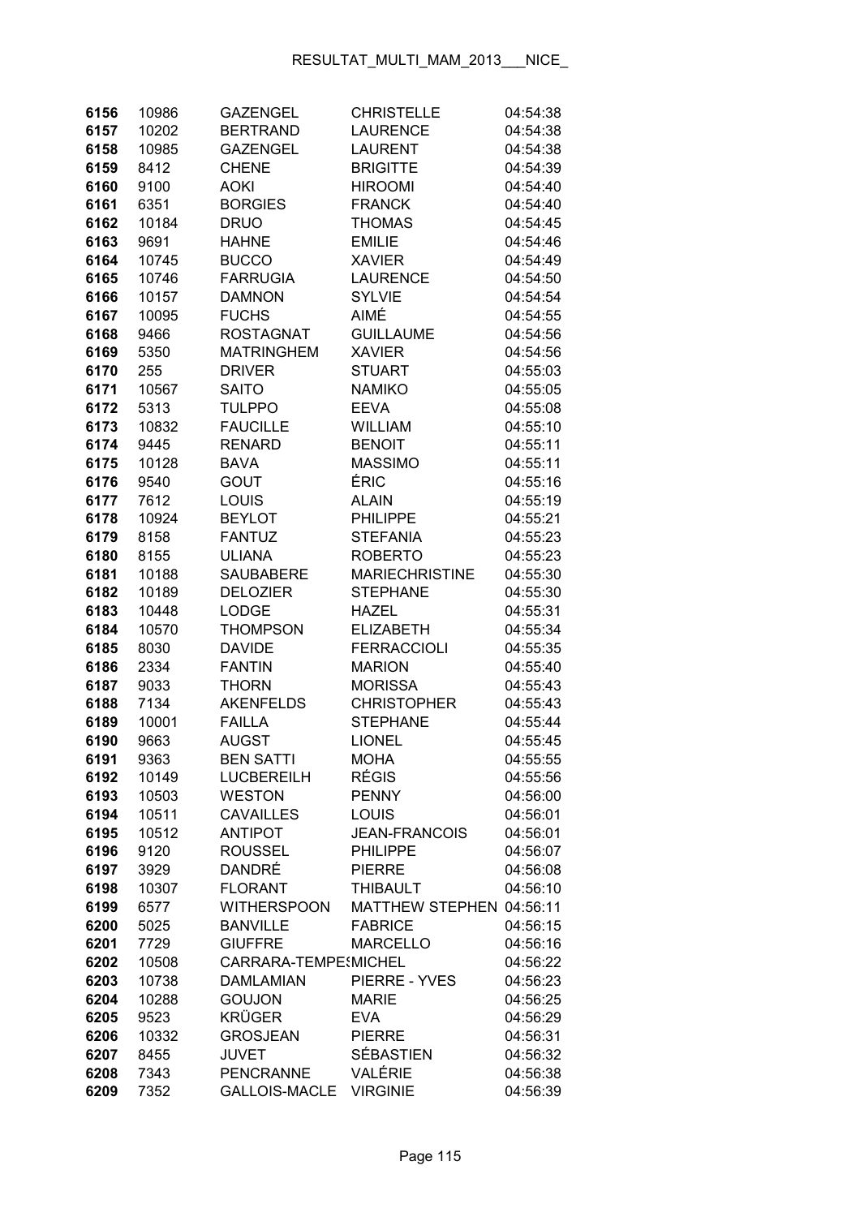| | | | | |
|---|---|---|---|---|
| 6156 | 10986 | GAZENGEL | CHRISTELLE | 04:54:38 |
| 6157 | 10202 | BERTRAND | LAURENCE | 04:54:38 |
| 6158 | 10985 | GAZENGEL | LAURENT | 04:54:38 |
| 6159 | 8412 | CHENE | BRIGITTE | 04:54:39 |
| 6160 | 9100 | AOKI | HIROOMI | 04:54:40 |
| 6161 | 6351 | BORGIES | FRANCK | 04:54:40 |
| 6162 | 10184 | DRUO | THOMAS | 04:54:45 |
| 6163 | 9691 | HAHNE | EMILIE | 04:54:46 |
| 6164 | 10745 | BUCCO | XAVIER | 04:54:49 |
| 6165 | 10746 | FARRUGIA | LAURENCE | 04:54:50 |
| 6166 | 10157 | DAMNON | SYLVIE | 04:54:54 |
| 6167 | 10095 | FUCHS | AIMÉ | 04:54:55 |
| 6168 | 9466 | ROSTAGNAT | GUILLAUME | 04:54:56 |
| 6169 | 5350 | MATRINGHEM | XAVIER | 04:54:56 |
| 6170 | 255 | DRIVER | STUART | 04:55:03 |
| 6171 | 10567 | SAITO | NAMIKO | 04:55:05 |
| 6172 | 5313 | TULPPO | EEVA | 04:55:08 |
| 6173 | 10832 | FAUCILLE | WILLIAM | 04:55:10 |
| 6174 | 9445 | RENARD | BENOIT | 04:55:11 |
| 6175 | 10128 | BAVA | MASSIMO | 04:55:11 |
| 6176 | 9540 | GOUT | ÉRIC | 04:55:16 |
| 6177 | 7612 | LOUIS | ALAIN | 04:55:19 |
| 6178 | 10924 | BEYLOT | PHILIPPE | 04:55:21 |
| 6179 | 8158 | FANTUZ | STEFANIA | 04:55:23 |
| 6180 | 8155 | ULIANA | ROBERTO | 04:55:23 |
| 6181 | 10188 | SAUBABERE | MARIECHRISTINE | 04:55:30 |
| 6182 | 10189 | DELOZIER | STEPHANE | 04:55:30 |
| 6183 | 10448 | LODGE | HAZEL | 04:55:31 |
| 6184 | 10570 | THOMPSON | ELIZABETH | 04:55:34 |
| 6185 | 8030 | DAVIDE | FERRACCIOLI | 04:55:35 |
| 6186 | 2334 | FANTIN | MARION | 04:55:40 |
| 6187 | 9033 | THORN | MORISSA | 04:55:43 |
| 6188 | 7134 | AKENFELDS | CHRISTOPHER | 04:55:43 |
| 6189 | 10001 | FAILLA | STEPHANE | 04:55:44 |
| 6190 | 9663 | AUGST | LIONEL | 04:55:45 |
| 6191 | 9363 | BEN SATTI | MOHA | 04:55:55 |
| 6192 | 10149 | LUCBEREILH | RÉGIS | 04:55:56 |
| 6193 | 10503 | WESTON | PENNY | 04:56:00 |
| 6194 | 10511 | CAVAILLES | LOUIS | 04:56:01 |
| 6195 | 10512 | ANTIPOT | JEAN-FRANCOIS | 04:56:01 |
| 6196 | 9120 | ROUSSEL | PHILIPPE | 04:56:07 |
| 6197 | 3929 | DANDRÉ | PIERRE | 04:56:08 |
| 6198 | 10307 | FLORANT | THIBAULT | 04:56:10 |
| 6199 | 6577 | WITHERSPOON | MATTHEW STEPHEN | 04:56:11 |
| 6200 | 5025 | BANVILLE | FABRICE | 04:56:15 |
| 6201 | 7729 | GIUFFRE | MARCELLO | 04:56:16 |
| 6202 | 10508 | CARRARA-TEMPESMICHEL | | 04:56:22 |
| 6203 | 10738 | DAMLAMIAN | PIERRE - YVES | 04:56:23 |
| 6204 | 10288 | GOUJON | MARIE | 04:56:25 |
| 6205 | 9523 | KRÜGER | EVA | 04:56:29 |
| 6206 | 10332 | GROSJEAN | PIERRE | 04:56:31 |
| 6207 | 8455 | JUVET | SÉBASTIEN | 04:56:32 |
| 6208 | 7343 | PENCRANNE | VALÉRIE | 04:56:38 |
| 6209 | 7352 | GALLOIS-MACLE | VIRGINIE | 04:56:39 |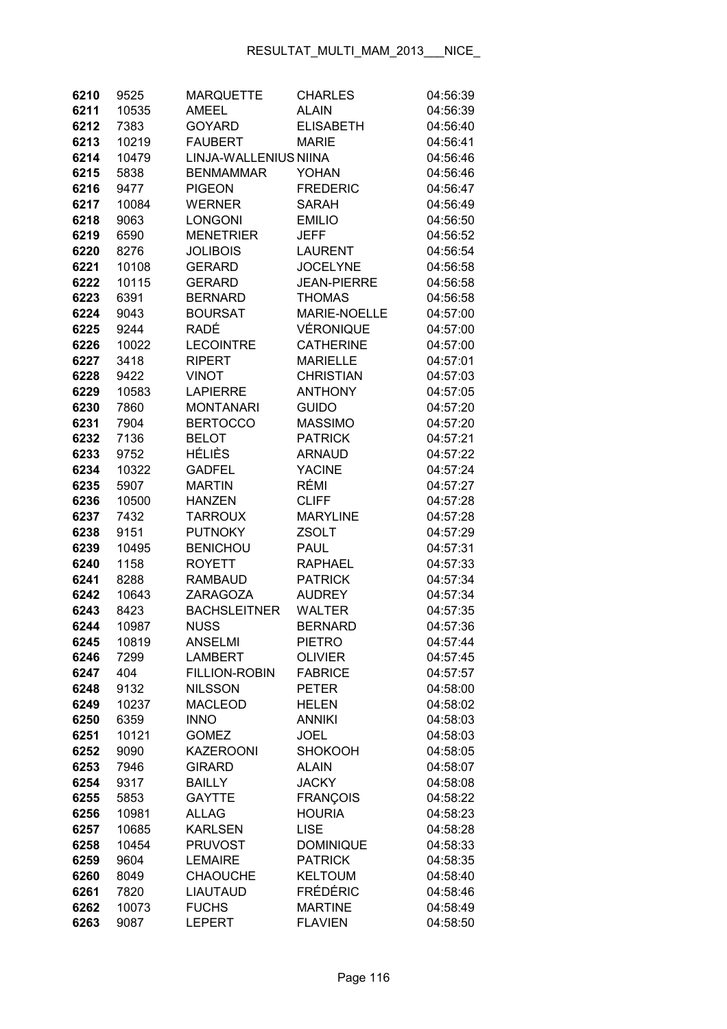| | | | | |
|---|---|---|---|---|
| 6210 | 9525 | MARQUETTE | CHARLES | 04:56:39 |
| 6211 | 10535 | AMEEL | ALAIN | 04:56:39 |
| 6212 | 7383 | GOYARD | ELISABETH | 04:56:40 |
| 6213 | 10219 | FAUBERT | MARIE | 04:56:41 |
| 6214 | 10479 | LINJA-WALLENIUS | NIINA | 04:56:46 |
| 6215 | 5838 | BENMAMMAR | YOHAN | 04:56:46 |
| 6216 | 9477 | PIGEON | FREDERIC | 04:56:47 |
| 6217 | 10084 | WERNER | SARAH | 04:56:49 |
| 6218 | 9063 | LONGONI | EMILIO | 04:56:50 |
| 6219 | 6590 | MENETRIER | JEFF | 04:56:52 |
| 6220 | 8276 | JOLIBOIS | LAURENT | 04:56:54 |
| 6221 | 10108 | GERARD | JOCELYNE | 04:56:58 |
| 6222 | 10115 | GERARD | JEAN-PIERRE | 04:56:58 |
| 6223 | 6391 | BERNARD | THOMAS | 04:56:58 |
| 6224 | 9043 | BOURSAT | MARIE-NOELLE | 04:57:00 |
| 6225 | 9244 | RADÉ | VÉRONIQUE | 04:57:00 |
| 6226 | 10022 | LECOINTRE | CATHERINE | 04:57:00 |
| 6227 | 3418 | RIPERT | MARIELLE | 04:57:01 |
| 6228 | 9422 | VINOT | CHRISTIAN | 04:57:03 |
| 6229 | 10583 | LAPIERRE | ANTHONY | 04:57:05 |
| 6230 | 7860 | MONTANARI | GUIDO | 04:57:20 |
| 6231 | 7904 | BERTOCCO | MASSIMO | 04:57:20 |
| 6232 | 7136 | BELOT | PATRICK | 04:57:21 |
| 6233 | 9752 | HÉLIÈS | ARNAUD | 04:57:22 |
| 6234 | 10322 | GADFEL | YACINE | 04:57:24 |
| 6235 | 5907 | MARTIN | RÉMI | 04:57:27 |
| 6236 | 10500 | HANZEN | CLIFF | 04:57:28 |
| 6237 | 7432 | TARROUX | MARYLINE | 04:57:28 |
| 6238 | 9151 | PUTNOKY | ZSOLT | 04:57:29 |
| 6239 | 10495 | BENICHOU | PAUL | 04:57:31 |
| 6240 | 1158 | ROYETT | RAPHAEL | 04:57:33 |
| 6241 | 8288 | RAMBAUD | PATRICK | 04:57:34 |
| 6242 | 10643 | ZARAGOZA | AUDREY | 04:57:34 |
| 6243 | 8423 | BACHSLEITNER | WALTER | 04:57:35 |
| 6244 | 10987 | NUSS | BERNARD | 04:57:36 |
| 6245 | 10819 | ANSELMI | PIETRO | 04:57:44 |
| 6246 | 7299 | LAMBERT | OLIVIER | 04:57:45 |
| 6247 | 404 | FILLION-ROBIN | FABRICE | 04:57:57 |
| 6248 | 9132 | NILSSON | PETER | 04:58:00 |
| 6249 | 10237 | MACLEOD | HELEN | 04:58:02 |
| 6250 | 6359 | INNO | ANNIKI | 04:58:03 |
| 6251 | 10121 | GOMEZ | JOEL | 04:58:03 |
| 6252 | 9090 | KAZEROONI | SHOKOOH | 04:58:05 |
| 6253 | 7946 | GIRARD | ALAIN | 04:58:07 |
| 6254 | 9317 | BAILLY | JACKY | 04:58:08 |
| 6255 | 5853 | GAYTTE | FRANÇOIS | 04:58:22 |
| 6256 | 10981 | ALLAG | HOURIA | 04:58:23 |
| 6257 | 10685 | KARLSEN | LISE | 04:58:28 |
| 6258 | 10454 | PRUVOST | DOMINIQUE | 04:58:33 |
| 6259 | 9604 | LEMAIRE | PATRICK | 04:58:35 |
| 6260 | 8049 | CHAOUCHE | KELTOUM | 04:58:40 |
| 6261 | 7820 | LIAUTAUD | FRÉDÉRIC | 04:58:46 |
| 6262 | 10073 | FUCHS | MARTINE | 04:58:49 |
| 6263 | 9087 | LEPERT | FLAVIEN | 04:58:50 |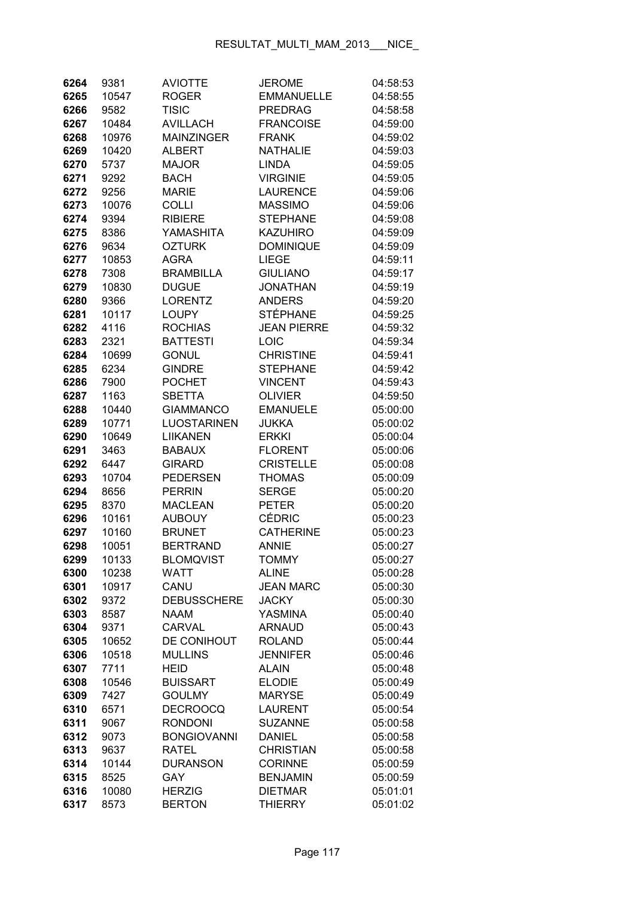| | | | | |
|---|---|---|---|---|
| **6264** | 9381 | AVIOTTE | JEROME | 04:58:53 |
| **6265** | 10547 | ROGER | EMMANUELLE | 04:58:55 |
| **6266** | 9582 | TISIC | PREDRAG | 04:58:58 |
| **6267** | 10484 | AVILLACH | FRANCOISE | 04:59:00 |
| **6268** | 10976 | MAINZINGER | FRANK | 04:59:02 |
| **6269** | 10420 | ALBERT | NATHALIE | 04:59:03 |
| **6270** | 5737 | MAJOR | LINDA | 04:59:05 |
| **6271** | 9292 | BACH | VIRGINIE | 04:59:05 |
| **6272** | 9256 | MARIE | LAURENCE | 04:59:06 |
| **6273** | 10076 | COLLI | MASSIMO | 04:59:06 |
| **6274** | 9394 | RIBIERE | STEPHANE | 04:59:08 |
| **6275** | 8386 | YAMASHITA | KAZUHIRO | 04:59:09 |
| **6276** | 9634 | OZTURK | DOMINIQUE | 04:59:09 |
| **6277** | 10853 | AGRA | LIEGE | 04:59:11 |
| **6278** | 7308 | BRAMBILLA | GIULIANO | 04:59:17 |
| **6279** | 10830 | DUGUE | JONATHAN | 04:59:19 |
| **6280** | 9366 | LORENTZ | ANDERS | 04:59:20 |
| **6281** | 10117 | LOUPY | STÉPHANE | 04:59:25 |
| **6282** | 4116 | ROCHIAS | JEAN PIERRE | 04:59:32 |
| **6283** | 2321 | BATTESTI | LOIC | 04:59:34 |
| **6284** | 10699 | GONUL | CHRISTINE | 04:59:41 |
| **6285** | 6234 | GINDRE | STEPHANE | 04:59:42 |
| **6286** | 7900 | POCHET | VINCENT | 04:59:43 |
| **6287** | 1163 | SBETTA | OLIVIER | 04:59:50 |
| **6288** | 10440 | GIAMMANCO | EMANUELE | 05:00:00 |
| **6289** | 10771 | LUOSTARINEN | JUKKA | 05:00:02 |
| **6290** | 10649 | LIIKANEN | ERKKI | 05:00:04 |
| **6291** | 3463 | BABAUX | FLORENT | 05:00:06 |
| **6292** | 6447 | GIRARD | CRISTELLE | 05:00:08 |
| **6293** | 10704 | PEDERSEN | THOMAS | 05:00:09 |
| **6294** | 8656 | PERRIN | SERGE | 05:00:20 |
| **6295** | 8370 | MACLEAN | PETER | 05:00:20 |
| **6296** | 10161 | AUBOUY | CÉDRIC | 05:00:23 |
| **6297** | 10160 | BRUNET | CATHERINE | 05:00:23 |
| **6298** | 10051 | BERTRAND | ANNIE | 05:00:27 |
| **6299** | 10133 | BLOMQVIST | TOMMY | 05:00:27 |
| **6300** | 10238 | WATT | ALINE | 05:00:28 |
| **6301** | 10917 | CANU | JEAN MARC | 05:00:30 |
| **6302** | 9372 | DEBUSSCHERE | JACKY | 05:00:30 |
| **6303** | 8587 | NAAM | YASMINA | 05:00:40 |
| **6304** | 9371 | CARVAL | ARNAUD | 05:00:43 |
| **6305** | 10652 | DE CONIHOUT | ROLAND | 05:00:44 |
| **6306** | 10518 | MULLINS | JENNIFER | 05:00:46 |
| **6307** | 7711 | HEID | ALAIN | 05:00:48 |
| **6308** | 10546 | BUISSART | ELODIE | 05:00:49 |
| **6309** | 7427 | GOULMY | MARYSE | 05:00:49 |
| **6310** | 6571 | DECROOCQ | LAURENT | 05:00:54 |
| **6311** | 9067 | RONDONI | SUZANNE | 05:00:58 |
| **6312** | 9073 | BONGIOVANNI | DANIEL | 05:00:58 |
| **6313** | 9637 | RATEL | CHRISTIAN | 05:00:58 |
| **6314** | 10144 | DURANSON | CORINNE | 05:00:59 |
| **6315** | 8525 | GAY | BENJAMIN | 05:00:59 |
| **6316** | 10080 | HERZIG | DIETMAR | 05:01:01 |
| **6317** | 8573 | BERTON | THIERRY | 05:01:02 |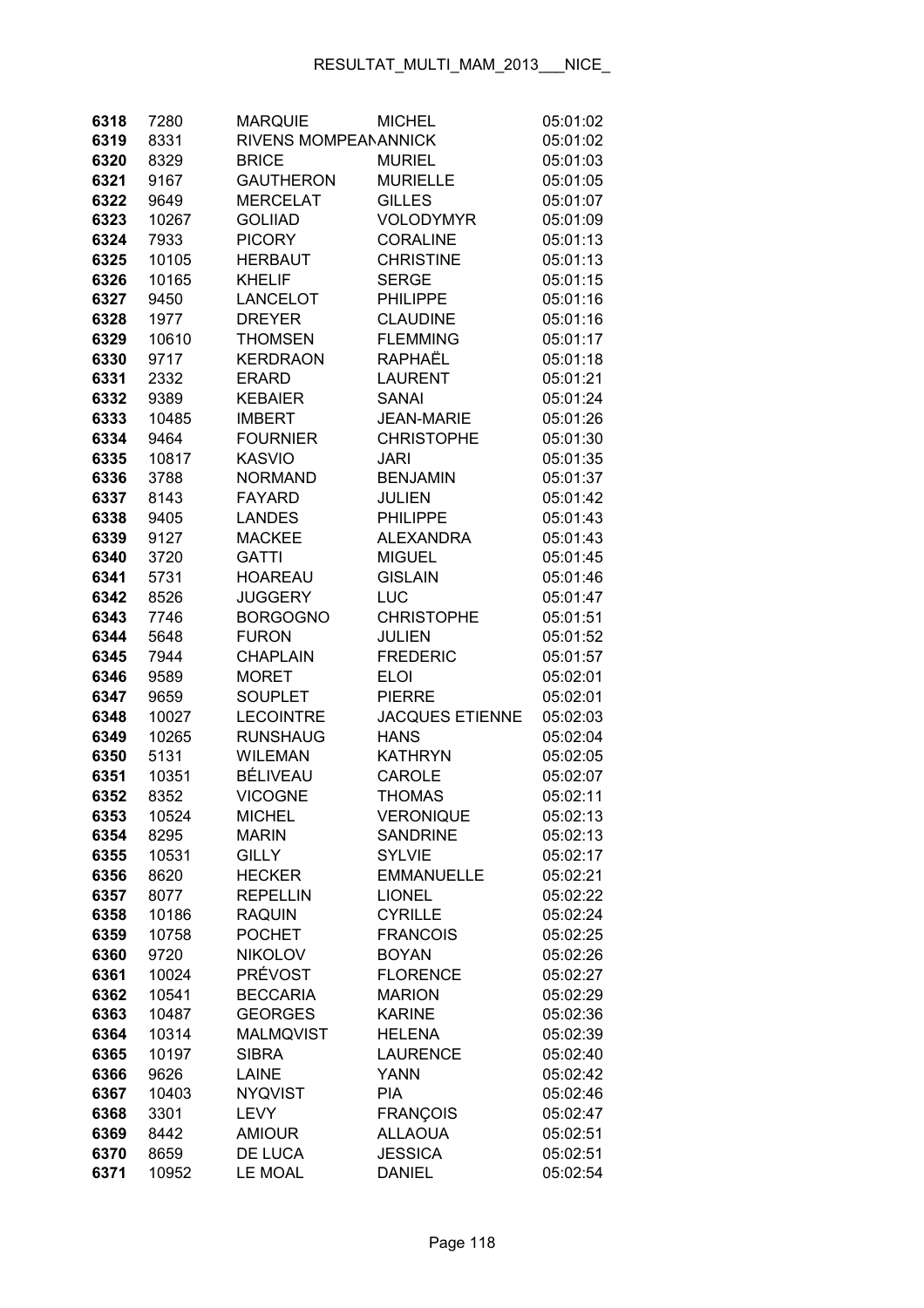| | | | | |
|---|---|---|---|---|
| 6318 | 7280 | MARQUIE | MICHEL | 05:01:02 |
| 6319 | 8331 | RIVENS MOMPEANANNICK | | 05:01:02 |
| 6320 | 8329 | BRICE | MURIEL | 05:01:03 |
| 6321 | 9167 | GAUTHERON | MURIELLE | 05:01:05 |
| 6322 | 9649 | MERCELAT | GILLES | 05:01:07 |
| 6323 | 10267 | GOLIIAD | VOLODYMYR | 05:01:09 |
| 6324 | 7933 | PICORY | CORALINE | 05:01:13 |
| 6325 | 10105 | HERBAUT | CHRISTINE | 05:01:13 |
| 6326 | 10165 | KHELIF | SERGE | 05:01:15 |
| 6327 | 9450 | LANCELOT | PHILIPPE | 05:01:16 |
| 6328 | 1977 | DREYER | CLAUDINE | 05:01:16 |
| 6329 | 10610 | THOMSEN | FLEMMING | 05:01:17 |
| 6330 | 9717 | KERDRAON | RAPHAËL | 05:01:18 |
| 6331 | 2332 | ERARD | LAURENT | 05:01:21 |
| 6332 | 9389 | KEBAIER | SANAI | 05:01:24 |
| 6333 | 10485 | IMBERT | JEAN-MARIE | 05:01:26 |
| 6334 | 9464 | FOURNIER | CHRISTOPHE | 05:01:30 |
| 6335 | 10817 | KASVIO | JARI | 05:01:35 |
| 6336 | 3788 | NORMAND | BENJAMIN | 05:01:37 |
| 6337 | 8143 | FAYARD | JULIEN | 05:01:42 |
| 6338 | 9405 | LANDES | PHILIPPE | 05:01:43 |
| 6339 | 9127 | MACKEE | ALEXANDRA | 05:01:43 |
| 6340 | 3720 | GATTI | MIGUEL | 05:01:45 |
| 6341 | 5731 | HOAREAU | GISLAIN | 05:01:46 |
| 6342 | 8526 | JUGGERY | LUC | 05:01:47 |
| 6343 | 7746 | BORGOGNO | CHRISTOPHE | 05:01:51 |
| 6344 | 5648 | FURON | JULIEN | 05:01:52 |
| 6345 | 7944 | CHAPLAIN | FREDERIC | 05:01:57 |
| 6346 | 9589 | MORET | ELOI | 05:02:01 |
| 6347 | 9659 | SOUPLET | PIERRE | 05:02:01 |
| 6348 | 10027 | LECOINTRE | JACQUES ETIENNE | 05:02:03 |
| 6349 | 10265 | RUNSHAUG | HANS | 05:02:04 |
| 6350 | 5131 | WILEMAN | KATHRYN | 05:02:05 |
| 6351 | 10351 | BÉLIVEAU | CAROLE | 05:02:07 |
| 6352 | 8352 | VICOGNE | THOMAS | 05:02:11 |
| 6353 | 10524 | MICHEL | VERONIQUE | 05:02:13 |
| 6354 | 8295 | MARIN | SANDRINE | 05:02:13 |
| 6355 | 10531 | GILLY | SYLVIE | 05:02:17 |
| 6356 | 8620 | HECKER | EMMANUELLE | 05:02:21 |
| 6357 | 8077 | REPELLIN | LIONEL | 05:02:22 |
| 6358 | 10186 | RAQUIN | CYRILLE | 05:02:24 |
| 6359 | 10758 | POCHET | FRANCOIS | 05:02:25 |
| 6360 | 9720 | NIKOLOV | BOYAN | 05:02:26 |
| 6361 | 10024 | PRÉVOST | FLORENCE | 05:02:27 |
| 6362 | 10541 | BECCARIA | MARION | 05:02:29 |
| 6363 | 10487 | GEORGES | KARINE | 05:02:36 |
| 6364 | 10314 | MALMQVIST | HELENA | 05:02:39 |
| 6365 | 10197 | SIBRA | LAURENCE | 05:02:40 |
| 6366 | 9626 | LAINE | YANN | 05:02:42 |
| 6367 | 10403 | NYQVIST | PIA | 05:02:46 |
| 6368 | 3301 | LEVY | FRANÇOIS | 05:02:47 |
| 6369 | 8442 | AMIOUR | ALLAOUA | 05:02:51 |
| 6370 | 8659 | DE LUCA | JESSICA | 05:02:51 |
| 6371 | 10952 | LE MOAL | DANIEL | 05:02:54 |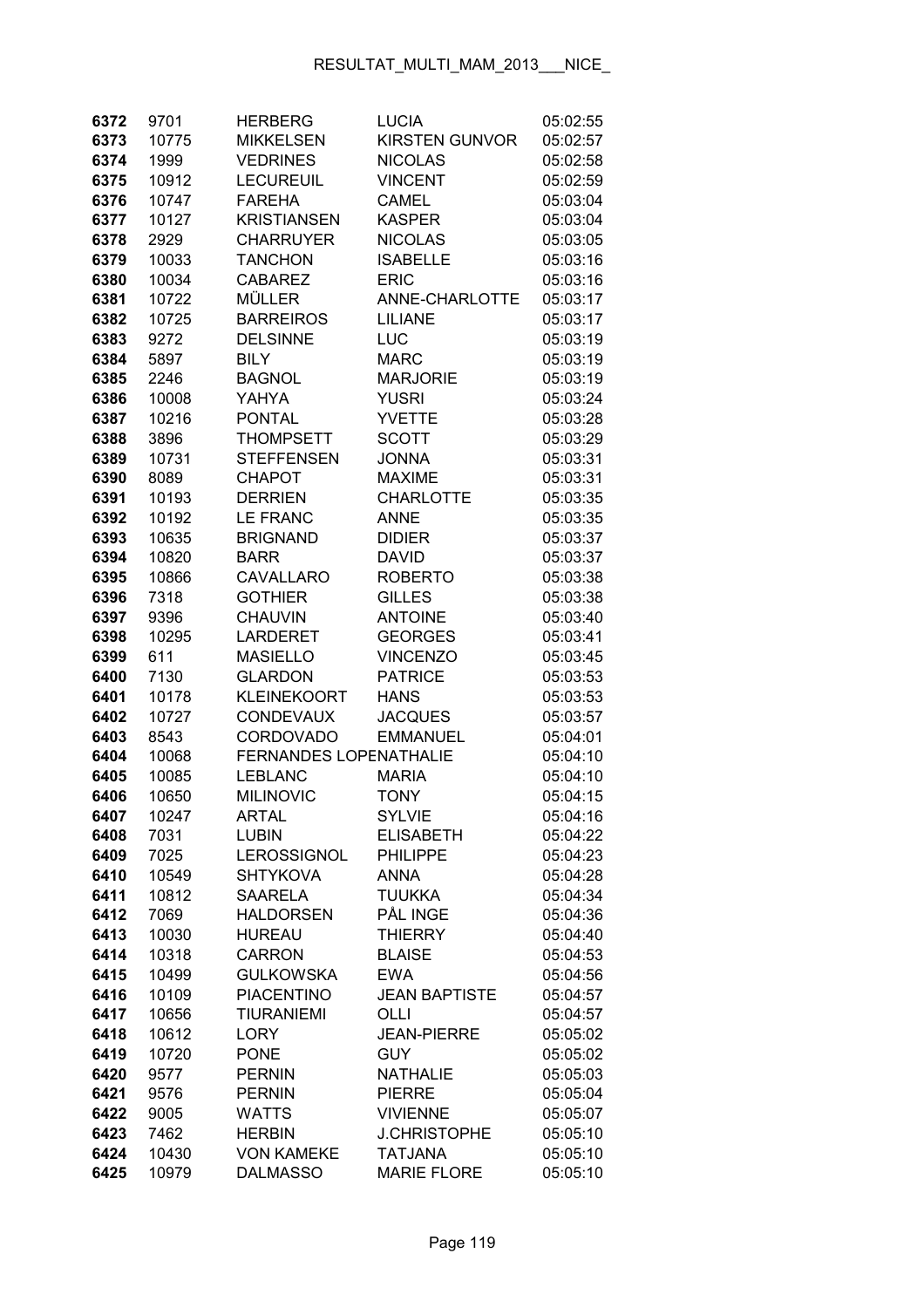| | | | | |
|---|---|---|---|---|
| 6372 | 9701 | HERBERG | LUCIA | 05:02:55 |
| 6373 | 10775 | MIKKELSEN | KIRSTEN GUNVOR | 05:02:57 |
| 6374 | 1999 | VEDRINES | NICOLAS | 05:02:58 |
| 6375 | 10912 | LECUREUIL | VINCENT | 05:02:59 |
| 6376 | 10747 | FAREHA | CAMEL | 05:03:04 |
| 6377 | 10127 | KRISTIANSEN | KASPER | 05:03:04 |
| 6378 | 2929 | CHARRUYER | NICOLAS | 05:03:05 |
| 6379 | 10033 | TANCHON | ISABELLE | 05:03:16 |
| 6380 | 10034 | CABAREZ | ERIC | 05:03:16 |
| 6381 | 10722 | MÜLLER | ANNE-CHARLOTTE | 05:03:17 |
| 6382 | 10725 | BARREIROS | LILIANE | 05:03:17 |
| 6383 | 9272 | DELSINNE | LUC | 05:03:19 |
| 6384 | 5897 | BILY | MARC | 05:03:19 |
| 6385 | 2246 | BAGNOL | MARJORIE | 05:03:19 |
| 6386 | 10008 | YAHYA | YUSRI | 05:03:24 |
| 6387 | 10216 | PONTAL | YVETTE | 05:03:28 |
| 6388 | 3896 | THOMPSETT | SCOTT | 05:03:29 |
| 6389 | 10731 | STEFFENSEN | JONNA | 05:03:31 |
| 6390 | 8089 | CHAPOT | MAXIME | 05:03:31 |
| 6391 | 10193 | DERRIEN | CHARLOTTE | 05:03:35 |
| 6392 | 10192 | LE FRANC | ANNE | 05:03:35 |
| 6393 | 10635 | BRIGNAND | DIDIER | 05:03:37 |
| 6394 | 10820 | BARR | DAVID | 05:03:37 |
| 6395 | 10866 | CAVALLARO | ROBERTO | 05:03:38 |
| 6396 | 7318 | GOTHIER | GILLES | 05:03:38 |
| 6397 | 9396 | CHAUVIN | ANTOINE | 05:03:40 |
| 6398 | 10295 | LARDERET | GEORGES | 05:03:41 |
| 6399 | 611 | MASIELLO | VINCENZO | 05:03:45 |
| 6400 | 7130 | GLARDON | PATRICE | 05:03:53 |
| 6401 | 10178 | KLEINEKOORT | HANS | 05:03:53 |
| 6402 | 10727 | CONDEVAUX | JACQUES | 05:03:57 |
| 6403 | 8543 | CORDOVADO | EMMANUEL | 05:04:01 |
| 6404 | 10068 | FERNANDES LOPENATHALIE | | 05:04:10 |
| 6405 | 10085 | LEBLANC | MARIA | 05:04:10 |
| 6406 | 10650 | MILINOVIC | TONY | 05:04:15 |
| 6407 | 10247 | ARTAL | SYLVIE | 05:04:16 |
| 6408 | 7031 | LUBIN | ELISABETH | 05:04:22 |
| 6409 | 7025 | LEROSSIGNOL | PHILIPPE | 05:04:23 |
| 6410 | 10549 | SHTYKOVA | ANNA | 05:04:28 |
| 6411 | 10812 | SAARELA | TUUKKA | 05:04:34 |
| 6412 | 7069 | HALDORSEN | PÅL INGE | 05:04:36 |
| 6413 | 10030 | HUREAU | THIERRY | 05:04:40 |
| 6414 | 10318 | CARRON | BLAISE | 05:04:53 |
| 6415 | 10499 | GULKOWSKA | EWA | 05:04:56 |
| 6416 | 10109 | PIACENTINO | JEAN BAPTISTE | 05:04:57 |
| 6417 | 10656 | TIURANIEMI | OLLI | 05:04:57 |
| 6418 | 10612 | LORY | JEAN-PIERRE | 05:05:02 |
| 6419 | 10720 | PONE | GUY | 05:05:02 |
| 6420 | 9577 | PERNIN | NATHALIE | 05:05:03 |
| 6421 | 9576 | PERNIN | PIERRE | 05:05:04 |
| 6422 | 9005 | WATTS | VIVIENNE | 05:05:07 |
| 6423 | 7462 | HERBIN | J.CHRISTOPHE | 05:05:10 |
| 6424 | 10430 | VON KAMEKE | TATJANA | 05:05:10 |
| 6425 | 10979 | DALMASSO | MARIE FLORE | 05:05:10 |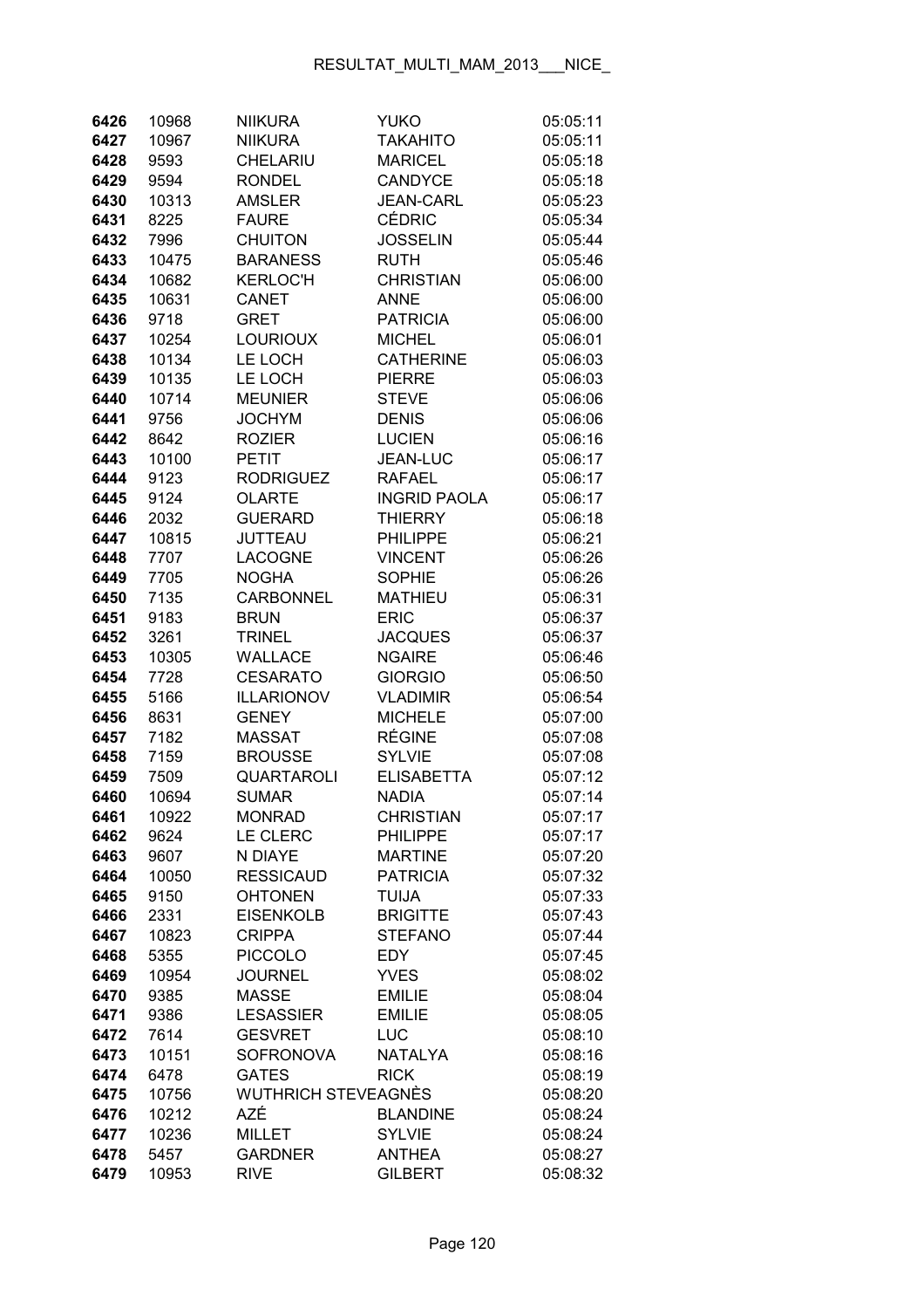| | | | | |
|---|---|---|---|---|
| 6426 | 10968 | NIIKURA | YUKO | 05:05:11 |
| 6427 | 10967 | NIIKURA | TAKAHITO | 05:05:11 |
| 6428 | 9593 | CHELARIU | MARICEL | 05:05:18 |
| 6429 | 9594 | RONDEL | CANDYCE | 05:05:18 |
| 6430 | 10313 | AMSLER | JEAN-CARL | 05:05:23 |
| 6431 | 8225 | FAURE | CÉDRIC | 05:05:34 |
| 6432 | 7996 | CHUITON | JOSSELIN | 05:05:44 |
| 6433 | 10475 | BARANESS | RUTH | 05:05:46 |
| 6434 | 10682 | KERLOC'H | CHRISTIAN | 05:06:00 |
| 6435 | 10631 | CANET | ANNE | 05:06:00 |
| 6436 | 9718 | GRET | PATRICIA | 05:06:00 |
| 6437 | 10254 | LOURIOUX | MICHEL | 05:06:01 |
| 6438 | 10134 | LE LOCH | CATHERINE | 05:06:03 |
| 6439 | 10135 | LE LOCH | PIERRE | 05:06:03 |
| 6440 | 10714 | MEUNIER | STEVE | 05:06:06 |
| 6441 | 9756 | JOCHYM | DENIS | 05:06:06 |
| 6442 | 8642 | ROZIER | LUCIEN | 05:06:16 |
| 6443 | 10100 | PETIT | JEAN-LUC | 05:06:17 |
| 6444 | 9123 | RODRIGUEZ | RAFAEL | 05:06:17 |
| 6445 | 9124 | OLARTE | INGRID PAOLA | 05:06:17 |
| 6446 | 2032 | GUERARD | THIERRY | 05:06:18 |
| 6447 | 10815 | JUTTEAU | PHILIPPE | 05:06:21 |
| 6448 | 7707 | LACOGNE | VINCENT | 05:06:26 |
| 6449 | 7705 | NOGHA | SOPHIE | 05:06:26 |
| 6450 | 7135 | CARBONNEL | MATHIEU | 05:06:31 |
| 6451 | 9183 | BRUN | ERIC | 05:06:37 |
| 6452 | 3261 | TRINEL | JACQUES | 05:06:37 |
| 6453 | 10305 | WALLACE | NGAIRE | 05:06:46 |
| 6454 | 7728 | CESARATO | GIORGIO | 05:06:50 |
| 6455 | 5166 | ILLARIONOV | VLADIMIR | 05:06:54 |
| 6456 | 8631 | GENEY | MICHELE | 05:07:00 |
| 6457 | 7182 | MASSAT | RÉGINE | 05:07:08 |
| 6458 | 7159 | BROUSSE | SYLVIE | 05:07:08 |
| 6459 | 7509 | QUARTAROLI | ELISABETTA | 05:07:12 |
| 6460 | 10694 | SUMAR | NADIA | 05:07:14 |
| 6461 | 10922 | MONRAD | CHRISTIAN | 05:07:17 |
| 6462 | 9624 | LE CLERC | PHILIPPE | 05:07:17 |
| 6463 | 9607 | N DIAYE | MARTINE | 05:07:20 |
| 6464 | 10050 | RESSICAUD | PATRICIA | 05:07:32 |
| 6465 | 9150 | OHTONEN | TUIJA | 05:07:33 |
| 6466 | 2331 | EISENKOLB | BRIGITTE | 05:07:43 |
| 6467 | 10823 | CRIPPA | STEFANO | 05:07:44 |
| 6468 | 5355 | PICCOLO | EDY | 05:07:45 |
| 6469 | 10954 | JOURNEL | YVES | 05:08:02 |
| 6470 | 9385 | MASSE | EMILIE | 05:08:04 |
| 6471 | 9386 | LESASSIER | EMILIE | 05:08:05 |
| 6472 | 7614 | GESVRET | LUC | 05:08:10 |
| 6473 | 10151 | SOFRONOVA | NATALYA | 05:08:16 |
| 6474 | 6478 | GATES | RICK | 05:08:19 |
| 6475 | 10756 | WUTHRICH STEVE | AGNÈS | 05:08:20 |
| 6476 | 10212 | AZÉ | BLANDINE | 05:08:24 |
| 6477 | 10236 | MILLET | SYLVIE | 05:08:24 |
| 6478 | 5457 | GARDNER | ANTHEA | 05:08:27 |
| 6479 | 10953 | RIVE | GILBERT | 05:08:32 |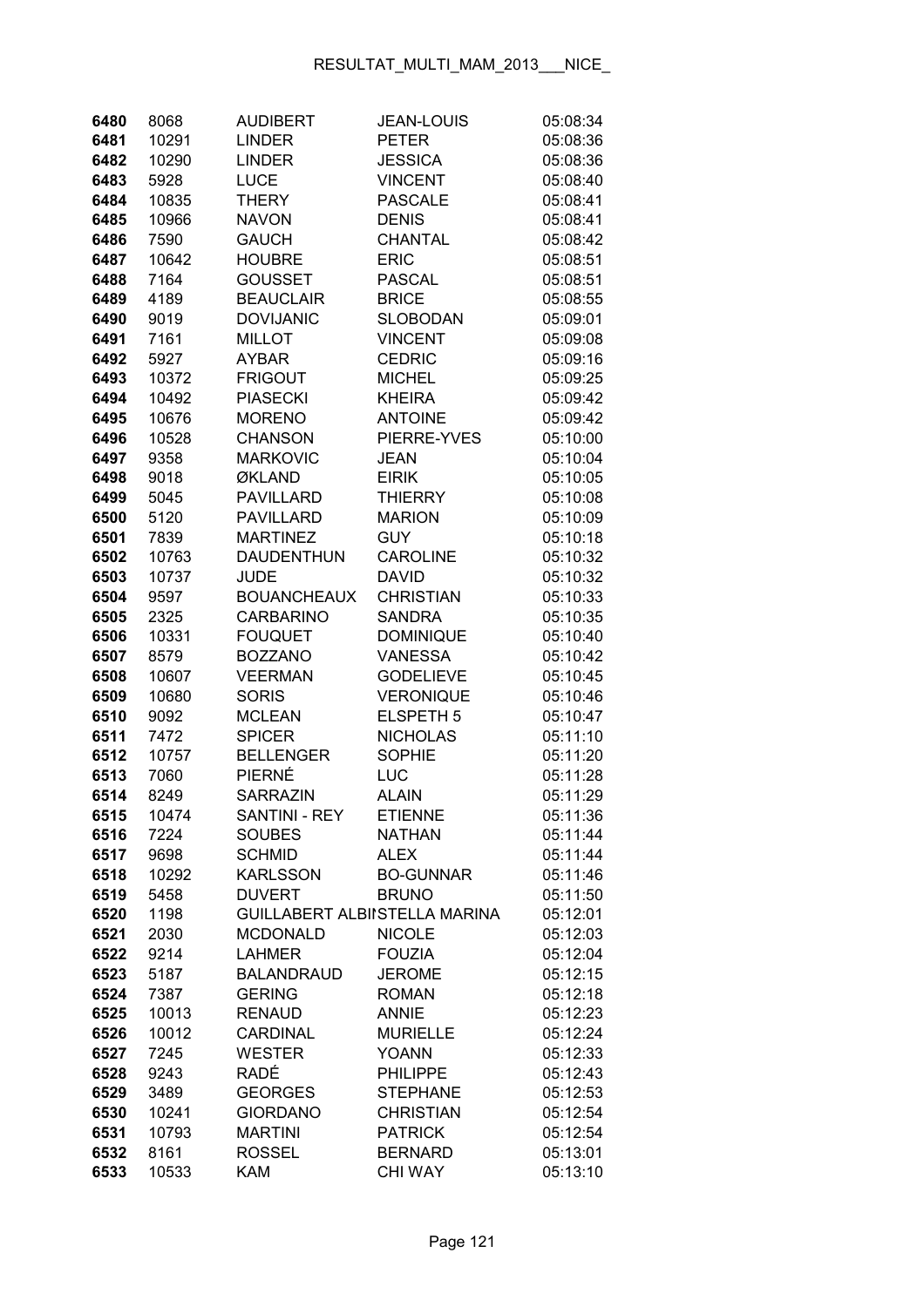| | | | | |
|---|---|---|---|---|
| **6480** | 8068 | AUDIBERT | JEAN-LOUIS | 05:08:34 |
| **6481** | 10291 | LINDER | PETER | 05:08:36 |
| **6482** | 10290 | LINDER | JESSICA | 05:08:36 |
| **6483** | 5928 | LUCE | VINCENT | 05:08:40 |
| **6484** | 10835 | THERY | PASCALE | 05:08:41 |
| **6485** | 10966 | NAVON | DENIS | 05:08:41 |
| **6486** | 7590 | GAUCH | CHANTAL | 05:08:42 |
| **6487** | 10642 | HOUBRE | ERIC | 05:08:51 |
| **6488** | 7164 | GOUSSET | PASCAL | 05:08:51 |
| **6489** | 4189 | BEAUCLAIR | BRICE | 05:08:55 |
| **6490** | 9019 | DOVIJANIC | SLOBODAN | 05:09:01 |
| **6491** | 7161 | MILLOT | VINCENT | 05:09:08 |
| **6492** | 5927 | AYBAR | CEDRIC | 05:09:16 |
| **6493** | 10372 | FRIGOUT | MICHEL | 05:09:25 |
| **6494** | 10492 | PIASECKI | KHEIRA | 05:09:42 |
| **6495** | 10676 | MORENO | ANTOINE | 05:09:42 |
| **6496** | 10528 | CHANSON | PIERRE-YVES | 05:10:00 |
| **6497** | 9358 | MARKOVIC | JEAN | 05:10:04 |
| **6498** | 9018 | ØKLAND | EIRIK | 05:10:05 |
| **6499** | 5045 | PAVILLARD | THIERRY | 05:10:08 |
| **6500** | 5120 | PAVILLARD | MARION | 05:10:09 |
| **6501** | 7839 | MARTINEZ | GUY | 05:10:18 |
| **6502** | 10763 | DAUDENTHUN | CAROLINE | 05:10:32 |
| **6503** | 10737 | JUDE | DAVID | 05:10:32 |
| **6504** | 9597 | BOUANCHEAUX | CHRISTIAN | 05:10:33 |
| **6505** | 2325 | CARBARINO | SANDRA | 05:10:35 |
| **6506** | 10331 | FOUQUET | DOMINIQUE | 05:10:40 |
| **6507** | 8579 | BOZZANO | VANESSA | 05:10:42 |
| **6508** | 10607 | VEERMAN | GODELIEVE | 05:10:45 |
| **6509** | 10680 | SORIS | VERONIQUE | 05:10:46 |
| **6510** | 9092 | MCLEAN | ELSPETH 5 | 05:10:47 |
| **6511** | 7472 | SPICER | NICHOLAS | 05:11:10 |
| **6512** | 10757 | BELLENGER | SOPHIE | 05:11:20 |
| **6513** | 7060 | PIERNÉ | LUC | 05:11:28 |
| **6514** | 8249 | SARRAZIN | ALAIN | 05:11:29 |
| **6515** | 10474 | SANTINI - REY | ETIENNE | 05:11:36 |
| **6516** | 7224 | SOUBES | NATHAN | 05:11:44 |
| **6517** | 9698 | SCHMID | ALEX | 05:11:44 |
| **6518** | 10292 | KARLSSON | BO-GUNNAR | 05:11:46 |
| **6519** | 5458 | DUVERT | BRUNO | 05:11:50 |
| **6520** | 1198 | GUILLABERT ALBI | STELLA MARINA | 05:12:01 |
| **6521** | 2030 | MCDONALD | NICOLE | 05:12:03 |
| **6522** | 9214 | LAHMER | FOUZIA | 05:12:04 |
| **6523** | 5187 | BALANDRAUD | JEROME | 05:12:15 |
| **6524** | 7387 | GERING | ROMAN | 05:12:18 |
| **6525** | 10013 | RENAUD | ANNIE | 05:12:23 |
| **6526** | 10012 | CARDINAL | MURIELLE | 05:12:24 |
| **6527** | 7245 | WESTER | YOANN | 05:12:33 |
| **6528** | 9243 | RADÉ | PHILIPPE | 05:12:43 |
| **6529** | 3489 | GEORGES | STEPHANE | 05:12:53 |
| **6530** | 10241 | GIORDANO | CHRISTIAN | 05:12:54 |
| **6531** | 10793 | MARTINI | PATRICK | 05:12:54 |
| **6532** | 8161 | ROSSEL | BERNARD | 05:13:01 |
| **6533** | 10533 | KAM | CHI WAY | 05:13:10 |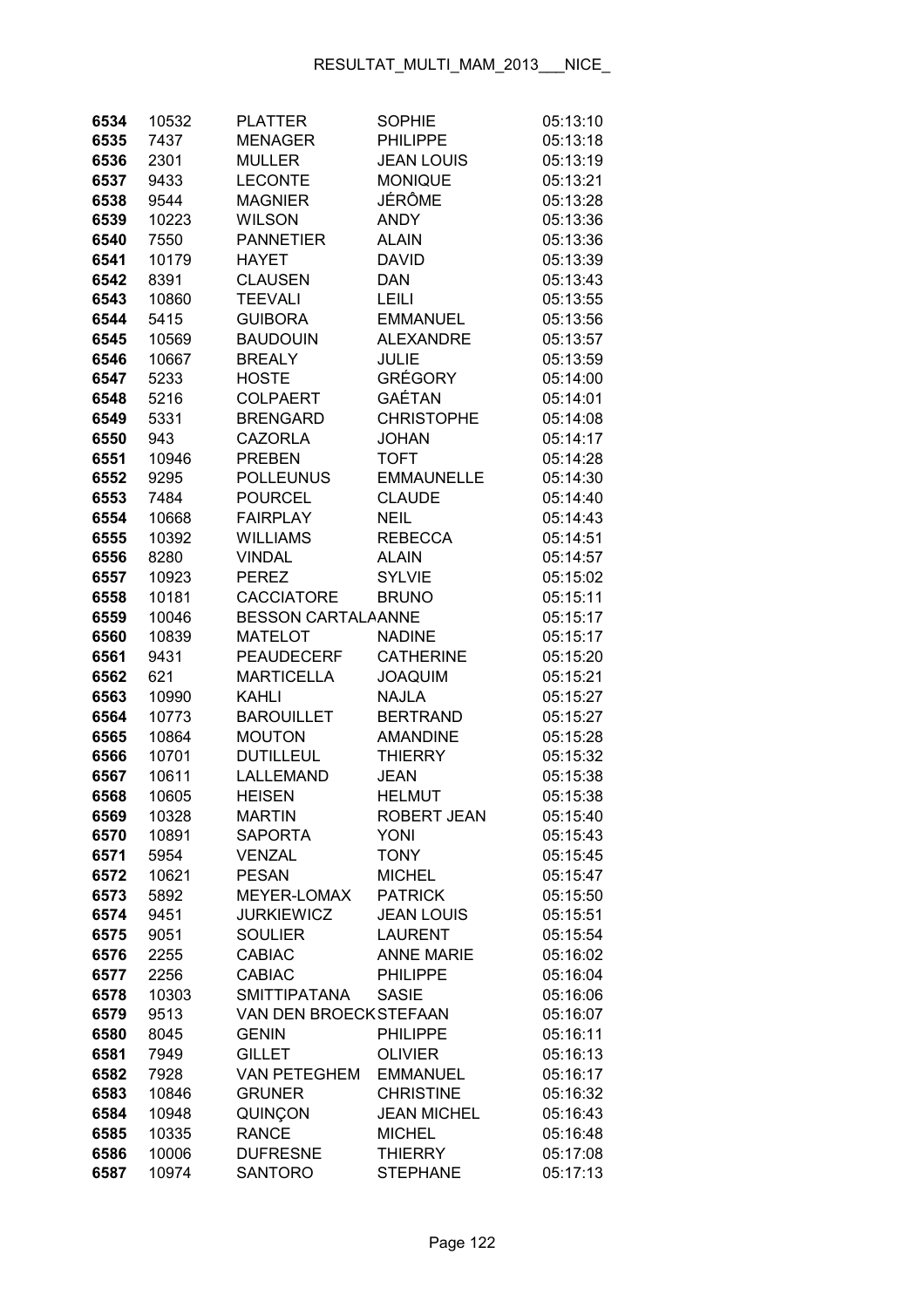| | | | | |
|---|---|---|---|---|
| 6534 | 10532 | PLATTER | SOPHIE | 05:13:10 |
| 6535 | 7437 | MENAGER | PHILIPPE | 05:13:18 |
| 6536 | 2301 | MULLER | JEAN LOUIS | 05:13:19 |
| 6537 | 9433 | LECONTE | MONIQUE | 05:13:21 |
| 6538 | 9544 | MAGNIER | JÉRÔME | 05:13:28 |
| 6539 | 10223 | WILSON | ANDY | 05:13:36 |
| 6540 | 7550 | PANNETIER | ALAIN | 05:13:36 |
| 6541 | 10179 | HAYET | DAVID | 05:13:39 |
| 6542 | 8391 | CLAUSEN | DAN | 05:13:43 |
| 6543 | 10860 | TEEVALI | LEILI | 05:13:55 |
| 6544 | 5415 | GUIBORA | EMMANUEL | 05:13:56 |
| 6545 | 10569 | BAUDOUIN | ALEXANDRE | 05:13:57 |
| 6546 | 10667 | BREALY | JULIE | 05:13:59 |
| 6547 | 5233 | HOSTE | GRÉGORY | 05:14:00 |
| 6548 | 5216 | COLPAERT | GAÉTAN | 05:14:01 |
| 6549 | 5331 | BRENGARD | CHRISTOPHE | 05:14:08 |
| 6550 | 943 | CAZORLA | JOHAN | 05:14:17 |
| 6551 | 10946 | PREBEN | TOFT | 05:14:28 |
| 6552 | 9295 | POLLEUNUS | EMMAUNELLE | 05:14:30 |
| 6553 | 7484 | POURCEL | CLAUDE | 05:14:40 |
| 6554 | 10668 | FAIRPLAY | NEIL | 05:14:43 |
| 6555 | 10392 | WILLIAMS | REBECCA | 05:14:51 |
| 6556 | 8280 | VINDAL | ALAIN | 05:14:57 |
| 6557 | 10923 | PEREZ | SYLVIE | 05:15:02 |
| 6558 | 10181 | CACCIATORE | BRUNO | 05:15:11 |
| 6559 | 10046 | BESSON CARTALA | ANNE | 05:15:17 |
| 6560 | 10839 | MATELOT | NADINE | 05:15:17 |
| 6561 | 9431 | PEAUDECERF | CATHERINE | 05:15:20 |
| 6562 | 621 | MARTICELLA | JOAQUIM | 05:15:21 |
| 6563 | 10990 | KAHLI | NAJLA | 05:15:27 |
| 6564 | 10773 | BAROUILLET | BERTRAND | 05:15:27 |
| 6565 | 10864 | MOUTON | AMANDINE | 05:15:28 |
| 6566 | 10701 | DUTILLEUL | THIERRY | 05:15:32 |
| 6567 | 10611 | LALLEMAND | JEAN | 05:15:38 |
| 6568 | 10605 | HEISEN | HELMUT | 05:15:38 |
| 6569 | 10328 | MARTIN | ROBERT JEAN | 05:15:40 |
| 6570 | 10891 | SAPORTA | YONI | 05:15:43 |
| 6571 | 5954 | VENZAL | TONY | 05:15:45 |
| 6572 | 10621 | PESAN | MICHEL | 05:15:47 |
| 6573 | 5892 | MEYER-LOMAX | PATRICK | 05:15:50 |
| 6574 | 9451 | JURKIEWICZ | JEAN LOUIS | 05:15:51 |
| 6575 | 9051 | SOULIER | LAURENT | 05:15:54 |
| 6576 | 2255 | CABIAC | ANNE MARIE | 05:16:02 |
| 6577 | 2256 | CABIAC | PHILIPPE | 05:16:04 |
| 6578 | 10303 | SMITTIPATANA | SASIE | 05:16:06 |
| 6579 | 9513 | VAN DEN BROECK | STEFAAN | 05:16:07 |
| 6580 | 8045 | GENIN | PHILIPPE | 05:16:11 |
| 6581 | 7949 | GILLET | OLIVIER | 05:16:13 |
| 6582 | 7928 | VAN PETEGHEM | EMMANUEL | 05:16:17 |
| 6583 | 10846 | GRUNER | CHRISTINE | 05:16:32 |
| 6584 | 10948 | QUINÇON | JEAN MICHEL | 05:16:43 |
| 6585 | 10335 | RANCE | MICHEL | 05:16:48 |
| 6586 | 10006 | DUFRESNE | THIERRY | 05:17:08 |
| 6587 | 10974 | SANTORO | STEPHANE | 05:17:13 |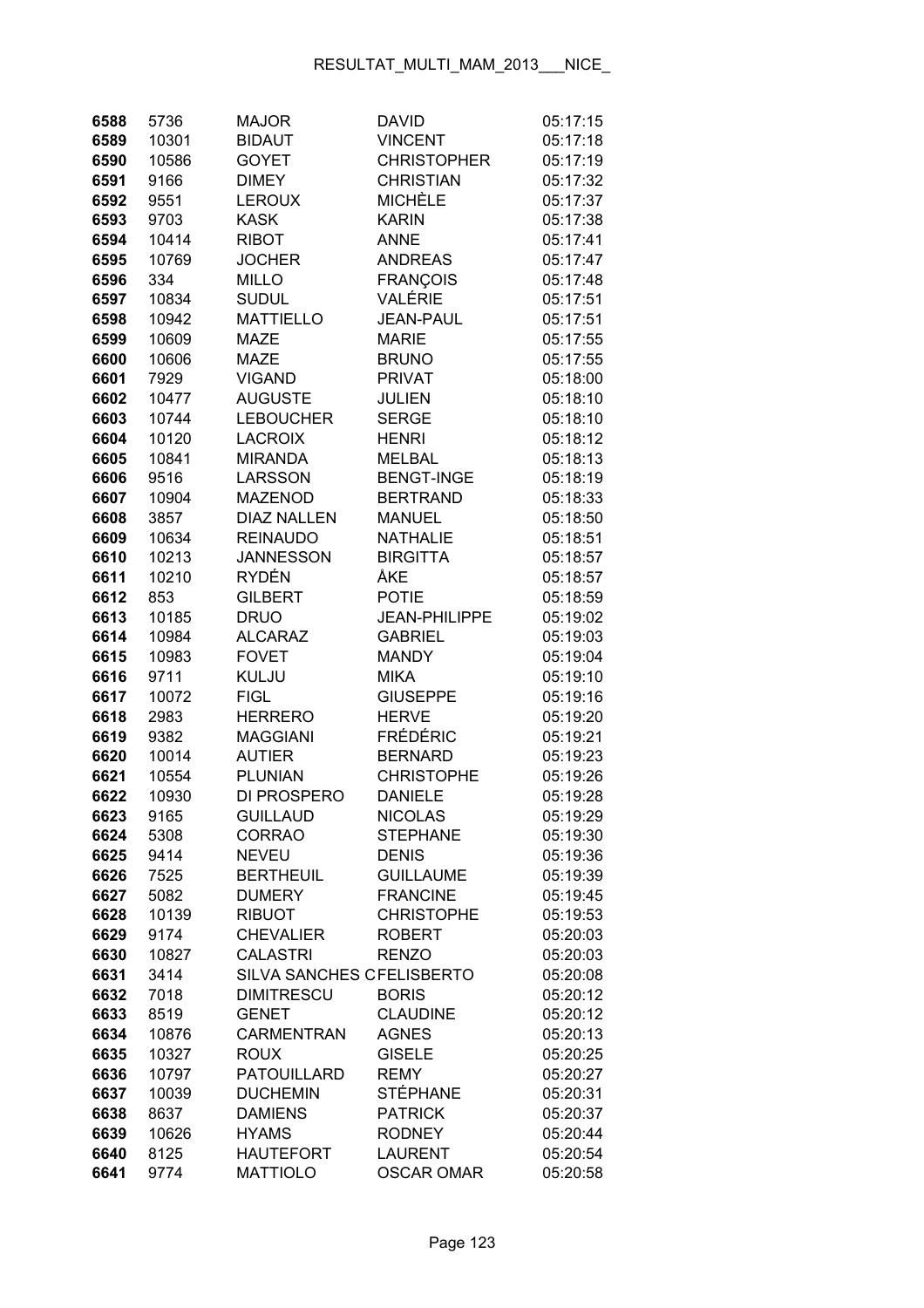| | | | | |
|---|---|---|---|---|
| 6588 | 5736 | MAJOR | DAVID | 05:17:15 |
| 6589 | 10301 | BIDAUT | VINCENT | 05:17:18 |
| 6590 | 10586 | GOYET | CHRISTOPHER | 05:17:19 |
| 6591 | 9166 | DIMEY | CHRISTIAN | 05:17:32 |
| 6592 | 9551 | LEROUX | MICHÈLE | 05:17:37 |
| 6593 | 9703 | KASK | KARIN | 05:17:38 |
| 6594 | 10414 | RIBOT | ANNE | 05:17:41 |
| 6595 | 10769 | JOCHER | ANDREAS | 05:17:47 |
| 6596 | 334 | MILLO | FRANÇOIS | 05:17:48 |
| 6597 | 10834 | SUDUL | VALÉRIE | 05:17:51 |
| 6598 | 10942 | MATTIELLO | JEAN-PAUL | 05:17:51 |
| 6599 | 10609 | MAZE | MARIE | 05:17:55 |
| 6600 | 10606 | MAZE | BRUNO | 05:17:55 |
| 6601 | 7929 | VIGAND | PRIVAT | 05:18:00 |
| 6602 | 10477 | AUGUSTE | JULIEN | 05:18:10 |
| 6603 | 10744 | LEBOUCHER | SERGE | 05:18:10 |
| 6604 | 10120 | LACROIX | HENRI | 05:18:12 |
| 6605 | 10841 | MIRANDA | MELBAL | 05:18:13 |
| 6606 | 9516 | LARSSON | BENGT-INGE | 05:18:19 |
| 6607 | 10904 | MAZENOD | BERTRAND | 05:18:33 |
| 6608 | 3857 | DIAZ NALLEN | MANUEL | 05:18:50 |
| 6609 | 10634 | REINAUDO | NATHALIE | 05:18:51 |
| 6610 | 10213 | JANNESSON | BIRGITTA | 05:18:57 |
| 6611 | 10210 | RYDÉN | ÅKE | 05:18:57 |
| 6612 | 853 | GILBERT | POTIE | 05:18:59 |
| 6613 | 10185 | DRUO | JEAN-PHILIPPE | 05:19:02 |
| 6614 | 10984 | ALCARAZ | GABRIEL | 05:19:03 |
| 6615 | 10983 | FOVET | MANDY | 05:19:04 |
| 6616 | 9711 | KULJU | MIKA | 05:19:10 |
| 6617 | 10072 | FIGL | GIUSEPPE | 05:19:16 |
| 6618 | 2983 | HERRERO | HERVE | 05:19:20 |
| 6619 | 9382 | MAGGIANI | FRÉDÉRIC | 05:19:21 |
| 6620 | 10014 | AUTIER | BERNARD | 05:19:23 |
| 6621 | 10554 | PLUNIAN | CHRISTOPHE | 05:19:26 |
| 6622 | 10930 | DI PROSPERO | DANIELE | 05:19:28 |
| 6623 | 9165 | GUILLAUD | NICOLAS | 05:19:29 |
| 6624 | 5308 | CORRAO | STEPHANE | 05:19:30 |
| 6625 | 9414 | NEVEU | DENIS | 05:19:36 |
| 6626 | 7525 | BERTHEUIL | GUILLAUME | 05:19:39 |
| 6627 | 5082 | DUMERY | FRANCINE | 05:19:45 |
| 6628 | 10139 | RIBUOT | CHRISTOPHE | 05:19:53 |
| 6629 | 9174 | CHEVALIER | ROBERT | 05:20:03 |
| 6630 | 10827 | CALASTRI | RENZO | 05:20:03 |
| 6631 | 3414 | SILVA SANCHES C | FELISBERTO | 05:20:08 |
| 6632 | 7018 | DIMITRESCU | BORIS | 05:20:12 |
| 6633 | 8519 | GENET | CLAUDINE | 05:20:12 |
| 6634 | 10876 | CARMENTRAN | AGNES | 05:20:13 |
| 6635 | 10327 | ROUX | GISELE | 05:20:25 |
| 6636 | 10797 | PATOUILLARD | REMY | 05:20:27 |
| 6637 | 10039 | DUCHEMIN | STÉPHANE | 05:20:31 |
| 6638 | 8637 | DAMIENS | PATRICK | 05:20:37 |
| 6639 | 10626 | HYAMS | RODNEY | 05:20:44 |
| 6640 | 8125 | HAUTEFORT | LAURENT | 05:20:54 |
| 6641 | 9774 | MATTIOLO | OSCAR OMAR | 05:20:58 |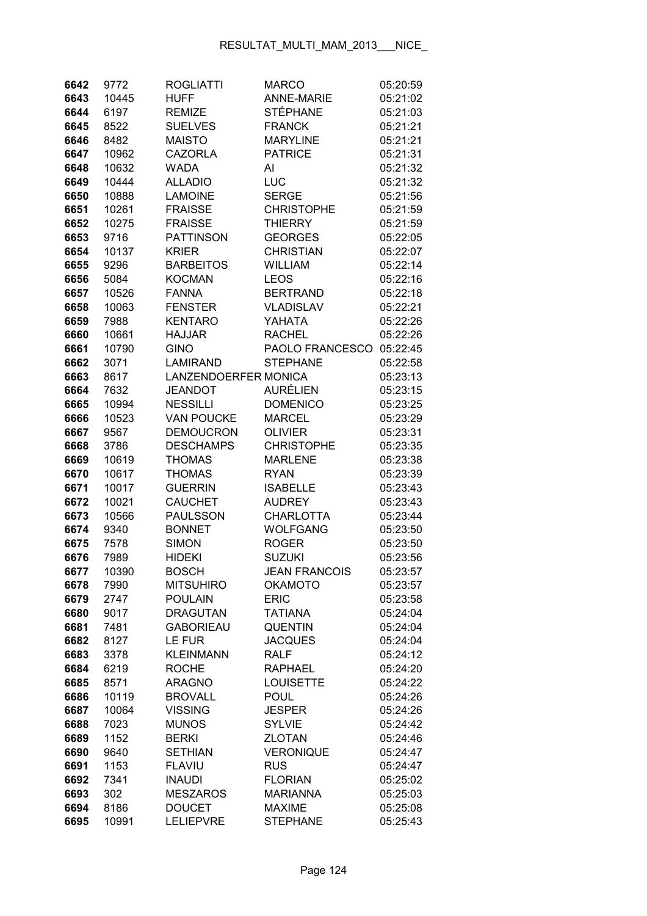| | | | | |
|---|---|---|---|---|
| 6642 | 9772 | ROGLIATTI | MARCO | 05:20:59 |
| 6643 | 10445 | HUFF | ANNE-MARIE | 05:21:02 |
| 6644 | 6197 | REMIZE | STÉPHANE | 05:21:03 |
| 6645 | 8522 | SUELVES | FRANCK | 05:21:21 |
| 6646 | 8482 | MAISTO | MARYLINE | 05:21:21 |
| 6647 | 10962 | CAZORLA | PATRICE | 05:21:31 |
| 6648 | 10632 | WADA | AI | 05:21:32 |
| 6649 | 10444 | ALLADIO | LUC | 05:21:32 |
| 6650 | 10888 | LAMOINE | SERGE | 05:21:56 |
| 6651 | 10261 | FRAISSE | CHRISTOPHE | 05:21:59 |
| 6652 | 10275 | FRAISSE | THIERRY | 05:21:59 |
| 6653 | 9716 | PATTINSON | GEORGES | 05:22:05 |
| 6654 | 10137 | KRIER | CHRISTIAN | 05:22:07 |
| 6655 | 9296 | BARBEITOS | WILLIAM | 05:22:14 |
| 6656 | 5084 | KOCMAN | LEOS | 05:22:16 |
| 6657 | 10526 | FANNA | BERTRAND | 05:22:18 |
| 6658 | 10063 | FENSTER | VLADISLAV | 05:22:21 |
| 6659 | 7988 | KENTARO | YAHATA | 05:22:26 |
| 6660 | 10661 | HAJJAR | RACHEL | 05:22:26 |
| 6661 | 10790 | GINO | PAOLO FRANCESCO | 05:22:45 |
| 6662 | 3071 | LAMIRAND | STEPHANE | 05:22:58 |
| 6663 | 8617 | LANZENDOERFER | MONICA | 05:23:13 |
| 6664 | 7632 | JEANDOT | AURÉLIEN | 05:23:15 |
| 6665 | 10994 | NESSILLI | DOMENICO | 05:23:25 |
| 6666 | 10523 | VAN POUCKE | MARCEL | 05:23:29 |
| 6667 | 9567 | DEMOUCRON | OLIVIER | 05:23:31 |
| 6668 | 3786 | DESCHAMPS | CHRISTOPHE | 05:23:35 |
| 6669 | 10619 | THOMAS | MARLENE | 05:23:38 |
| 6670 | 10617 | THOMAS | RYAN | 05:23:39 |
| 6671 | 10017 | GUERRIN | ISABELLE | 05:23:43 |
| 6672 | 10021 | CAUCHET | AUDREY | 05:23:43 |
| 6673 | 10566 | PAULSSON | CHARLOTTA | 05:23:44 |
| 6674 | 9340 | BONNET | WOLFGANG | 05:23:50 |
| 6675 | 7578 | SIMON | ROGER | 05:23:50 |
| 6676 | 7989 | HIDEKI | SUZUKI | 05:23:56 |
| 6677 | 10390 | BOSCH | JEAN FRANCOIS | 05:23:57 |
| 6678 | 7990 | MITSUHIRO | OKAMOTO | 05:23:57 |
| 6679 | 2747 | POULAIN | ERIC | 05:23:58 |
| 6680 | 9017 | DRAGUTAN | TATIANA | 05:24:04 |
| 6681 | 7481 | GABORIEAU | QUENTIN | 05:24:04 |
| 6682 | 8127 | LE FUR | JACQUES | 05:24:04 |
| 6683 | 3378 | KLEINMANN | RALF | 05:24:12 |
| 6684 | 6219 | ROCHE | RAPHAEL | 05:24:20 |
| 6685 | 8571 | ARAGNO | LOUISETTE | 05:24:22 |
| 6686 | 10119 | BROVALL | POUL | 05:24:26 |
| 6687 | 10064 | VISSING | JESPER | 05:24:26 |
| 6688 | 7023 | MUNOS | SYLVIE | 05:24:42 |
| 6689 | 1152 | BERKI | ZLOTAN | 05:24:46 |
| 6690 | 9640 | SETHIAN | VERONIQUE | 05:24:47 |
| 6691 | 1153 | FLAVIU | RUS | 05:24:47 |
| 6692 | 7341 | INAUDI | FLORIAN | 05:25:02 |
| 6693 | 302 | MESZAROS | MARIANNA | 05:25:03 |
| 6694 | 8186 | DOUCET | MAXIME | 05:25:08 |
| 6695 | 10991 | LELIEPVRE | STEPHANE | 05:25:43 |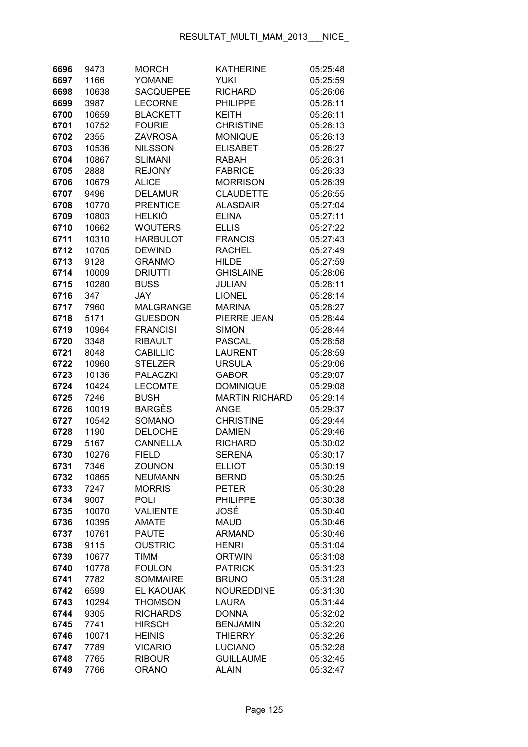| | | | | |
|---|---|---|---|---|
| 6696 | 9473 | MORCH | KATHERINE | 05:25:48 |
| 6697 | 1166 | YOMANE | YUKI | 05:25:59 |
| 6698 | 10638 | SACQUEPEE | RICHARD | 05:26:06 |
| 6699 | 3987 | LECORNE | PHILIPPE | 05:26:11 |
| 6700 | 10659 | BLACKETT | KEITH | 05:26:11 |
| 6701 | 10752 | FOURIE | CHRISTINE | 05:26:13 |
| 6702 | 2355 | ZAVROSA | MONIQUE | 05:26:13 |
| 6703 | 10536 | NILSSON | ELISABET | 05:26:27 |
| 6704 | 10867 | SLIMANI | RABAH | 05:26:31 |
| 6705 | 2888 | REJONY | FABRICE | 05:26:33 |
| 6706 | 10679 | ALICE | MORRISON | 05:26:39 |
| 6707 | 9496 | DELAMUR | CLAUDETTE | 05:26:55 |
| 6708 | 10770 | PRENTICE | ALASDAIR | 05:27:04 |
| 6709 | 10803 | HELKIÖ | ELINA | 05:27:11 |
| 6710 | 10662 | WOUTERS | ELLIS | 05:27:22 |
| 6711 | 10310 | HARBULOT | FRANCIS | 05:27:43 |
| 6712 | 10705 | DEWIND | RACHEL | 05:27:49 |
| 6713 | 9128 | GRANMO | HILDE | 05:27:59 |
| 6714 | 10009 | DRIUTTI | GHISLAINE | 05:28:06 |
| 6715 | 10280 | BUSS | JULIAN | 05:28:11 |
| 6716 | 347 | JAY | LIONEL | 05:28:14 |
| 6717 | 7960 | MALGRANGE | MARINA | 05:28:27 |
| 6718 | 5171 | GUESDON | PIERRE JEAN | 05:28:44 |
| 6719 | 10964 | FRANCISI | SIMON | 05:28:44 |
| 6720 | 3348 | RIBAULT | PASCAL | 05:28:58 |
| 6721 | 8048 | CABILLIC | LAURENT | 05:28:59 |
| 6722 | 10960 | STELZER | URSULA | 05:29:06 |
| 6723 | 10136 | PALACZKI | GABOR | 05:29:07 |
| 6724 | 10424 | LECOMTE | DOMINIQUE | 05:29:08 |
| 6725 | 7246 | BUSH | MARTIN RICHARD | 05:29:14 |
| 6726 | 10019 | BARGÈS | ANGE | 05:29:37 |
| 6727 | 10542 | SOMANO | CHRISTINE | 05:29:44 |
| 6728 | 1190 | DELOCHE | DAMIEN | 05:29:46 |
| 6729 | 5167 | CANNELLA | RICHARD | 05:30:02 |
| 6730 | 10276 | FIELD | SERENA | 05:30:17 |
| 6731 | 7346 | ZOUNON | ELLIOT | 05:30:19 |
| 6732 | 10865 | NEUMANN | BERND | 05:30:25 |
| 6733 | 7247 | MORRIS | PETER | 05:30:28 |
| 6734 | 9007 | POLI | PHILIPPE | 05:30:38 |
| 6735 | 10070 | VALIENTE | JOSÉ | 05:30:40 |
| 6736 | 10395 | AMATE | MAUD | 05:30:46 |
| 6737 | 10761 | PAUTE | ARMAND | 05:30:46 |
| 6738 | 9115 | OUSTRIC | HENRI | 05:31:04 |
| 6739 | 10677 | TIMM | ORTWIN | 05:31:08 |
| 6740 | 10778 | FOULON | PATRICK | 05:31:23 |
| 6741 | 7782 | SOMMAIRE | BRUNO | 05:31:28 |
| 6742 | 6599 | EL KAOUAK | NOUREDDINE | 05:31:30 |
| 6743 | 10294 | THOMSON | LAURA | 05:31:44 |
| 6744 | 9305 | RICHARDS | DONNA | 05:32:02 |
| 6745 | 7741 | HIRSCH | BENJAMIN | 05:32:20 |
| 6746 | 10071 | HEINIS | THIERRY | 05:32:26 |
| 6747 | 7789 | VICARIO | LUCIANO | 05:32:28 |
| 6748 | 7765 | RIBOUR | GUILLAUME | 05:32:45 |
| 6749 | 7766 | ORANO | ALAIN | 05:32:47 |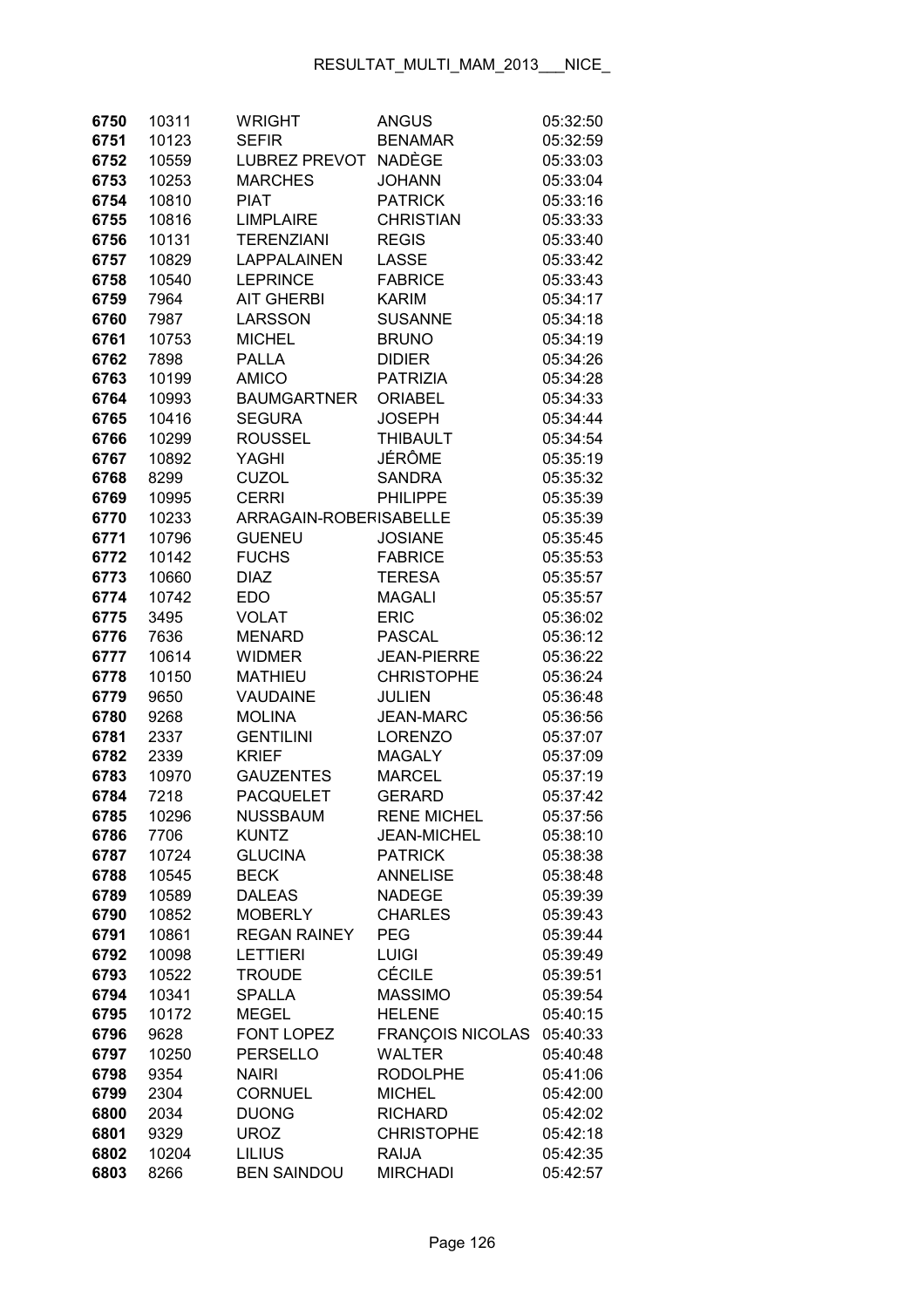| | | | | |
|---|---|---|---|---|
| 6750 | 10311 | WRIGHT | ANGUS | 05:32:50 |
| 6751 | 10123 | SEFIR | BENAMAR | 05:32:59 |
| 6752 | 10559 | LUBREZ PREVOT | NADÈGE | 05:33:03 |
| 6753 | 10253 | MARCHES | JOHANN | 05:33:04 |
| 6754 | 10810 | PIAT | PATRICK | 05:33:16 |
| 6755 | 10816 | LIMPLAIRE | CHRISTIAN | 05:33:33 |
| 6756 | 10131 | TERENZIANI | REGIS | 05:33:40 |
| 6757 | 10829 | LAPPALAINEN | LASSE | 05:33:42 |
| 6758 | 10540 | LEPRINCE | FABRICE | 05:33:43 |
| 6759 | 7964 | AIT GHERBI | KARIM | 05:34:17 |
| 6760 | 7987 | LARSSON | SUSANNE | 05:34:18 |
| 6761 | 10753 | MICHEL | BRUNO | 05:34:19 |
| 6762 | 7898 | PALLA | DIDIER | 05:34:26 |
| 6763 | 10199 | AMICO | PATRIZIA | 05:34:28 |
| 6764 | 10993 | BAUMGARTNER | ORIABEL | 05:34:33 |
| 6765 | 10416 | SEGURA | JOSEPH | 05:34:44 |
| 6766 | 10299 | ROUSSEL | THIBAULT | 05:34:54 |
| 6767 | 10892 | YAGHI | JÉRÔME | 05:35:19 |
| 6768 | 8299 | CUZOL | SANDRA | 05:35:32 |
| 6769 | 10995 | CERRI | PHILIPPE | 05:35:39 |
| 6770 | 10233 | ARRAGAIN-ROBERISABELLE | | 05:35:39 |
| 6771 | 10796 | GUENEU | JOSIANE | 05:35:45 |
| 6772 | 10142 | FUCHS | FABRICE | 05:35:53 |
| 6773 | 10660 | DIAZ | TERESA | 05:35:57 |
| 6774 | 10742 | EDO | MAGALI | 05:35:57 |
| 6775 | 3495 | VOLAT | ERIC | 05:36:02 |
| 6776 | 7636 | MENARD | PASCAL | 05:36:12 |
| 6777 | 10614 | WIDMER | JEAN-PIERRE | 05:36:22 |
| 6778 | 10150 | MATHIEU | CHRISTOPHE | 05:36:24 |
| 6779 | 9650 | VAUDAINE | JULIEN | 05:36:48 |
| 6780 | 9268 | MOLINA | JEAN-MARC | 05:36:56 |
| 6781 | 2337 | GENTILINI | LORENZO | 05:37:07 |
| 6782 | 2339 | KRIEF | MAGALY | 05:37:09 |
| 6783 | 10970 | GAUZENTES | MARCEL | 05:37:19 |
| 6784 | 7218 | PACQUELET | GERARD | 05:37:42 |
| 6785 | 10296 | NUSSBAUM | RENE MICHEL | 05:37:56 |
| 6786 | 7706 | KUNTZ | JEAN-MICHEL | 05:38:10 |
| 6787 | 10724 | GLUCINA | PATRICK | 05:38:38 |
| 6788 | 10545 | BECK | ANNELISE | 05:38:48 |
| 6789 | 10589 | DALEAS | NADEGE | 05:39:39 |
| 6790 | 10852 | MOBERLY | CHARLES | 05:39:43 |
| 6791 | 10861 | REGAN RAINEY | PEG | 05:39:44 |
| 6792 | 10098 | LETTIERI | LUIGI | 05:39:49 |
| 6793 | 10522 | TROUDE | CÉCILE | 05:39:51 |
| 6794 | 10341 | SPALLA | MASSIMO | 05:39:54 |
| 6795 | 10172 | MEGEL | HELENE | 05:40:15 |
| 6796 | 9628 | FONT LOPEZ | FRANÇOIS NICOLAS | 05:40:33 |
| 6797 | 10250 | PERSELLO | WALTER | 05:40:48 |
| 6798 | 9354 | NAIRI | RODOLPHE | 05:41:06 |
| 6799 | 2304 | CORNUEL | MICHEL | 05:42:00 |
| 6800 | 2034 | DUONG | RICHARD | 05:42:02 |
| 6801 | 9329 | UROZ | CHRISTOPHE | 05:42:18 |
| 6802 | 10204 | LILIUS | RAIJA | 05:42:35 |
| 6803 | 8266 | BEN SAINDOU | MIRCHADI | 05:42:57 |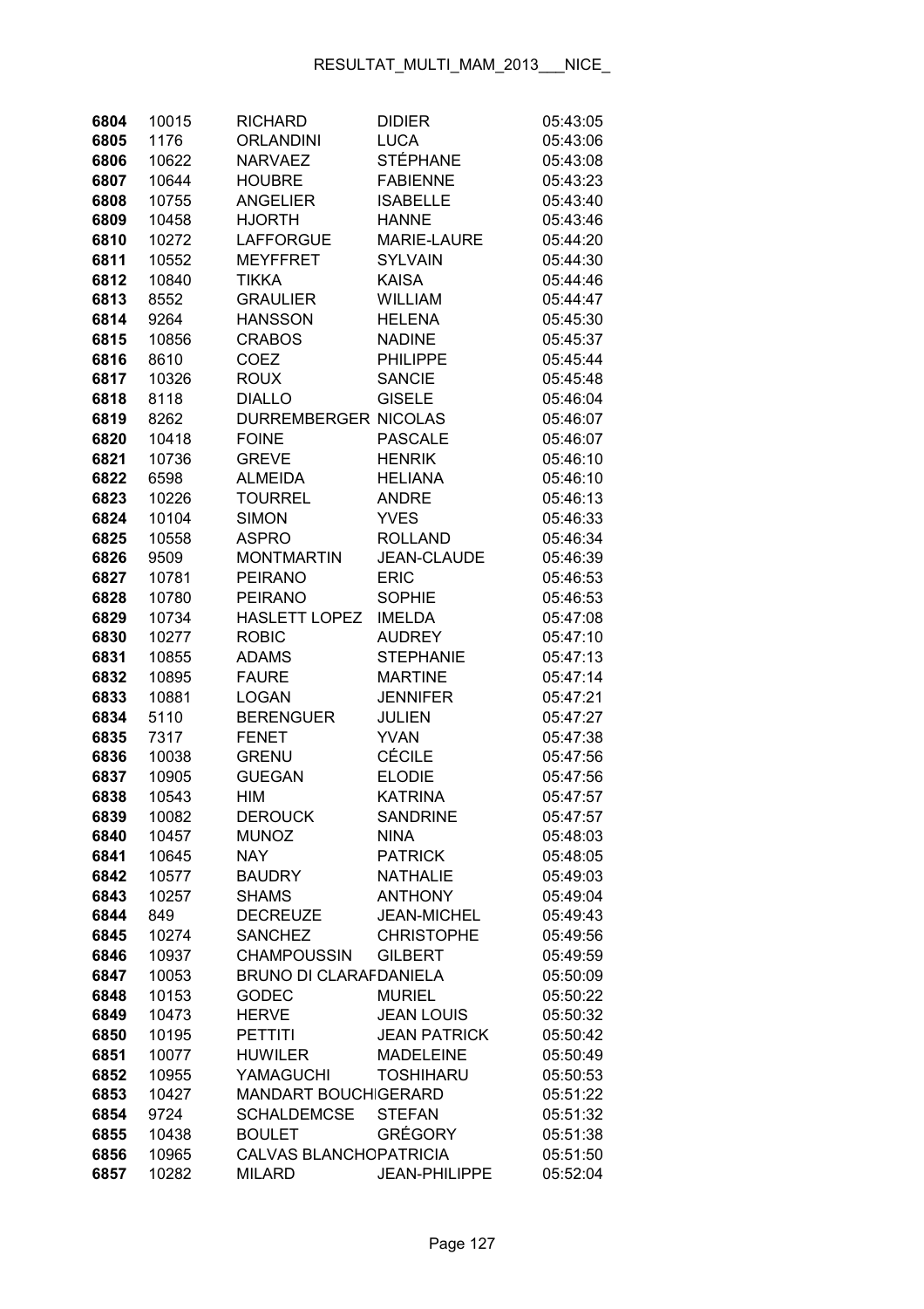| 6804 | 10015 | RICHARD | DIDIER | 05:43:05 |
|---|---|---|---|---|
| 6805 | 1176 | ORLANDINI | LUCA | 05:43:06 |
| 6806 | 10622 | NARVAEZ | STÉPHANE | 05:43:08 |
| 6807 | 10644 | HOUBRE | FABIENNE | 05:43:23 |
| 6808 | 10755 | ANGELIER | ISABELLE | 05:43:40 |
| 6809 | 10458 | HJORTH | HANNE | 05:43:46 |
| 6810 | 10272 | LAFFORGUE | MARIE-LAURE | 05:44:20 |
| 6811 | 10552 | MEYFFRET | SYLVAIN | 05:44:30 |
| 6812 | 10840 | TIKKA | KAISA | 05:44:46 |
| 6813 | 8552 | GRAULIER | WILLIAM | 05:44:47 |
| 6814 | 9264 | HANSSON | HELENA | 05:45:30 |
| 6815 | 10856 | CRABOS | NADINE | 05:45:37 |
| 6816 | 8610 | COEZ | PHILIPPE | 05:45:44 |
| 6817 | 10326 | ROUX | SANCIE | 05:45:48 |
| 6818 | 8118 | DIALLO | GISELE | 05:46:04 |
| 6819 | 8262 | DURREMBERGER | NICOLAS | 05:46:07 |
| 6820 | 10418 | FOINE | PASCALE | 05:46:07 |
| 6821 | 10736 | GREVE | HENRIK | 05:46:10 |
| 6822 | 6598 | ALMEIDA | HELIANA | 05:46:10 |
| 6823 | 10226 | TOURREL | ANDRE | 05:46:13 |
| 6824 | 10104 | SIMON | YVES | 05:46:33 |
| 6825 | 10558 | ASPRO | ROLLAND | 05:46:34 |
| 6826 | 9509 | MONTMARTIN | JEAN-CLAUDE | 05:46:39 |
| 6827 | 10781 | PEIRANO | ERIC | 05:46:53 |
| 6828 | 10780 | PEIRANO | SOPHIE | 05:46:53 |
| 6829 | 10734 | HASLETT LOPEZ | IMELDA | 05:47:08 |
| 6830 | 10277 | ROBIC | AUDREY | 05:47:10 |
| 6831 | 10855 | ADAMS | STEPHANIE | 05:47:13 |
| 6832 | 10895 | FAURE | MARTINE | 05:47:14 |
| 6833 | 10881 | LOGAN | JENNIFER | 05:47:21 |
| 6834 | 5110 | BERENGUER | JULIEN | 05:47:27 |
| 6835 | 7317 | FENET | YVAN | 05:47:38 |
| 6836 | 10038 | GRENU | CÉCILE | 05:47:56 |
| 6837 | 10905 | GUEGAN | ELODIE | 05:47:56 |
| 6838 | 10543 | HIM | KATRINA | 05:47:57 |
| 6839 | 10082 | DEROUCK | SANDRINE | 05:47:57 |
| 6840 | 10457 | MUNOZ | NINA | 05:48:03 |
| 6841 | 10645 | NAY | PATRICK | 05:48:05 |
| 6842 | 10577 | BAUDRY | NATHALIE | 05:49:03 |
| 6843 | 10257 | SHAMS | ANTHONY | 05:49:04 |
| 6844 | 849 | DECREUZE | JEAN-MICHEL | 05:49:43 |
| 6845 | 10274 | SANCHEZ | CHRISTOPHE | 05:49:56 |
| 6846 | 10937 | CHAMPOUSSIN | GILBERT | 05:49:59 |
| 6847 | 10053 | BRUNO DI CLARAF | DANIELA | 05:50:09 |
| 6848 | 10153 | GODEC | MURIEL | 05:50:22 |
| 6849 | 10473 | HERVE | JEAN LOUIS | 05:50:32 |
| 6850 | 10195 | PETTITI | JEAN PATRICK | 05:50:42 |
| 6851 | 10077 | HUWILER | MADELEINE | 05:50:49 |
| 6852 | 10955 | YAMAGUCHI | TOSHIHARU | 05:50:53 |
| 6853 | 10427 | MANDART BOUCHI | GERARD | 05:51:22 |
| 6854 | 9724 | SCHALDEMCSE | STEFAN | 05:51:32 |
| 6855 | 10438 | BOULET | GRÉGORY | 05:51:38 |
| 6856 | 10965 | CALVAS BLANCHO | PATRICIA | 05:51:50 |
| 6857 | 10282 | MILARD | JEAN-PHILIPPE | 05:52:04 |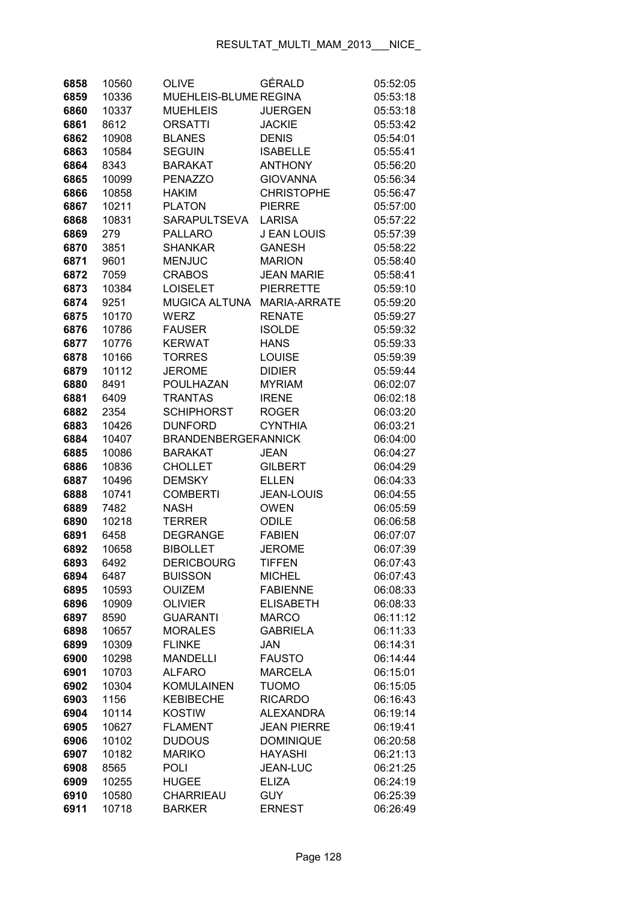| | | | | |
|---|---|---|---|---|
| **6858** | 10560 | OLIVE | GÉRALD | 05:52:05 |
| **6859** | 10336 | MUEHLEIS-BLUME | REGINA | 05:53:18 |
| **6860** | 10337 | MUEHLEIS | JUERGEN | 05:53:18 |
| **6861** | 8612 | ORSATTI | JACKIE | 05:53:42 |
| **6862** | 10908 | BLANES | DENIS | 05:54:01 |
| **6863** | 10584 | SEGUIN | ISABELLE | 05:55:41 |
| **6864** | 8343 | BARAKAT | ANTHONY | 05:56:20 |
| **6865** | 10099 | PENAZZO | GIOVANNA | 05:56:34 |
| **6866** | 10858 | HAKIM | CHRISTOPHE | 05:56:47 |
| **6867** | 10211 | PLATON | PIERRE | 05:57:00 |
| **6868** | 10831 | SARAPULTSEVA | LARISA | 05:57:22 |
| **6869** | 279 | PALLARO | J EAN LOUIS | 05:57:39 |
| **6870** | 3851 | SHANKAR | GANESH | 05:58:22 |
| **6871** | 9601 | MENJUC | MARION | 05:58:40 |
| **6872** | 7059 | CRABOS | JEAN MARIE | 05:58:41 |
| **6873** | 10384 | LOISELET | PIERRETTE | 05:59:10 |
| **6874** | 9251 | MUGICA ALTUNA | MARIA-ARRATE | 05:59:20 |
| **6875** | 10170 | WERZ | RENATE | 05:59:27 |
| **6876** | 10786 | FAUSER | ISOLDE | 05:59:32 |
| **6877** | 10776 | KERWAT | HANS | 05:59:33 |
| **6878** | 10166 | TORRES | LOUISE | 05:59:39 |
| **6879** | 10112 | JEROME | DIDIER | 05:59:44 |
| **6880** | 8491 | POULHAZAN | MYRIAM | 06:02:07 |
| **6881** | 6409 | TRANTAS | IRENE | 06:02:18 |
| **6882** | 2354 | SCHIPHORST | ROGER | 06:03:20 |
| **6883** | 10426 | DUNFORD | CYNTHIA | 06:03:21 |
| **6884** | 10407 | BRANDENBERGER | ANNICK | 06:04:00 |
| **6885** | 10086 | BARAKAT | JEAN | 06:04:27 |
| **6886** | 10836 | CHOLLET | GILBERT | 06:04:29 |
| **6887** | 10496 | DEMSKY | ELLEN | 06:04:33 |
| **6888** | 10741 | COMBERTI | JEAN-LOUIS | 06:04:55 |
| **6889** | 7482 | NASH | OWEN | 06:05:59 |
| **6890** | 10218 | TERRER | ODILE | 06:06:58 |
| **6891** | 6458 | DEGRANGE | FABIEN | 06:07:07 |
| **6892** | 10658 | BIBOLLET | JEROME | 06:07:39 |
| **6893** | 6492 | DERICBOURG | TIFFEN | 06:07:43 |
| **6894** | 6487 | BUISSON | MICHEL | 06:07:43 |
| **6895** | 10593 | OUIZEM | FABIENNE | 06:08:33 |
| **6896** | 10909 | OLIVIER | ELISABETH | 06:08:33 |
| **6897** | 8590 | GUARANTI | MARCO | 06:11:12 |
| **6898** | 10657 | MORALES | GABRIELA | 06:11:33 |
| **6899** | 10309 | FLINKE | JAN | 06:14:31 |
| **6900** | 10298 | MANDELLI | FAUSTO | 06:14:44 |
| **6901** | 10703 | ALFARO | MARCELA | 06:15:01 |
| **6902** | 10304 | KOMULAINEN | TUOMO | 06:15:05 |
| **6903** | 1156 | KEBIBECHE | RICARDO | 06:16:43 |
| **6904** | 10114 | KOSTIW | ALEXANDRA | 06:19:14 |
| **6905** | 10627 | FLAMENT | JEAN PIERRE | 06:19:41 |
| **6906** | 10102 | DUDOUS | DOMINIQUE | 06:20:58 |
| **6907** | 10182 | MARIKO | HAYASHI | 06:21:13 |
| **6908** | 8565 | POLI | JEAN-LUC | 06:21:25 |
| **6909** | 10255 | HUGEE | ELIZA | 06:24:19 |
| **6910** | 10580 | CHARRIEAU | GUY | 06:25:39 |
| **6911** | 10718 | BARKER | ERNEST | 06:26:49 |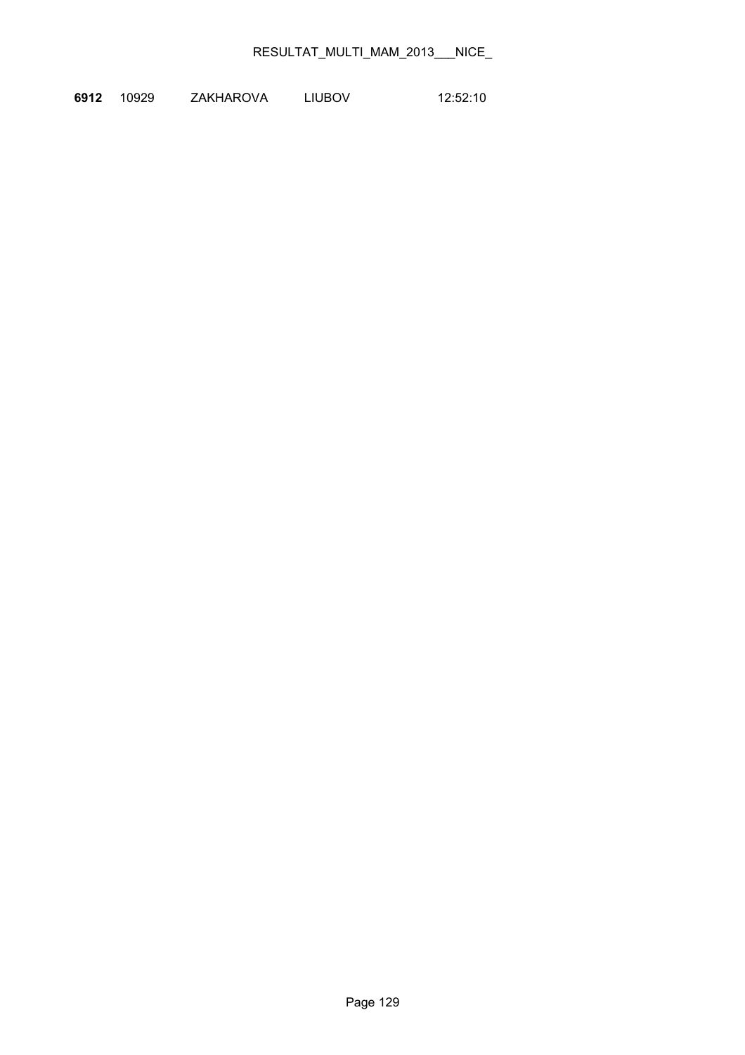| | | | | |
|---|---|---|---|---|
| **6912** | 10929 | ZAKHAROVA | LIUBOV | 12:52:10 |